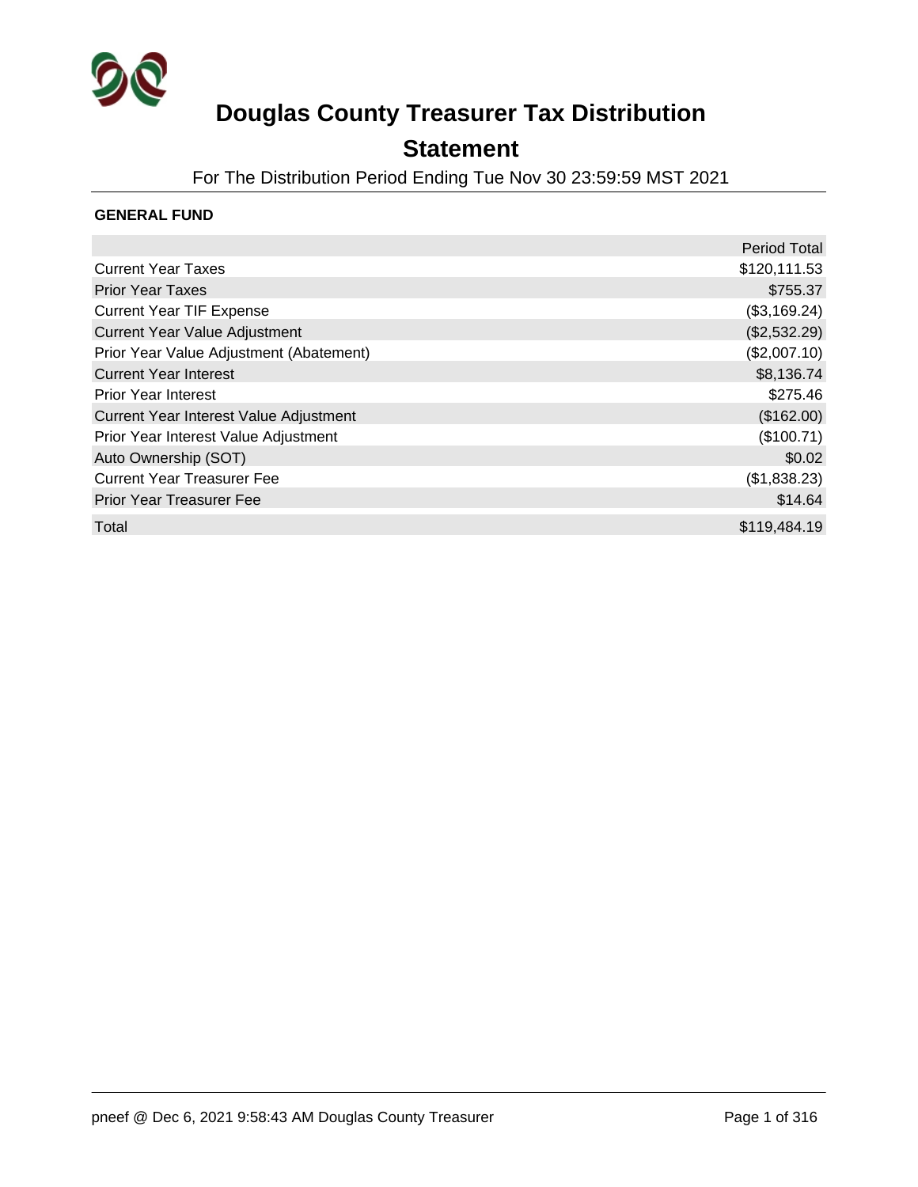# Douglas County Treasurer Tax Distribution Statement

For The Distribution Period Ending Tue Nov 30 23:59:59 MST 2021

**GENERAL FUND**

| | Period Total |
|---|---:|
| Current Year Taxes | $120,111.53 |
| Prior Year Taxes | $755.37 |
| Current Year TIF Expense | ($3,169.24) |
| Current Year Value Adjustment | ($2,532.29) |
| Prior Year Value Adjustment (Abatement) | ($2,007.10) |
| Current Year Interest | $8,136.74 |
| Prior Year Interest | $275.46 |
| Current Year Interest Value Adjustment | ($162.00) |
| Prior Year Interest Value Adjustment | ($100.71) |
| Auto Ownership (SOT) | $0.02 |
| Current Year Treasurer Fee | ($1,838.23) |
| Prior Year Treasurer Fee | $14.64 |
| Total | $119,484.19 |

pneef @ Dec 6, 2021 9:58:43 AM Douglas County Treasurer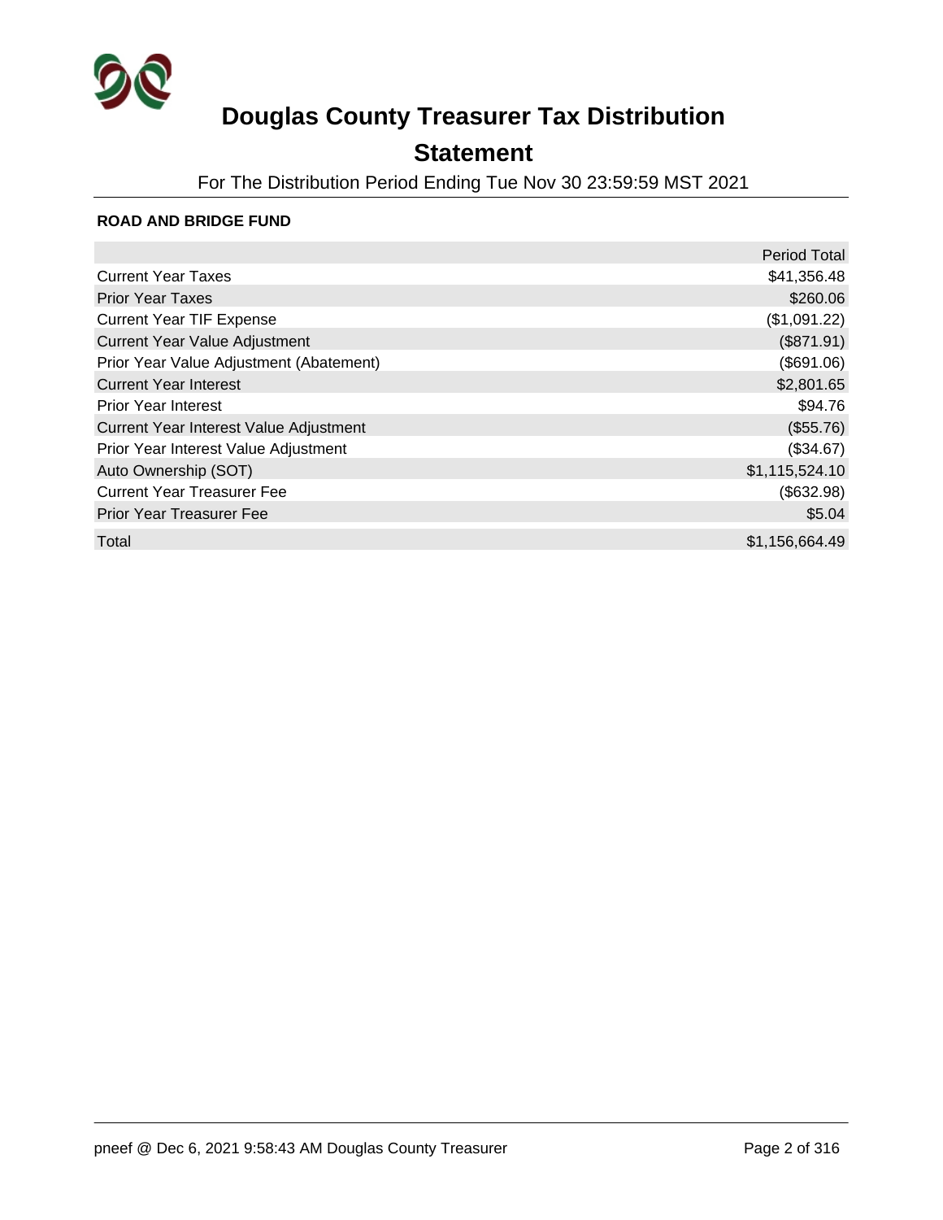# Douglas County Treasurer Tax Distribution

## Statement

For The Distribution Period Ending Tue Nov 30 23:59:59 MST 2021

**ROAD AND BRIDGE FUND**

| | Period Total |
| --- | --- |
| Current Year Taxes | $41,356.48 |
| Prior Year Taxes | $260.06 |
| Current Year TIF Expense | ($1,091.22) |
| Current Year Value Adjustment | ($871.91) |
| Prior Year Value Adjustment (Abatement) | ($691.06) |
| Current Year Interest | $2,801.65 |
| Prior Year Interest | $94.76 |
| Current Year Interest Value Adjustment | ($55.76) |
| Prior Year Interest Value Adjustment | ($34.67) |
| Auto Ownership (SOT) | $1,115,524.10 |
| Current Year Treasurer Fee | ($632.98) |
| Prior Year Treasurer Fee | $5.04 |
| Total | $1,156,664.49 |

pneef @ Dec 6, 2021 9:58:43 AM Douglas County Treasurer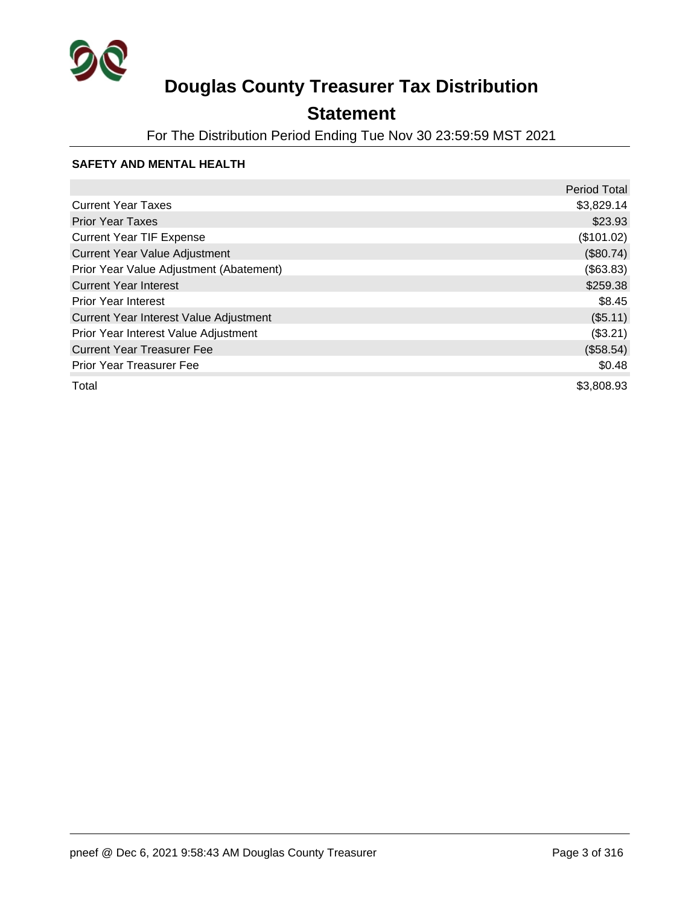# Douglas County Treasurer Tax Distribution

## Statement

For The Distribution Period Ending Tue Nov 30 23:59:59 MST 2021

**SAFETY AND MENTAL HEALTH**

| | Period Total |
|---|---:|
| Current Year Taxes | $3,829.14 |
| Prior Year Taxes | $23.93 |
| Current Year TIF Expense | ($101.02) |
| Current Year Value Adjustment | ($80.74) |
| Prior Year Value Adjustment (Abatement) | ($63.83) |
| Current Year Interest | $259.38 |
| Prior Year Interest | $8.45 |
| Current Year Interest Value Adjustment | ($5.11) |
| Prior Year Interest Value Adjustment | ($3.21) |
| Current Year Treasurer Fee | ($58.54) |
| Prior Year Treasurer Fee | $0.48 |
| Total | $3,808.93 |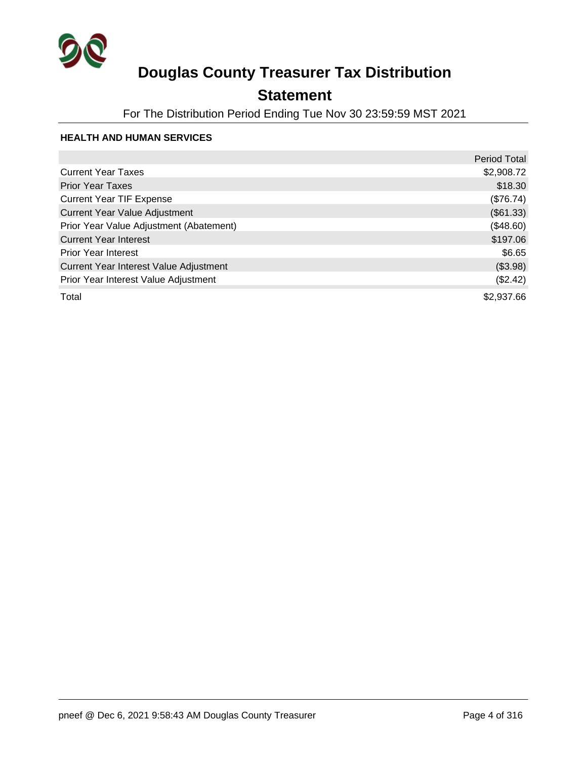# Douglas County Treasurer Tax Distribution

## Statement

For The Distribution Period Ending Tue Nov 30 23:59:59 MST 2021

### HEALTH AND HUMAN SERVICES

| | Period Total |
|---|---:|
| Current Year Taxes | $2,908.72 |
| Prior Year Taxes | $18.30 |
| Current Year TIF Expense | ($76.74) |
| Current Year Value Adjustment | ($61.33) |
| Prior Year Value Adjustment (Abatement) | ($48.60) |
| Current Year Interest | $197.06 |
| Prior Year Interest | $6.65 |
| Current Year Interest Value Adjustment | ($3.98) |
| Prior Year Interest Value Adjustment | ($2.42) |
| Total | $2,937.66 |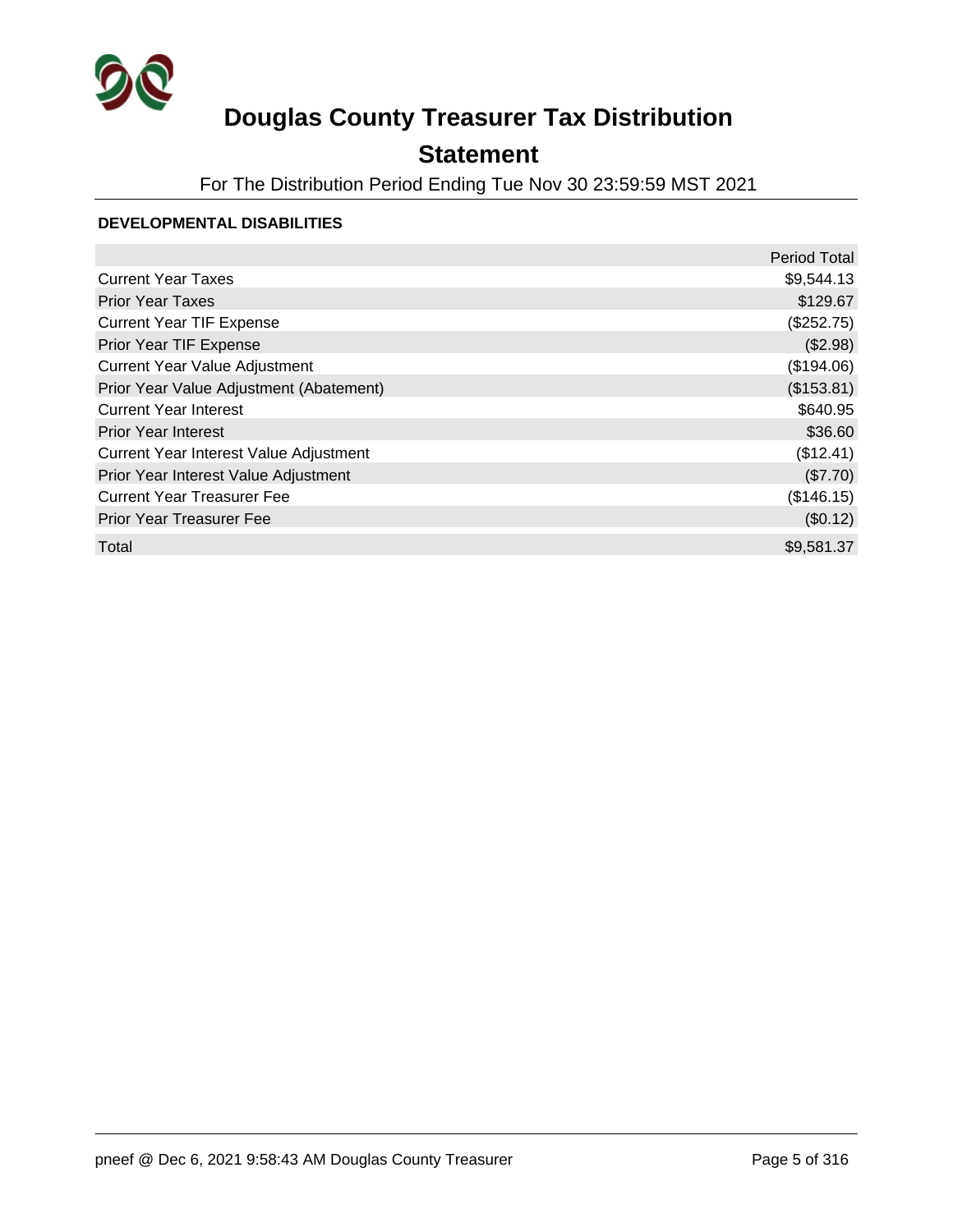# Douglas County Treasurer Tax Distribution

## Statement

For The Distribution Period Ending Tue Nov 30 23:59:59 MST 2021

### DEVELOPMENTAL DISABILITIES

| | Period Total |
|---|---|
| Current Year Taxes | $9,544.13 |
| Prior Year Taxes | $129.67 |
| Current Year TIF Expense | ($252.75) |
| Prior Year TIF Expense | ($2.98) |
| Current Year Value Adjustment | ($194.06) |
| Prior Year Value Adjustment (Abatement) | ($153.81) |
| Current Year Interest | $640.95 |
| Prior Year Interest | $36.60 |
| Current Year Interest Value Adjustment | ($12.41) |
| Prior Year Interest Value Adjustment | ($7.70) |
| Current Year Treasurer Fee | ($146.15) |
| Prior Year Treasurer Fee | ($0.12) |
| Total | $9,581.37 |

pneef @ Dec 6, 2021 9:58:43 AM Douglas County Treasurer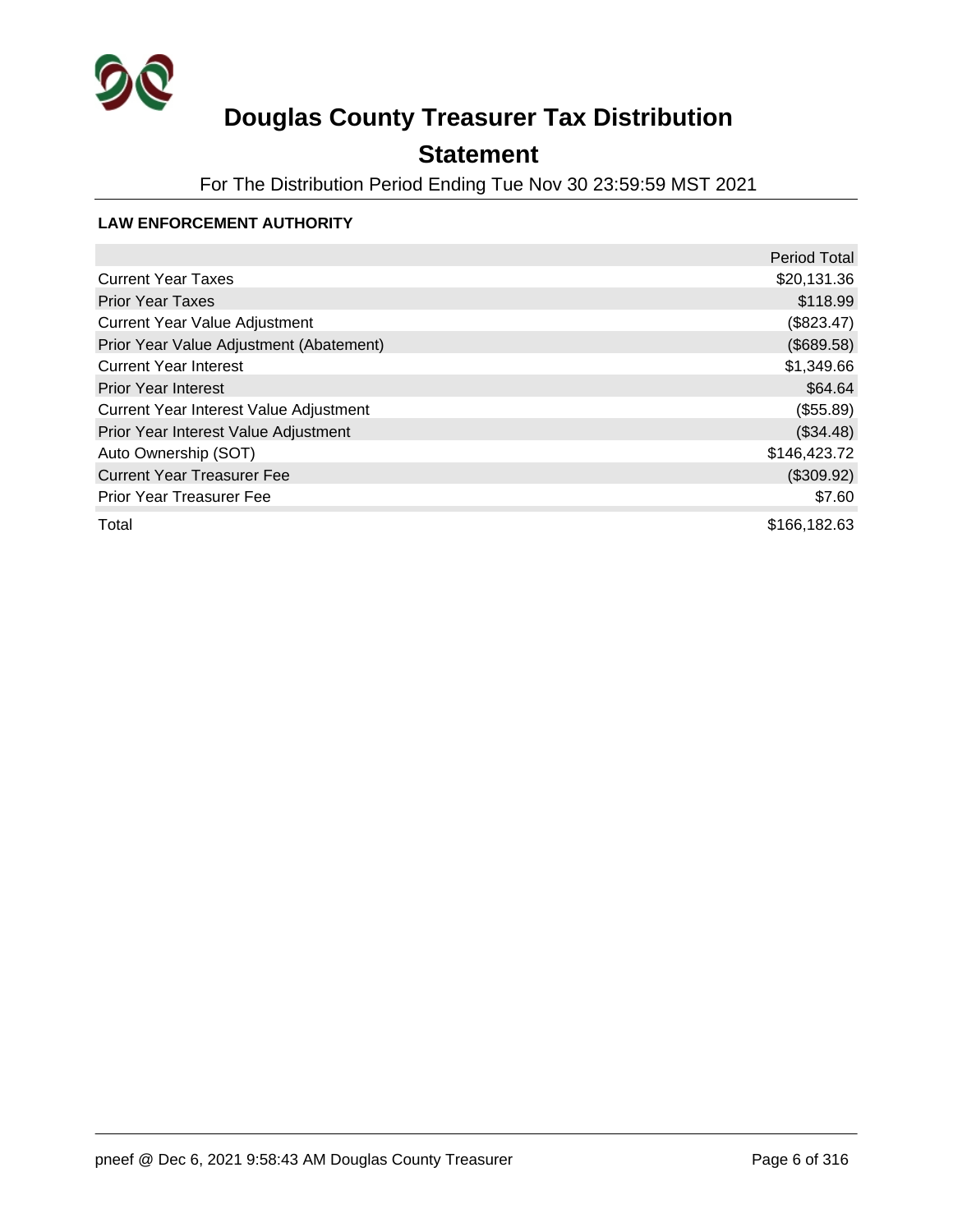# Douglas County Treasurer Tax Distribution

## Statement

For The Distribution Period Ending Tue Nov 30 23:59:59 MST 2021

### LAW ENFORCEMENT AUTHORITY

| | Period Total |
|---|---|
| Current Year Taxes | $20,131.36 |
| Prior Year Taxes | $118.99 |
| Current Year Value Adjustment | ($823.47) |
| Prior Year Value Adjustment (Abatement) | ($689.58) |
| Current Year Interest | $1,349.66 |
| Prior Year Interest | $64.64 |
| Current Year Interest Value Adjustment | ($55.89) |
| Prior Year Interest Value Adjustment | ($34.48) |
| Auto Ownership (SOT) | $146,423.72 |
| Current Year Treasurer Fee | ($309.92) |
| Prior Year Treasurer Fee | $7.60 |
| Total | $166,182.63 |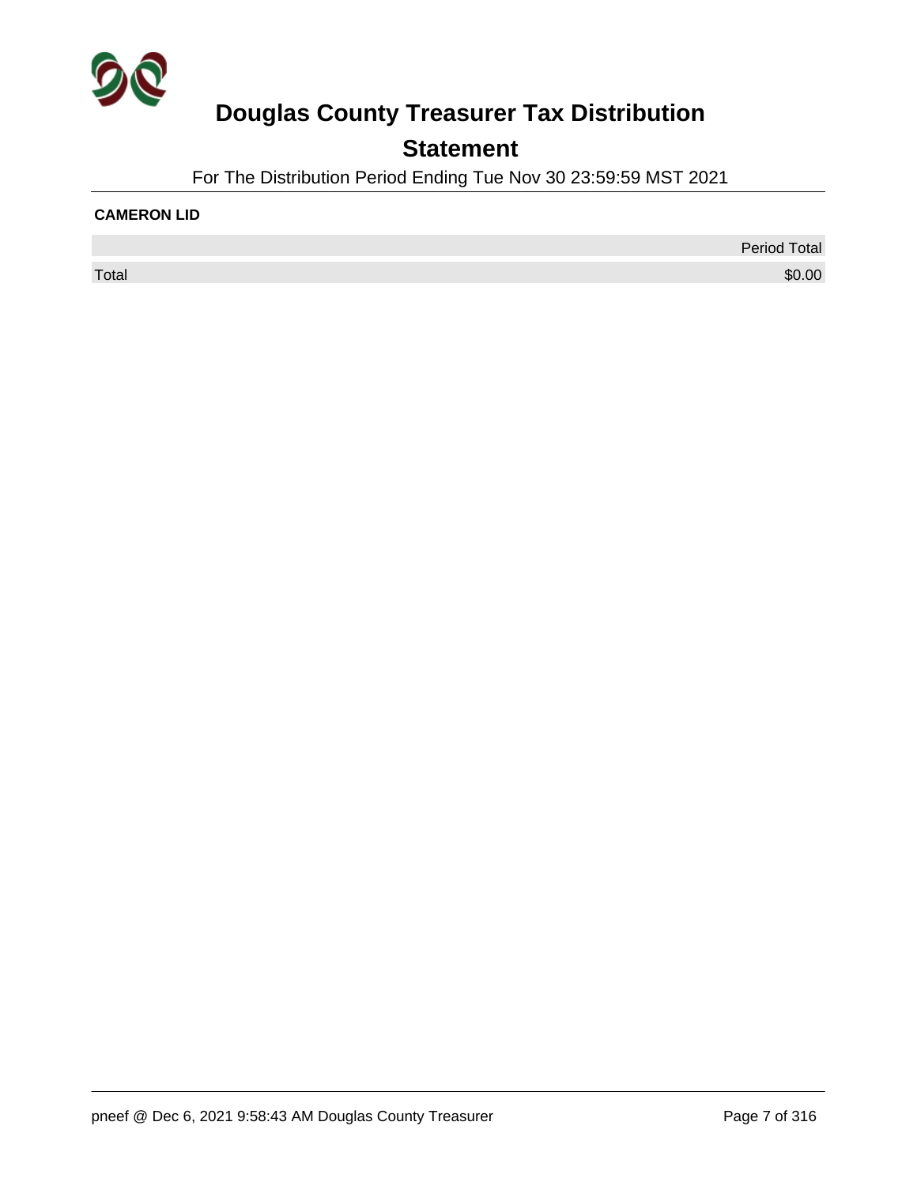# Douglas County Treasurer Tax Distribution

## Statement

For The Distribution Period Ending Tue Nov 30 23:59:59 MST 2021

**CAMERON LID**

| | Period Total |
|---|---|
| Total | $0.00 |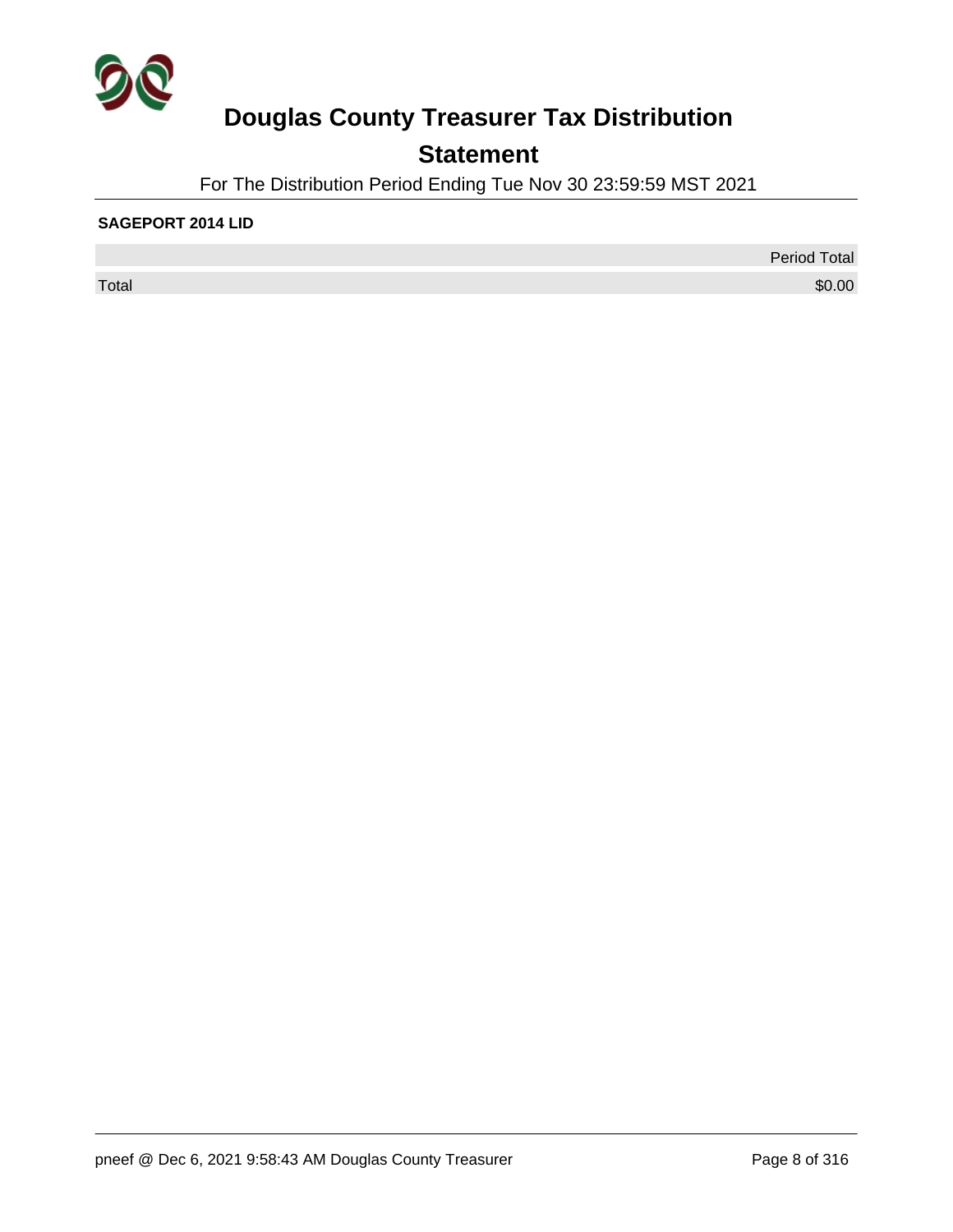# Douglas County Treasurer Tax Distribution

## Statement

For The Distribution Period Ending Tue Nov 30 23:59:59 MST 2021

**SAGEPORT 2014 LID**

| | Period Total |
|---|---|
| Total | $0.00 |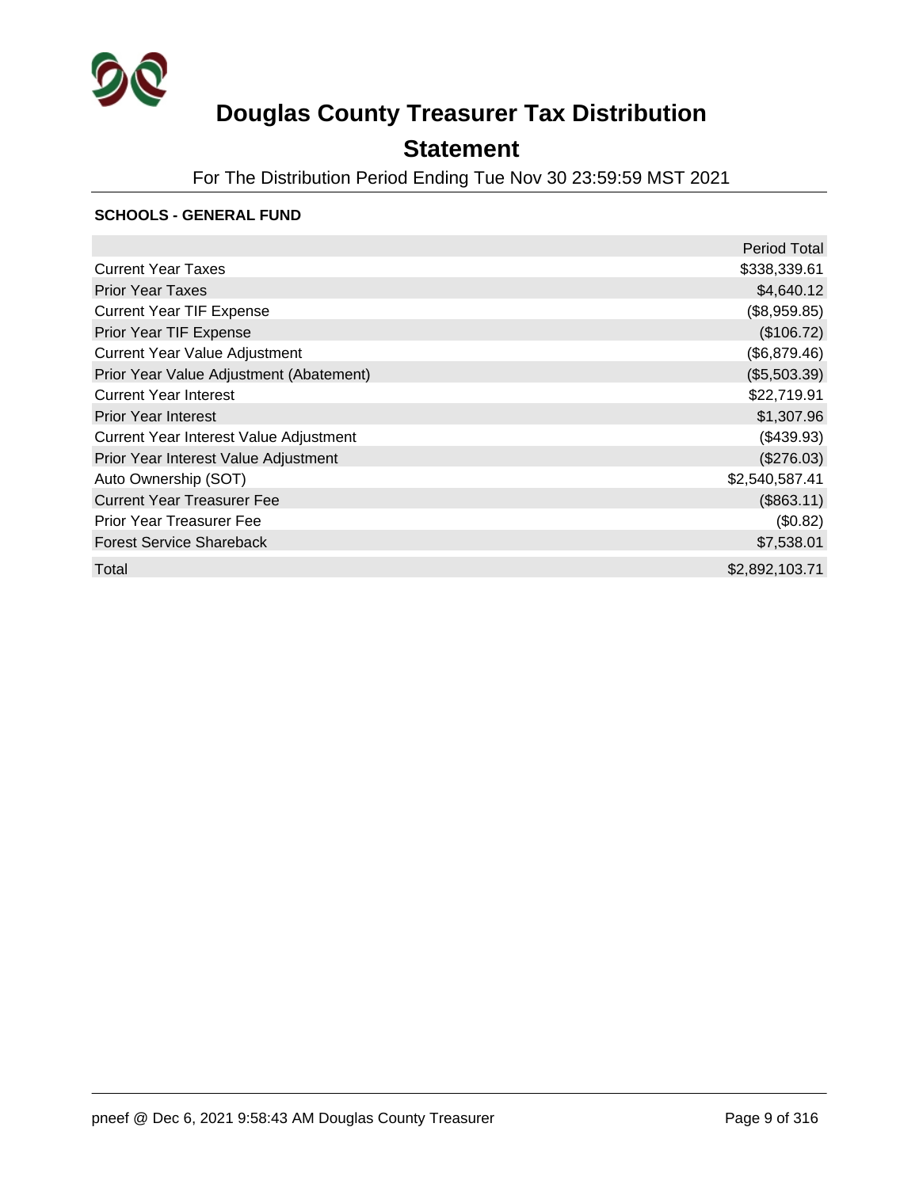# Douglas County Treasurer Tax Distribution

## Statement

For The Distribution Period Ending Tue Nov 30 23:59:59 MST 2021

**SCHOOLS - GENERAL FUND**

| | Period Total |
|---|---:|
| Current Year Taxes | $338,339.61 |
| Prior Year Taxes | $4,640.12 |
| Current Year TIF Expense | ($8,959.85) |
| Prior Year TIF Expense | ($106.72) |
| Current Year Value Adjustment | ($6,879.46) |
| Prior Year Value Adjustment (Abatement) | ($5,503.39) |
| Current Year Interest | $22,719.91 |
| Prior Year Interest | $1,307.96 |
| Current Year Interest Value Adjustment | ($439.93) |
| Prior Year Interest Value Adjustment | ($276.03) |
| Auto Ownership (SOT) | $2,540,587.41 |
| Current Year Treasurer Fee | ($863.11) |
| Prior Year Treasurer Fee | ($0.82) |
| Forest Service Shareback | $7,538.01 |
| Total | $2,892,103.71 |

pneef @ Dec 6, 2021 9:58:43 AM Douglas County Treasurer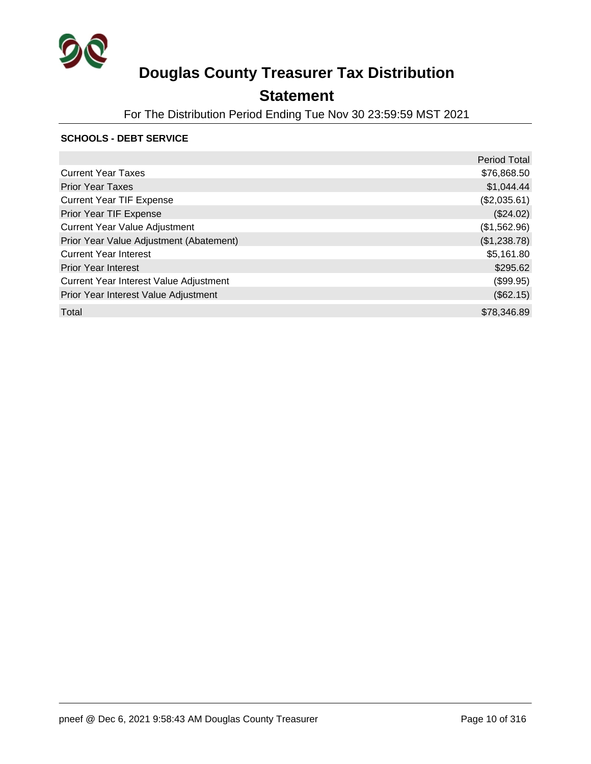# Douglas County Treasurer Tax Distribution

## Statement

For The Distribution Period Ending Tue Nov 30 23:59:59 MST 2021

**SCHOOLS - DEBT SERVICE**

| | Period Total |
|---|---|
| Current Year Taxes | $76,868.50 |
| Prior Year Taxes | $1,044.44 |
| Current Year TIF Expense | ($2,035.61) |
| Prior Year TIF Expense | ($24.02) |
| Current Year Value Adjustment | ($1,562.96) |
| Prior Year Value Adjustment (Abatement) | ($1,238.78) |
| Current Year Interest | $5,161.80 |
| Prior Year Interest | $295.62 |
| Current Year Interest Value Adjustment | ($99.95) |
| Prior Year Interest Value Adjustment | ($62.15) |
| Total | $78,346.89 |

pneef @ Dec 6, 2021 9:58:43 AM Douglas County Treasurer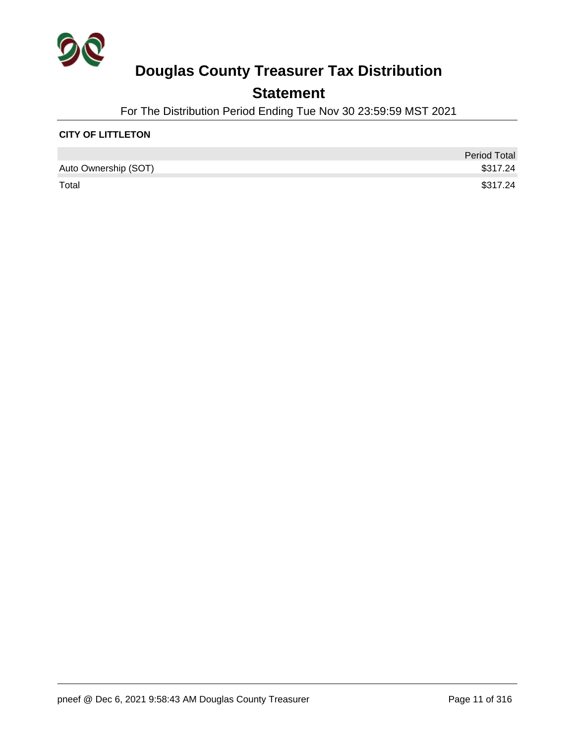# Douglas County Treasurer Tax Distribution

## Statement

For The Distribution Period Ending Tue Nov 30 23:59:59 MST 2021

**CITY OF LITTLETON**

| | Period Total |
|---|---|
| Auto Ownership (SOT) | $317.24 |
| Total | $317.24 |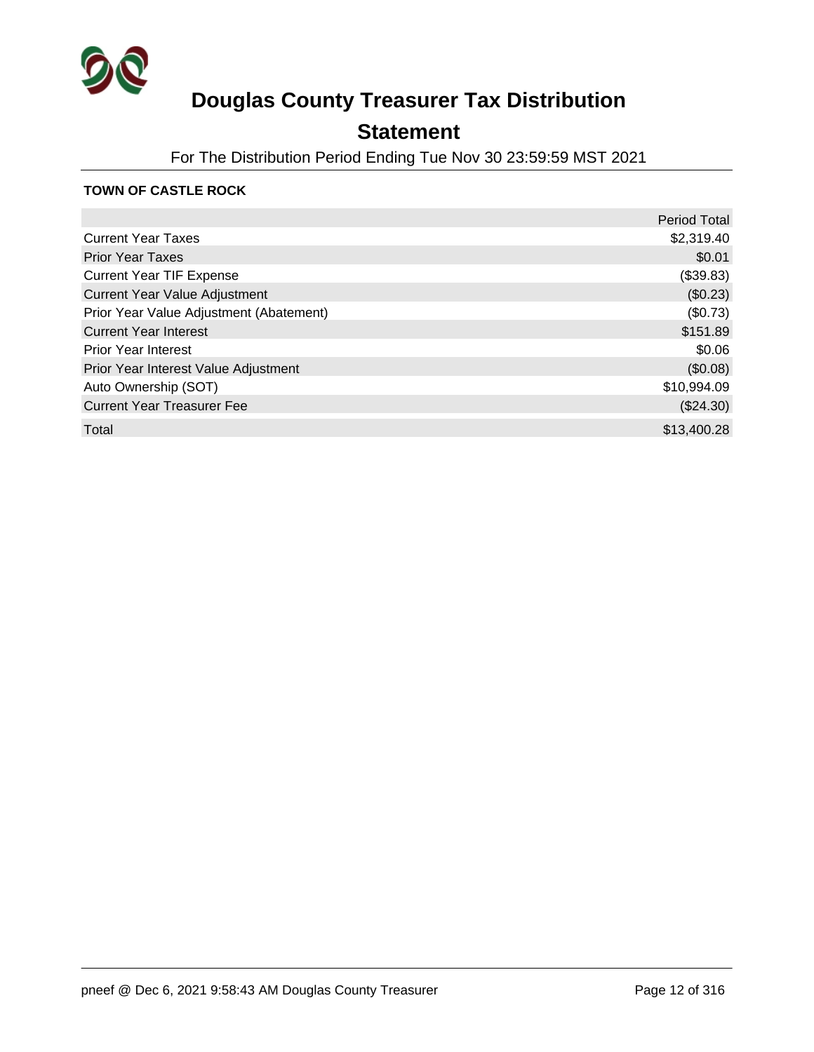# Douglas County Treasurer Tax Distribution

## Statement

For The Distribution Period Ending Tue Nov 30 23:59:59 MST 2021

**TOWN OF CASTLE ROCK**

| | Period Total |
|---|---|
| Current Year Taxes | $2,319.40 |
| Prior Year Taxes | $0.01 |
| Current Year TIF Expense | ($39.83) |
| Current Year Value Adjustment | ($0.23) |
| Prior Year Value Adjustment (Abatement) | ($0.73) |
| Current Year Interest | $151.89 |
| Prior Year Interest | $0.06 |
| Prior Year Interest Value Adjustment | ($0.08) |
| Auto Ownership (SOT) | $10,994.09 |
| Current Year Treasurer Fee | ($24.30) |
| Total | $13,400.28 |

pneef @ Dec 6, 2021 9:58:43 AM Douglas County Treasurer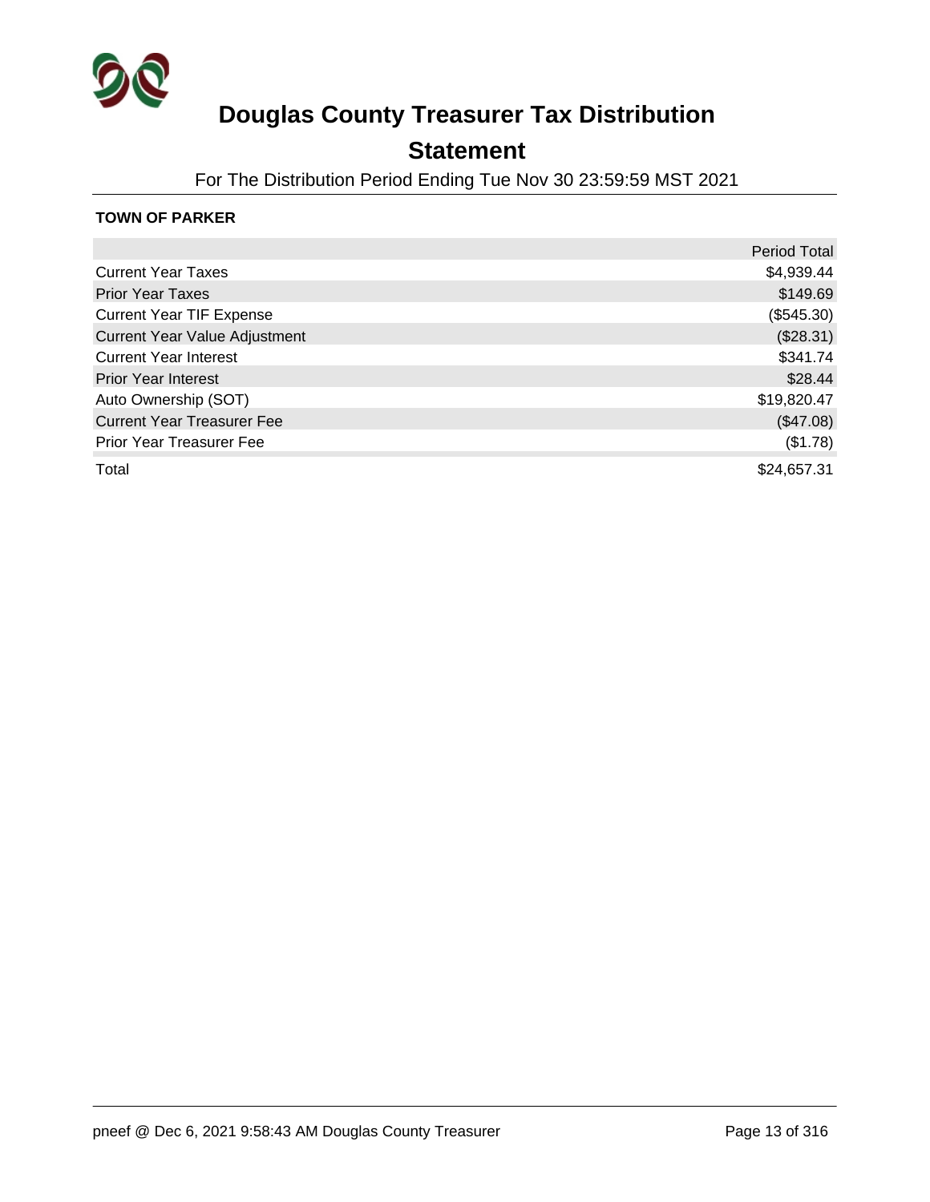# Douglas County Treasurer Tax Distribution

## Statement

For The Distribution Period Ending Tue Nov 30 23:59:59 MST 2021

**TOWN OF PARKER**

| | Period Total |
|---|---|
| Current Year Taxes | $4,939.44 |
| Prior Year Taxes | $149.69 |
| Current Year TIF Expense | ($545.30) |
| Current Year Value Adjustment | ($28.31) |
| Current Year Interest | $341.74 |
| Prior Year Interest | $28.44 |
| Auto Ownership (SOT) | $19,820.47 |
| Current Year Treasurer Fee | ($47.08) |
| Prior Year Treasurer Fee | ($1.78) |
| Total | $24,657.31 |

pneef @ Dec 6, 2021 9:58:43 AM Douglas County Treasurer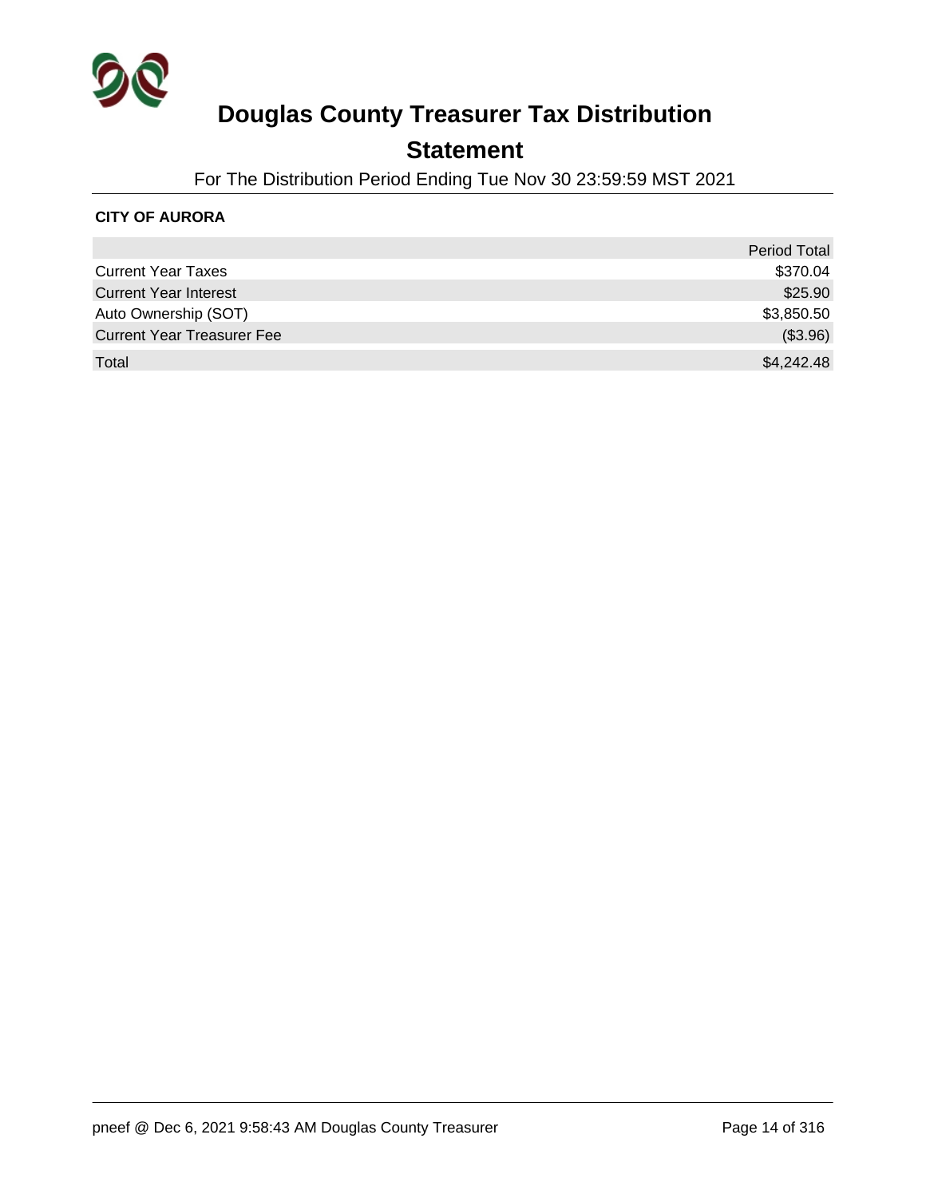# Douglas County Treasurer Tax Distribution

## Statement

For The Distribution Period Ending Tue Nov 30 23:59:59 MST 2021

**CITY OF AURORA**

| | Period Total |
|---|---|
| Current Year Taxes | $370.04 |
| Current Year Interest | $25.90 |
| Auto Ownership (SOT) | $3,850.50 |
| Current Year Treasurer Fee | ($3.96) |
| Total | $4,242.48 |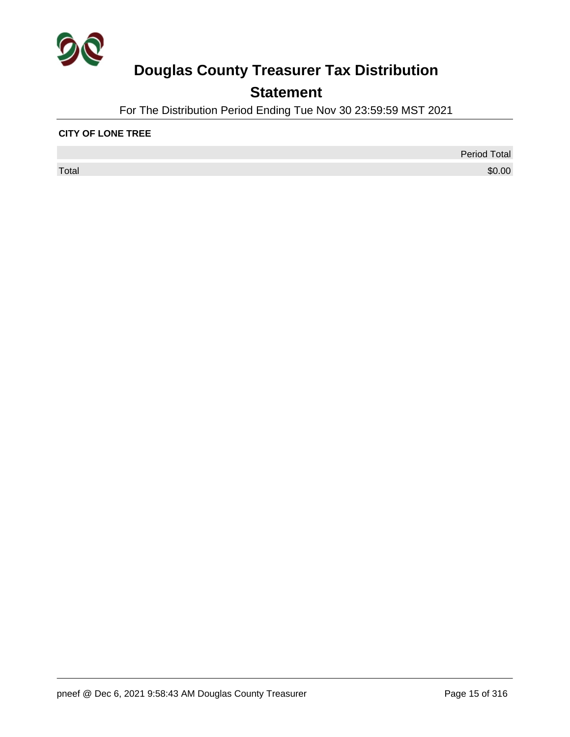# Douglas County Treasurer Tax Distribution

## Statement

For The Distribution Period Ending Tue Nov 30 23:59:59 MST 2021

**CITY OF LONE TREE**

| | Period Total |
|---|---|
| Total | $0.00 |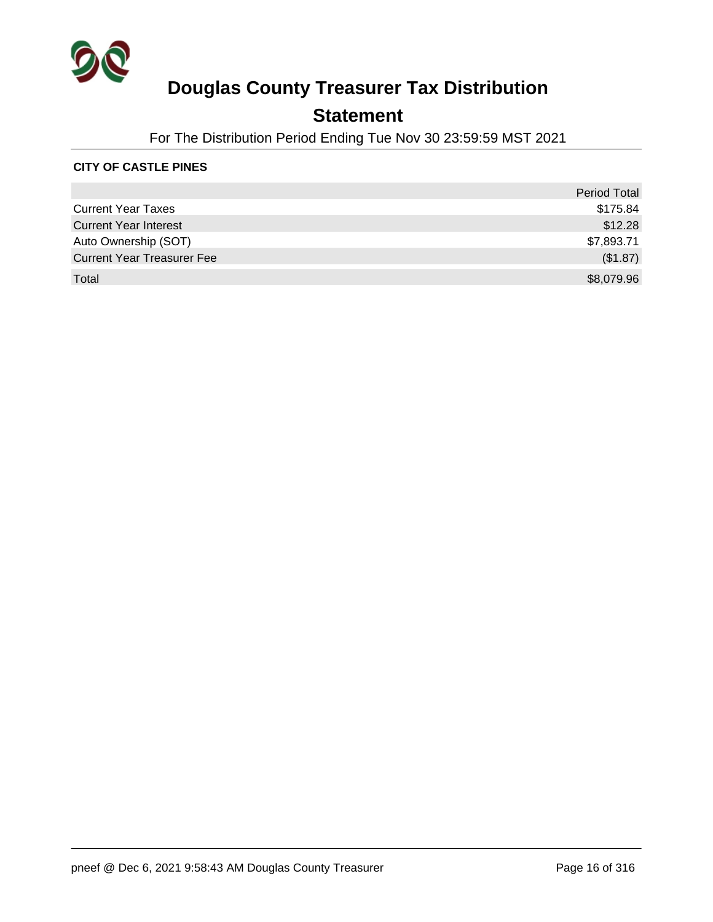# Douglas County Treasurer Tax Distribution

## Statement

For The Distribution Period Ending Tue Nov 30 23:59:59 MST 2021

**CITY OF CASTLE PINES**

| | Period Total |
|---|---|
| Current Year Taxes | $175.84 |
| Current Year Interest | $12.28 |
| Auto Ownership (SOT) | $7,893.71 |
| Current Year Treasurer Fee | ($1.87) |
| Total | $8,079.96 |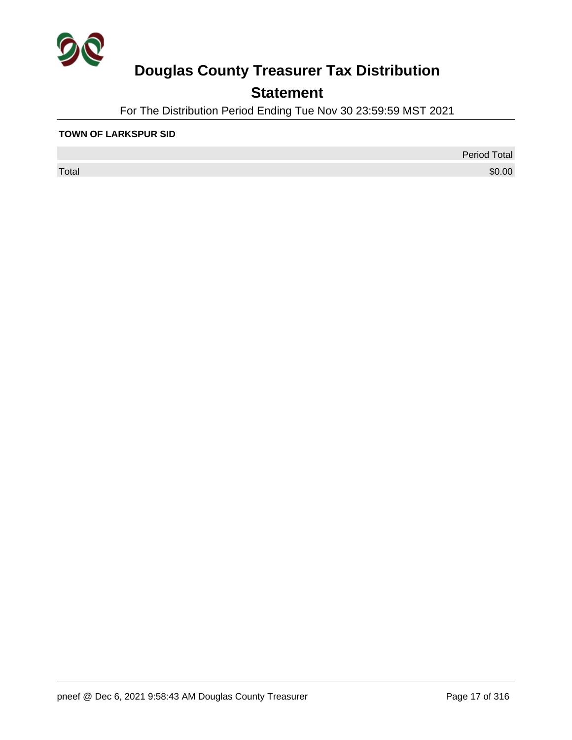# Douglas County Treasurer Tax Distribution

## Statement

For The Distribution Period Ending Tue Nov 30 23:59:59 MST 2021

**TOWN OF LARKSPUR SID**

| | Period Total |
|---|---|
| Total | $0.00 |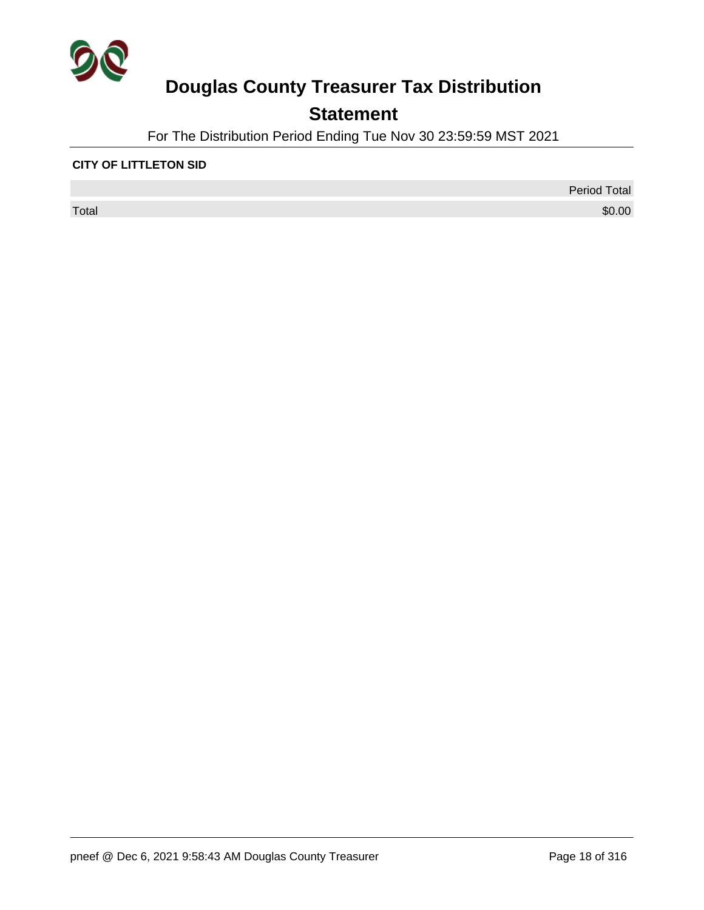# Douglas County Treasurer Tax Distribution

## Statement

For The Distribution Period Ending Tue Nov 30 23:59:59 MST 2021

**CITY OF LITTLETON SID**

| | Period Total |
|---|---|
| Total | $0.00 |

pneef @ Dec 6, 2021 9:58:43 AM Douglas County Treasurer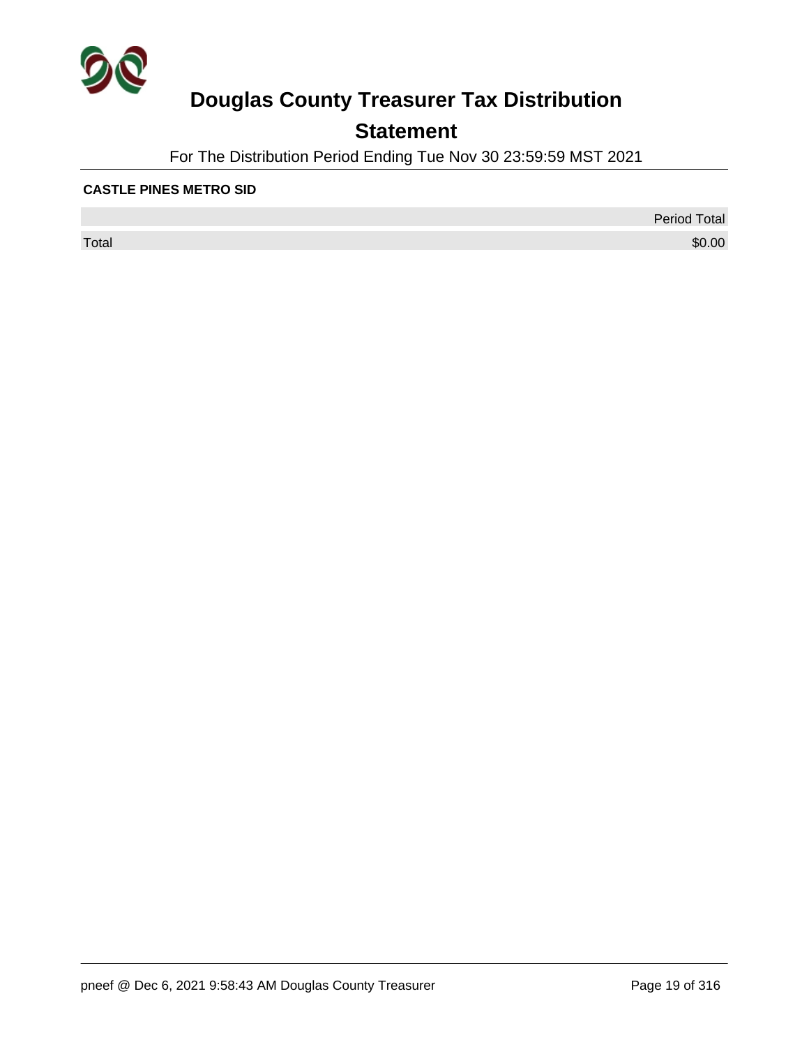# Douglas County Treasurer Tax Distribution

## Statement

For The Distribution Period Ending Tue Nov 30 23:59:59 MST 2021

**CASTLE PINES METRO SID**

| | Period Total |
|---|---|
| Total | $0.00 |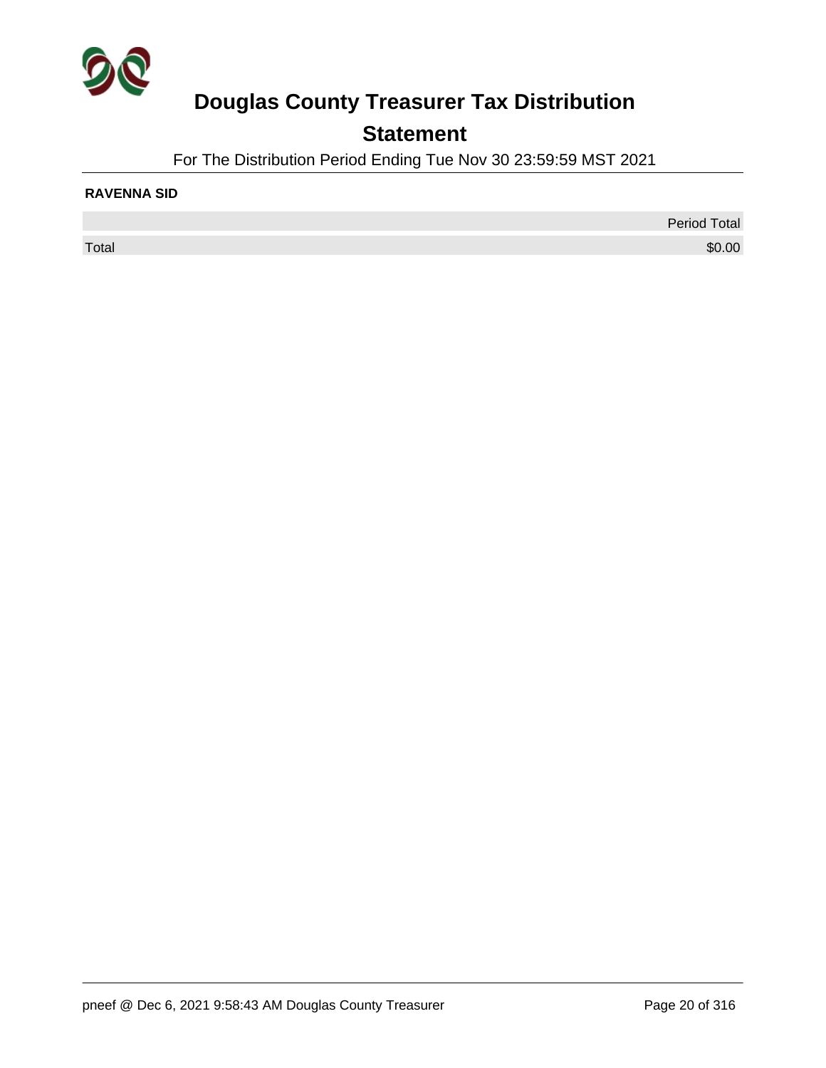# Douglas County Treasurer Tax Distribution

## Statement

For The Distribution Period Ending Tue Nov 30 23:59:59 MST 2021

**RAVENNA SID**

| | Period Total |
|---|---|
| Total | $0.00 |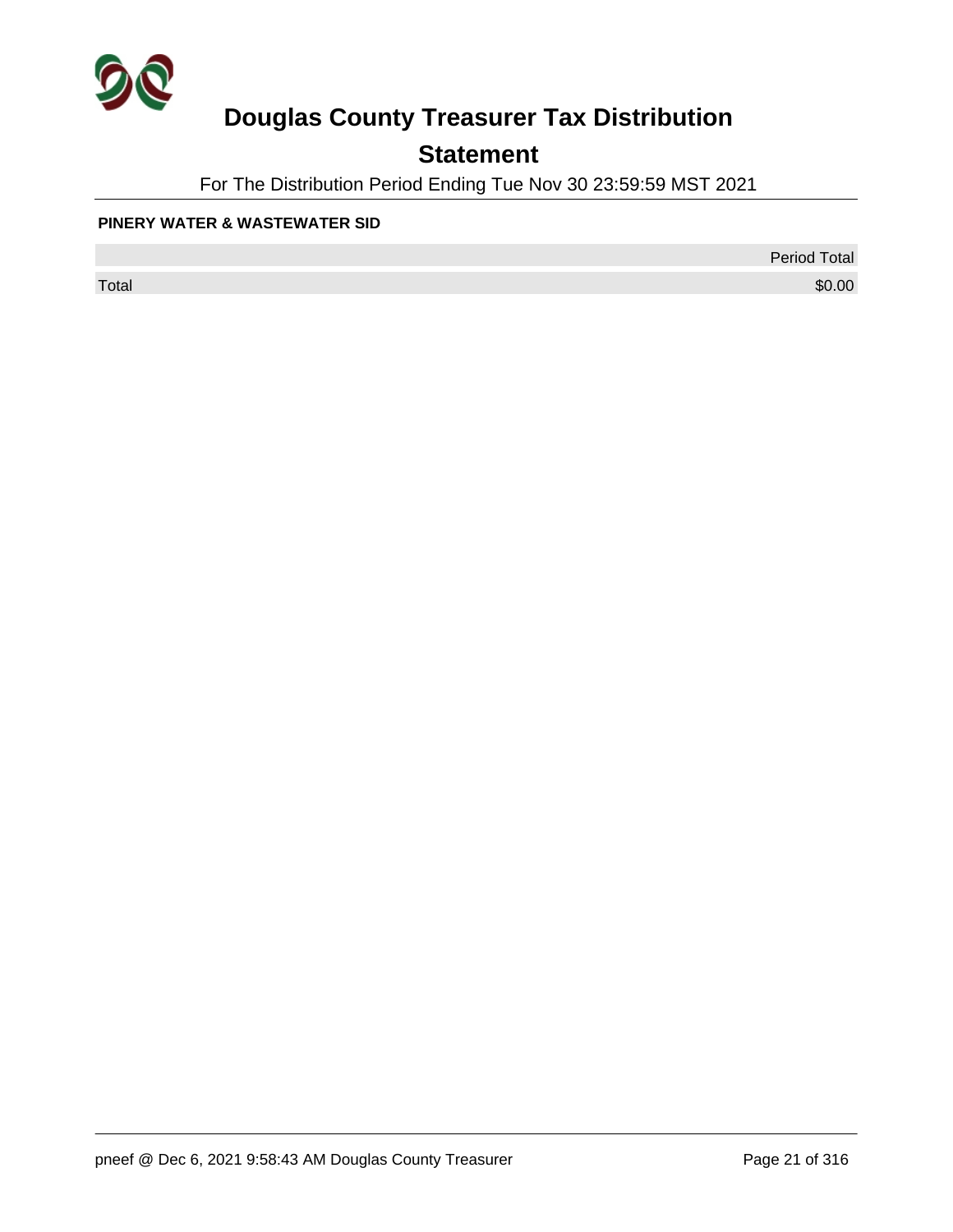# Douglas County Treasurer Tax Distribution

## Statement

For The Distribution Period Ending Tue Nov 30 23:59:59 MST 2021

**PINERY WATER & WASTEWATER SID**

| | Period Total |
|---|---|
| Total | $0.00 |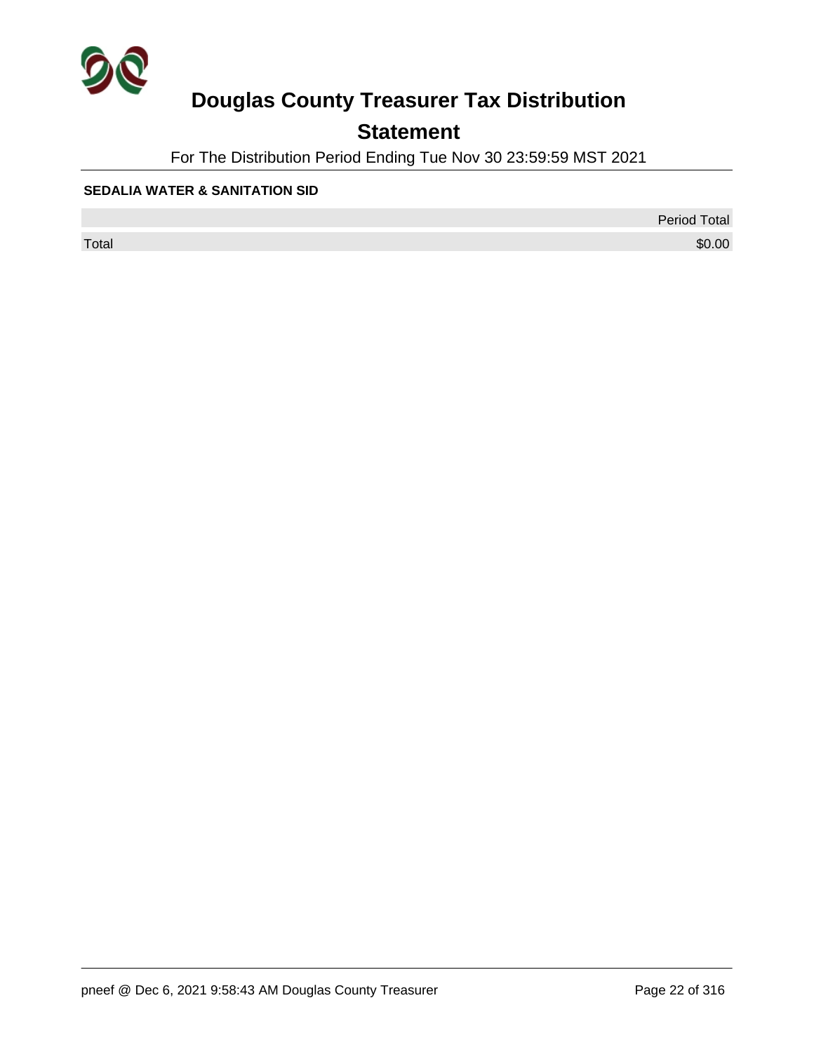# Douglas County Treasurer Tax Distribution

## Statement

For The Distribution Period Ending Tue Nov 30 23:59:59 MST 2021

**SEDALIA WATER & SANITATION SID**

| | Period Total |
|---|---|
| Total | $0.00 |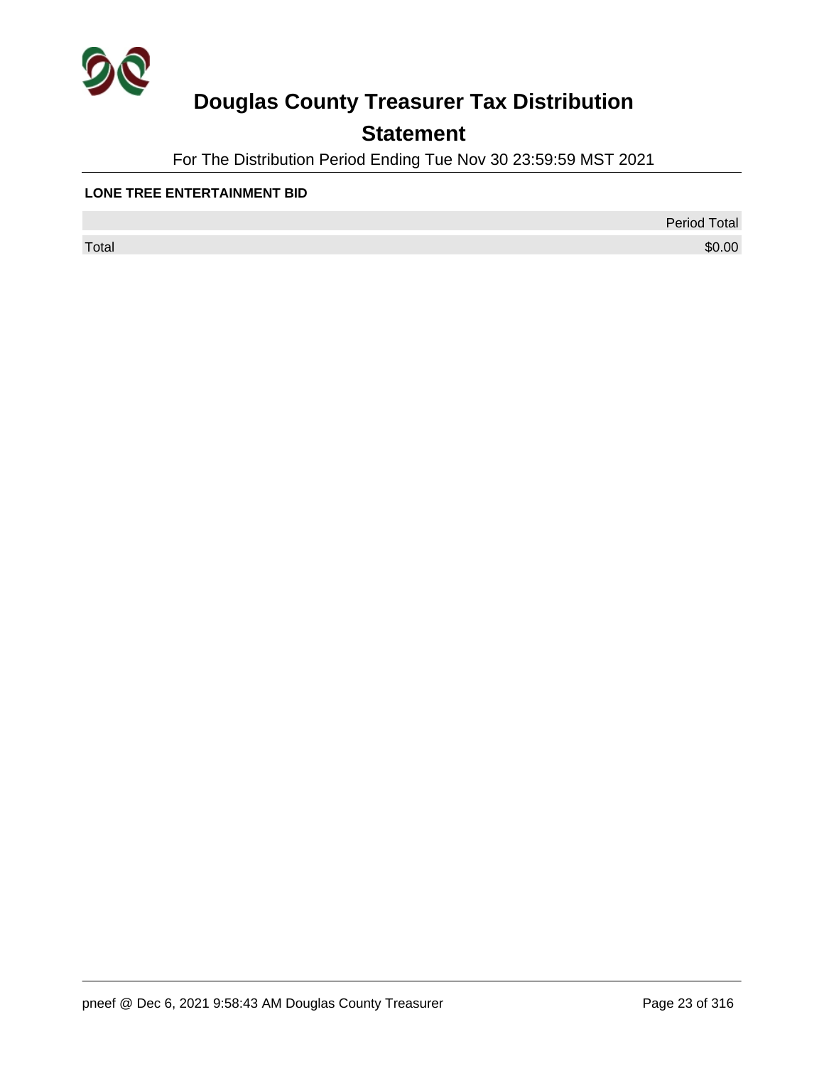# Douglas County Treasurer Tax Distribution

## Statement

For The Distribution Period Ending Tue Nov 30 23:59:59 MST 2021

**LONE TREE ENTERTAINMENT BID**

| | Period Total |
|---|---|
| Total | $0.00 |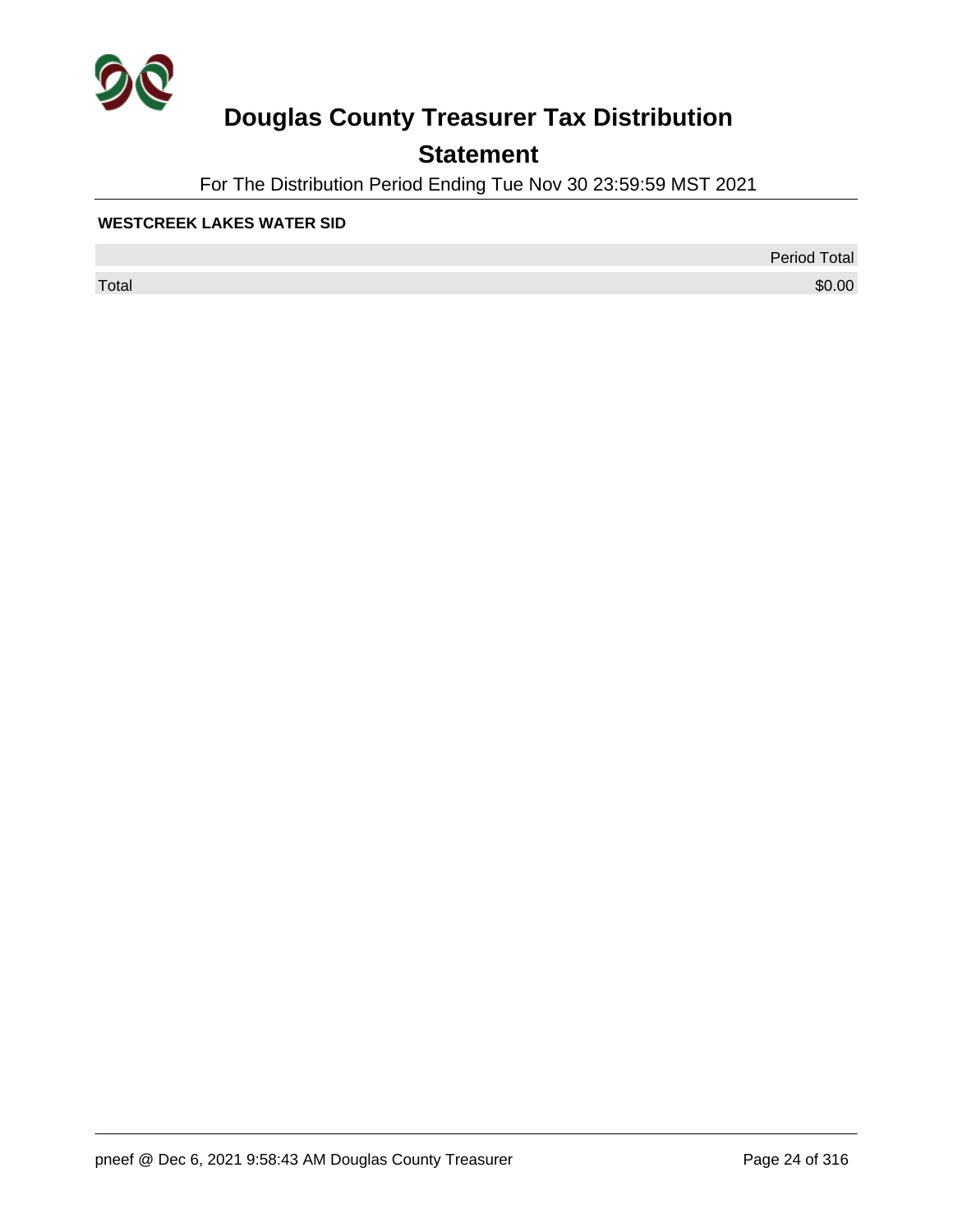# Douglas County Treasurer Tax Distribution

## Statement

For The Distribution Period Ending Tue Nov 30 23:59:59 MST 2021

**WESTCREEK LAKES WATER SID**

| | Period Total |
|---|---|
| Total | $0.00 |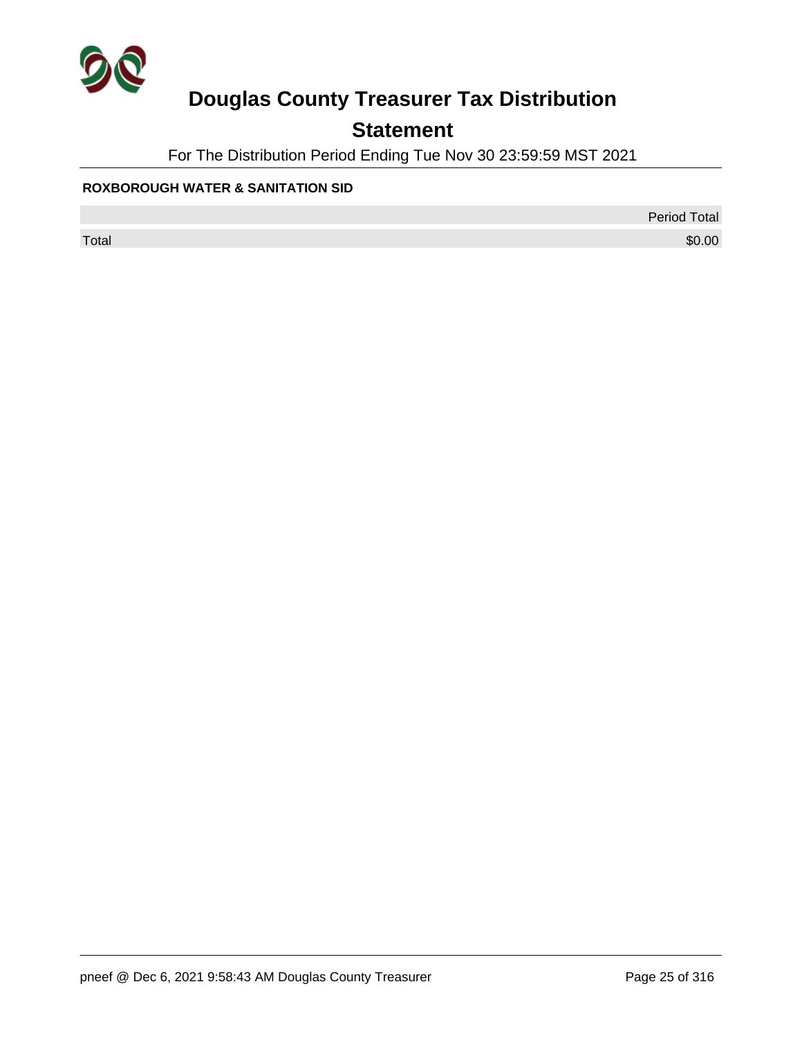# Douglas County Treasurer Tax Distribution

## Statement

For The Distribution Period Ending Tue Nov 30 23:59:59 MST 2021

**ROXBOROUGH WATER & SANITATION SID**

| | Period Total |
|---|---|
| Total | $0.00 |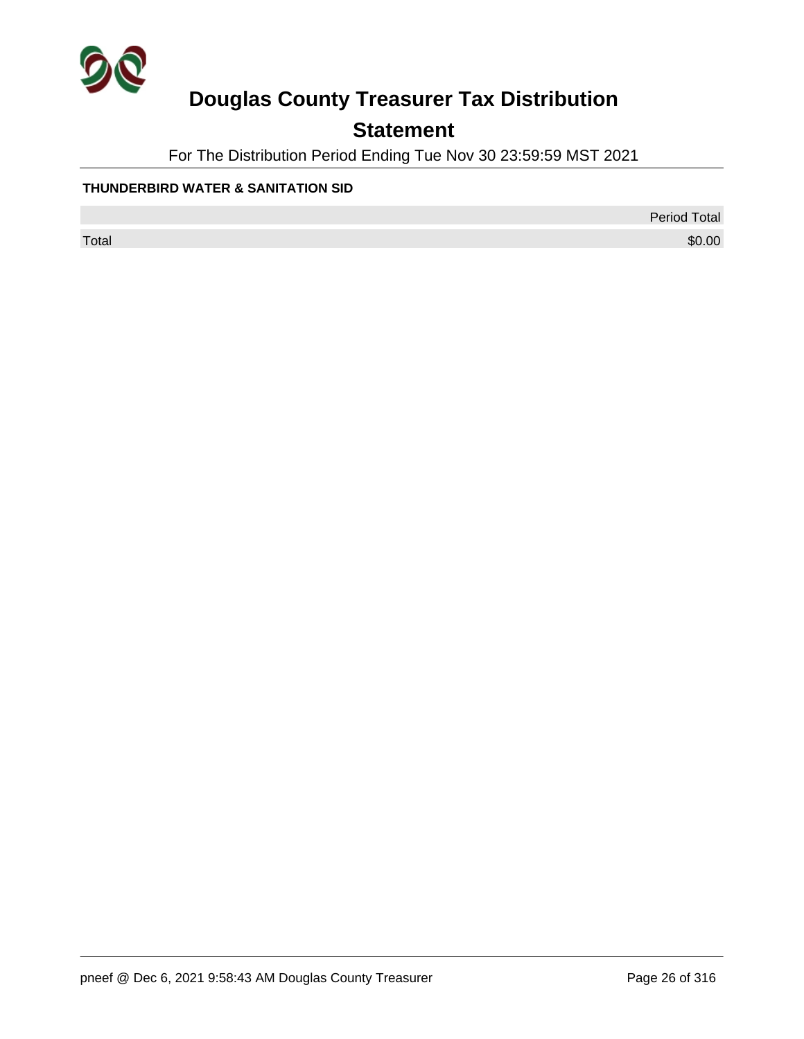# Douglas County Treasurer Tax Distribution

## Statement

For The Distribution Period Ending Tue Nov 30 23:59:59 MST 2021

**THUNDERBIRD WATER & SANITATION SID**

| | Period Total |
|---|---|
| Total | $0.00 |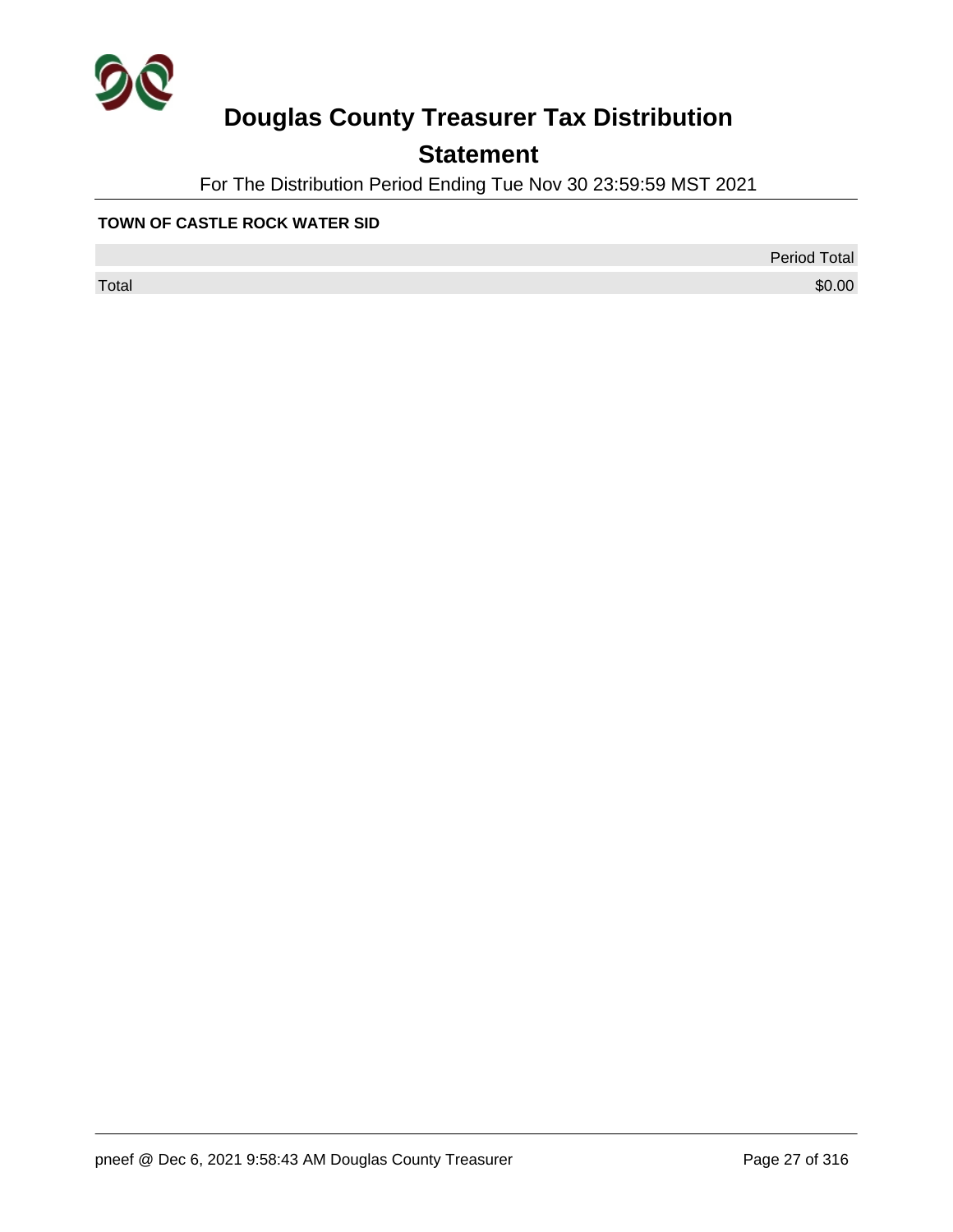# Douglas County Treasurer Tax Distribution

## Statement

For The Distribution Period Ending Tue Nov 30 23:59:59 MST 2021

**TOWN OF CASTLE ROCK WATER SID**

| | Period Total |
|---|---|
| Total | $0.00 |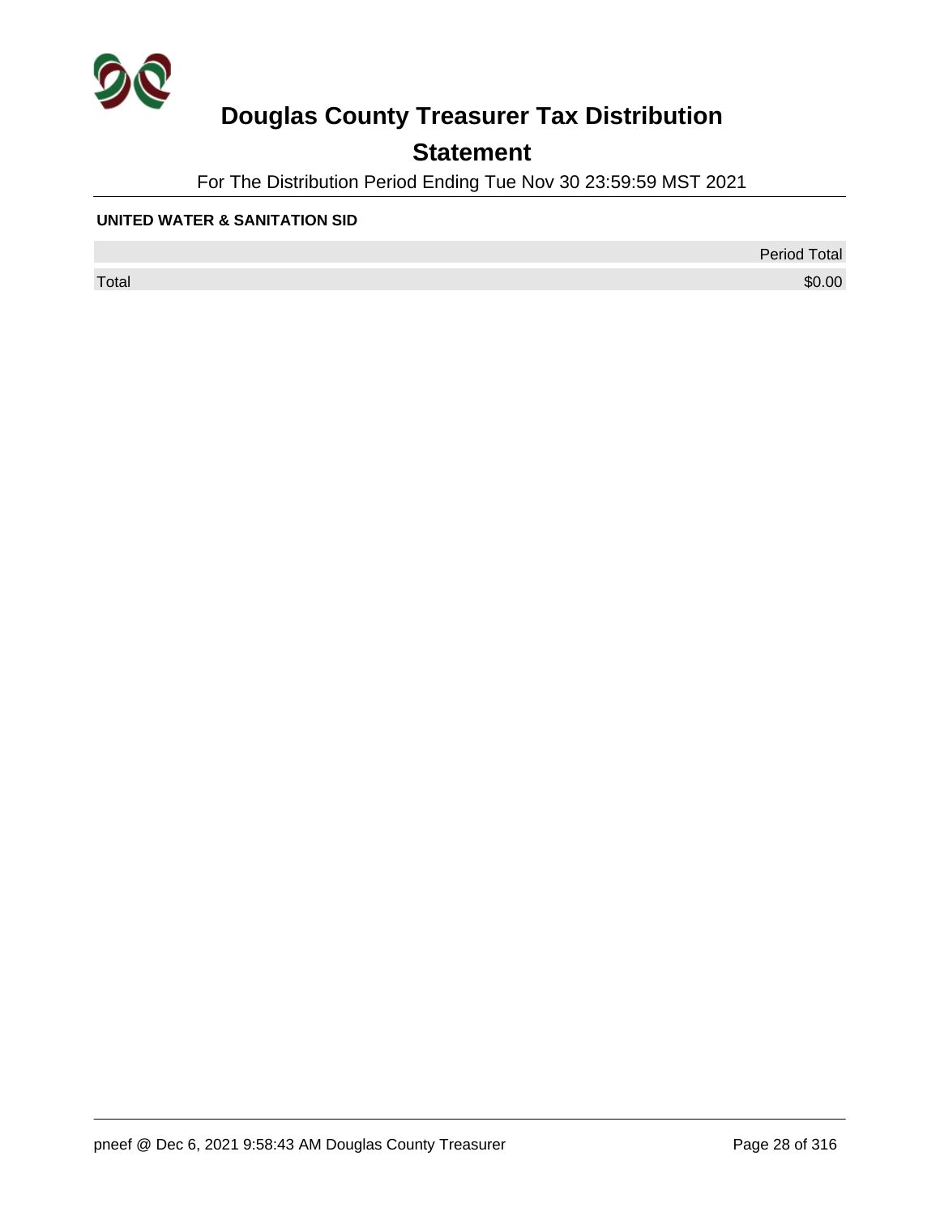# Douglas County Treasurer Tax Distribution

## Statement

For The Distribution Period Ending Tue Nov 30 23:59:59 MST 2021

**UNITED WATER & SANITATION SID**

| | Period Total |
|---|---|
| Total | $0.00 |

pneef @ Dec 6, 2021 9:58:43 AM Douglas County Treasurer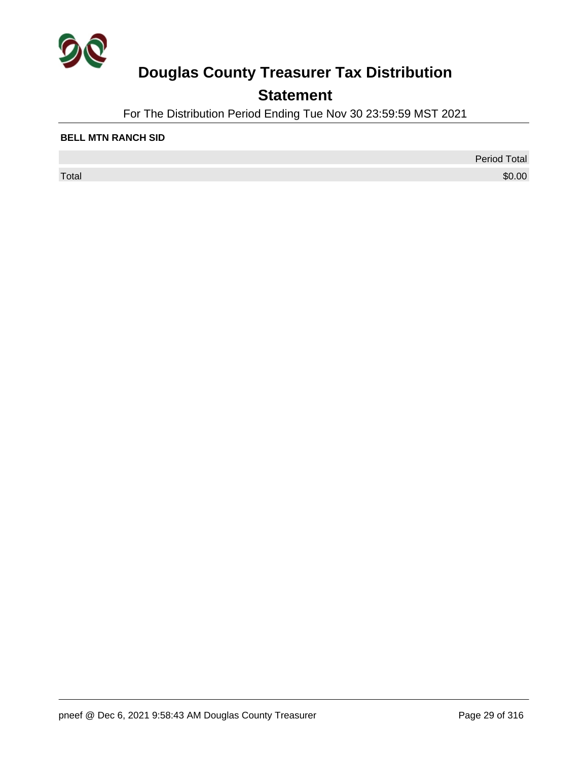# Douglas County Treasurer Tax Distribution

## Statement

For The Distribution Period Ending Tue Nov 30 23:59:59 MST 2021

**BELL MTN RANCH SID**

| | Period Total |
|---|---|
| Total | $0.00 |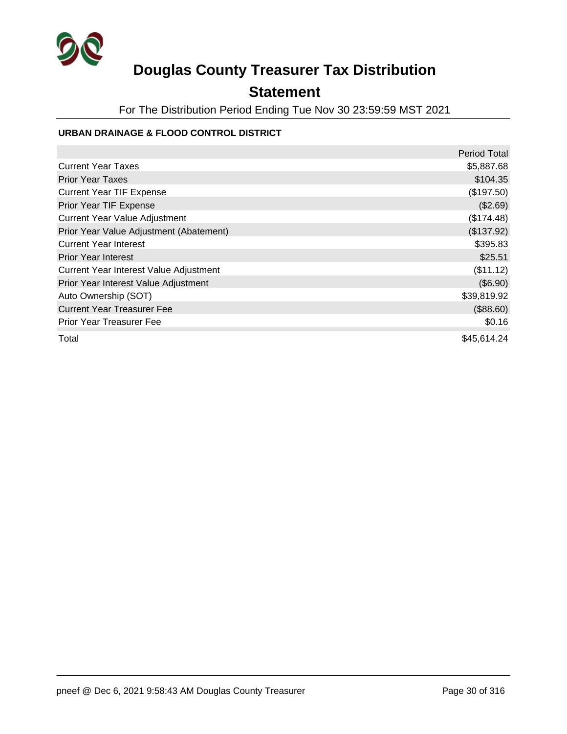# Douglas County Treasurer Tax Distribution

## Statement

For The Distribution Period Ending Tue Nov 30 23:59:59 MST 2021

### URBAN DRAINAGE & FLOOD CONTROL DISTRICT

| | Period Total |
|---|---:|
| Current Year Taxes | $5,887.68 |
| Prior Year Taxes | $104.35 |
| Current Year TIF Expense | ($197.50) |
| Prior Year TIF Expense | ($2.69) |
| Current Year Value Adjustment | ($174.48) |
| Prior Year Value Adjustment (Abatement) | ($137.92) |
| Current Year Interest | $395.83 |
| Prior Year Interest | $25.51 |
| Current Year Interest Value Adjustment | ($11.12) |
| Prior Year Interest Value Adjustment | ($6.90) |
| Auto Ownership (SOT) | $39,819.92 |
| Current Year Treasurer Fee | ($88.60) |
| Prior Year Treasurer Fee | $0.16 |
| Total | $45,614.24 |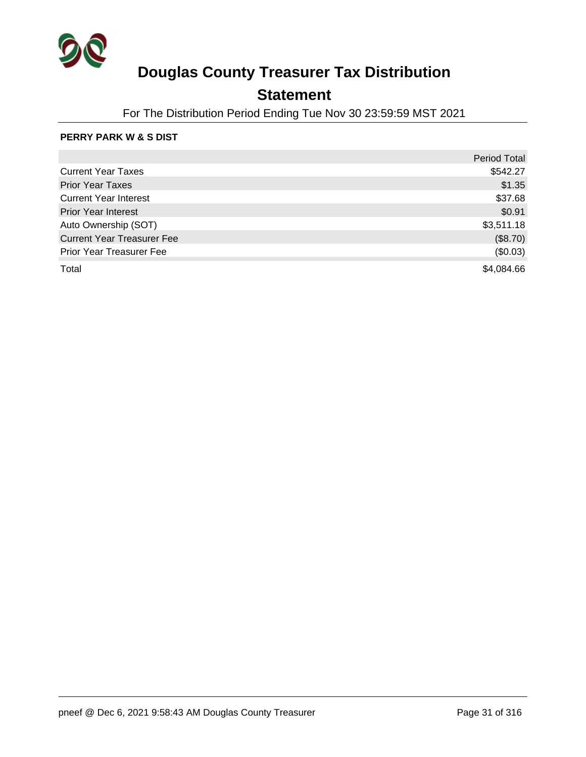# Douglas County Treasurer Tax Distribution

## Statement

For The Distribution Period Ending Tue Nov 30 23:59:59 MST 2021

**PERRY PARK W & S DIST**

| | Period Total |
|---|---|
| Current Year Taxes | $542.27 |
| Prior Year Taxes | $1.35 |
| Current Year Interest | $37.68 |
| Prior Year Interest | $0.91 |
| Auto Ownership (SOT) | $3,511.18 |
| Current Year Treasurer Fee | ($8.70) |
| Prior Year Treasurer Fee | ($0.03) |
| Total | $4,084.66 |

pneef @ Dec 6, 2021 9:58:43 AM Douglas County Treasurer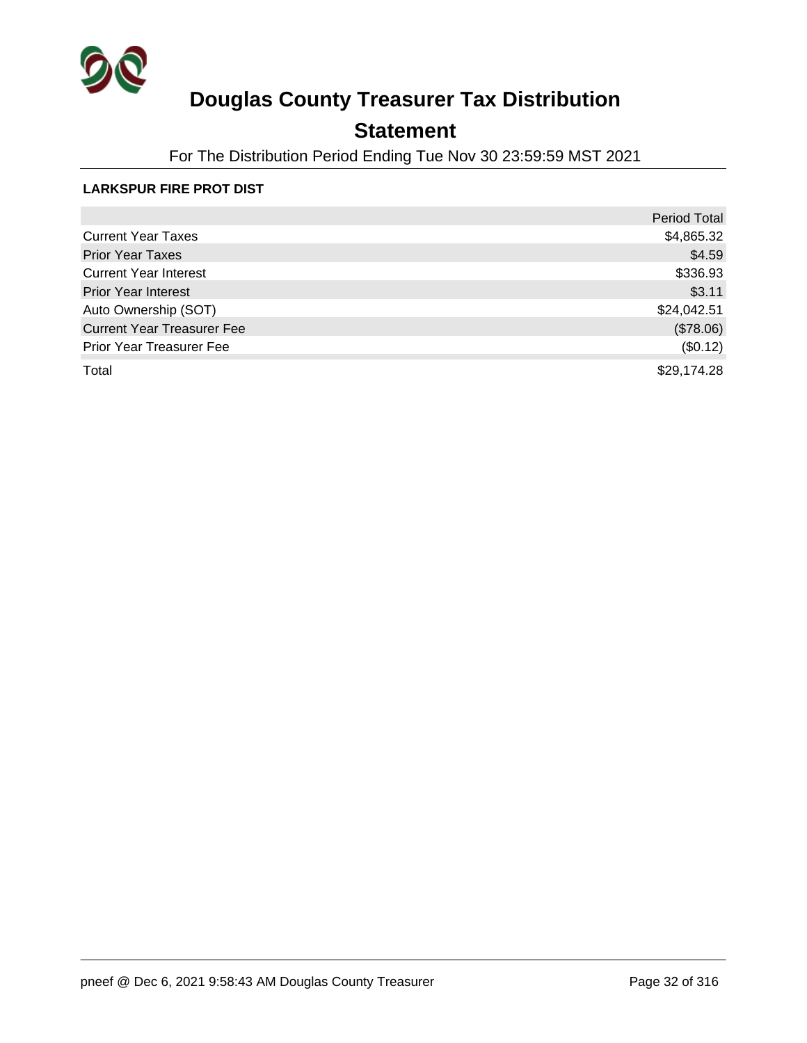# Douglas County Treasurer Tax Distribution

## Statement

For The Distribution Period Ending Tue Nov 30 23:59:59 MST 2021

**LARKSPUR FIRE PROT DIST**

| | Period Total |
|---|---:|
| Current Year Taxes | $4,865.32 |
| Prior Year Taxes | $4.59 |
| Current Year Interest | $336.93 |
| Prior Year Interest | $3.11 |
| Auto Ownership (SOT) | $24,042.51 |
| Current Year Treasurer Fee | ($78.06) |
| Prior Year Treasurer Fee | ($0.12) |
| Total | $29,174.28 |

pneef @ Dec 6, 2021 9:58:43 AM Douglas County Treasurer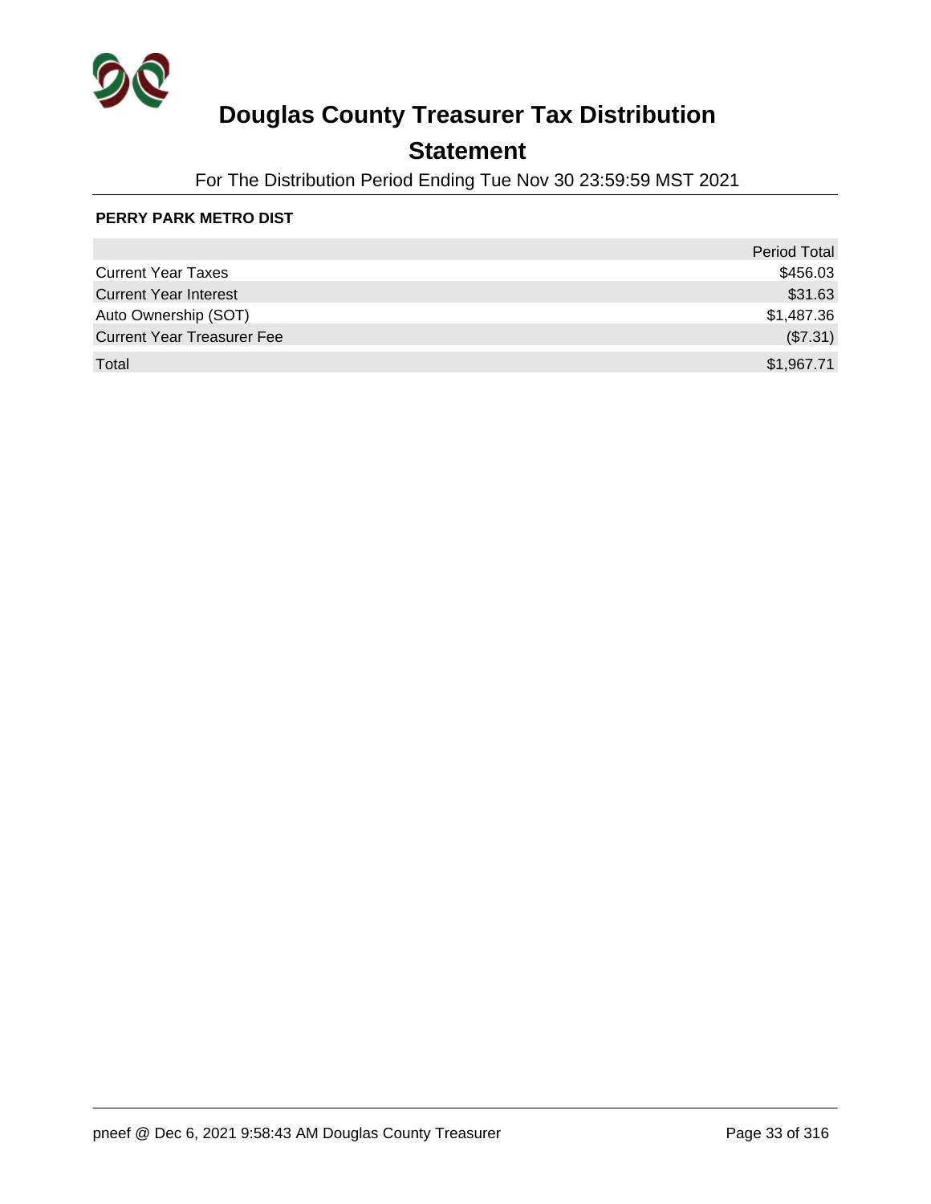# Douglas County Treasurer Tax Distribution

## Statement

For The Distribution Period Ending Tue Nov 30 23:59:59 MST 2021

**PERRY PARK METRO DIST**

| | Period Total |
|---|---:|
| Current Year Taxes | $456.03 |
| Current Year Interest | $31.63 |
| Auto Ownership (SOT) | $1,487.36 |
| Current Year Treasurer Fee | ($7.31) |
| Total | $1,967.71 |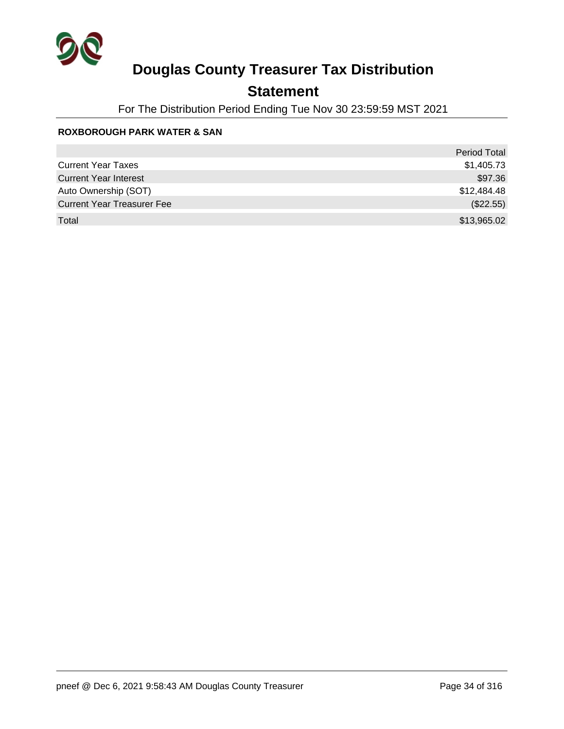# Douglas County Treasurer Tax Distribution

## Statement

For The Distribution Period Ending Tue Nov 30 23:59:59 MST 2021

**ROXBOROUGH PARK WATER & SAN**

| | Period Total |
|---|---|
| Current Year Taxes | $1,405.73 |
| Current Year Interest | $97.36 |
| Auto Ownership (SOT) | $12,484.48 |
| Current Year Treasurer Fee | ($22.55) |
| Total | $13,965.02 |

pneef @ Dec 6, 2021 9:58:43 AM Douglas County Treasurer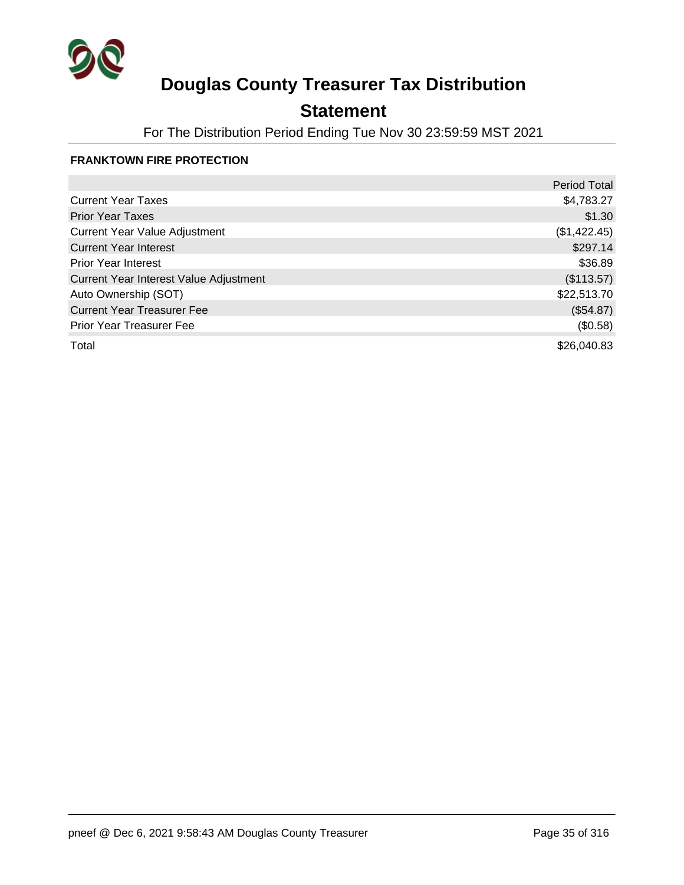# Douglas County Treasurer Tax Distribution

## Statement

For The Distribution Period Ending Tue Nov 30 23:59:59 MST 2021

**FRANKTOWN FIRE PROTECTION**

| | Period Total |
|---|---|
| Current Year Taxes | $4,783.27 |
| Prior Year Taxes | $1.30 |
| Current Year Value Adjustment | ($1,422.45) |
| Current Year Interest | $297.14 |
| Prior Year Interest | $36.89 |
| Current Year Interest Value Adjustment | ($113.57) |
| Auto Ownership (SOT) | $22,513.70 |
| Current Year Treasurer Fee | ($54.87) |
| Prior Year Treasurer Fee | ($0.58) |
| Total | $26,040.83 |

pneef @ Dec 6, 2021 9:58:43 AM Douglas County Treasurer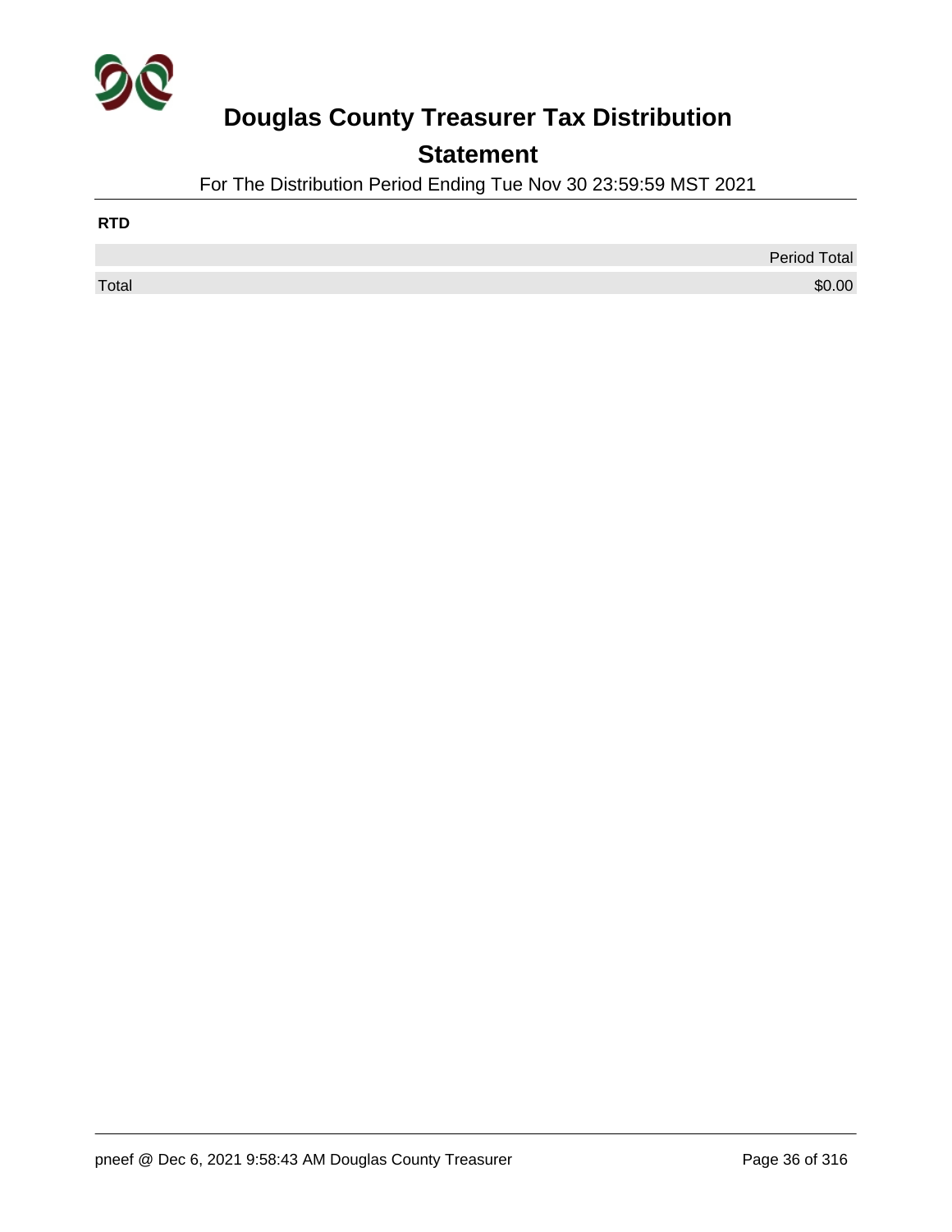# Douglas County Treasurer Tax Distribution

## Statement

For The Distribution Period Ending Tue Nov 30 23:59:59 MST 2021

**RTD**

| | Period Total |
|---|---|
| Total | $0.00 |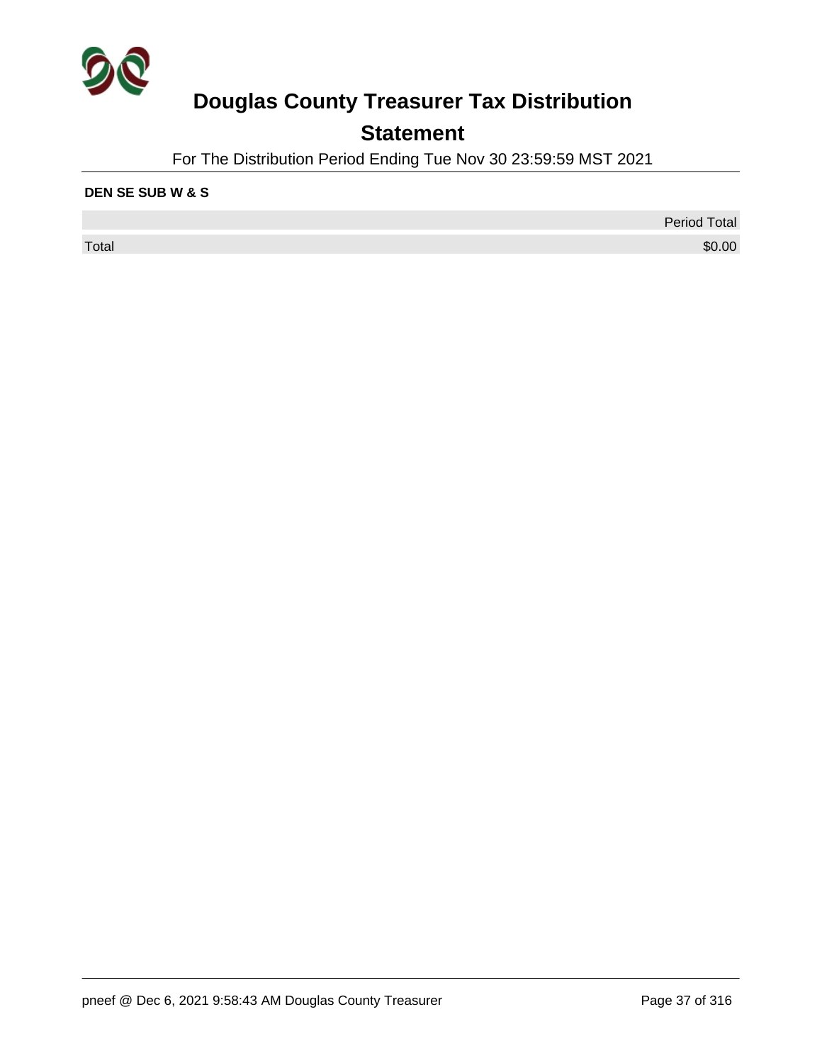# Douglas County Treasurer Tax Distribution

## Statement

For The Distribution Period Ending Tue Nov 30 23:59:59 MST 2021

**DEN SE SUB W & S**

| | Period Total |
|---|---|
| Total | $0.00 |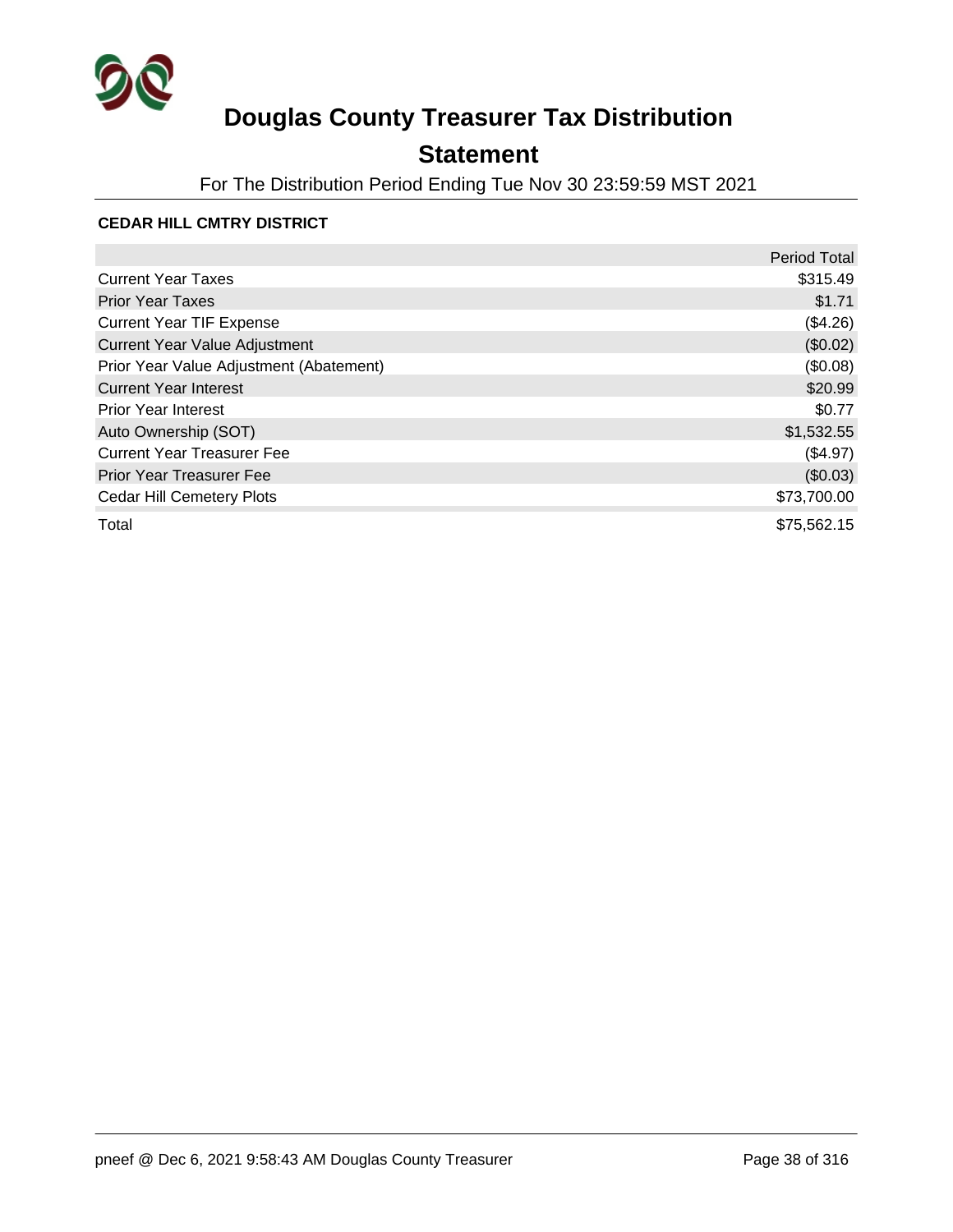# Douglas County Treasurer Tax Distribution

## Statement

For The Distribution Period Ending Tue Nov 30 23:59:59 MST 2021

**CEDAR HILL CMTRY DISTRICT**

| | Period Total |
|---|---:|
| Current Year Taxes | $315.49 |
| Prior Year Taxes | $1.71 |
| Current Year TIF Expense | ($4.26) |
| Current Year Value Adjustment | ($0.02) |
| Prior Year Value Adjustment (Abatement) | ($0.08) |
| Current Year Interest | $20.99 |
| Prior Year Interest | $0.77 |
| Auto Ownership (SOT) | $1,532.55 |
| Current Year Treasurer Fee | ($4.97) |
| Prior Year Treasurer Fee | ($0.03) |
| Cedar Hill Cemetery Plots | $73,700.00 |
| Total | $75,562.15 |

pneef @ Dec 6, 2021 9:58:43 AM Douglas County Treasurer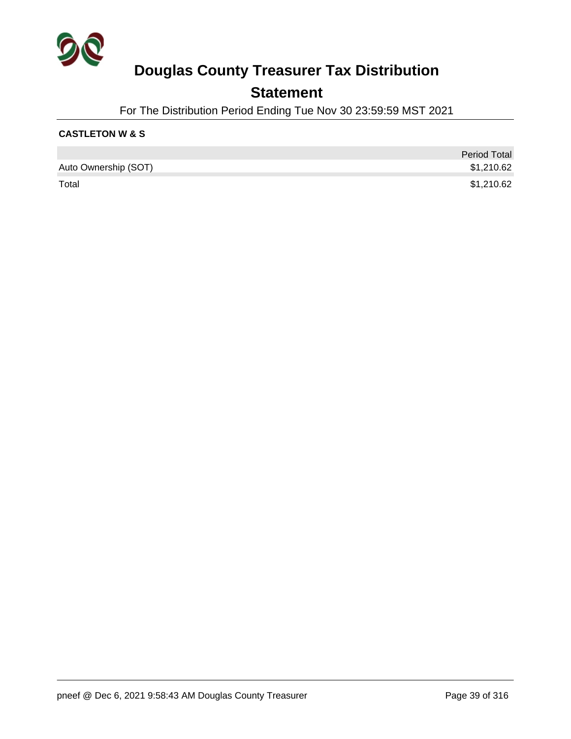# Douglas County Treasurer Tax Distribution

## Statement

For The Distribution Period Ending Tue Nov 30 23:59:59 MST 2021

**CASTLETON W & S**

| | Period Total |
|---|---|
| Auto Ownership (SOT) | $1,210.62 |
| Total | $1,210.62 |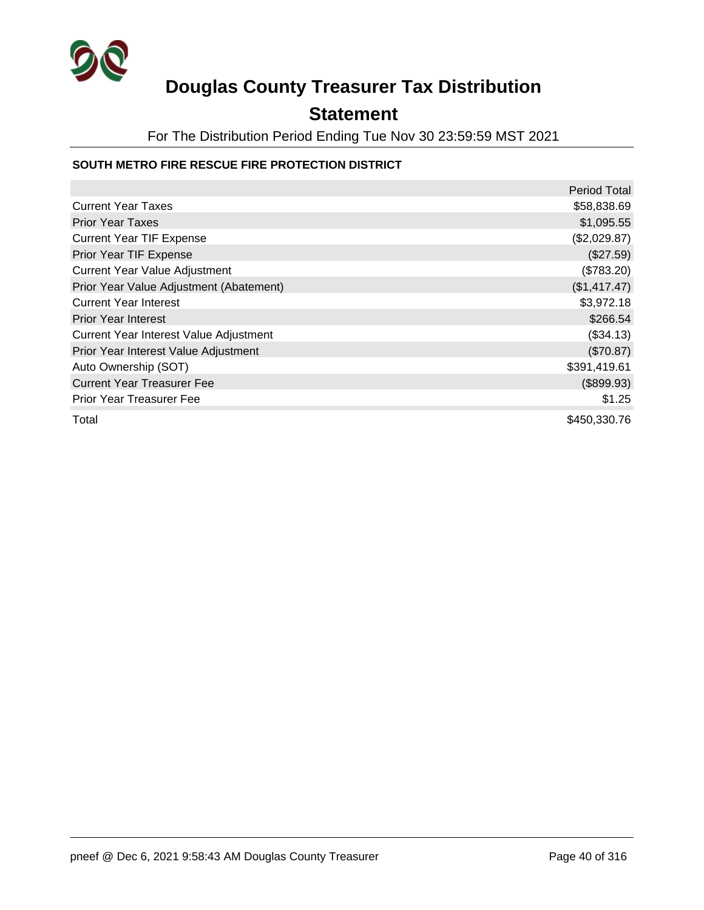# Douglas County Treasurer Tax Distribution

## Statement

For The Distribution Period Ending Tue Nov 30 23:59:59 MST 2021

### SOUTH METRO FIRE RESCUE FIRE PROTECTION DISTRICT

| | Period Total |
|---|---|
| Current Year Taxes | $58,838.69 |
| Prior Year Taxes | $1,095.55 |
| Current Year TIF Expense | ($2,029.87) |
| Prior Year TIF Expense | ($27.59) |
| Current Year Value Adjustment | ($783.20) |
| Prior Year Value Adjustment (Abatement) | ($1,417.47) |
| Current Year Interest | $3,972.18 |
| Prior Year Interest | $266.54 |
| Current Year Interest Value Adjustment | ($34.13) |
| Prior Year Interest Value Adjustment | ($70.87) |
| Auto Ownership (SOT) | $391,419.61 |
| Current Year Treasurer Fee | ($899.93) |
| Prior Year Treasurer Fee | $1.25 |
| Total | $450,330.76 |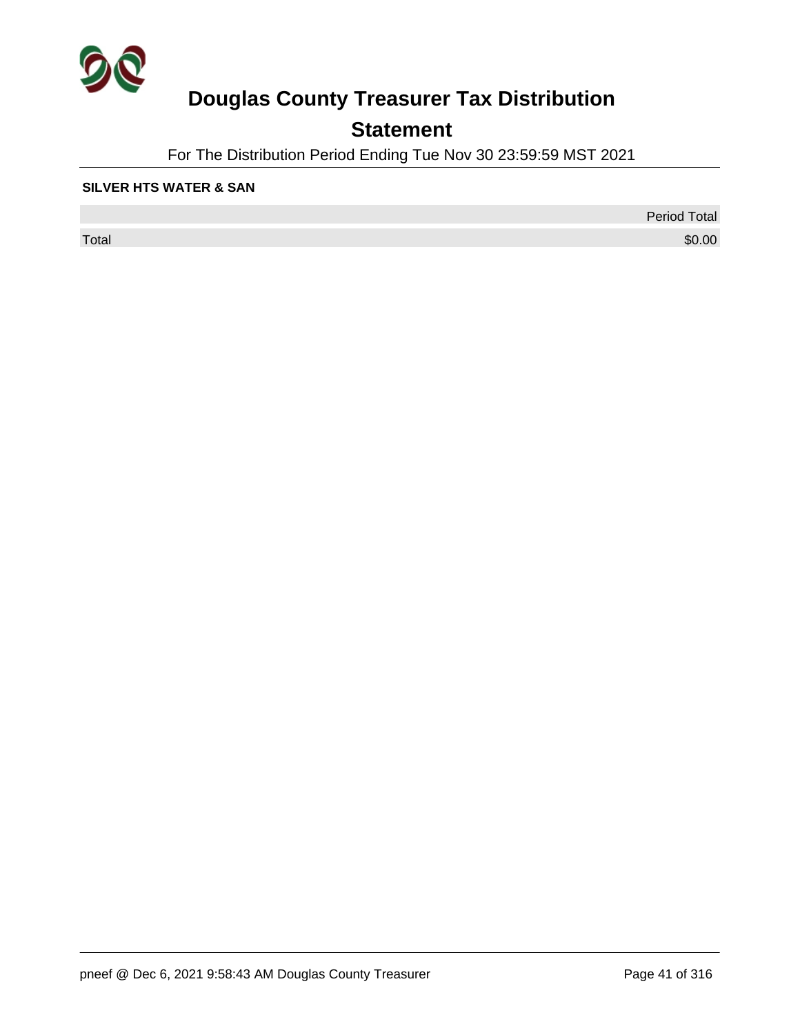# Douglas County Treasurer Tax Distribution

## Statement

For The Distribution Period Ending Tue Nov 30 23:59:59 MST 2021

**SILVER HTS WATER & SAN**

| | Period Total |
|---|---|
| Total | $0.00 |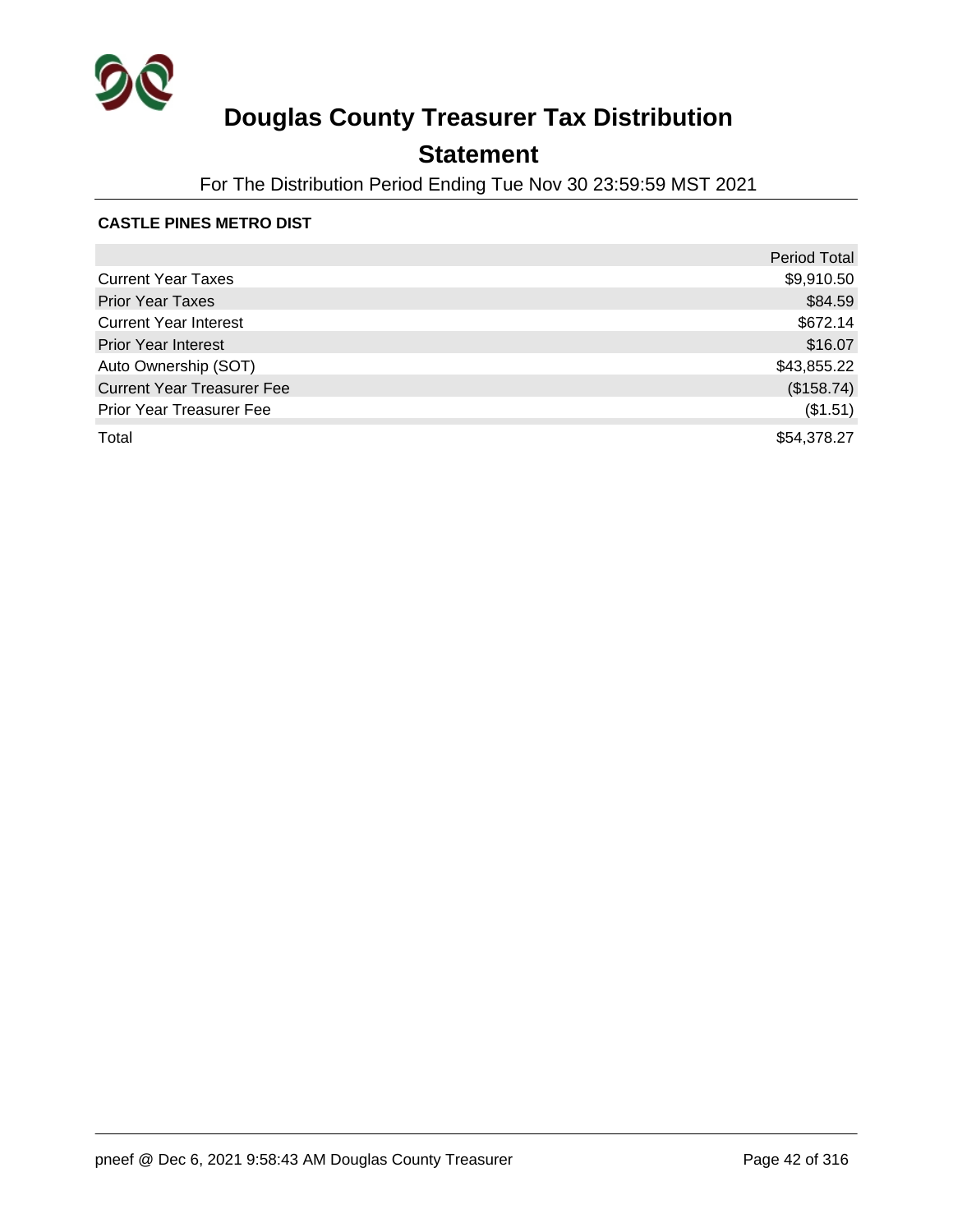# Douglas County Treasurer Tax Distribution

## Statement

For The Distribution Period Ending Tue Nov 30 23:59:59 MST 2021

**CASTLE PINES METRO DIST**

| | Period Total |
|---|---:|
| Current Year Taxes | $9,910.50 |
| Prior Year Taxes | $84.59 |
| Current Year Interest | $672.14 |
| Prior Year Interest | $16.07 |
| Auto Ownership (SOT) | $43,855.22 |
| Current Year Treasurer Fee | ($158.74) |
| Prior Year Treasurer Fee | ($1.51) |
| Total | $54,378.27 |

pneef @ Dec 6, 2021 9:58:43 AM Douglas County Treasurer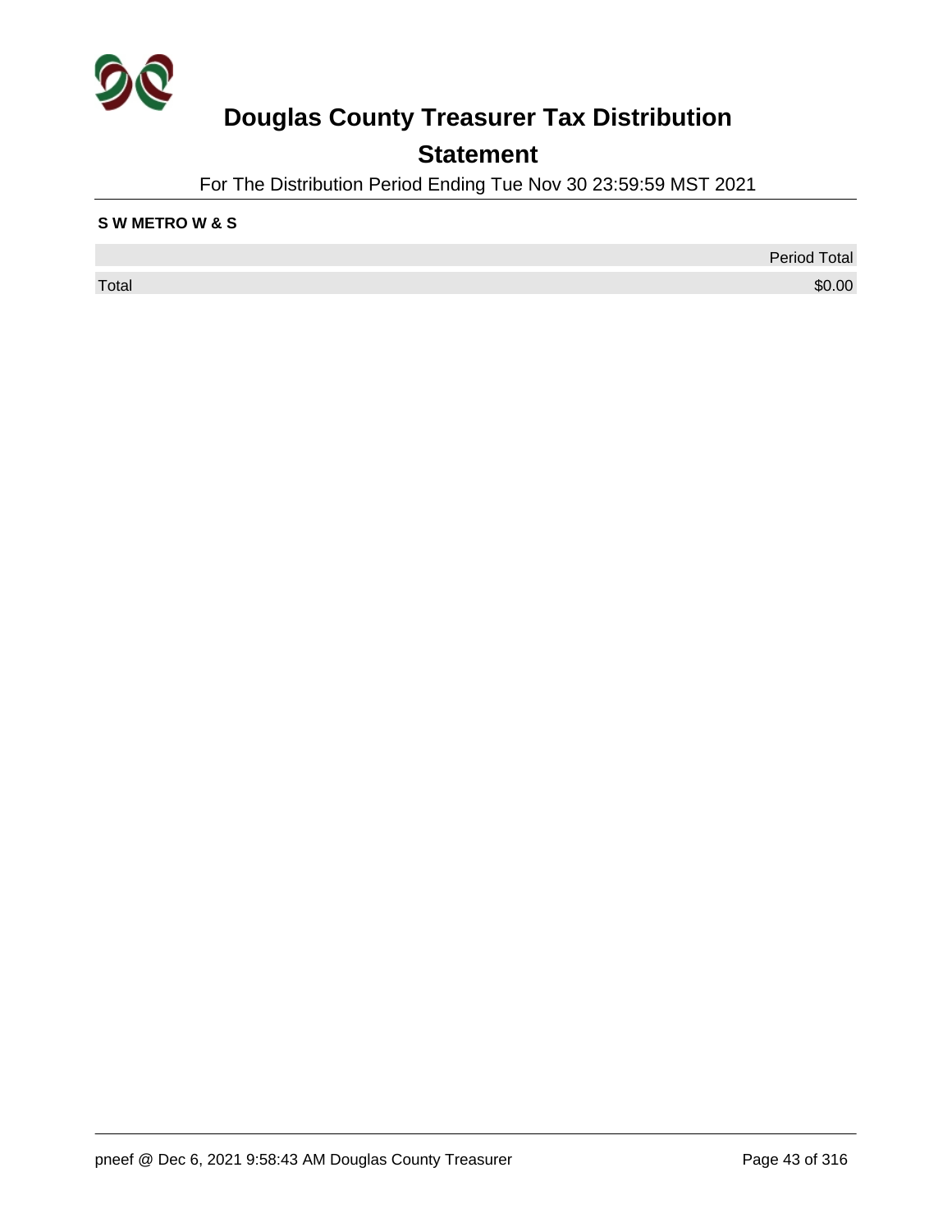# Douglas County Treasurer Tax Distribution

## Statement

For The Distribution Period Ending Tue Nov 30 23:59:59 MST 2021

**S W METRO W & S**

| | Period Total |
|---|---|
| Total | $0.00 |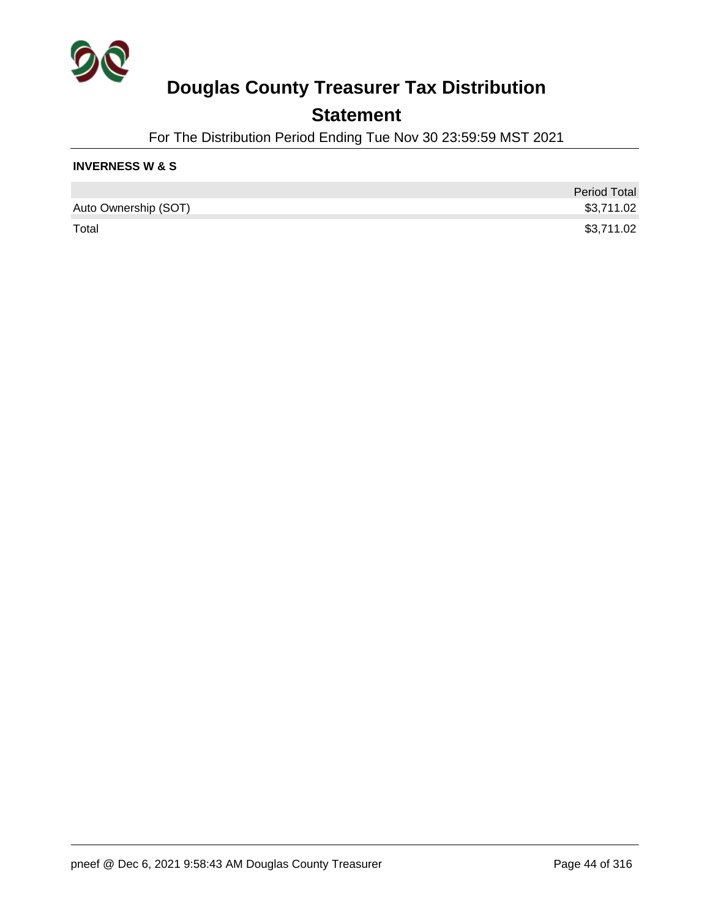# Douglas County Treasurer Tax Distribution

## Statement

For The Distribution Period Ending Tue Nov 30 23:59:59 MST 2021

**INVERNESS W & S**

| | Period Total |
|---|---|
| Auto Ownership (SOT) | $3,711.02 |
| Total | $3,711.02 |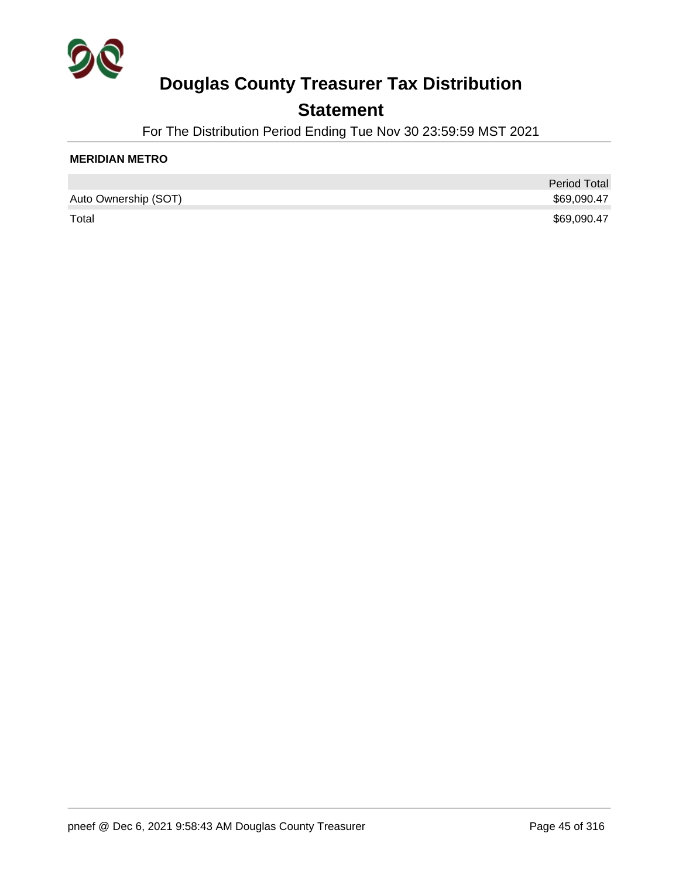# Douglas County Treasurer Tax Distribution

## Statement

For The Distribution Period Ending Tue Nov 30 23:59:59 MST 2021

**MERIDIAN METRO**

| | Period Total |
|---|---|
| Auto Ownership (SOT) | $69,090.47 |
| Total | $69,090.47 |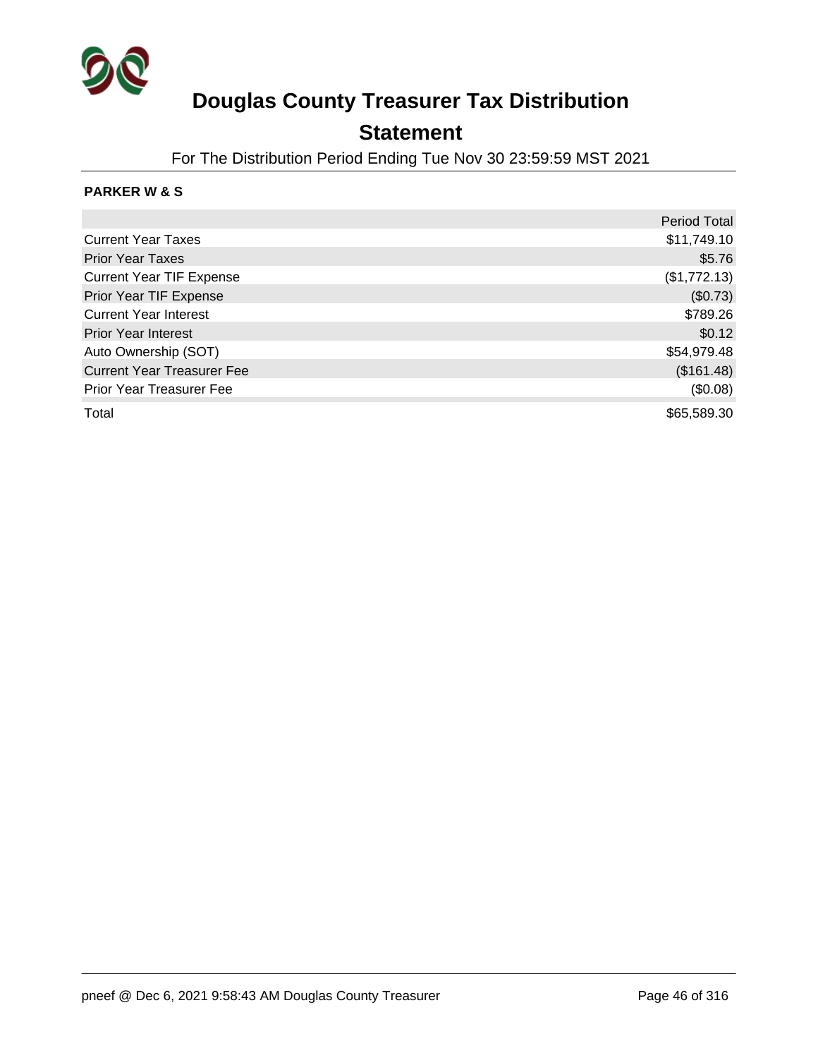# Douglas County Treasurer Tax Distribution

## Statement

For The Distribution Period Ending Tue Nov 30 23:59:59 MST 2021

**PARKER W & S**

| | Period Total |
|---|---|
| Current Year Taxes | $11,749.10 |
| Prior Year Taxes | $5.76 |
| Current Year TIF Expense | ($1,772.13) |
| Prior Year TIF Expense | ($0.73) |
| Current Year Interest | $789.26 |
| Prior Year Interest | $0.12 |
| Auto Ownership (SOT) | $54,979.48 |
| Current Year Treasurer Fee | ($161.48) |
| Prior Year Treasurer Fee | ($0.08) |
| Total | $65,589.30 |

pneef @ Dec 6, 2021 9:58:43 AM Douglas County Treasurer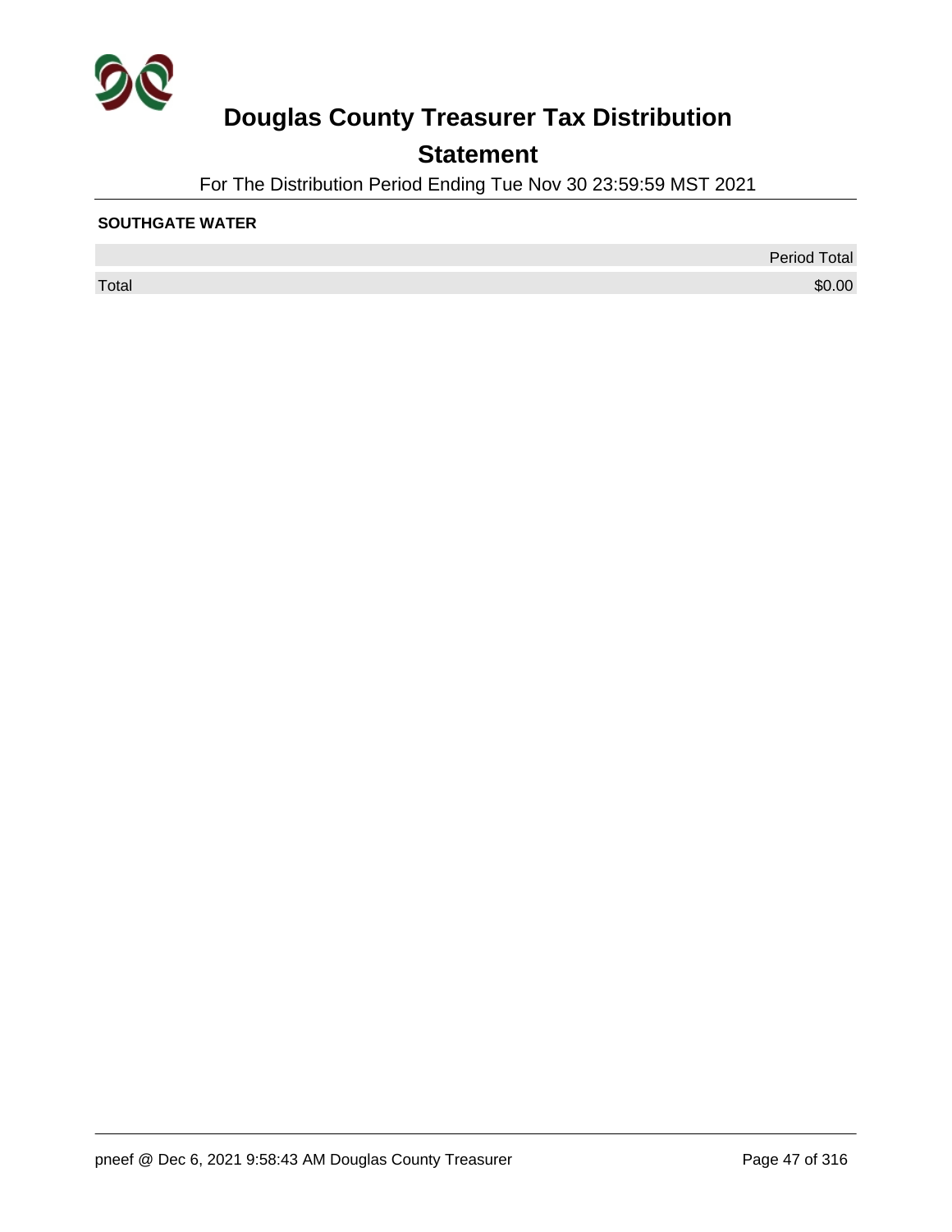# Douglas County Treasurer Tax Distribution

## Statement

For The Distribution Period Ending Tue Nov 30 23:59:59 MST 2021

**SOUTHGATE WATER**

| | Period Total |
|---|---|
| Total | $0.00 |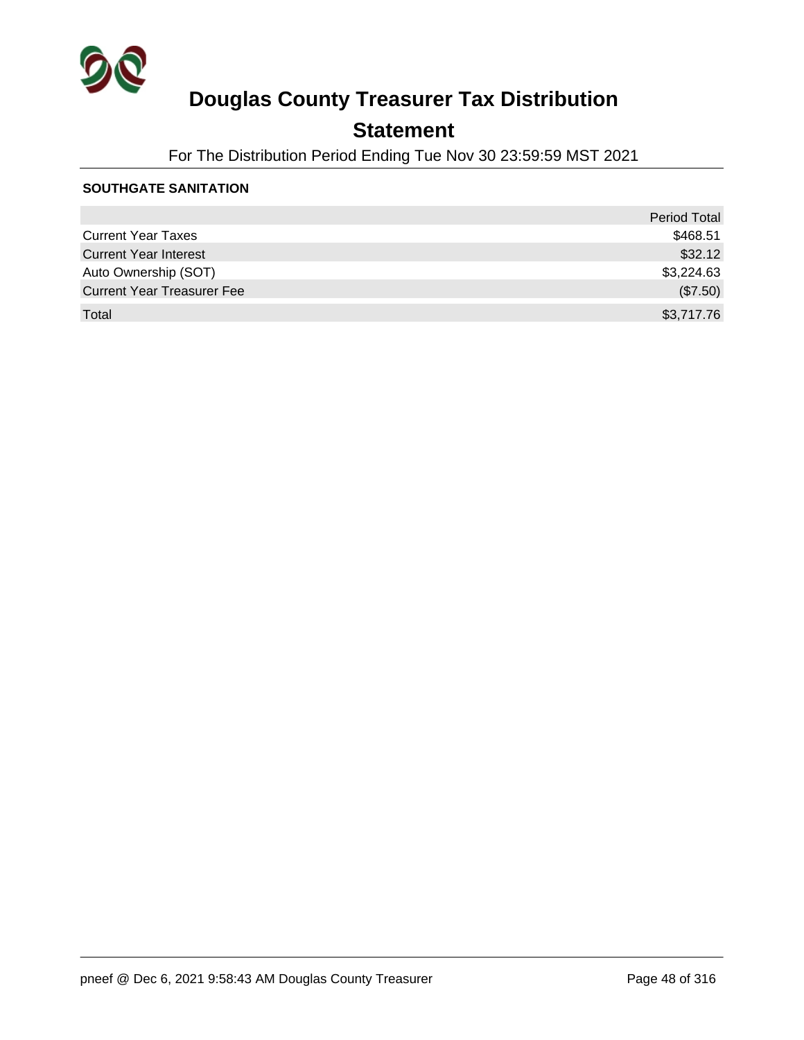# Douglas County Treasurer Tax Distribution

## Statement

For The Distribution Period Ending Tue Nov 30 23:59:59 MST 2021

### SOUTHGATE SANITATION

| | Period Total |
|---|---|
| Current Year Taxes | $468.51 |
| Current Year Interest | $32.12 |
| Auto Ownership (SOT) | $3,224.63 |
| Current Year Treasurer Fee | ($7.50) |
| Total | $3,717.76 |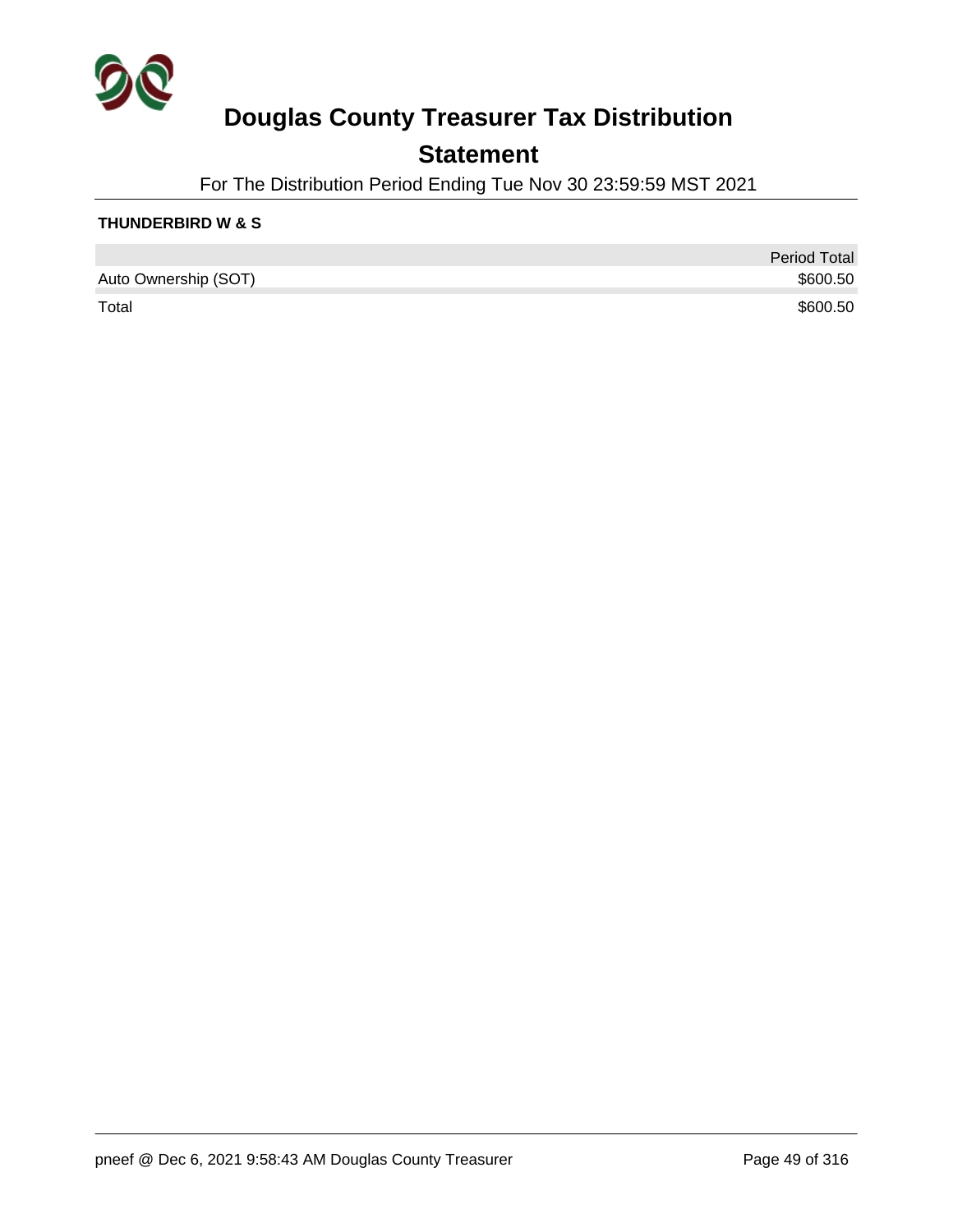# Douglas County Treasurer Tax Distribution

## Statement

For The Distribution Period Ending Tue Nov 30 23:59:59 MST 2021

**THUNDERBIRD W & S**

| | Period Total |
|---|---|
| Auto Ownership (SOT) | $600.50 |
| Total | $600.50 |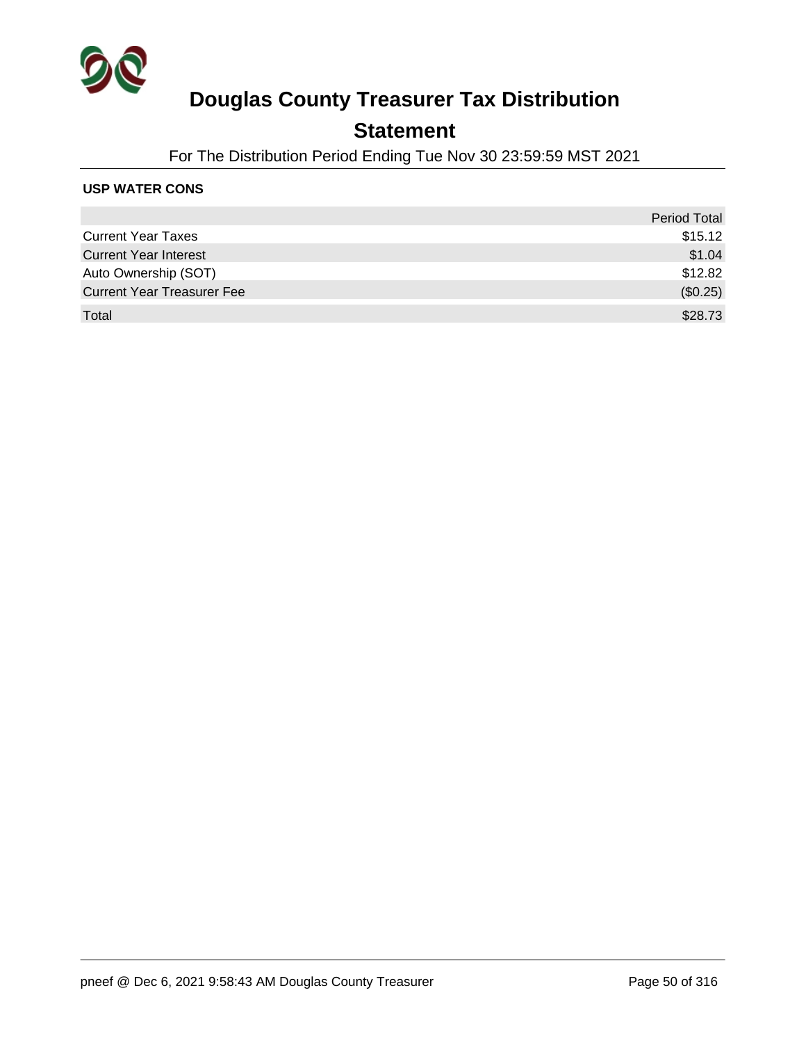# Douglas County Treasurer Tax Distribution

## Statement

For The Distribution Period Ending Tue Nov 30 23:59:59 MST 2021

**USP WATER CONS**

| | Period Total |
|---|---:|
| Current Year Taxes | $15.12 |
| Current Year Interest | $1.04 |
| Auto Ownership (SOT) | $12.82 |
| Current Year Treasurer Fee | ($0.25) |
| Total | $28.73 |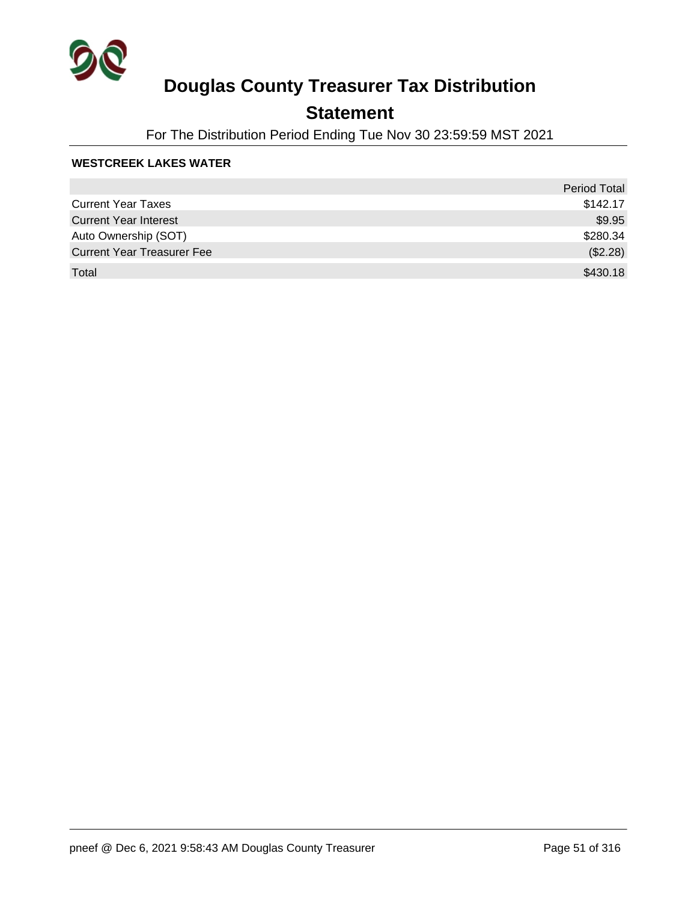# Douglas County Treasurer Tax Distribution

## Statement

For The Distribution Period Ending Tue Nov 30 23:59:59 MST 2021

**WESTCREEK LAKES WATER**

| | Period Total |
|---|---:|
| Current Year Taxes | $142.17 |
| Current Year Interest | $9.95 |
| Auto Ownership (SOT) | $280.34 |
| Current Year Treasurer Fee | ($2.28) |
| Total | $430.18 |

pneef @ Dec 6, 2021 9:58:43 AM Douglas County Treasurer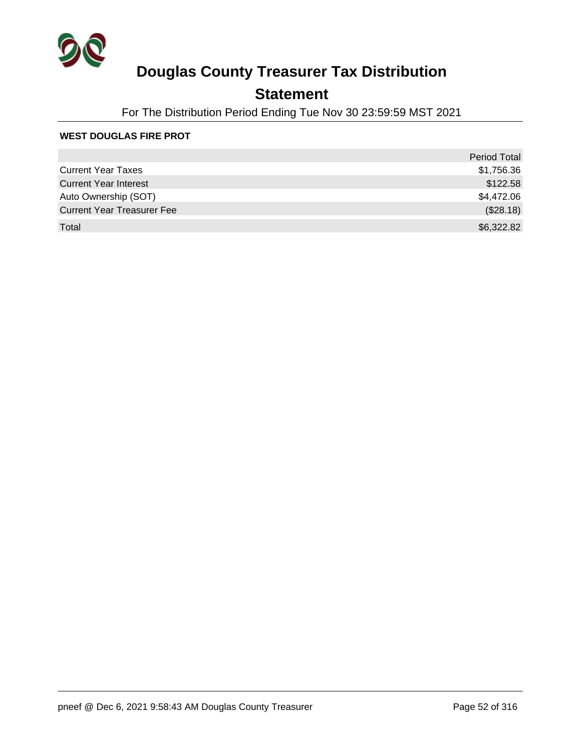# Douglas County Treasurer Tax Distribution

## Statement

For The Distribution Period Ending Tue Nov 30 23:59:59 MST 2021

**WEST DOUGLAS FIRE PROT**

| | Period Total |
|---|---|
| Current Year Taxes | $1,756.36 |
| Current Year Interest | $122.58 |
| Auto Ownership (SOT) | $4,472.06 |
| Current Year Treasurer Fee | ($28.18) |
| Total | $6,322.82 |

pneef @ Dec 6, 2021 9:58:43 AM Douglas County Treasurer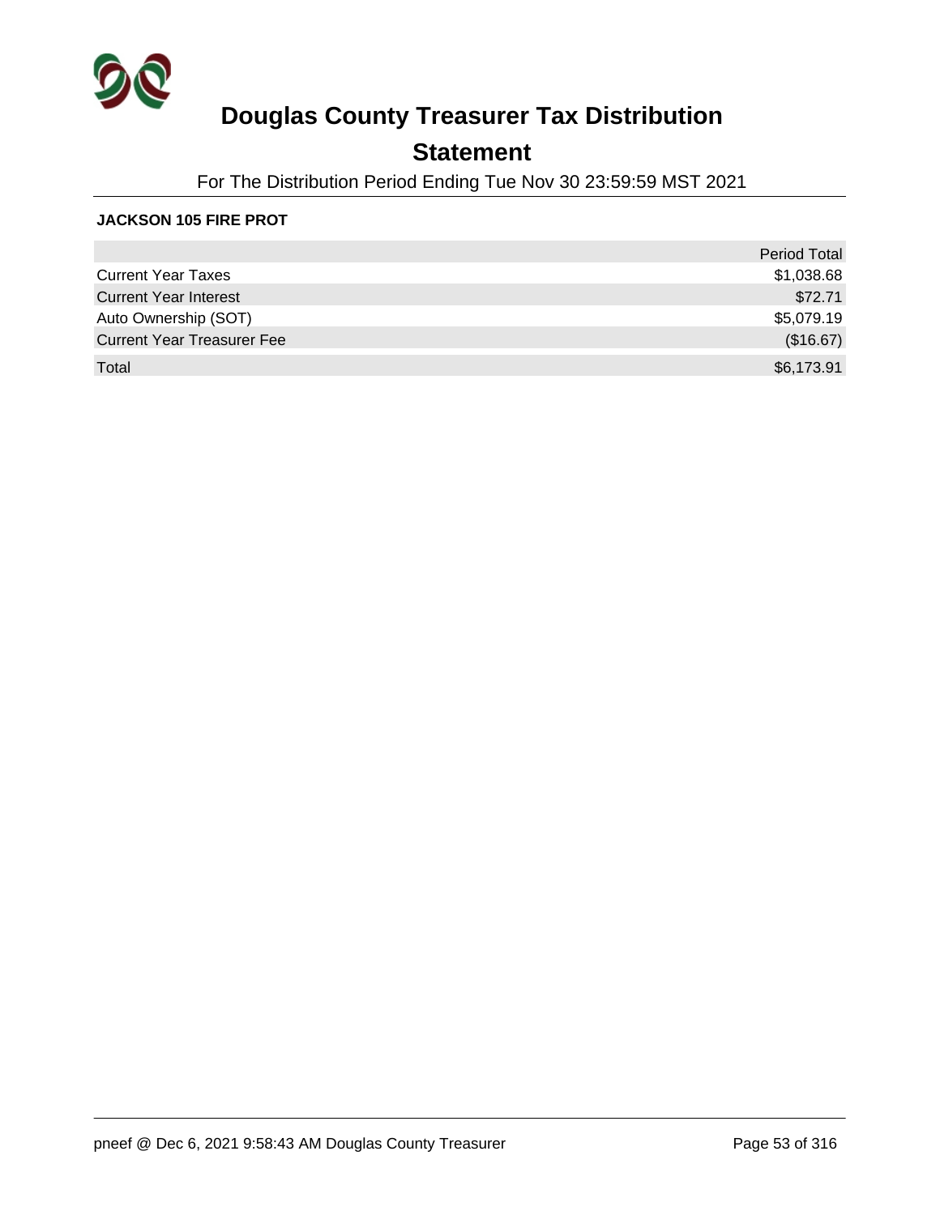# Douglas County Treasurer Tax Distribution

## Statement

For The Distribution Period Ending Tue Nov 30 23:59:59 MST 2021

**JACKSON 105 FIRE PROT**

| | Period Total |
|---|---|
| Current Year Taxes | $1,038.68 |
| Current Year Interest | $72.71 |
| Auto Ownership (SOT) | $5,079.19 |
| Current Year Treasurer Fee | ($16.67) |
| Total | $6,173.91 |

pneef @ Dec 6, 2021 9:58:43 AM Douglas County Treasurer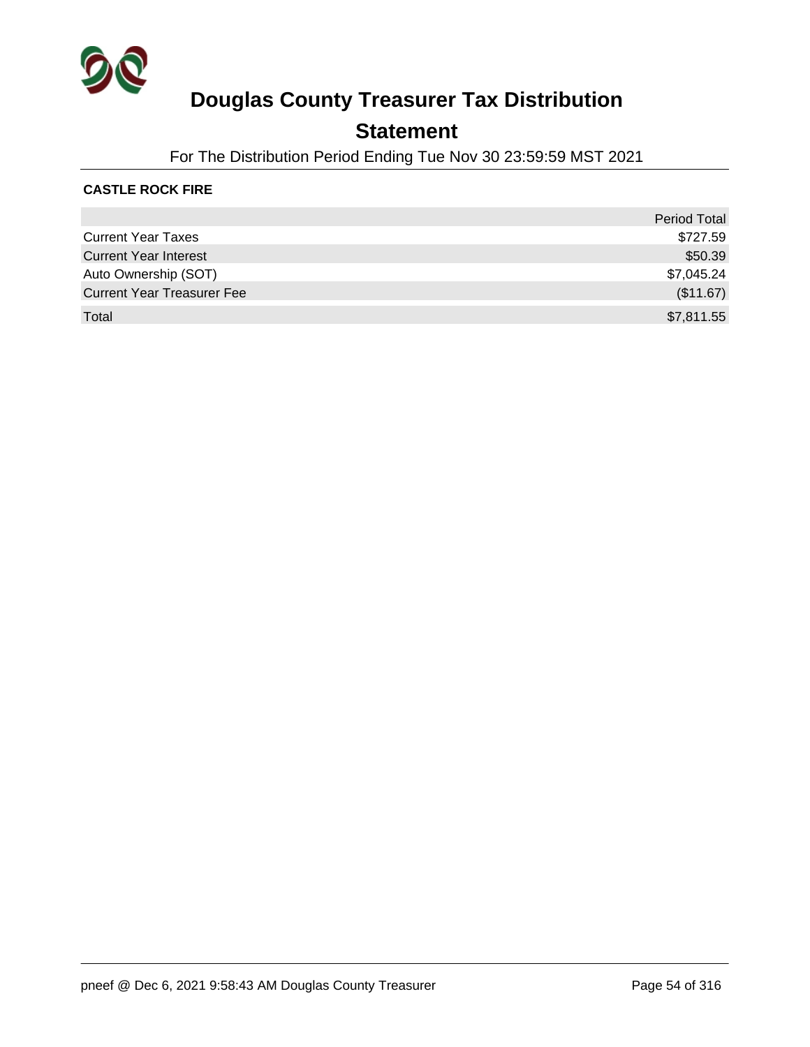# Douglas County Treasurer Tax Distribution

## Statement

For The Distribution Period Ending Tue Nov 30 23:59:59 MST 2021

**CASTLE ROCK FIRE**

| | Period Total |
|---|---|
| Current Year Taxes | $727.59 |
| Current Year Interest | $50.39 |
| Auto Ownership (SOT) | $7,045.24 |
| Current Year Treasurer Fee | ($11.67) |
| Total | $7,811.55 |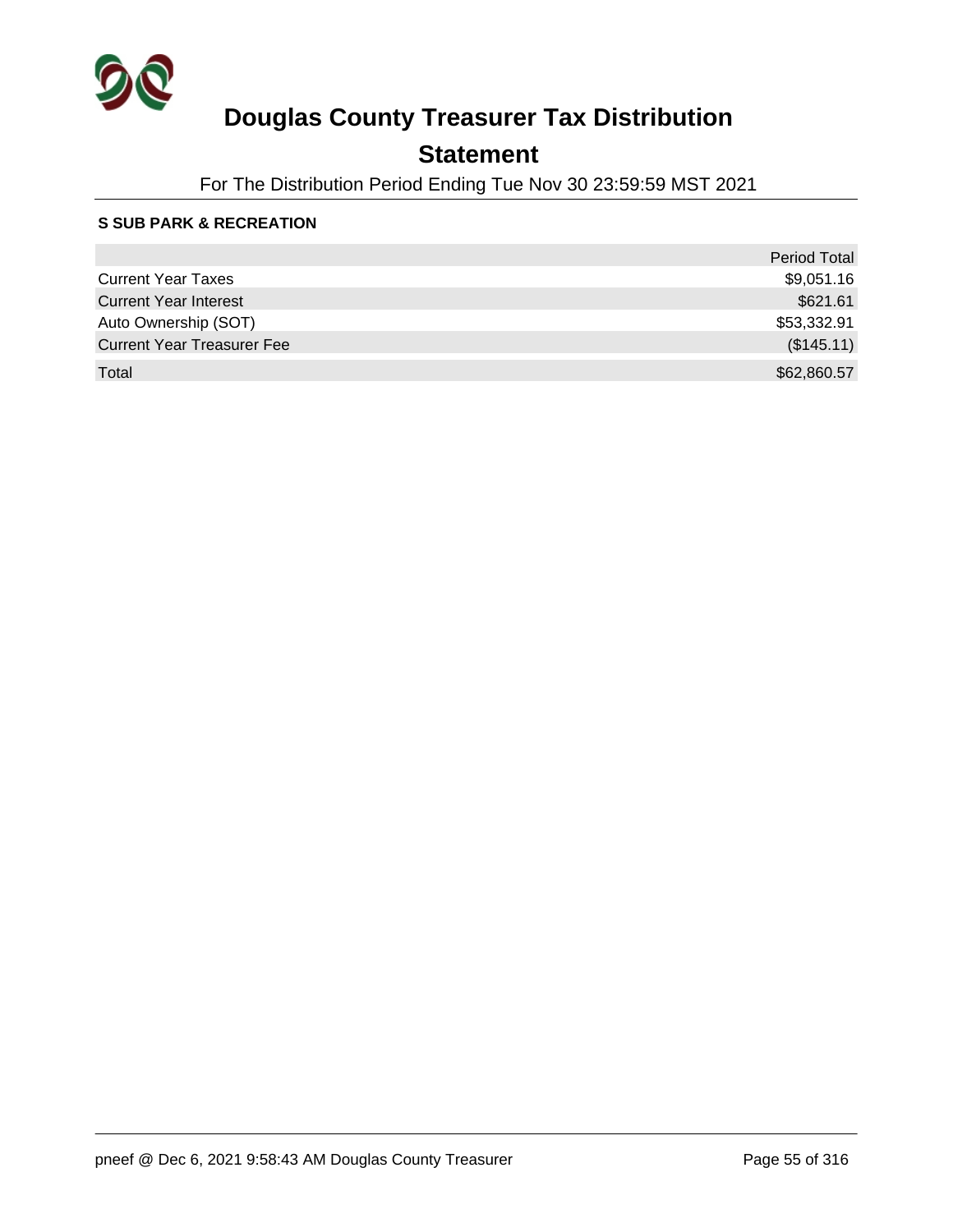# Douglas County Treasurer Tax Distribution

## Statement

For The Distribution Period Ending Tue Nov 30 23:59:59 MST 2021

### S SUB PARK & RECREATION

| | Period Total |
|---|---|
| Current Year Taxes | $9,051.16 |
| Current Year Interest | $621.61 |
| Auto Ownership (SOT) | $53,332.91 |
| Current Year Treasurer Fee | ($145.11) |
| Total | $62,860.57 |

pneef @ Dec 6, 2021 9:58:43 AM Douglas County Treasurer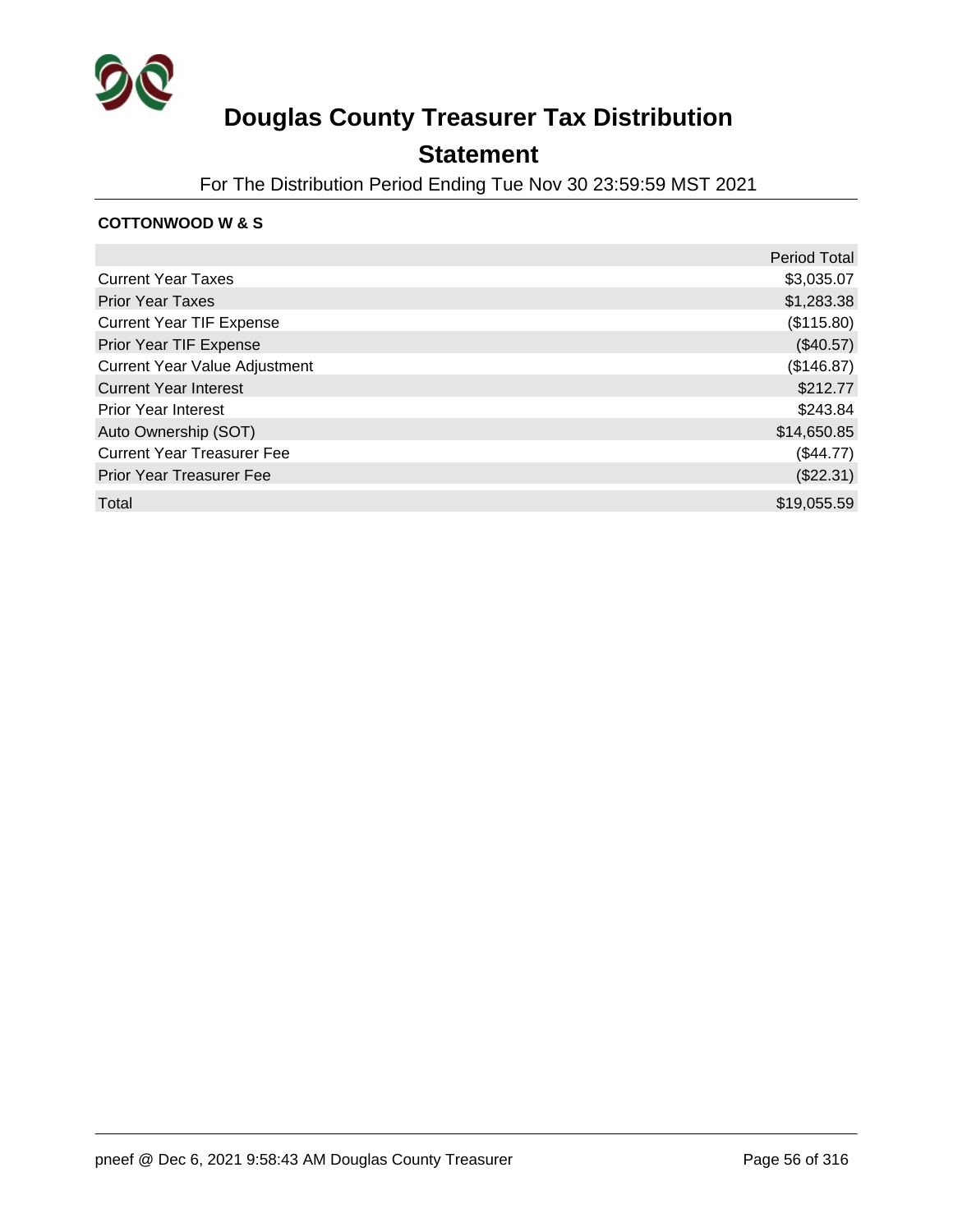# Douglas County Treasurer Tax Distribution

## Statement

For The Distribution Period Ending Tue Nov 30 23:59:59 MST 2021

**COTTONWOOD W & S**

| | Period Total |
|---|---:|
| Current Year Taxes | $3,035.07 |
| Prior Year Taxes | $1,283.38 |
| Current Year TIF Expense | ($115.80) |
| Prior Year TIF Expense | ($40.57) |
| Current Year Value Adjustment | ($146.87) |
| Current Year Interest | $212.77 |
| Prior Year Interest | $243.84 |
| Auto Ownership (SOT) | $14,650.85 |
| Current Year Treasurer Fee | ($44.77) |
| Prior Year Treasurer Fee | ($22.31) |
| Total | $19,055.59 |

pneef @ Dec 6, 2021 9:58:43 AM Douglas County Treasurer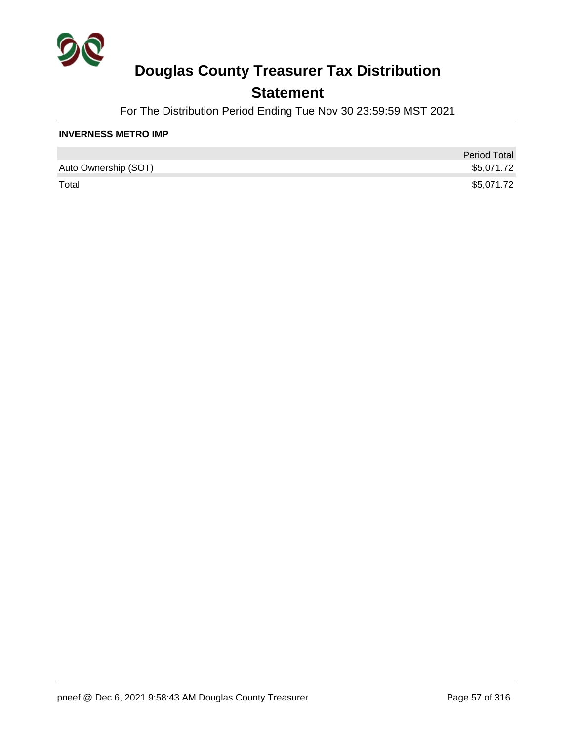# Douglas County Treasurer Tax Distribution

## Statement

For The Distribution Period Ending Tue Nov 30 23:59:59 MST 2021

**INVERNESS METRO IMP**

| | Period Total |
|---|---|
| Auto Ownership (SOT) | $5,071.72 |
| Total | $5,071.72 |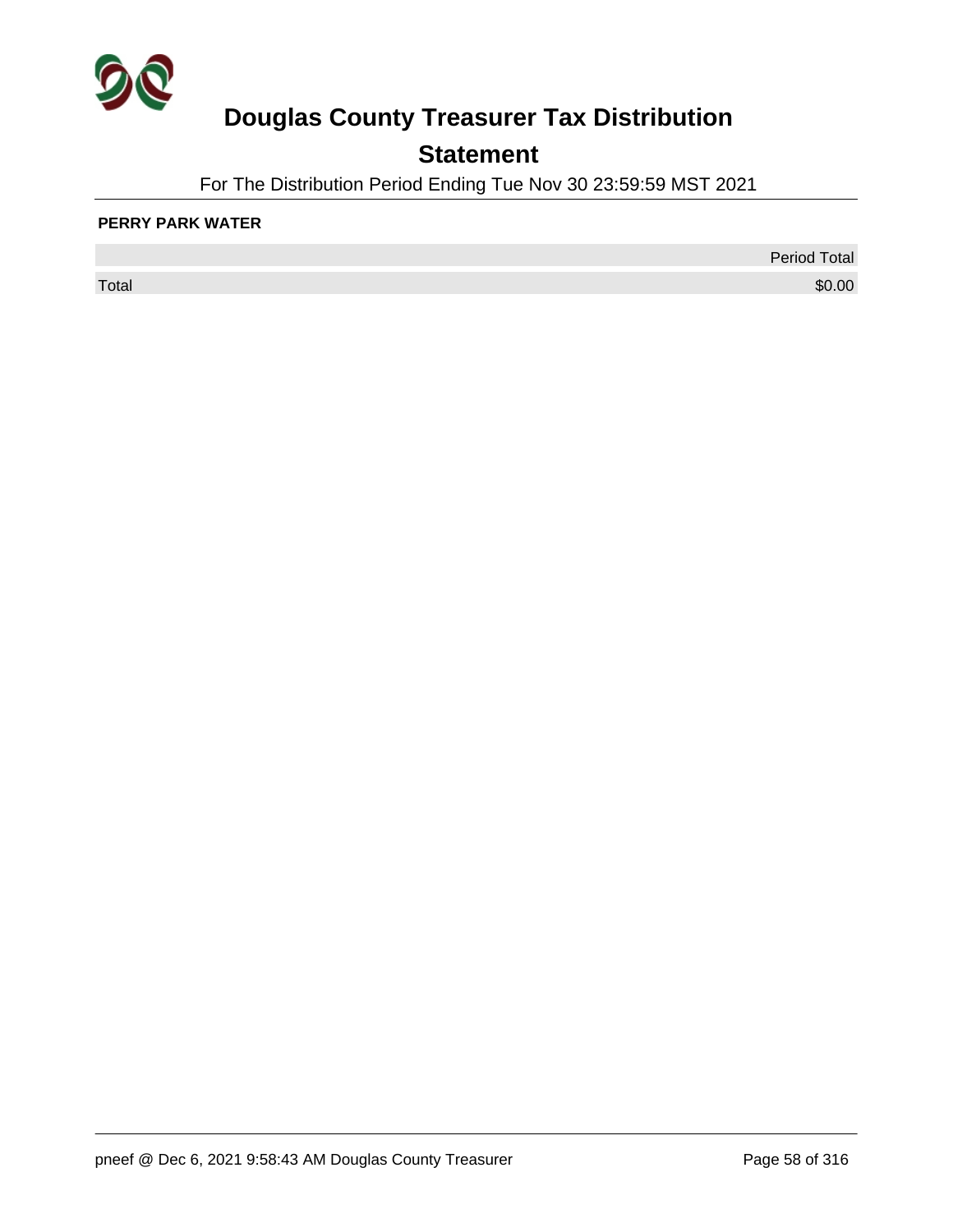# Douglas County Treasurer Tax Distribution

## Statement

For The Distribution Period Ending Tue Nov 30 23:59:59 MST 2021

**PERRY PARK WATER**

| | Period Total |
|---|---|
| Total | $0.00 |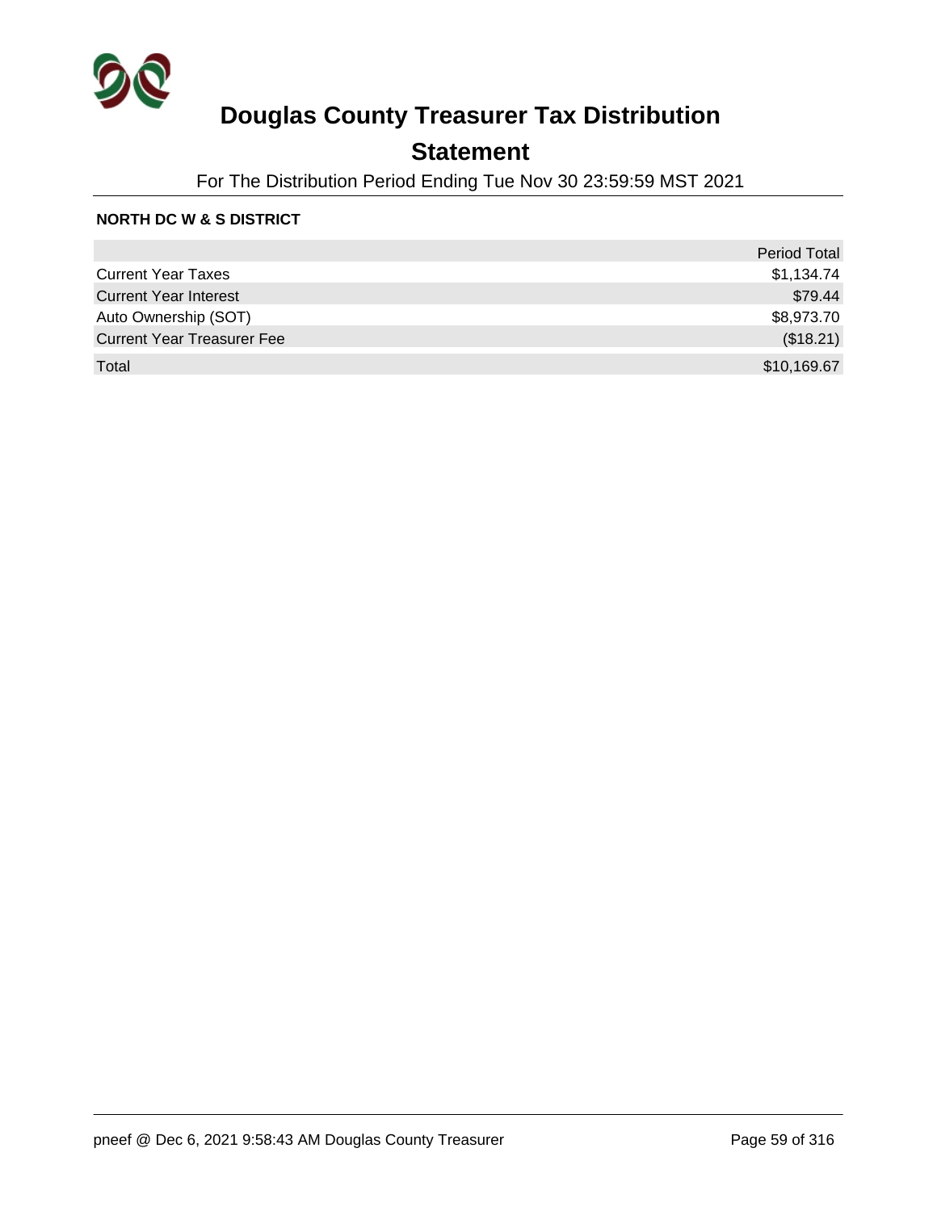# Douglas County Treasurer Tax Distribution

## Statement

For The Distribution Period Ending Tue Nov 30 23:59:59 MST 2021

**NORTH DC W & S DISTRICT**

| | Period Total |
|---|---|
| Current Year Taxes | $1,134.74 |
| Current Year Interest | $79.44 |
| Auto Ownership (SOT) | $8,973.70 |
| Current Year Treasurer Fee | ($18.21) |
| Total | $10,169.67 |

pneef @ Dec 6, 2021 9:58:43 AM Douglas County Treasurer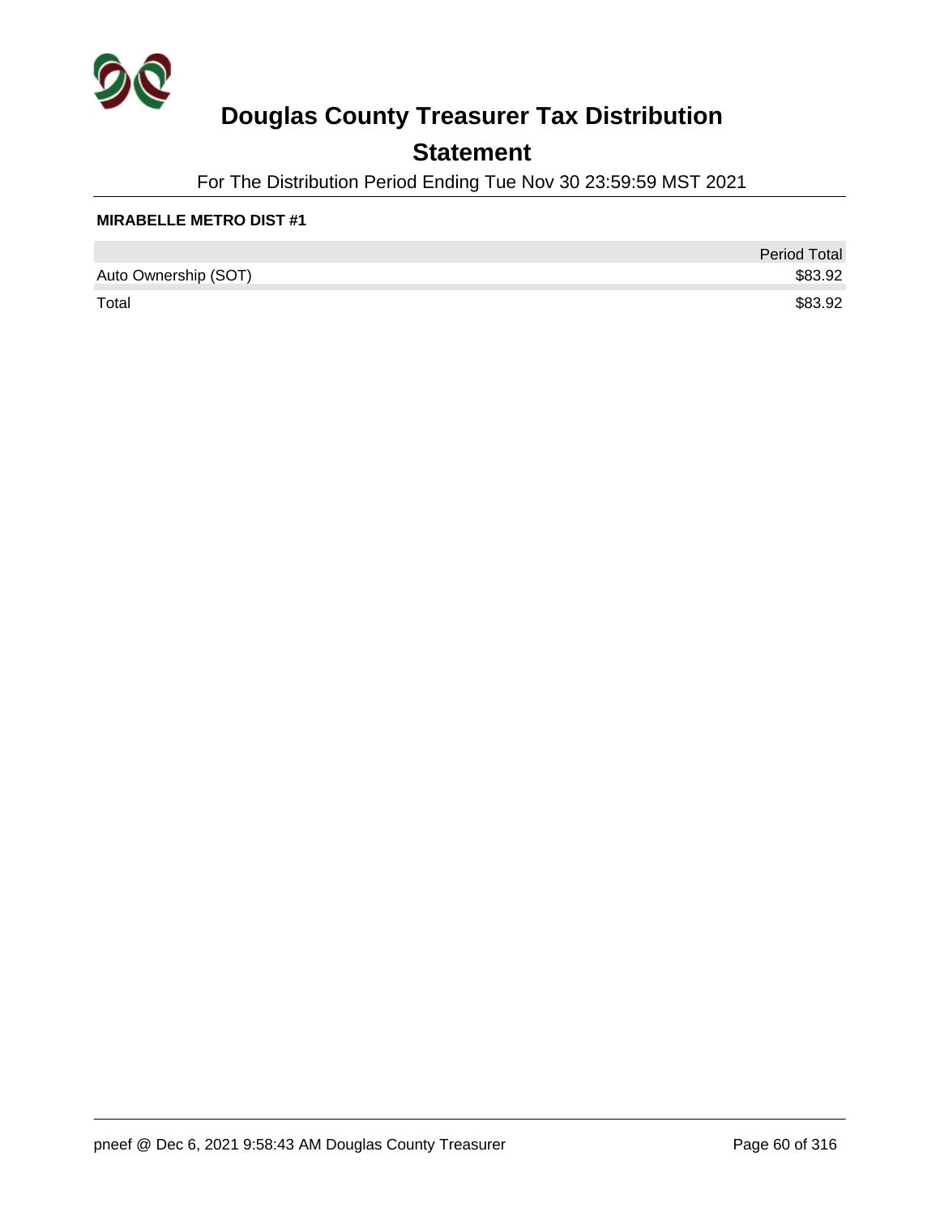# Douglas County Treasurer Tax Distribution

## Statement

For The Distribution Period Ending Tue Nov 30 23:59:59 MST 2021

**MIRABELLE METRO DIST #1**

| | Period Total |
|---|---|
| Auto Ownership (SOT) | $83.92 |
| Total | $83.92 |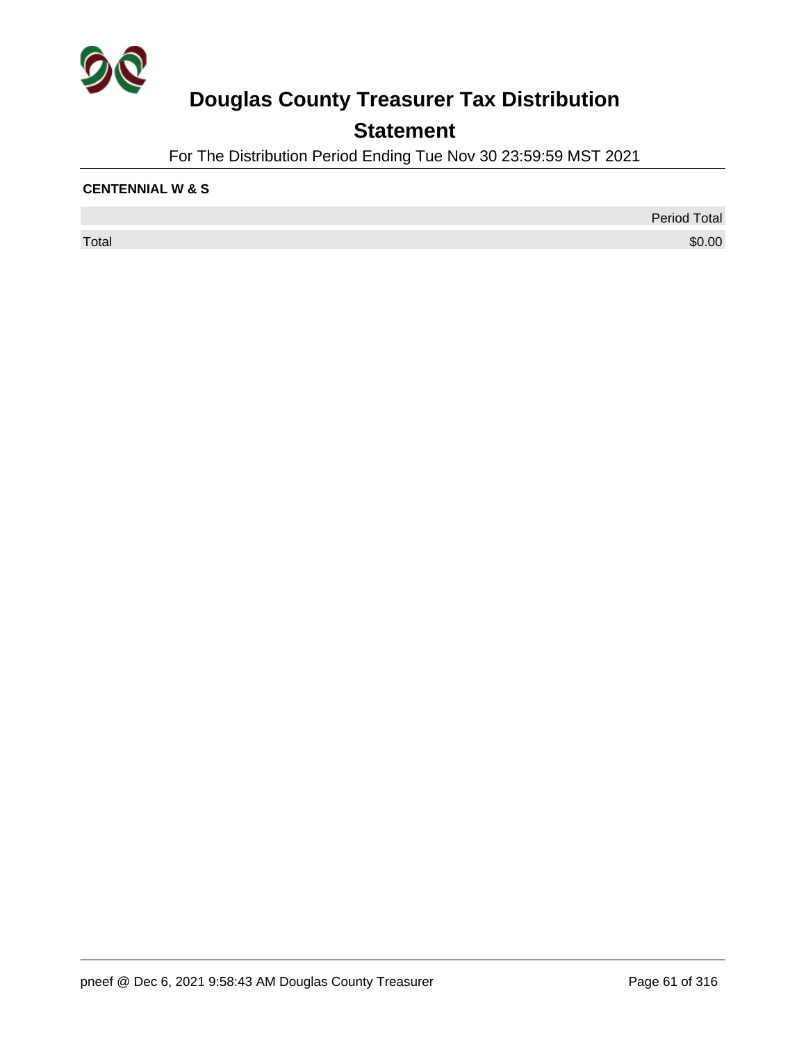# Douglas County Treasurer Tax Distribution

## Statement

For The Distribution Period Ending Tue Nov 30 23:59:59 MST 2021

**CENTENNIAL W & S**

| | Period Total |
|---|---|
| Total | $0.00 |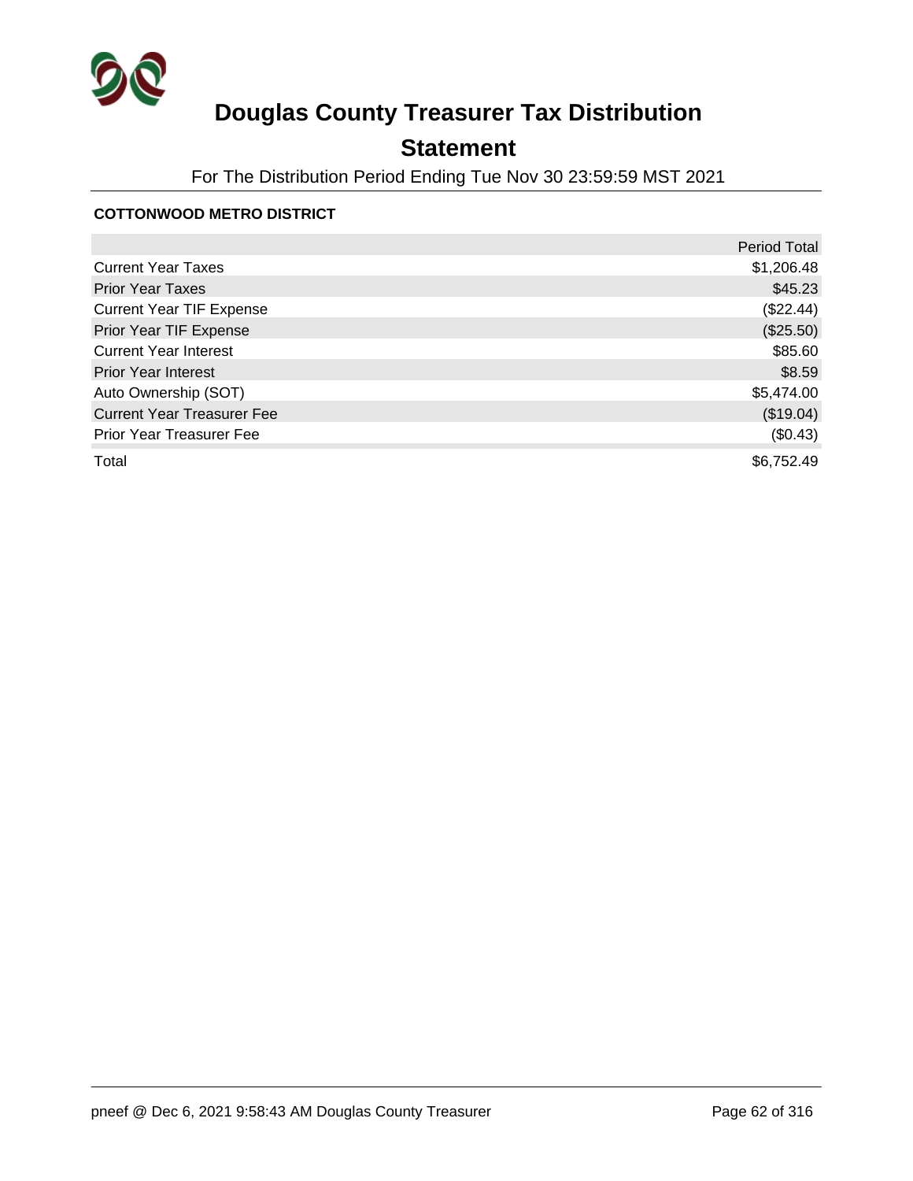# Douglas County Treasurer Tax Distribution

## Statement

For The Distribution Period Ending Tue Nov 30 23:59:59 MST 2021

**COTTONWOOD METRO DISTRICT**

| | Period Total |
|---|---|
| Current Year Taxes | $1,206.48 |
| Prior Year Taxes | $45.23 |
| Current Year TIF Expense | ($22.44) |
| Prior Year TIF Expense | ($25.50) |
| Current Year Interest | $85.60 |
| Prior Year Interest | $8.59 |
| Auto Ownership (SOT) | $5,474.00 |
| Current Year Treasurer Fee | ($19.04) |
| Prior Year Treasurer Fee | ($0.43) |
| Total | $6,752.49 |

pneef @ Dec 6, 2021 9:58:43 AM Douglas County Treasurer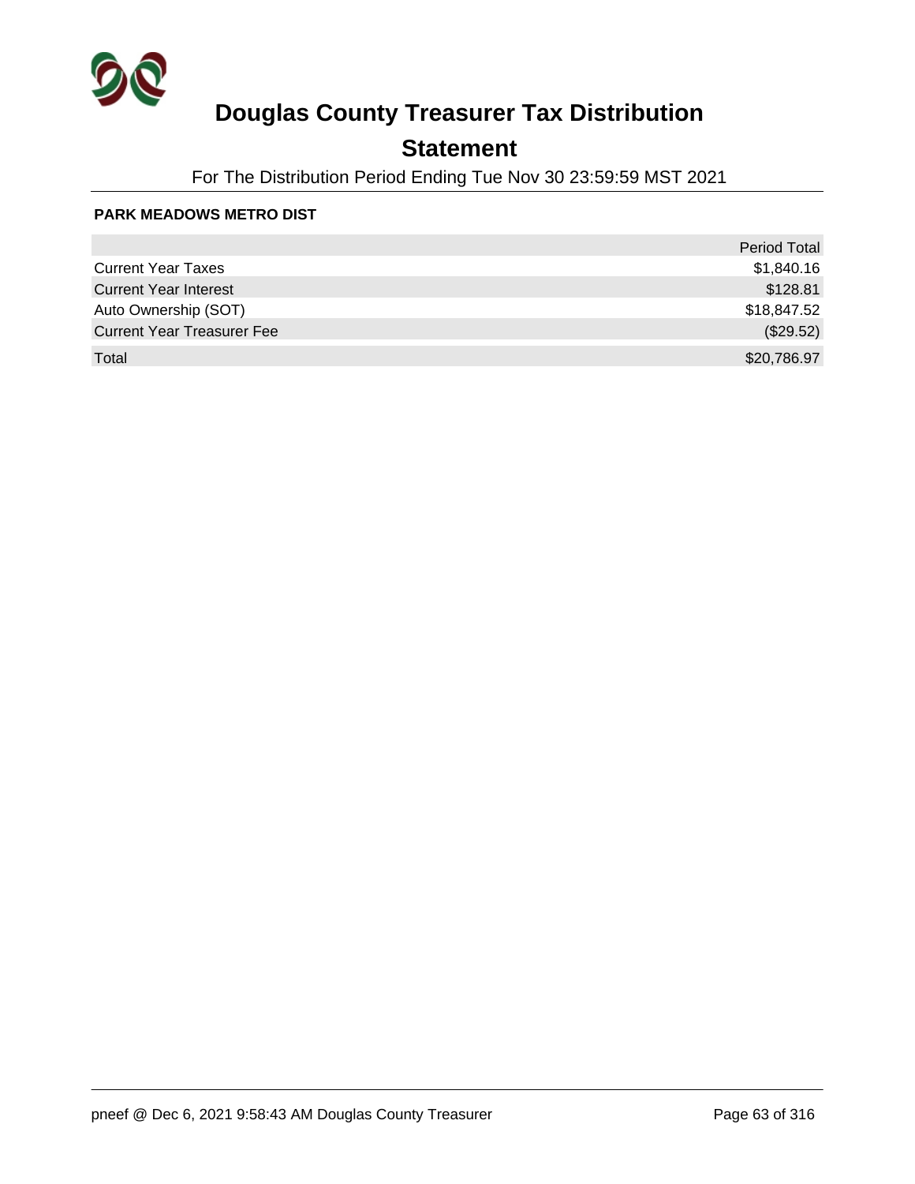# Douglas County Treasurer Tax Distribution

## Statement

For The Distribution Period Ending Tue Nov 30 23:59:59 MST 2021

**PARK MEADOWS METRO DIST**

| | Period Total |
|---|---|
| Current Year Taxes | $1,840.16 |
| Current Year Interest | $128.81 |
| Auto Ownership (SOT) | $18,847.52 |
| Current Year Treasurer Fee | ($29.52) |
| Total | $20,786.97 |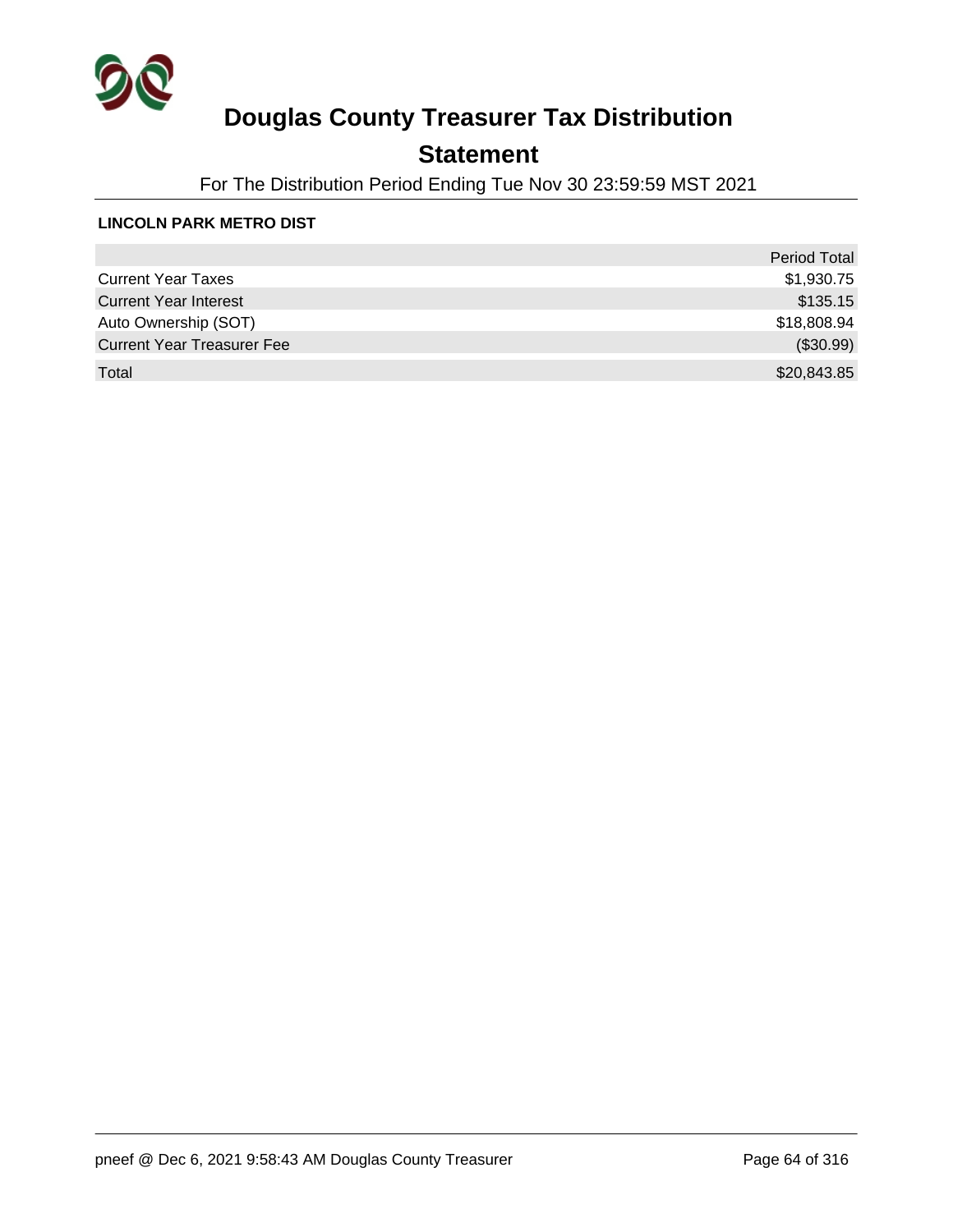# Douglas County Treasurer Tax Distribution

## Statement

For The Distribution Period Ending Tue Nov 30 23:59:59 MST 2021

**LINCOLN PARK METRO DIST**

| | Period Total |
|---|---|
| Current Year Taxes | $1,930.75 |
| Current Year Interest | $135.15 |
| Auto Ownership (SOT) | $18,808.94 |
| Current Year Treasurer Fee | ($30.99) |
| Total | $20,843.85 |

pneef @ Dec 6, 2021 9:58:43 AM Douglas County Treasurer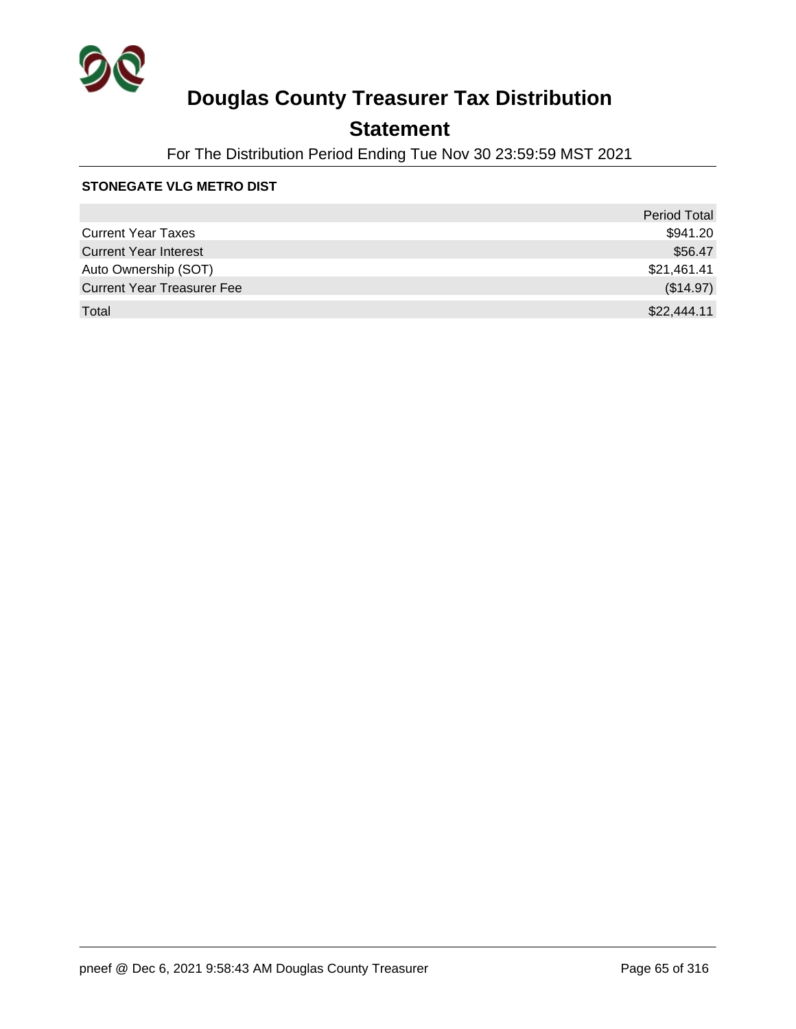# Douglas County Treasurer Tax Distribution

## Statement

For The Distribution Period Ending Tue Nov 30 23:59:59 MST 2021

**STONEGATE VLG METRO DIST**

| | Period Total |
|---|---:|
| Current Year Taxes | $941.20 |
| Current Year Interest | $56.47 |
| Auto Ownership (SOT) | $21,461.41 |
| Current Year Treasurer Fee | ($14.97) |
| Total | $22,444.11 |

pneef @ Dec 6, 2021 9:58:43 AM Douglas County Treasurer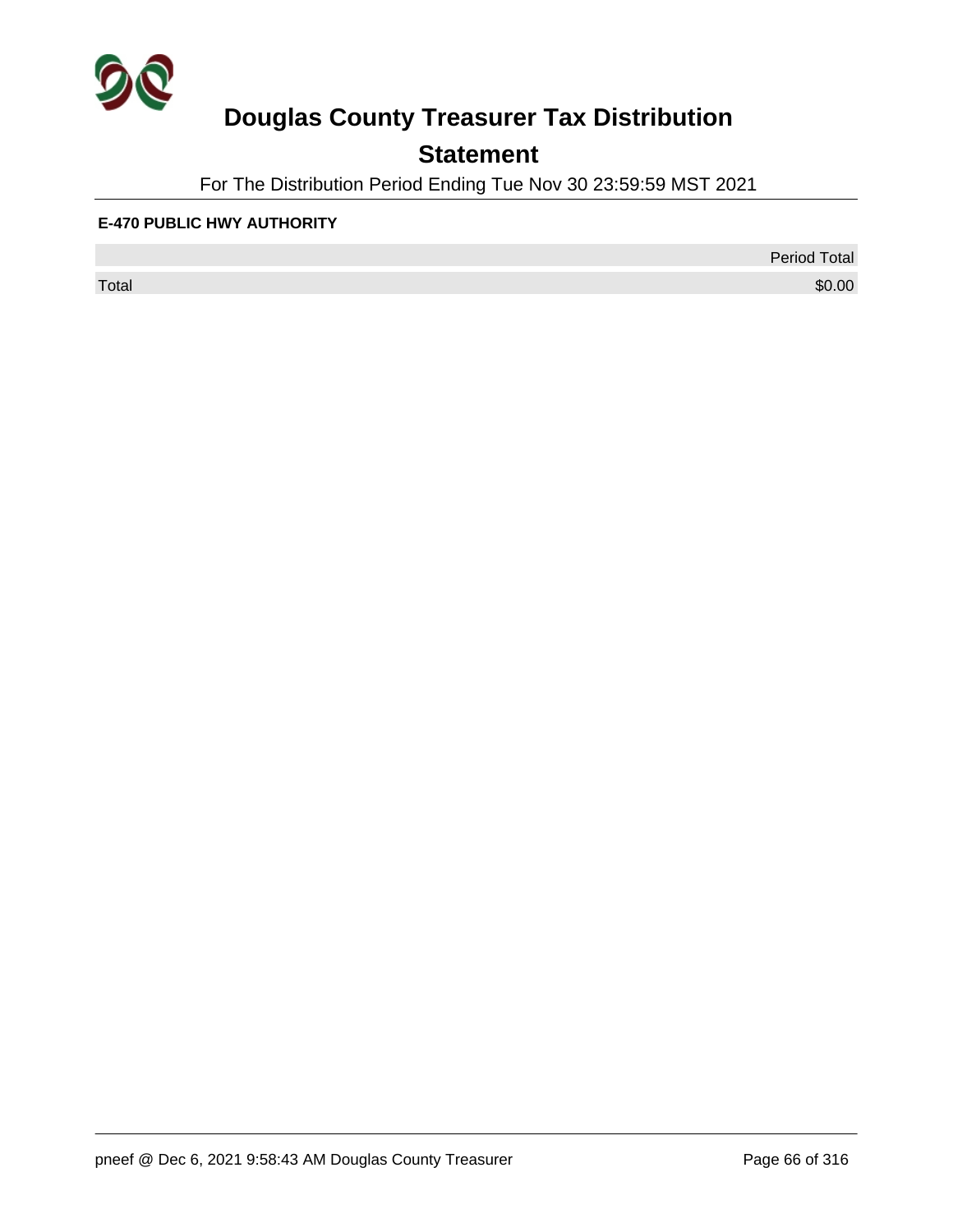# Douglas County Treasurer Tax Distribution

## Statement

For The Distribution Period Ending Tue Nov 30 23:59:59 MST 2021

**E-470 PUBLIC HWY AUTHORITY**

| | Period Total |
|---|---|
| Total | $0.00 |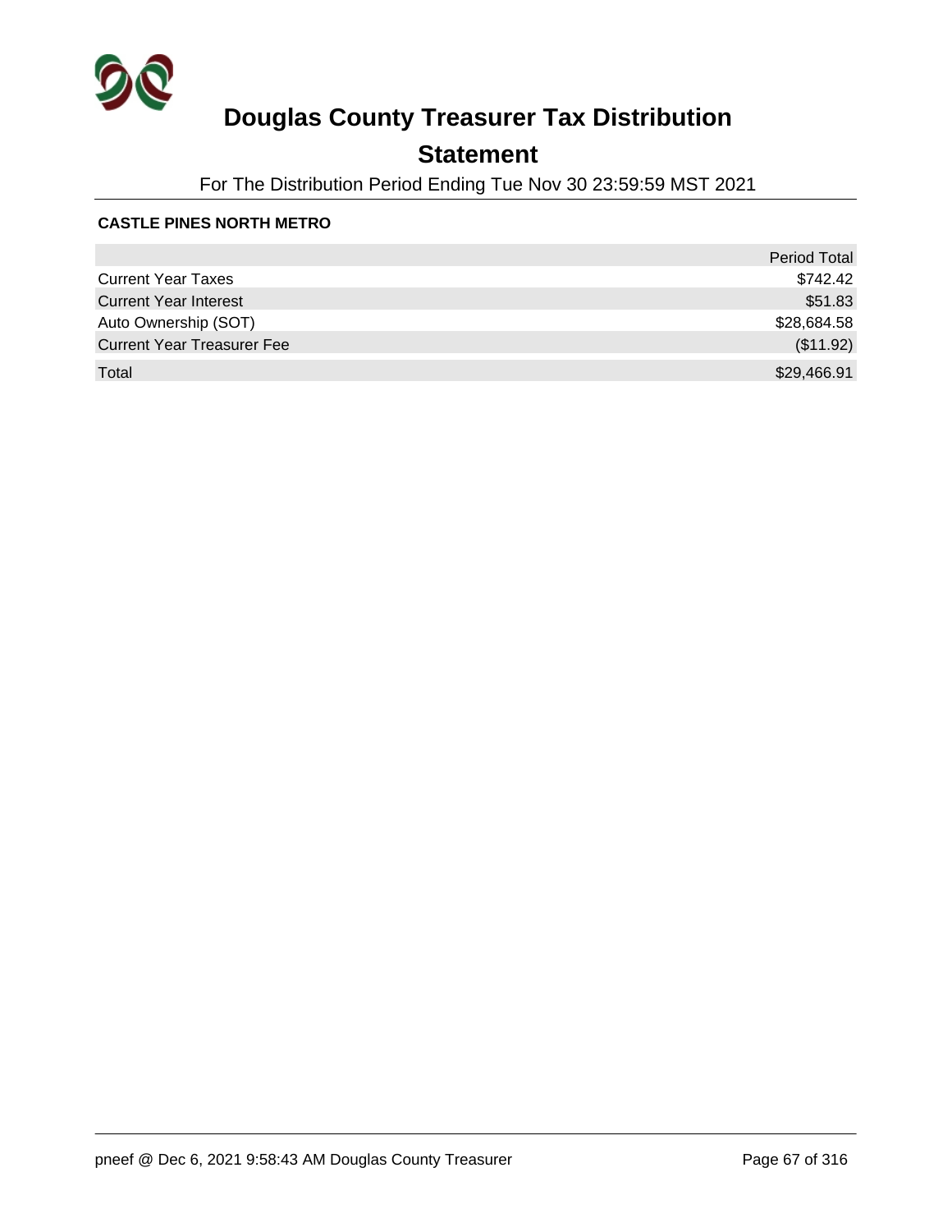# Douglas County Treasurer Tax Distribution

## Statement

For The Distribution Period Ending Tue Nov 30 23:59:59 MST 2021

**CASTLE PINES NORTH METRO**

| | Period Total |
|---|---|
| Current Year Taxes | $742.42 |
| Current Year Interest | $51.83 |
| Auto Ownership (SOT) | $28,684.58 |
| Current Year Treasurer Fee | ($11.92) |
| Total | $29,466.91 |

pneef @ Dec 6, 2021 9:58:43 AM Douglas County Treasurer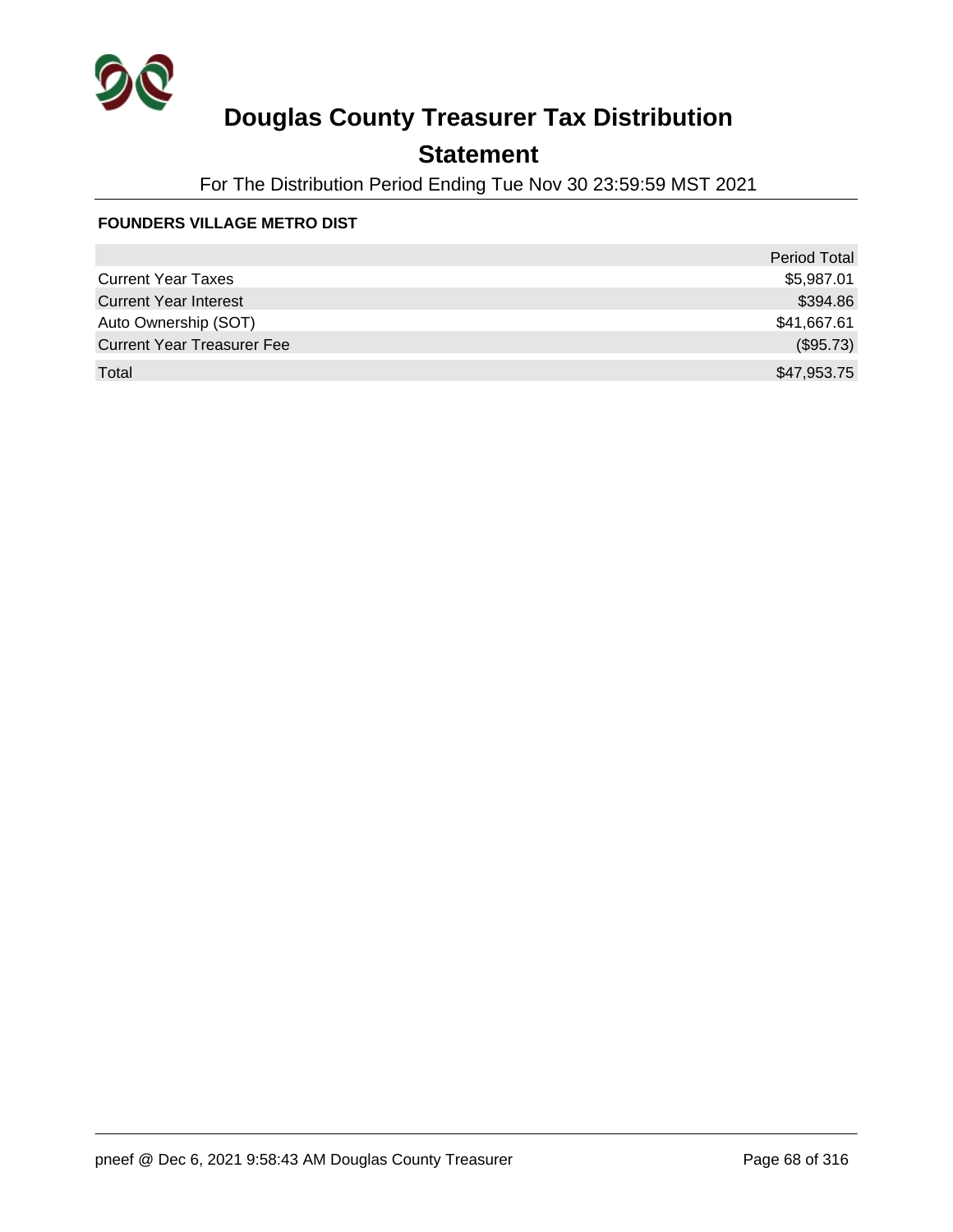# Douglas County Treasurer Tax Distribution

## Statement

For The Distribution Period Ending Tue Nov 30 23:59:59 MST 2021

**FOUNDERS VILLAGE METRO DIST**

| | Period Total |
|---|---|
| Current Year Taxes | $5,987.01 |
| Current Year Interest | $394.86 |
| Auto Ownership (SOT) | $41,667.61 |
| Current Year Treasurer Fee | ($95.73) |
| Total | $47,953.75 |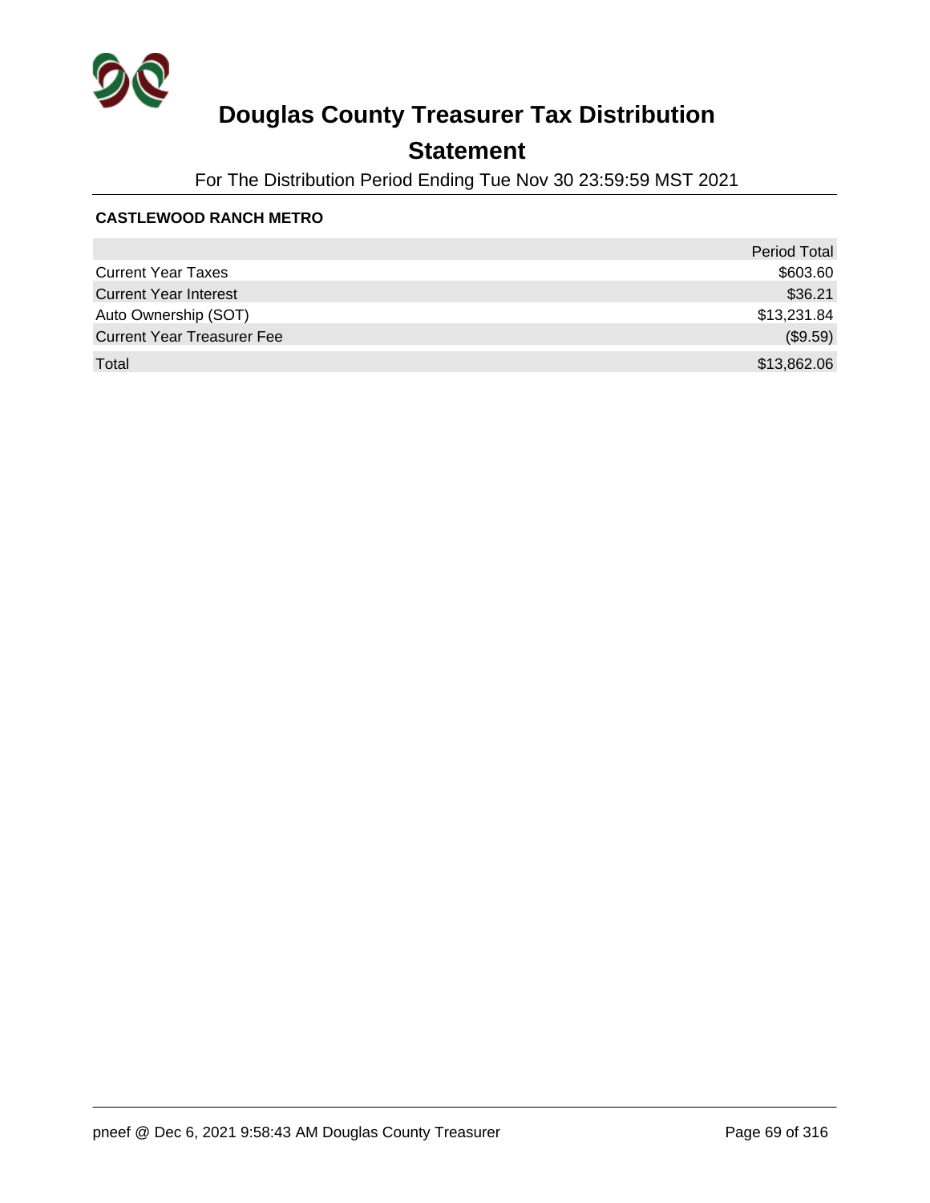# Douglas County Treasurer Tax Distribution

## Statement

For The Distribution Period Ending Tue Nov 30 23:59:59 MST 2021

**CASTLEWOOD RANCH METRO**

| | Period Total |
|---|---|
| Current Year Taxes | $603.60 |
| Current Year Interest | $36.21 |
| Auto Ownership (SOT) | $13,231.84 |
| Current Year Treasurer Fee | ($9.59) |
| Total | $13,862.06 |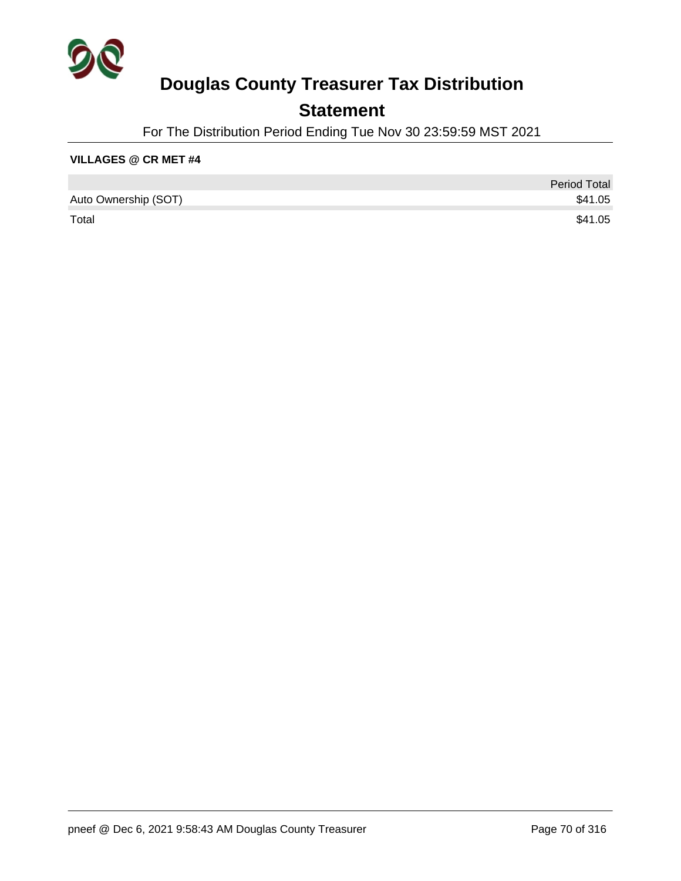# Douglas County Treasurer Tax Distribution

## Statement

For The Distribution Period Ending Tue Nov 30 23:59:59 MST 2021

**VILLAGES @ CR MET #4**

| | Period Total |
|---|---|
| Auto Ownership (SOT) | $41.05 |
| Total | $41.05 |

pneef @ Dec 6, 2021 9:58:43 AM Douglas County Treasurer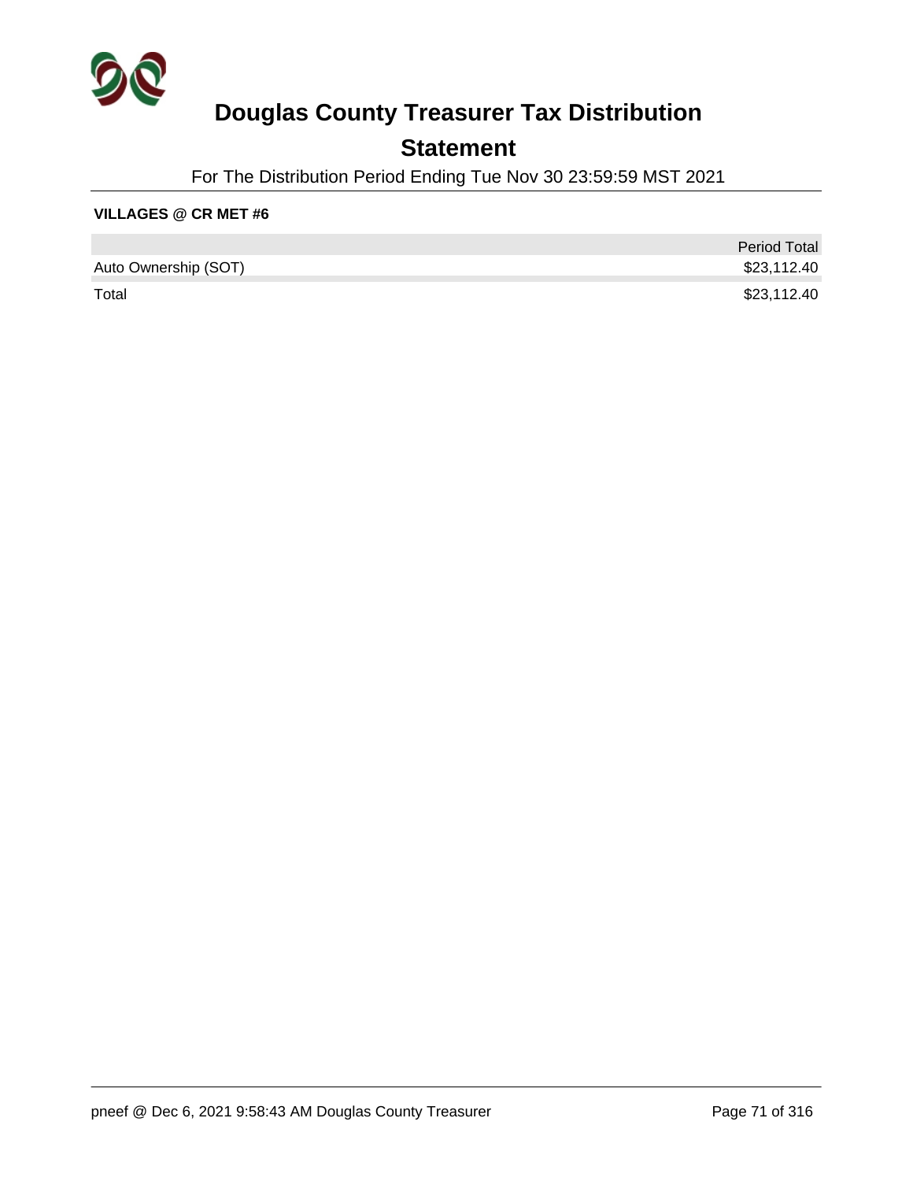# Douglas County Treasurer Tax Distribution

## Statement

For The Distribution Period Ending Tue Nov 30 23:59:59 MST 2021

**VILLAGES @ CR MET #6**

| | Period Total |
|---|---|
| Auto Ownership (SOT) | $23,112.40 |
| Total | $23,112.40 |

pneef @ Dec 6, 2021 9:58:43 AM Douglas County Treasurer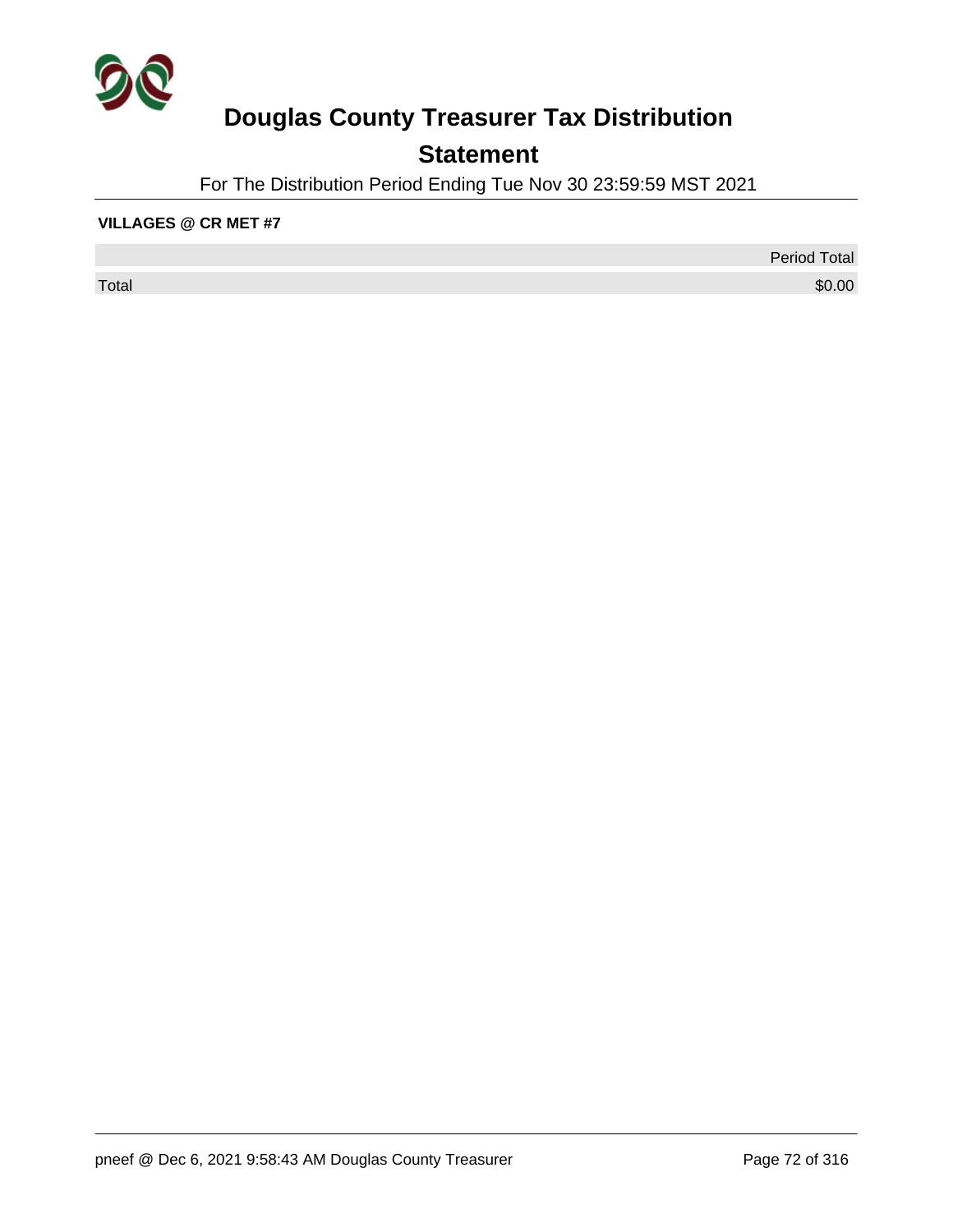# Douglas County Treasurer Tax Distribution

## Statement

For The Distribution Period Ending Tue Nov 30 23:59:59 MST 2021

**VILLAGES @ CR MET #7**

| | Period Total |
|---|---|
| Total | $0.00 |

pneef @ Dec 6, 2021 9:58:43 AM Douglas County Treasurer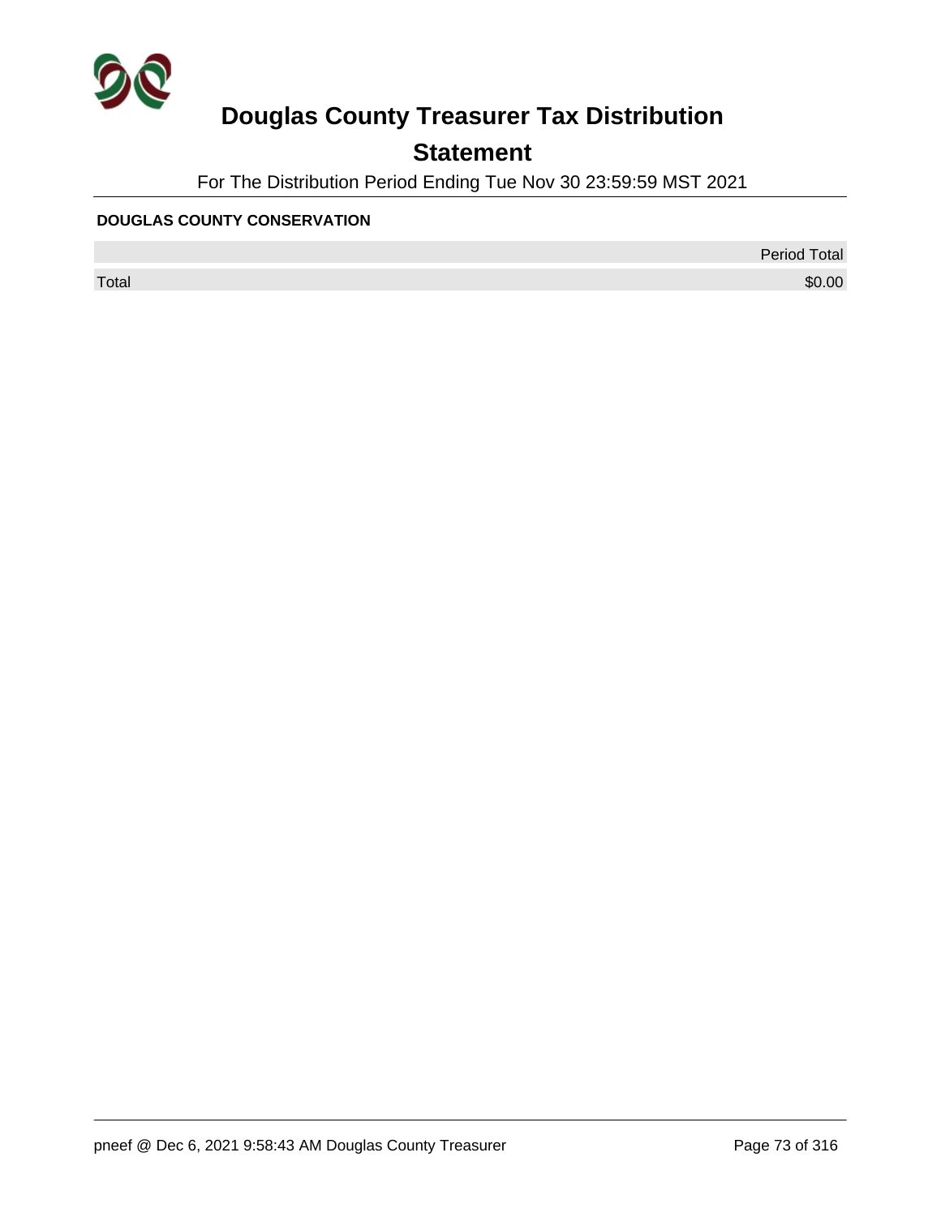# Douglas County Treasurer Tax Distribution

## Statement

For The Distribution Period Ending Tue Nov 30 23:59:59 MST 2021

**DOUGLAS COUNTY CONSERVATION**

| | Period Total |
|---|---|
| Total | $0.00 |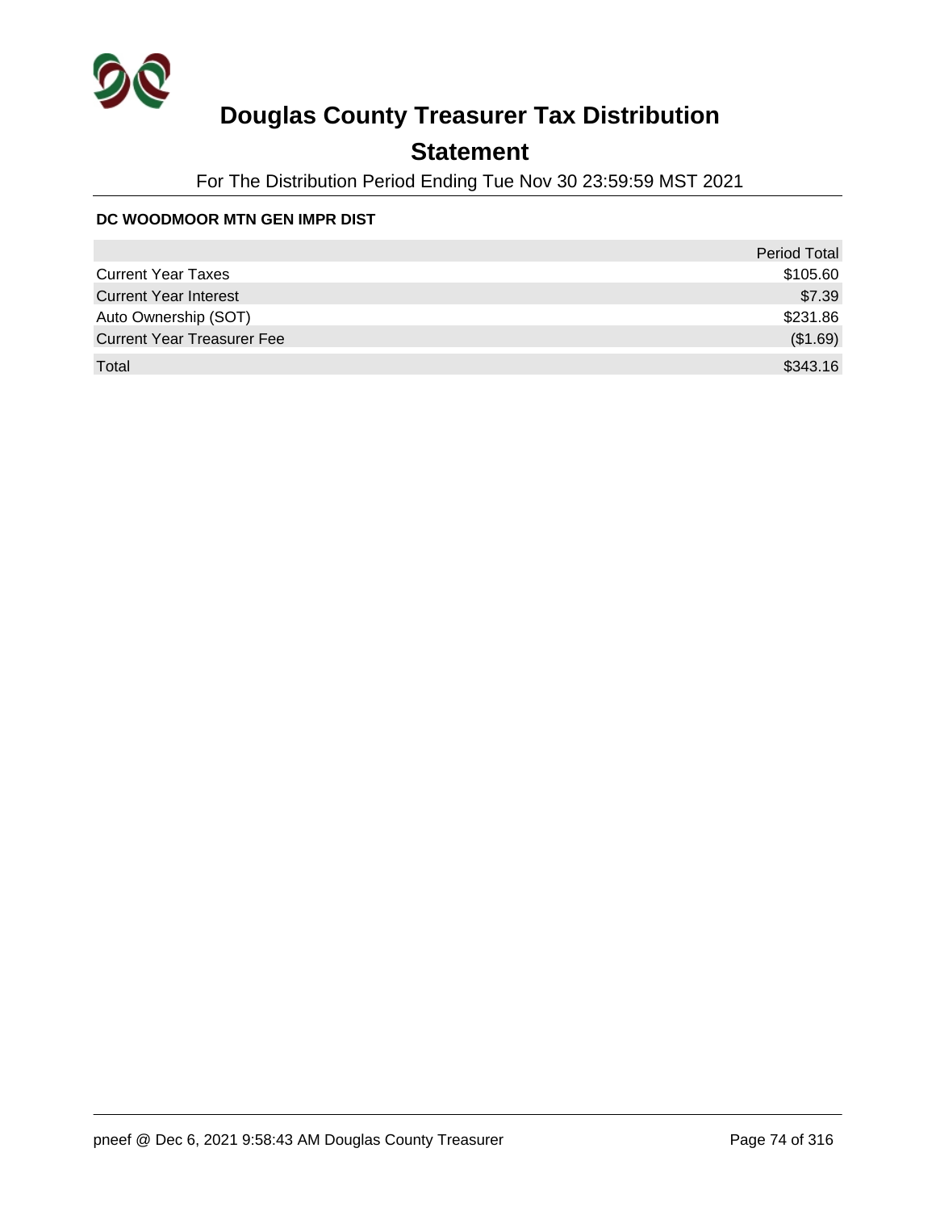# Douglas County Treasurer Tax Distribution

## Statement

For The Distribution Period Ending Tue Nov 30 23:59:59 MST 2021

**DC WOODMOOR MTN GEN IMPR DIST**

| | Period Total |
|---|---|
| Current Year Taxes | $105.60 |
| Current Year Interest | $7.39 |
| Auto Ownership (SOT) | $231.86 |
| Current Year Treasurer Fee | ($1.69) |
| Total | $343.16 |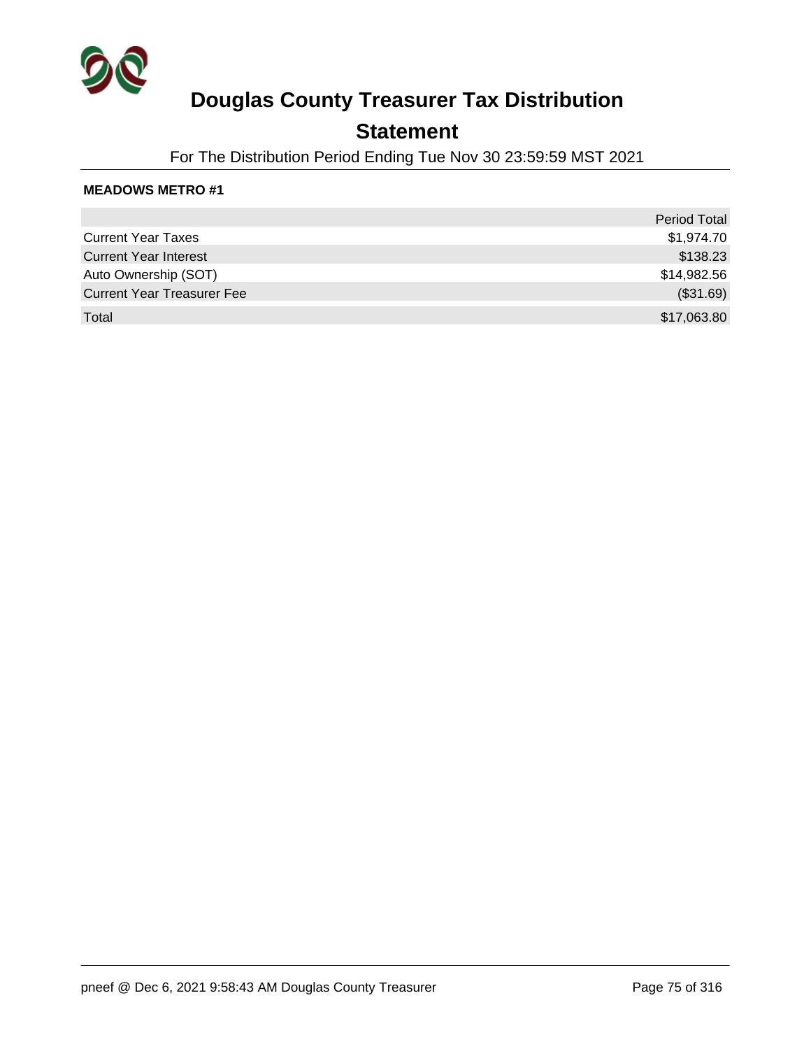# Douglas County Treasurer Tax Distribution

## Statement

For The Distribution Period Ending Tue Nov 30 23:59:59 MST 2021

**MEADOWS METRO #1**

| | Period Total |
|---|---|
| Current Year Taxes | $1,974.70 |
| Current Year Interest | $138.23 |
| Auto Ownership (SOT) | $14,982.56 |
| Current Year Treasurer Fee | ($31.69) |
| Total | $17,063.80 |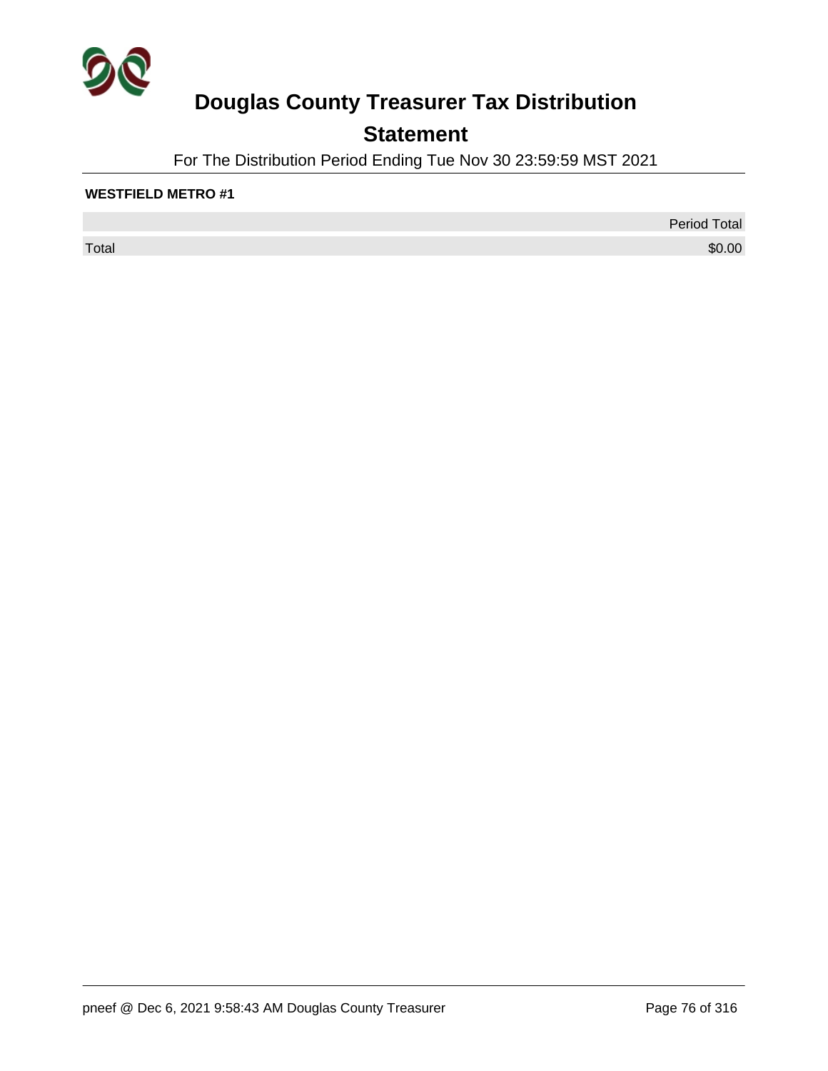# Douglas County Treasurer Tax Distribution

## Statement

For The Distribution Period Ending Tue Nov 30 23:59:59 MST 2021

**WESTFIELD METRO #1**

| | Period Total |
|---|---|
| Total | $0.00 |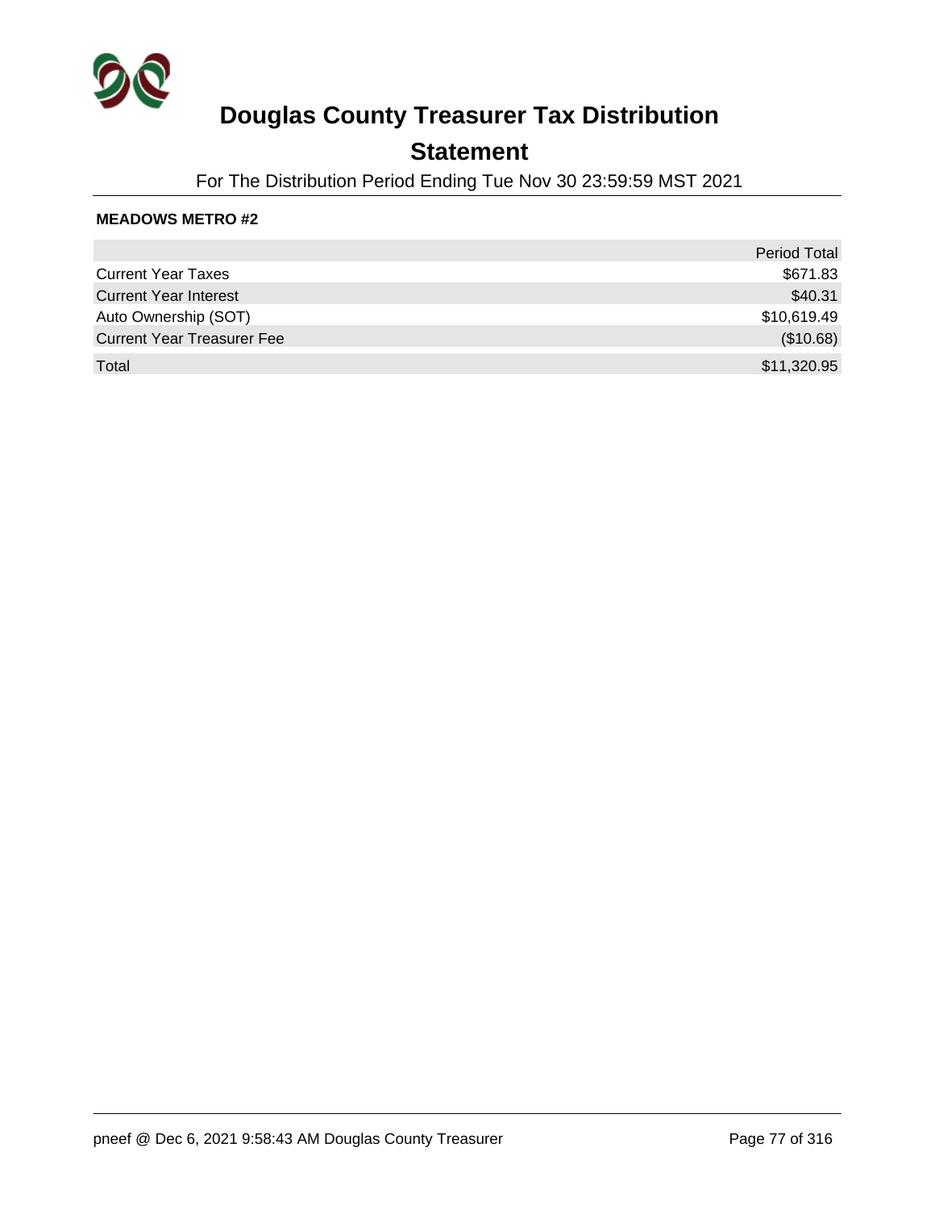# Douglas County Treasurer Tax Distribution

## Statement

For The Distribution Period Ending Tue Nov 30 23:59:59 MST 2021

**MEADOWS METRO #2**

| | Period Total |
|---|---:|
| Current Year Taxes | $671.83 |
| Current Year Interest | $40.31 |
| Auto Ownership (SOT) | $10,619.49 |
| Current Year Treasurer Fee | ($10.68) |
| Total | $11,320.95 |

pneef @ Dec 6, 2021 9:58:43 AM Douglas County Treasurer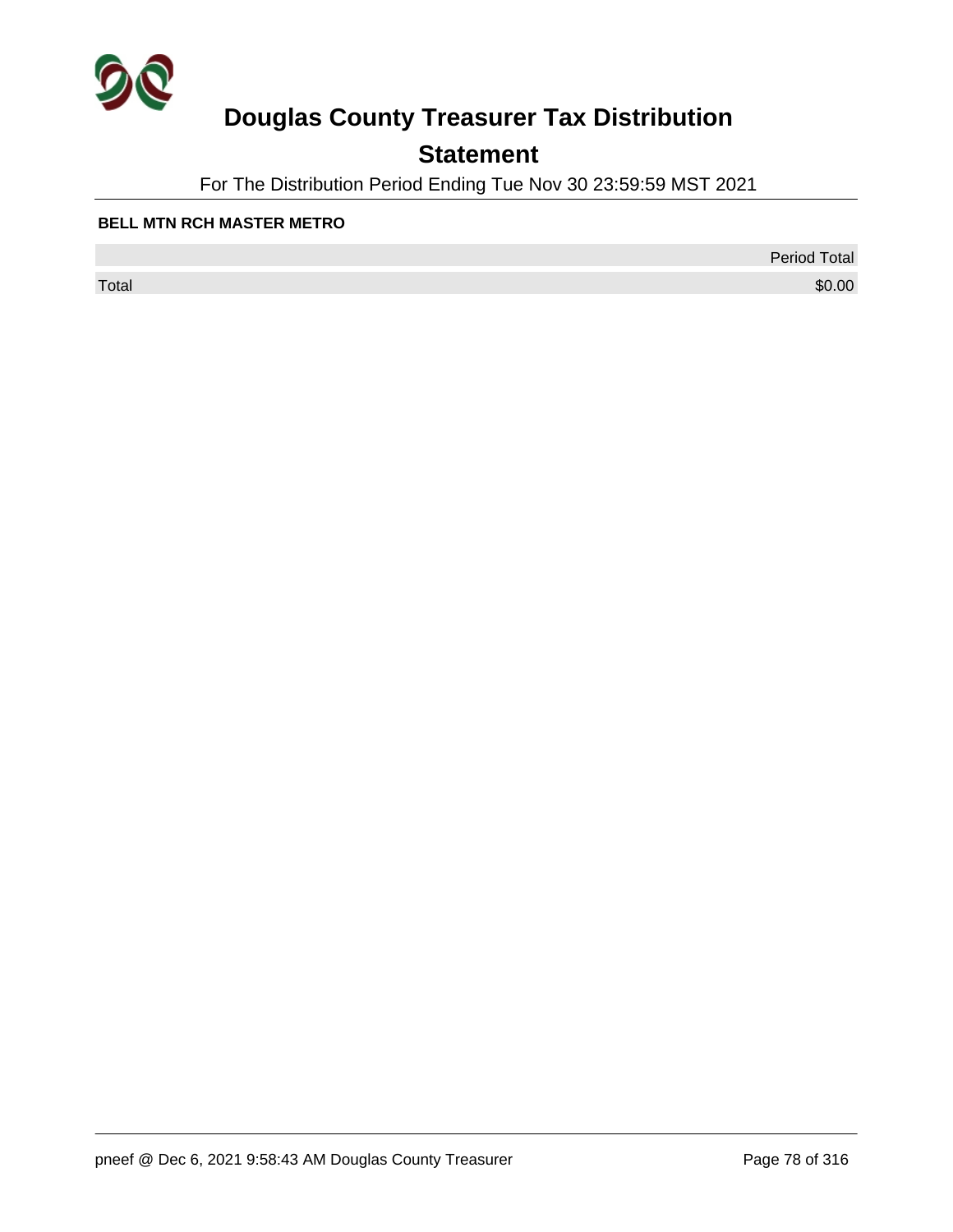# Douglas County Treasurer Tax Distribution

## Statement

For The Distribution Period Ending Tue Nov 30 23:59:59 MST 2021

**BELL MTN RCH MASTER METRO**

| | Period Total |
|---|---:|
| Total | $0.00 |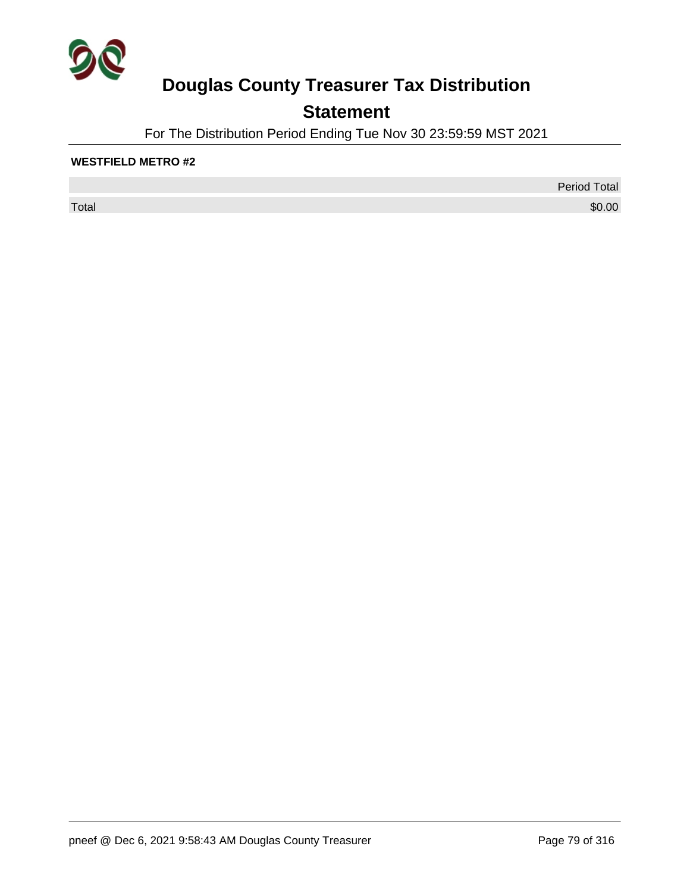# Douglas County Treasurer Tax Distribution

## Statement

For The Distribution Period Ending Tue Nov 30 23:59:59 MST 2021

**WESTFIELD METRO #2**

| | Period Total |
|---|---|
| Total | $0.00 |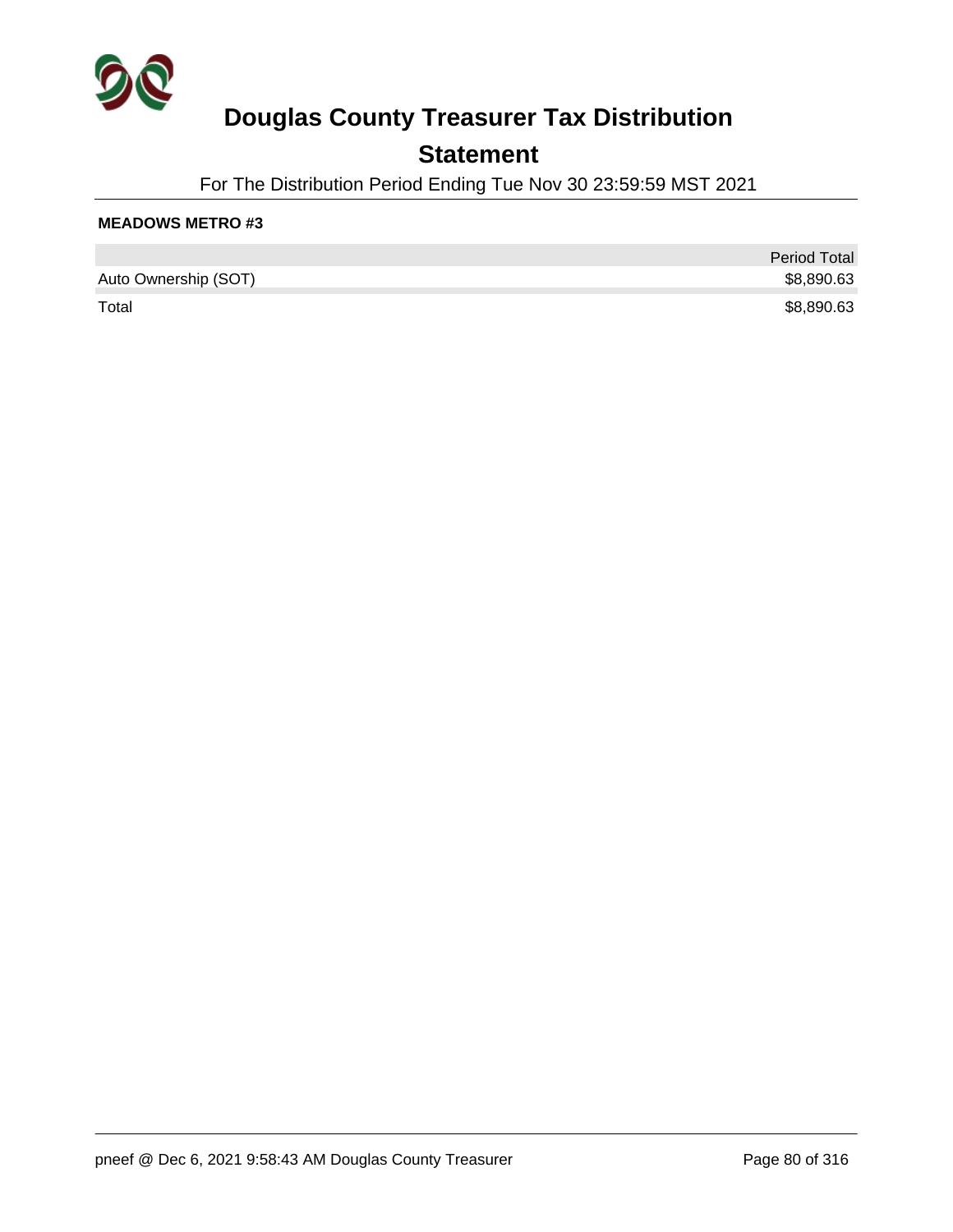# Douglas County Treasurer Tax Distribution

## Statement

For The Distribution Period Ending Tue Nov 30 23:59:59 MST 2021

**MEADOWS METRO #3**

| | Period Total |
|---|---|
| Auto Ownership (SOT) | $8,890.63 |
| Total | $8,890.63 |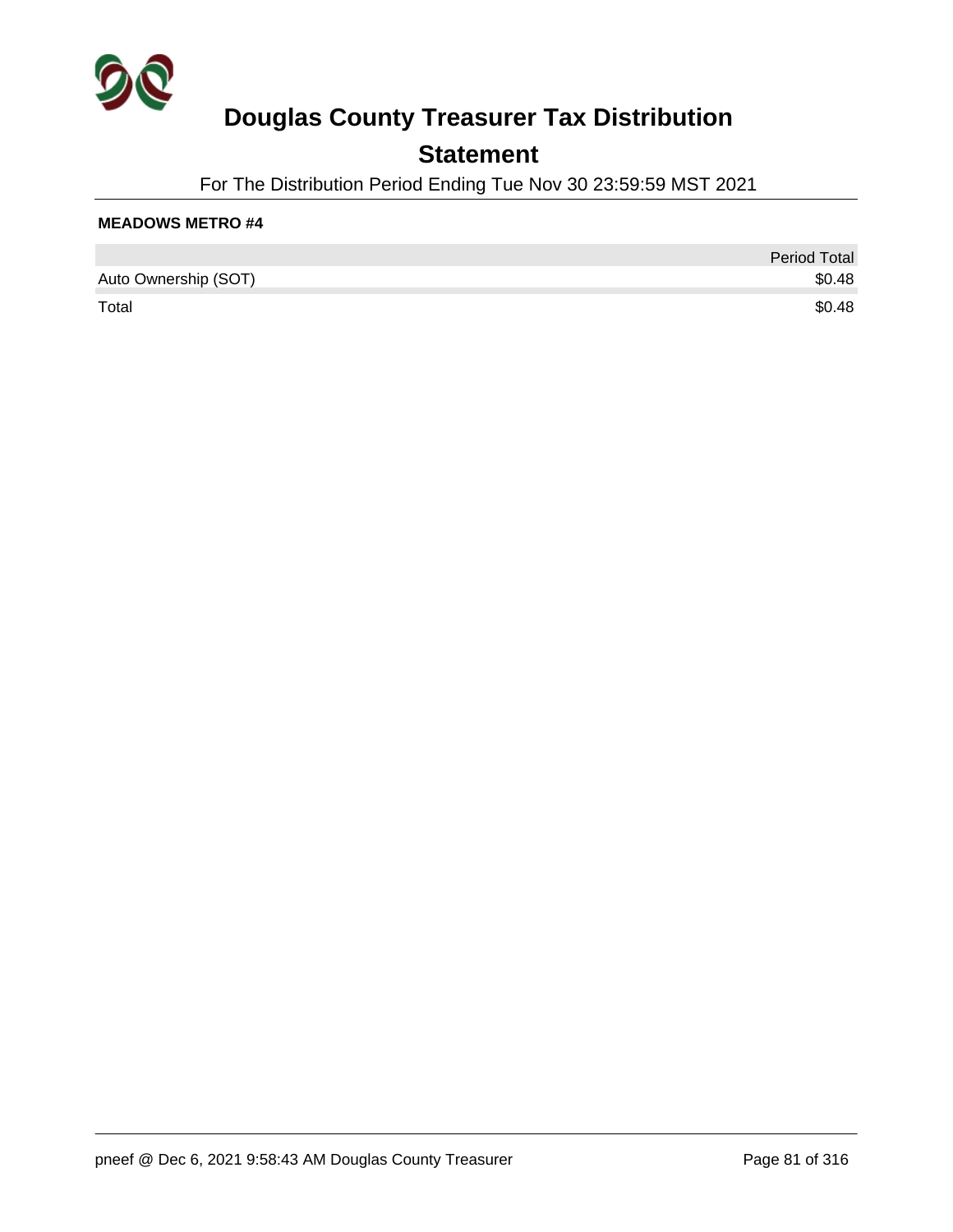# Douglas County Treasurer Tax Distribution

## Statement

For The Distribution Period Ending Tue Nov 30 23:59:59 MST 2021

**MEADOWS METRO #4**

| | Period Total |
|---|---|
| Auto Ownership (SOT) | $0.48 |
| Total | $0.48 |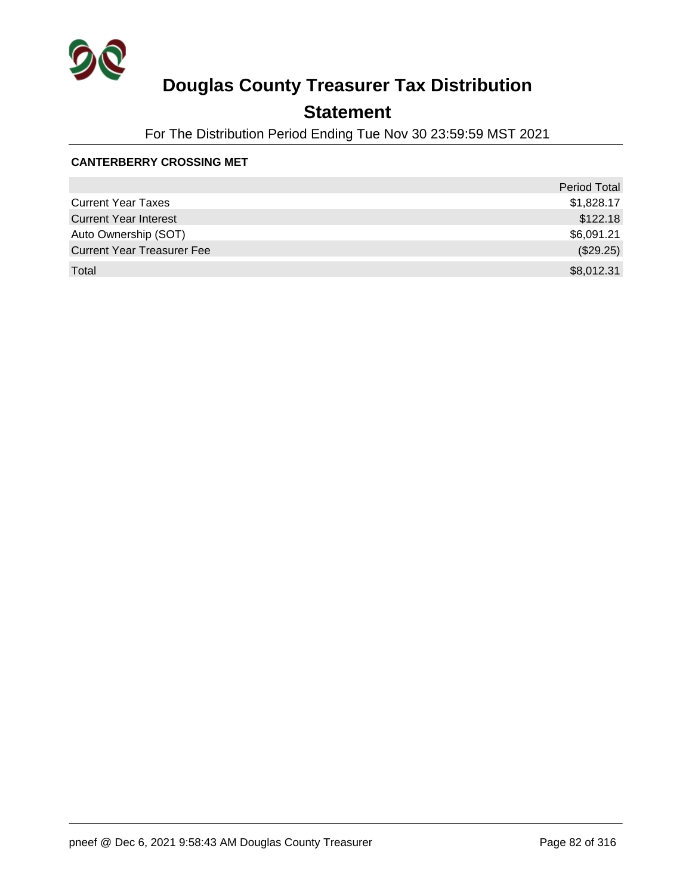# Douglas County Treasurer Tax Distribution

## Statement

For The Distribution Period Ending Tue Nov 30 23:59:59 MST 2021

**CANTERBERRY CROSSING MET**

| | Period Total |
|---|---|
| Current Year Taxes | $1,828.17 |
| Current Year Interest | $122.18 |
| Auto Ownership (SOT) | $6,091.21 |
| Current Year Treasurer Fee | ($29.25) |
| Total | $8,012.31 |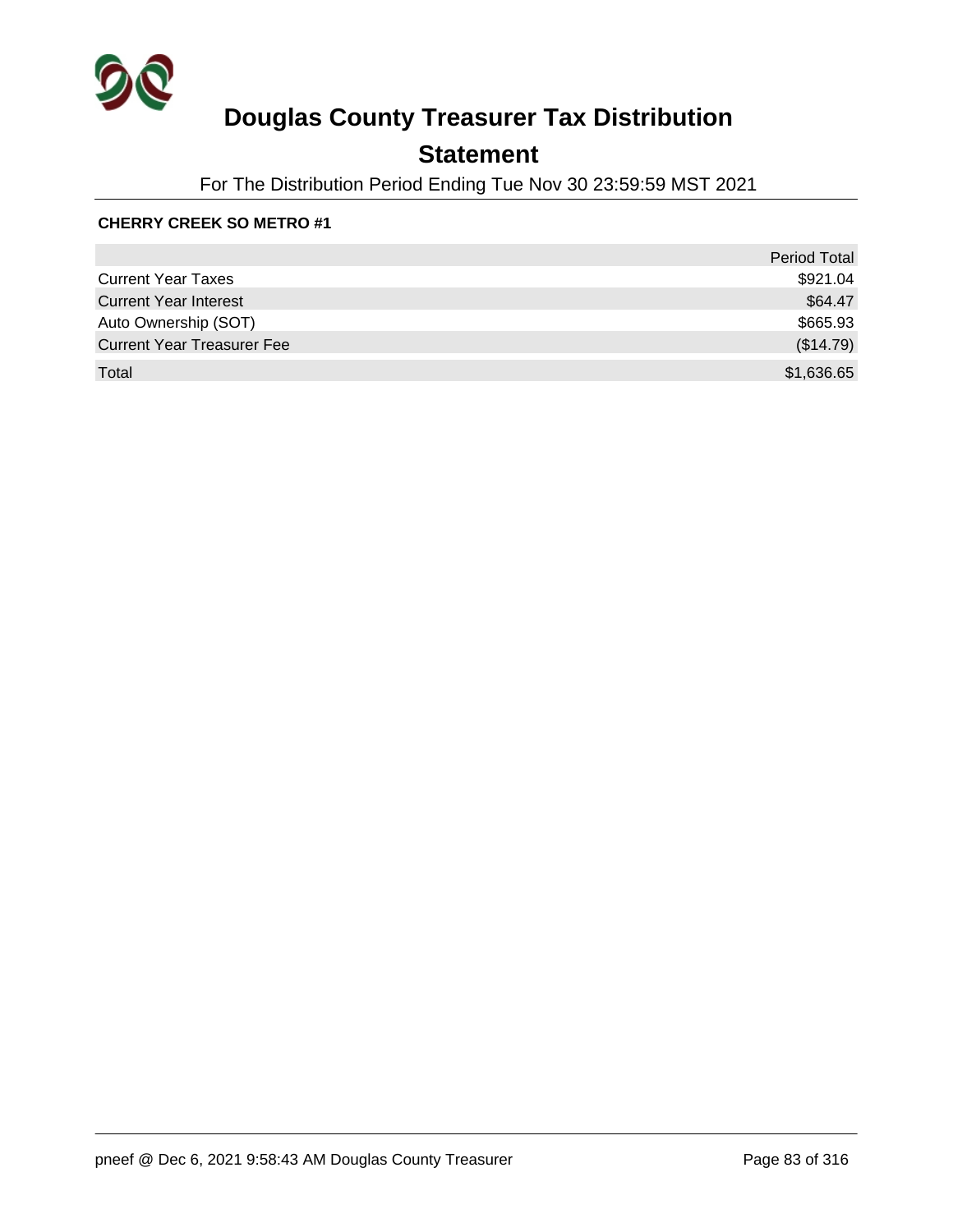# Douglas County Treasurer Tax Distribution

## Statement

For The Distribution Period Ending Tue Nov 30 23:59:59 MST 2021

**CHERRY CREEK SO METRO #1**

| | Period Total |
|---|---|
| Current Year Taxes | $921.04 |
| Current Year Interest | $64.47 |
| Auto Ownership (SOT) | $665.93 |
| Current Year Treasurer Fee | ($14.79) |
| Total | $1,636.65 |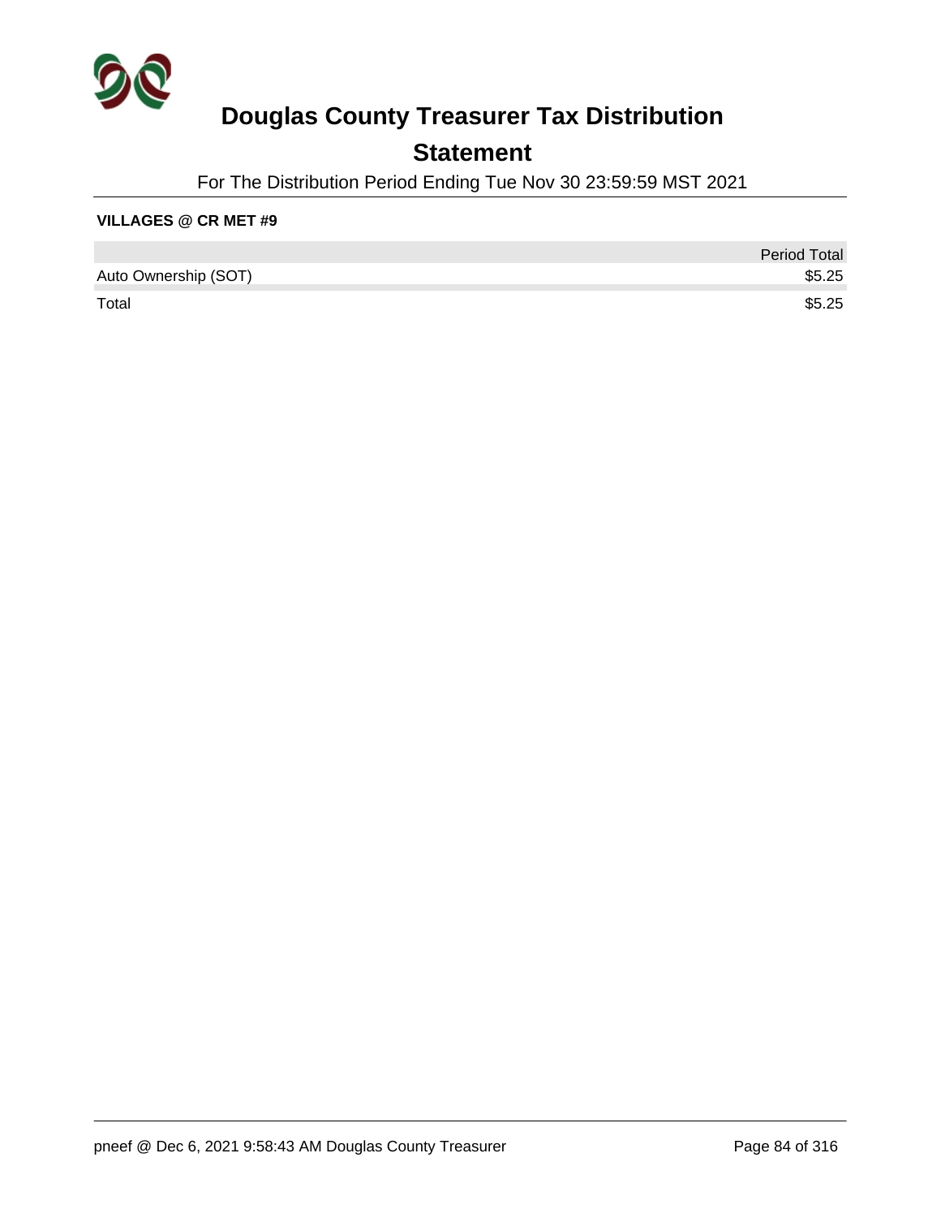# Douglas County Treasurer Tax Distribution

## Statement

For The Distribution Period Ending Tue Nov 30 23:59:59 MST 2021

**VILLAGES @ CR MET #9**

| | Period Total |
|---|---|
| Auto Ownership (SOT) | $5.25 |
| Total | $5.25 |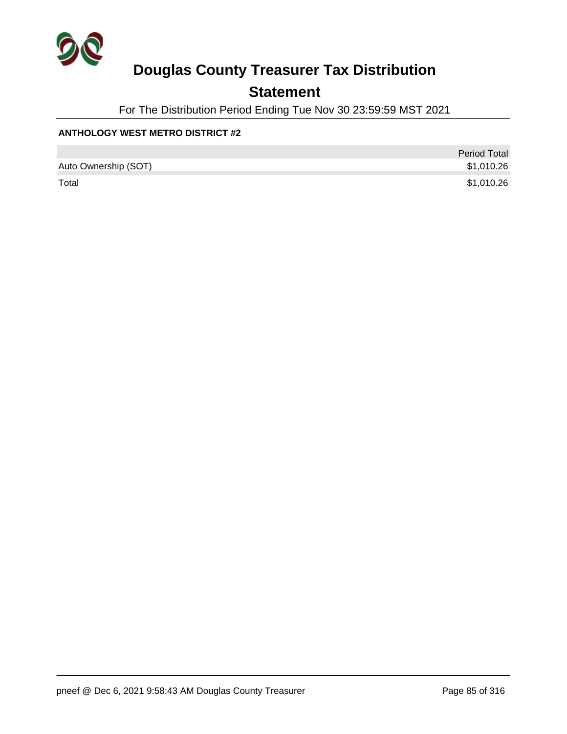# Douglas County Treasurer Tax Distribution

## Statement

For The Distribution Period Ending Tue Nov 30 23:59:59 MST 2021

**ANTHOLOGY WEST METRO DISTRICT #2**

| | Period Total |
|---|---|
| Auto Ownership (SOT) | $1,010.26 |
| Total | $1,010.26 |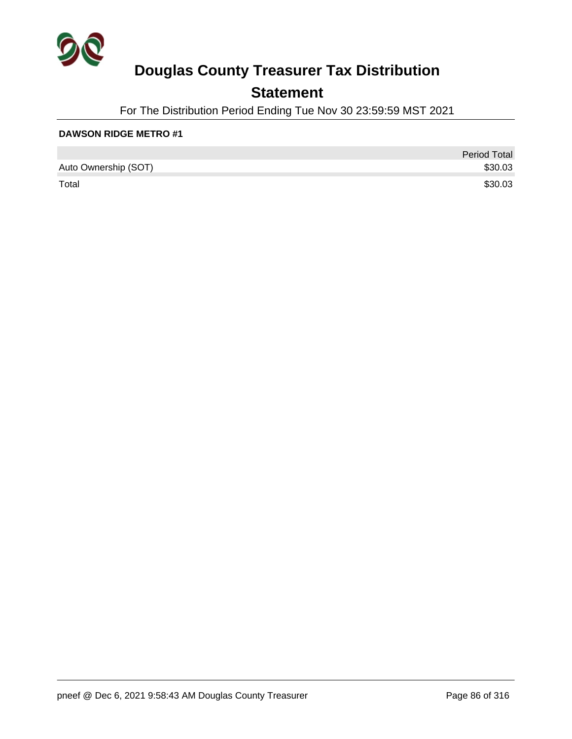# Douglas County Treasurer Tax Distribution

## Statement

For The Distribution Period Ending Tue Nov 30 23:59:59 MST 2021

**DAWSON RIDGE METRO #1**

| | Period Total |
|---|---|
| Auto Ownership (SOT) | $30.03 |
| Total | $30.03 |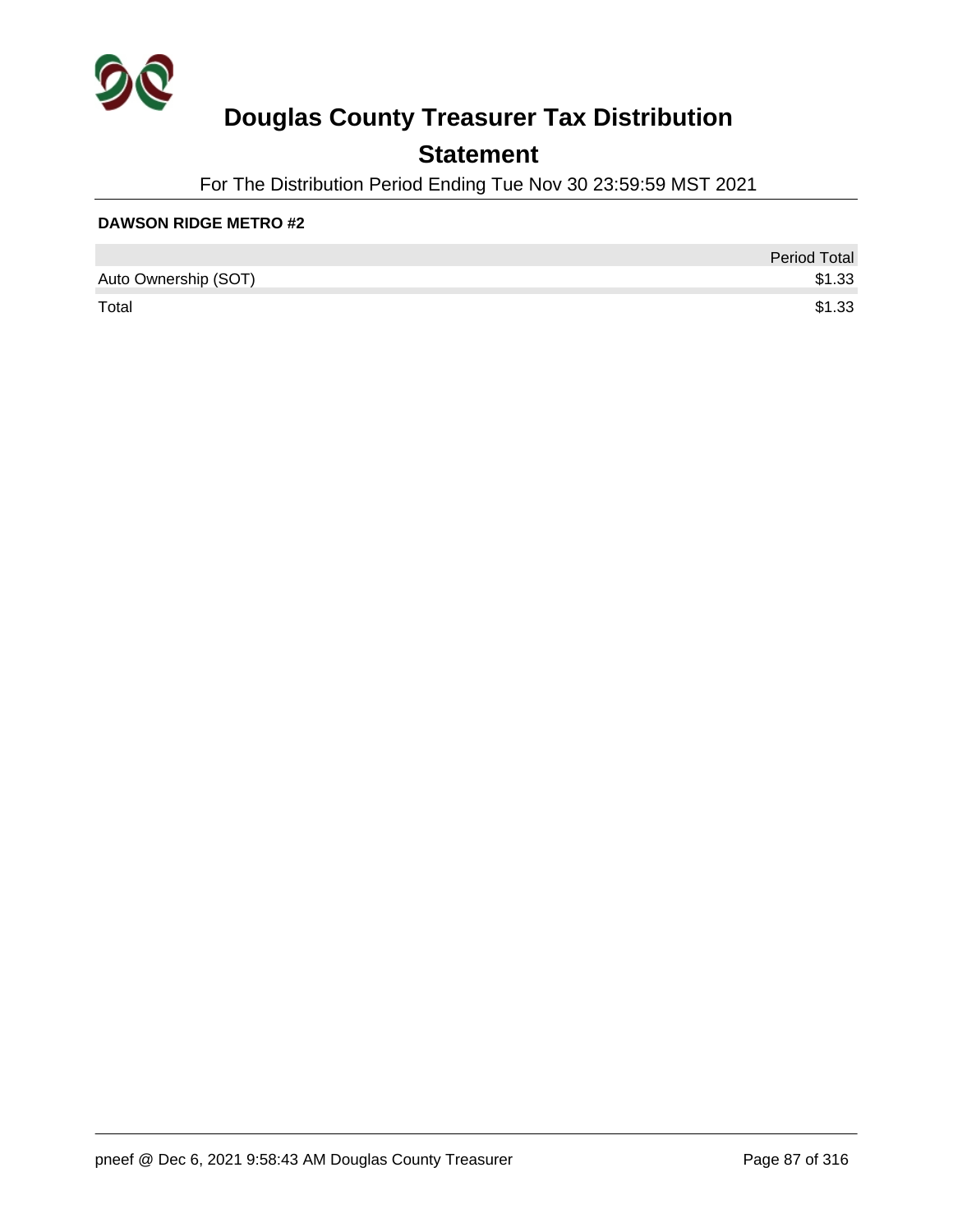# Douglas County Treasurer Tax Distribution

## Statement

For The Distribution Period Ending Tue Nov 30 23:59:59 MST 2021

**DAWSON RIDGE METRO #2**

| | Period Total |
|---|---|
| Auto Ownership (SOT) | $1.33 |
| Total | $1.33 |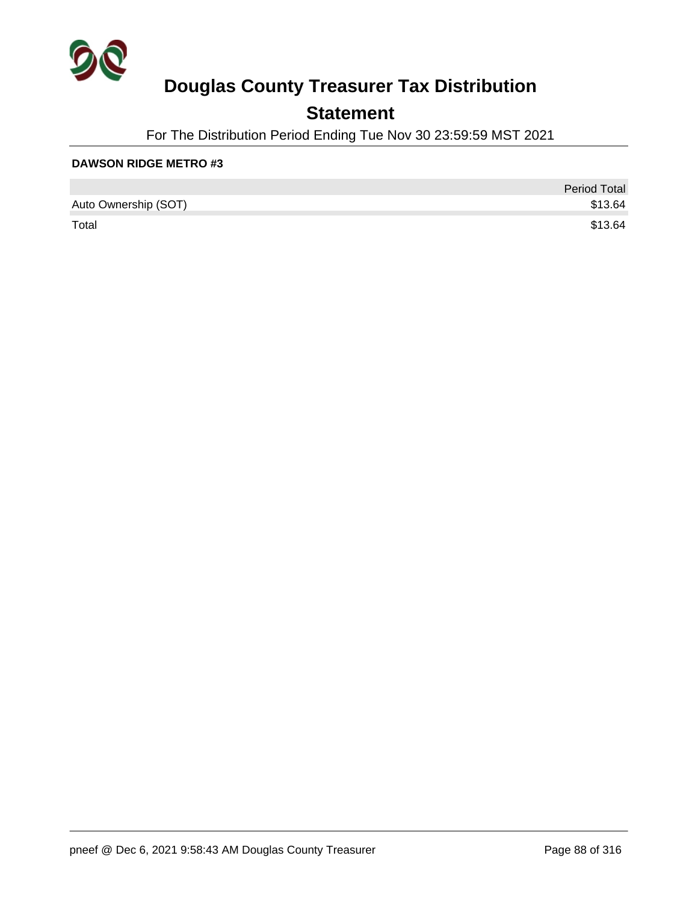# Douglas County Treasurer Tax Distribution

## Statement

For The Distribution Period Ending Tue Nov 30 23:59:59 MST 2021

**DAWSON RIDGE METRO #3**

| | Period Total |
|---|---|
| Auto Ownership (SOT) | $13.64 |
| Total | $13.64 |

pneef @ Dec 6, 2021 9:58:43 AM Douglas County Treasurer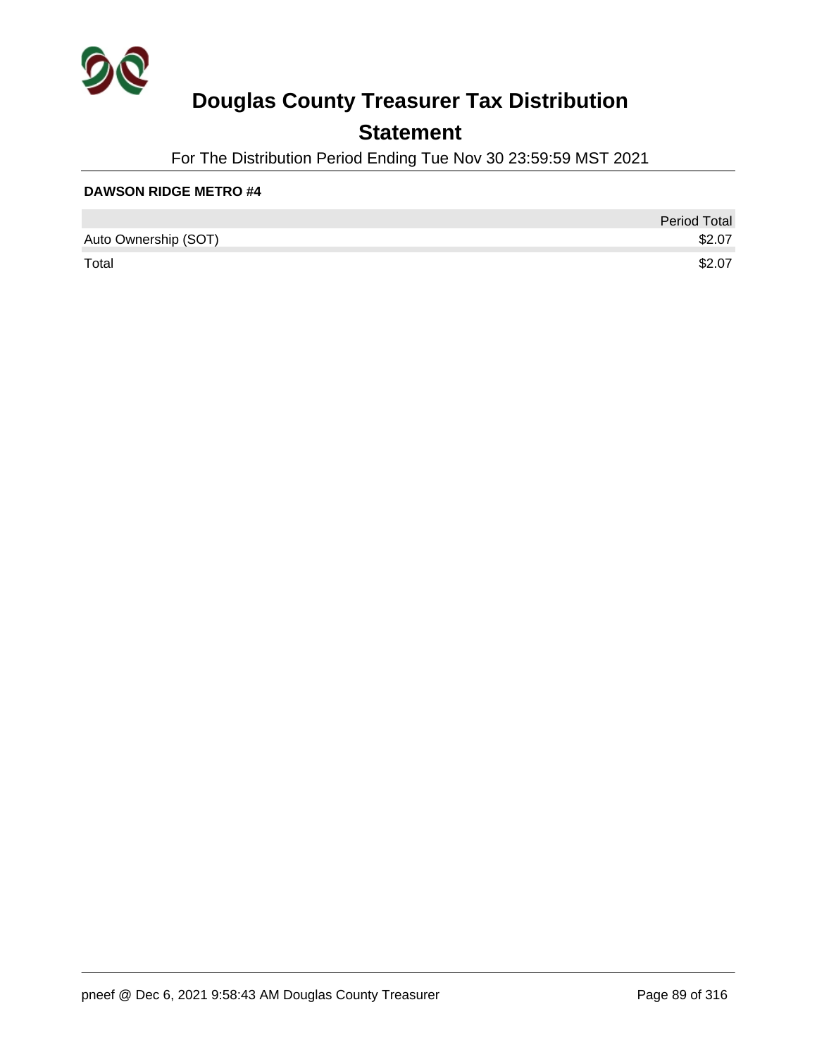# Douglas County Treasurer Tax Distribution

## Statement

For The Distribution Period Ending Tue Nov 30 23:59:59 MST 2021

**DAWSON RIDGE METRO #4**

| | Period Total |
|---|---|
| Auto Ownership (SOT) | $2.07 |
| Total | $2.07 |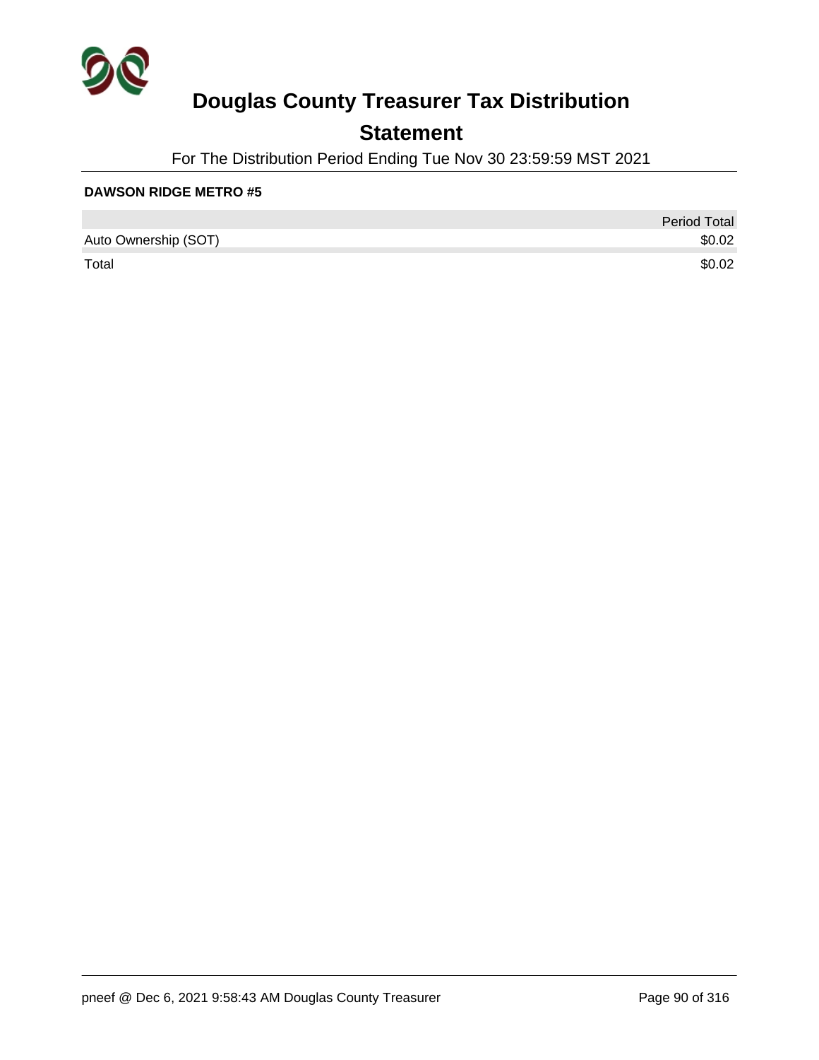# Douglas County Treasurer Tax Distribution

## Statement

For The Distribution Period Ending Tue Nov 30 23:59:59 MST 2021

**DAWSON RIDGE METRO #5**

| | Period Total |
|---|---|
| Auto Ownership (SOT) | $0.02 |
| Total | $0.02 |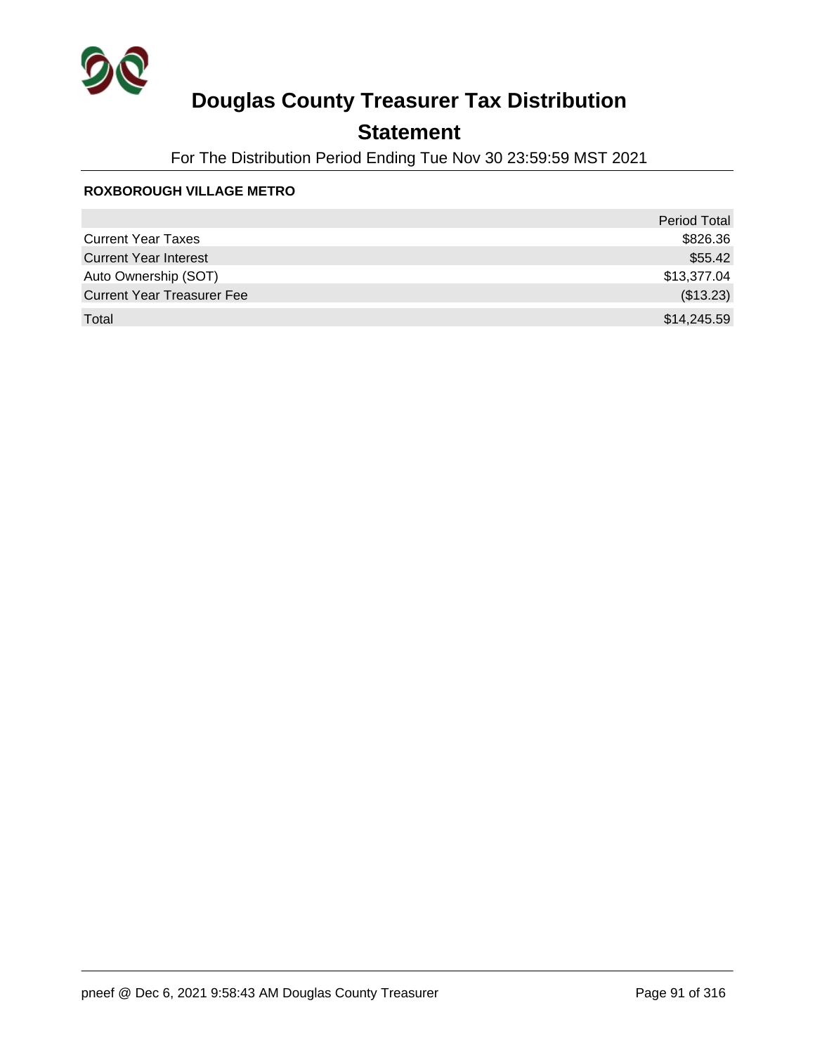# Douglas County Treasurer Tax Distribution

## Statement

For The Distribution Period Ending Tue Nov 30 23:59:59 MST 2021

**ROXBOROUGH VILLAGE METRO**

| | Period Total |
|---|---|
| Current Year Taxes | $826.36 |
| Current Year Interest | $55.42 |
| Auto Ownership (SOT) | $13,377.04 |
| Current Year Treasurer Fee | ($13.23) |
| Total | $14,245.59 |

pneef @ Dec 6, 2021 9:58:43 AM Douglas County Treasurer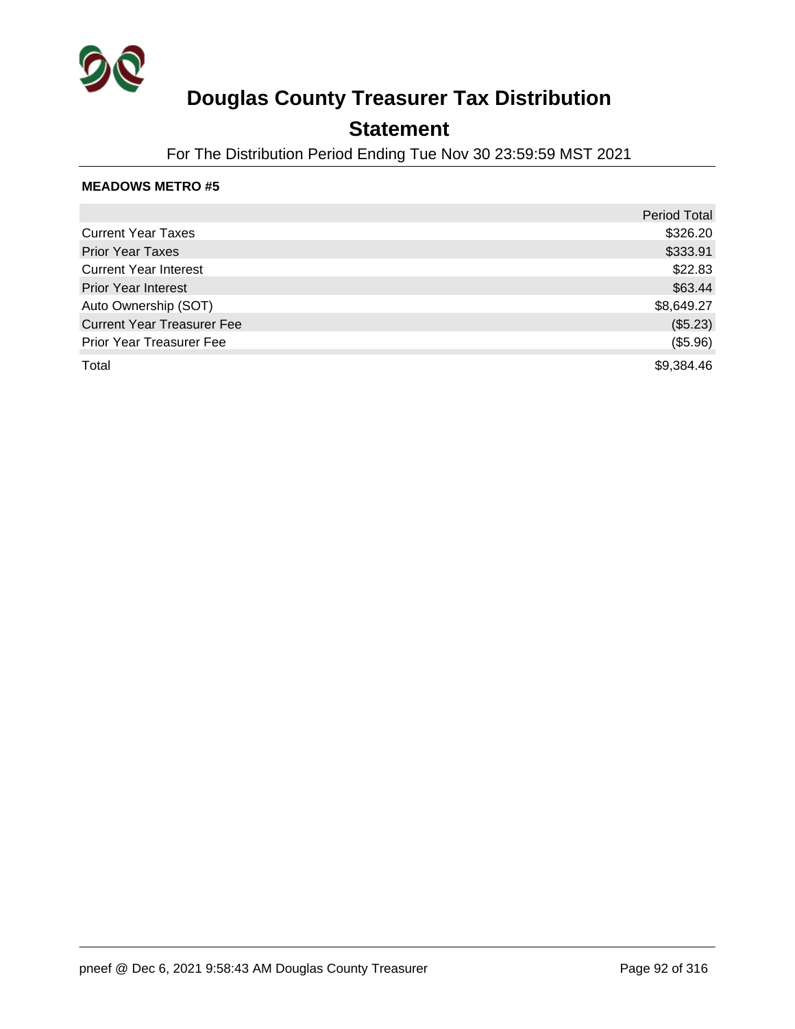# Douglas County Treasurer Tax Distribution

## Statement

For The Distribution Period Ending Tue Nov 30 23:59:59 MST 2021

**MEADOWS METRO #5**

| | Period Total |
|---|---|
| Current Year Taxes | $326.20 |
| Prior Year Taxes | $333.91 |
| Current Year Interest | $22.83 |
| Prior Year Interest | $63.44 |
| Auto Ownership (SOT) | $8,649.27 |
| Current Year Treasurer Fee | ($5.23) |
| Prior Year Treasurer Fee | ($5.96) |
| Total | $9,384.46 |

pneef @ Dec 6, 2021 9:58:43 AM Douglas County Treasurer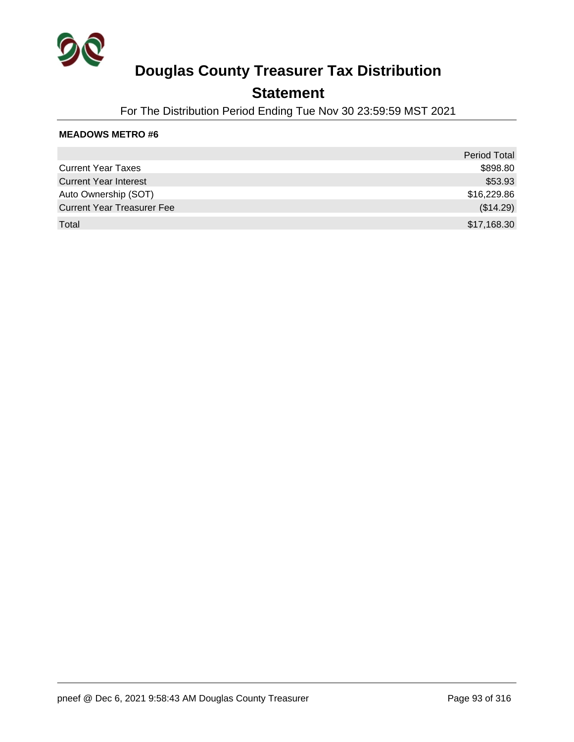# Douglas County Treasurer Tax Distribution

## Statement

For The Distribution Period Ending Tue Nov 30 23:59:59 MST 2021

**MEADOWS METRO #6**

| | Period Total |
|---|---|
| Current Year Taxes | $898.80 |
| Current Year Interest | $53.93 |
| Auto Ownership (SOT) | $16,229.86 |
| Current Year Treasurer Fee | ($14.29) |
| Total | $17,168.30 |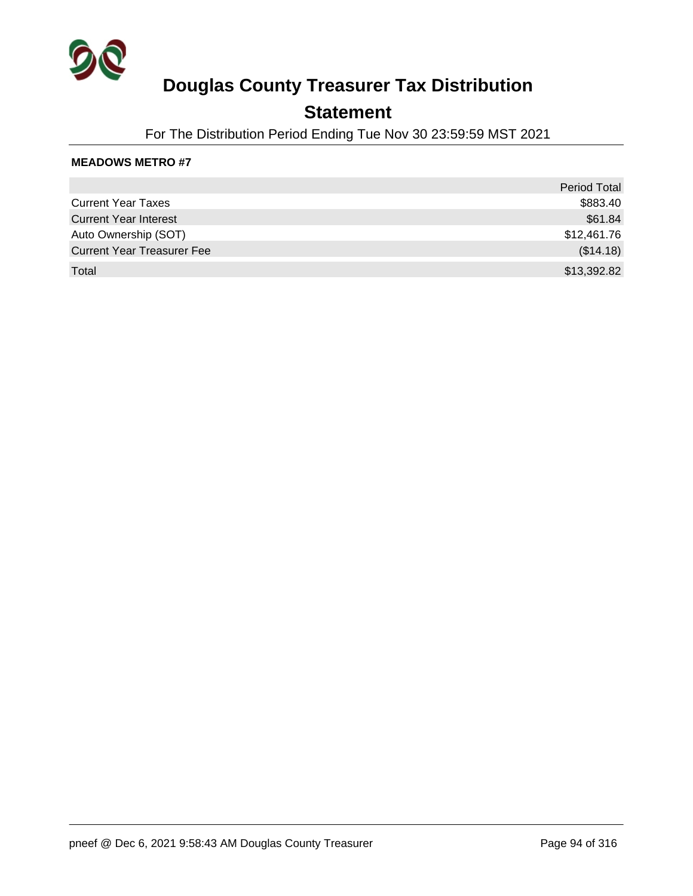# Douglas County Treasurer Tax Distribution

## Statement

For The Distribution Period Ending Tue Nov 30 23:59:59 MST 2021

**MEADOWS METRO #7**

| | Period Total |
|---|---|
| Current Year Taxes | $883.40 |
| Current Year Interest | $61.84 |
| Auto Ownership (SOT) | $12,461.76 |
| Current Year Treasurer Fee | ($14.18) |
| Total | $13,392.82 |

pneef @ Dec 6, 2021 9:58:43 AM Douglas County Treasurer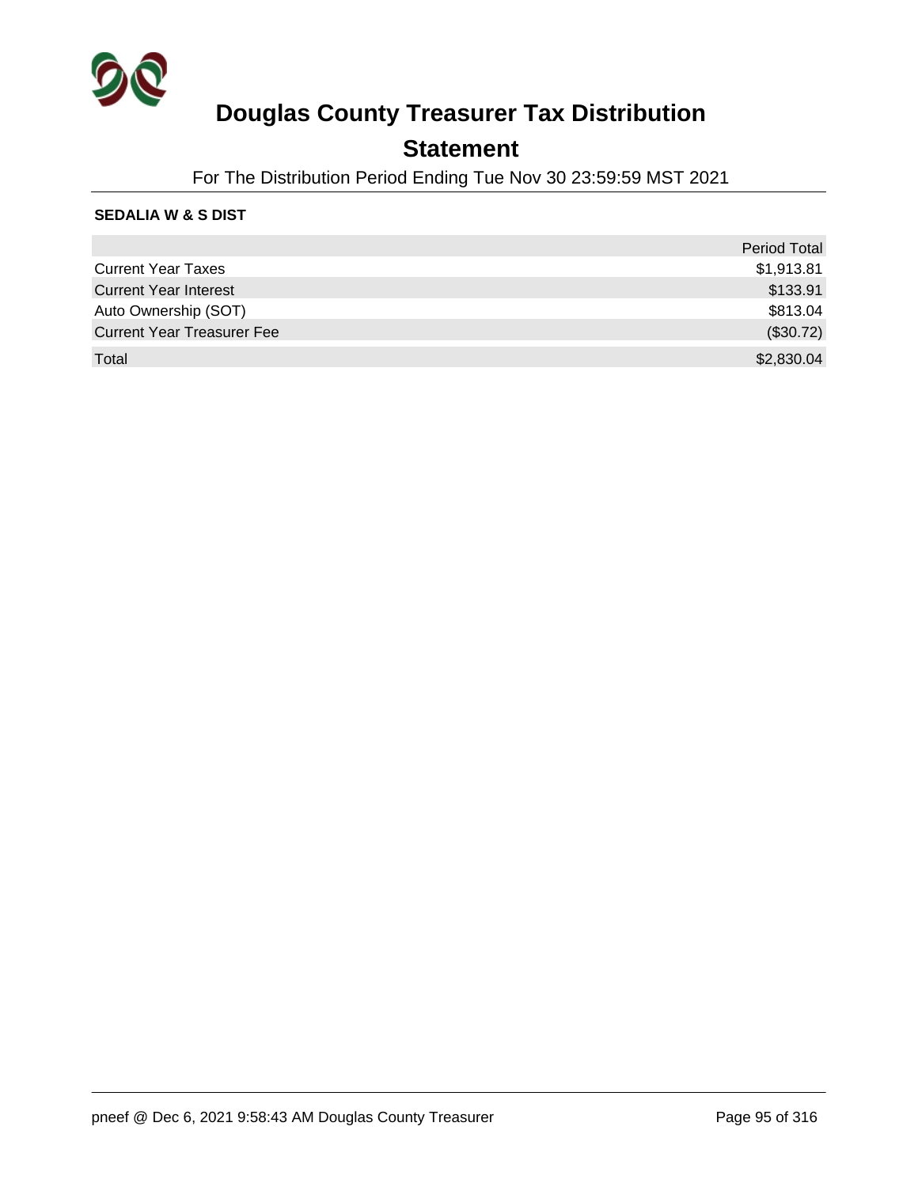# Douglas County Treasurer Tax Distribution

## Statement

For The Distribution Period Ending Tue Nov 30 23:59:59 MST 2021

**SEDALIA W & S DIST**

| | Period Total |
|---|---|
| Current Year Taxes | $1,913.81 |
| Current Year Interest | $133.91 |
| Auto Ownership (SOT) | $813.04 |
| Current Year Treasurer Fee | ($30.72) |
| Total | $2,830.04 |

pneef @ Dec 6, 2021 9:58:43 AM Douglas County Treasurer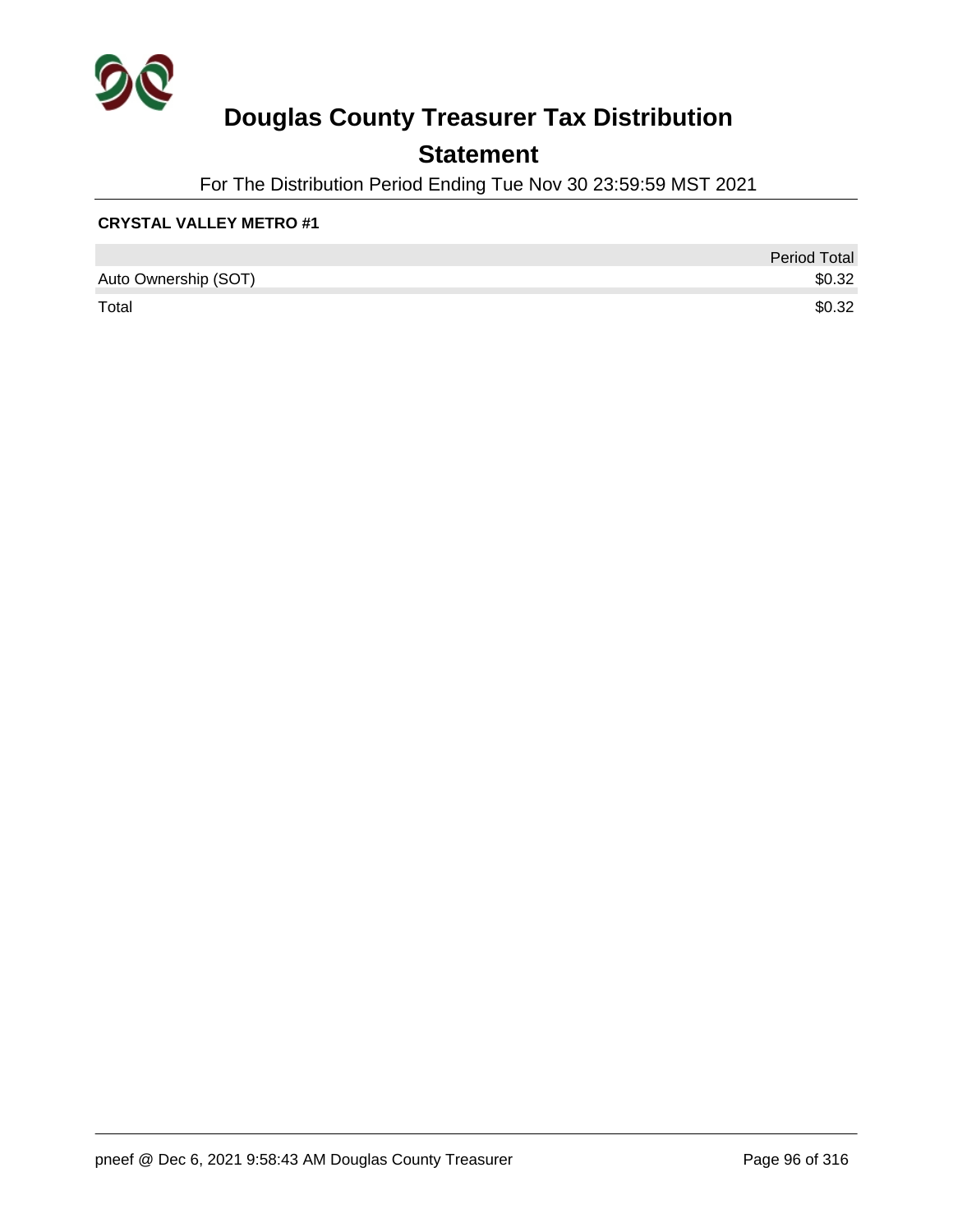# Douglas County Treasurer Tax Distribution

## Statement

For The Distribution Period Ending Tue Nov 30 23:59:59 MST 2021

**CRYSTAL VALLEY METRO #1**

| | Period Total |
|---|---|
| Auto Ownership (SOT) | $0.32 |
| Total | $0.32 |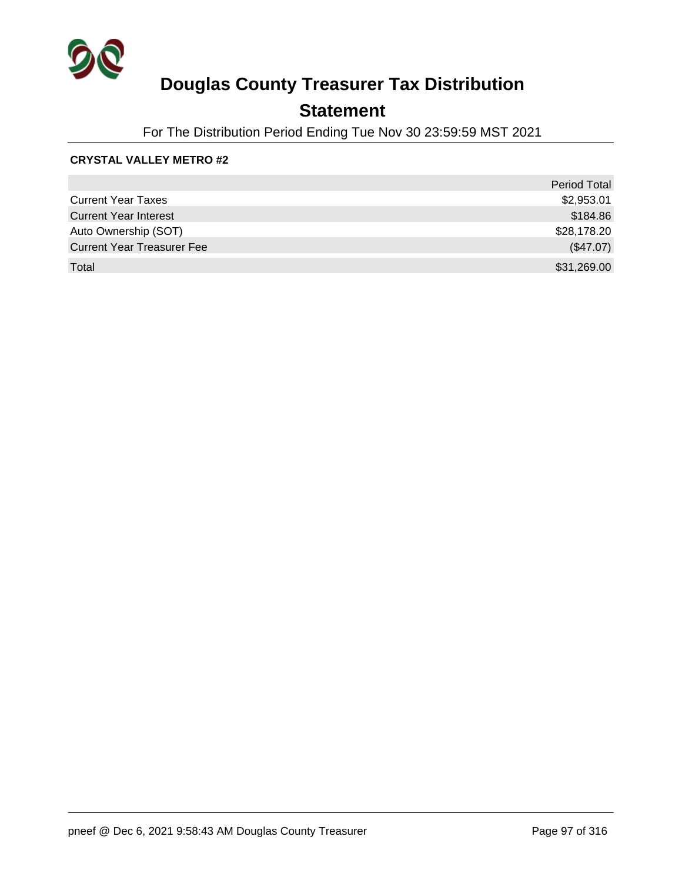# Douglas County Treasurer Tax Distribution

## Statement

For The Distribution Period Ending Tue Nov 30 23:59:59 MST 2021

**CRYSTAL VALLEY METRO #2**

| | Period Total |
|---|---|
| Current Year Taxes | $2,953.01 |
| Current Year Interest | $184.86 |
| Auto Ownership (SOT) | $28,178.20 |
| Current Year Treasurer Fee | ($47.07) |
| Total | $31,269.00 |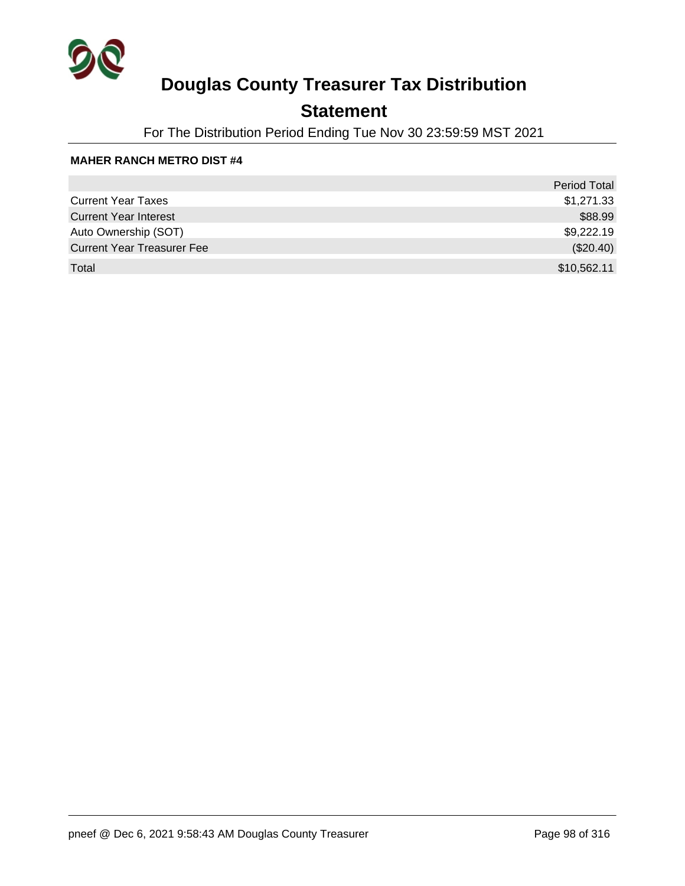# Douglas County Treasurer Tax Distribution

## Statement

For The Distribution Period Ending Tue Nov 30 23:59:59 MST 2021

**MAHER RANCH METRO DIST #4**

| | Period Total |
|---|---|
| Current Year Taxes | $1,271.33 |
| Current Year Interest | $88.99 |
| Auto Ownership (SOT) | $9,222.19 |
| Current Year Treasurer Fee | ($20.40) |
| Total | $10,562.11 |

pneef @ Dec 6, 2021 9:58:43 AM Douglas County Treasurer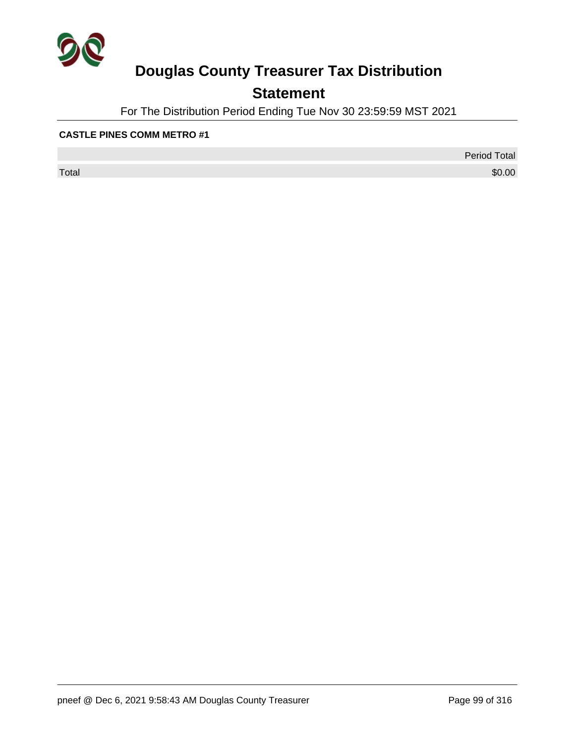# Douglas County Treasurer Tax Distribution

## Statement

For The Distribution Period Ending Tue Nov 30 23:59:59 MST 2021

**CASTLE PINES COMM METRO #1**

| | Period Total |
|---|---|
| Total | $0.00 |

pneef @ Dec 6, 2021 9:58:43 AM Douglas County Treasurer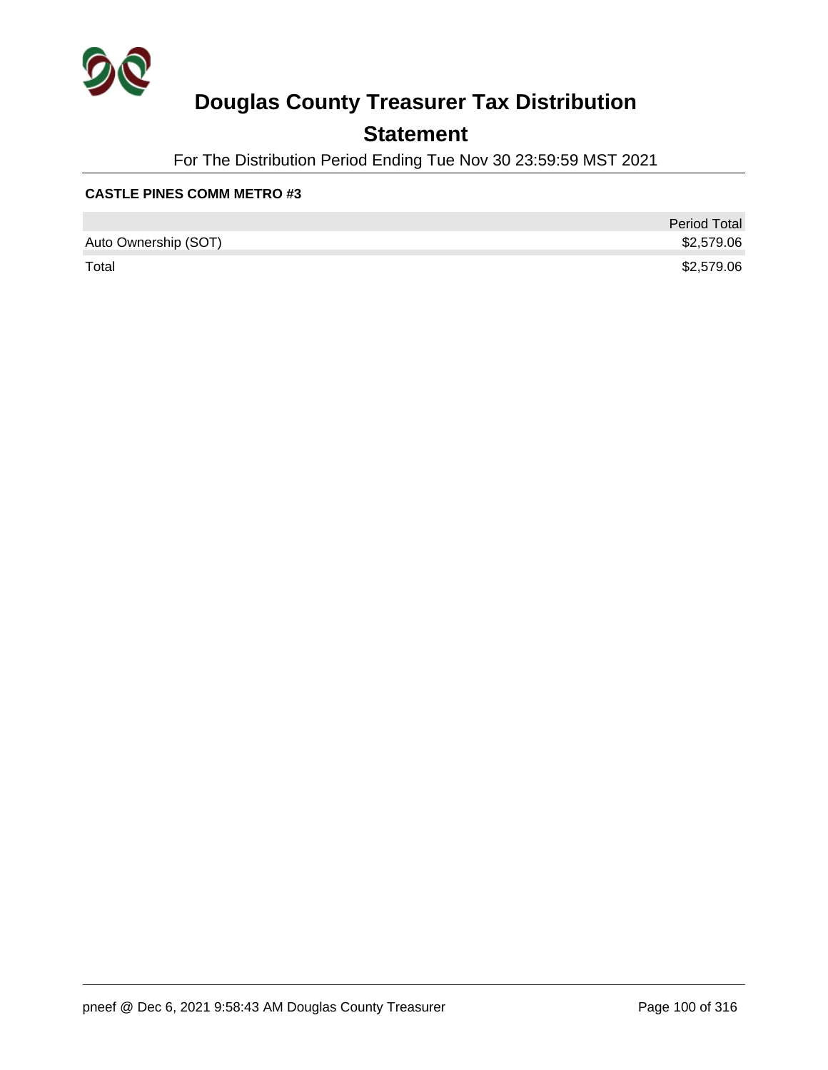# Douglas County Treasurer Tax Distribution

## Statement

For The Distribution Period Ending Tue Nov 30 23:59:59 MST 2021

**CASTLE PINES COMM METRO #3**

| | Period Total |
|---|---|
| Auto Ownership (SOT) | $2,579.06 |
| Total | $2,579.06 |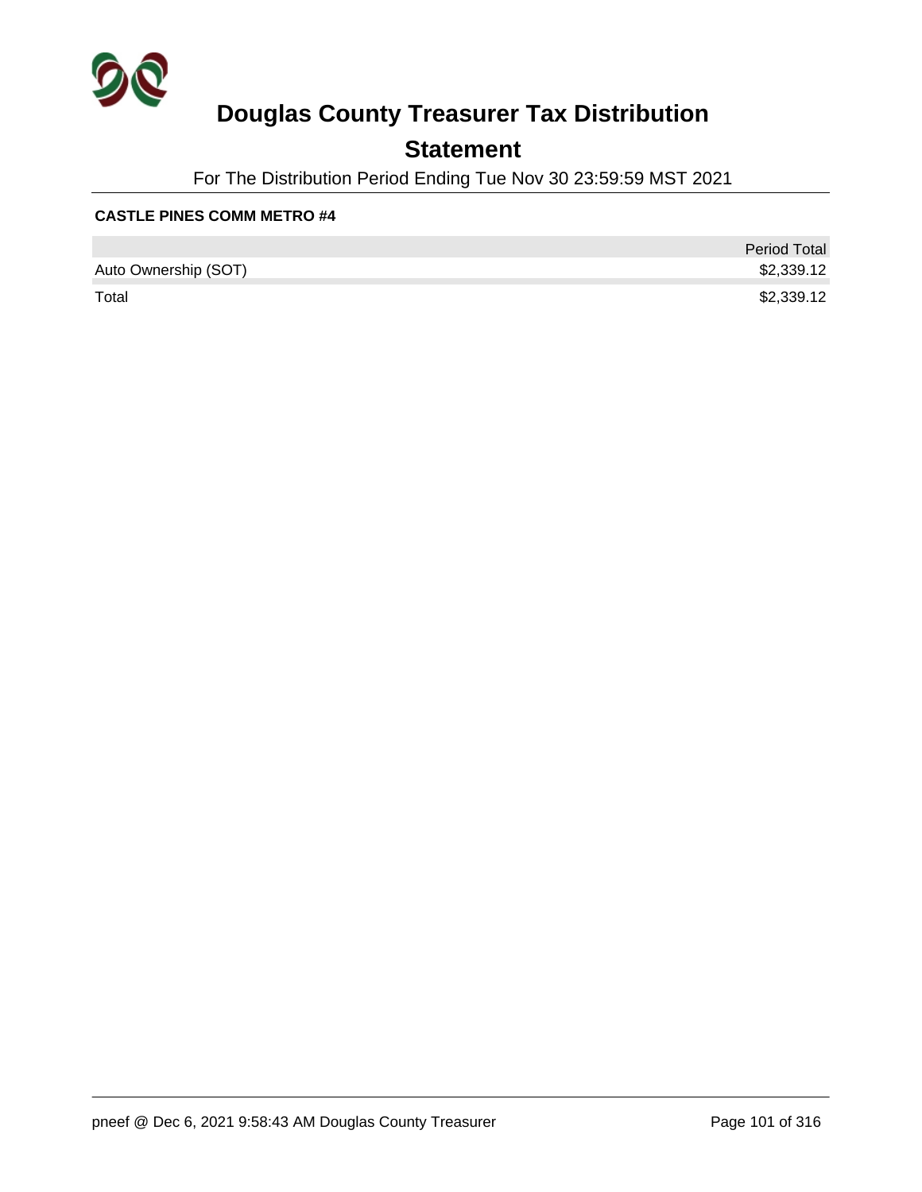# Douglas County Treasurer Tax Distribution

## Statement

For The Distribution Period Ending Tue Nov 30 23:59:59 MST 2021

**CASTLE PINES COMM METRO #4**

| | Period Total |
|---|---|
| Auto Ownership (SOT) | $2,339.12 |
| Total | $2,339.12 |

pneef @ Dec 6, 2021 9:58:43 AM Douglas County Treasurer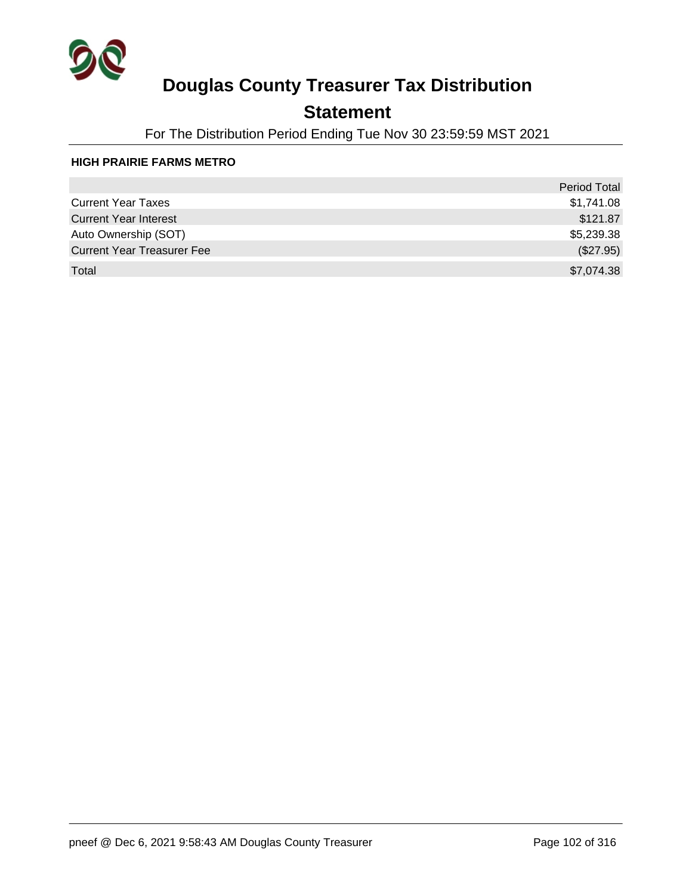# Douglas County Treasurer Tax Distribution

## Statement

For The Distribution Period Ending Tue Nov 30 23:59:59 MST 2021

**HIGH PRAIRIE FARMS METRO**

| | Period Total |
|---|---|
| Current Year Taxes | $1,741.08 |
| Current Year Interest | $121.87 |
| Auto Ownership (SOT) | $5,239.38 |
| Current Year Treasurer Fee | ($27.95) |
| Total | $7,074.38 |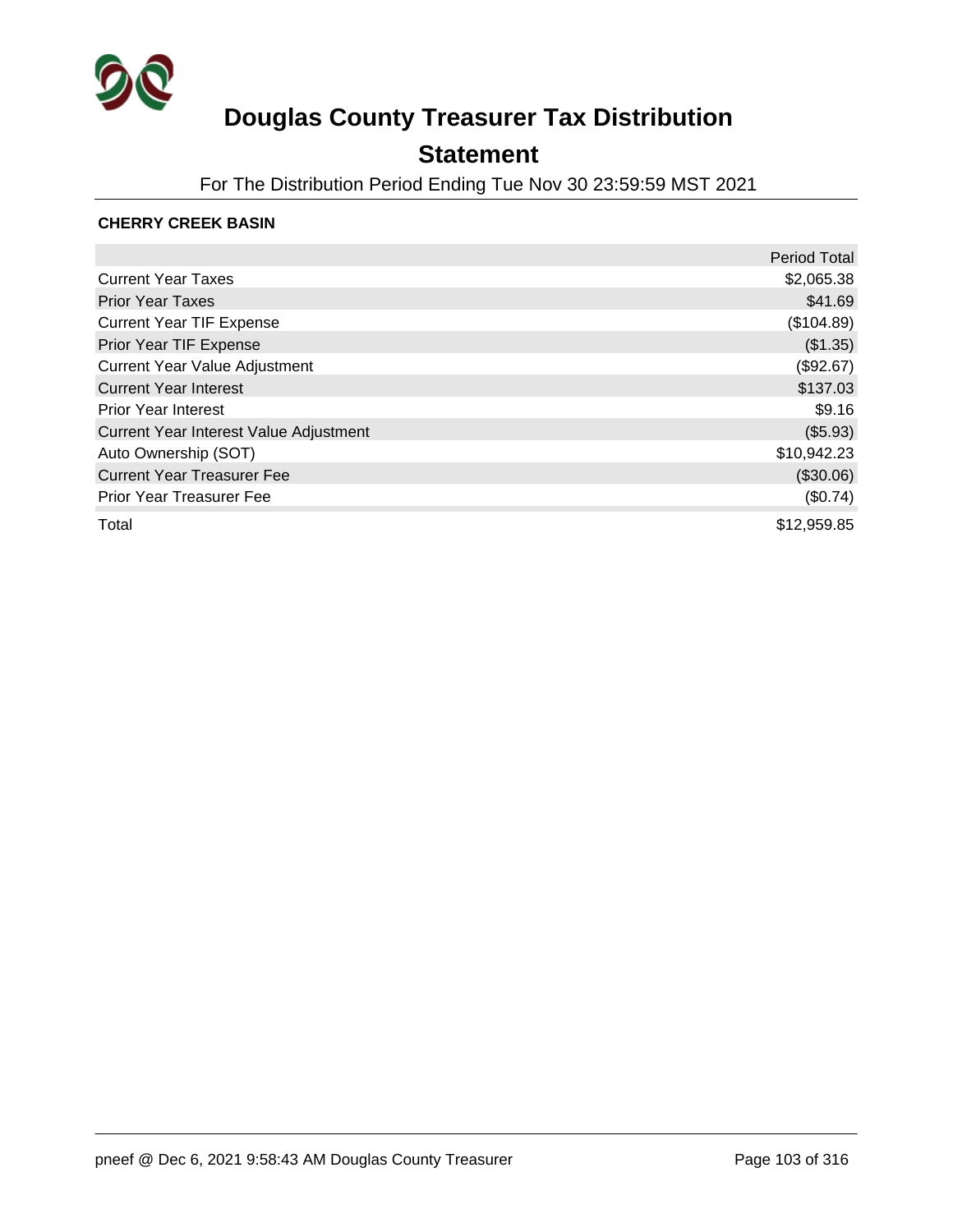# Douglas County Treasurer Tax Distribution

## Statement

For The Distribution Period Ending Tue Nov 30 23:59:59 MST 2021

**CHERRY CREEK BASIN**

| | Period Total |
|---|---|
| Current Year Taxes | $2,065.38 |
| Prior Year Taxes | $41.69 |
| Current Year TIF Expense | ($104.89) |
| Prior Year TIF Expense | ($1.35) |
| Current Year Value Adjustment | ($92.67) |
| Current Year Interest | $137.03 |
| Prior Year Interest | $9.16 |
| Current Year Interest Value Adjustment | ($5.93) |
| Auto Ownership (SOT) | $10,942.23 |
| Current Year Treasurer Fee | ($30.06) |
| Prior Year Treasurer Fee | ($0.74) |
| Total | $12,959.85 |

pneef @ Dec 6, 2021 9:58:43 AM Douglas County Treasurer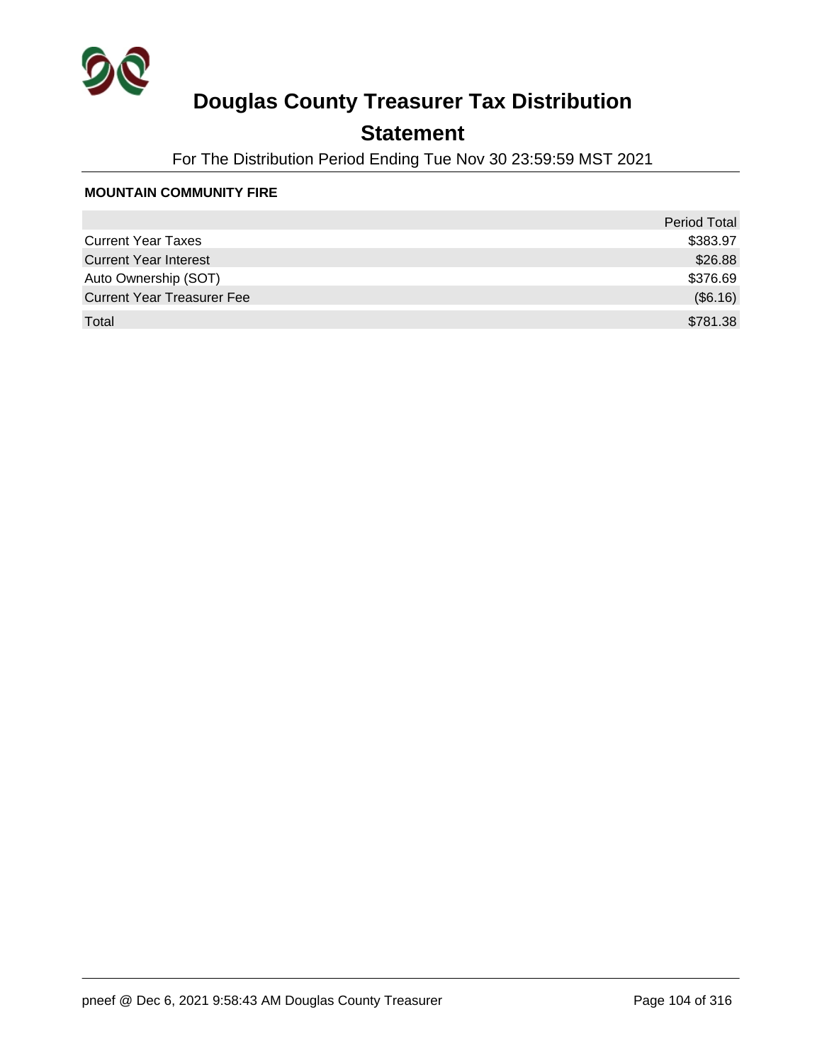# Douglas County Treasurer Tax Distribution

## Statement

For The Distribution Period Ending Tue Nov 30 23:59:59 MST 2021

**MOUNTAIN COMMUNITY FIRE**

| | Period Total |
|---|---|
| Current Year Taxes | $383.97 |
| Current Year Interest | $26.88 |
| Auto Ownership (SOT) | $376.69 |
| Current Year Treasurer Fee | ($6.16) |
| Total | $781.38 |

pneef @ Dec 6, 2021 9:58:43 AM Douglas County Treasurer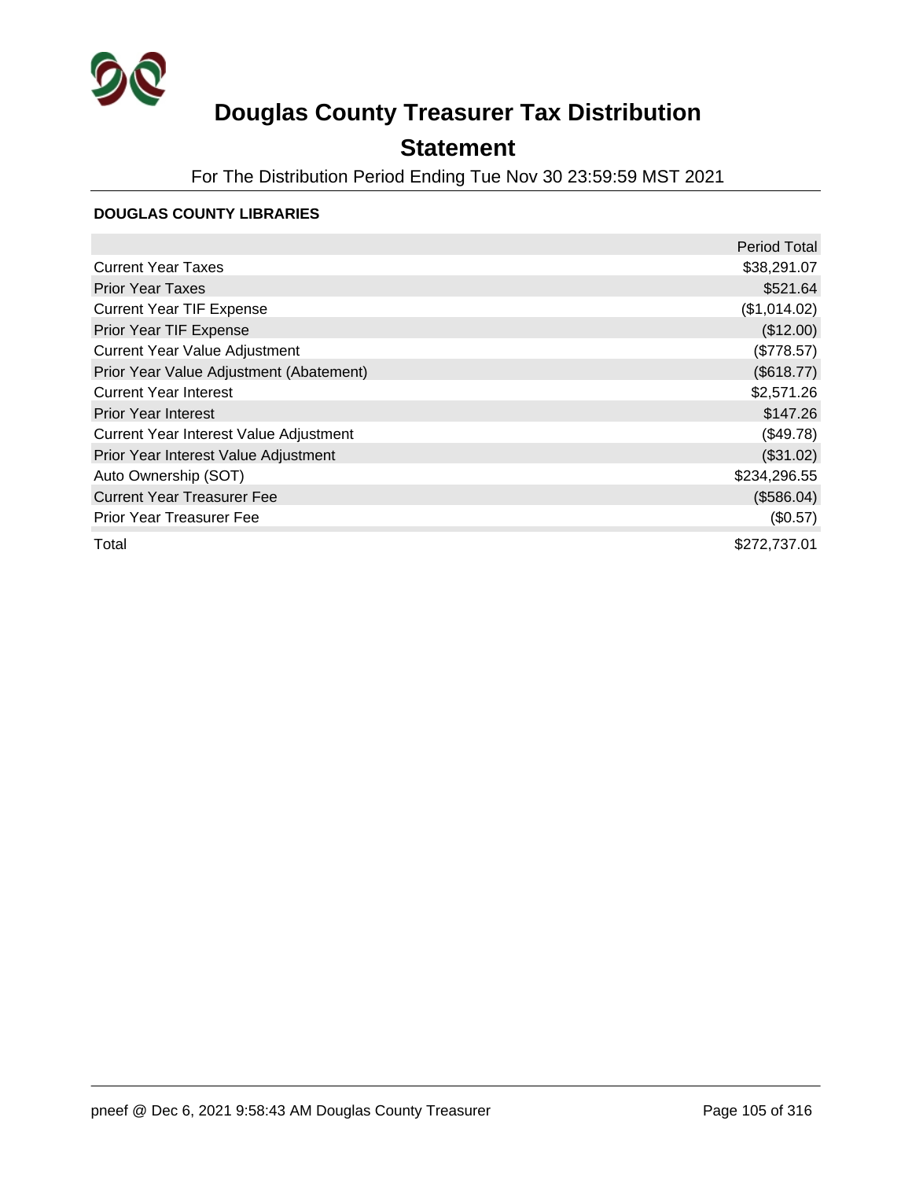# Douglas County Treasurer Tax Distribution

## Statement

For The Distribution Period Ending Tue Nov 30 23:59:59 MST 2021

### DOUGLAS COUNTY LIBRARIES

| | Period Total |
|---|---:|
| Current Year Taxes | $38,291.07 |
| Prior Year Taxes | $521.64 |
| Current Year TIF Expense | ($1,014.02) |
| Prior Year TIF Expense | ($12.00) |
| Current Year Value Adjustment | ($778.57) |
| Prior Year Value Adjustment (Abatement) | ($618.77) |
| Current Year Interest | $2,571.26 |
| Prior Year Interest | $147.26 |
| Current Year Interest Value Adjustment | ($49.78) |
| Prior Year Interest Value Adjustment | ($31.02) |
| Auto Ownership (SOT) | $234,296.55 |
| Current Year Treasurer Fee | ($586.04) |
| Prior Year Treasurer Fee | ($0.57) |
| Total | $272,737.01 |

pneef @ Dec 6, 2021 9:58:43 AM Douglas County Treasurer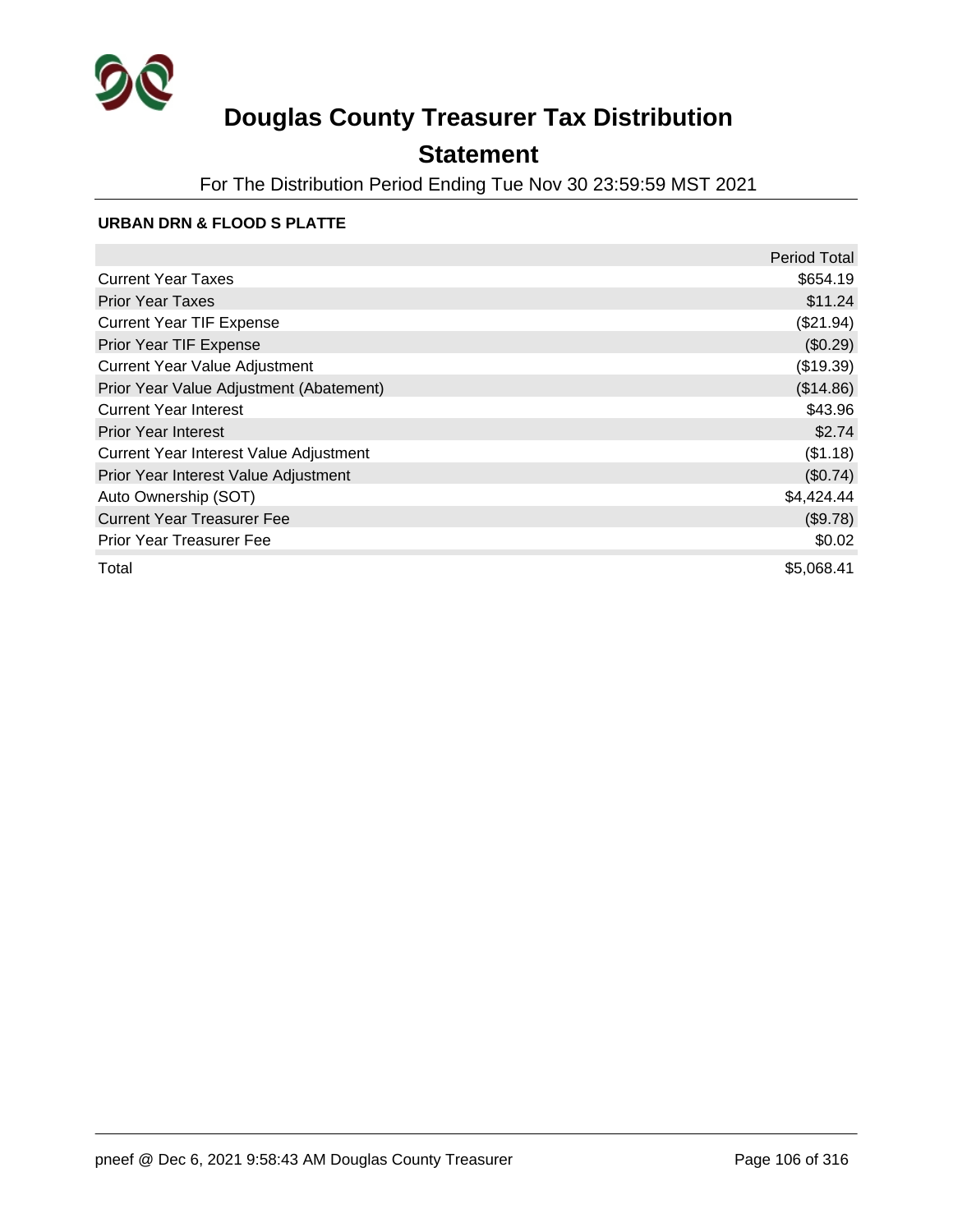# Douglas County Treasurer Tax Distribution

## Statement

For The Distribution Period Ending Tue Nov 30 23:59:59 MST 2021

### URBAN DRN & FLOOD S PLATTE

| | Period Total |
|---|---|
| Current Year Taxes | $654.19 |
| Prior Year Taxes | $11.24 |
| Current Year TIF Expense | ($21.94) |
| Prior Year TIF Expense | ($0.29) |
| Current Year Value Adjustment | ($19.39) |
| Prior Year Value Adjustment (Abatement) | ($14.86) |
| Current Year Interest | $43.96 |
| Prior Year Interest | $2.74 |
| Current Year Interest Value Adjustment | ($1.18) |
| Prior Year Interest Value Adjustment | ($0.74) |
| Auto Ownership (SOT) | $4,424.44 |
| Current Year Treasurer Fee | ($9.78) |
| Prior Year Treasurer Fee | $0.02 |
| Total | $5,068.41 |

pneef @ Dec 6, 2021 9:58:43 AM Douglas County Treasurer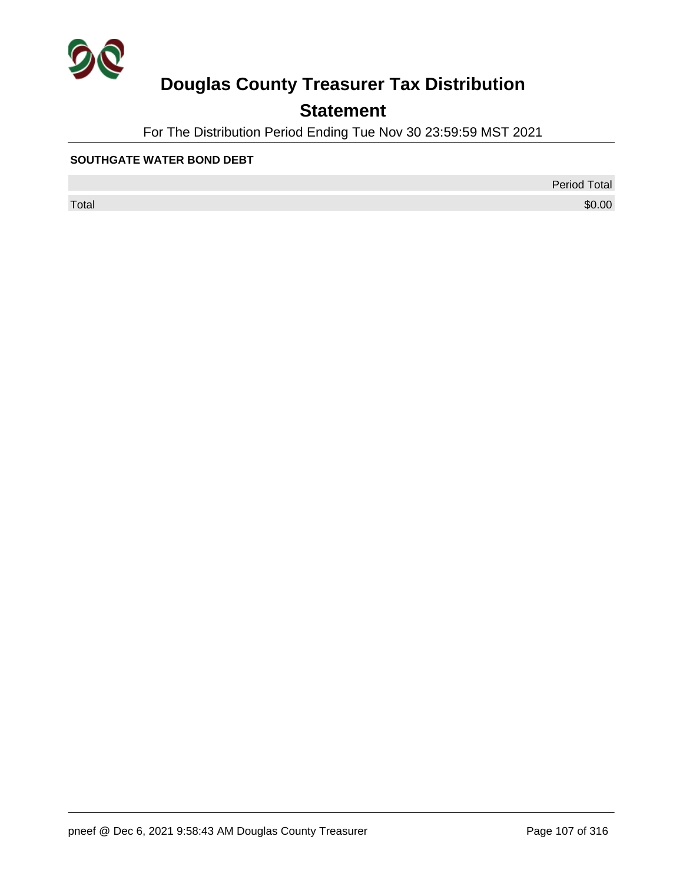# Douglas County Treasurer Tax Distribution

## Statement

For The Distribution Period Ending Tue Nov 30 23:59:59 MST 2021

**SOUTHGATE WATER BOND DEBT**

| | Period Total |
|---|---|
| Total | $0.00 |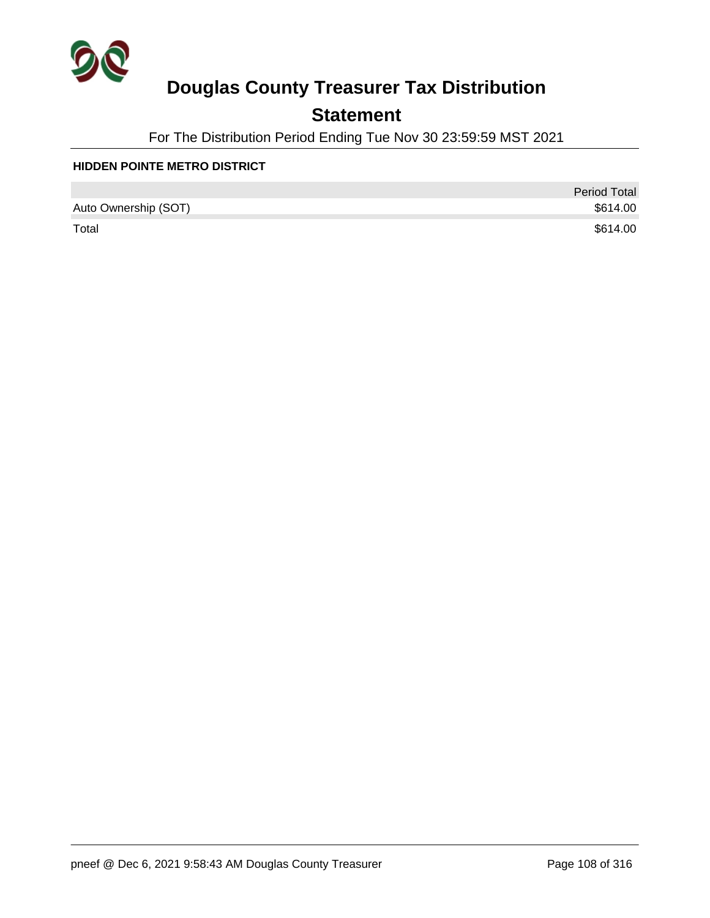# Douglas County Treasurer Tax Distribution

## Statement

For The Distribution Period Ending Tue Nov 30 23:59:59 MST 2021

### HIDDEN POINTE METRO DISTRICT

| | Period Total |
|---|---|
| Auto Ownership (SOT) | $614.00 |
| Total | $614.00 |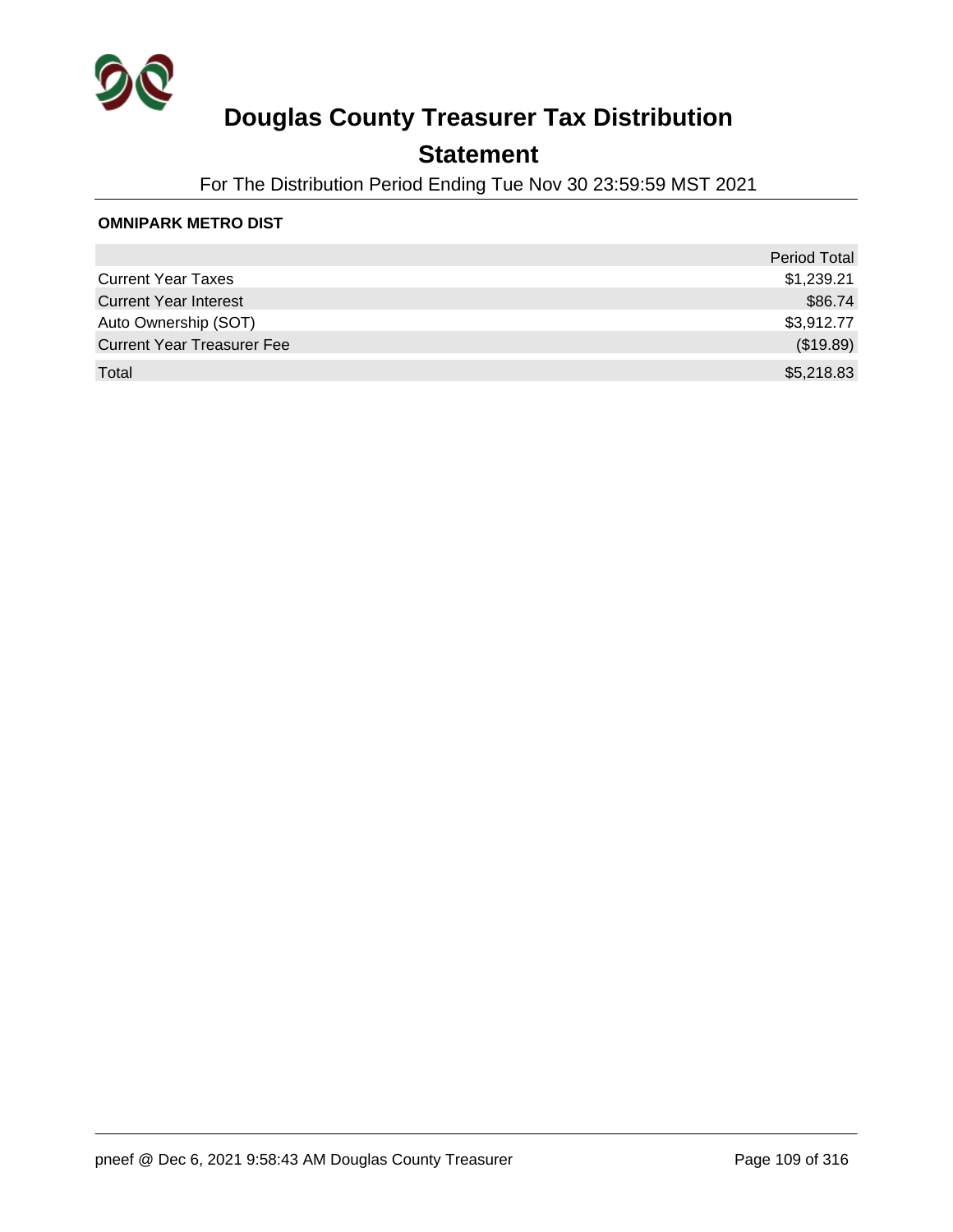# Douglas County Treasurer Tax Distribution

## Statement

For The Distribution Period Ending Tue Nov 30 23:59:59 MST 2021

**OMNIPARK METRO DIST**

| | Period Total |
|---|---|
| Current Year Taxes | $1,239.21 |
| Current Year Interest | $86.74 |
| Auto Ownership (SOT) | $3,912.77 |
| Current Year Treasurer Fee | ($19.89) |
| Total | $5,218.83 |

pneef @ Dec 6, 2021 9:58:43 AM Douglas County Treasurer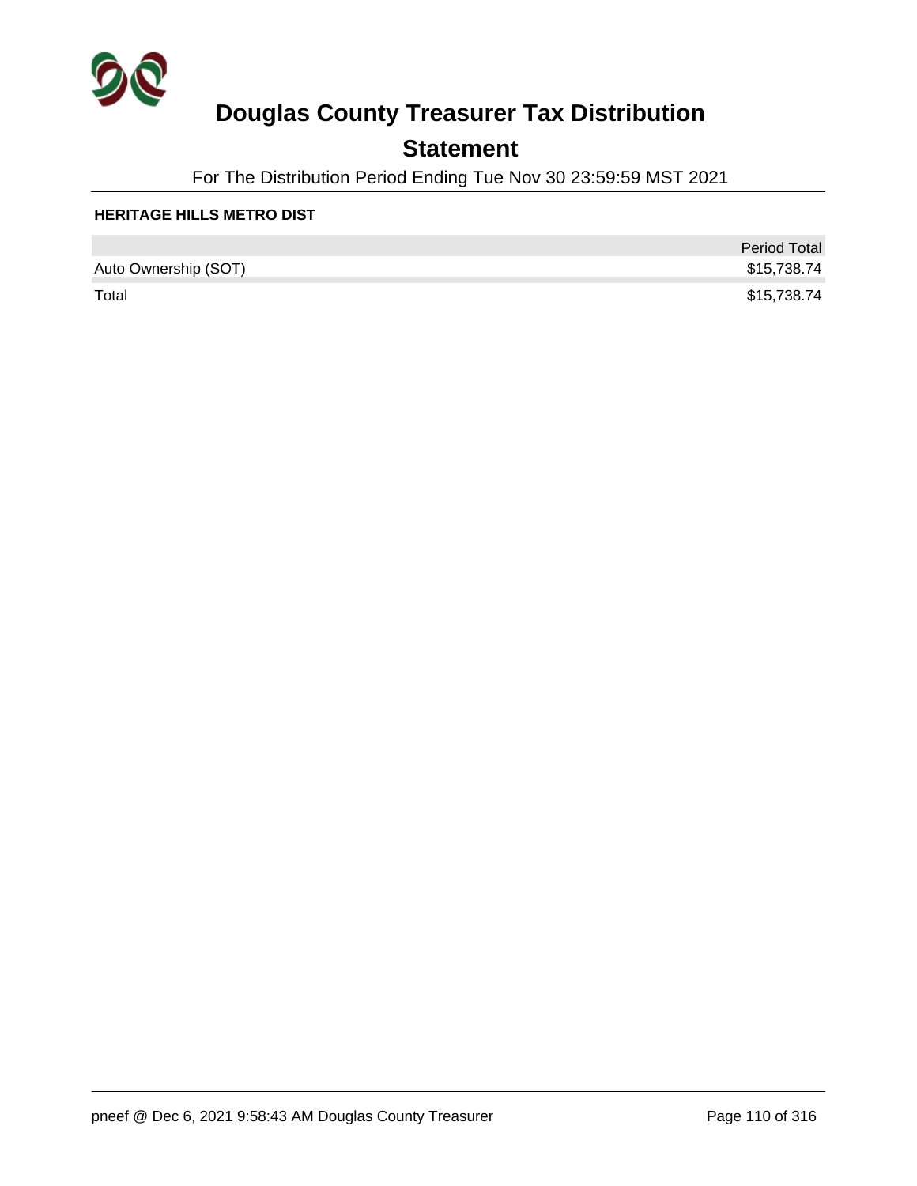# Douglas County Treasurer Tax Distribution

## Statement

For The Distribution Period Ending Tue Nov 30 23:59:59 MST 2021

**HERITAGE HILLS METRO DIST**

| | Period Total |
|---|---|
| Auto Ownership (SOT) | $15,738.74 |
| Total | $15,738.74 |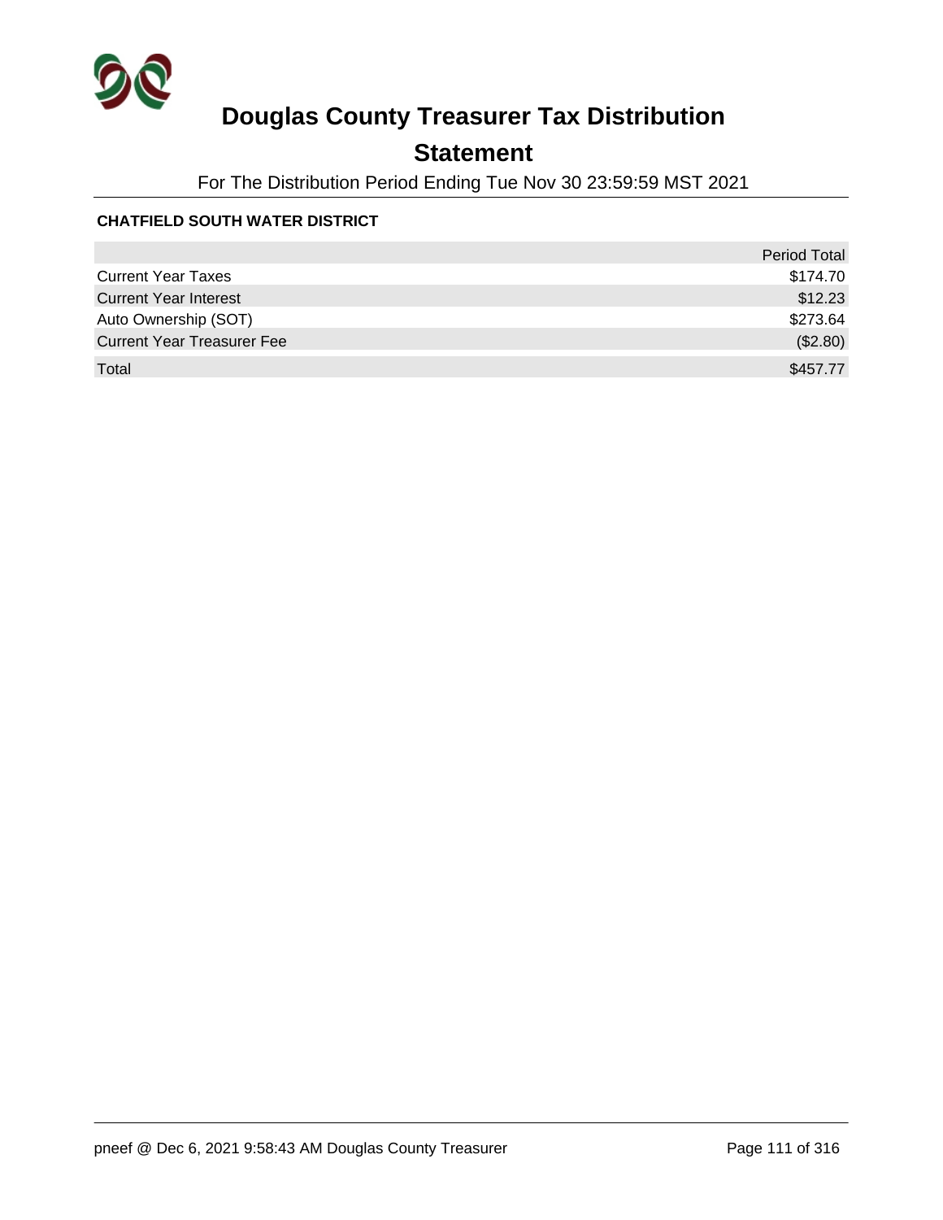# Douglas County Treasurer Tax Distribution

## Statement

For The Distribution Period Ending Tue Nov 30 23:59:59 MST 2021

**CHATFIELD SOUTH WATER DISTRICT**

| | Period Total |
|---|---|
| Current Year Taxes | $174.70 |
| Current Year Interest | $12.23 |
| Auto Ownership (SOT) | $273.64 |
| Current Year Treasurer Fee | ($2.80) |
| Total | $457.77 |

pneef @ Dec 6, 2021 9:58:43 AM Douglas County Treasurer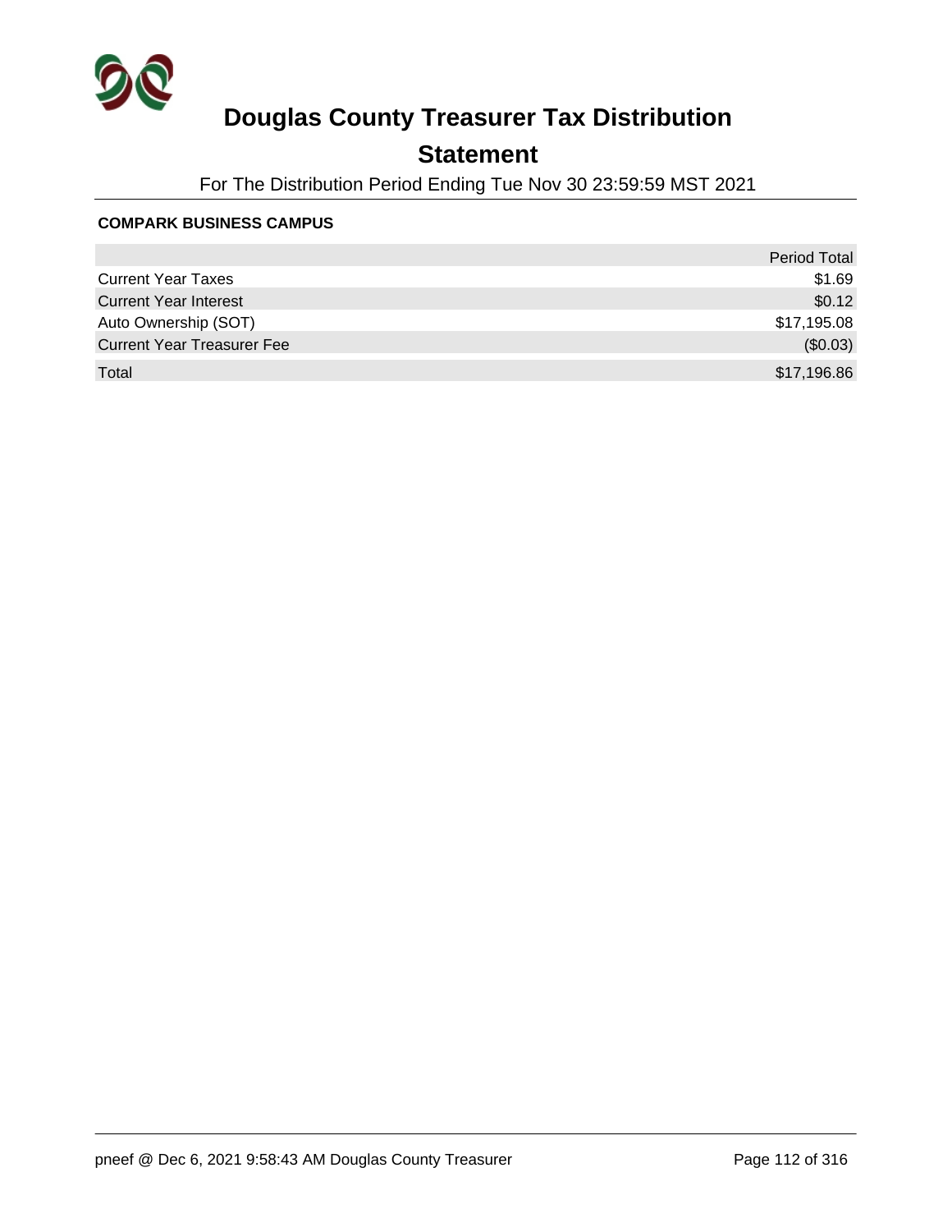# Douglas County Treasurer Tax Distribution

## Statement

For The Distribution Period Ending Tue Nov 30 23:59:59 MST 2021

**COMPARK BUSINESS CAMPUS**

| | Period Total |
|---|---|
| Current Year Taxes | $1.69 |
| Current Year Interest | $0.12 |
| Auto Ownership (SOT) | $17,195.08 |
| Current Year Treasurer Fee | ($0.03) |
| Total | $17,196.86 |

pneef @ Dec 6, 2021 9:58:43 AM Douglas County Treasurer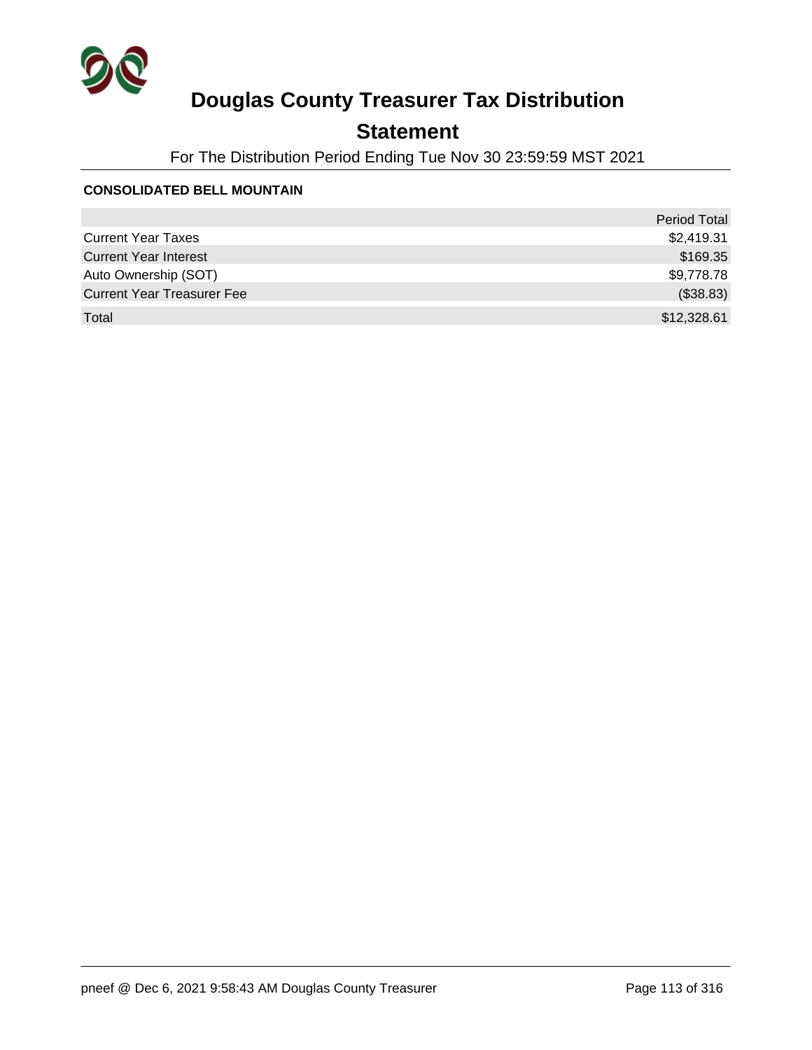# Douglas County Treasurer Tax Distribution

## Statement

For The Distribution Period Ending Tue Nov 30 23:59:59 MST 2021

**CONSOLIDATED BELL MOUNTAIN**

| | Period Total |
|---|---:|
| Current Year Taxes | $2,419.31 |
| Current Year Interest | $169.35 |
| Auto Ownership (SOT) | $9,778.78 |
| Current Year Treasurer Fee | ($38.83) |
| Total | $12,328.61 |

pneef @ Dec 6, 2021 9:58:43 AM Douglas County Treasurer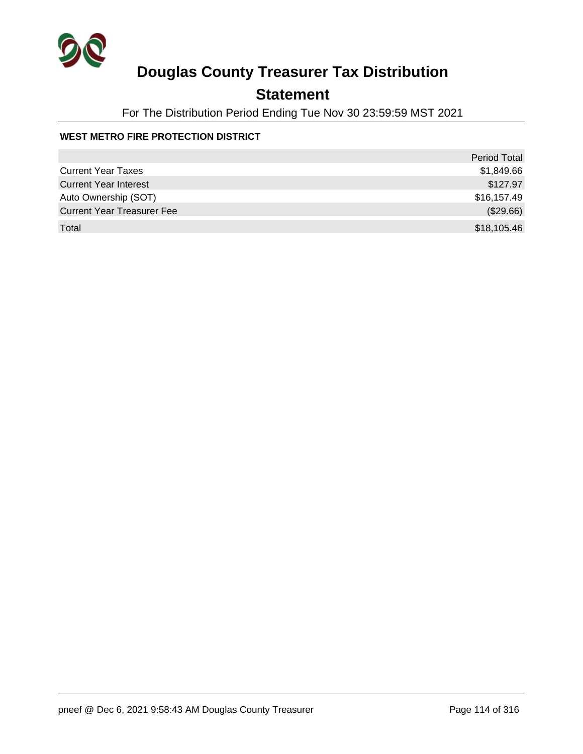# Douglas County Treasurer Tax Distribution

## Statement

For The Distribution Period Ending Tue Nov 30 23:59:59 MST 2021

**WEST METRO FIRE PROTECTION DISTRICT**

| | Period Total |
|---|---:|
| Current Year Taxes | $1,849.66 |
| Current Year Interest | $127.97 |
| Auto Ownership (SOT) | $16,157.49 |
| Current Year Treasurer Fee | ($29.66) |
| Total | $18,105.46 |

pneef @ Dec 6, 2021 9:58:43 AM Douglas County Treasurer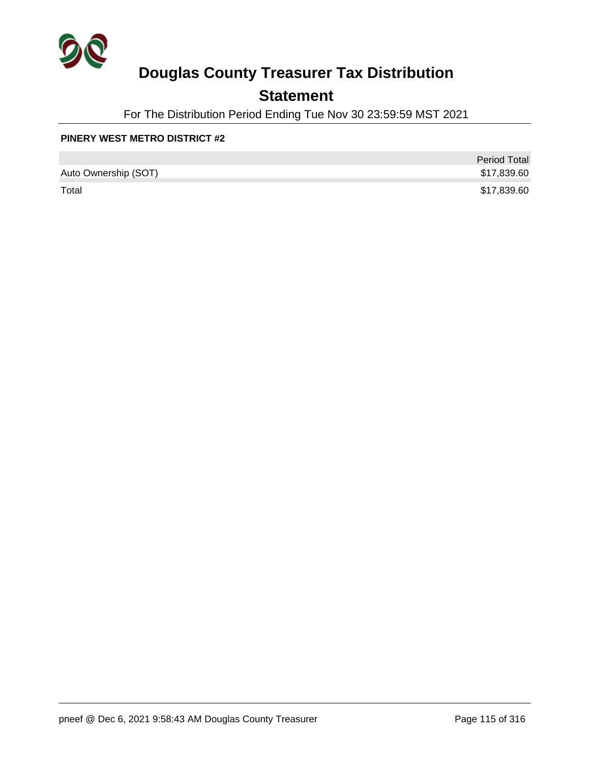# Douglas County Treasurer Tax Distribution

## Statement

For The Distribution Period Ending Tue Nov 30 23:59:59 MST 2021

**PINERY WEST METRO DISTRICT #2**

| | Period Total |
|---|---|
| Auto Ownership (SOT) | $17,839.60 |
| Total | $17,839.60 |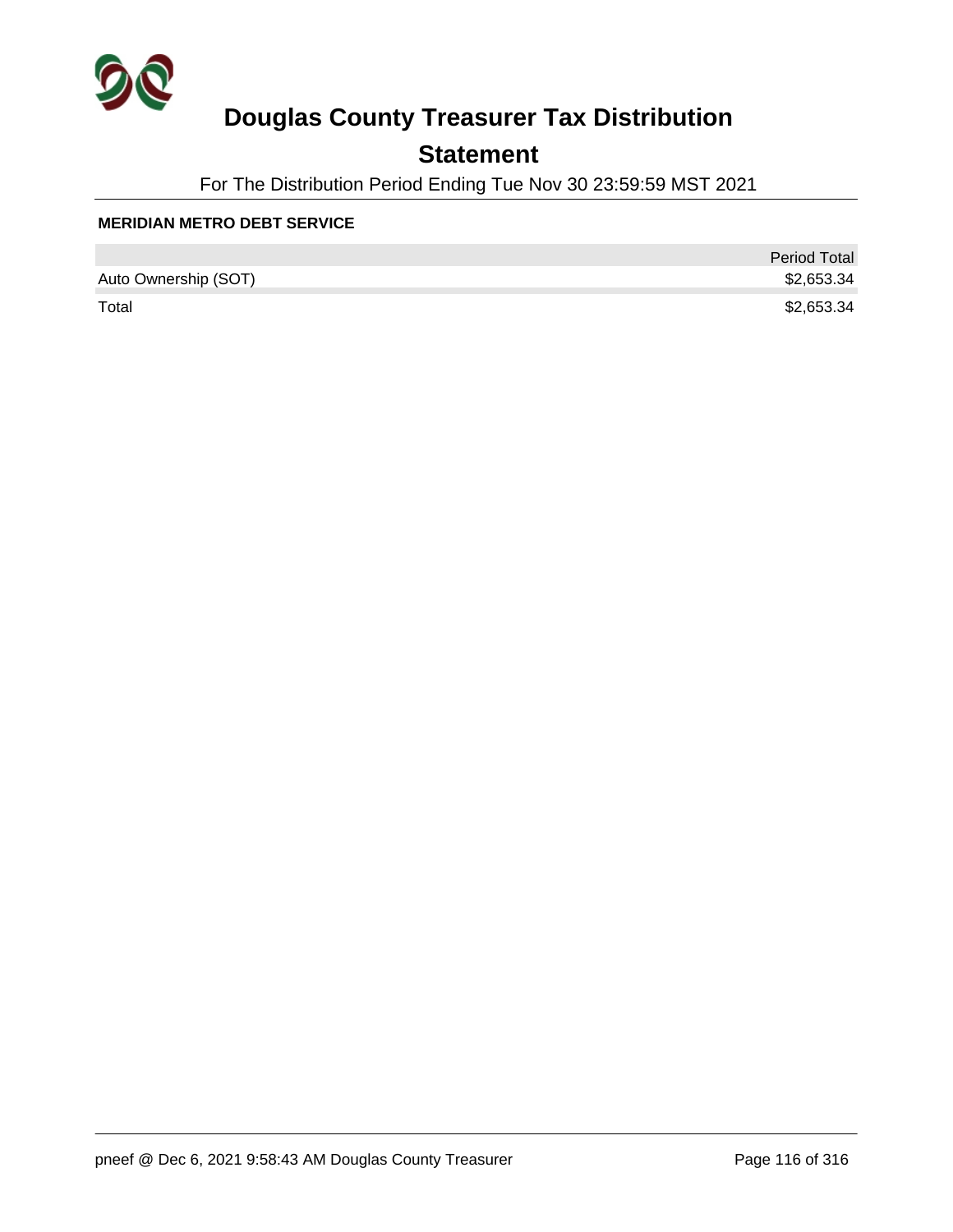# Douglas County Treasurer Tax Distribution

## Statement

For The Distribution Period Ending Tue Nov 30 23:59:59 MST 2021

**MERIDIAN METRO DEBT SERVICE**

| | Period Total |
|---|---|
| Auto Ownership (SOT) | $2,653.34 |
| Total | $2,653.34 |

pneef @ Dec 6, 2021 9:58:43 AM Douglas County Treasurer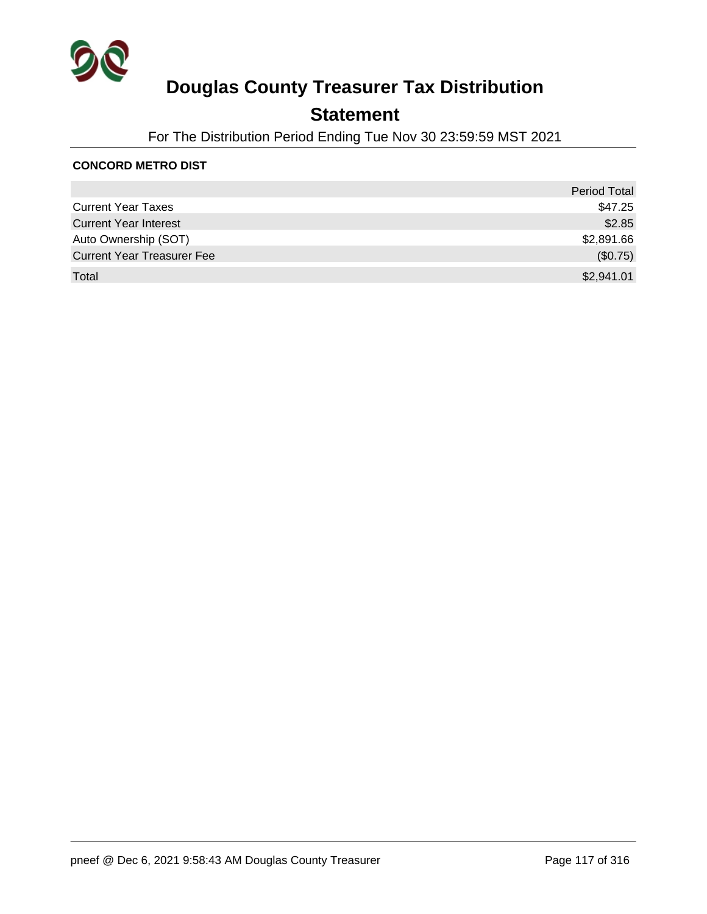# Douglas County Treasurer Tax Distribution

## Statement

For The Distribution Period Ending Tue Nov 30 23:59:59 MST 2021

**CONCORD METRO DIST**

| | Period Total |
|---|---|
| Current Year Taxes | $47.25 |
| Current Year Interest | $2.85 |
| Auto Ownership (SOT) | $2,891.66 |
| Current Year Treasurer Fee | ($0.75) |
| Total | $2,941.01 |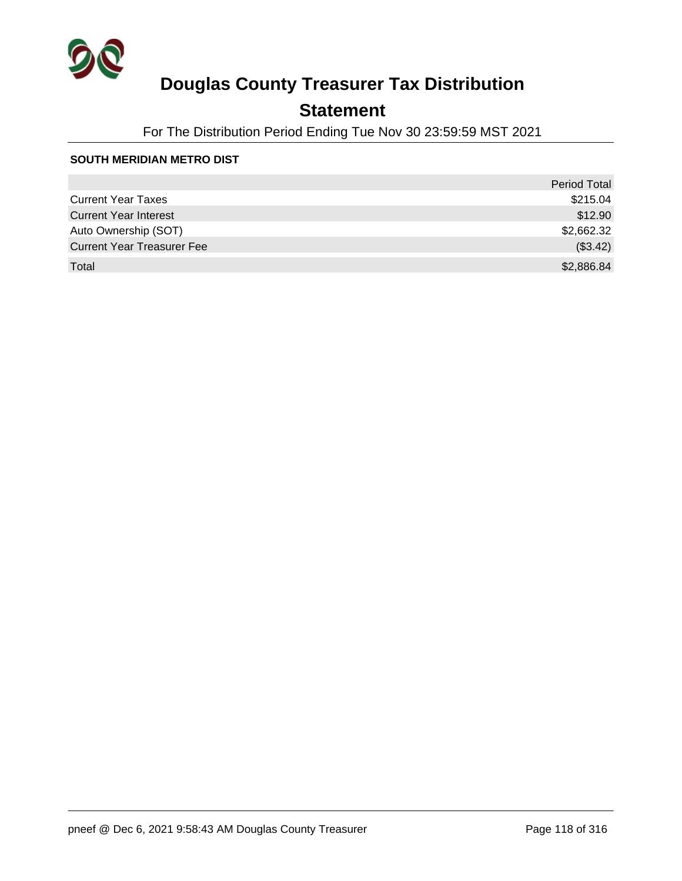# Douglas County Treasurer Tax Distribution

## Statement

For The Distribution Period Ending Tue Nov 30 23:59:59 MST 2021

**SOUTH MERIDIAN METRO DIST**

| | Period Total |
|---|---|
| Current Year Taxes | $215.04 |
| Current Year Interest | $12.90 |
| Auto Ownership (SOT) | $2,662.32 |
| Current Year Treasurer Fee | ($3.42) |
| Total | $2,886.84 |

pneef @ Dec 6, 2021 9:58:43 AM Douglas County Treasurer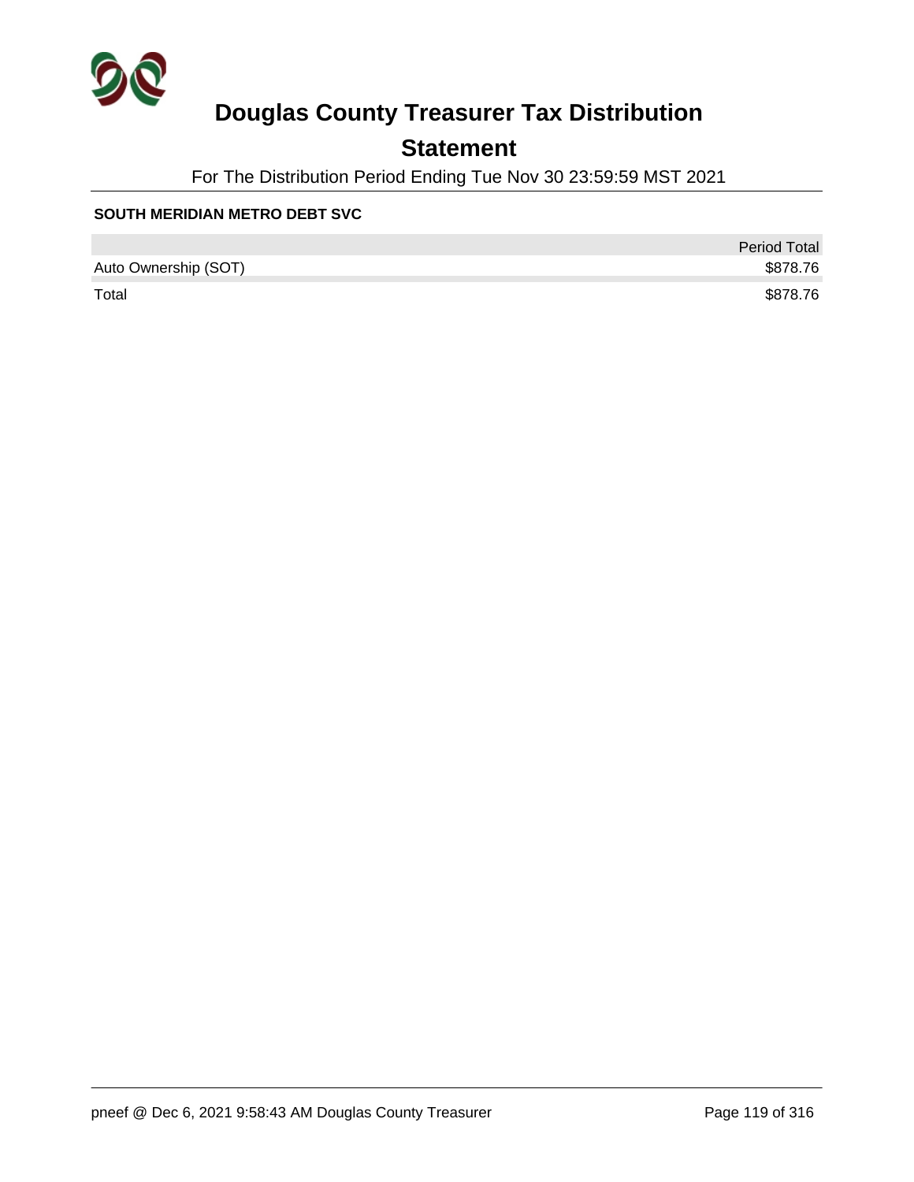# Douglas County Treasurer Tax Distribution

## Statement

For The Distribution Period Ending Tue Nov 30 23:59:59 MST 2021

### SOUTH MERIDIAN METRO DEBT SVC

| | Period Total |
|---|---|
| Auto Ownership (SOT) | $878.76 |
| Total | $878.76 |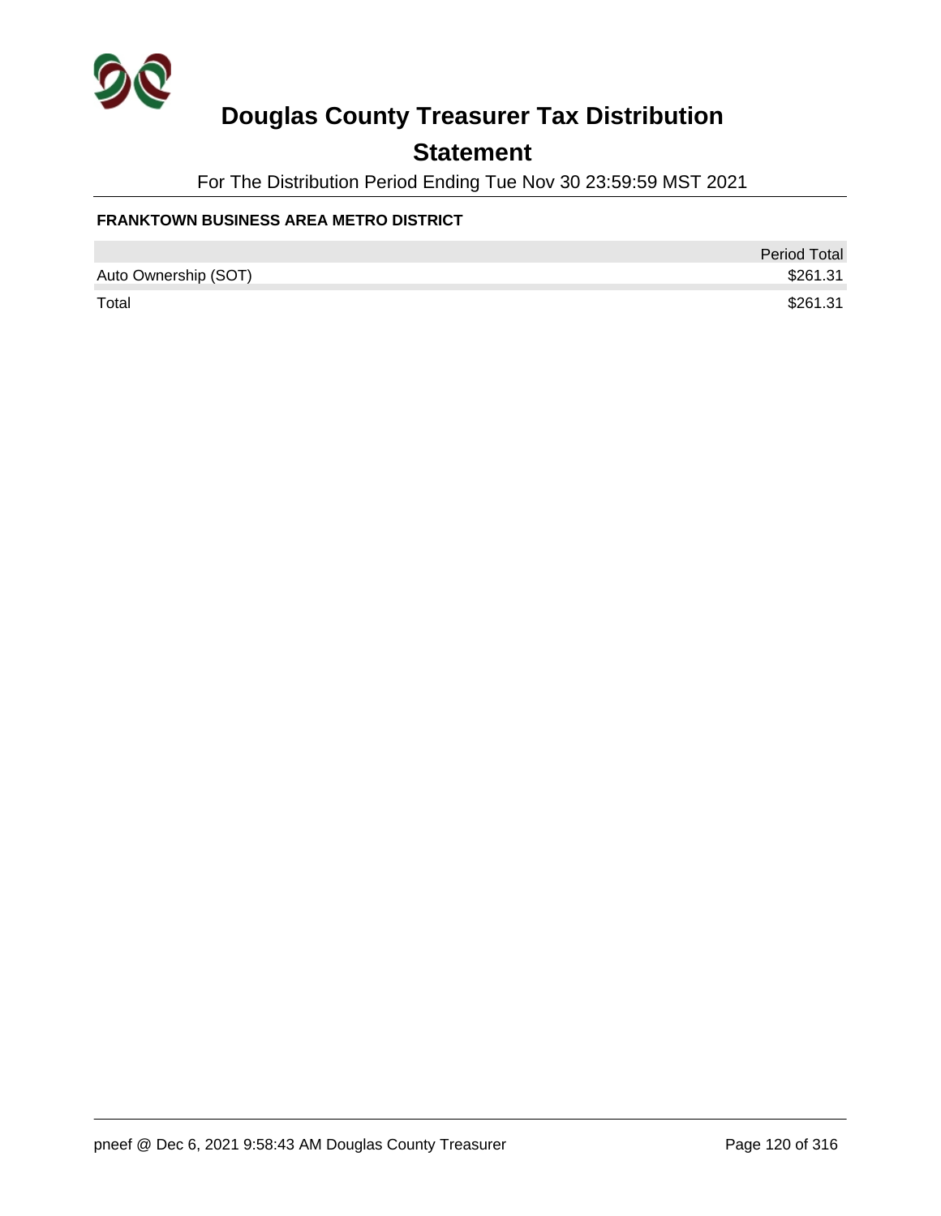# Douglas County Treasurer Tax Distribution

## Statement

For The Distribution Period Ending Tue Nov 30 23:59:59 MST 2021

**FRANKTOWN BUSINESS AREA METRO DISTRICT**

| | Period Total |
|---|---|
| Auto Ownership (SOT) | $261.31 |
| Total | $261.31 |

pneef @ Dec 6, 2021 9:58:43 AM Douglas County Treasurer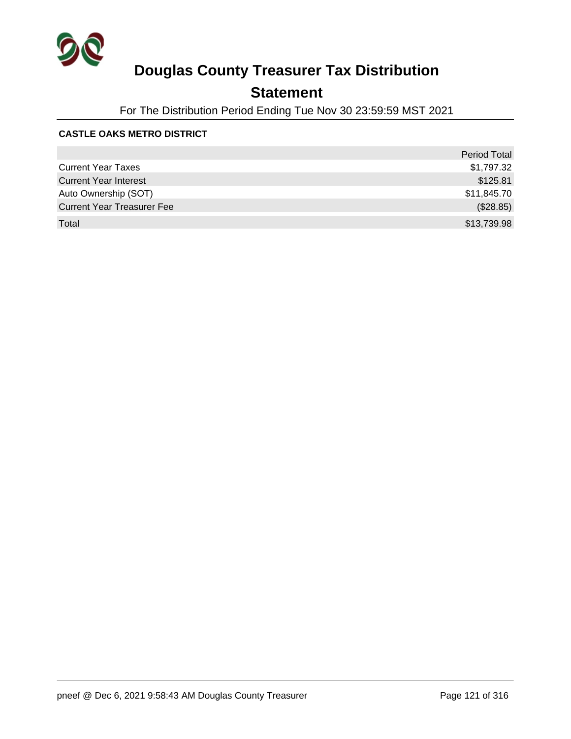# Douglas County Treasurer Tax Distribution

## Statement

For The Distribution Period Ending Tue Nov 30 23:59:59 MST 2021

**CASTLE OAKS METRO DISTRICT**

| | Period Total |
|---|---|
| Current Year Taxes | $1,797.32 |
| Current Year Interest | $125.81 |
| Auto Ownership (SOT) | $11,845.70 |
| Current Year Treasurer Fee | ($28.85) |
| Total | $13,739.98 |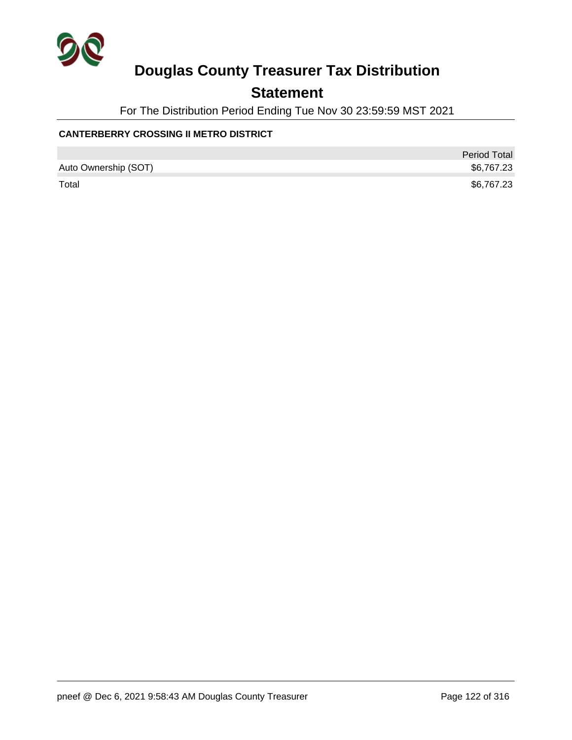# Douglas County Treasurer Tax Distribution

## Statement

For The Distribution Period Ending Tue Nov 30 23:59:59 MST 2021

**CANTERBERRY CROSSING II METRO DISTRICT**

| | Period Total |
|---|---|
| Auto Ownership (SOT) | $6,767.23 |
| Total | $6,767.23 |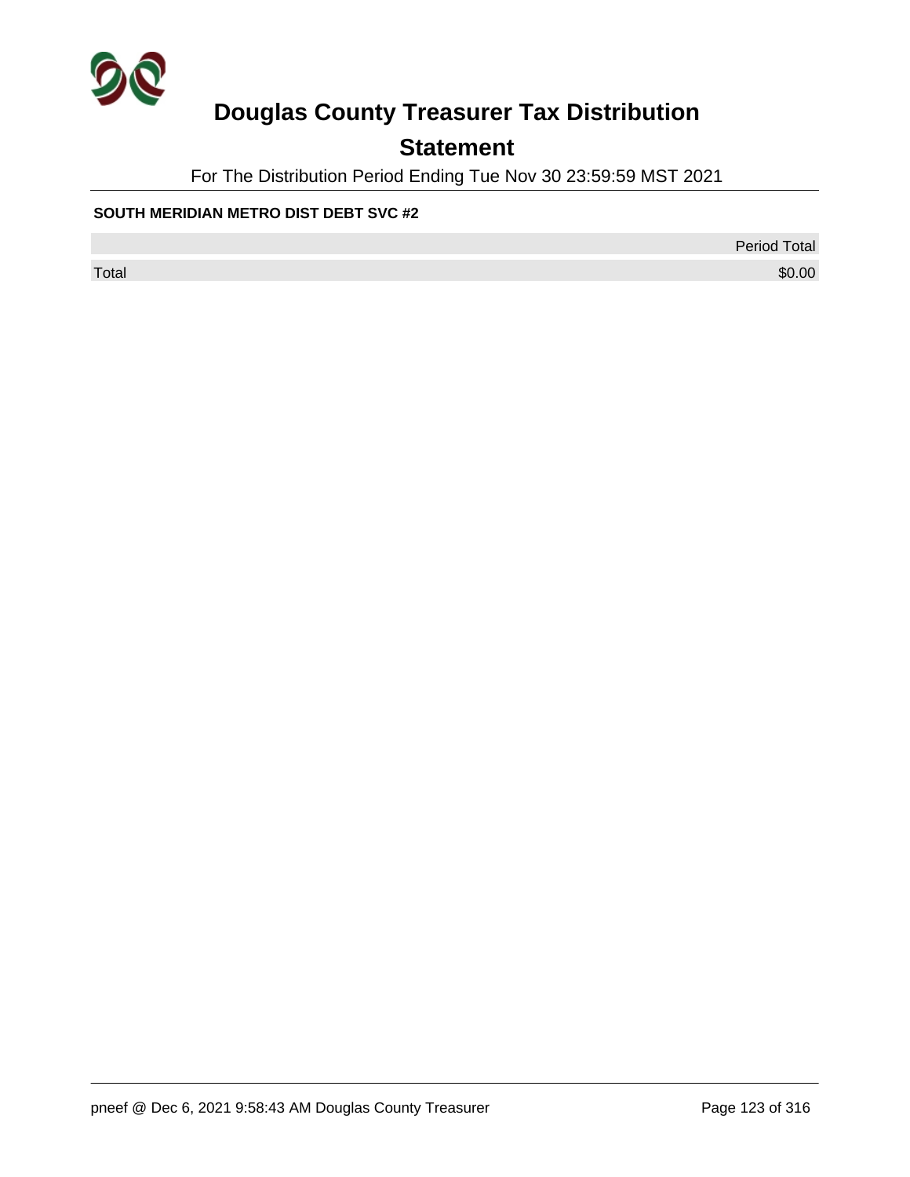# Douglas County Treasurer Tax Distribution

## Statement

For The Distribution Period Ending Tue Nov 30 23:59:59 MST 2021

**SOUTH MERIDIAN METRO DIST DEBT SVC #2**

| | Period Total |
|---|---:|
| Total | $0.00 |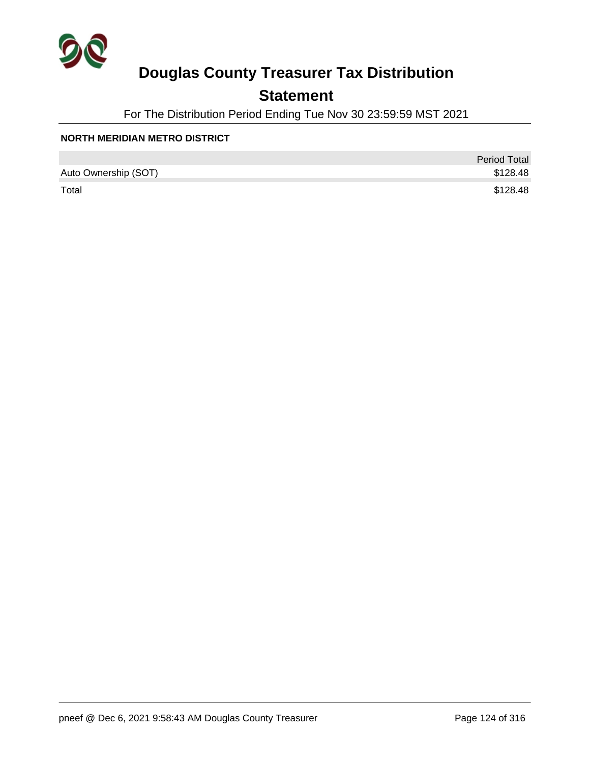# Douglas County Treasurer Tax Distribution

## Statement

For The Distribution Period Ending Tue Nov 30 23:59:59 MST 2021

**NORTH MERIDIAN METRO DISTRICT**

| | Period Total |
|---|---|
| Auto Ownership (SOT) | $128.48 |
| Total | $128.48 |

pneef @ Dec 6, 2021 9:58:43 AM Douglas County Treasurer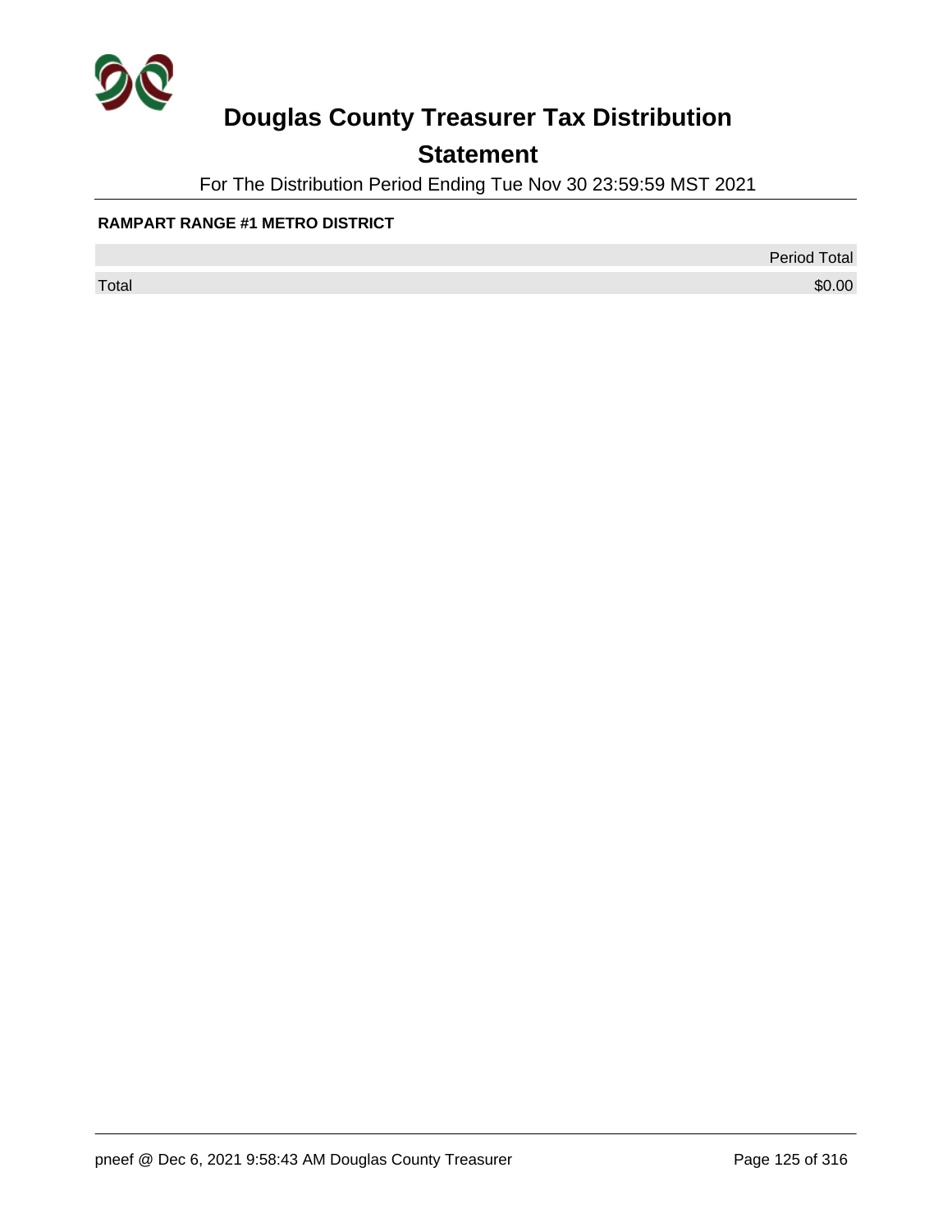# Douglas County Treasurer Tax Distribution

## Statement

For The Distribution Period Ending Tue Nov 30 23:59:59 MST 2021

**RAMPART RANGE #1 METRO DISTRICT**

| | Period Total |
|---|---|
| Total | $0.00 |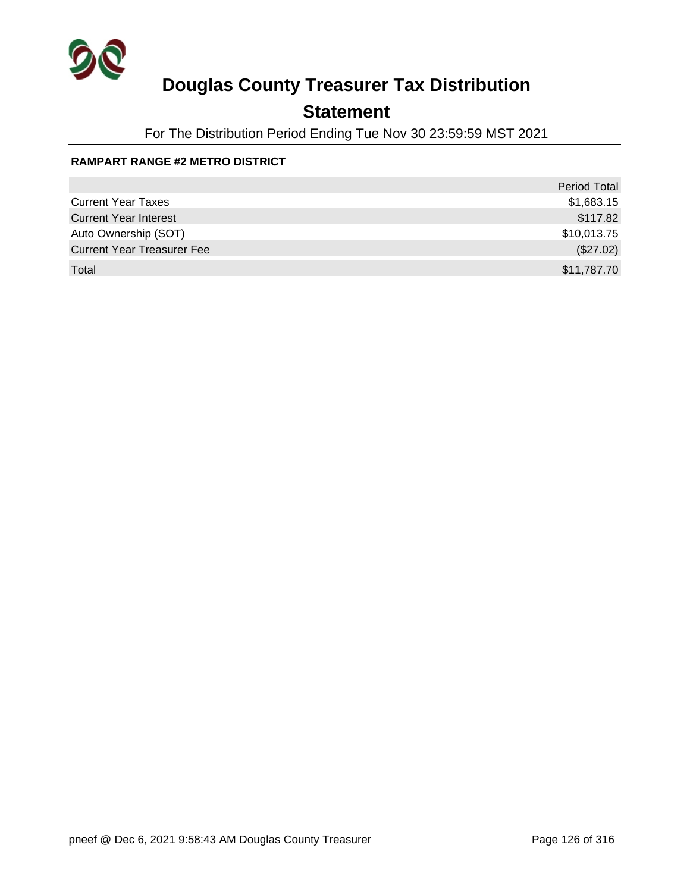# Douglas County Treasurer Tax Distribution

## Statement

For The Distribution Period Ending Tue Nov 30 23:59:59 MST 2021

**RAMPART RANGE #2 METRO DISTRICT**

| | Period Total |
|---|---|
| Current Year Taxes | $1,683.15 |
| Current Year Interest | $117.82 |
| Auto Ownership (SOT) | $10,013.75 |
| Current Year Treasurer Fee | ($27.02) |
| Total | $11,787.70 |

pneef @ Dec 6, 2021 9:58:43 AM Douglas County Treasurer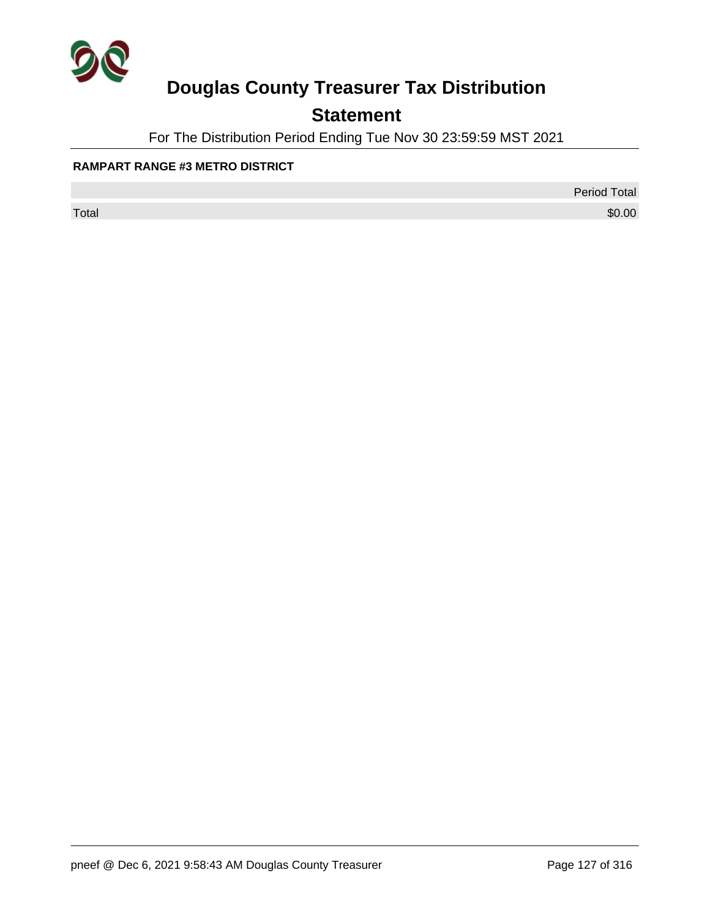# Douglas County Treasurer Tax Distribution

## Statement

For The Distribution Period Ending Tue Nov 30 23:59:59 MST 2021

**RAMPART RANGE #3 METRO DISTRICT**

| | Period Total |
|---|---|
| Total | $0.00 |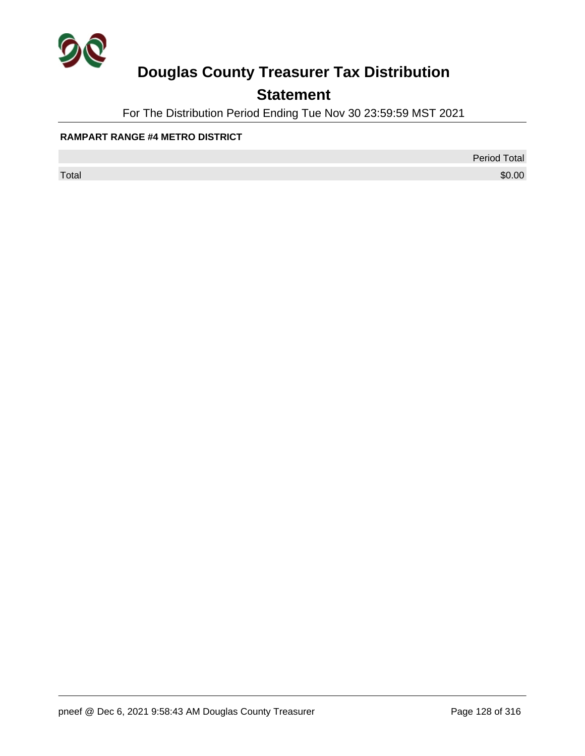# Douglas County Treasurer Tax Distribution

## Statement

For The Distribution Period Ending Tue Nov 30 23:59:59 MST 2021

**RAMPART RANGE #4 METRO DISTRICT**

| | Period Total |
|---|---|
| Total | $0.00 |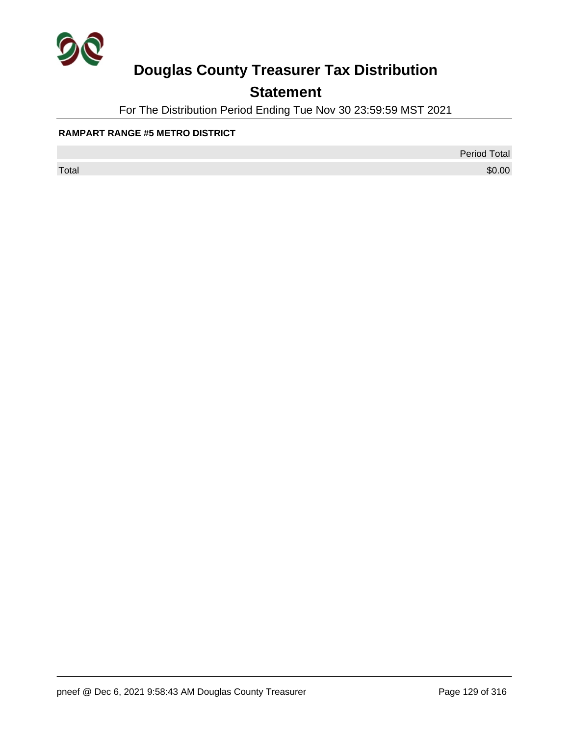# Douglas County Treasurer Tax Distribution

## Statement

For The Distribution Period Ending Tue Nov 30 23:59:59 MST 2021

**RAMPART RANGE #5 METRO DISTRICT**

| | Period Total |
|---|---|
| Total | $0.00 |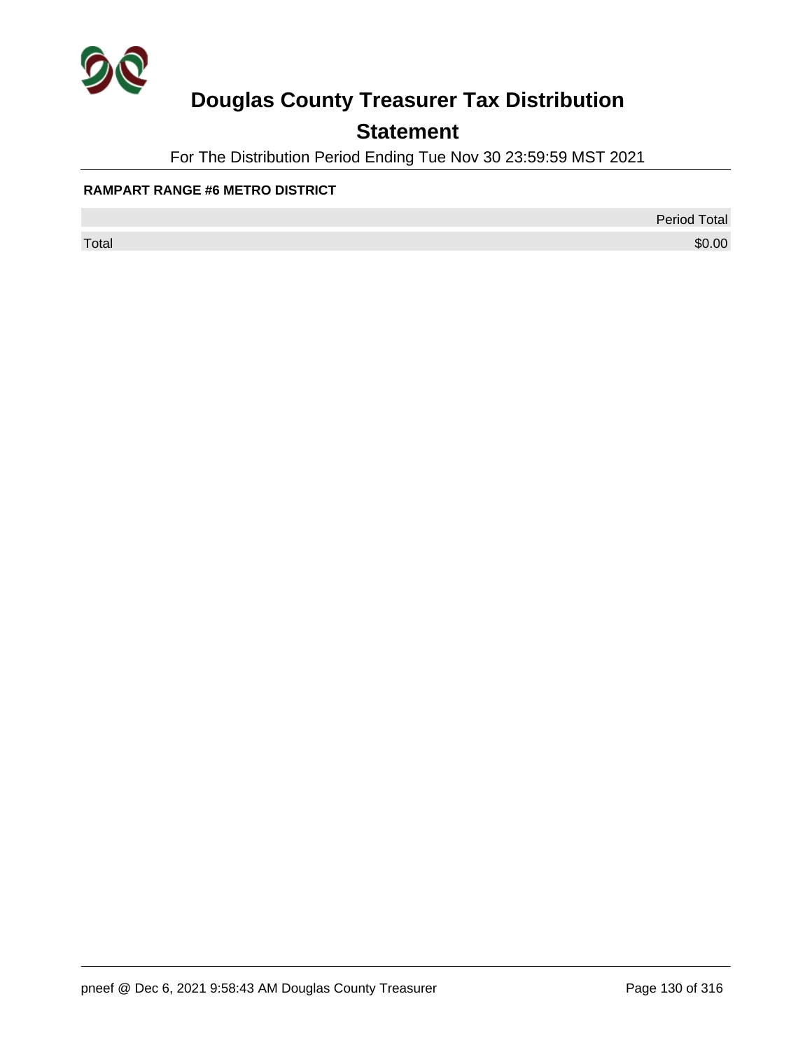# Douglas County Treasurer Tax Distribution

## Statement

For The Distribution Period Ending Tue Nov 30 23:59:59 MST 2021

**RAMPART RANGE #6 METRO DISTRICT**

| | Period Total |
|---|---|
| Total | $0.00 |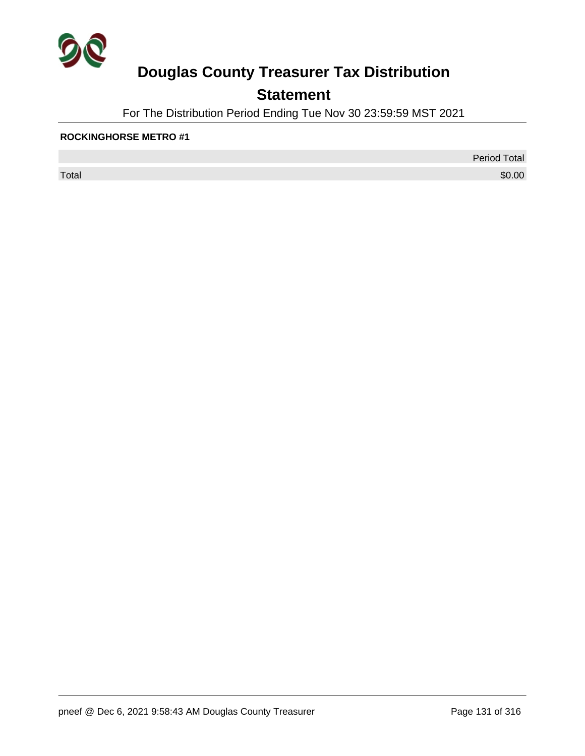# Douglas County Treasurer Tax Distribution

## Statement

For The Distribution Period Ending Tue Nov 30 23:59:59 MST 2021

**ROCKINGHORSE METRO #1**

| | Period Total |
|---|---|
| Total | $0.00 |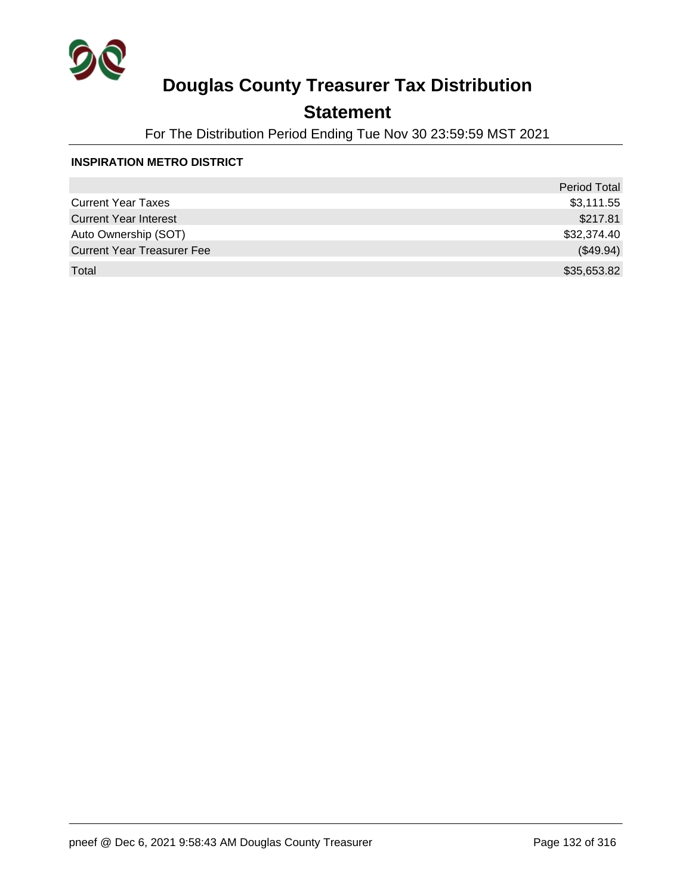# Douglas County Treasurer Tax Distribution

## Statement

For The Distribution Period Ending Tue Nov 30 23:59:59 MST 2021

**INSPIRATION METRO DISTRICT**

| | Period Total |
|---|---|
| Current Year Taxes | $3,111.55 |
| Current Year Interest | $217.81 |
| Auto Ownership (SOT) | $32,374.40 |
| Current Year Treasurer Fee | ($49.94) |
| Total | $35,653.82 |

pneef @ Dec 6, 2021 9:58:43 AM Douglas County Treasurer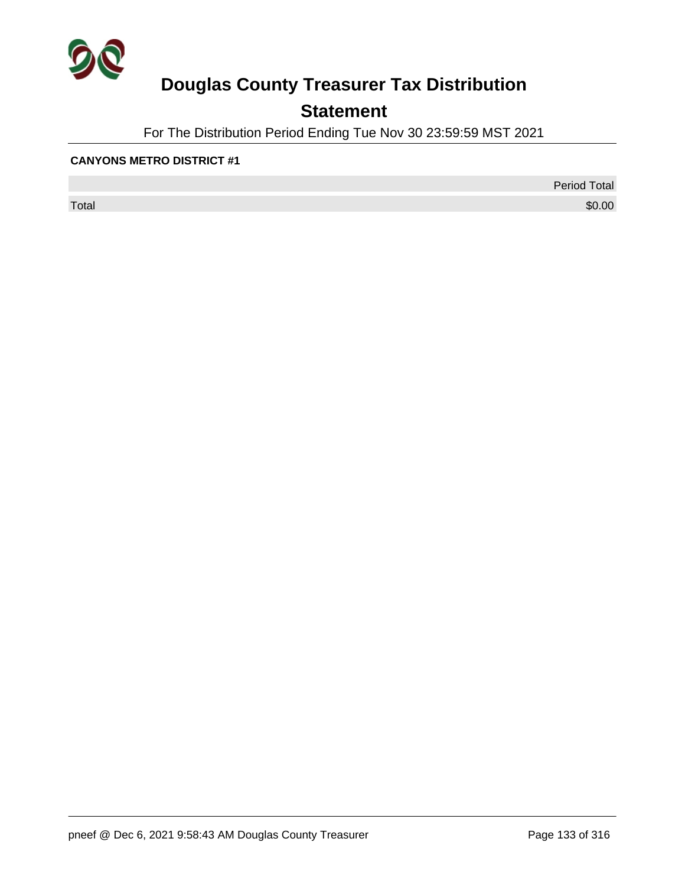# Douglas County Treasurer Tax Distribution

## Statement

For The Distribution Period Ending Tue Nov 30 23:59:59 MST 2021

**CANYONS METRO DISTRICT #1**

| | Period Total |
|---|---|
| Total | $0.00 |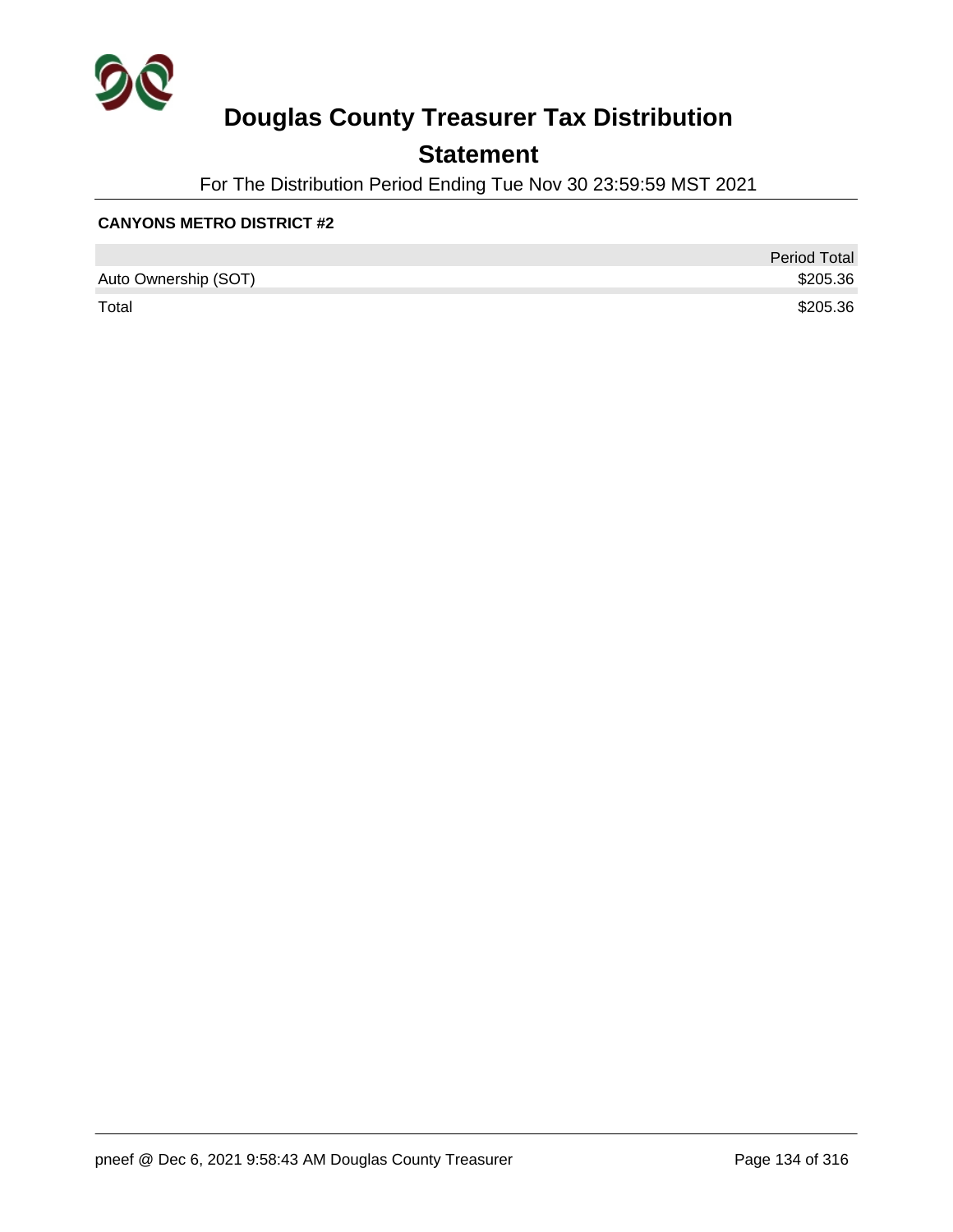# Douglas County Treasurer Tax Distribution

## Statement

For The Distribution Period Ending Tue Nov 30 23:59:59 MST 2021

**CANYONS METRO DISTRICT #2**

| | Period Total |
|---|---|
| Auto Ownership (SOT) | $205.36 |
| Total | $205.36 |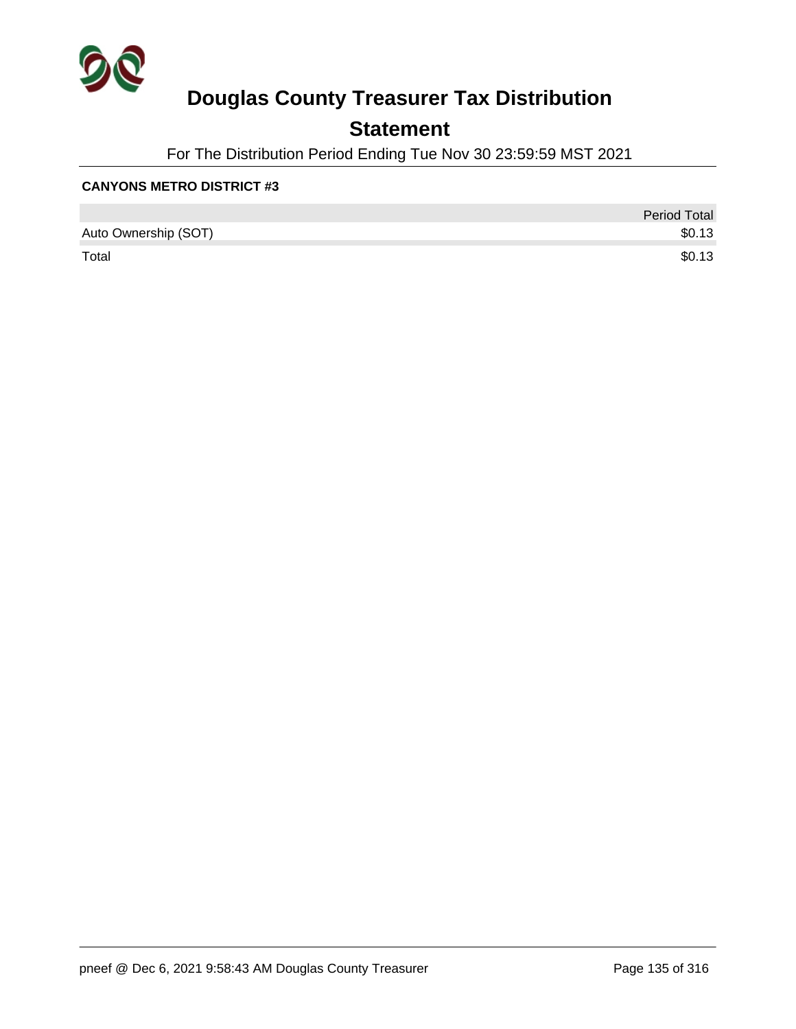# Douglas County Treasurer Tax Distribution

## Statement

For The Distribution Period Ending Tue Nov 30 23:59:59 MST 2021

**CANYONS METRO DISTRICT #3**

| | Period Total |
|---|---|
| Auto Ownership (SOT) | $0.13 |
| Total | $0.13 |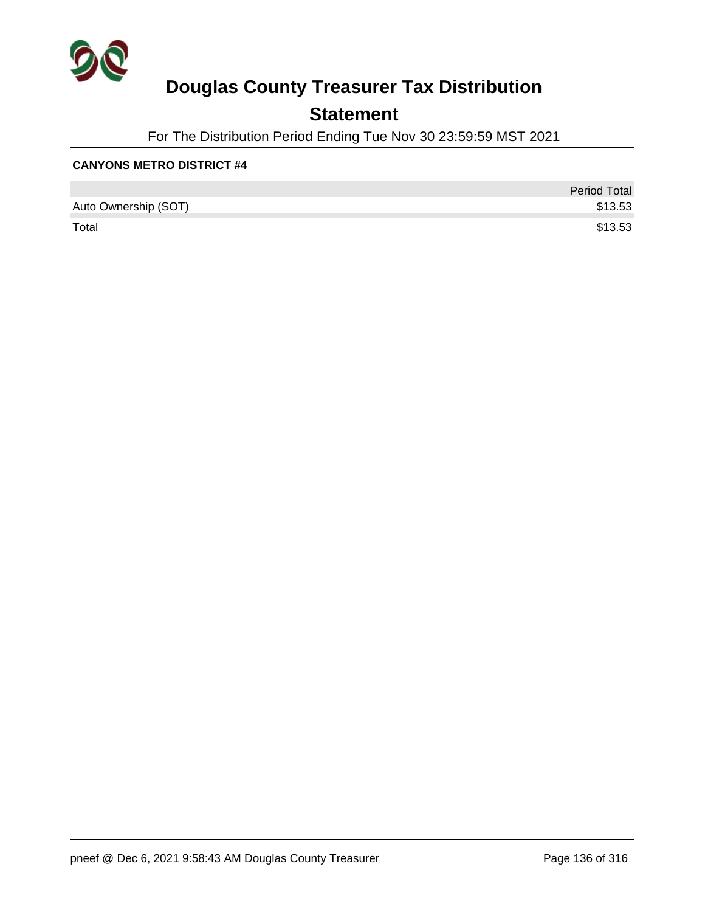# Douglas County Treasurer Tax Distribution

## Statement

For The Distribution Period Ending Tue Nov 30 23:59:59 MST 2021

**CANYONS METRO DISTRICT #4**

| | Period Total |
|---|---|
| Auto Ownership (SOT) | $13.53 |
| Total | $13.53 |

pneef @ Dec 6, 2021 9:58:43 AM Douglas County Treasurer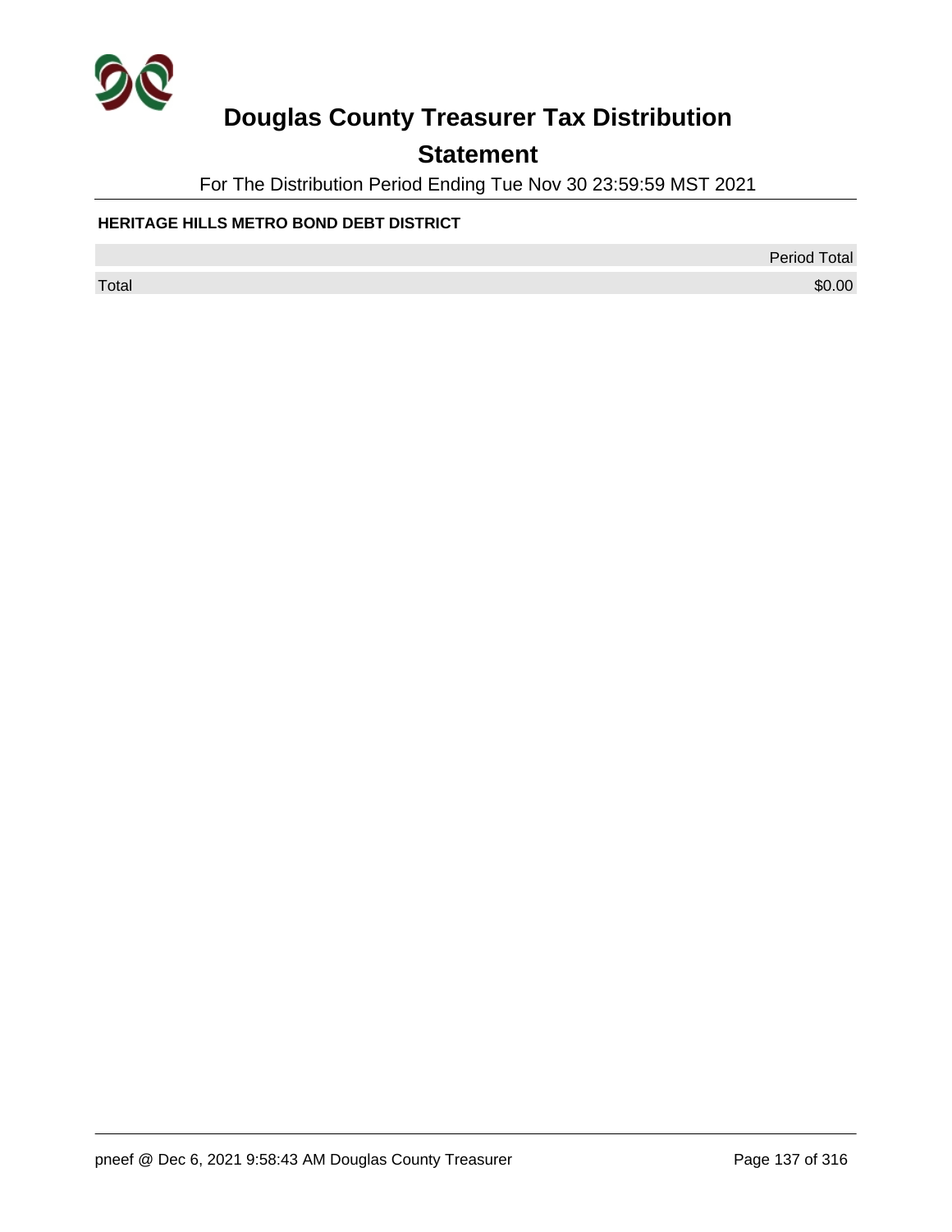# Douglas County Treasurer Tax Distribution

## Statement

For The Distribution Period Ending Tue Nov 30 23:59:59 MST 2021

**HERITAGE HILLS METRO BOND DEBT DISTRICT**

| | Period Total |
| --- | --- |
| Total | $0.00 |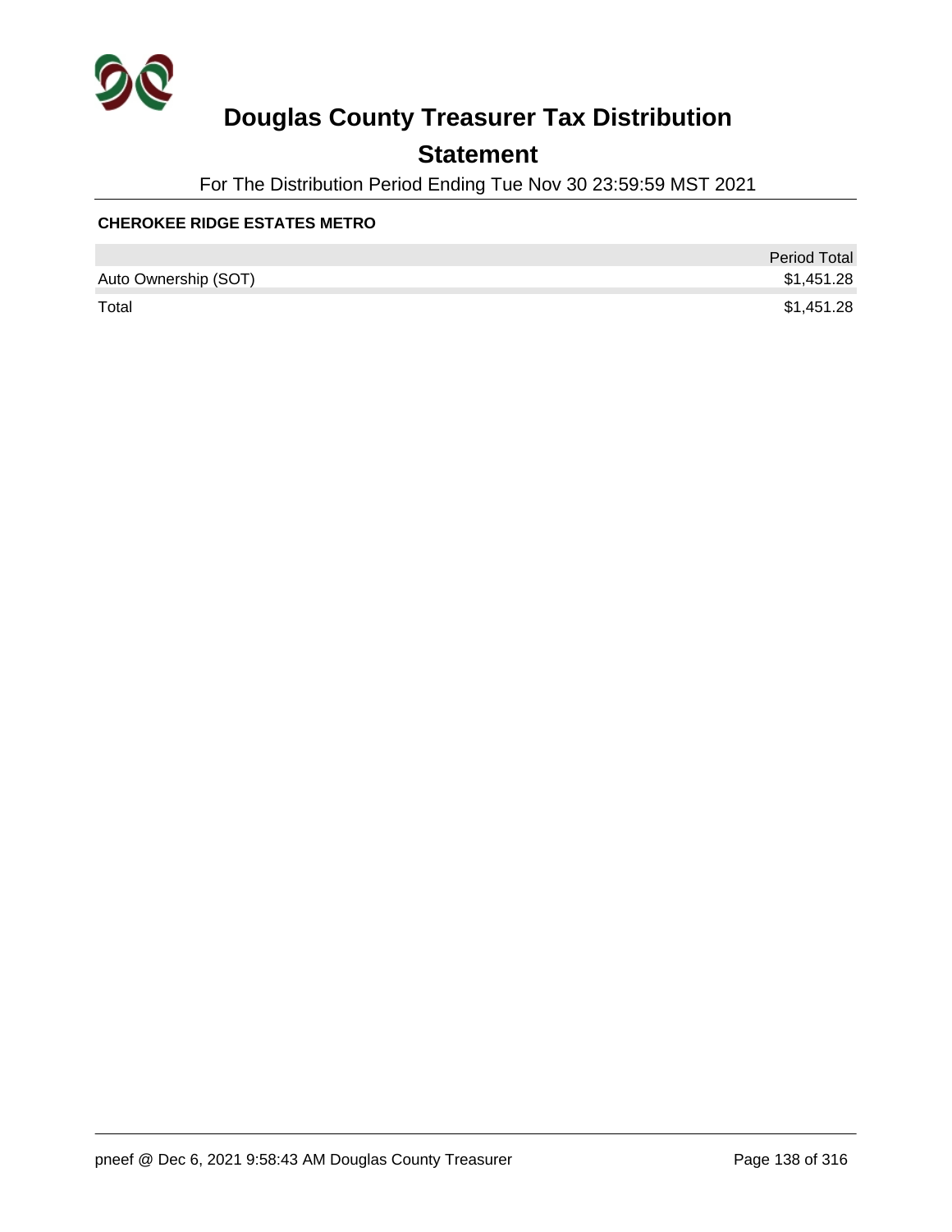# Douglas County Treasurer Tax Distribution

## Statement

For The Distribution Period Ending Tue Nov 30 23:59:59 MST 2021

**CHEROKEE RIDGE ESTATES METRO**

| | Period Total |
|---|---|
| Auto Ownership (SOT) | $1,451.28 |
| Total | $1,451.28 |

pneef @ Dec 6, 2021 9:58:43 AM Douglas County Treasurer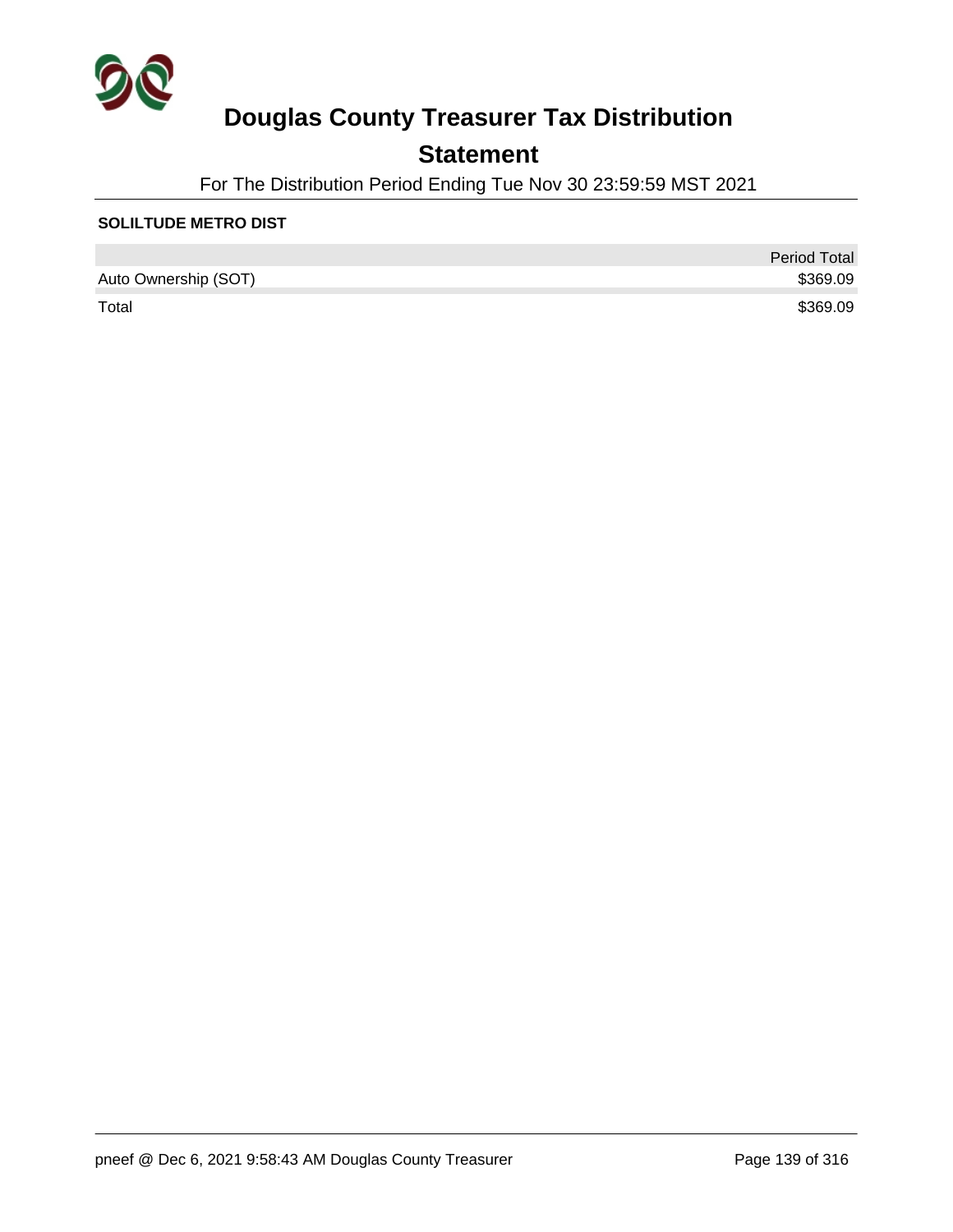# Douglas County Treasurer Tax Distribution

## Statement

For The Distribution Period Ending Tue Nov 30 23:59:59 MST 2021

**SOLILTUDE METRO DIST**

| | Period Total |
|---|---|
| Auto Ownership (SOT) | $369.09 |
| Total | $369.09 |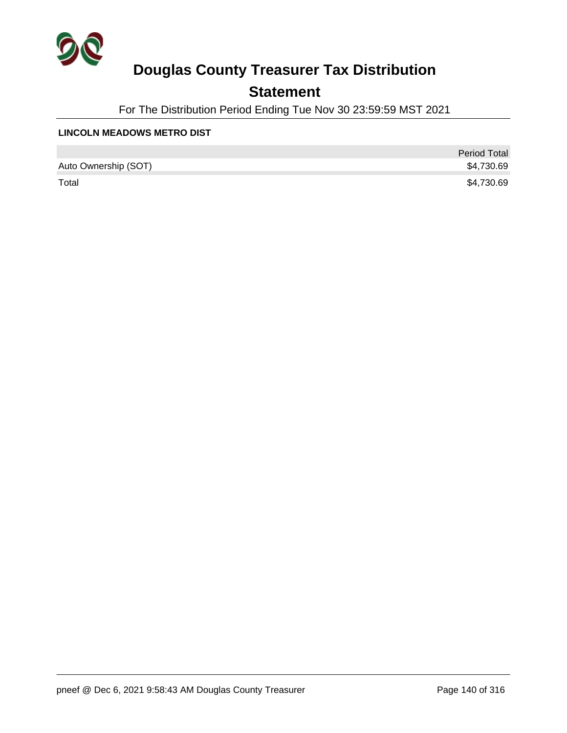# Douglas County Treasurer Tax Distribution

## Statement

For The Distribution Period Ending Tue Nov 30 23:59:59 MST 2021

**LINCOLN MEADOWS METRO DIST**

| | Period Total |
|---|---|
| Auto Ownership (SOT) | $4,730.69 |
| Total | $4,730.69 |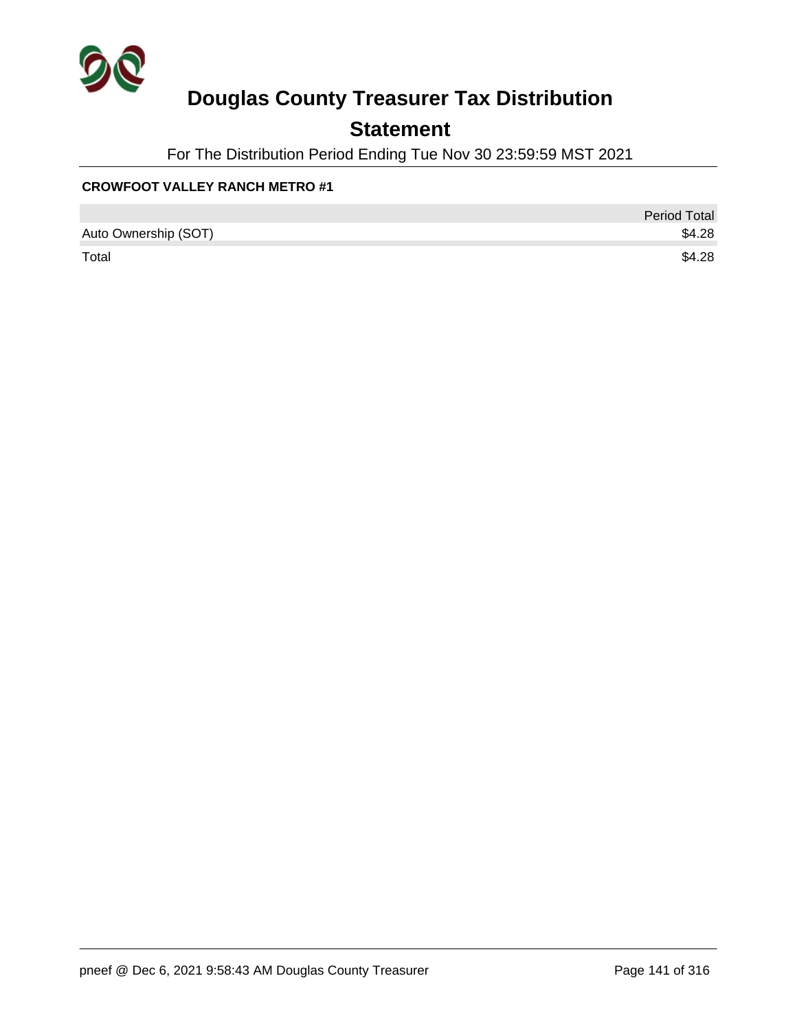# Douglas County Treasurer Tax Distribution

## Statement

For The Distribution Period Ending Tue Nov 30 23:59:59 MST 2021

**CROWFOOT VALLEY RANCH METRO #1**

| | Period Total |
|---|---|
| Auto Ownership (SOT) | $4.28 |
| Total | $4.28 |

pneef @ Dec 6, 2021 9:58:43 AM Douglas County Treasurer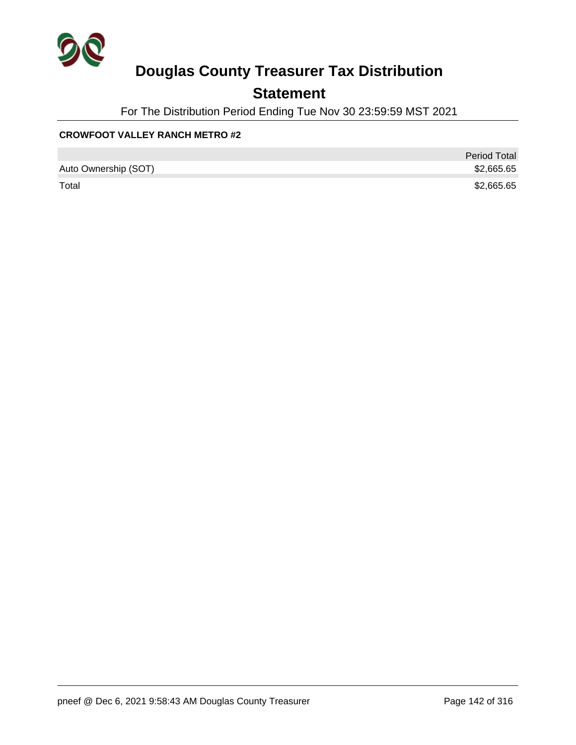# Douglas County Treasurer Tax Distribution

## Statement

For The Distribution Period Ending Tue Nov 30 23:59:59 MST 2021

**CROWFOOT VALLEY RANCH METRO #2**

| | Period Total |
|---|---|
| Auto Ownership (SOT) | $2,665.65 |
| Total | $2,665.65 |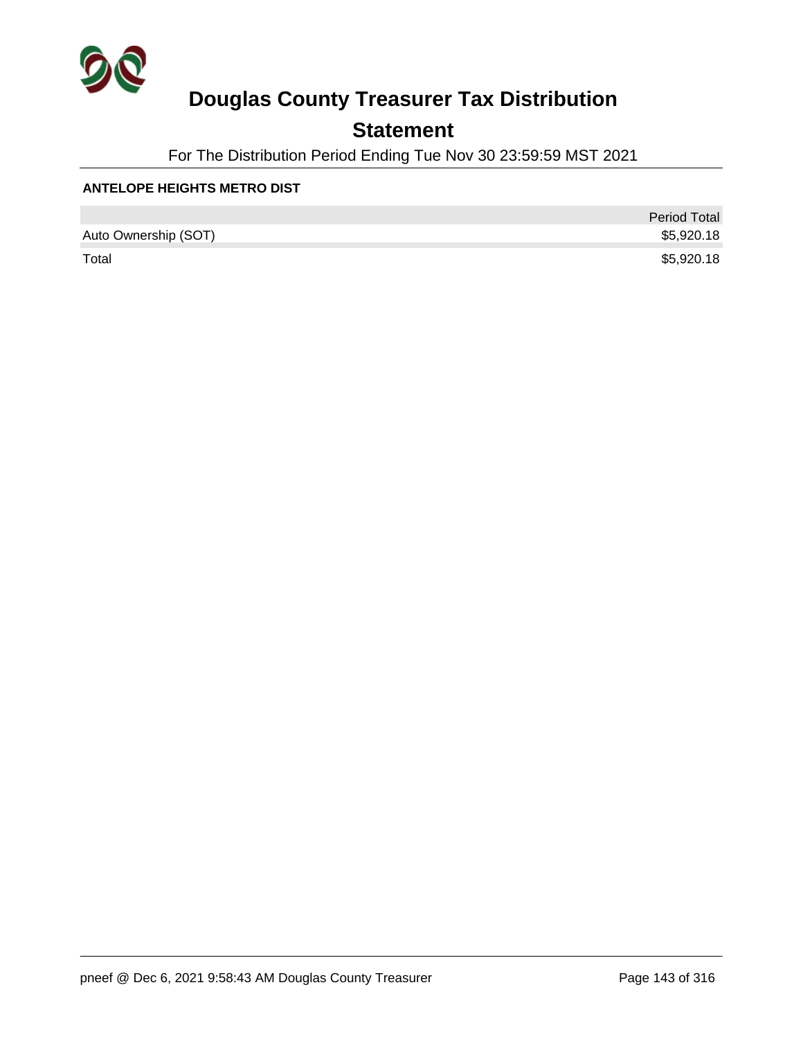# Douglas County Treasurer Tax Distribution

## Statement

For The Distribution Period Ending Tue Nov 30 23:59:59 MST 2021

**ANTELOPE HEIGHTS METRO DIST**

| | Period Total |
|---|---|
| Auto Ownership (SOT) | $5,920.18 |
| Total | $5,920.18 |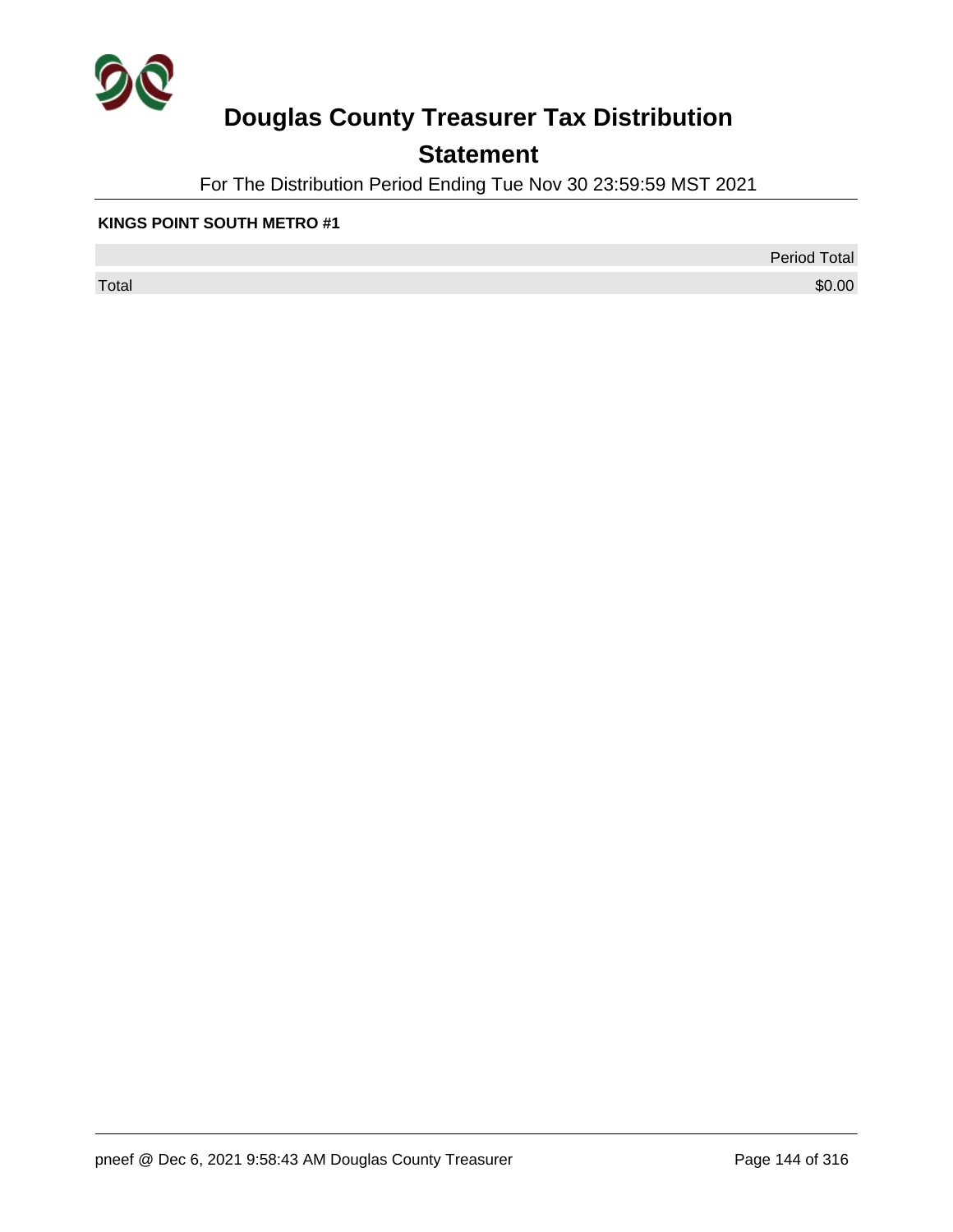# Douglas County Treasurer Tax Distribution

## Statement

For The Distribution Period Ending Tue Nov 30 23:59:59 MST 2021

**KINGS POINT SOUTH METRO #1**

| | Period Total |
|---|---|
| Total | $0.00 |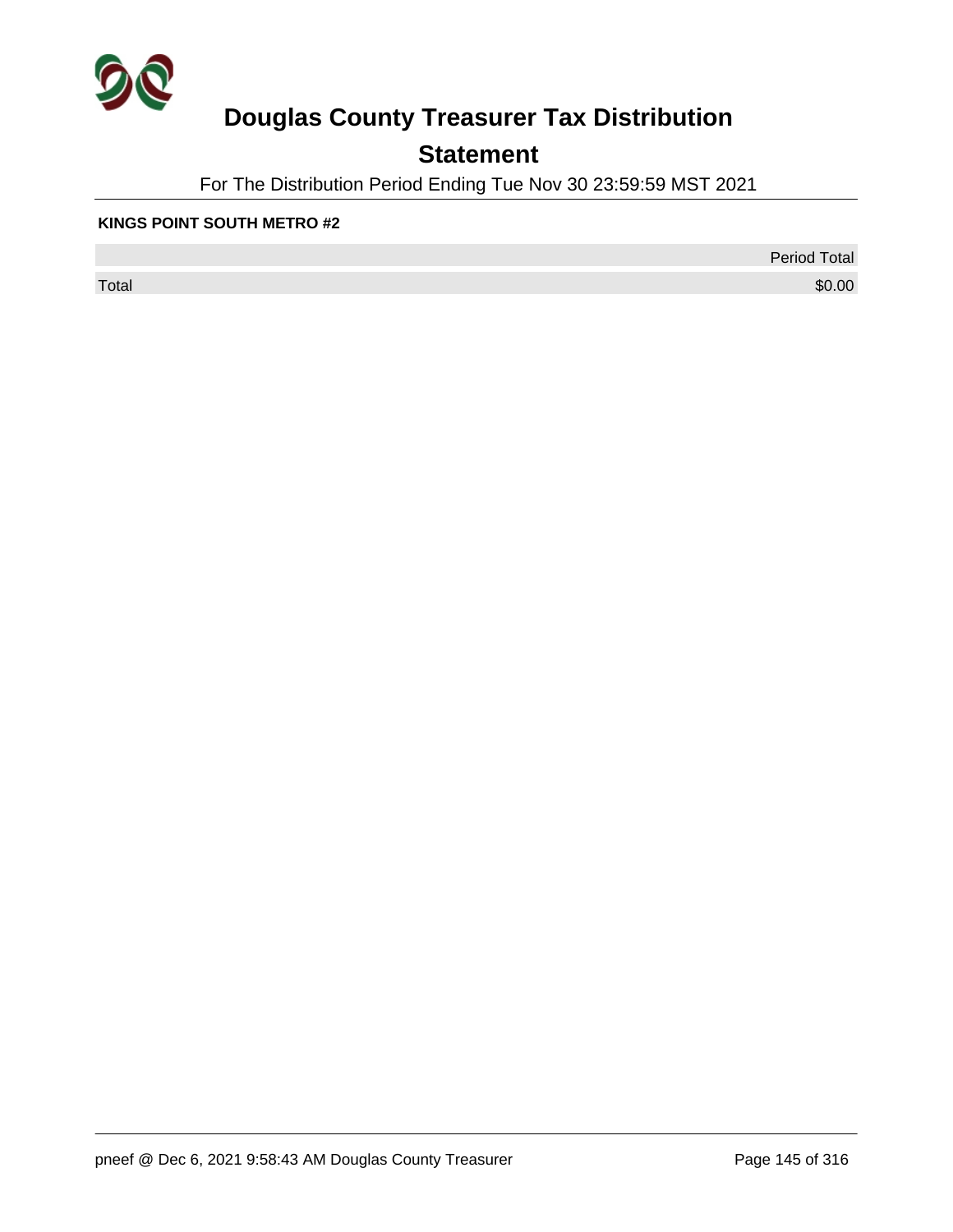# Douglas County Treasurer Tax Distribution

## Statement

For The Distribution Period Ending Tue Nov 30 23:59:59 MST 2021

**KINGS POINT SOUTH METRO #2**

| | Period Total |
|---|---|
| Total | $0.00 |

pneef @ Dec 6, 2021 9:58:43 AM Douglas County Treasurer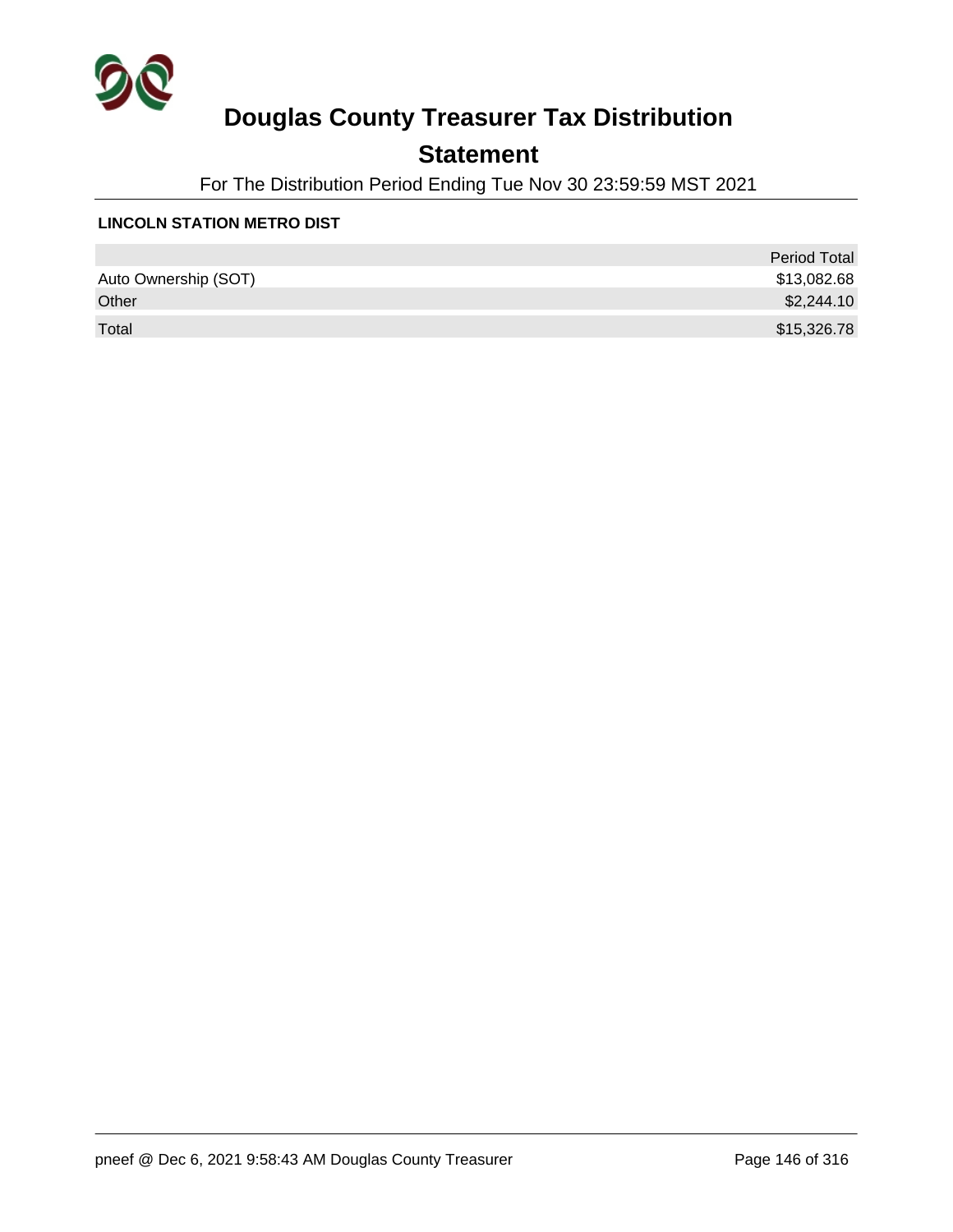# Douglas County Treasurer Tax Distribution

## Statement

For The Distribution Period Ending Tue Nov 30 23:59:59 MST 2021

**LINCOLN STATION METRO DIST**

| | Period Total |
|---|---|
| Auto Ownership (SOT) | $13,082.68 |
| Other | $2,244.10 |
| Total | $15,326.78 |

pneef @ Dec 6, 2021 9:58:43 AM Douglas County Treasurer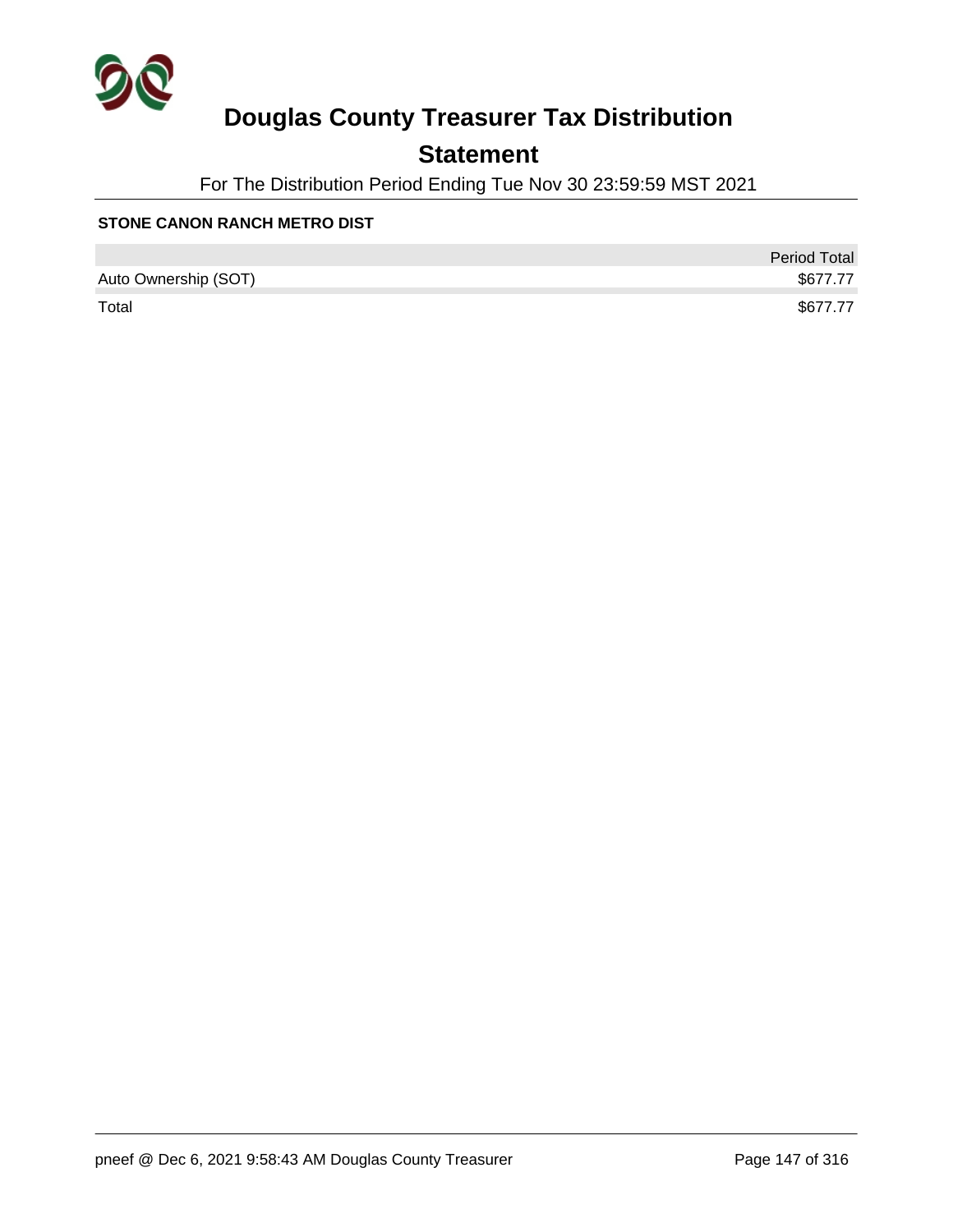# Douglas County Treasurer Tax Distribution

## Statement

For The Distribution Period Ending Tue Nov 30 23:59:59 MST 2021

**STONE CANON RANCH METRO DIST**

| | Period Total |
|---|---|
| Auto Ownership (SOT) | $677.77 |
| Total | $677.77 |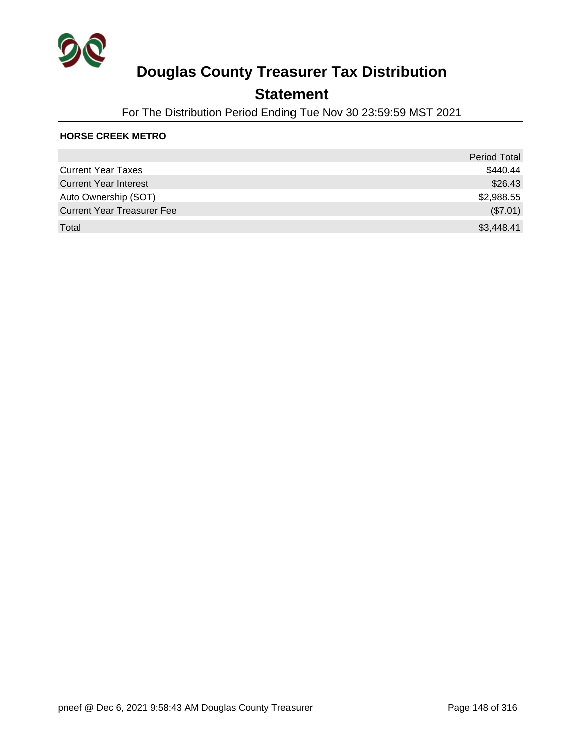# Douglas County Treasurer Tax Distribution

## Statement

For The Distribution Period Ending Tue Nov 30 23:59:59 MST 2021

**HORSE CREEK METRO**

| | Period Total |
|---|---|
| Current Year Taxes | $440.44 |
| Current Year Interest | $26.43 |
| Auto Ownership (SOT) | $2,988.55 |
| Current Year Treasurer Fee | ($7.01) |
| Total | $3,448.41 |

pneef @ Dec 6, 2021 9:58:43 AM Douglas County Treasurer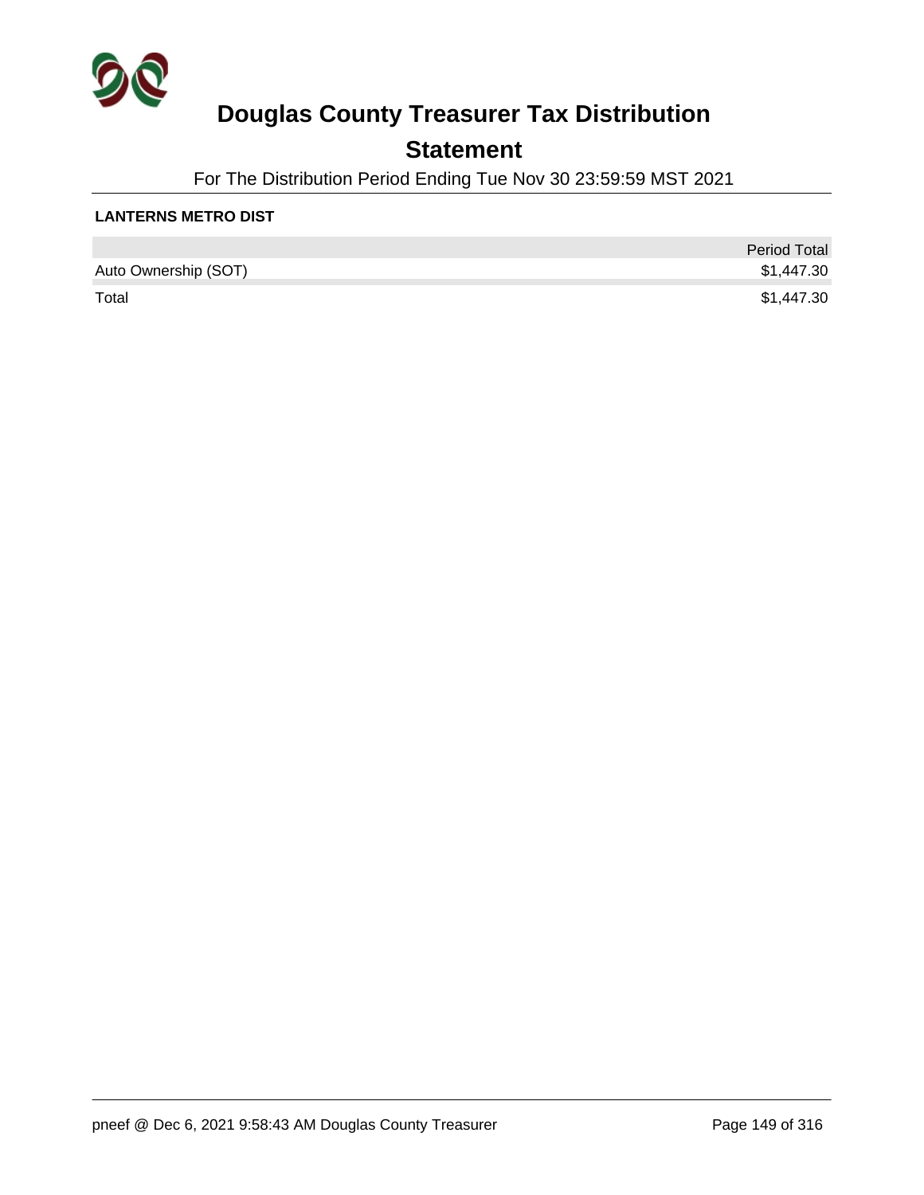# Douglas County Treasurer Tax Distribution

## Statement

For The Distribution Period Ending Tue Nov 30 23:59:59 MST 2021

**LANTERNS METRO DIST**

| | Period Total |
|---|---|
| Auto Ownership (SOT) | $1,447.30 |
| Total | $1,447.30 |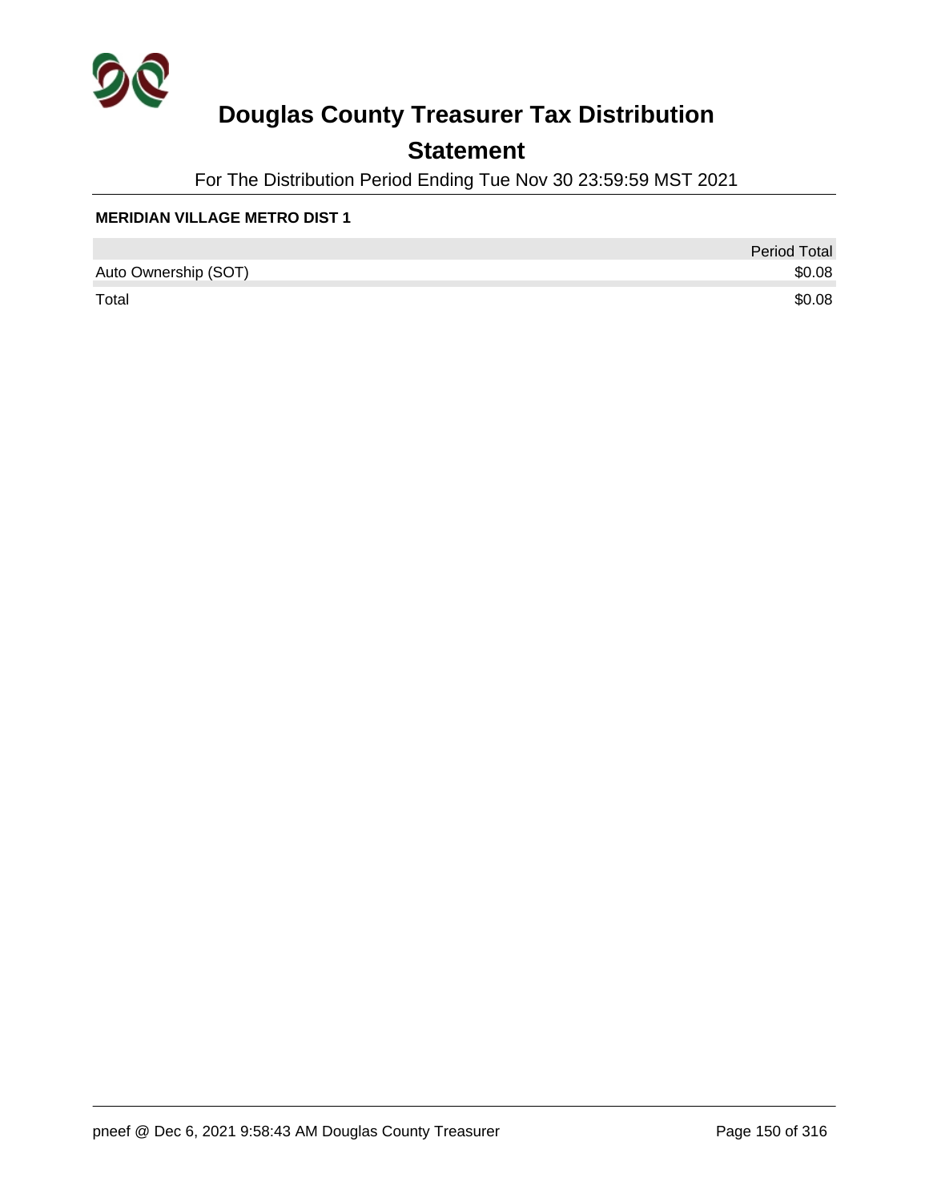# Douglas County Treasurer Tax Distribution

## Statement

For The Distribution Period Ending Tue Nov 30 23:59:59 MST 2021

**MERIDIAN VILLAGE METRO DIST 1**

| | Period Total |
|---|---|
| Auto Ownership (SOT) | $0.08 |
| Total | $0.08 |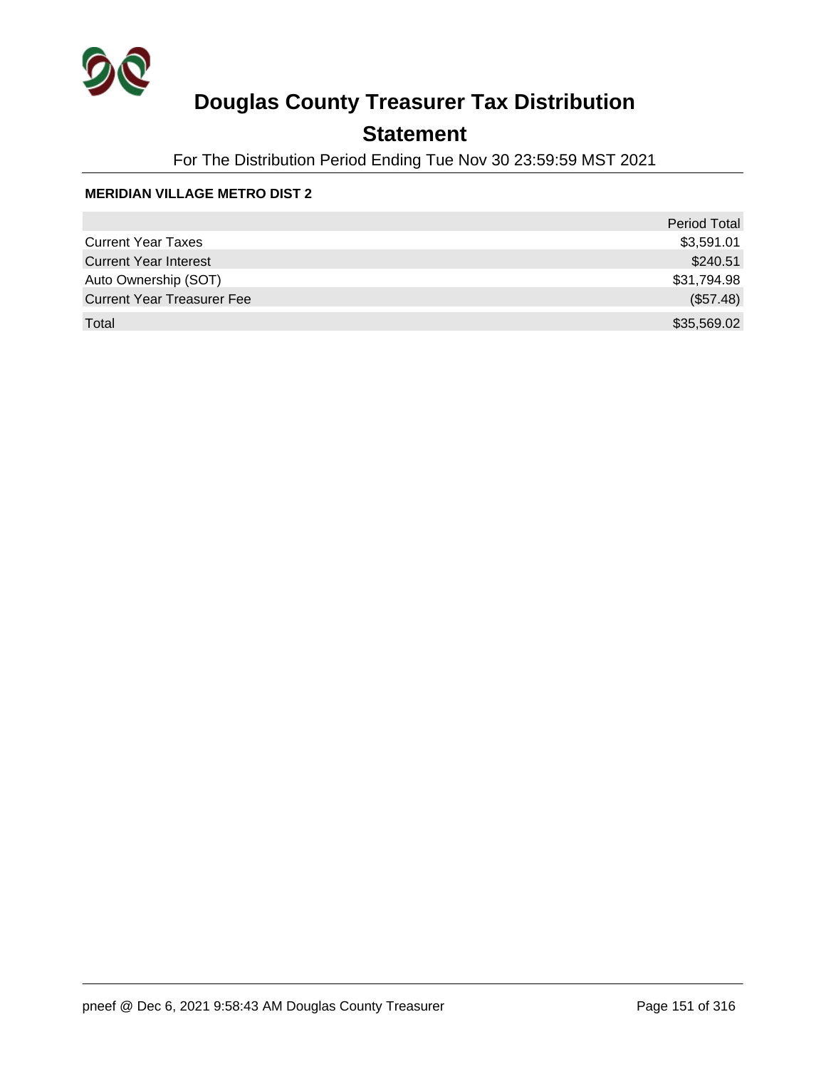# Douglas County Treasurer Tax Distribution

## Statement

For The Distribution Period Ending Tue Nov 30 23:59:59 MST 2021

**MERIDIAN VILLAGE METRO DIST 2**

| | Period Total |
|---|---|
| Current Year Taxes | $3,591.01 |
| Current Year Interest | $240.51 |
| Auto Ownership (SOT) | $31,794.98 |
| Current Year Treasurer Fee | ($57.48) |
| Total | $35,569.02 |

pneef @ Dec 6, 2021 9:58:43 AM Douglas County Treasurer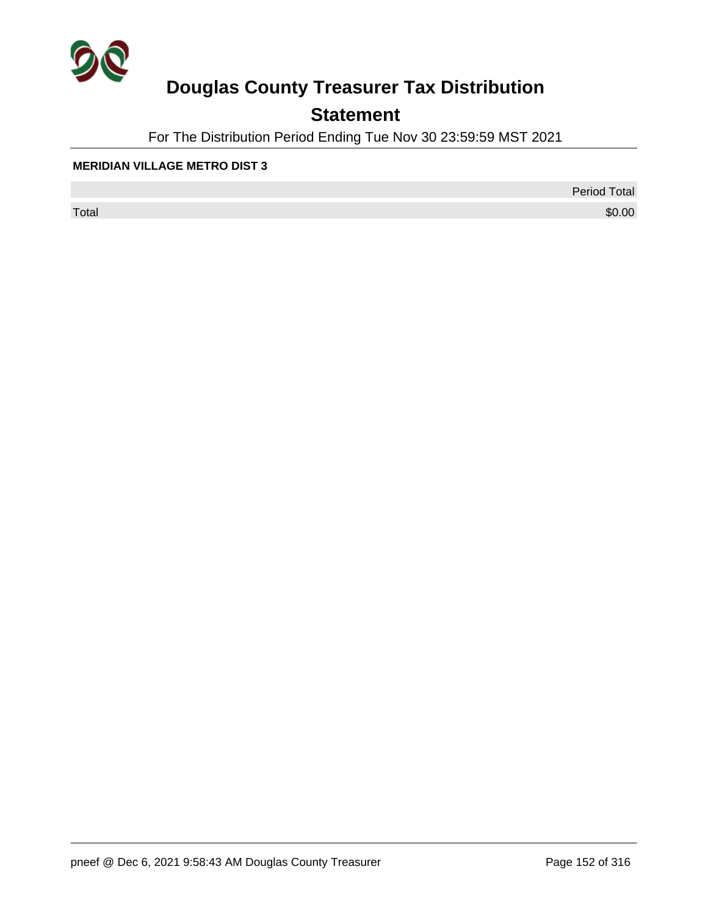# Douglas County Treasurer Tax Distribution

## Statement

For The Distribution Period Ending Tue Nov 30 23:59:59 MST 2021

**MERIDIAN VILLAGE METRO DIST 3**

| | Period Total |
|---|---|
| Total | $0.00 |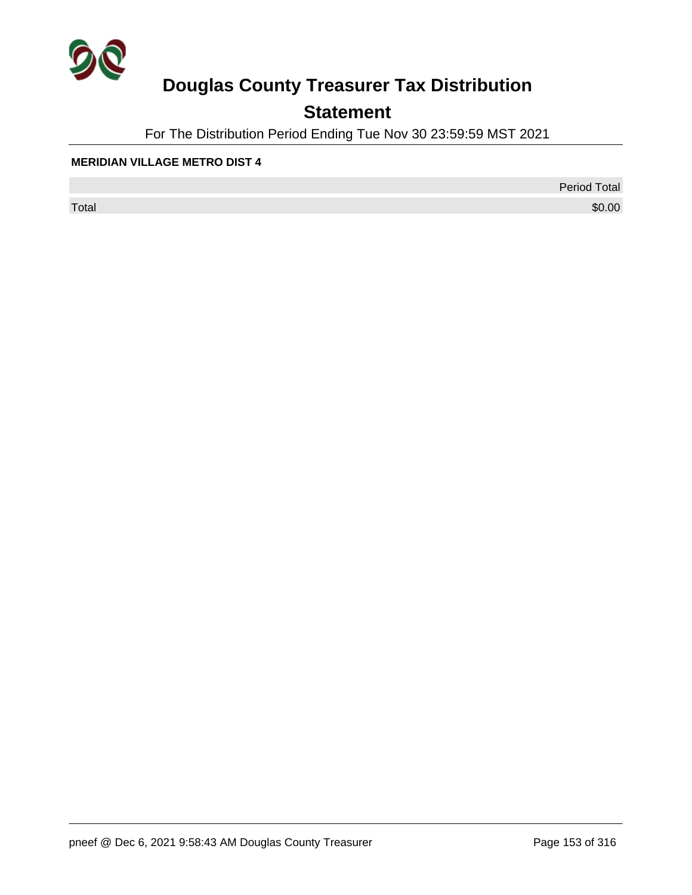# Douglas County Treasurer Tax Distribution

## Statement

For The Distribution Period Ending Tue Nov 30 23:59:59 MST 2021

**MERIDIAN VILLAGE METRO DIST 4**

| | Period Total |
|---|---|
| Total | $0.00 |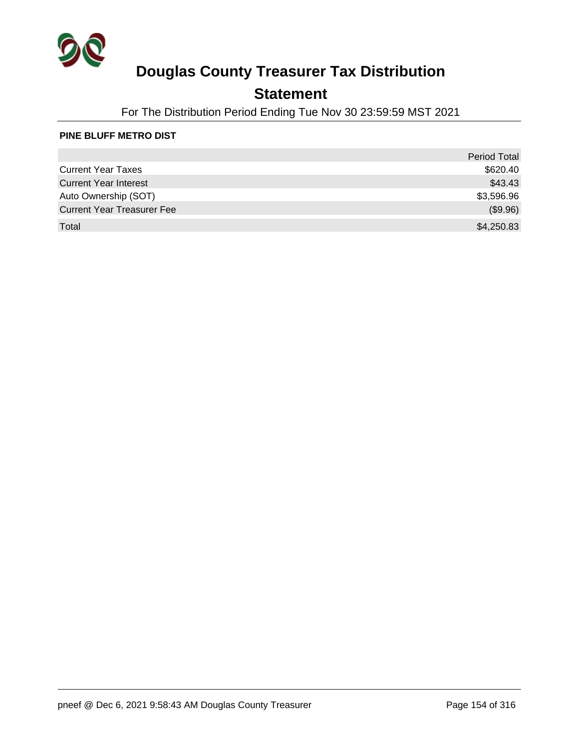# Douglas County Treasurer Tax Distribution

## Statement

For The Distribution Period Ending Tue Nov 30 23:59:59 MST 2021

**PINE BLUFF METRO DIST**

| | Period Total |
|---|---:|
| Current Year Taxes | $620.40 |
| Current Year Interest | $43.43 |
| Auto Ownership (SOT) | $3,596.96 |
| Current Year Treasurer Fee | ($9.96) |
| Total | $4,250.83 |

pneef @ Dec 6, 2021 9:58:43 AM Douglas County Treasurer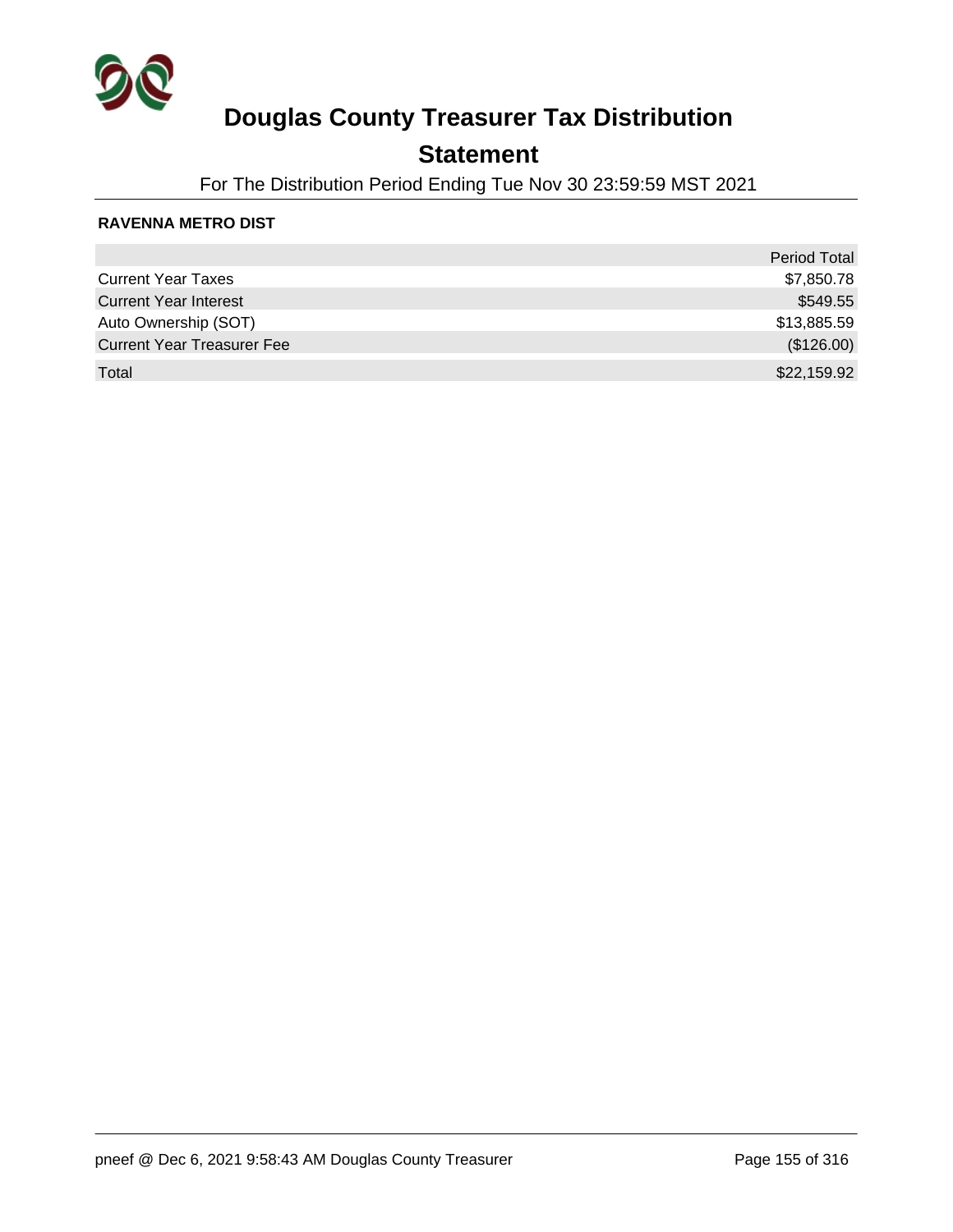# Douglas County Treasurer Tax Distribution

## Statement

For The Distribution Period Ending Tue Nov 30 23:59:59 MST 2021

**RAVENNA METRO DIST**

| | Period Total |
|---|---|
| Current Year Taxes | $7,850.78 |
| Current Year Interest | $549.55 |
| Auto Ownership (SOT) | $13,885.59 |
| Current Year Treasurer Fee | ($126.00) |
| Total | $22,159.92 |

pneef @ Dec 6, 2021 9:58:43 AM Douglas County Treasurer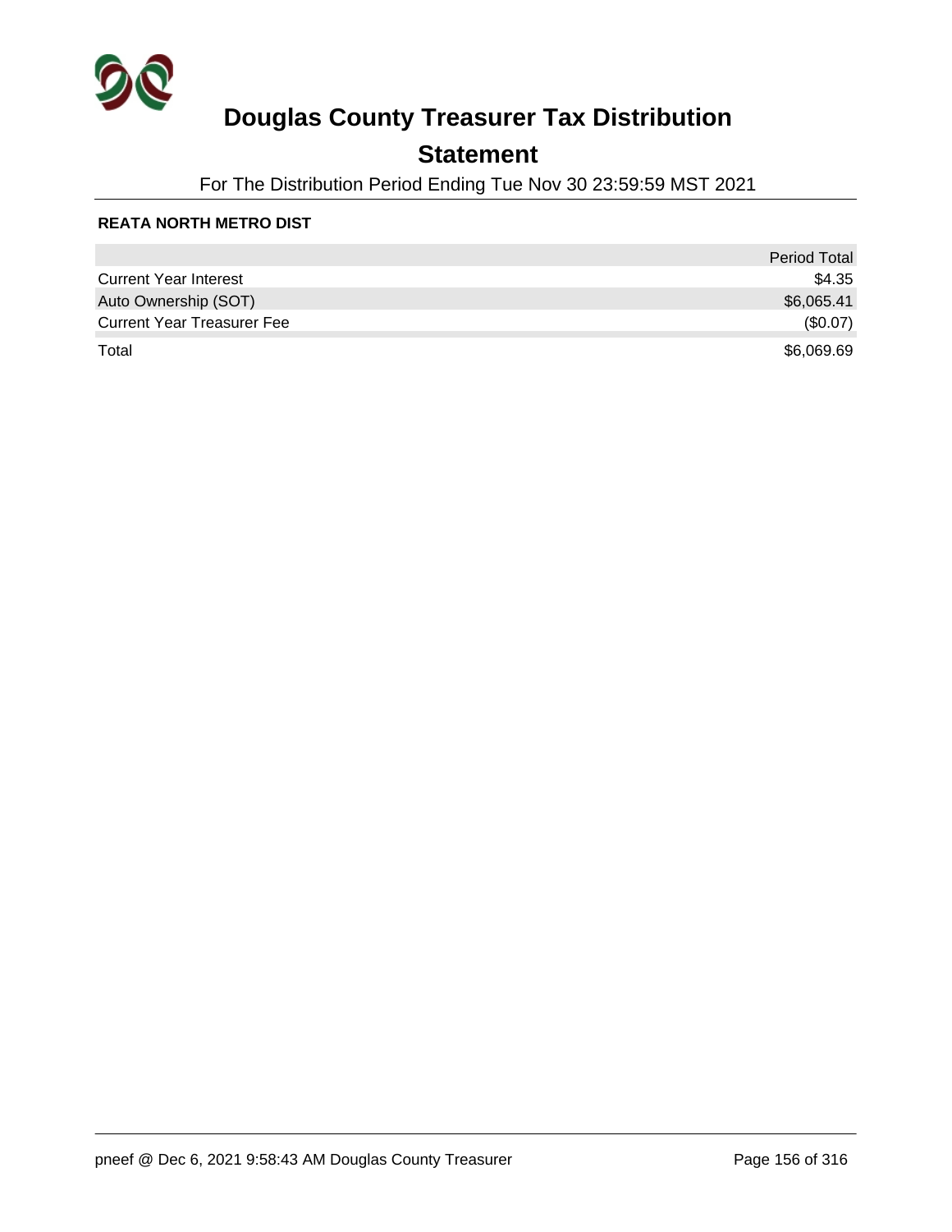# Douglas County Treasurer Tax Distribution

## Statement

For The Distribution Period Ending Tue Nov 30 23:59:59 MST 2021

**REATA NORTH METRO DIST**

| | Period Total |
|---|---|
| Current Year Interest | $4.35 |
| Auto Ownership (SOT) | $6,065.41 |
| Current Year Treasurer Fee | ($0.07) |
| Total | $6,069.69 |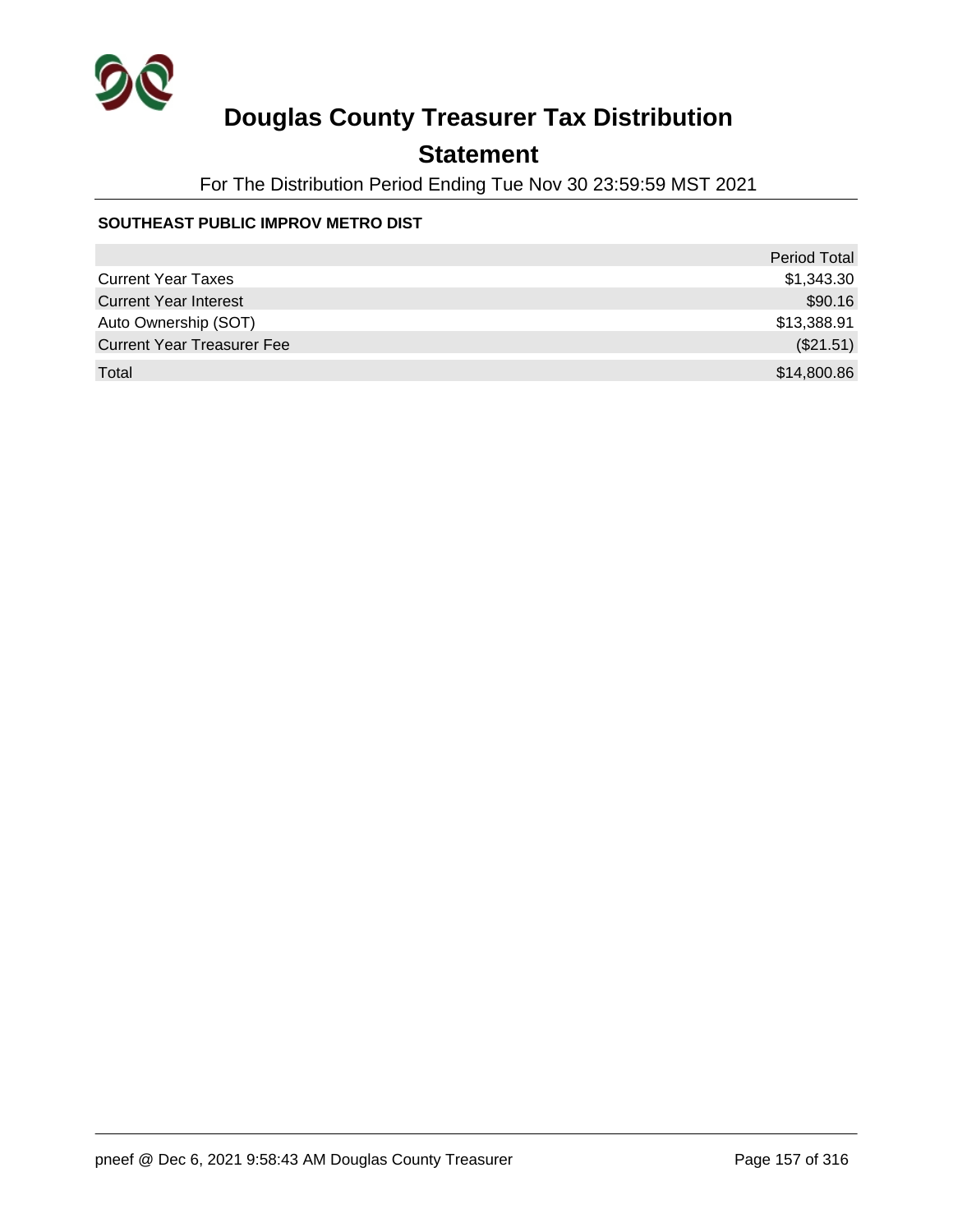# Douglas County Treasurer Tax Distribution

## Statement

For The Distribution Period Ending Tue Nov 30 23:59:59 MST 2021

**SOUTHEAST PUBLIC IMPROV METRO DIST**

| | Period Total |
|---|---|
| Current Year Taxes | $1,343.30 |
| Current Year Interest | $90.16 |
| Auto Ownership (SOT) | $13,388.91 |
| Current Year Treasurer Fee | ($21.51) |
| Total | $14,800.86 |

pneef @ Dec 6, 2021 9:58:43 AM Douglas County Treasurer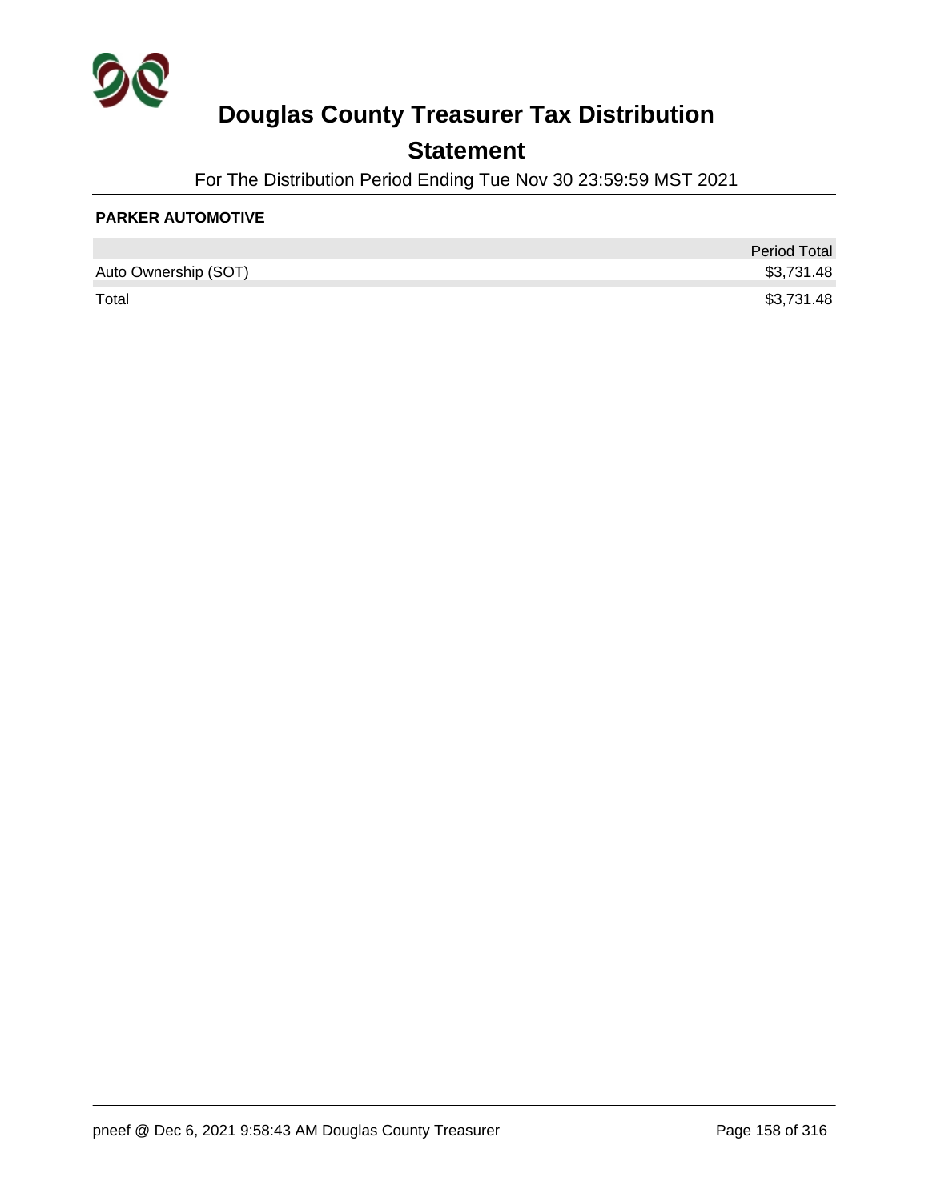# Douglas County Treasurer Tax Distribution

## Statement

For The Distribution Period Ending Tue Nov 30 23:59:59 MST 2021

**PARKER AUTOMOTIVE**

| | Period Total |
|---|---|
| Auto Ownership (SOT) | $3,731.48 |
| Total | $3,731.48 |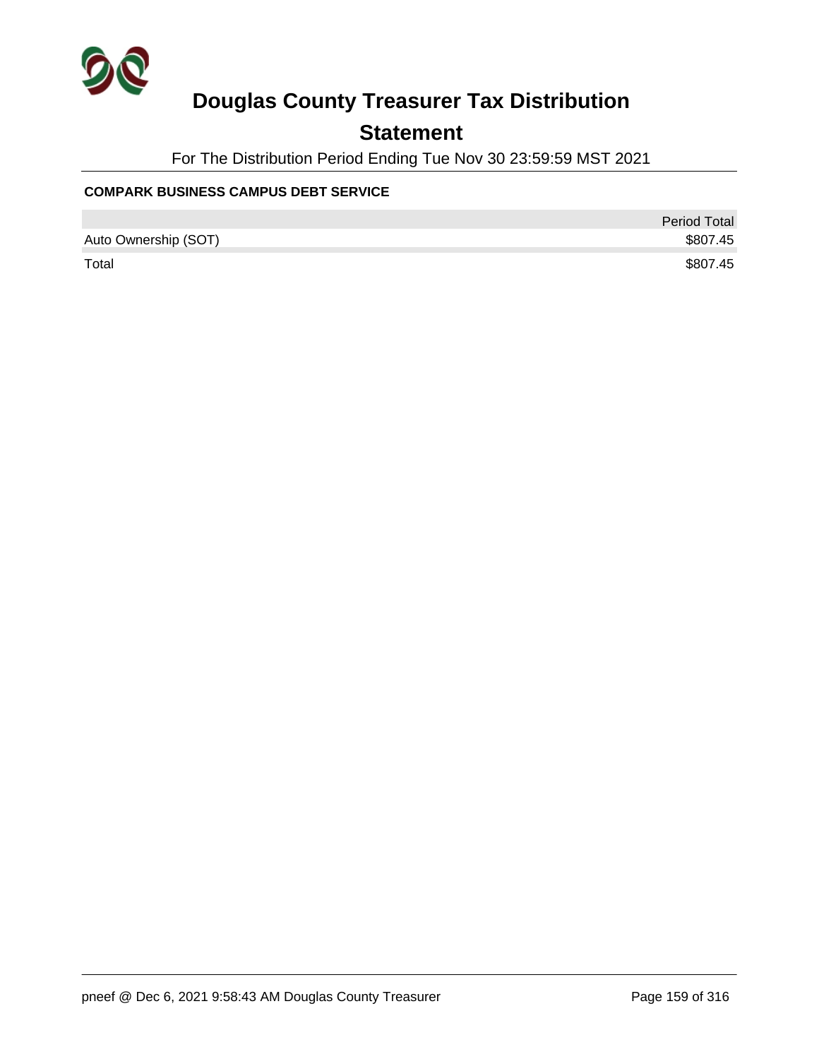# Douglas County Treasurer Tax Distribution

## Statement

For The Distribution Period Ending Tue Nov 30 23:59:59 MST 2021

**COMPARK BUSINESS CAMPUS DEBT SERVICE**

| | Period Total |
|---|---|
| Auto Ownership (SOT) | $807.45 |
| Total | $807.45 |

pneef @ Dec 6, 2021 9:58:43 AM Douglas County Treasurer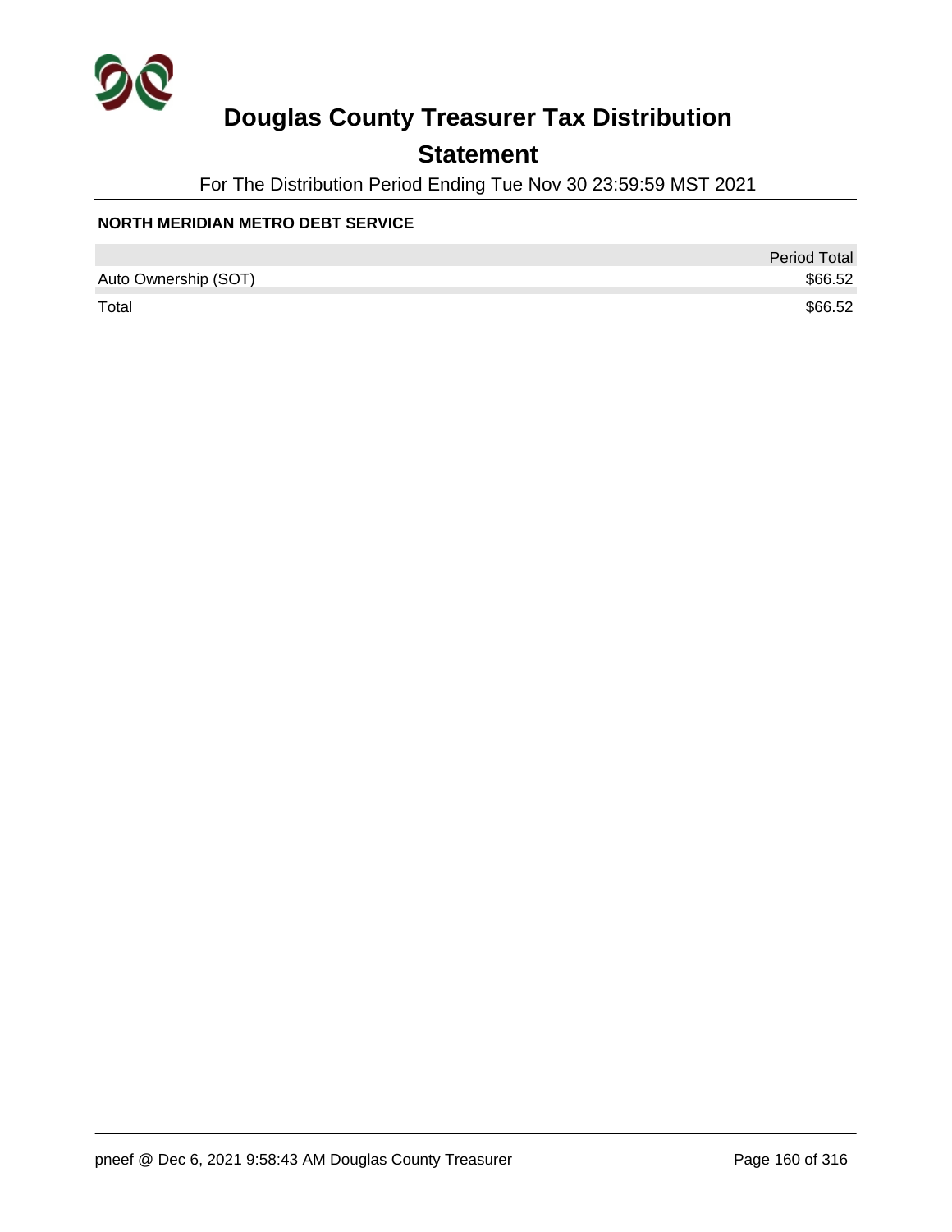# Douglas County Treasurer Tax Distribution

## Statement

For The Distribution Period Ending Tue Nov 30 23:59:59 MST 2021

**NORTH MERIDIAN METRO DEBT SERVICE**

| | Period Total |
|---|---|
| Auto Ownership (SOT) | $66.52 |
| Total | $66.52 |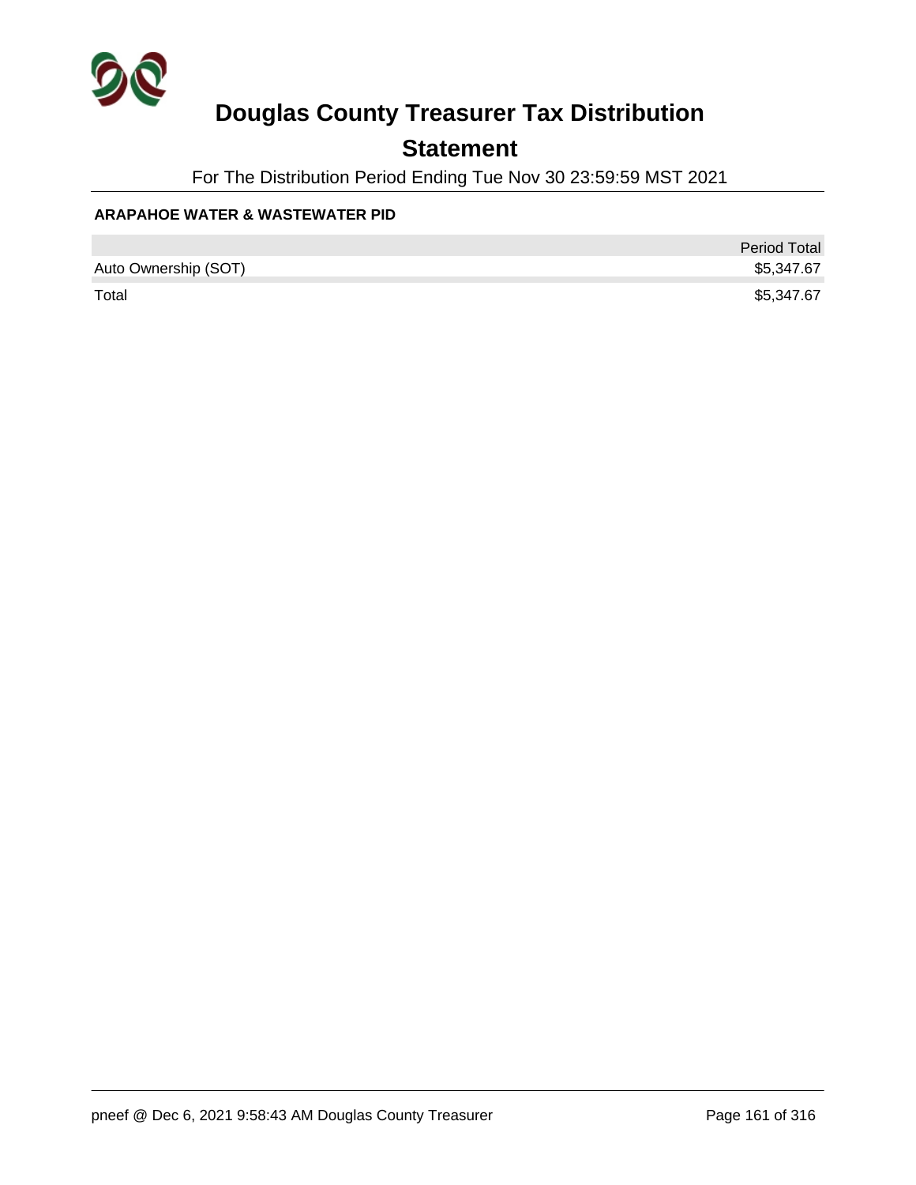# Douglas County Treasurer Tax Distribution

## Statement

For The Distribution Period Ending Tue Nov 30 23:59:59 MST 2021

**ARAPAHOE WATER & WASTEWATER PID**

| | Period Total |
|---|---|
| Auto Ownership (SOT) | $5,347.67 |
| Total | $5,347.67 |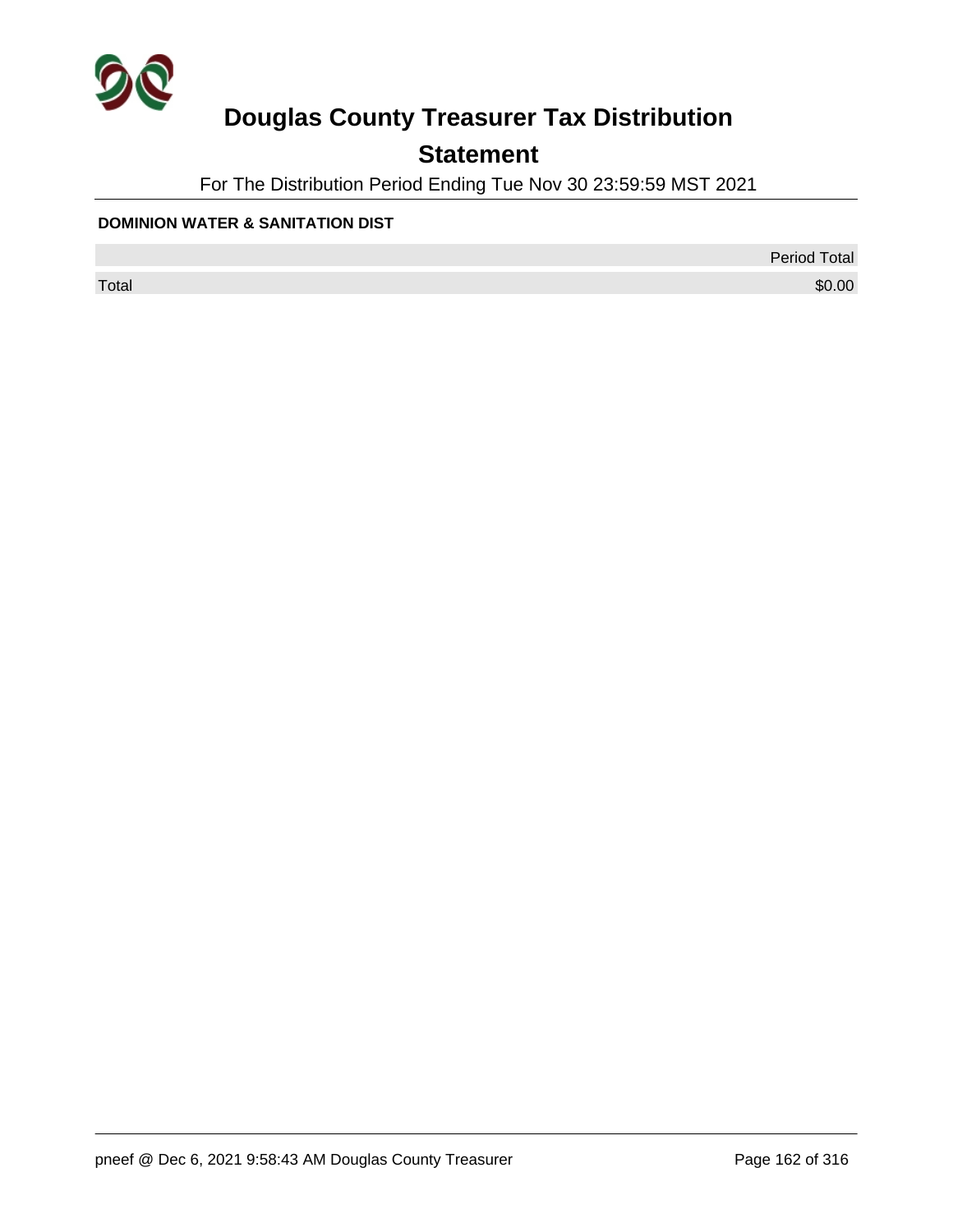# Douglas County Treasurer Tax Distribution

## Statement

For The Distribution Period Ending Tue Nov 30 23:59:59 MST 2021

**DOMINION WATER & SANITATION DIST**

| | Period Total |
|---|---|
| Total | $0.00 |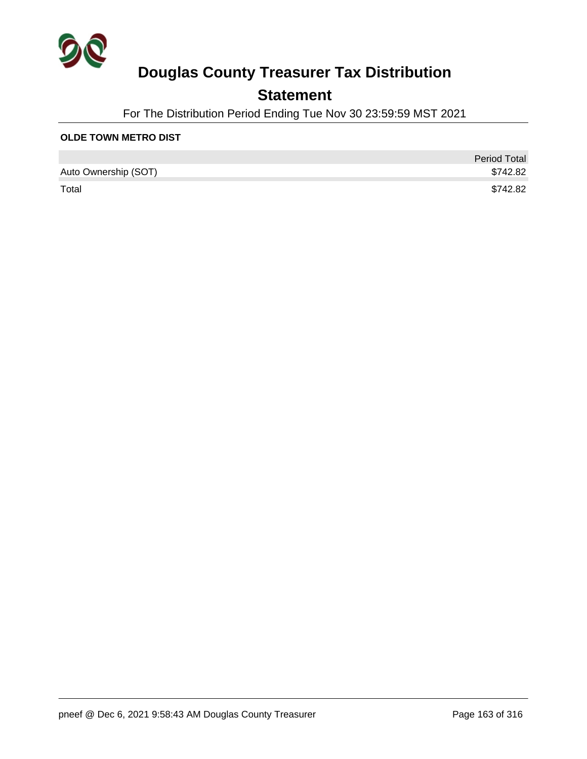# Douglas County Treasurer Tax Distribution

## Statement

For The Distribution Period Ending Tue Nov 30 23:59:59 MST 2021

**OLDE TOWN METRO DIST**

| | Period Total |
|---|---|
| Auto Ownership (SOT) | $742.82 |
| Total | $742.82 |

pneef @ Dec 6, 2021 9:58:43 AM Douglas County Treasurer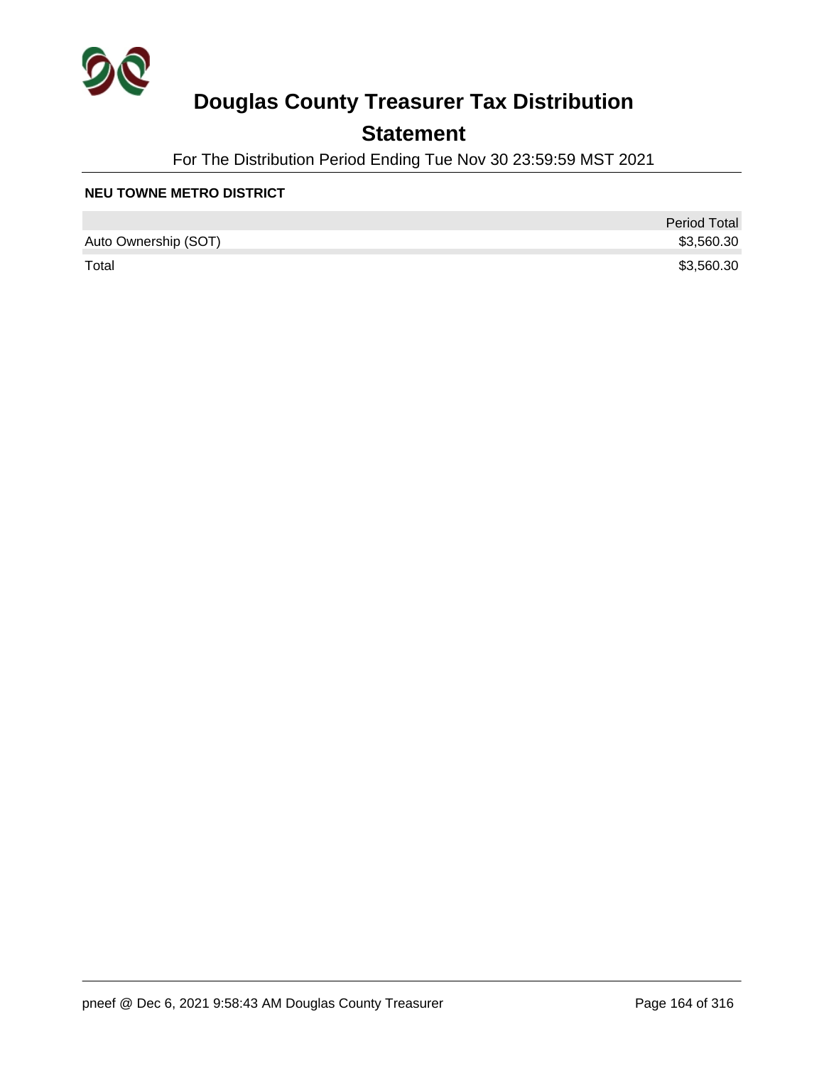# Douglas County Treasurer Tax Distribution

## Statement

For The Distribution Period Ending Tue Nov 30 23:59:59 MST 2021

**NEU TOWNE METRO DISTRICT**

| | Period Total |
|---|---|
| Auto Ownership (SOT) | $3,560.30 |
| Total | $3,560.30 |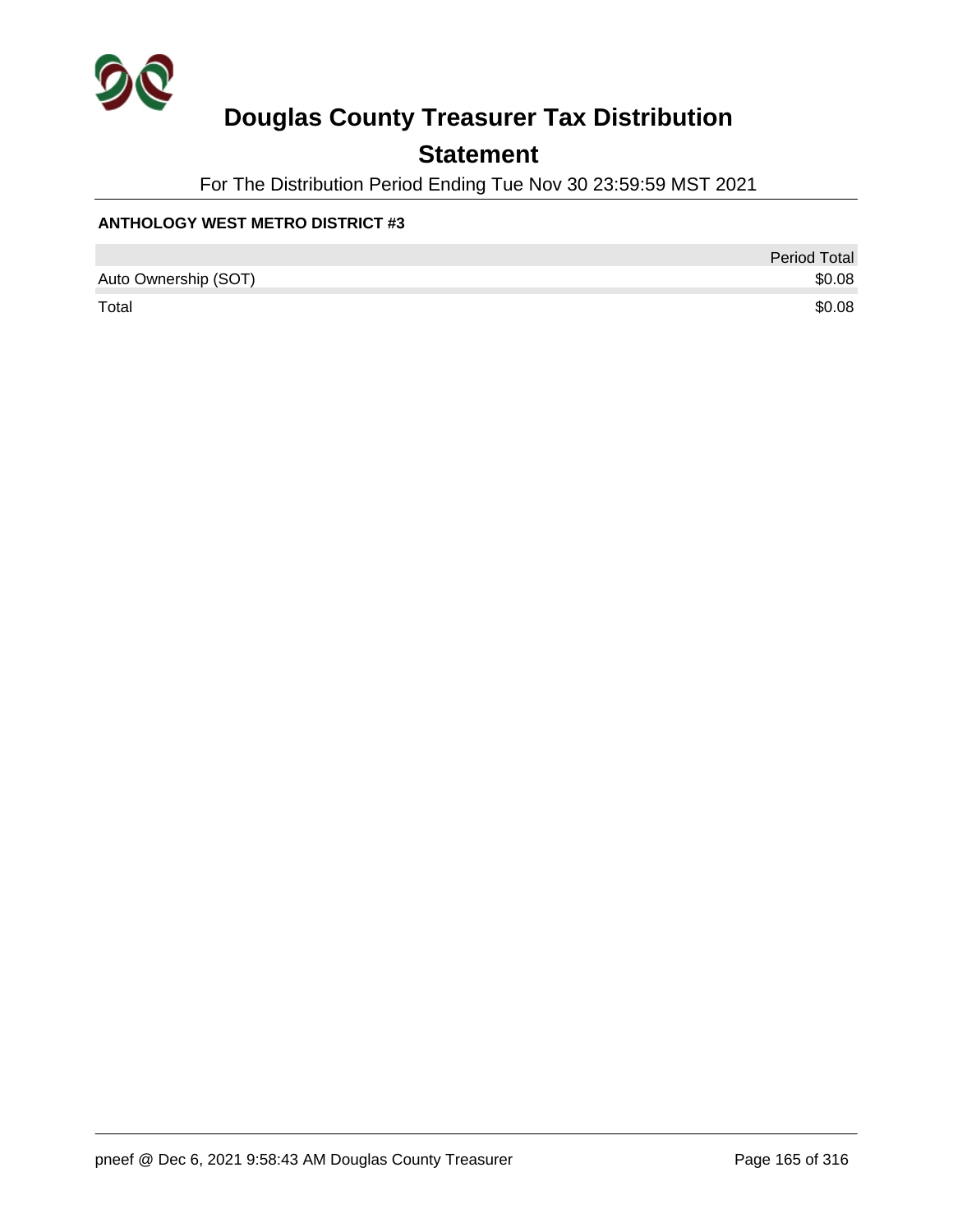# Douglas County Treasurer Tax Distribution

## Statement

For The Distribution Period Ending Tue Nov 30 23:59:59 MST 2021

**ANTHOLOGY WEST METRO DISTRICT #3**

| | Period Total |
|---|---|
| Auto Ownership (SOT) | $0.08 |
| Total | $0.08 |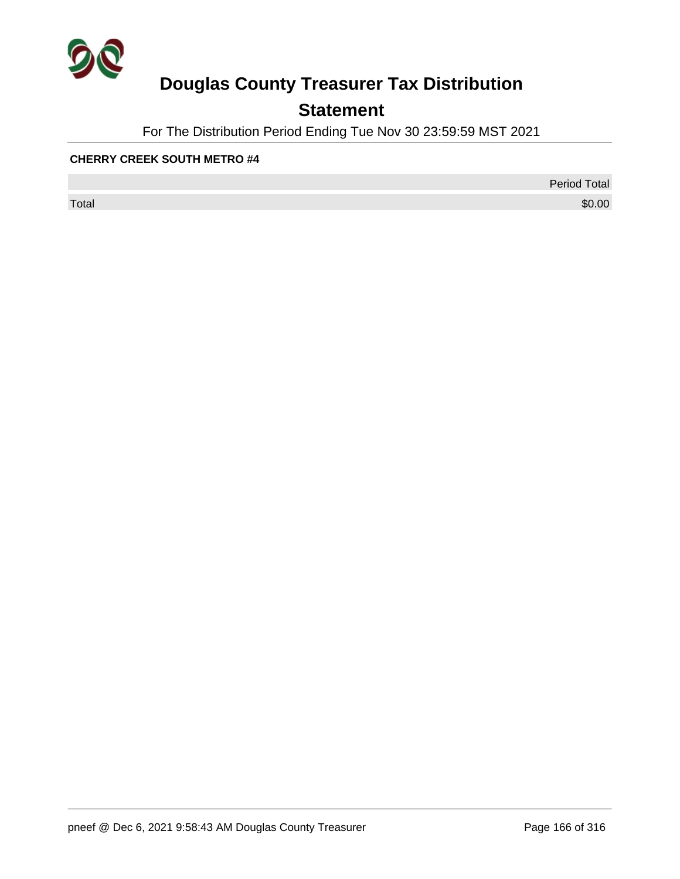# Douglas County Treasurer Tax Distribution

## Statement

For The Distribution Period Ending Tue Nov 30 23:59:59 MST 2021

**CHERRY CREEK SOUTH METRO #4**

| | Period Total |
|---|---|
| Total | $0.00 |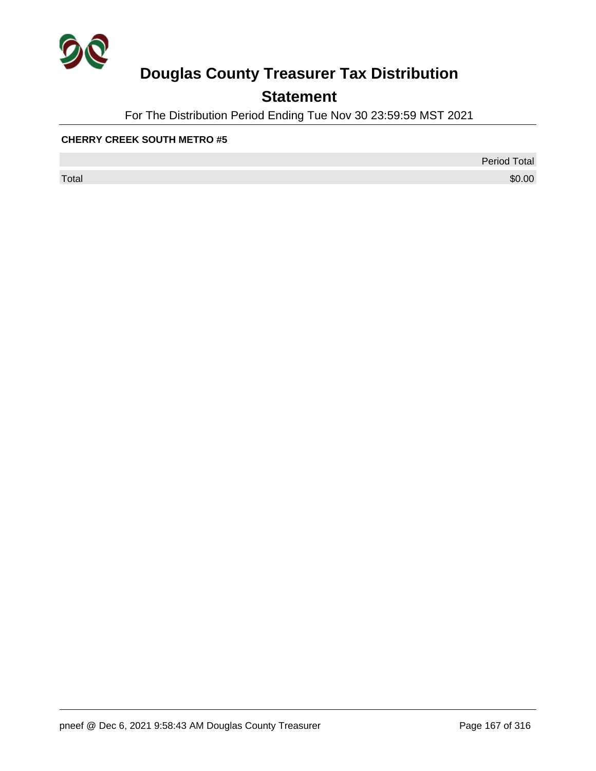# Douglas County Treasurer Tax Distribution

## Statement

For The Distribution Period Ending Tue Nov 30 23:59:59 MST 2021

**CHERRY CREEK SOUTH METRO #5**

| | Period Total |
|---|---|
| Total | $0.00 |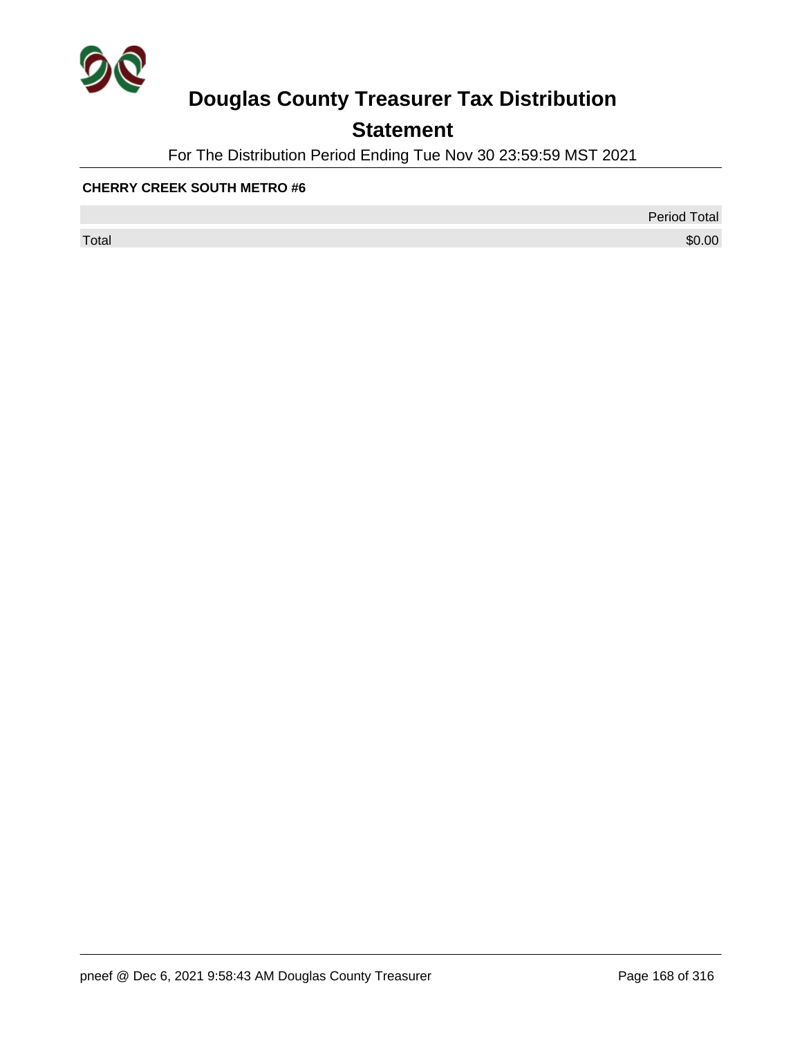# Douglas County Treasurer Tax Distribution

## Statement

For The Distribution Period Ending Tue Nov 30 23:59:59 MST 2021

**CHERRY CREEK SOUTH METRO #6**

| | Period Total |
|---|---|
| Total | $0.00 |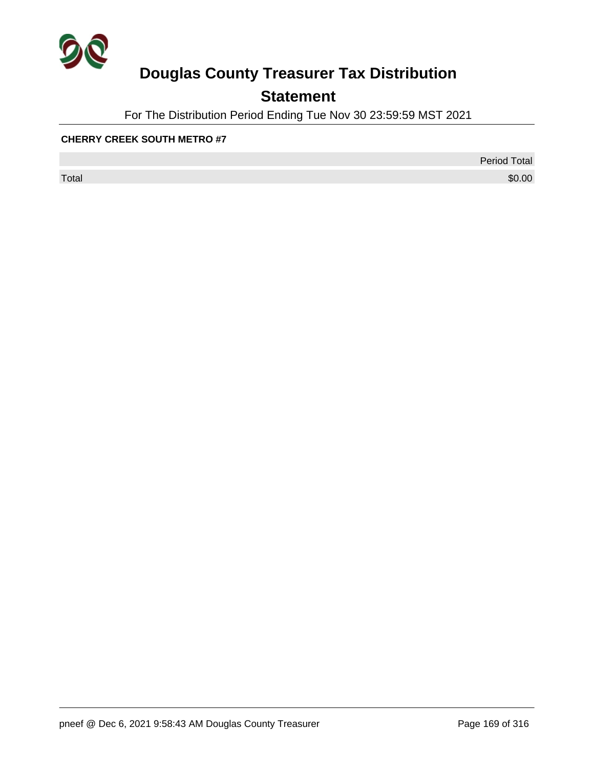# Douglas County Treasurer Tax Distribution

## Statement

For The Distribution Period Ending Tue Nov 30 23:59:59 MST 2021

**CHERRY CREEK SOUTH METRO #7**

| | Period Total |
|---|---|
| Total | $0.00 |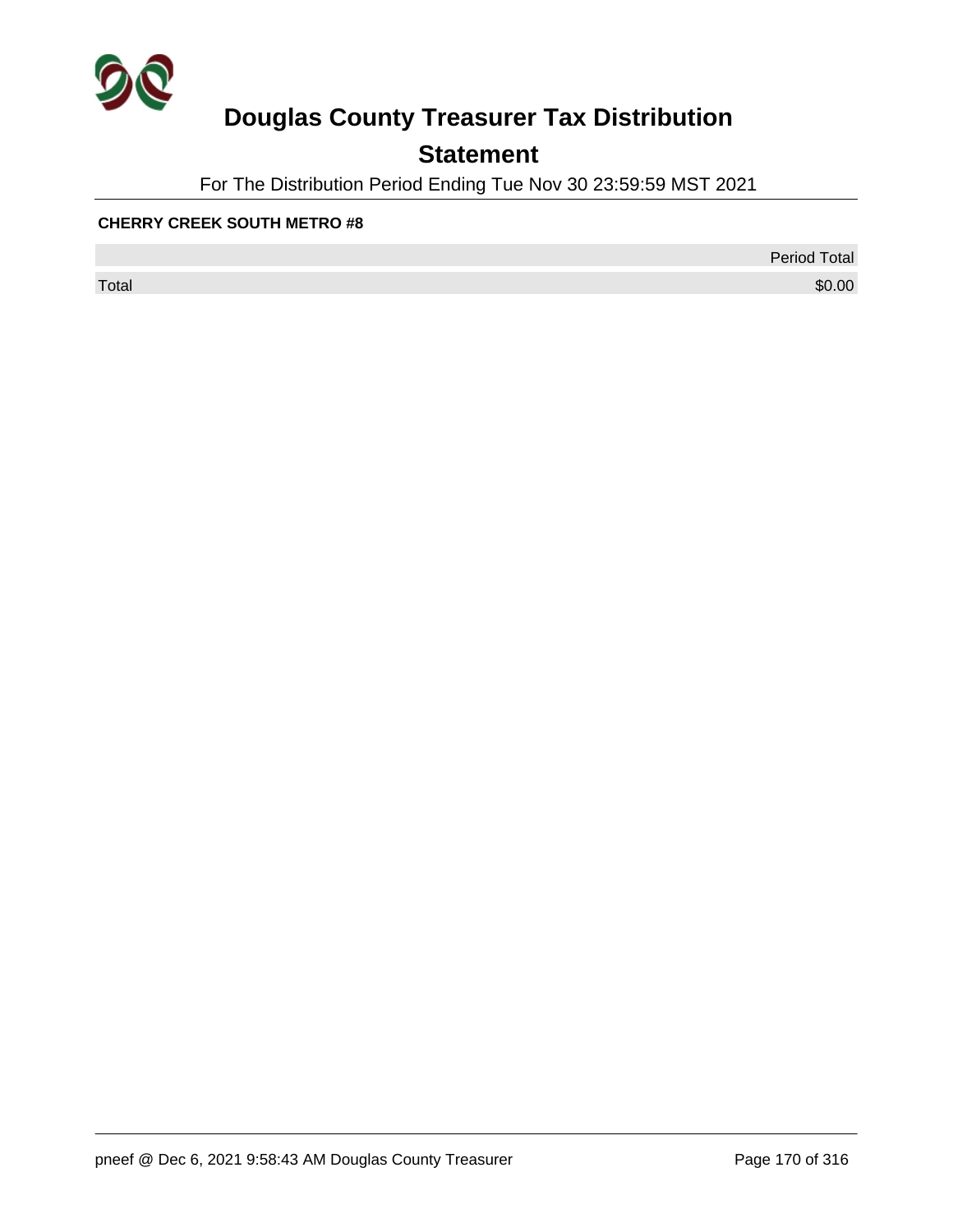# Douglas County Treasurer Tax Distribution

## Statement

For The Distribution Period Ending Tue Nov 30 23:59:59 MST 2021

**CHERRY CREEK SOUTH METRO #8**

| | Period Total |
|---|---|
| Total | $0.00 |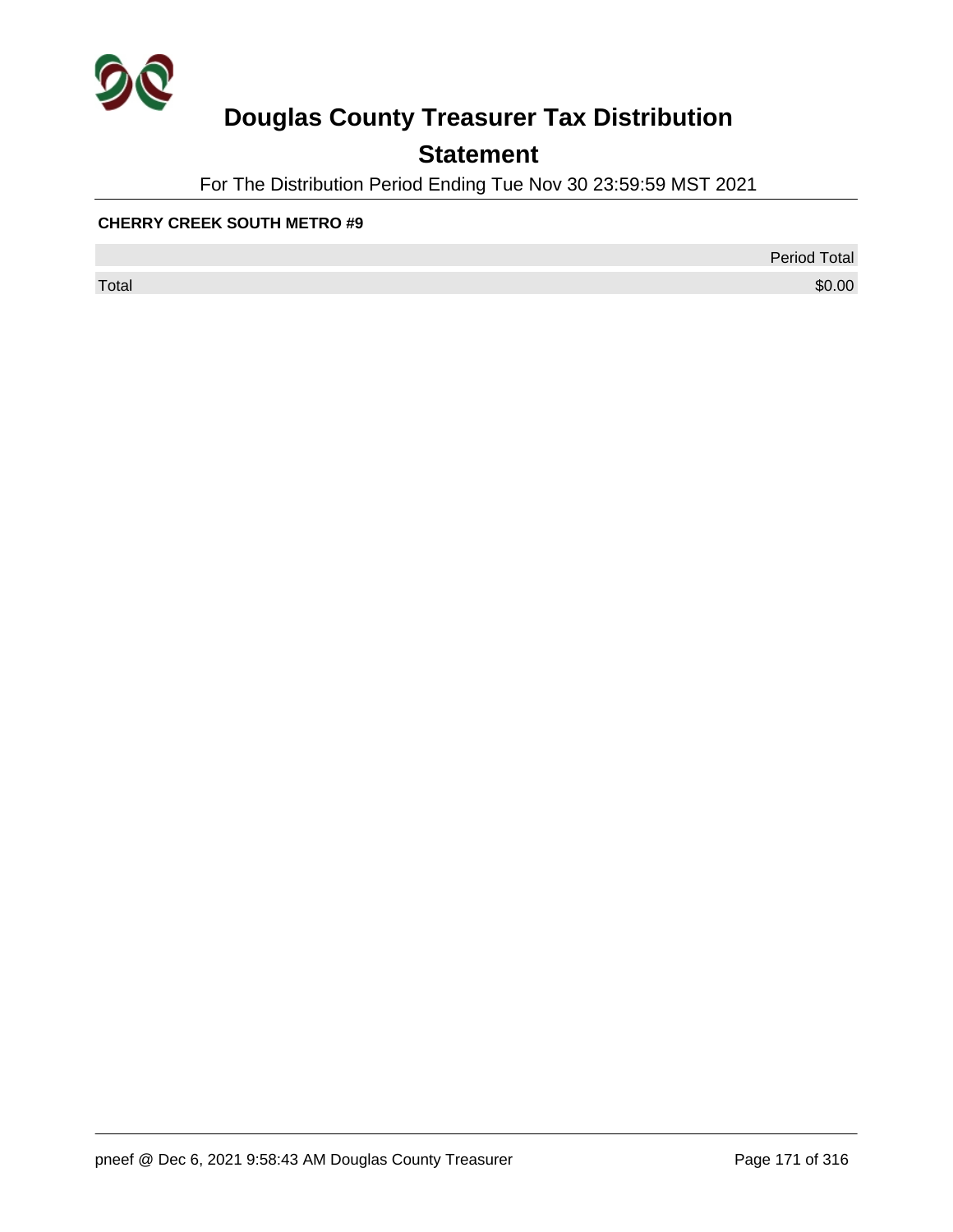# Douglas County Treasurer Tax Distribution

## Statement

For The Distribution Period Ending Tue Nov 30 23:59:59 MST 2021

**CHERRY CREEK SOUTH METRO #9**

| | Period Total |
|---|---|
| Total | $0.00 |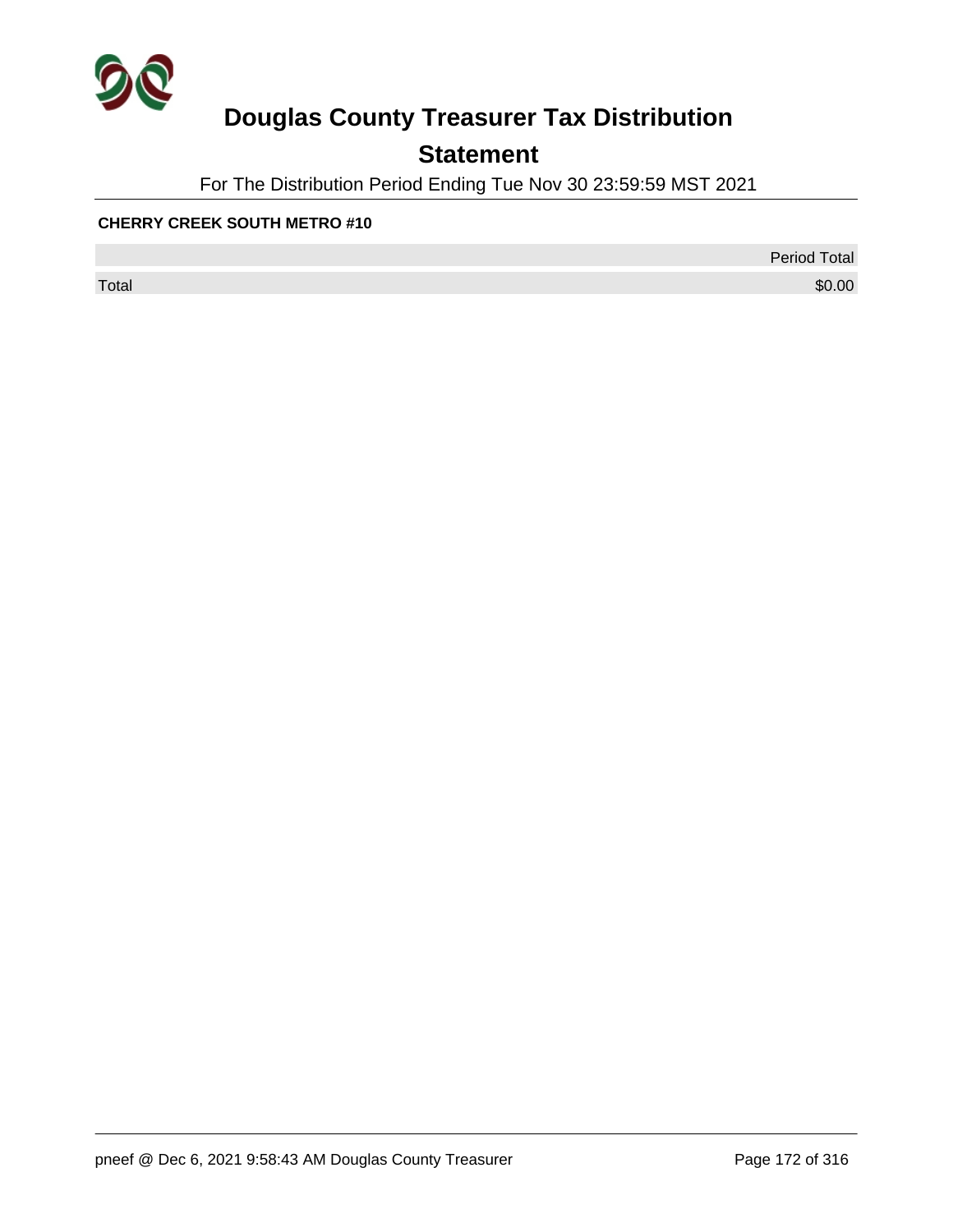# Douglas County Treasurer Tax Distribution

## Statement

For The Distribution Period Ending Tue Nov 30 23:59:59 MST 2021

**CHERRY CREEK SOUTH METRO #10**

| | Period Total |
|---|---|
| Total | $0.00 |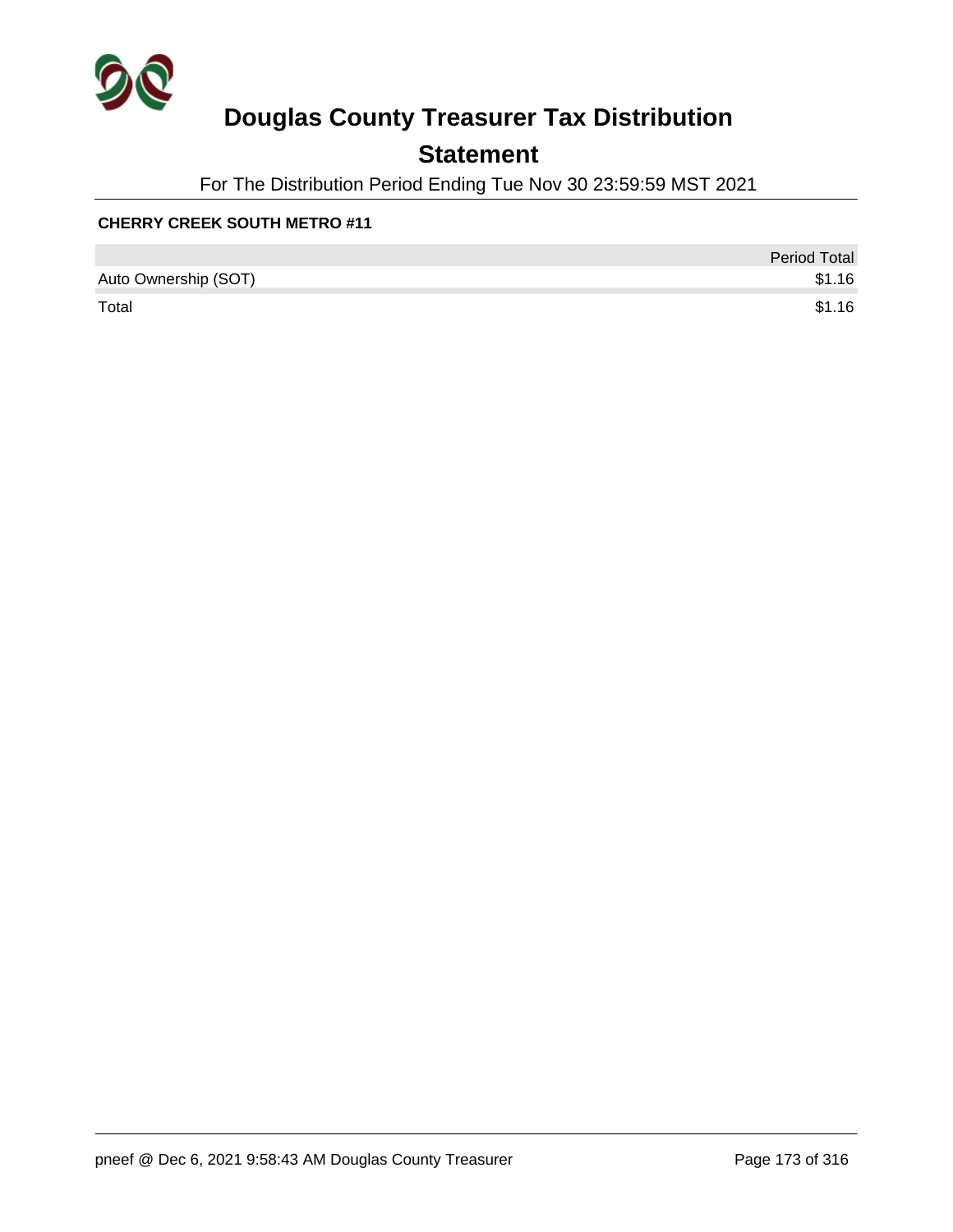# Douglas County Treasurer Tax Distribution

## Statement

For The Distribution Period Ending Tue Nov 30 23:59:59 MST 2021

**CHERRY CREEK SOUTH METRO #11**

| | Period Total |
|---|---|
| Auto Ownership (SOT) | $1.16 |
| Total | $1.16 |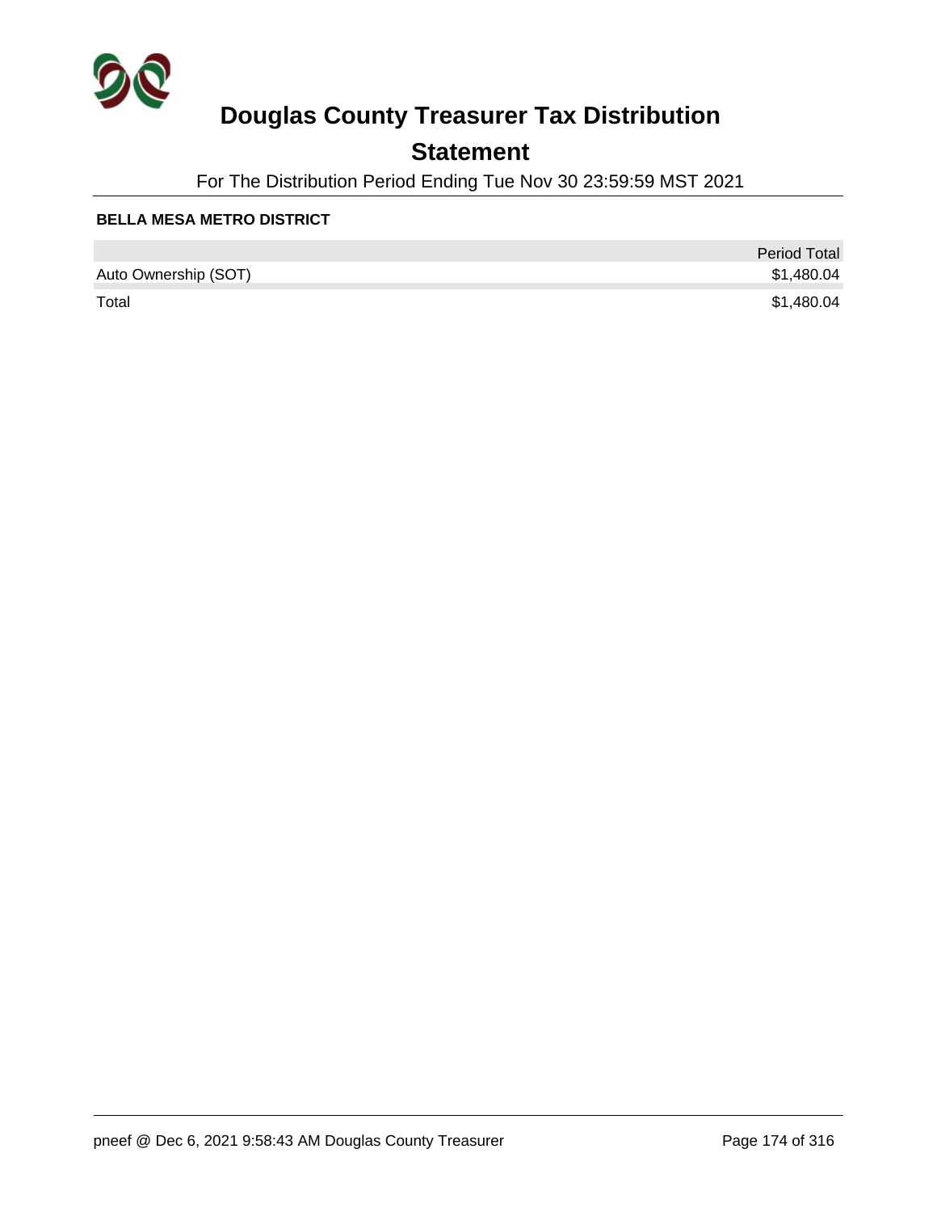# Douglas County Treasurer Tax Distribution

## Statement

For The Distribution Period Ending Tue Nov 30 23:59:59 MST 2021

**BELLA MESA METRO DISTRICT**

| | Period Total |
|---|---:|
| Auto Ownership (SOT) | $1,480.04 |
| Total | $1,480.04 |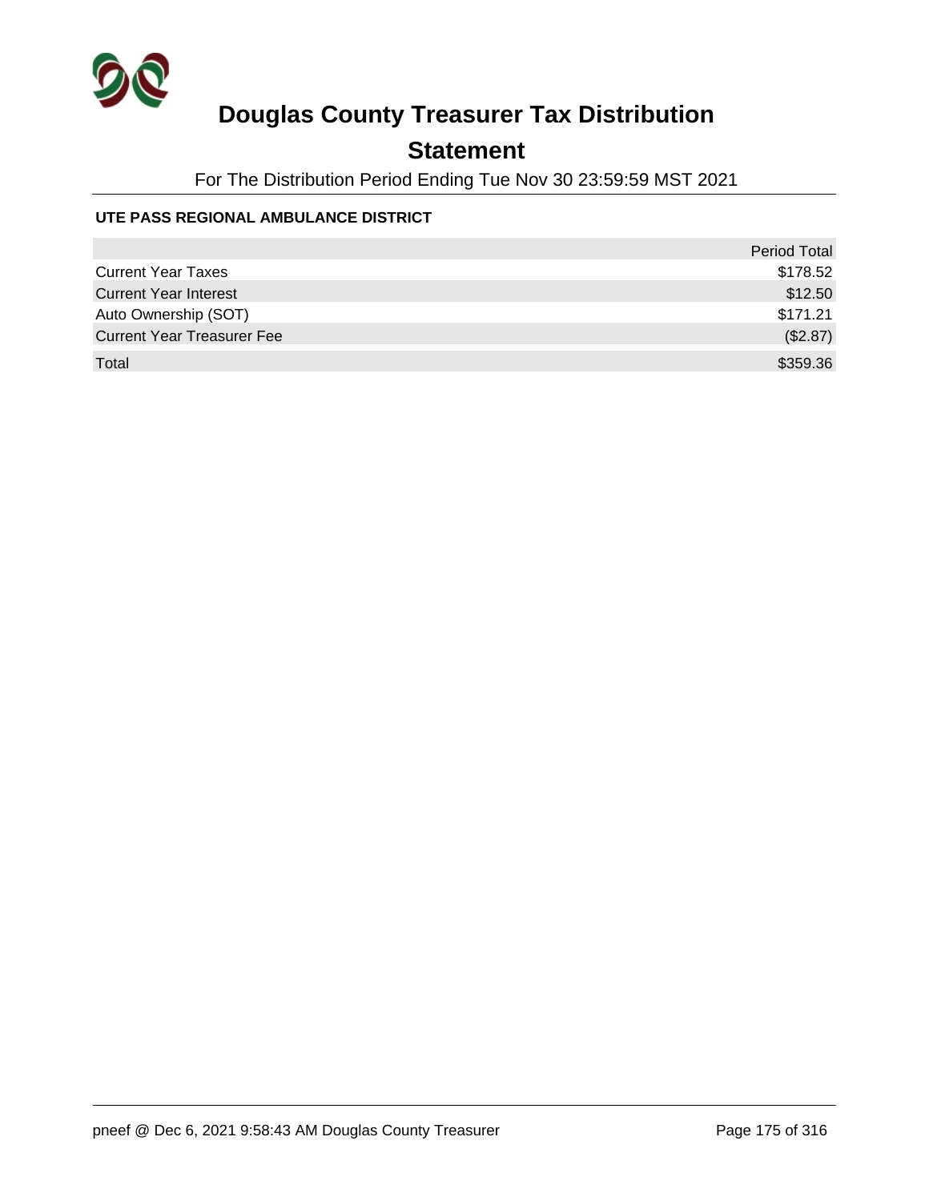# Douglas County Treasurer Tax Distribution

## Statement

For The Distribution Period Ending Tue Nov 30 23:59:59 MST 2021

**UTE PASS REGIONAL AMBULANCE DISTRICT**

| | Period Total |
|---|---|
| Current Year Taxes | $178.52 |
| Current Year Interest | $12.50 |
| Auto Ownership (SOT) | $171.21 |
| Current Year Treasurer Fee | ($2.87) |
| Total | $359.36 |

pneef @ Dec 6, 2021 9:58:43 AM Douglas County Treasurer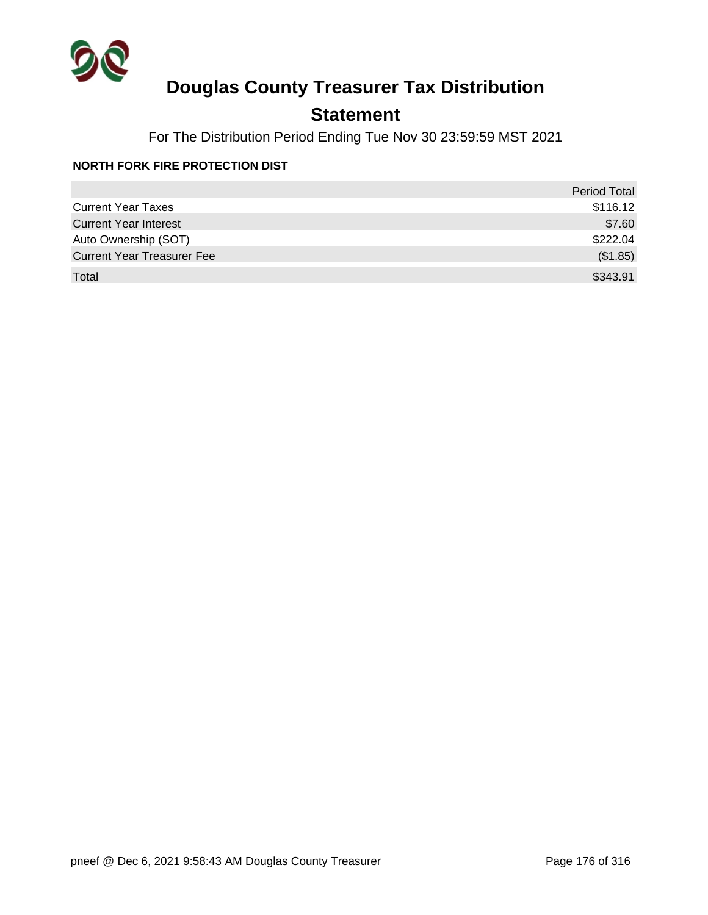# Douglas County Treasurer Tax Distribution

## Statement

For The Distribution Period Ending Tue Nov 30 23:59:59 MST 2021

**NORTH FORK FIRE PROTECTION DIST**

| | Period Total |
|---|---:|
| Current Year Taxes | $116.12 |
| Current Year Interest | $7.60 |
| Auto Ownership (SOT) | $222.04 |
| Current Year Treasurer Fee | ($1.85) |
| Total | $343.91 |

pneef @ Dec 6, 2021 9:58:43 AM Douglas County Treasurer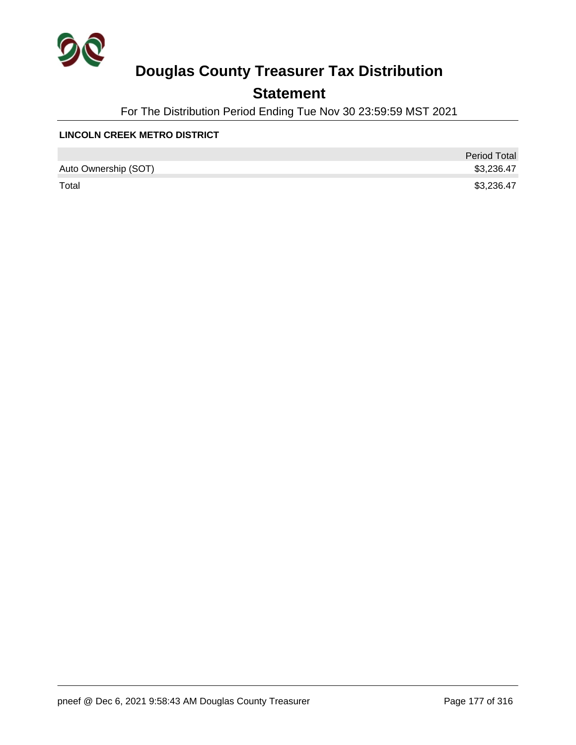# Douglas County Treasurer Tax Distribution

## Statement

For The Distribution Period Ending Tue Nov 30 23:59:59 MST 2021

**LINCOLN CREEK METRO DISTRICT**

| | Period Total |
|---|---|
| Auto Ownership (SOT) | $3,236.47 |
| Total | $3,236.47 |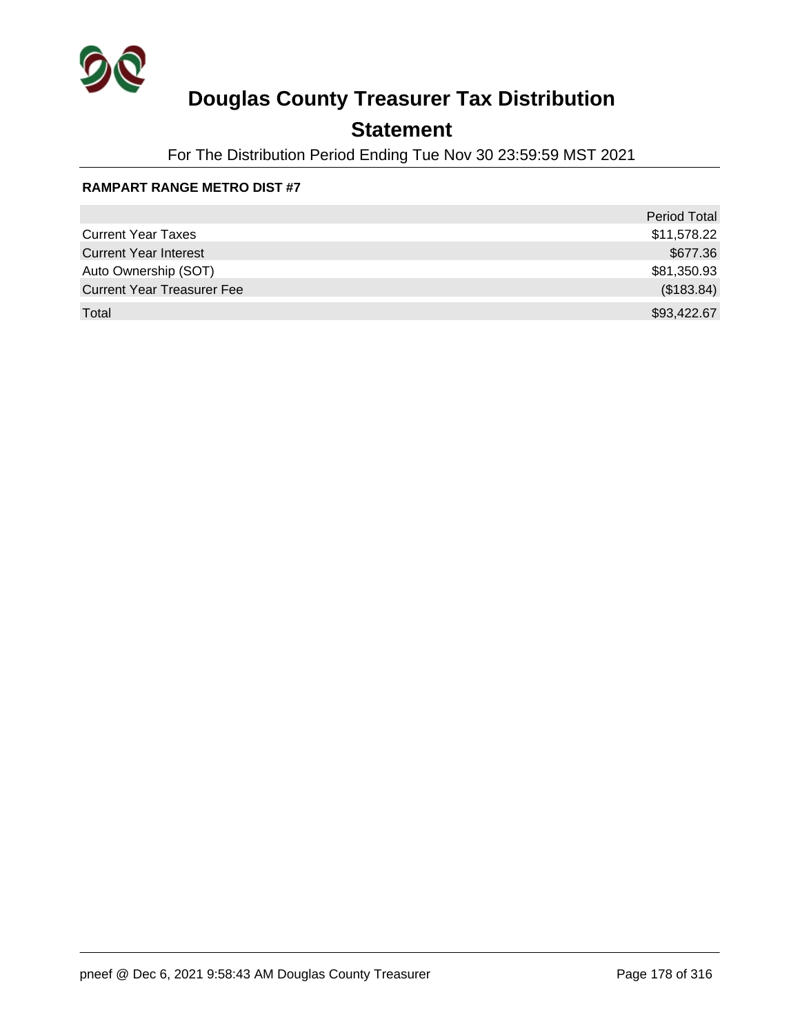# Douglas County Treasurer Tax Distribution

## Statement

For The Distribution Period Ending Tue Nov 30 23:59:59 MST 2021

**RAMPART RANGE METRO DIST #7**

| | Period Total |
|---|---|
| Current Year Taxes | $11,578.22 |
| Current Year Interest | $677.36 |
| Auto Ownership (SOT) | $81,350.93 |
| Current Year Treasurer Fee | ($183.84) |
| Total | $93,422.67 |

pneef @ Dec 6, 2021 9:58:43 AM Douglas County Treasurer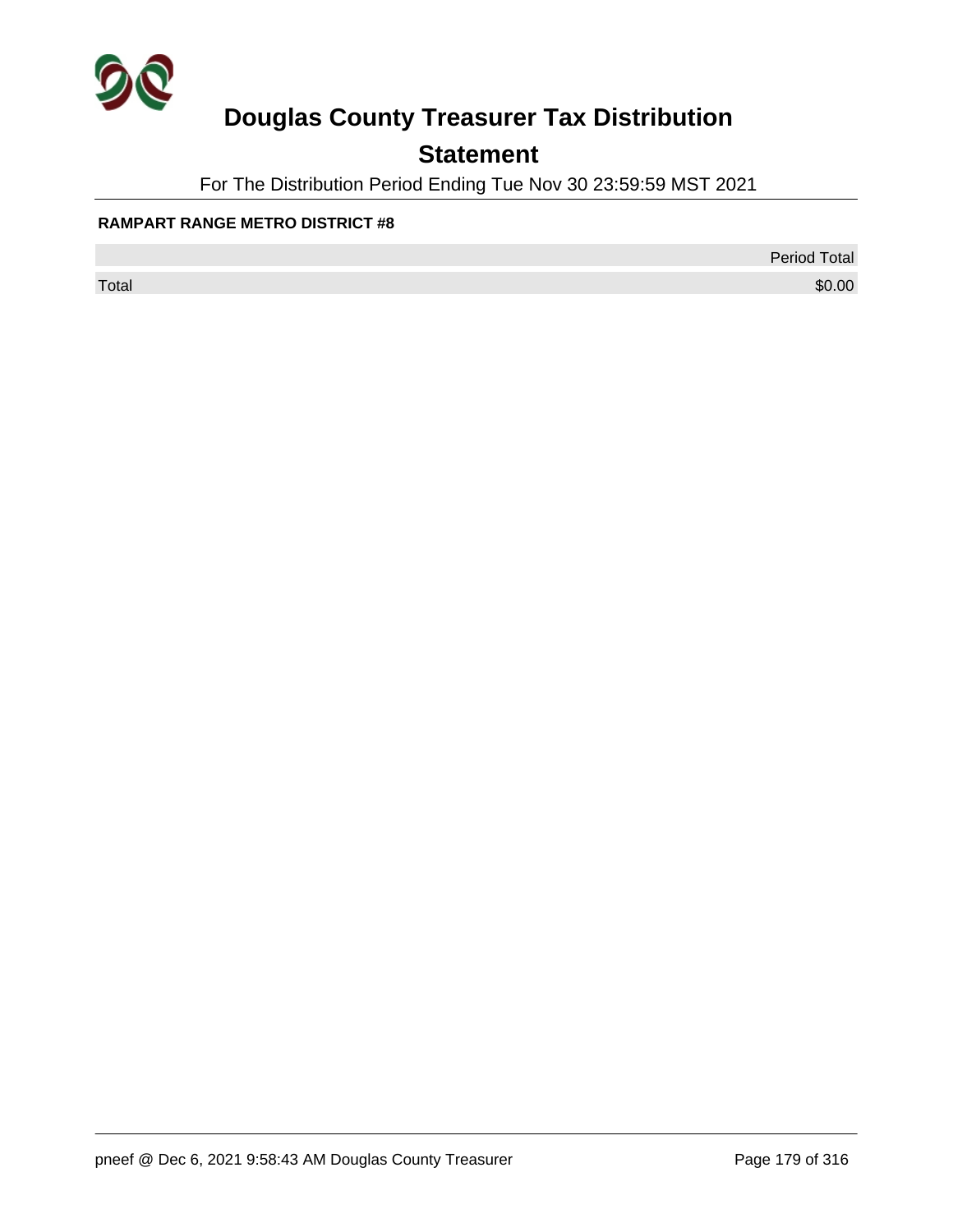# Douglas County Treasurer Tax Distribution

## Statement

For The Distribution Period Ending Tue Nov 30 23:59:59 MST 2021

**RAMPART RANGE METRO DISTRICT #8**

| | Period Total |
|---|---|
| Total | $0.00 |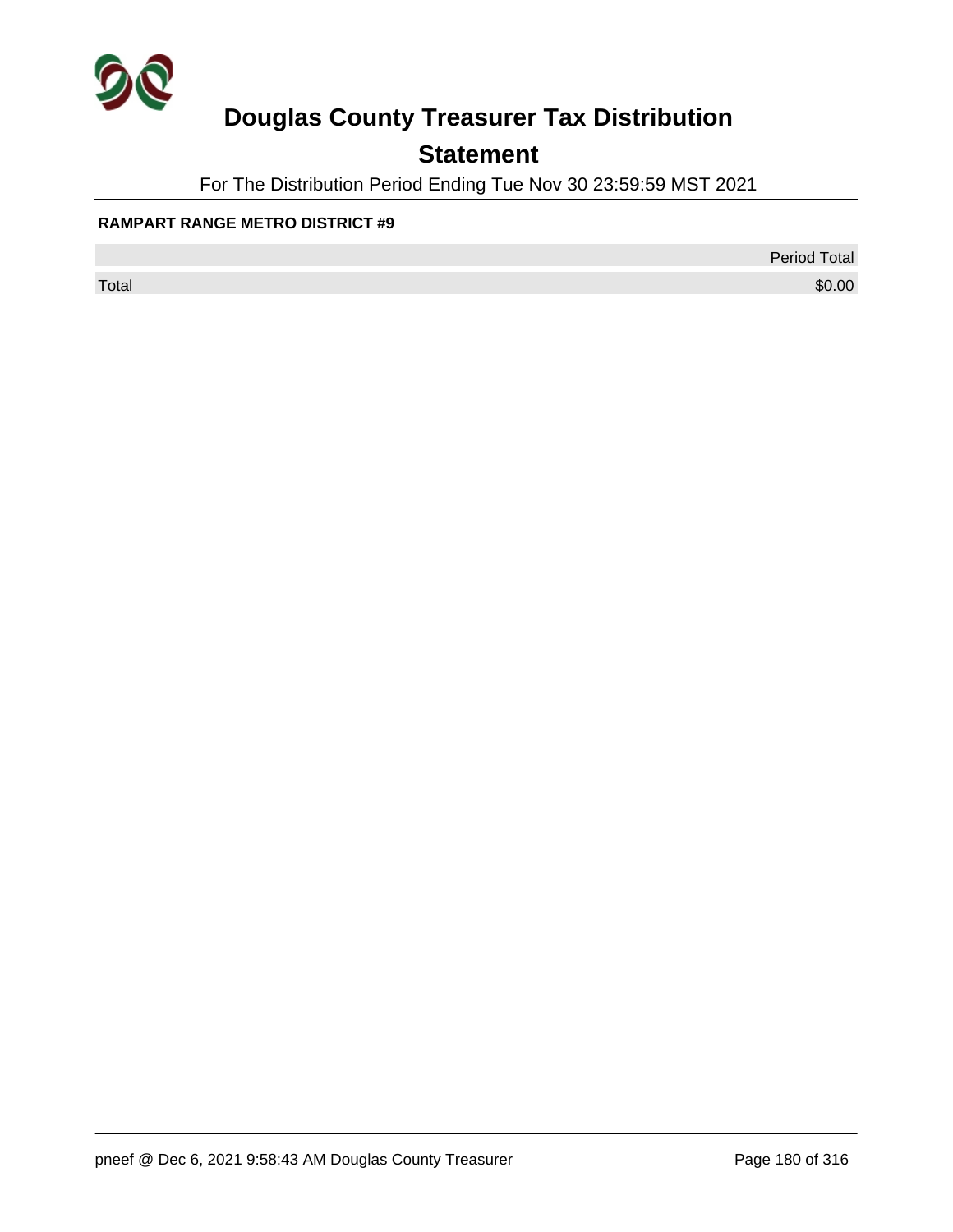# Douglas County Treasurer Tax Distribution

## Statement

For The Distribution Period Ending Tue Nov 30 23:59:59 MST 2021

**RAMPART RANGE METRO DISTRICT #9**

| | Period Total |
|---|---|
| Total | $0.00 |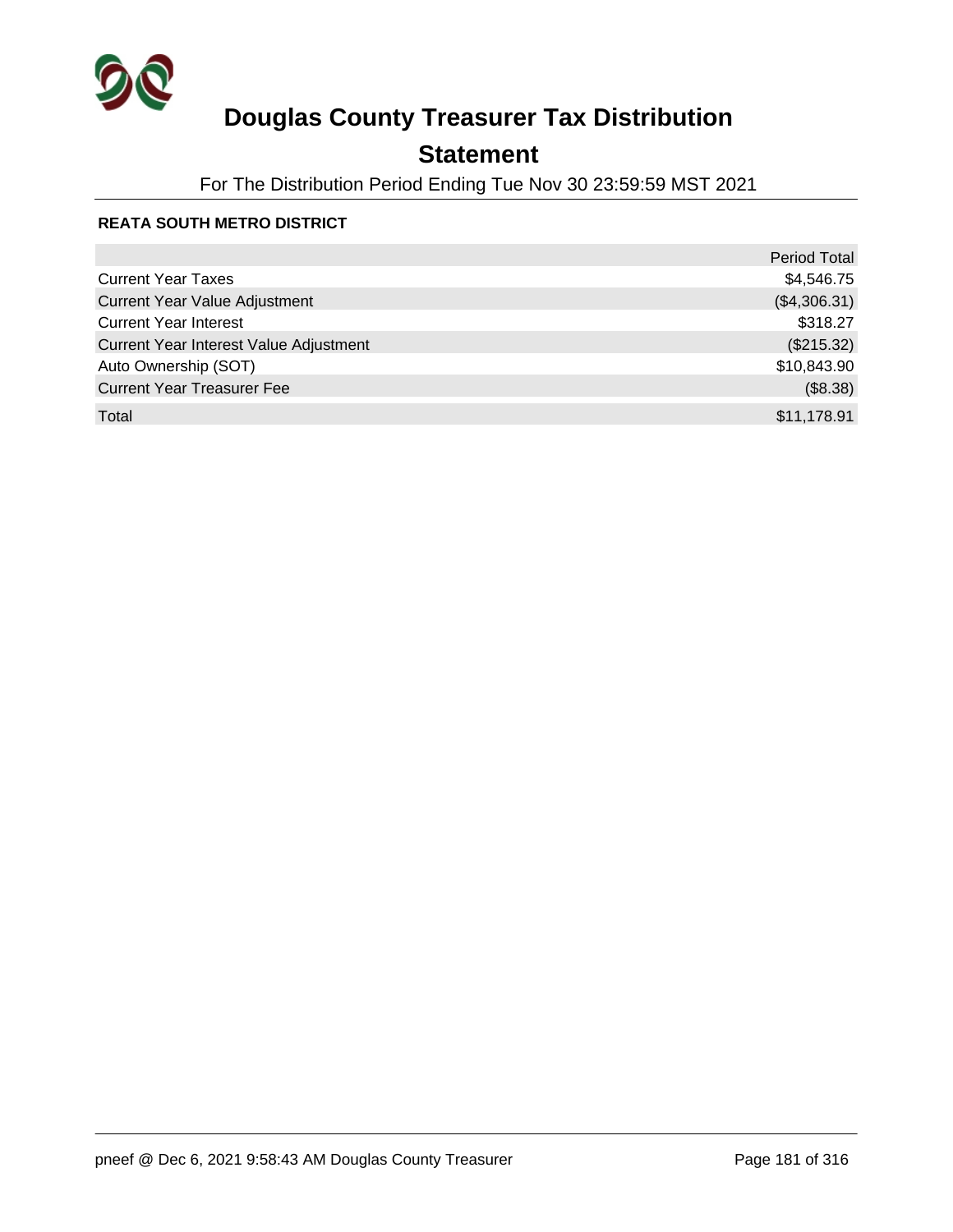# Douglas County Treasurer Tax Distribution

## Statement

For The Distribution Period Ending Tue Nov 30 23:59:59 MST 2021

**REATA SOUTH METRO DISTRICT**

| | Period Total |
|---|---:|
| Current Year Taxes | $4,546.75 |
| Current Year Value Adjustment | ($4,306.31) |
| Current Year Interest | $318.27 |
| Current Year Interest Value Adjustment | ($215.32) |
| Auto Ownership (SOT) | $10,843.90 |
| Current Year Treasurer Fee | ($8.38) |
| Total | $11,178.91 |

pneef @ Dec 6, 2021 9:58:43 AM Douglas County Treasurer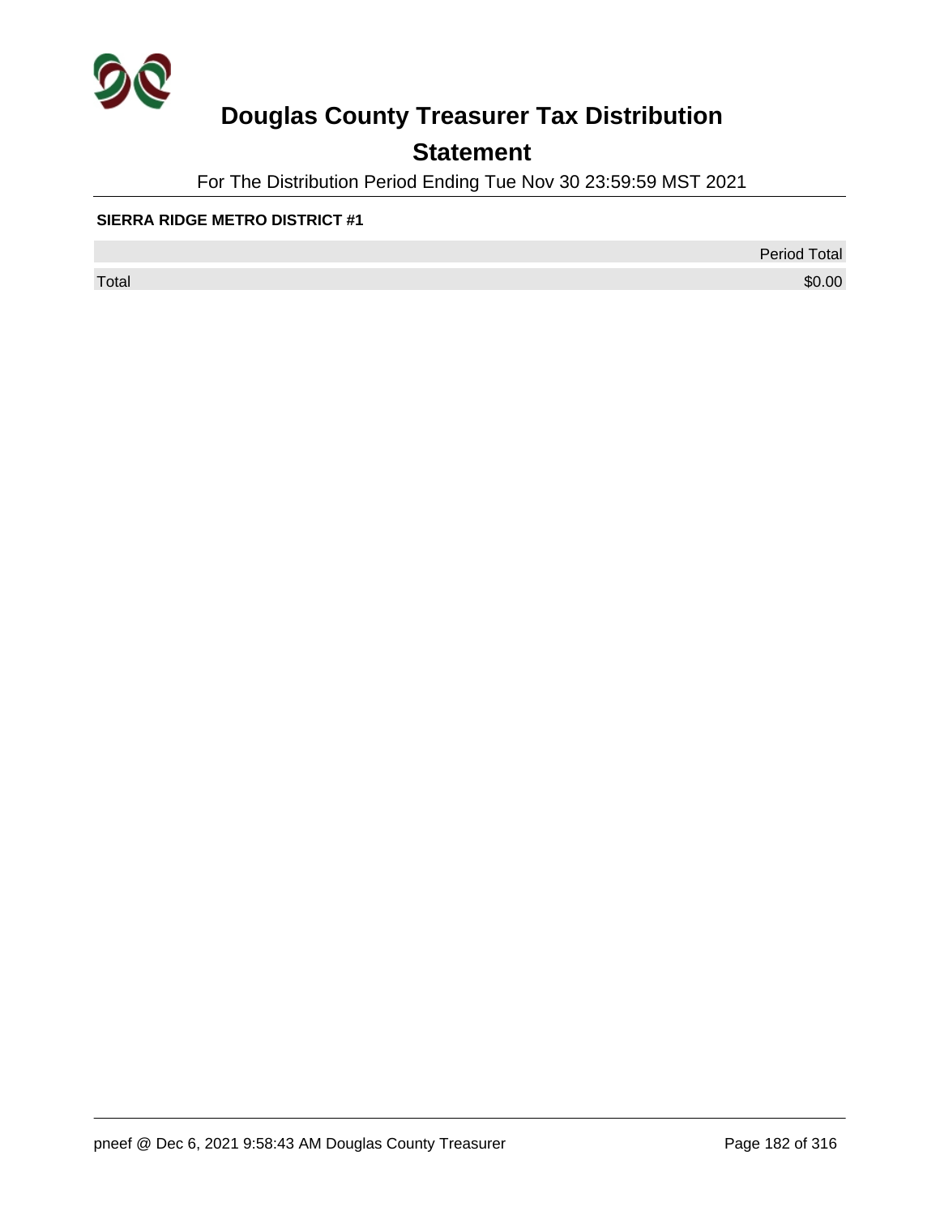# Douglas County Treasurer Tax Distribution

## Statement

For The Distribution Period Ending Tue Nov 30 23:59:59 MST 2021

**SIERRA RIDGE METRO DISTRICT #1**

| | Period Total |
|---|---|
| Total | $0.00 |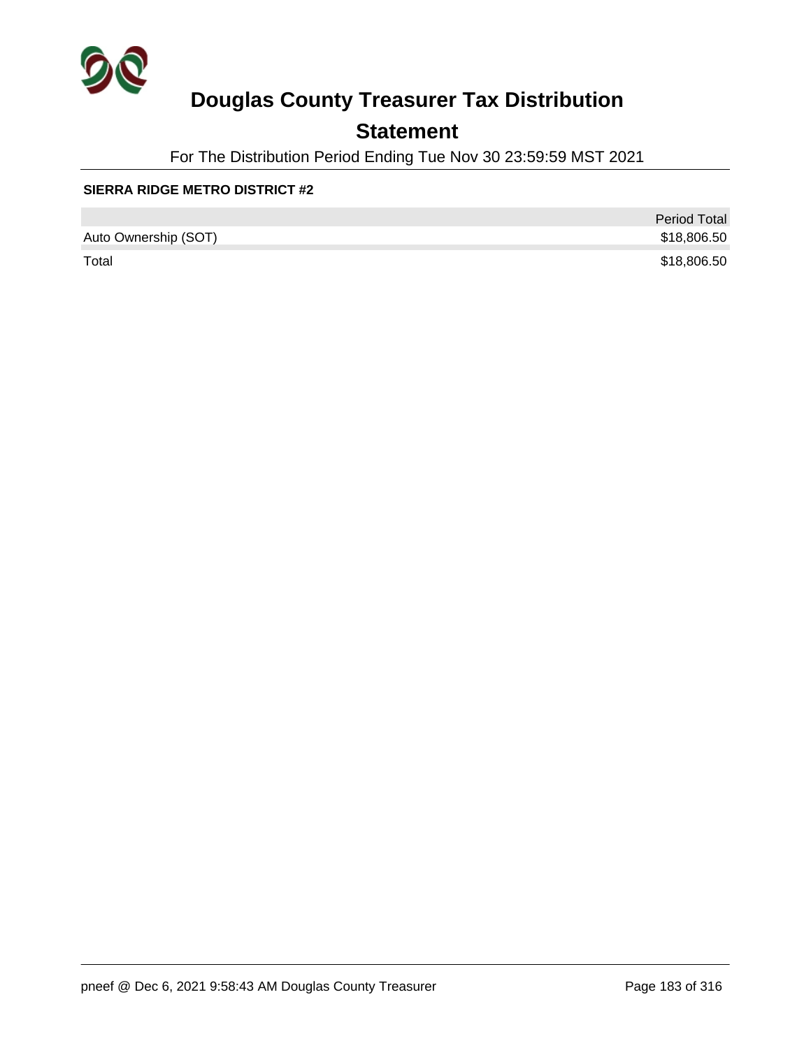# Douglas County Treasurer Tax Distribution

## Statement

For The Distribution Period Ending Tue Nov 30 23:59:59 MST 2021

**SIERRA RIDGE METRO DISTRICT #2**

| | Period Total |
|---|---|
| Auto Ownership (SOT) | $18,806.50 |
| Total | $18,806.50 |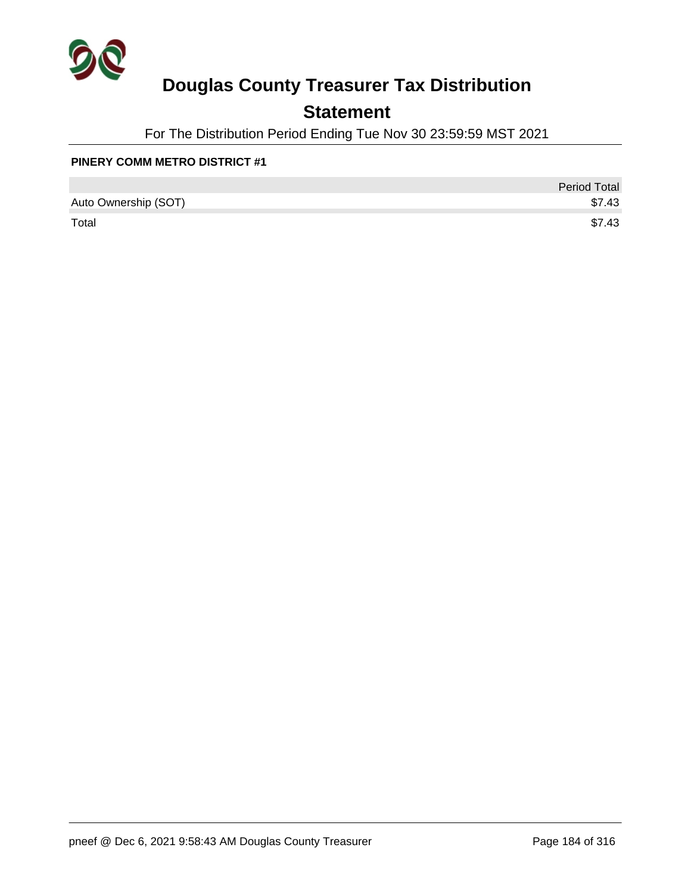# Douglas County Treasurer Tax Distribution

## Statement

For The Distribution Period Ending Tue Nov 30 23:59:59 MST 2021

**PINERY COMM METRO DISTRICT #1**

| | Period Total |
|---|---|
| Auto Ownership (SOT) | $7.43 |
| Total | $7.43 |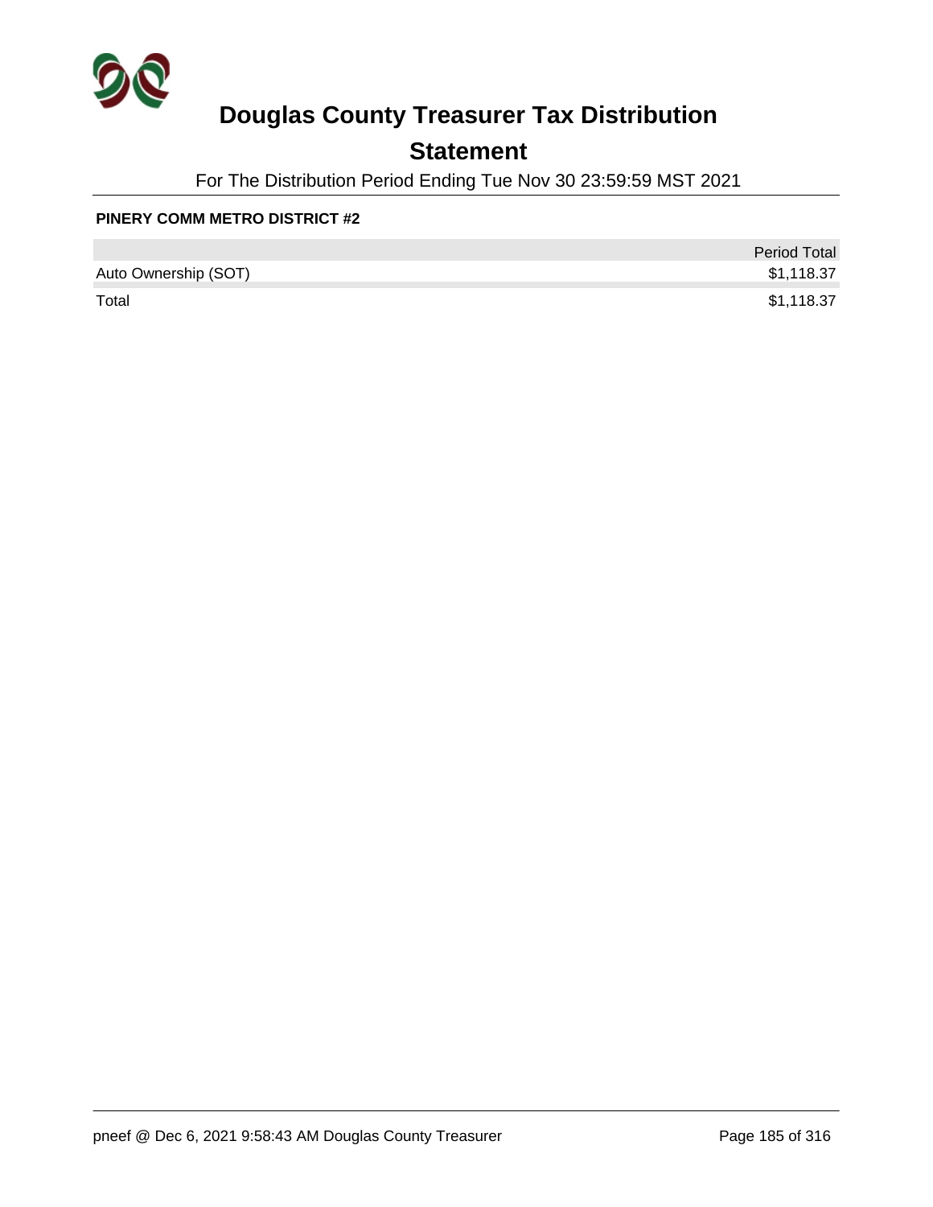# Douglas County Treasurer Tax Distribution

## Statement

For The Distribution Period Ending Tue Nov 30 23:59:59 MST 2021

**PINERY COMM METRO DISTRICT #2**

| | Period Total |
|---|---|
| Auto Ownership (SOT) | $1,118.37 |
| Total | $1,118.37 |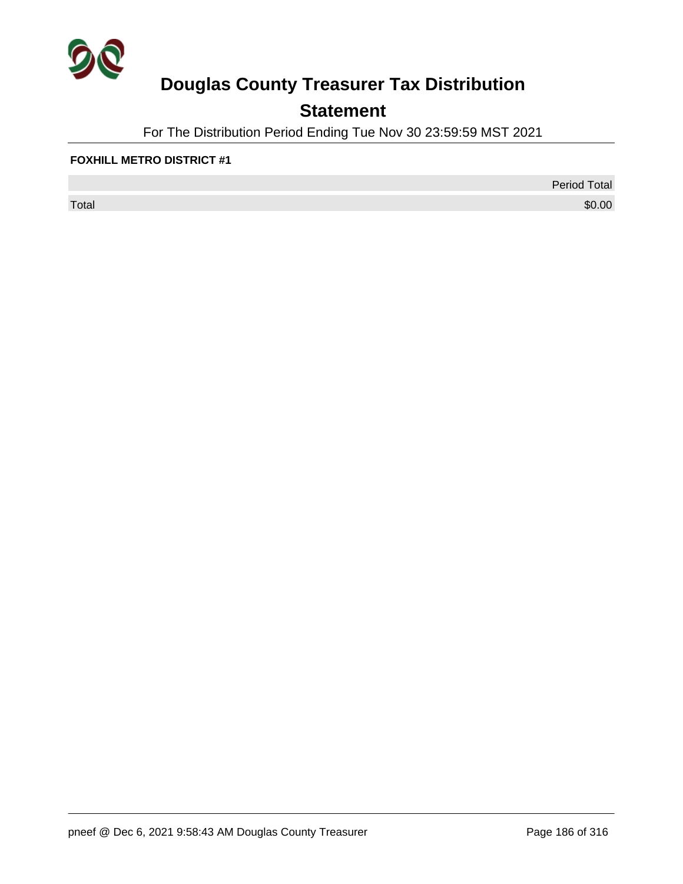# Douglas County Treasurer Tax Distribution

## Statement

For The Distribution Period Ending Tue Nov 30 23:59:59 MST 2021

**FOXHILL METRO DISTRICT #1**

| | Period Total |
|---|---|
| Total | $0.00 |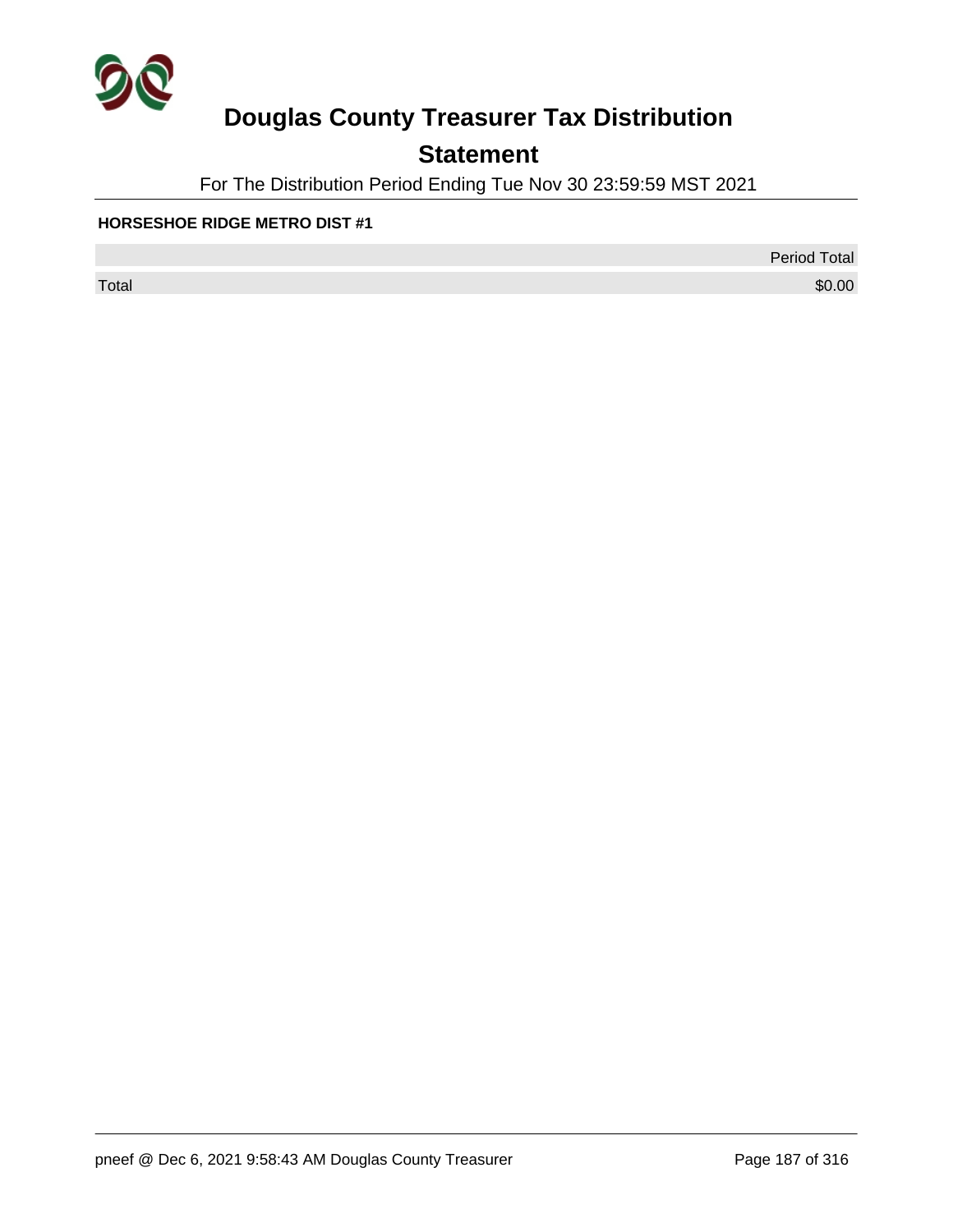# Douglas County Treasurer Tax Distribution

## Statement

For The Distribution Period Ending Tue Nov 30 23:59:59 MST 2021

**HORSESHOE RIDGE METRO DIST #1**

| | Period Total |
|---|---|
| Total | $0.00 |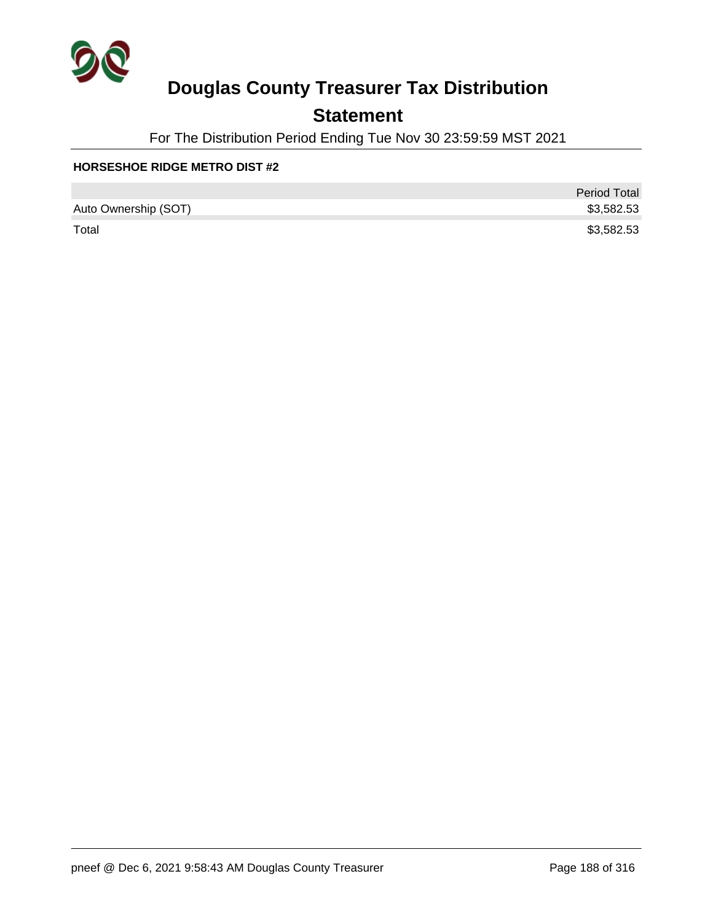# Douglas County Treasurer Tax Distribution

## Statement

For The Distribution Period Ending Tue Nov 30 23:59:59 MST 2021

**HORSESHOE RIDGE METRO DIST #2**

| | Period Total |
|---|---|
| Auto Ownership (SOT) | $3,582.53 |
| Total | $3,582.53 |

pneef @ Dec 6, 2021 9:58:43 AM Douglas County Treasurer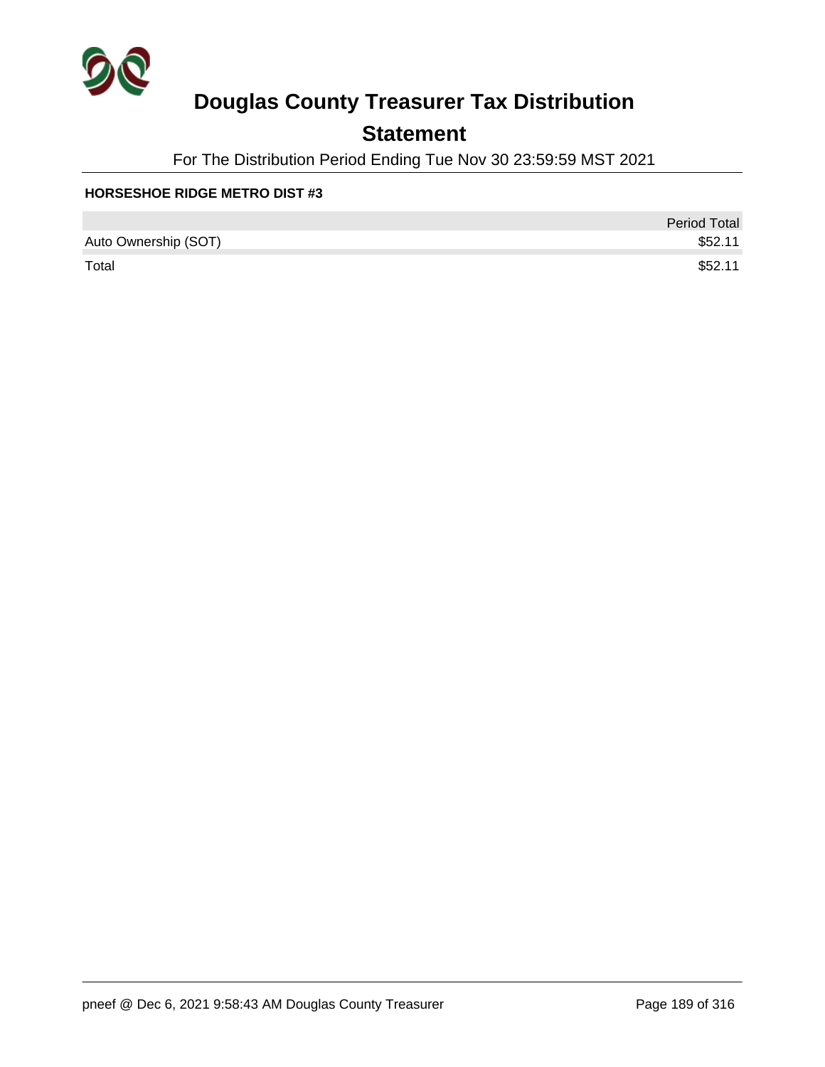# Douglas County Treasurer Tax Distribution

## Statement

For The Distribution Period Ending Tue Nov 30 23:59:59 MST 2021

**HORSESHOE RIDGE METRO DIST #3**

| | Period Total |
|---|---|
| Auto Ownership (SOT) | $52.11 |
| Total | $52.11 |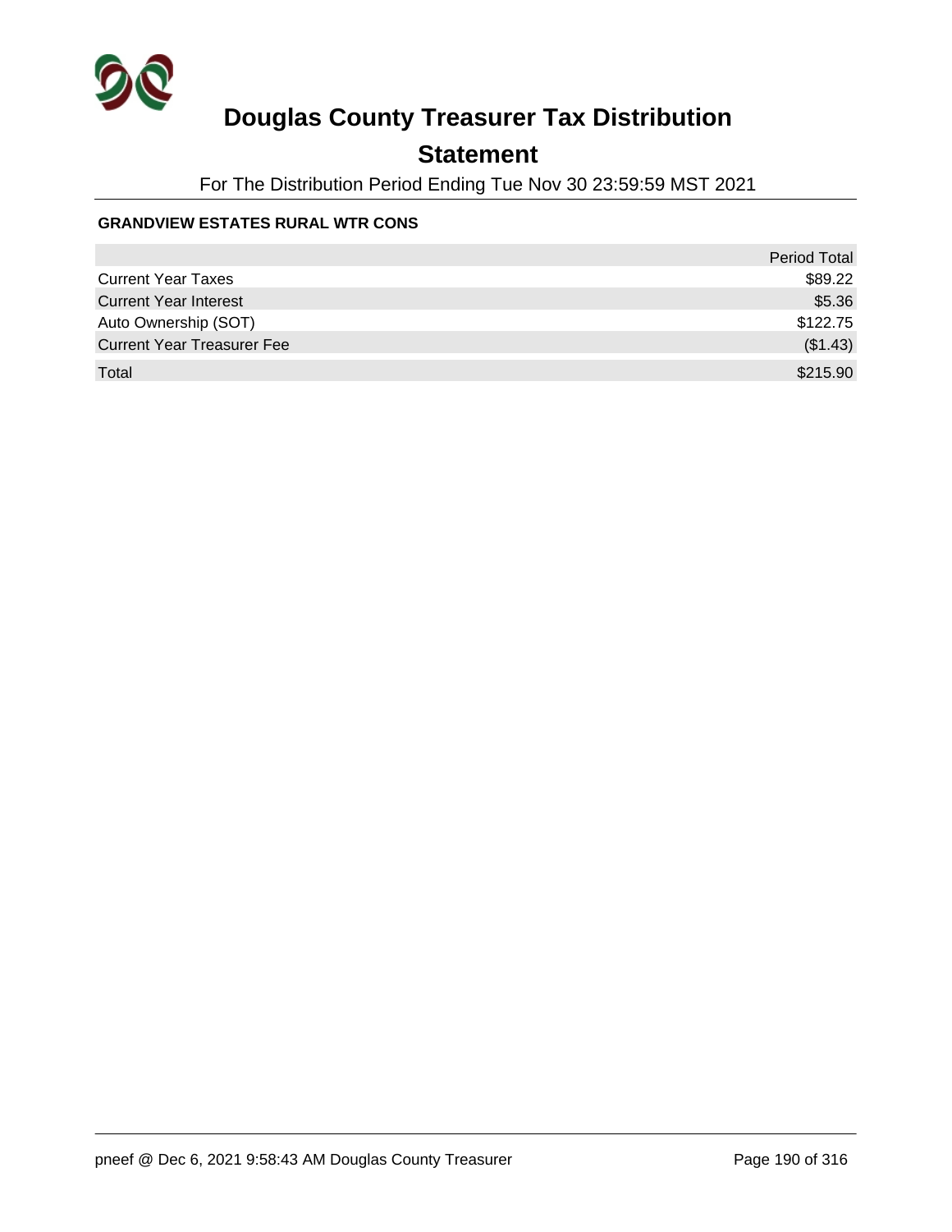# Douglas County Treasurer Tax Distribution

## Statement

For The Distribution Period Ending Tue Nov 30 23:59:59 MST 2021

**GRANDVIEW ESTATES RURAL WTR CONS**

| | Period Total |
|---|---:|
| Current Year Taxes | $89.22 |
| Current Year Interest | $5.36 |
| Auto Ownership (SOT) | $122.75 |
| Current Year Treasurer Fee | ($1.43) |
| Total | $215.90 |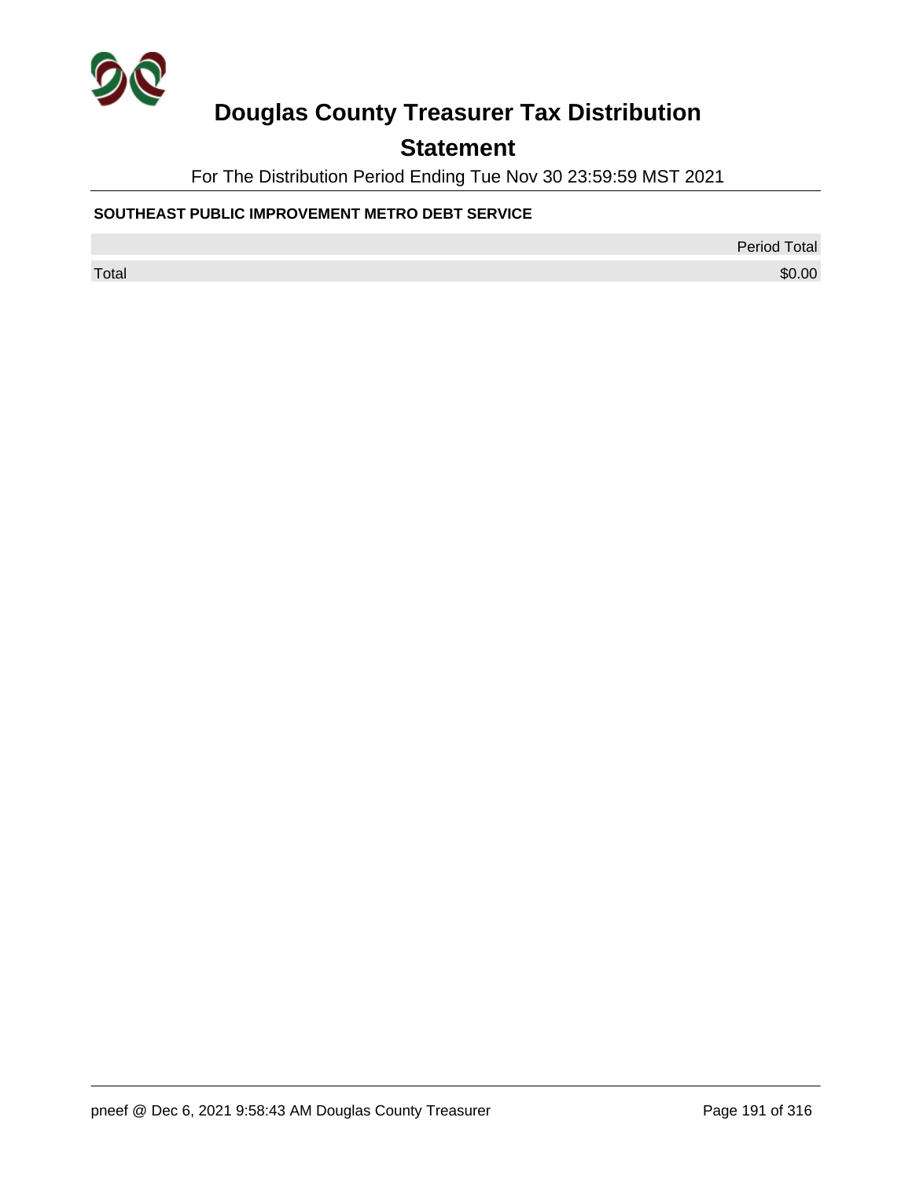# Douglas County Treasurer Tax Distribution

## Statement

For The Distribution Period Ending Tue Nov 30 23:59:59 MST 2021

**SOUTHEAST PUBLIC IMPROVEMENT METRO DEBT SERVICE**

| | Period Total |
|---|---|
| Total | $0.00 |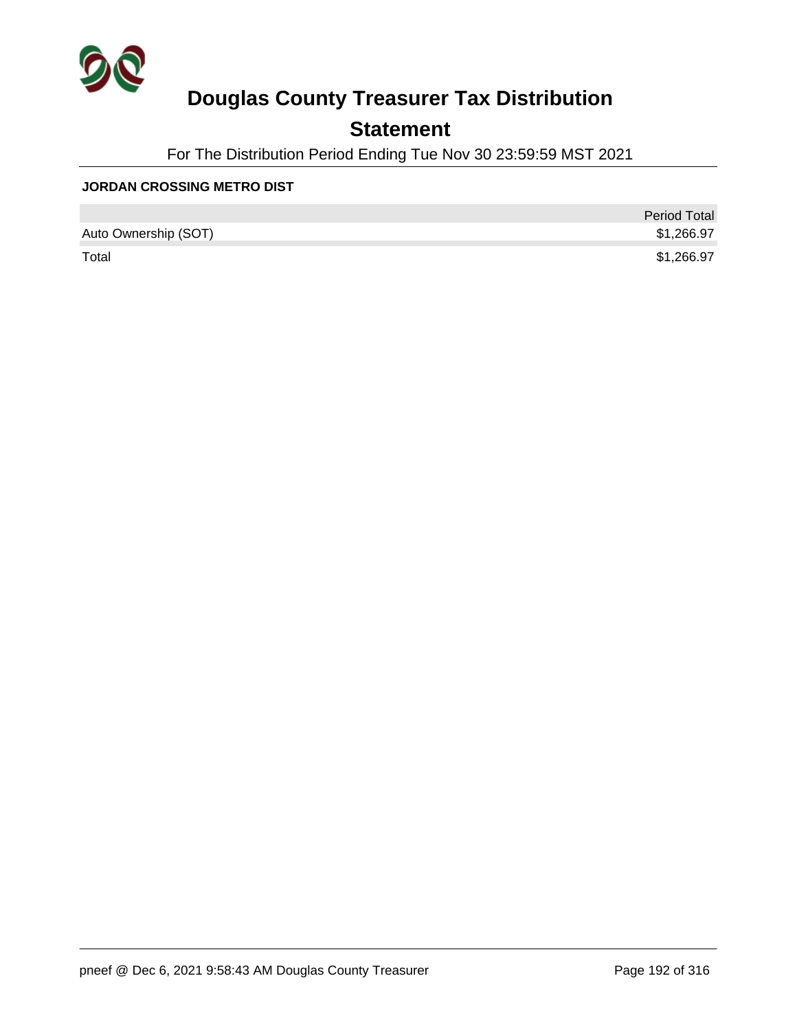# Douglas County Treasurer Tax Distribution

## Statement

For The Distribution Period Ending Tue Nov 30 23:59:59 MST 2021

**JORDAN CROSSING METRO DIST**

| | Period Total |
|---|---|
| Auto Ownership (SOT) | $1,266.97 |
| Total | $1,266.97 |

pneef @ Dec 6, 2021 9:58:43 AM Douglas County Treasurer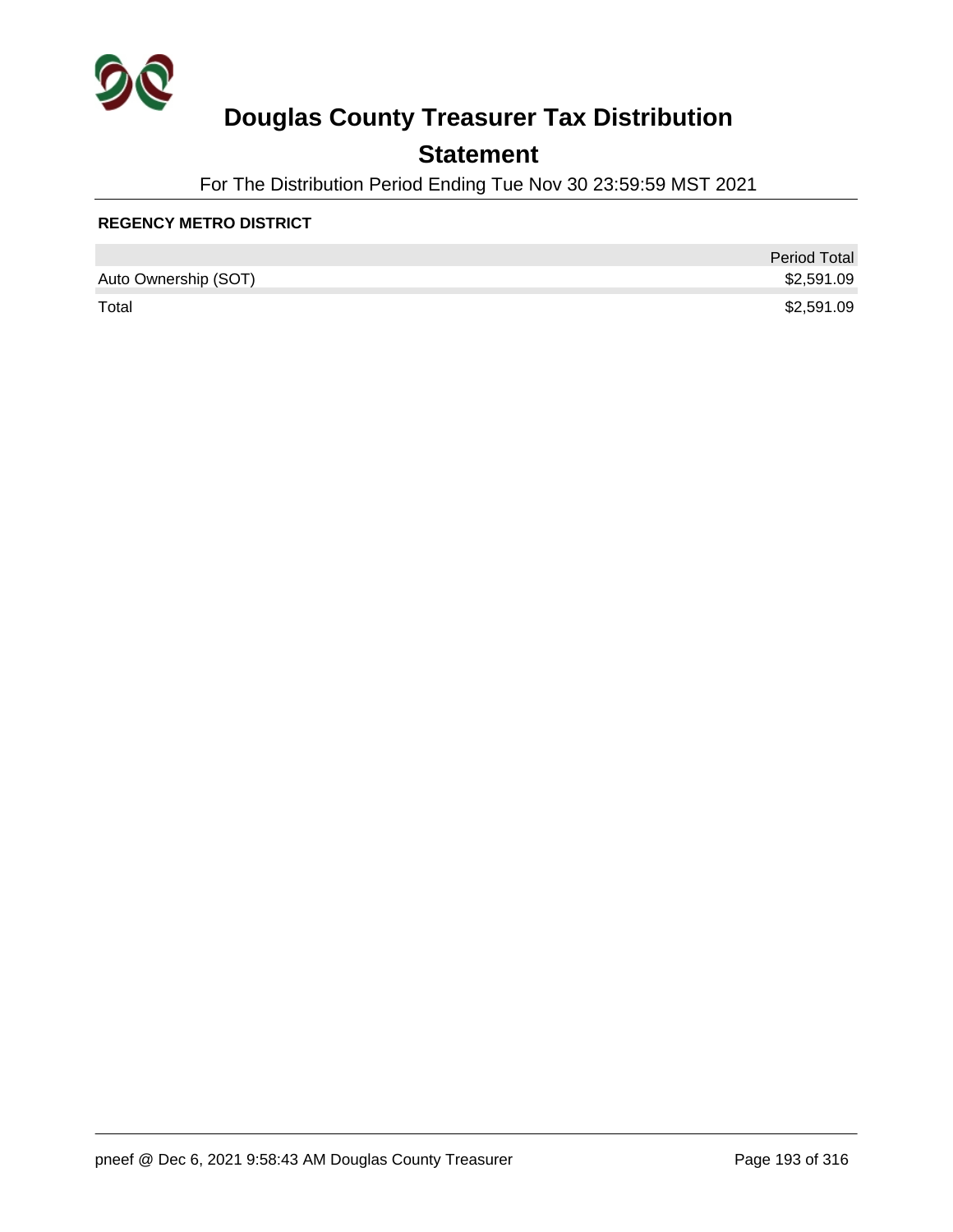# Douglas County Treasurer Tax Distribution

## Statement

For The Distribution Period Ending Tue Nov 30 23:59:59 MST 2021

**REGENCY METRO DISTRICT**

| | Period Total |
|---|---|
| Auto Ownership (SOT) | $2,591.09 |
| Total | $2,591.09 |

pneef @ Dec 6, 2021 9:58:43 AM Douglas County Treasurer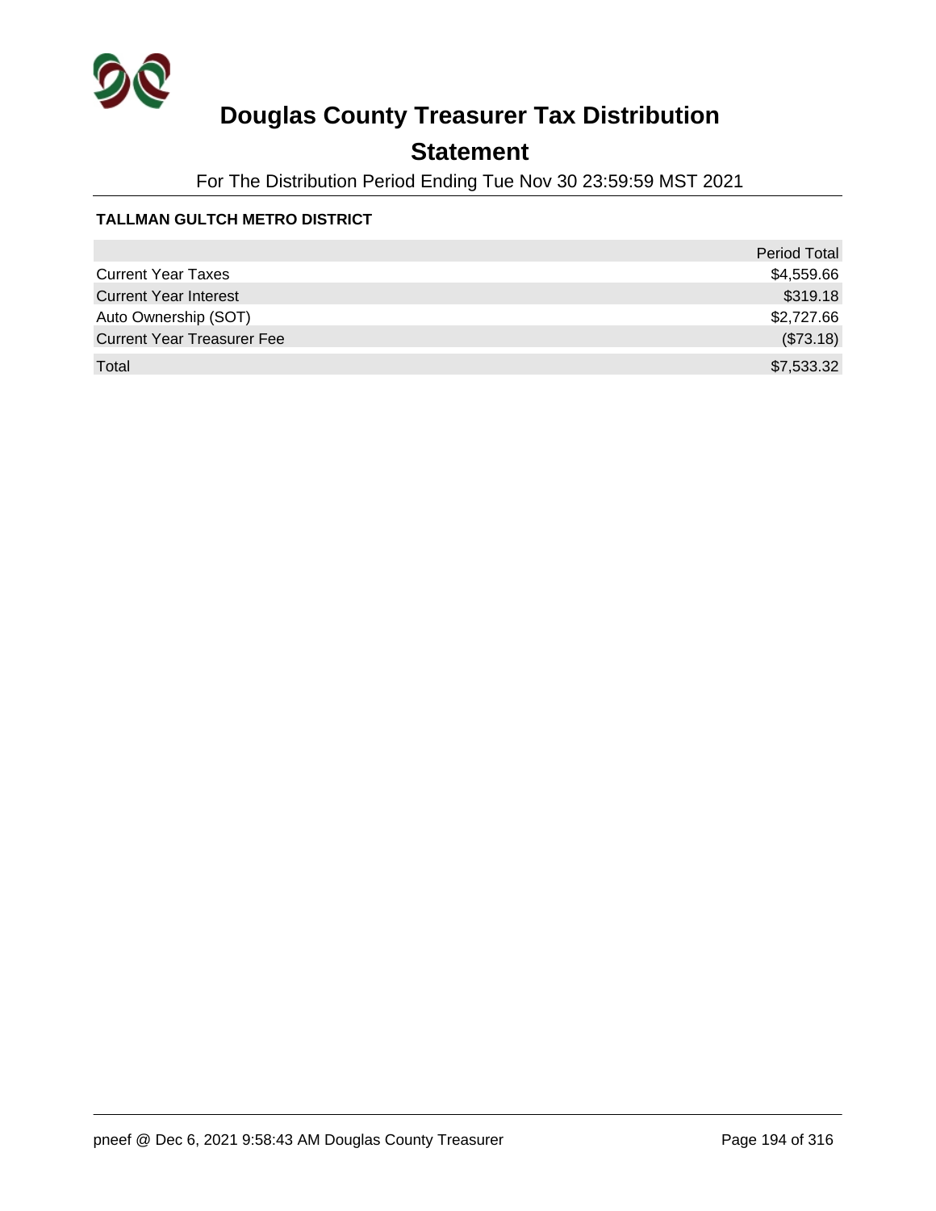# Douglas County Treasurer Tax Distribution

## Statement

For The Distribution Period Ending Tue Nov 30 23:59:59 MST 2021

**TALLMAN GULTCH METRO DISTRICT**

| | Period Total |
|---|---:|
| Current Year Taxes | $4,559.66 |
| Current Year Interest | $319.18 |
| Auto Ownership (SOT) | $2,727.66 |
| Current Year Treasurer Fee | ($73.18) |
| Total | $7,533.32 |

pneef @ Dec 6, 2021 9:58:43 AM Douglas County Treasurer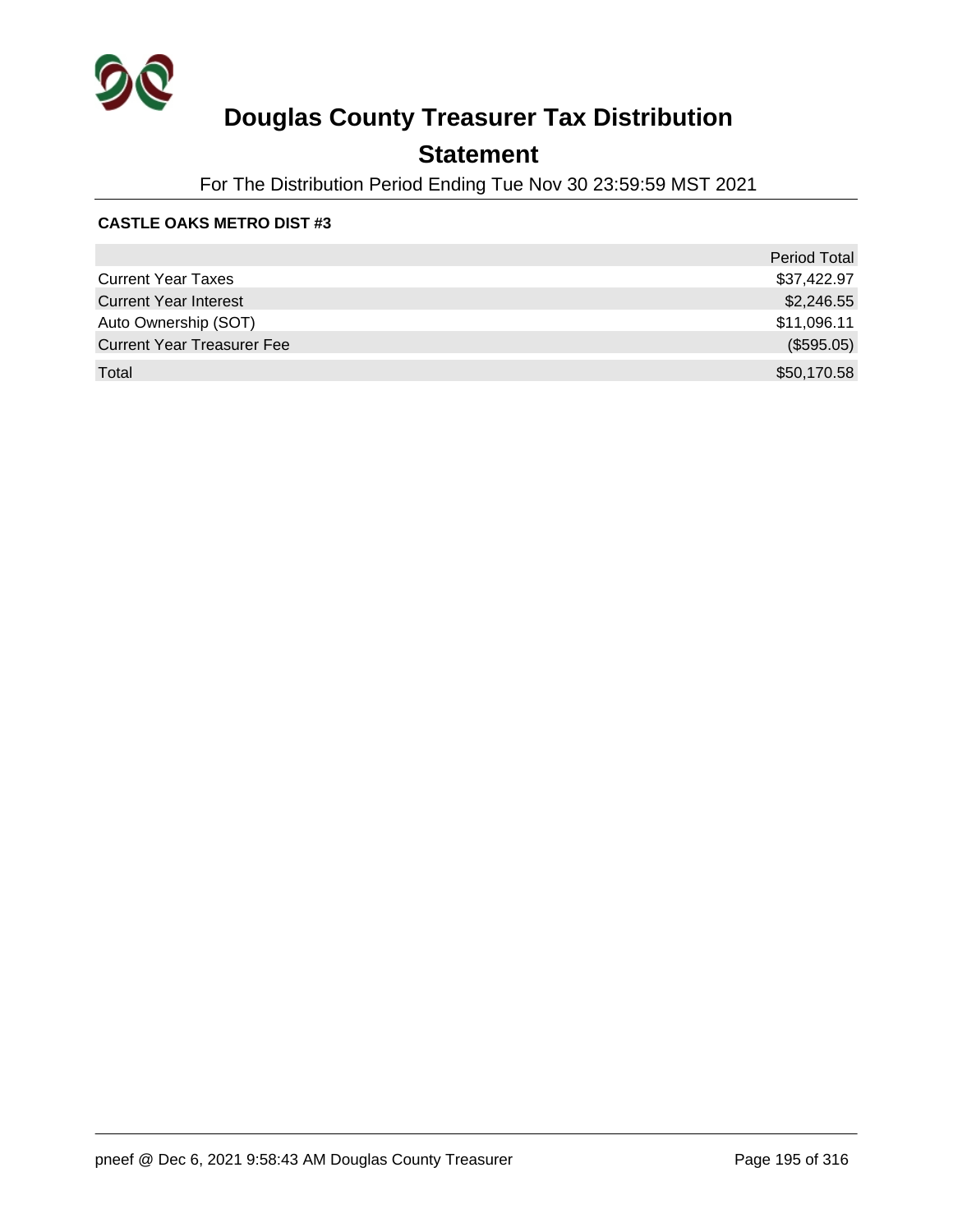# Douglas County Treasurer Tax Distribution

## Statement

For The Distribution Period Ending Tue Nov 30 23:59:59 MST 2021

**CASTLE OAKS METRO DIST #3**

| | Period Total |
|---|---|
| Current Year Taxes | $37,422.97 |
| Current Year Interest | $2,246.55 |
| Auto Ownership (SOT) | $11,096.11 |
| Current Year Treasurer Fee | ($595.05) |
| Total | $50,170.58 |

pneef @ Dec 6, 2021 9:58:43 AM Douglas County Treasurer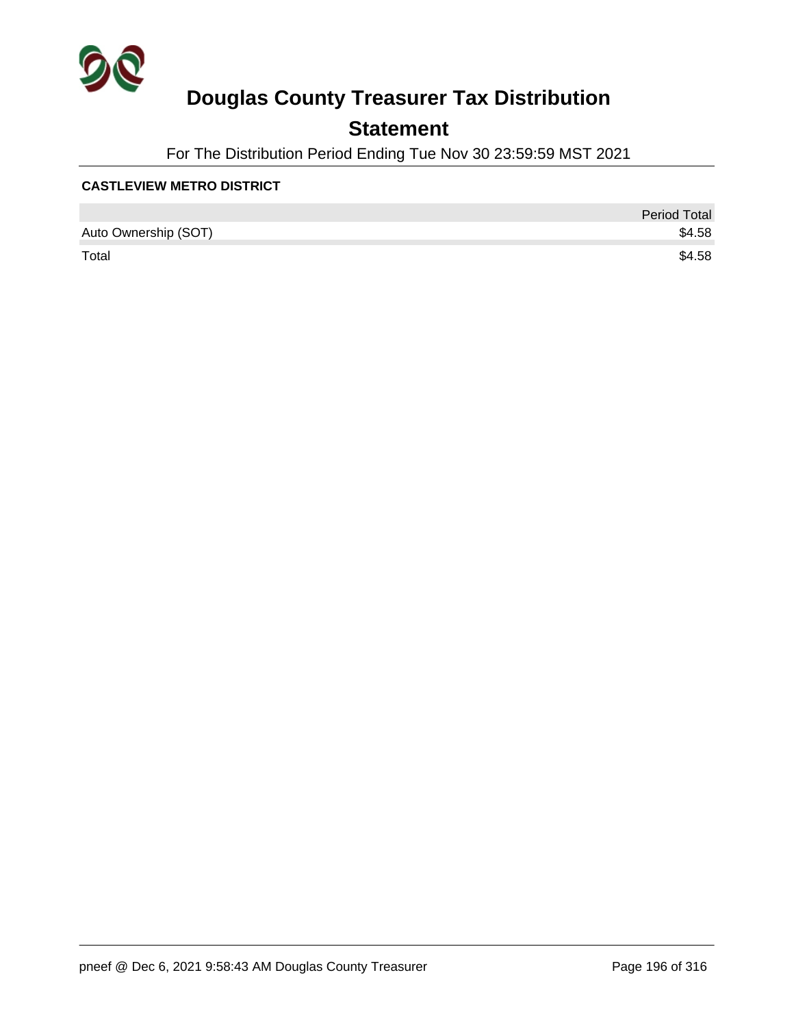# Douglas County Treasurer Tax Distribution

## Statement

For The Distribution Period Ending Tue Nov 30 23:59:59 MST 2021

**CASTLEVIEW METRO DISTRICT**

| | Period Total |
|---|---|
| Auto Ownership (SOT) | $4.58 |
| Total | $4.58 |

pneef @ Dec 6, 2021 9:58:43 AM Douglas County Treasurer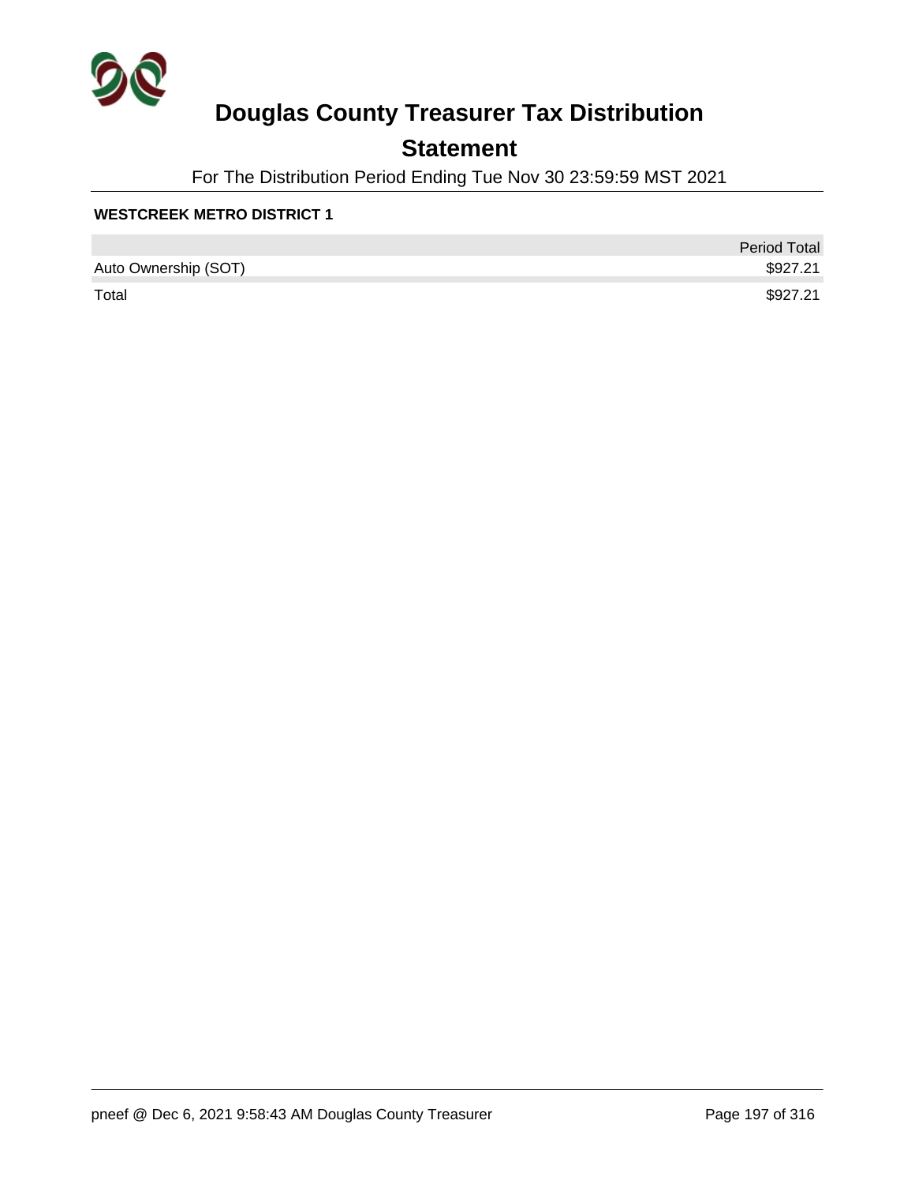# Douglas County Treasurer Tax Distribution

## Statement

For The Distribution Period Ending Tue Nov 30 23:59:59 MST 2021

**WESTCREEK METRO DISTRICT 1**

| | Period Total |
|---|---|
| Auto Ownership (SOT) | $927.21 |
| Total | $927.21 |

pneef @ Dec 6, 2021 9:58:43 AM Douglas County Treasurer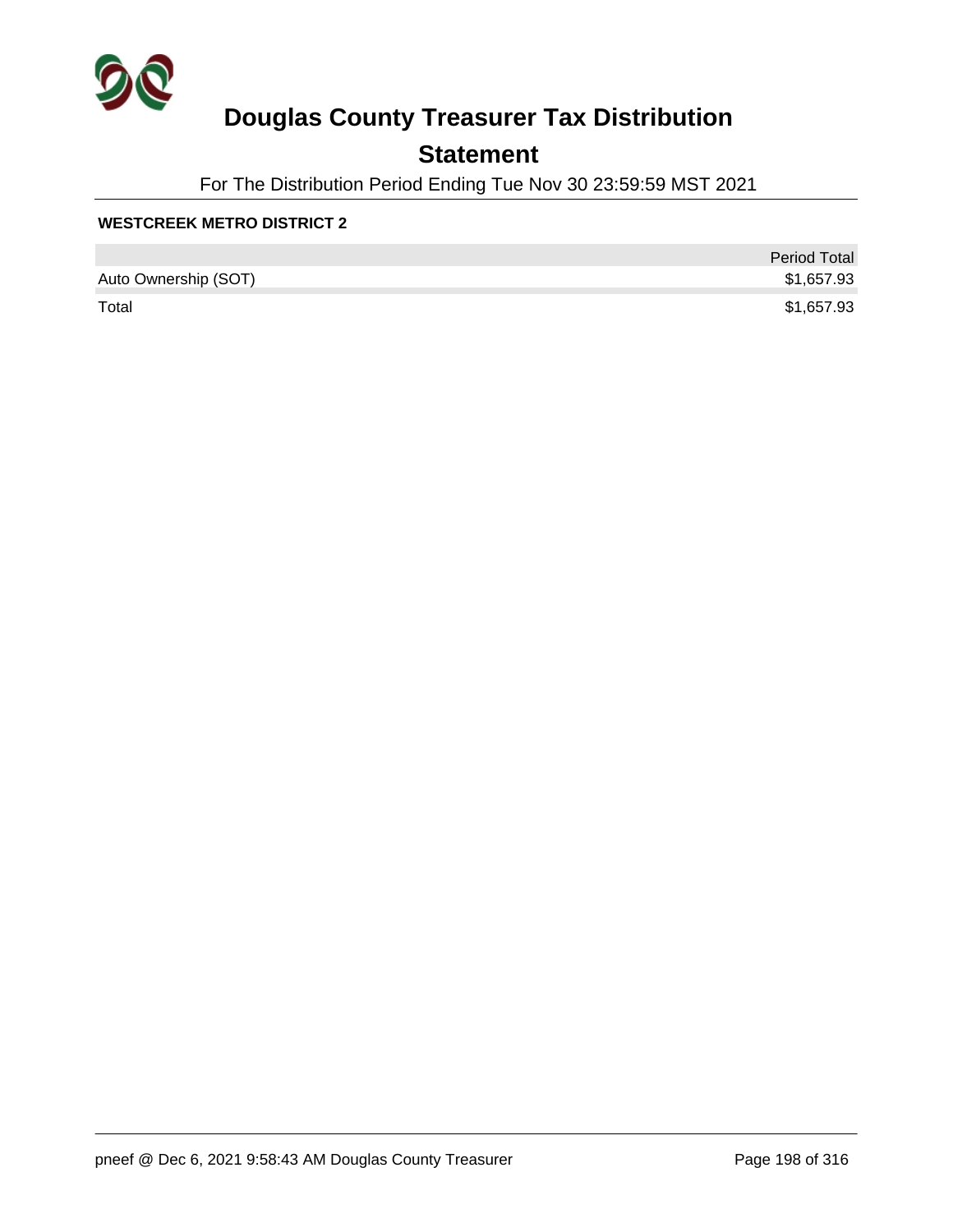# Douglas County Treasurer Tax Distribution

## Statement

For The Distribution Period Ending Tue Nov 30 23:59:59 MST 2021

**WESTCREEK METRO DISTRICT 2**

| | Period Total |
|---|---|
| Auto Ownership (SOT) | $1,657.93 |
| Total | $1,657.93 |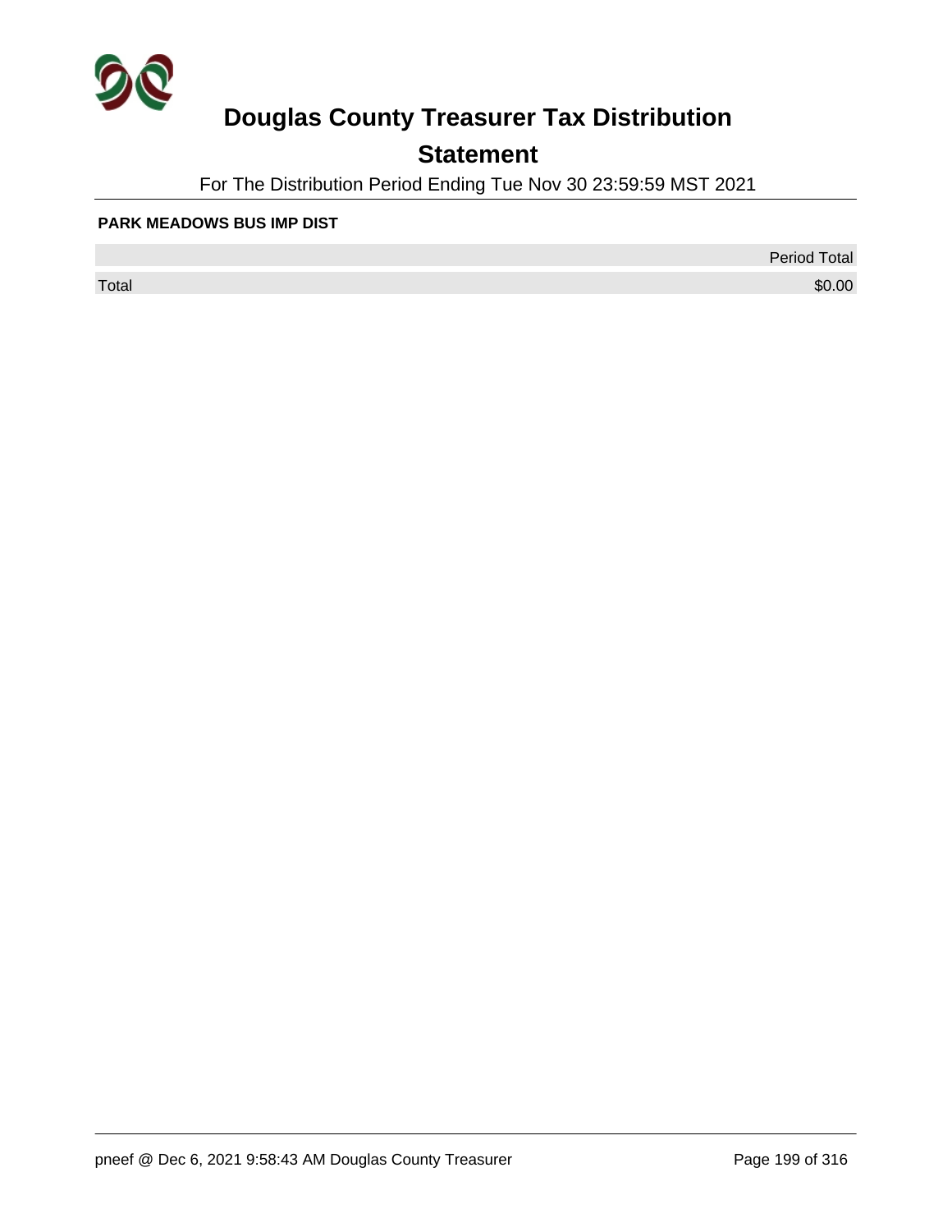# Douglas County Treasurer Tax Distribution

## Statement

For The Distribution Period Ending Tue Nov 30 23:59:59 MST 2021

**PARK MEADOWS BUS IMP DIST**

| | Period Total |
|---|---|
| Total | $0.00 |

pneef @ Dec 6, 2021 9:58:43 AM Douglas County Treasurer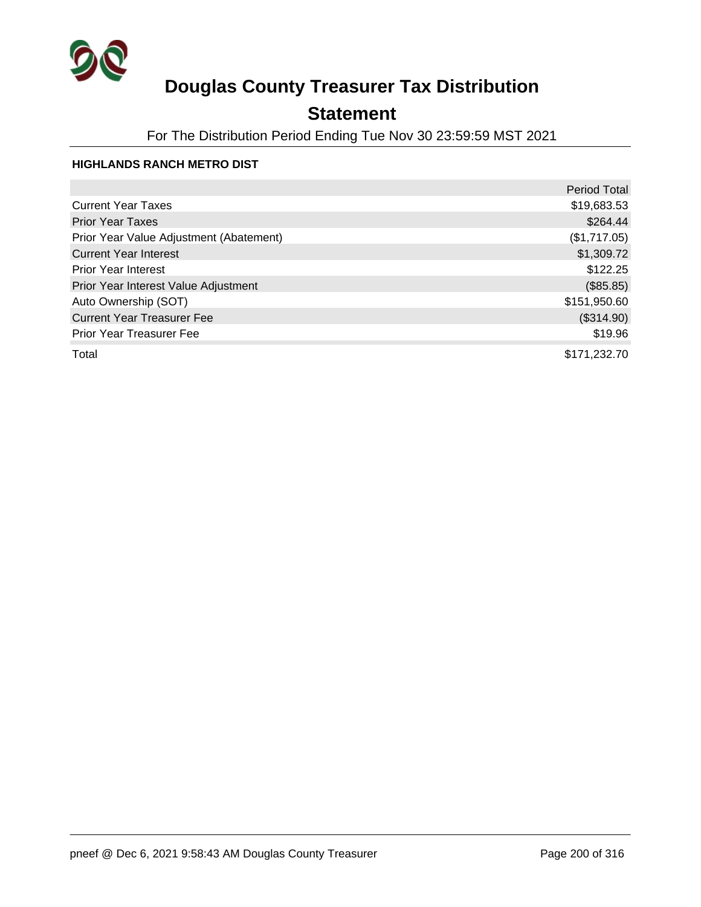# Douglas County Treasurer Tax Distribution

## Statement

For The Distribution Period Ending Tue Nov 30 23:59:59 MST 2021

### HIGHLANDS RANCH METRO DIST

| | Period Total |
|---|---|
| Current Year Taxes | $19,683.53 |
| Prior Year Taxes | $264.44 |
| Prior Year Value Adjustment (Abatement) | ($1,717.05) |
| Current Year Interest | $1,309.72 |
| Prior Year Interest | $122.25 |
| Prior Year Interest Value Adjustment | ($85.85) |
| Auto Ownership (SOT) | $151,950.60 |
| Current Year Treasurer Fee | ($314.90) |
| Prior Year Treasurer Fee | $19.96 |
| Total | $171,232.70 |

pneef @ Dec 6, 2021 9:58:43 AM Douglas County Treasurer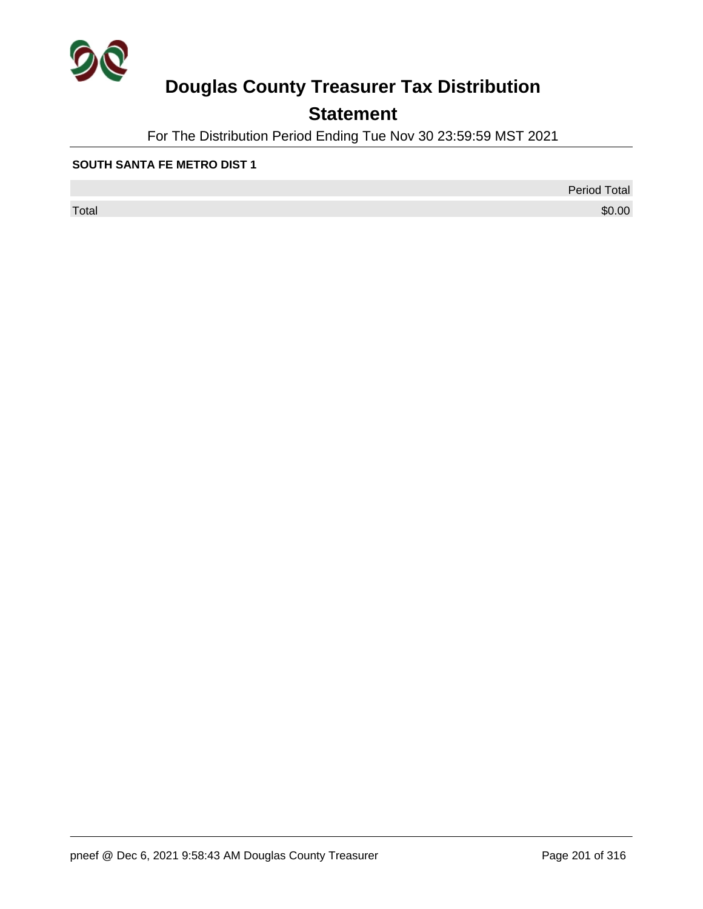# Douglas County Treasurer Tax Distribution

## Statement

For The Distribution Period Ending Tue Nov 30 23:59:59 MST 2021

**SOUTH SANTA FE METRO DIST 1**

| | Period Total |
|---|---|
| Total | $0.00 |

pneef @ Dec 6, 2021 9:58:43 AM Douglas County Treasurer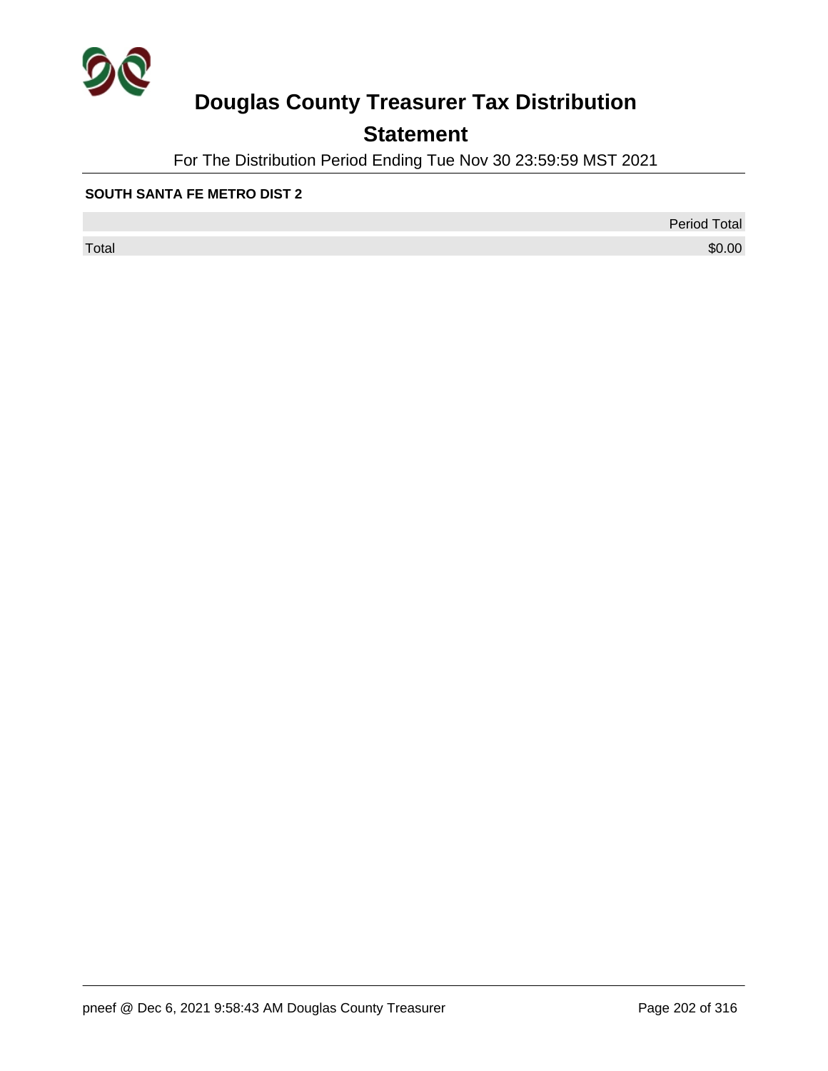# Douglas County Treasurer Tax Distribution

## Statement

For The Distribution Period Ending Tue Nov 30 23:59:59 MST 2021

**SOUTH SANTA FE METRO DIST 2**

| | Period Total |
|---|---|
| Total | $0.00 |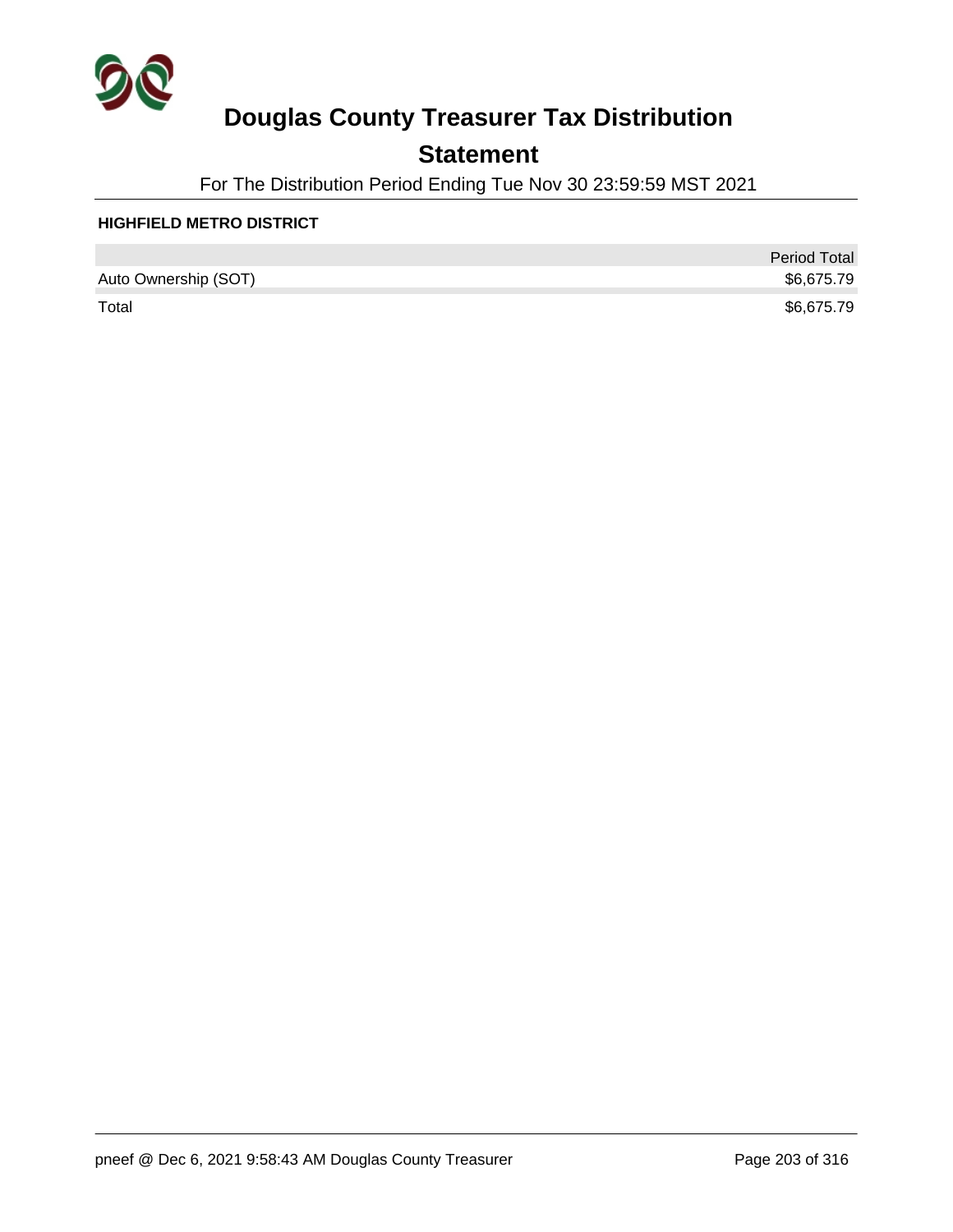# Douglas County Treasurer Tax Distribution

## Statement

For The Distribution Period Ending Tue Nov 30 23:59:59 MST 2021

### HIGHFIELD METRO DISTRICT

| | Period Total |
|---|---|
| Auto Ownership (SOT) | $6,675.79 |
| Total | $6,675.79 |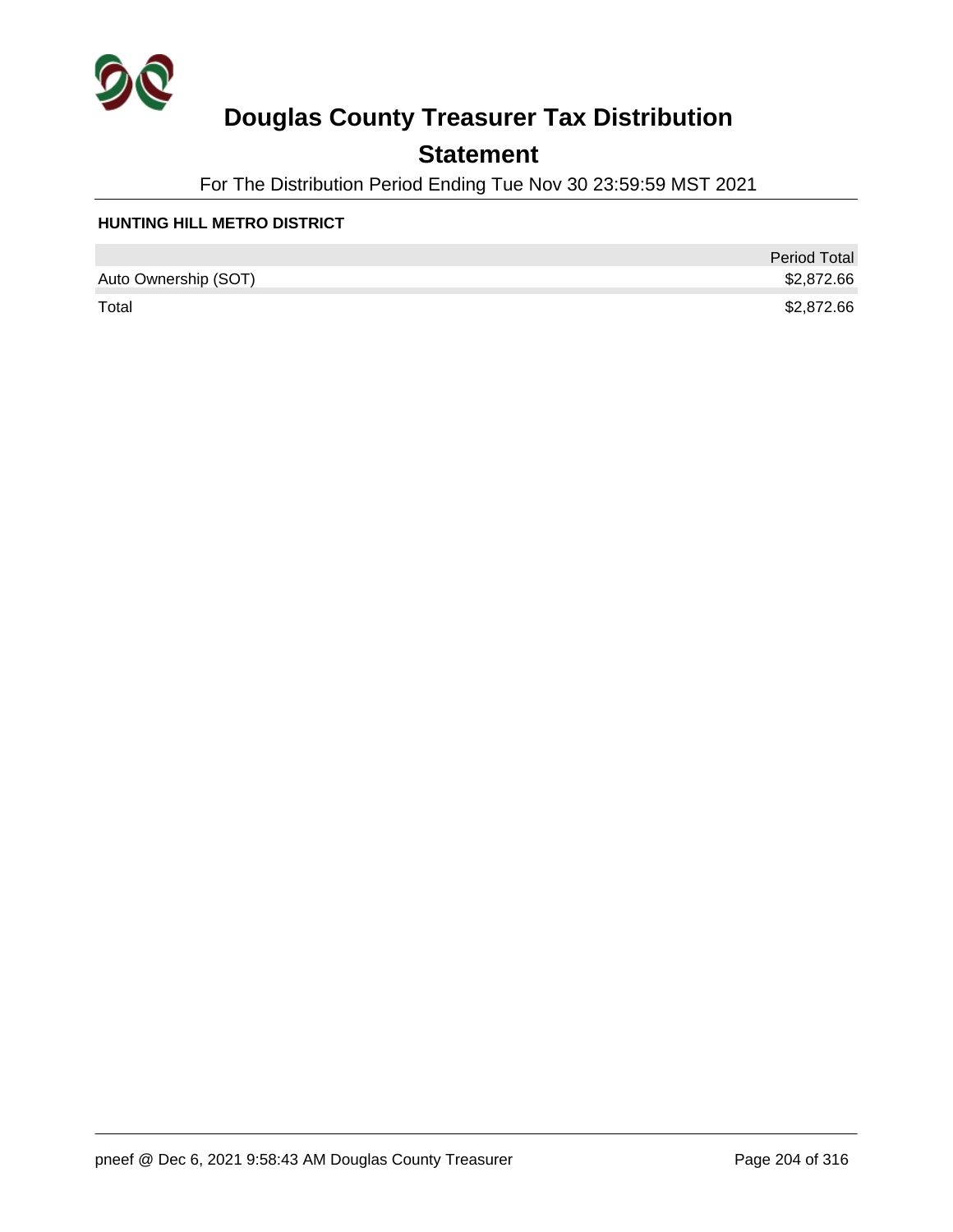# Douglas County Treasurer Tax Distribution

## Statement

For The Distribution Period Ending Tue Nov 30 23:59:59 MST 2021

### HUNTING HILL METRO DISTRICT

| | Period Total |
|---|---|
| Auto Ownership (SOT) | $2,872.66 |
| Total | $2,872.66 |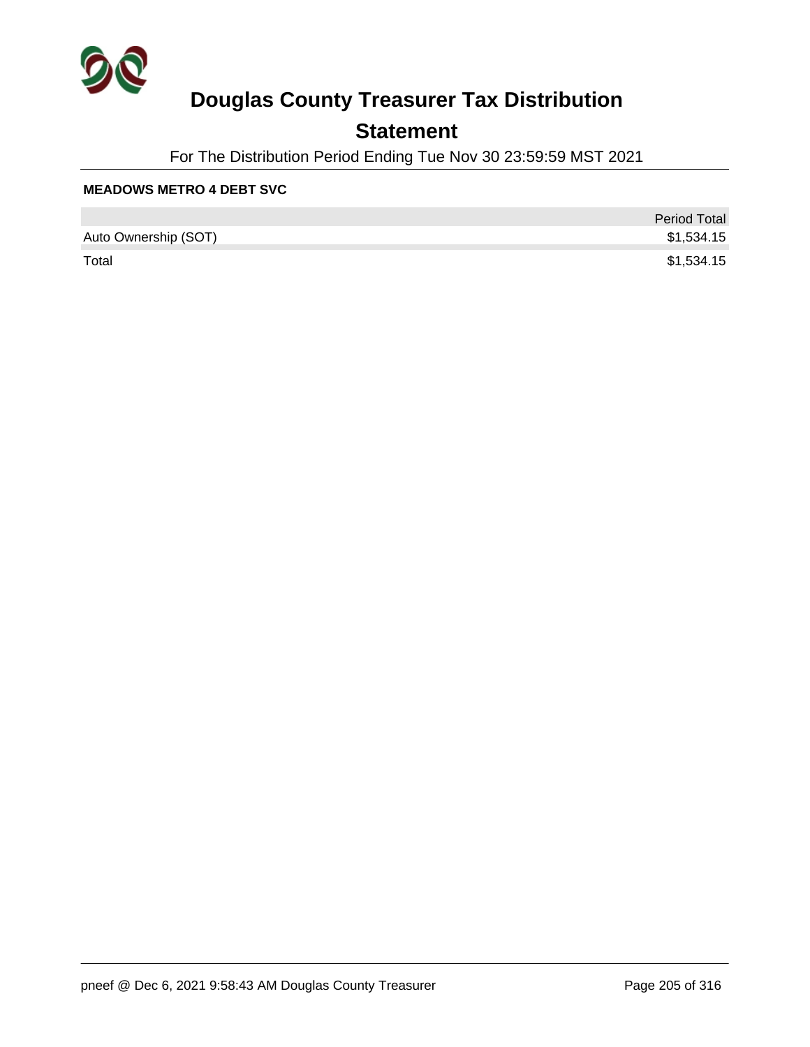# Douglas County Treasurer Tax Distribution

## Statement

For The Distribution Period Ending Tue Nov 30 23:59:59 MST 2021

**MEADOWS METRO 4 DEBT SVC**

| | Period Total |
|---|---|
| Auto Ownership (SOT) | $1,534.15 |
| Total | $1,534.15 |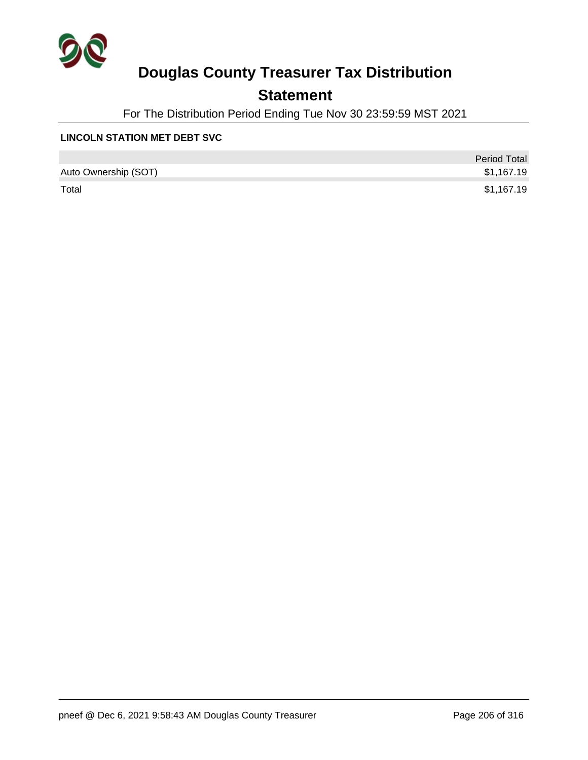# Douglas County Treasurer Tax Distribution

## Statement

For The Distribution Period Ending Tue Nov 30 23:59:59 MST 2021

**LINCOLN STATION MET DEBT SVC**

| | Period Total |
|---|---|
| Auto Ownership (SOT) | $1,167.19 |
| Total | $1,167.19 |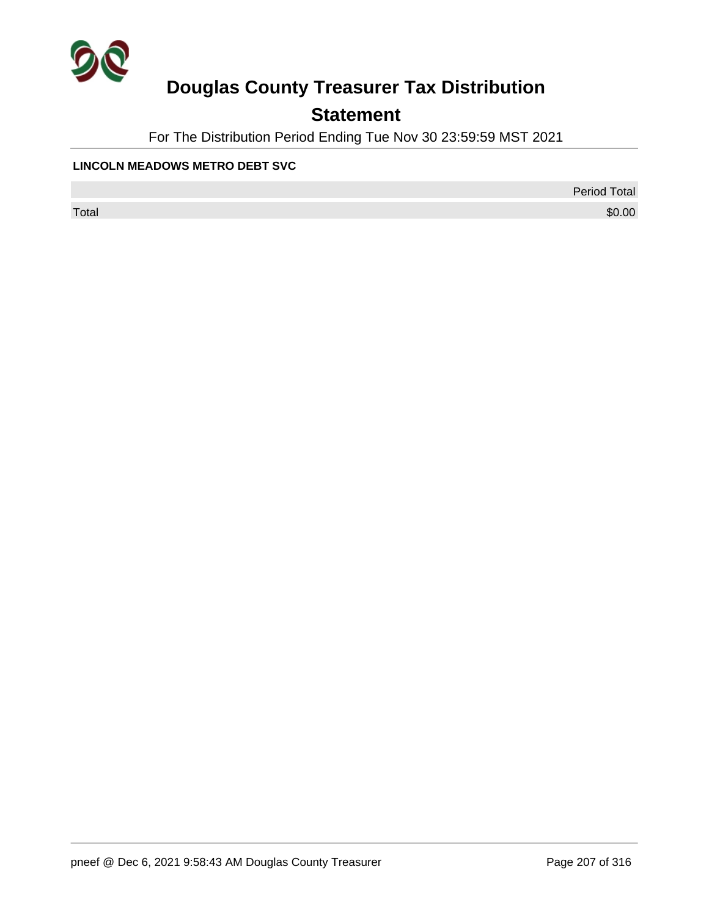# Douglas County Treasurer Tax Distribution

## Statement

For The Distribution Period Ending Tue Nov 30 23:59:59 MST 2021

**LINCOLN MEADOWS METRO DEBT SVC**

| | Period Total |
|---|---|
| Total | $0.00 |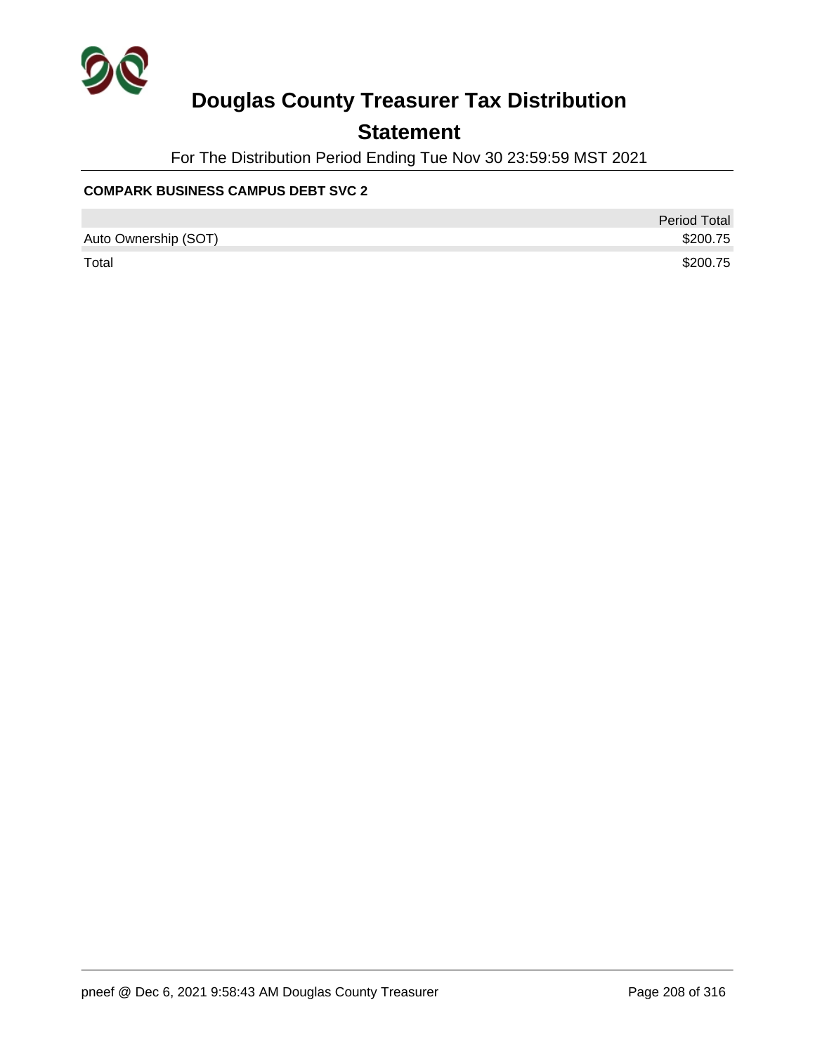# Douglas County Treasurer Tax Distribution

## Statement

For The Distribution Period Ending Tue Nov 30 23:59:59 MST 2021

**COMPARK BUSINESS CAMPUS DEBT SVC 2**

| | Period Total |
|---|---|
| Auto Ownership (SOT) | $200.75 |
| Total | $200.75 |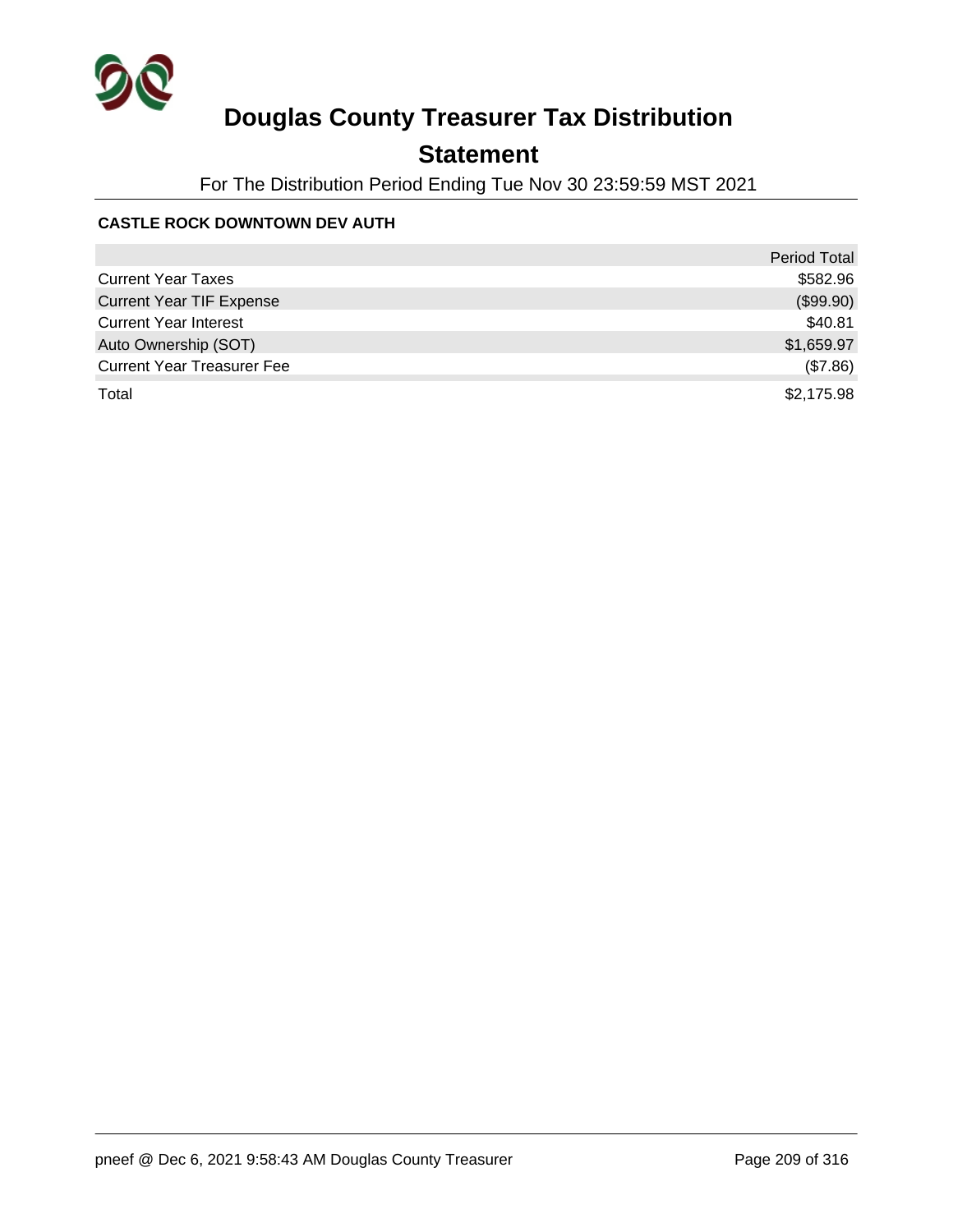# Douglas County Treasurer Tax Distribution

## Statement

For The Distribution Period Ending Tue Nov 30 23:59:59 MST 2021

**CASTLE ROCK DOWNTOWN DEV AUTH**

| | Period Total |
|---|---:|
| Current Year Taxes | $582.96 |
| Current Year TIF Expense | ($99.90) |
| Current Year Interest | $40.81 |
| Auto Ownership (SOT) | $1,659.97 |
| Current Year Treasurer Fee | ($7.86) |
| Total | $2,175.98 |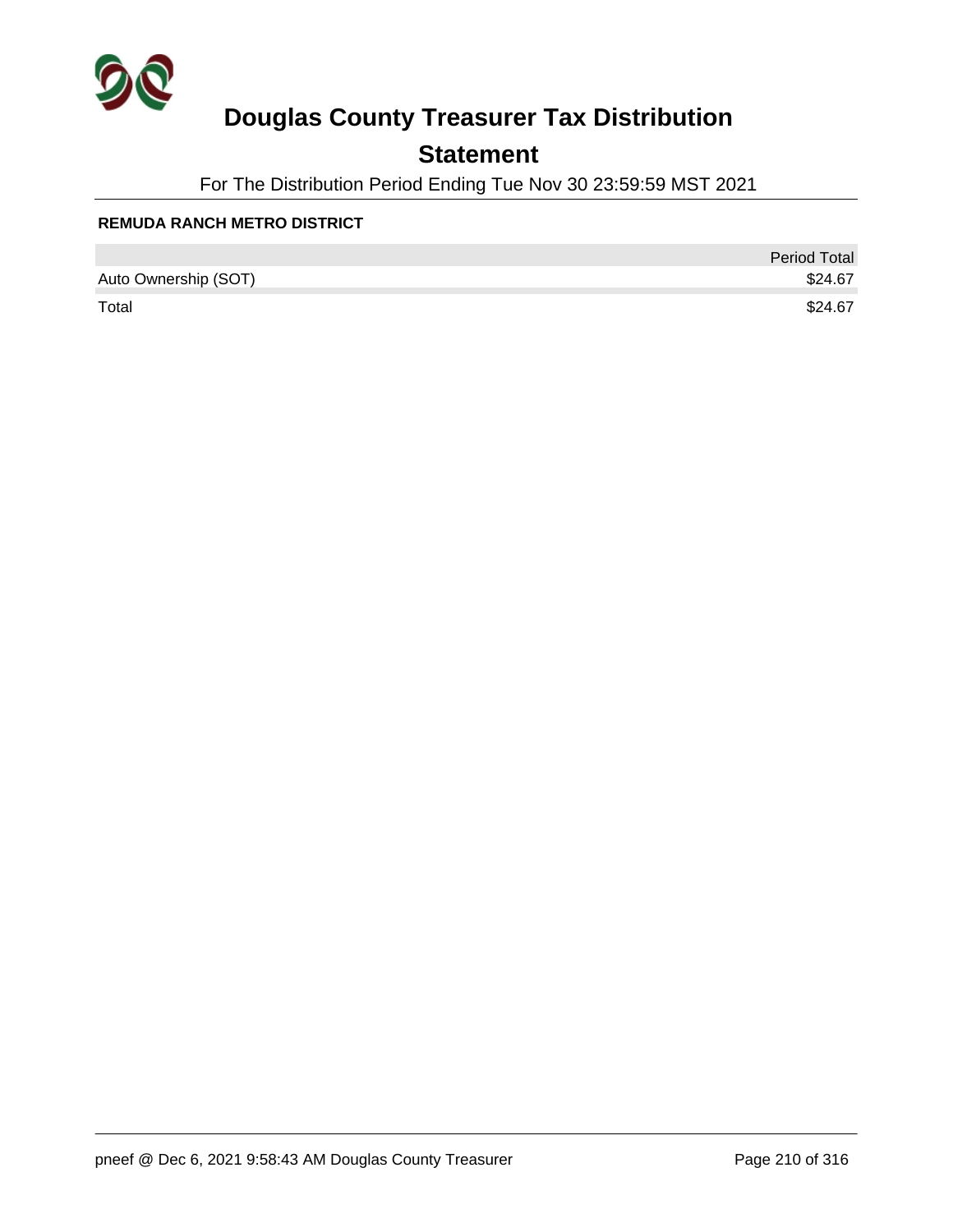# Douglas County Treasurer Tax Distribution

## Statement

For The Distribution Period Ending Tue Nov 30 23:59:59 MST 2021

**REMUDA RANCH METRO DISTRICT**

| | Period Total |
|---|---|
| Auto Ownership (SOT) | $24.67 |
| Total | $24.67 |

pneef @ Dec 6, 2021 9:58:43 AM Douglas County Treasurer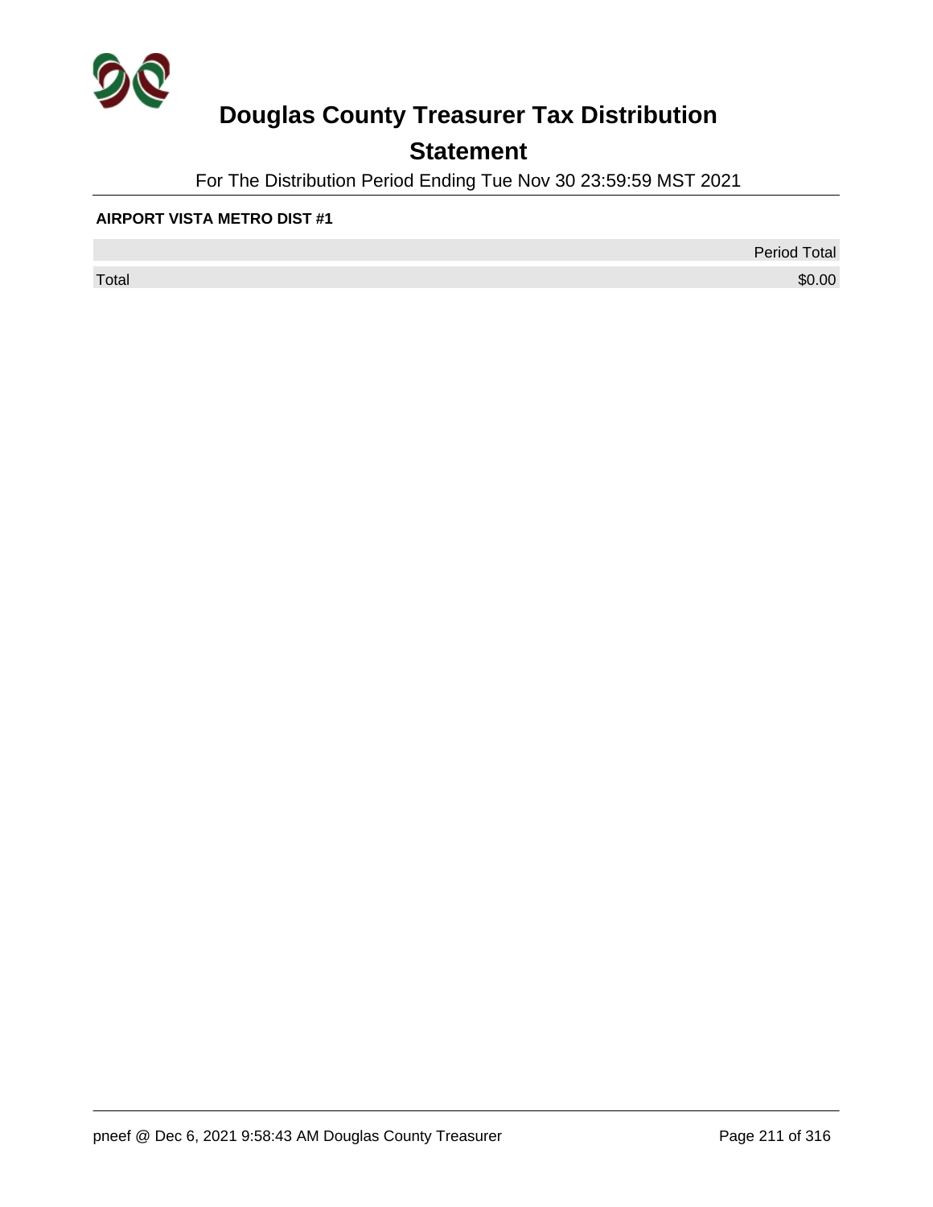# Douglas County Treasurer Tax Distribution

## Statement

For The Distribution Period Ending Tue Nov 30 23:59:59 MST 2021

**AIRPORT VISTA METRO DIST #1**

| | Period Total |
|---|---|
| Total | $0.00 |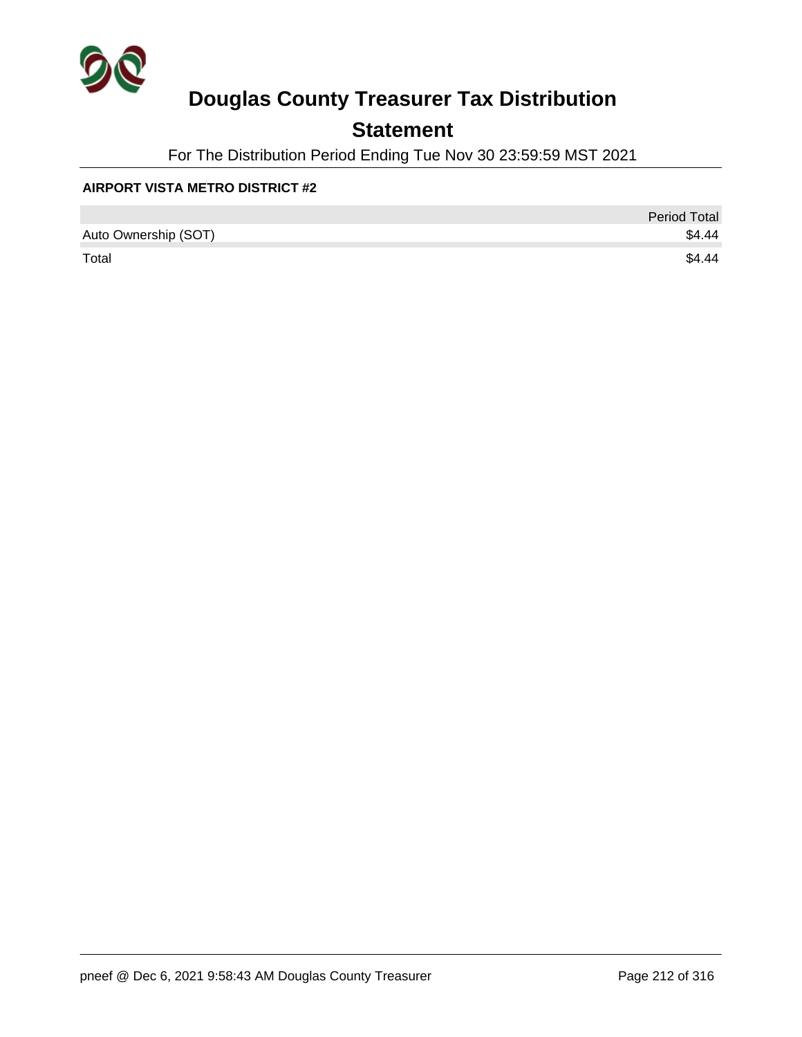# Douglas County Treasurer Tax Distribution

## Statement

For The Distribution Period Ending Tue Nov 30 23:59:59 MST 2021

**AIRPORT VISTA METRO DISTRICT #2**

| | Period Total |
|---|---|
| Auto Ownership (SOT) | $4.44 |
| Total | $4.44 |

pneef @ Dec 6, 2021 9:58:43 AM Douglas County Treasurer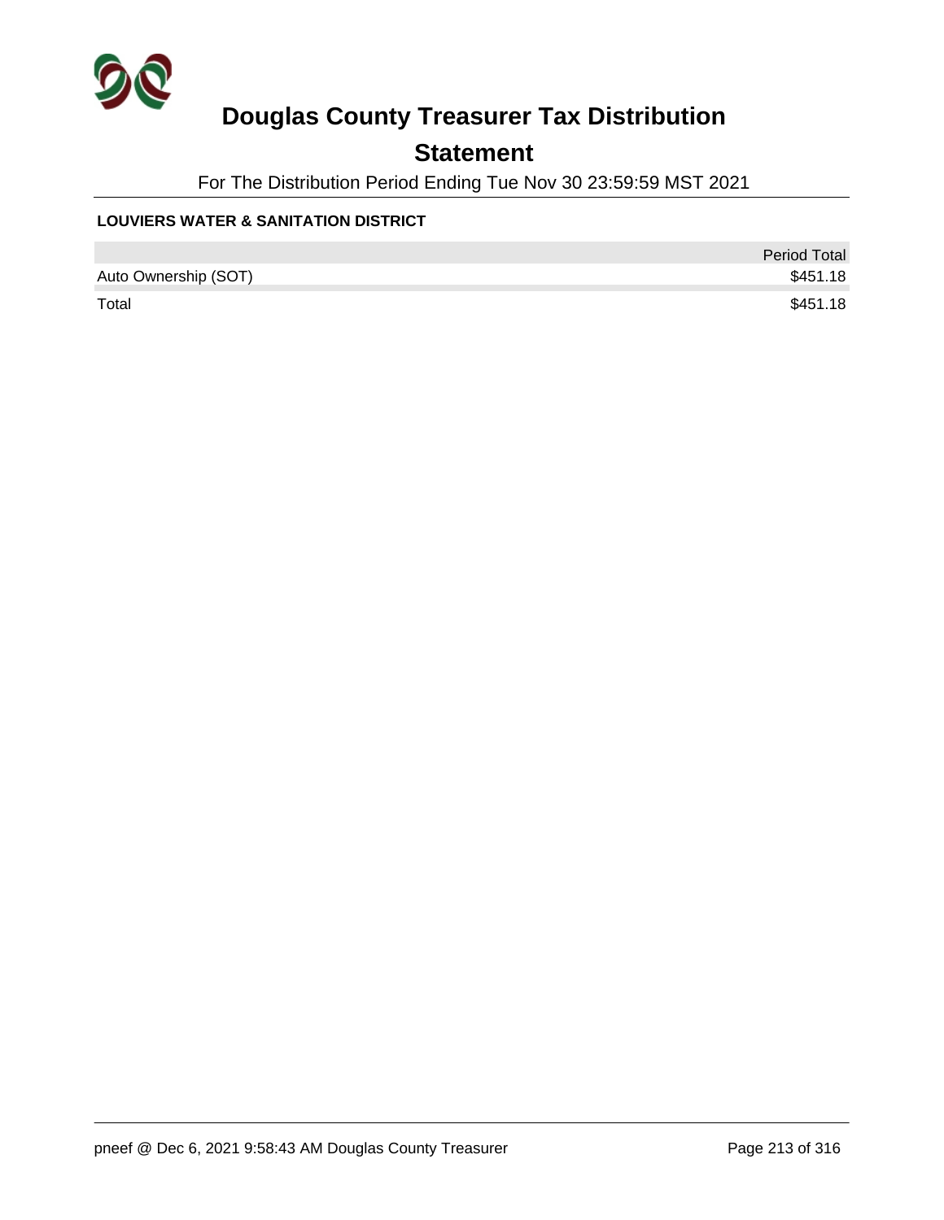# Douglas County Treasurer Tax Distribution

## Statement

For The Distribution Period Ending Tue Nov 30 23:59:59 MST 2021

### LOUVIERS WATER & SANITATION DISTRICT

| | Period Total |
|---|---|
| Auto Ownership (SOT) | $451.18 |
| Total | $451.18 |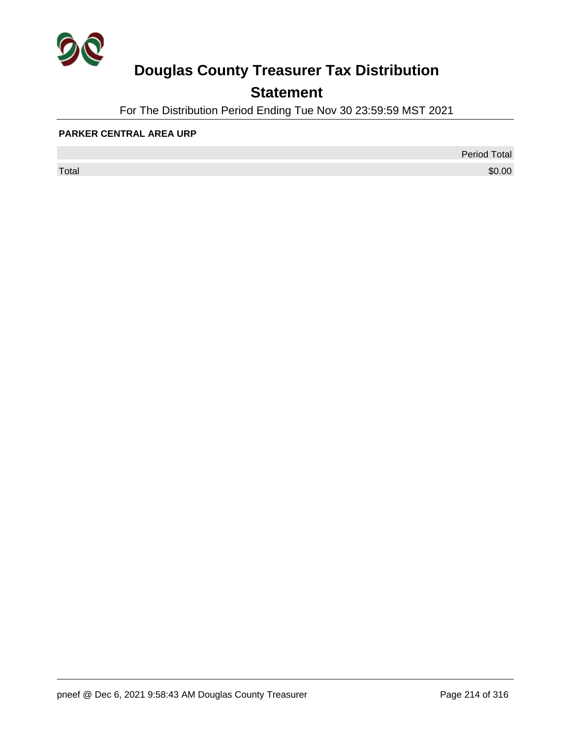# Douglas County Treasurer Tax Distribution

## Statement

For The Distribution Period Ending Tue Nov 30 23:59:59 MST 2021

**PARKER CENTRAL AREA URP**

| | Period Total |
|---|---|
| Total | $0.00 |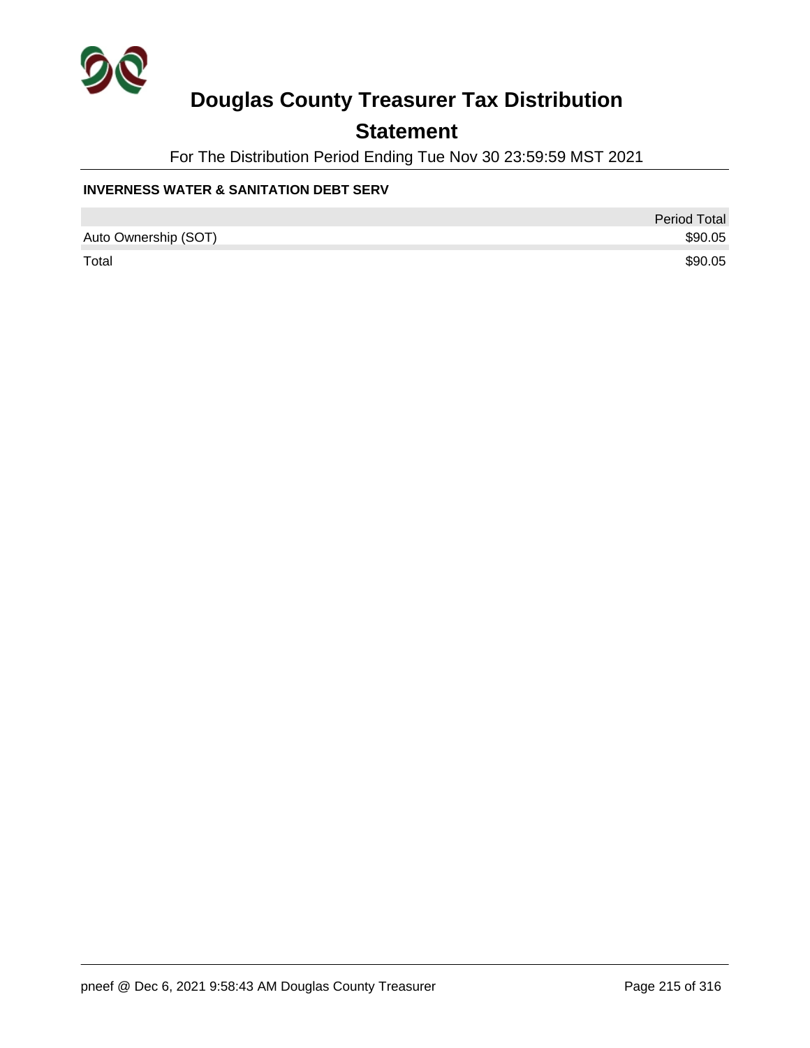# Douglas County Treasurer Tax Distribution

## Statement

For The Distribution Period Ending Tue Nov 30 23:59:59 MST 2021

### INVERNESS WATER & SANITATION DEBT SERV

| | Period Total |
|---|---|
| Auto Ownership (SOT) | $90.05 |
| Total | $90.05 |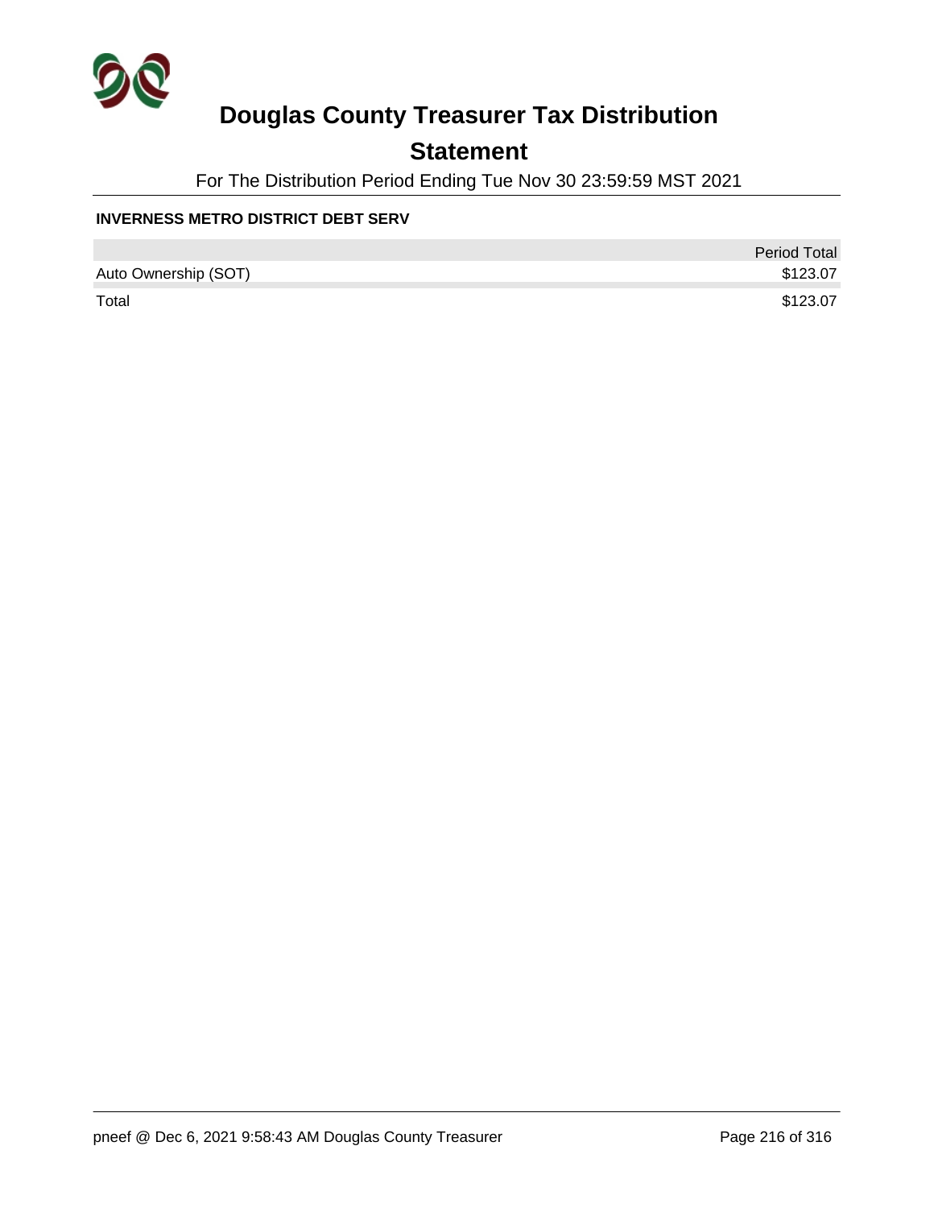# Douglas County Treasurer Tax Distribution

## Statement

For The Distribution Period Ending Tue Nov 30 23:59:59 MST 2021

### INVERNESS METRO DISTRICT DEBT SERV

| | Period Total |
|---|---|
| Auto Ownership (SOT) | $123.07 |
| Total | $123.07 |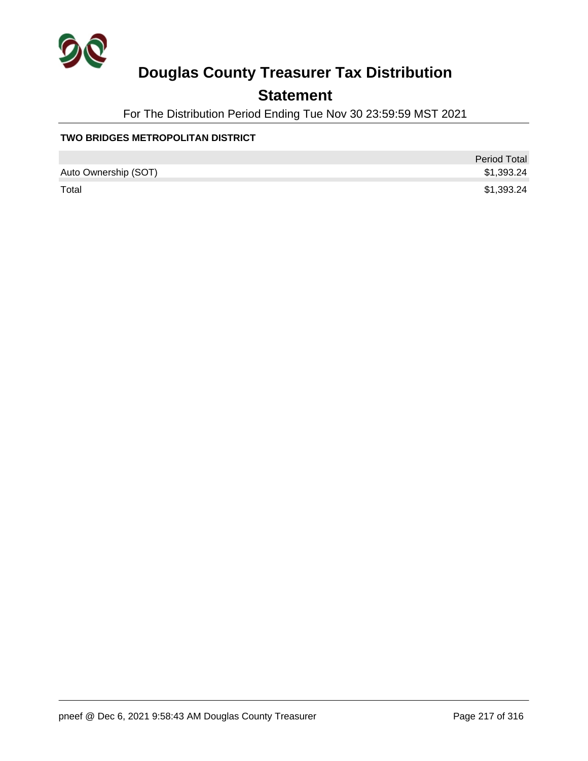# Douglas County Treasurer Tax Distribution

## Statement

For The Distribution Period Ending Tue Nov 30 23:59:59 MST 2021

**TWO BRIDGES METROPOLITAN DISTRICT**

| | Period Total |
|---|---|
| Auto Ownership (SOT) | $1,393.24 |
| Total | $1,393.24 |

pneef @ Dec 6, 2021 9:58:43 AM Douglas County Treasurer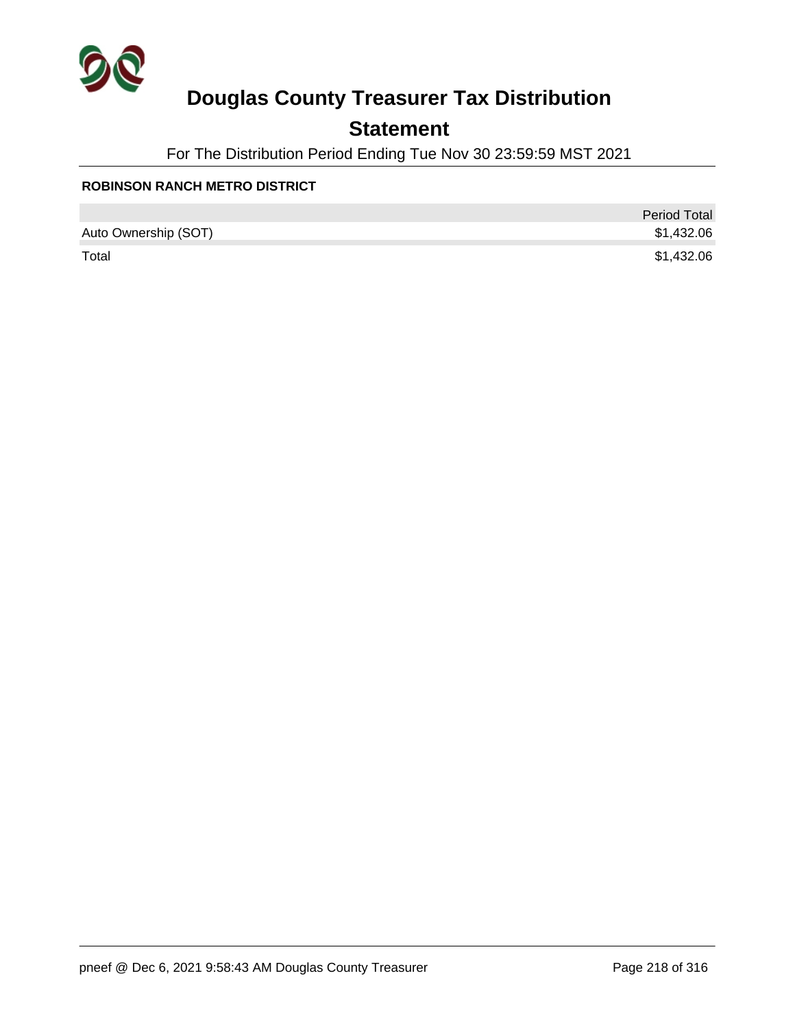# Douglas County Treasurer Tax Distribution

## Statement

For The Distribution Period Ending Tue Nov 30 23:59:59 MST 2021

**ROBINSON RANCH METRO DISTRICT**

| | Period Total |
|---|---|
| Auto Ownership (SOT) | $1,432.06 |
| Total | $1,432.06 |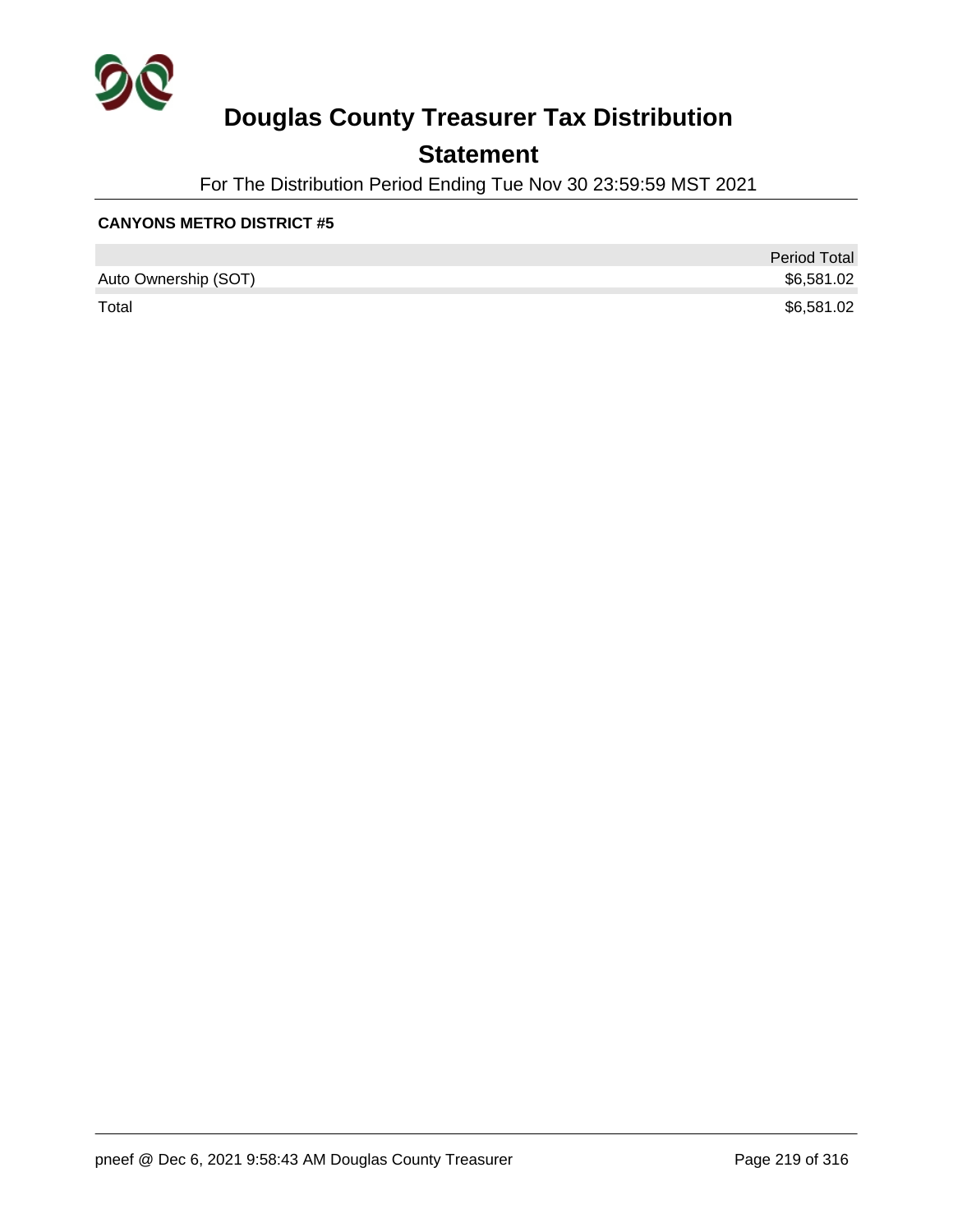# Douglas County Treasurer Tax Distribution

## Statement

For The Distribution Period Ending Tue Nov 30 23:59:59 MST 2021

**CANYONS METRO DISTRICT #5**

| | Period Total |
|---|---|
| Auto Ownership (SOT) | $6,581.02 |
| Total | $6,581.02 |

pneef @ Dec 6, 2021 9:58:43 AM Douglas County Treasurer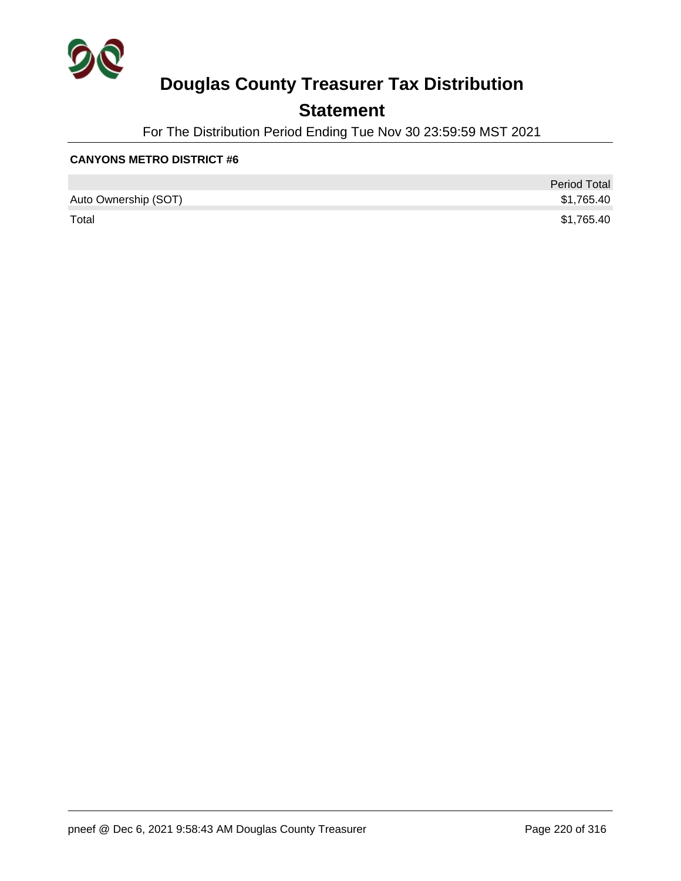# Douglas County Treasurer Tax Distribution

## Statement

For The Distribution Period Ending Tue Nov 30 23:59:59 MST 2021

**CANYONS METRO DISTRICT #6**

| | Period Total |
|---|---|
| Auto Ownership (SOT) | $1,765.40 |
| Total | $1,765.40 |

pneef @ Dec 6, 2021 9:58:43 AM Douglas County Treasurer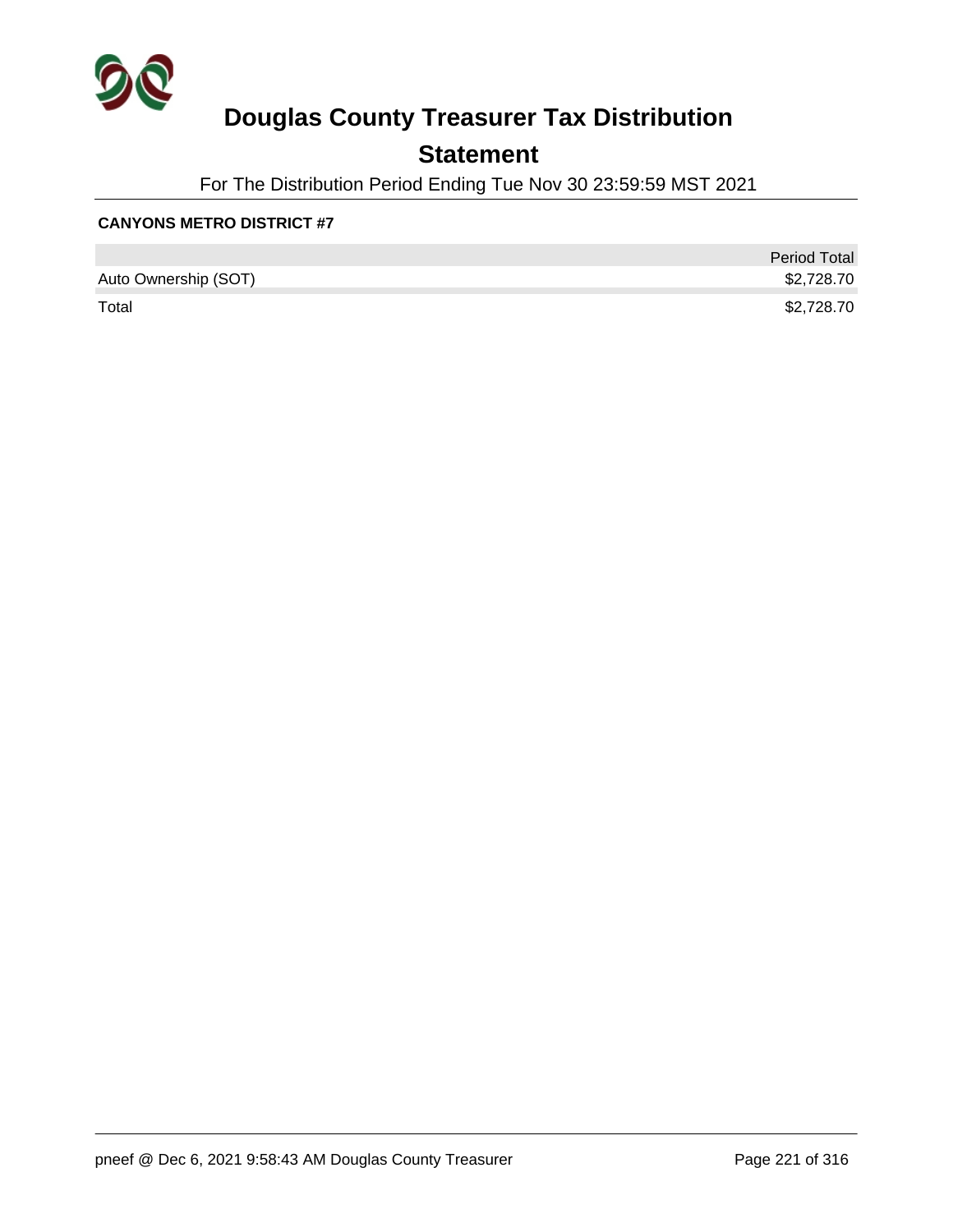# Douglas County Treasurer Tax Distribution

## Statement

For The Distribution Period Ending Tue Nov 30 23:59:59 MST 2021

**CANYONS METRO DISTRICT #7**

| | Period Total |
|---|---|
| Auto Ownership (SOT) | $2,728.70 |
| Total | $2,728.70 |

pneef @ Dec 6, 2021 9:58:43 AM Douglas County Treasurer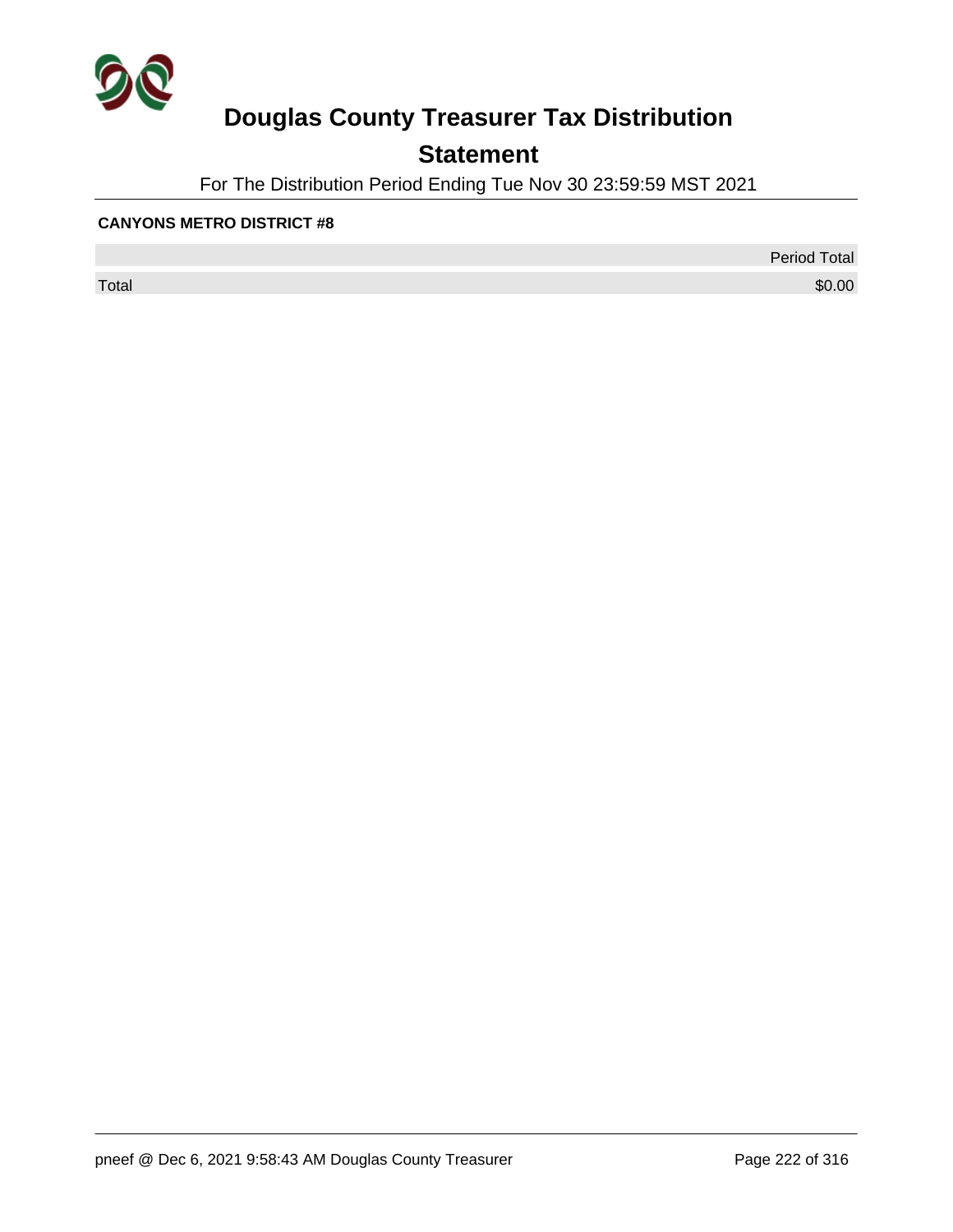# Douglas County Treasurer Tax Distribution

## Statement

For The Distribution Period Ending Tue Nov 30 23:59:59 MST 2021

**CANYONS METRO DISTRICT #8**

| | Period Total |
|---|---|
| Total | $0.00 |

pneef @ Dec 6, 2021 9:58:43 AM Douglas County Treasurer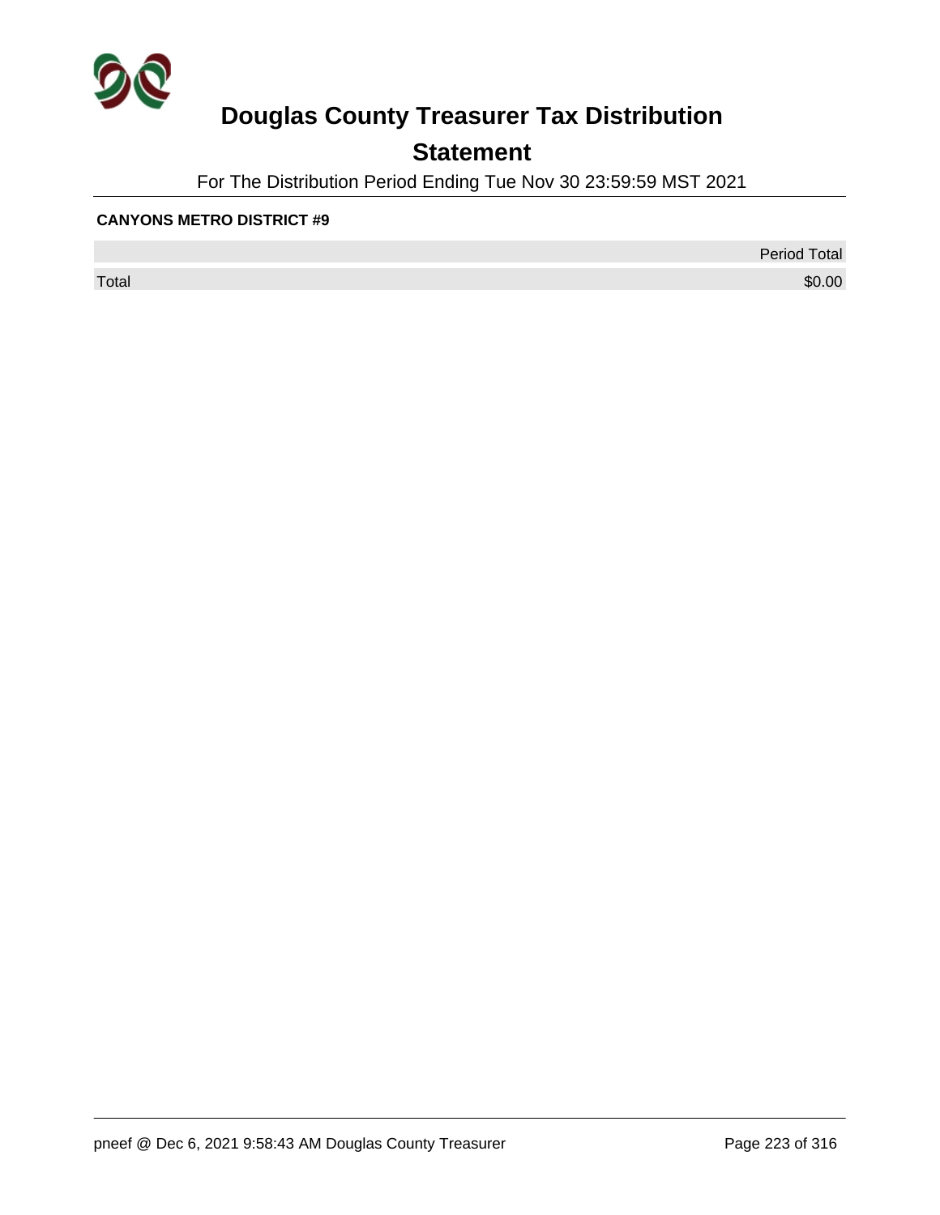# Douglas County Treasurer Tax Distribution

## Statement

For The Distribution Period Ending Tue Nov 30 23:59:59 MST 2021

**CANYONS METRO DISTRICT #9**

| | Period Total |
|---|---|
| Total | $0.00 |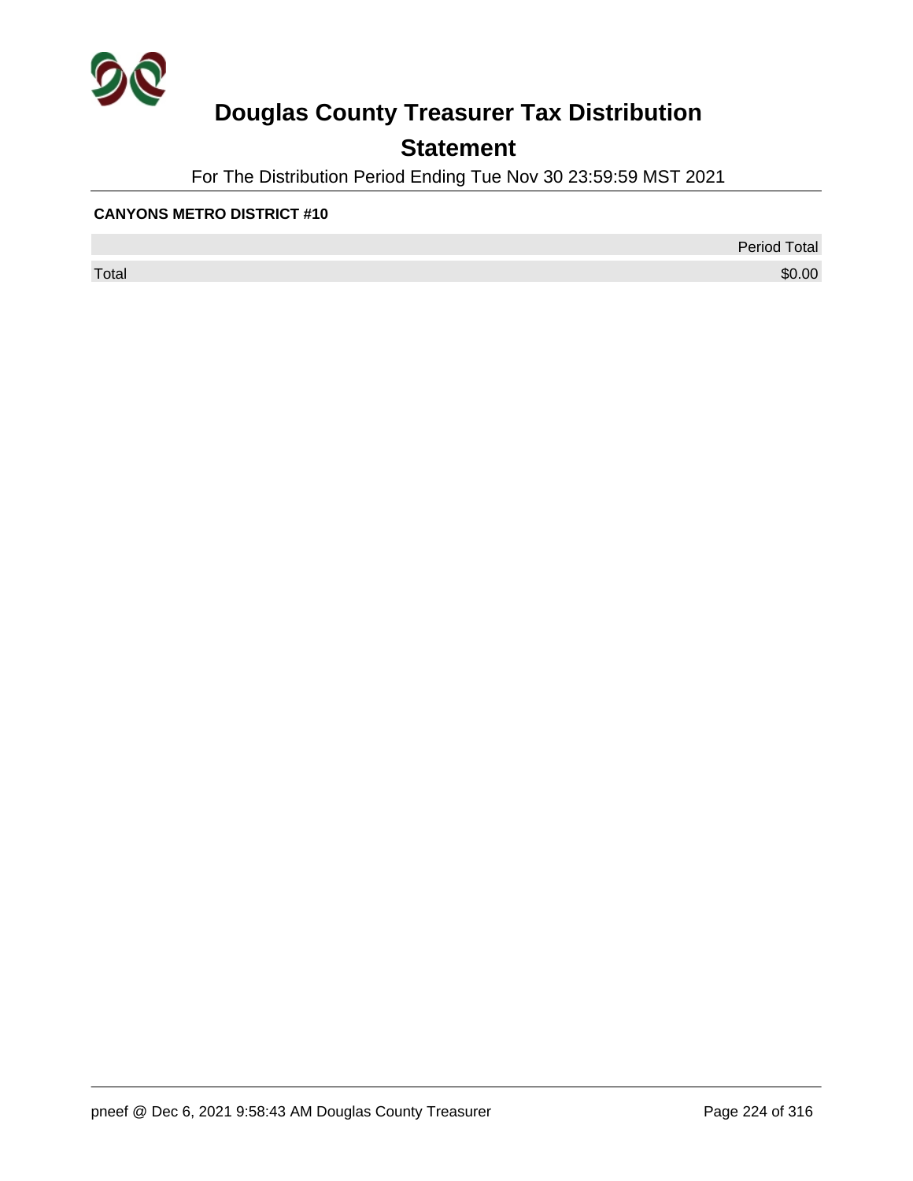# Douglas County Treasurer Tax Distribution

## Statement

For The Distribution Period Ending Tue Nov 30 23:59:59 MST 2021

**CANYONS METRO DISTRICT #10**

| | Period Total |
|---|---:|
| Total | $0.00 |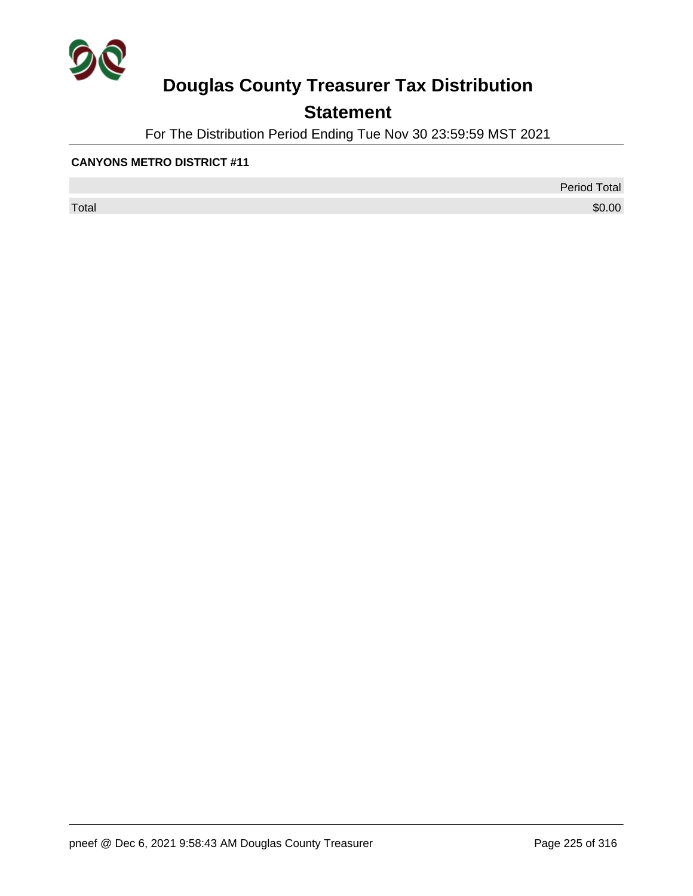# Douglas County Treasurer Tax Distribution

## Statement

For The Distribution Period Ending Tue Nov 30 23:59:59 MST 2021

**CANYONS METRO DISTRICT #11**

| | Period Total |
|---|---|
| Total | $0.00 |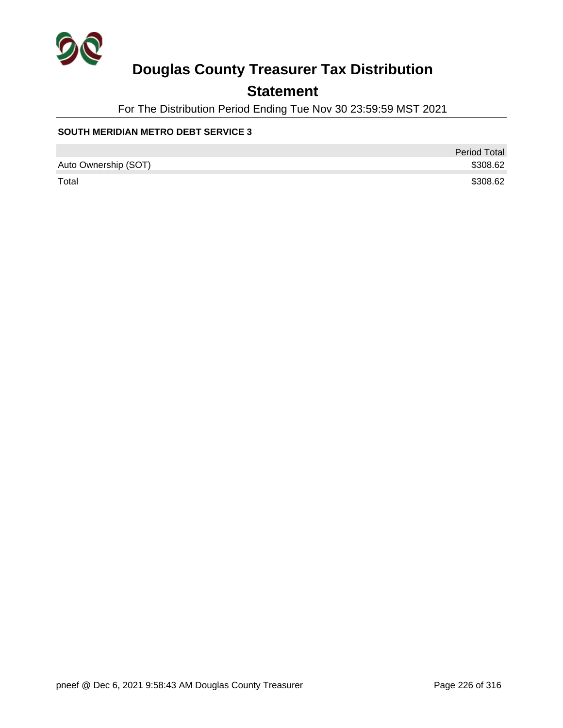# Douglas County Treasurer Tax Distribution

## Statement

For The Distribution Period Ending Tue Nov 30 23:59:59 MST 2021

**SOUTH MERIDIAN METRO DEBT SERVICE 3**

| | Period Total |
|---|---|
| Auto Ownership (SOT) | $308.62 |
| Total | $308.62 |

pneef @ Dec 6, 2021 9:58:43 AM Douglas County Treasurer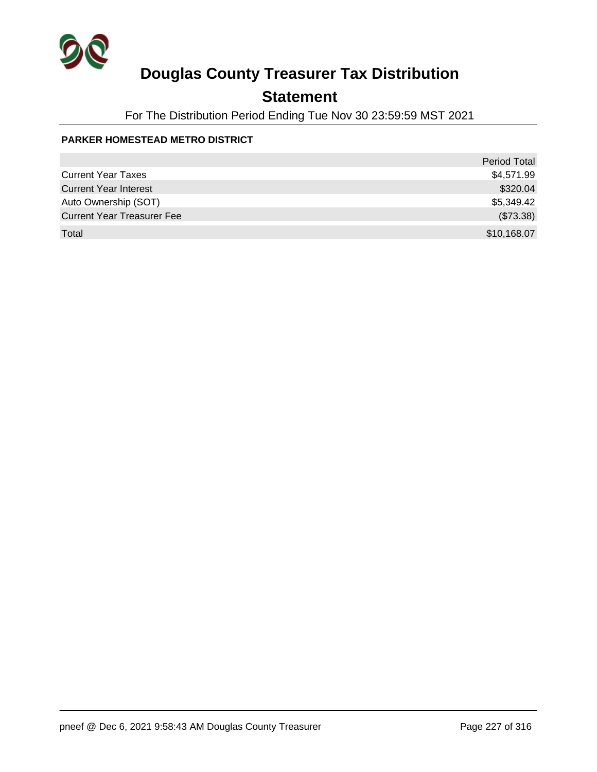# Douglas County Treasurer Tax Distribution

## Statement

For The Distribution Period Ending Tue Nov 30 23:59:59 MST 2021

**PARKER HOMESTEAD METRO DISTRICT**

| | Period Total |
|---|---|
| Current Year Taxes | $4,571.99 |
| Current Year Interest | $320.04 |
| Auto Ownership (SOT) | $5,349.42 |
| Current Year Treasurer Fee | ($73.38) |
| Total | $10,168.07 |

pneef @ Dec 6, 2021 9:58:43 AM Douglas County Treasurer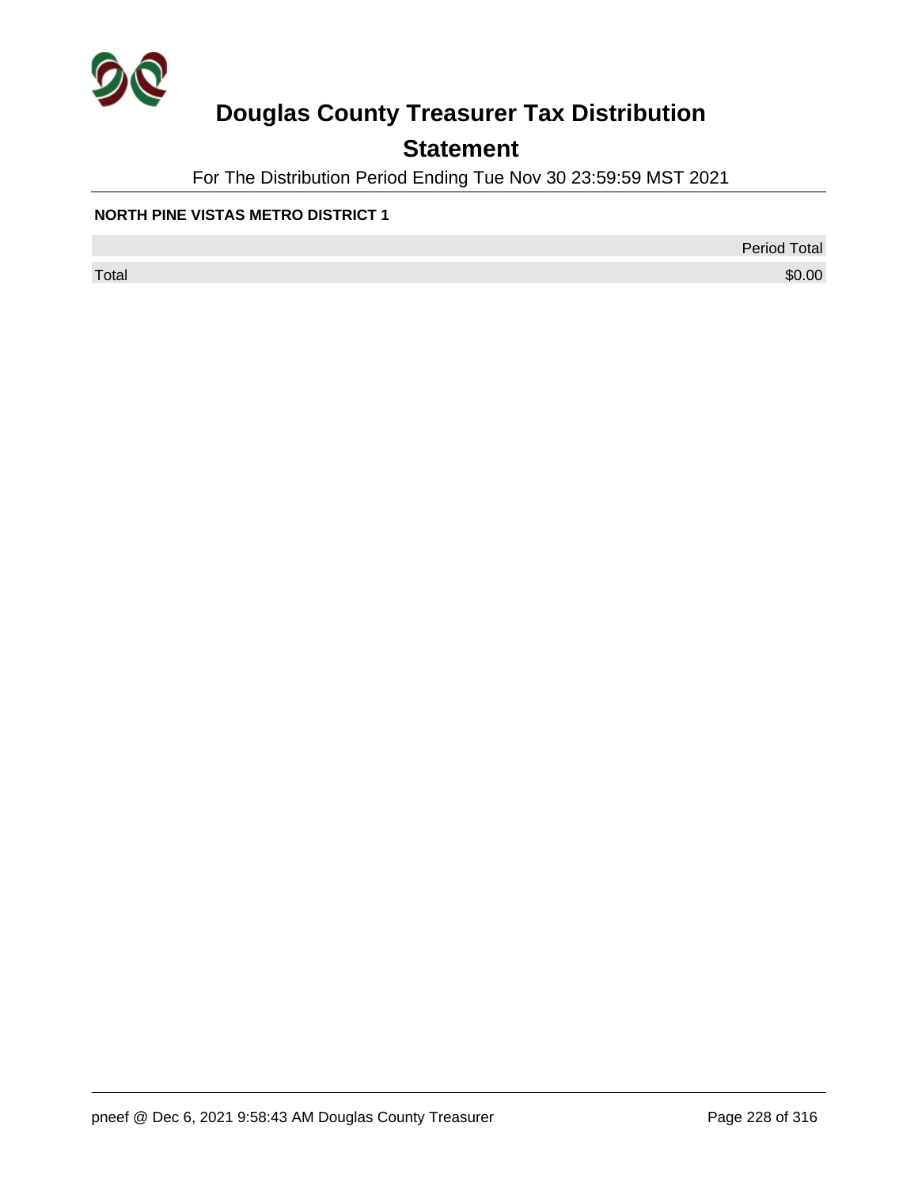# Douglas County Treasurer Tax Distribution

## Statement

For The Distribution Period Ending Tue Nov 30 23:59:59 MST 2021

**NORTH PINE VISTAS METRO DISTRICT 1**

| | Period Total |
|---|---|
| Total | $0.00 |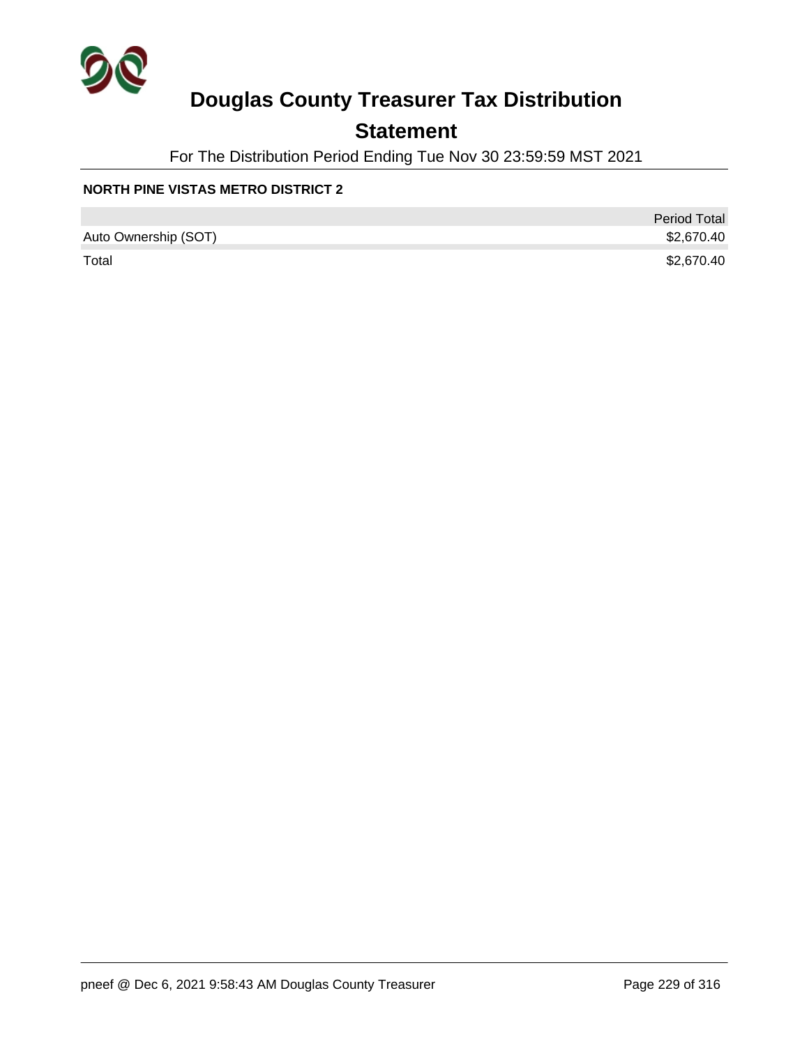# Douglas County Treasurer Tax Distribution

## Statement

For The Distribution Period Ending Tue Nov 30 23:59:59 MST 2021

**NORTH PINE VISTAS METRO DISTRICT 2**

| | Period Total |
|---|---|
| Auto Ownership (SOT) | $2,670.40 |
| Total | $2,670.40 |

pneef @ Dec 6, 2021 9:58:43 AM Douglas County Treasurer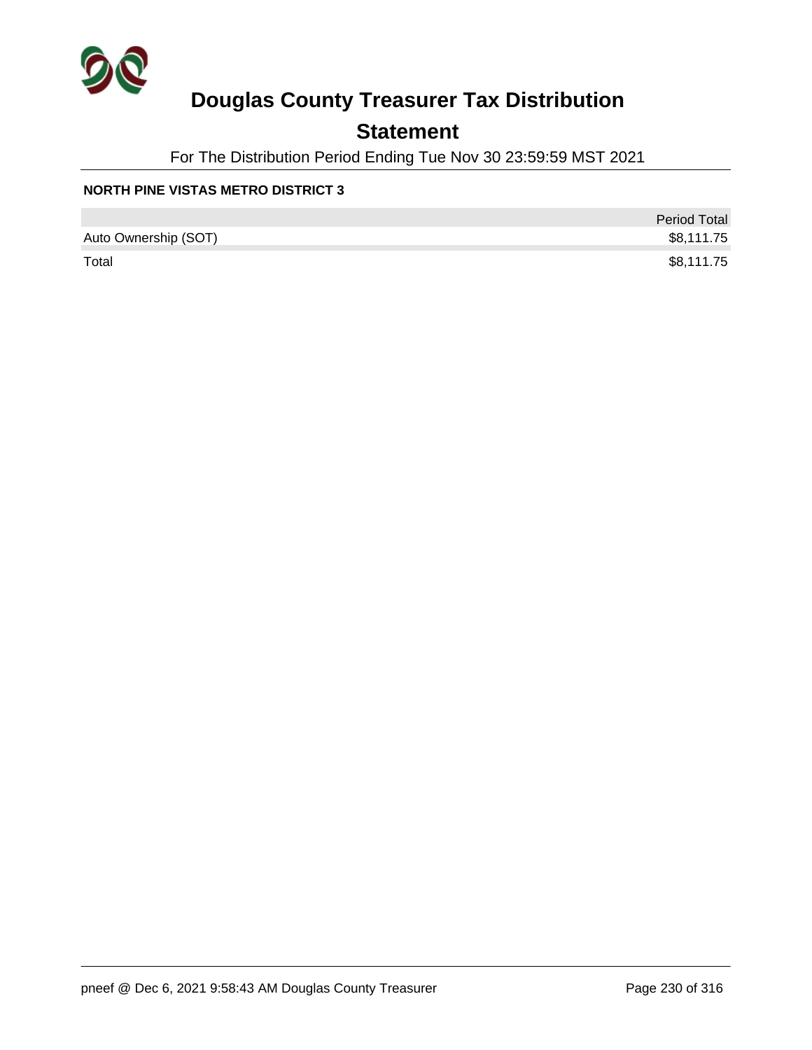# Douglas County Treasurer Tax Distribution

## Statement

For The Distribution Period Ending Tue Nov 30 23:59:59 MST 2021

**NORTH PINE VISTAS METRO DISTRICT 3**

| | Period Total |
|---|---|
| Auto Ownership (SOT) | $8,111.75 |
| Total | $8,111.75 |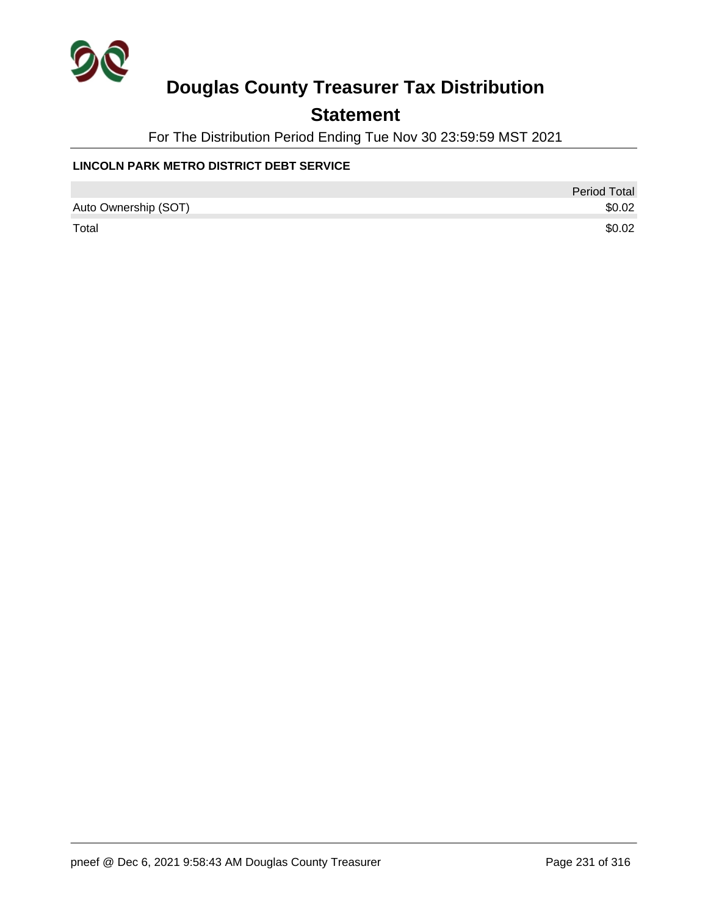# Douglas County Treasurer Tax Distribution

## Statement

For The Distribution Period Ending Tue Nov 30 23:59:59 MST 2021

**LINCOLN PARK METRO DISTRICT DEBT SERVICE**

| | Period Total |
|---|---|
| Auto Ownership (SOT) | $0.02 |
| Total | $0.02 |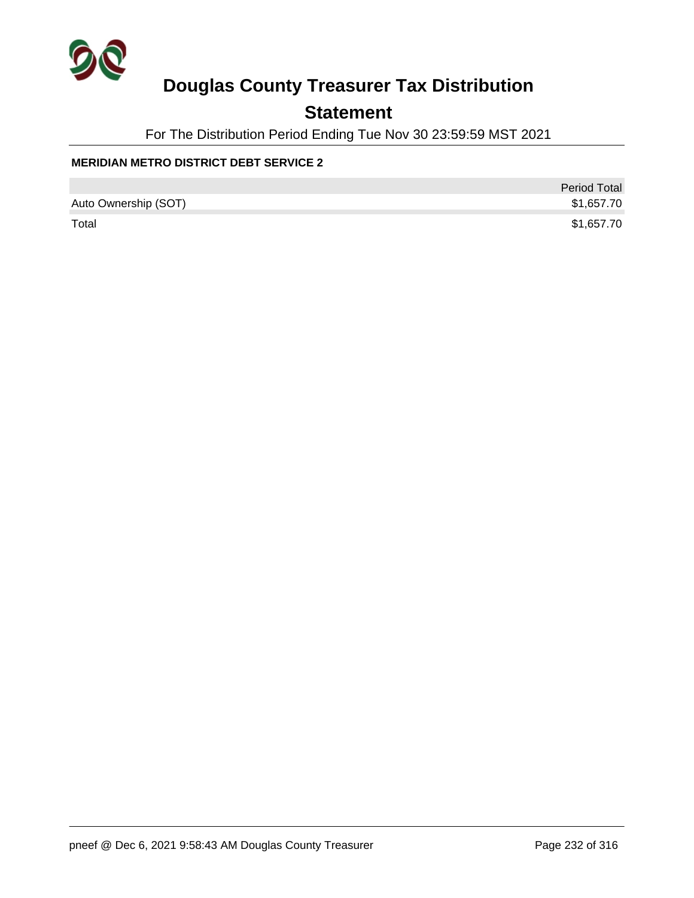# Douglas County Treasurer Tax Distribution

## Statement

For The Distribution Period Ending Tue Nov 30 23:59:59 MST 2021

**MERIDIAN METRO DISTRICT DEBT SERVICE 2**

| | Period Total |
|---|---|
| Auto Ownership (SOT) | $1,657.70 |
| Total | $1,657.70 |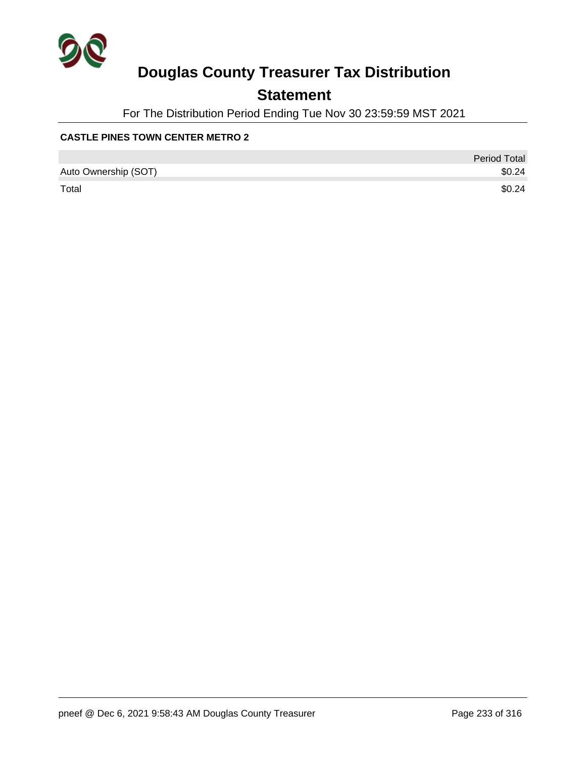# Douglas County Treasurer Tax Distribution

## Statement

For The Distribution Period Ending Tue Nov 30 23:59:59 MST 2021

**CASTLE PINES TOWN CENTER METRO 2**

| | Period Total |
|---|---|
| Auto Ownership (SOT) | $0.24 |
| Total | $0.24 |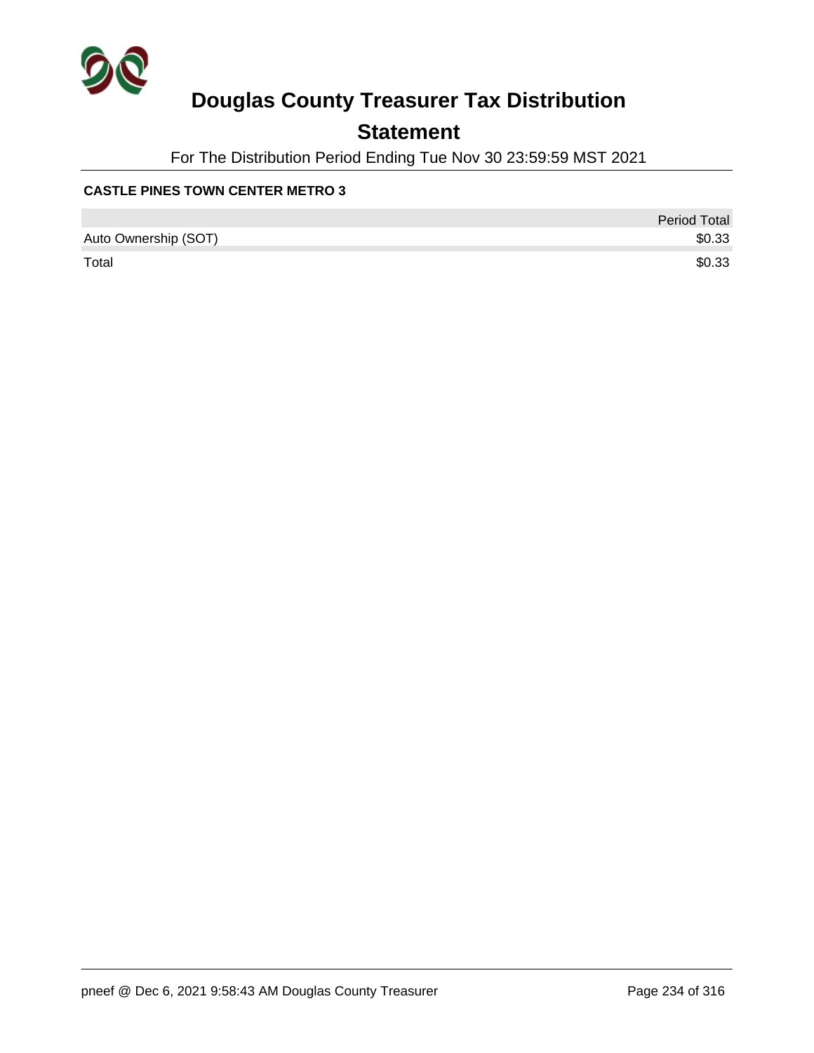# Douglas County Treasurer Tax Distribution

## Statement

For The Distribution Period Ending Tue Nov 30 23:59:59 MST 2021

**CASTLE PINES TOWN CENTER METRO 3**

| | Period Total |
|---|---|
| Auto Ownership (SOT) | $0.33 |
| Total | $0.33 |

pneef @ Dec 6, 2021 9:58:43 AM Douglas County Treasurer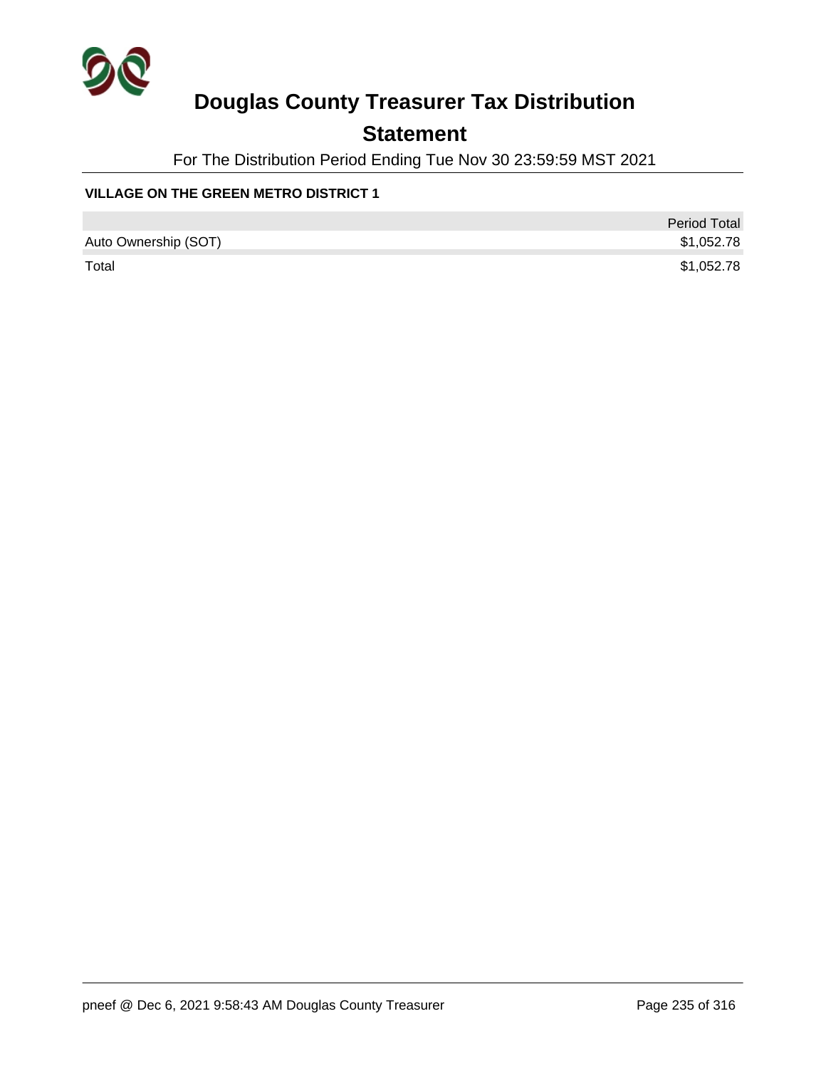# Douglas County Treasurer Tax Distribution

## Statement

For The Distribution Period Ending Tue Nov 30 23:59:59 MST 2021

**VILLAGE ON THE GREEN METRO DISTRICT 1**

| | Period Total |
|---|---|
| Auto Ownership (SOT) | $1,052.78 |
| Total | $1,052.78 |

pneef @ Dec 6, 2021 9:58:43 AM Douglas County Treasurer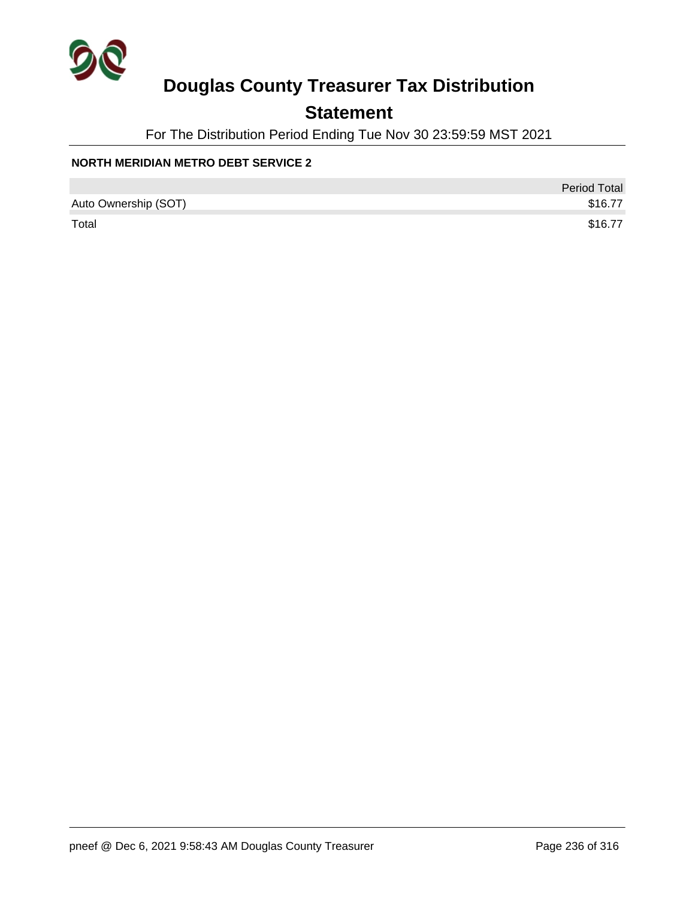# Douglas County Treasurer Tax Distribution

## Statement

For The Distribution Period Ending Tue Nov 30 23:59:59 MST 2021

### NORTH MERIDIAN METRO DEBT SERVICE 2

| | Period Total |
|---|---|
| Auto Ownership (SOT) | $16.77 |
| Total | $16.77 |

pneef @ Dec 6, 2021 9:58:43 AM Douglas County Treasurer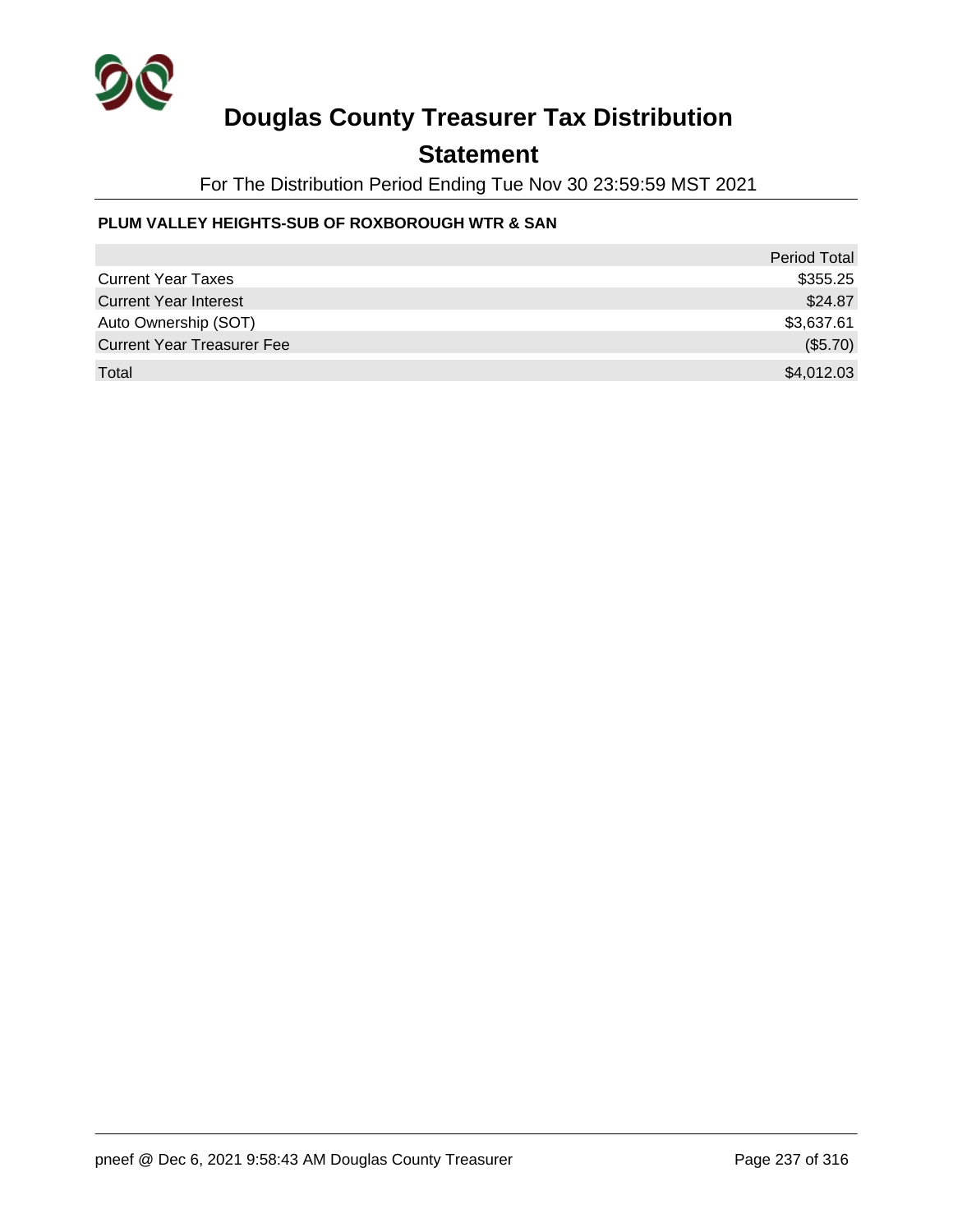# Douglas County Treasurer Tax Distribution

## Statement

For The Distribution Period Ending Tue Nov 30 23:59:59 MST 2021

**PLUM VALLEY HEIGHTS-SUB OF ROXBOROUGH WTR & SAN**

| | Period Total |
|---|---|
| Current Year Taxes | $355.25 |
| Current Year Interest | $24.87 |
| Auto Ownership (SOT) | $3,637.61 |
| Current Year Treasurer Fee | ($5.70) |
| Total | $4,012.03 |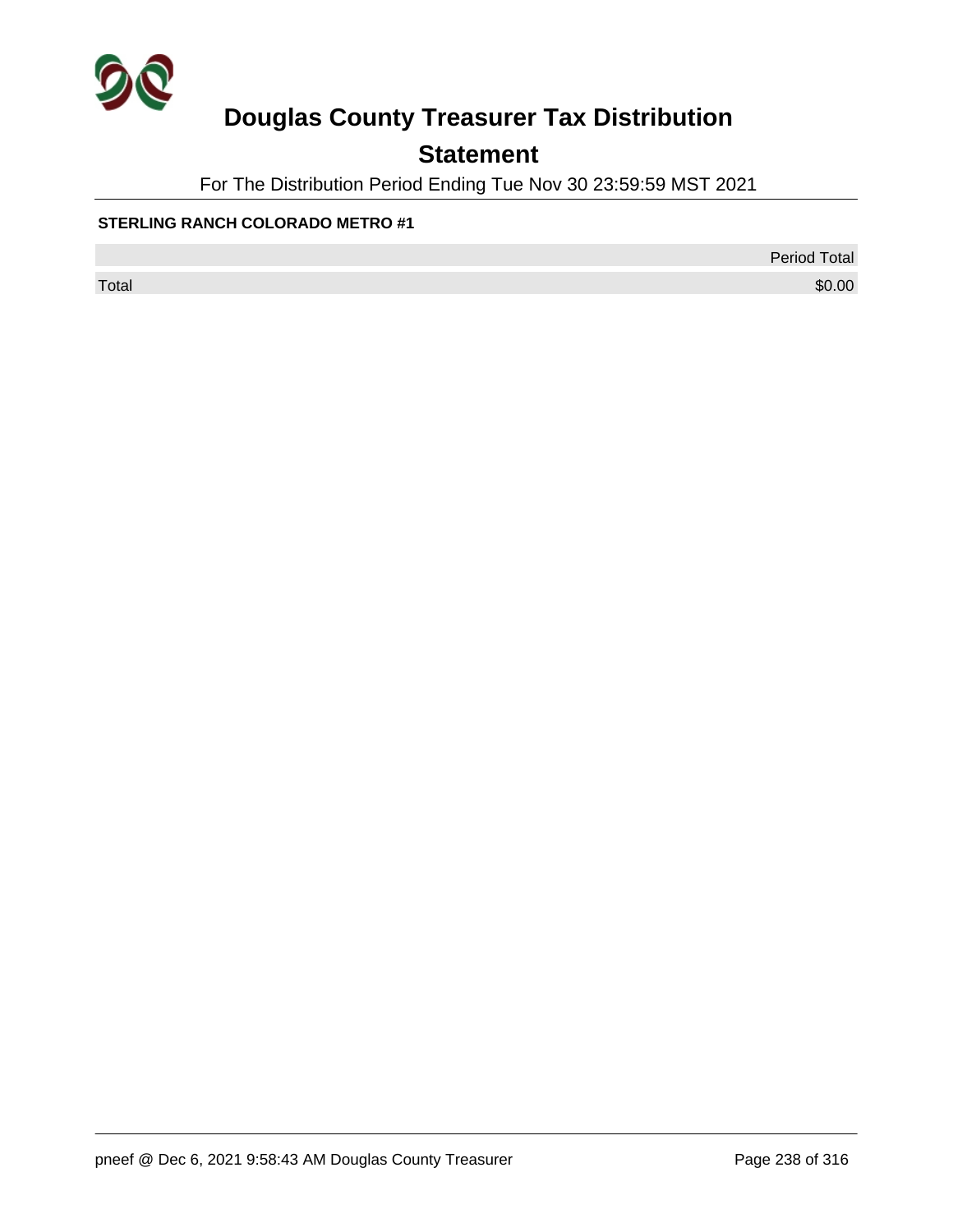# Douglas County Treasurer Tax Distribution

## Statement

For The Distribution Period Ending Tue Nov 30 23:59:59 MST 2021

**STERLING RANCH COLORADO METRO #1**

| | Period Total |
|---|---|
| Total | $0.00 |

pneef @ Dec 6, 2021 9:58:43 AM Douglas County Treasurer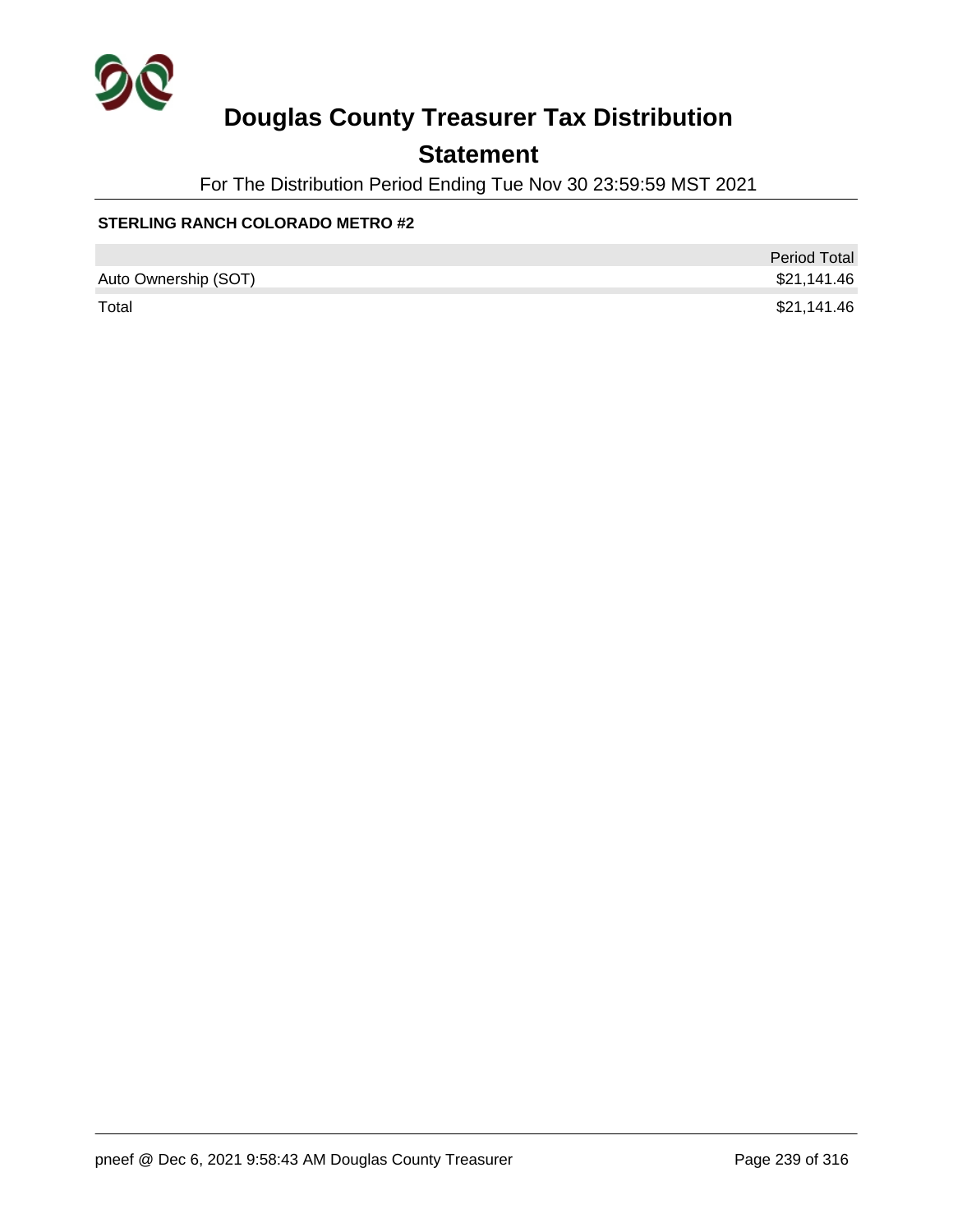# Douglas County Treasurer Tax Distribution

## Statement

For The Distribution Period Ending Tue Nov 30 23:59:59 MST 2021

### STERLING RANCH COLORADO METRO #2

| | Period Total |
|---|---|
| Auto Ownership (SOT) | $21,141.46 |
| Total | $21,141.46 |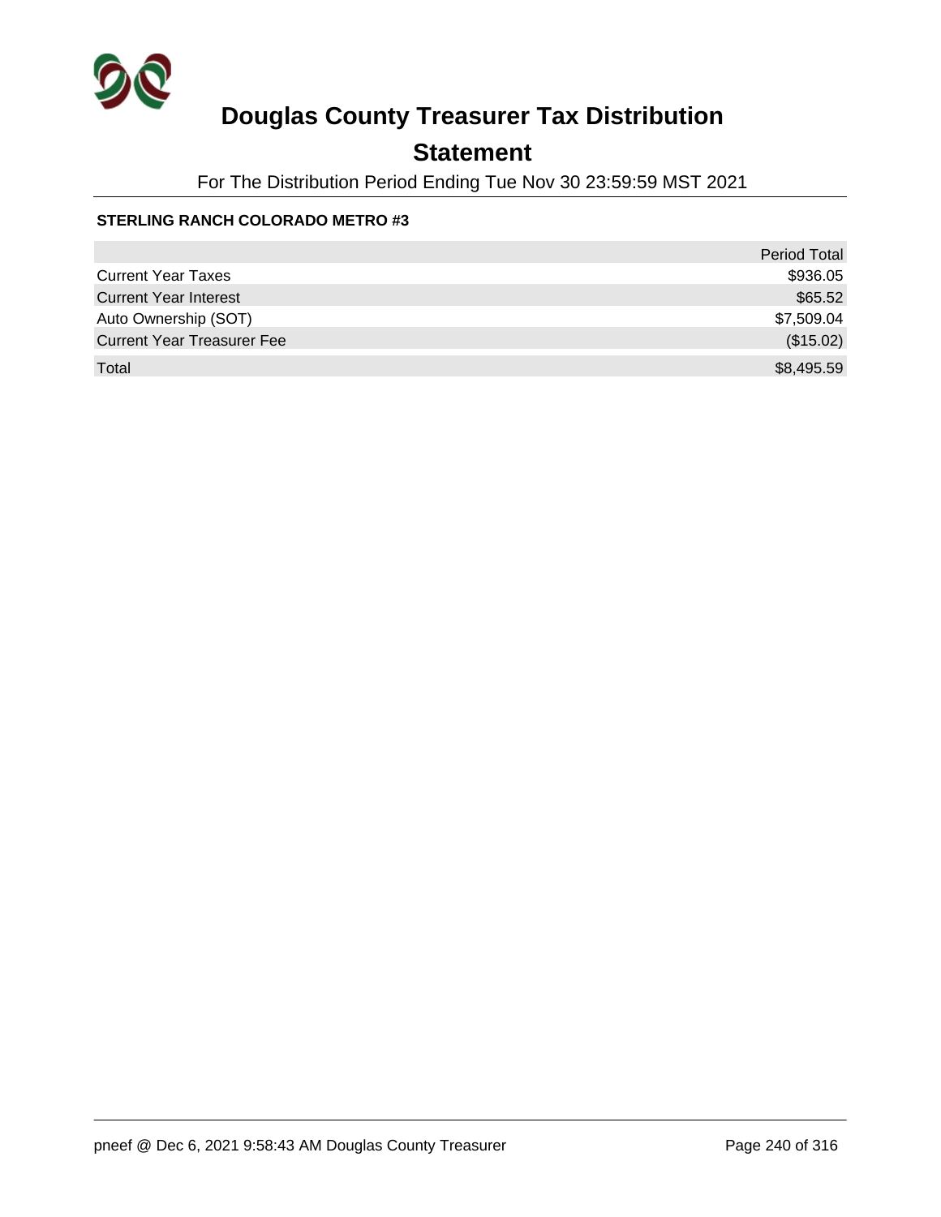# Douglas County Treasurer Tax Distribution

## Statement

For The Distribution Period Ending Tue Nov 30 23:59:59 MST 2021

**STERLING RANCH COLORADO METRO #3**

| | Period Total |
|---|---|
| Current Year Taxes | $936.05 |
| Current Year Interest | $65.52 |
| Auto Ownership (SOT) | $7,509.04 |
| Current Year Treasurer Fee | ($15.02) |
| Total | $8,495.59 |

pneef @ Dec 6, 2021 9:58:43 AM Douglas County Treasurer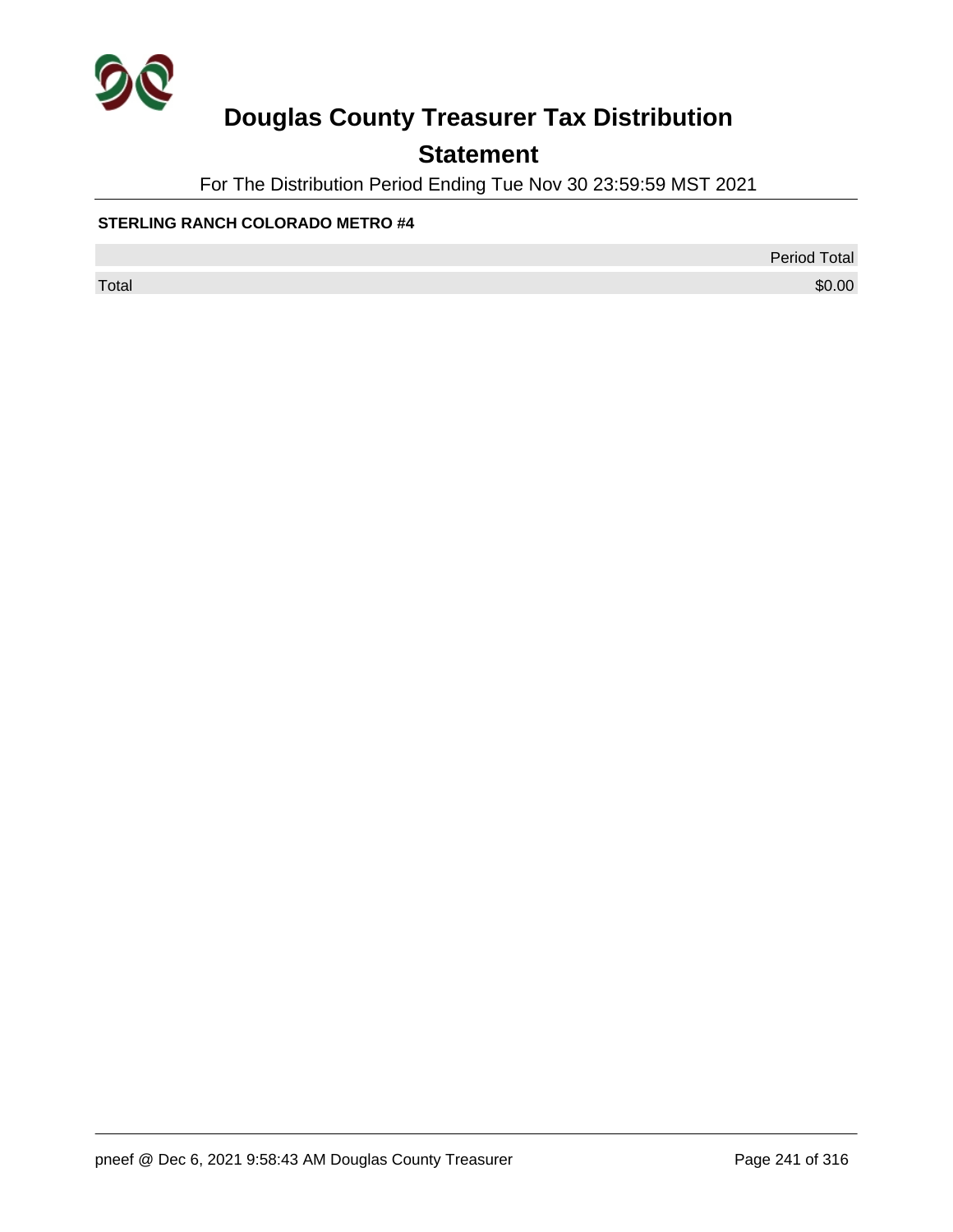# Douglas County Treasurer Tax Distribution

## Statement

For The Distribution Period Ending Tue Nov 30 23:59:59 MST 2021

**STERLING RANCH COLORADO METRO #4**

| | Period Total |
|---|---:|
| Total | $0.00 |

pneef @ Dec 6, 2021 9:58:43 AM Douglas County Treasurer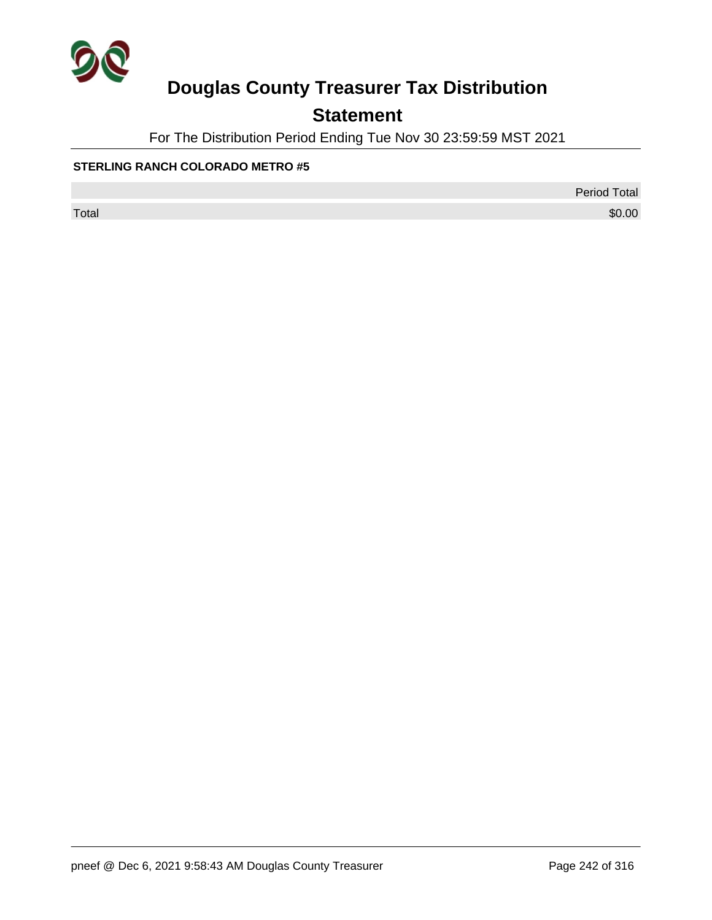# Douglas County Treasurer Tax Distribution

## Statement

For The Distribution Period Ending Tue Nov 30 23:59:59 MST 2021

**STERLING RANCH COLORADO METRO #5**

| | Period Total |
|---|---|
| Total | $0.00 |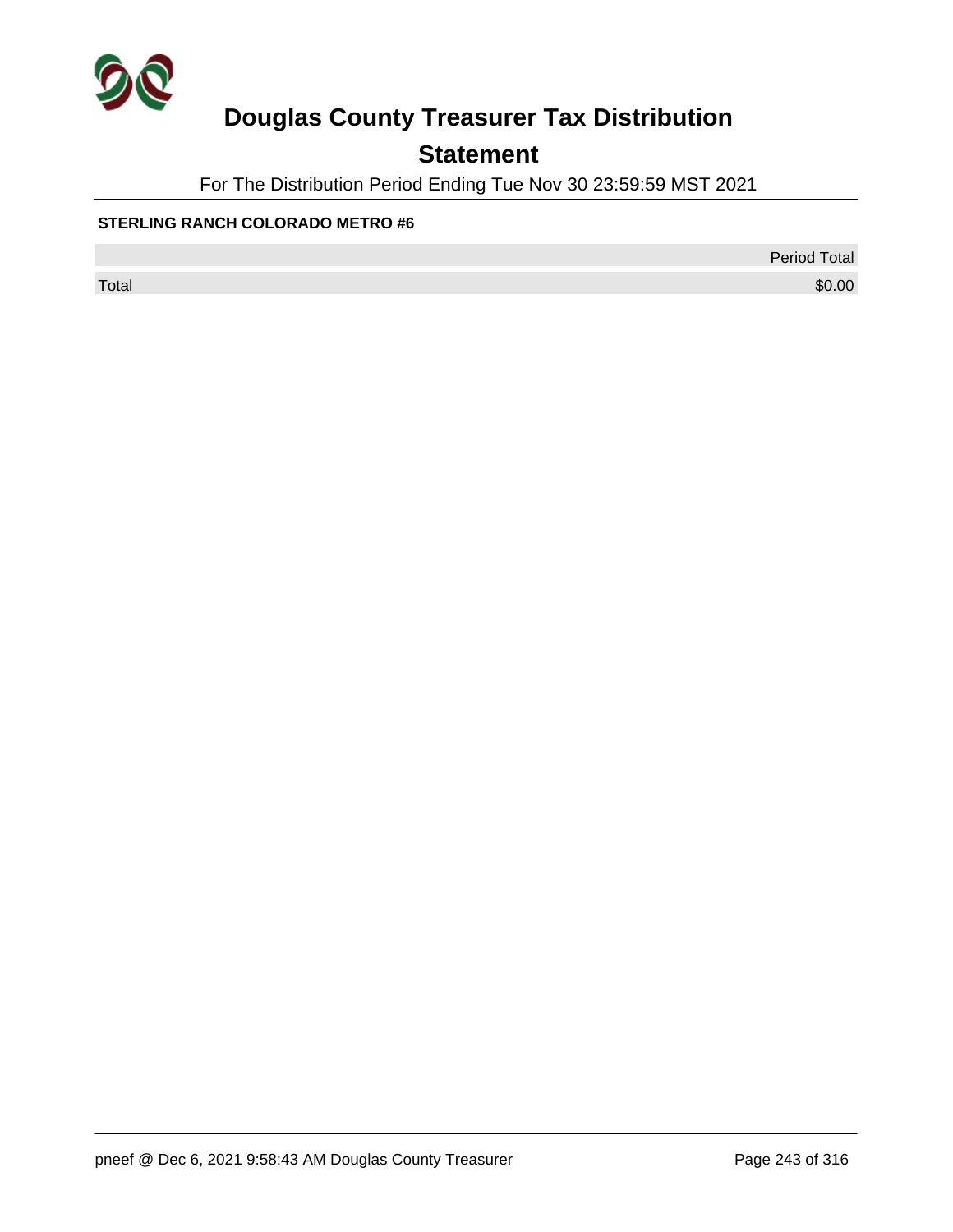# Douglas County Treasurer Tax Distribution

## Statement

For The Distribution Period Ending Tue Nov 30 23:59:59 MST 2021

**STERLING RANCH COLORADO METRO #6**

| | Period Total |
|---|---|
| Total | $0.00 |

pneef @ Dec 6, 2021 9:58:43 AM Douglas County Treasurer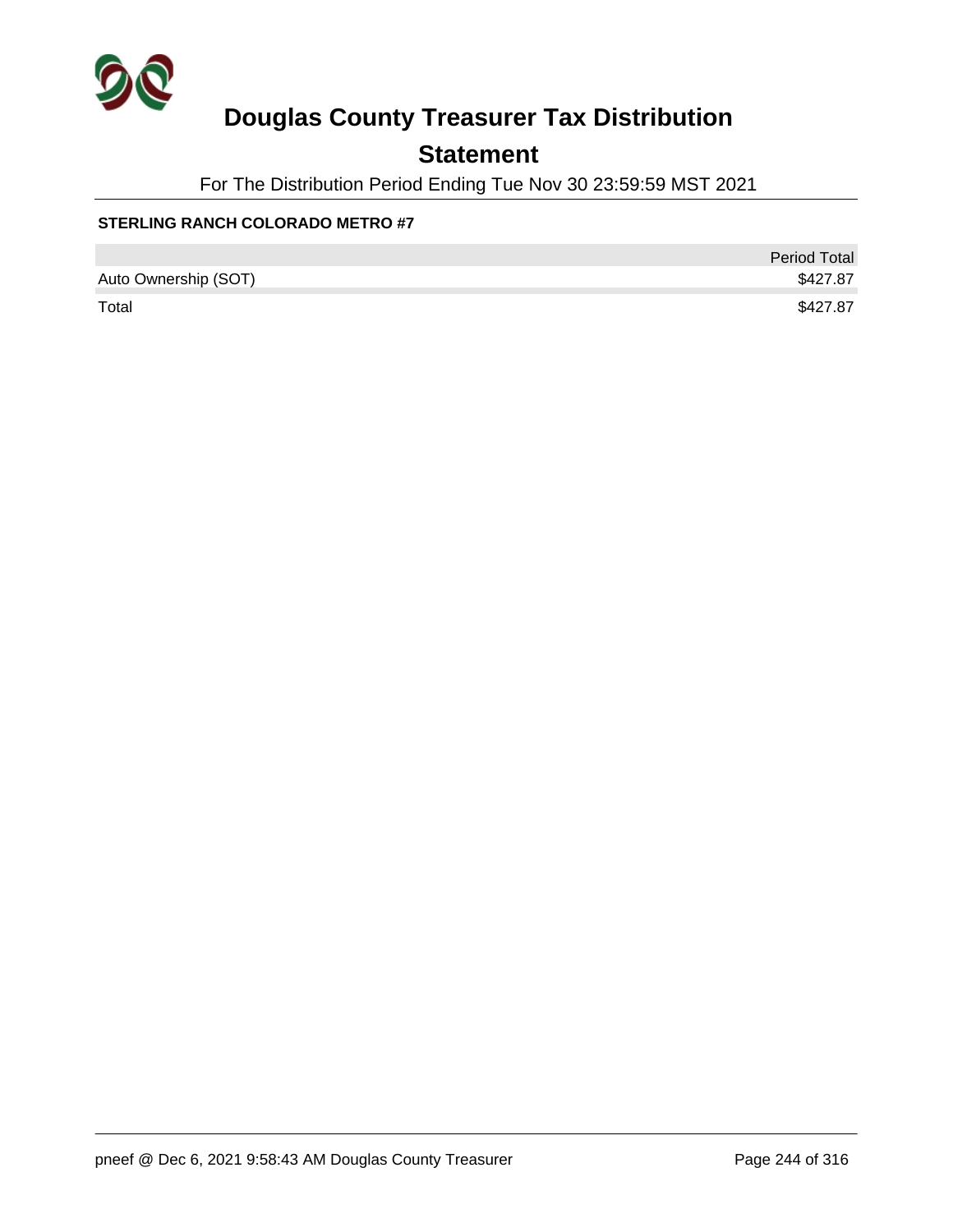# Douglas County Treasurer Tax Distribution

## Statement

For The Distribution Period Ending Tue Nov 30 23:59:59 MST 2021

**STERLING RANCH COLORADO METRO #7**

| | Period Total |
|---|---|
| Auto Ownership (SOT) | $427.87 |
| Total | $427.87 |

pneef @ Dec 6, 2021 9:58:43 AM Douglas County Treasurer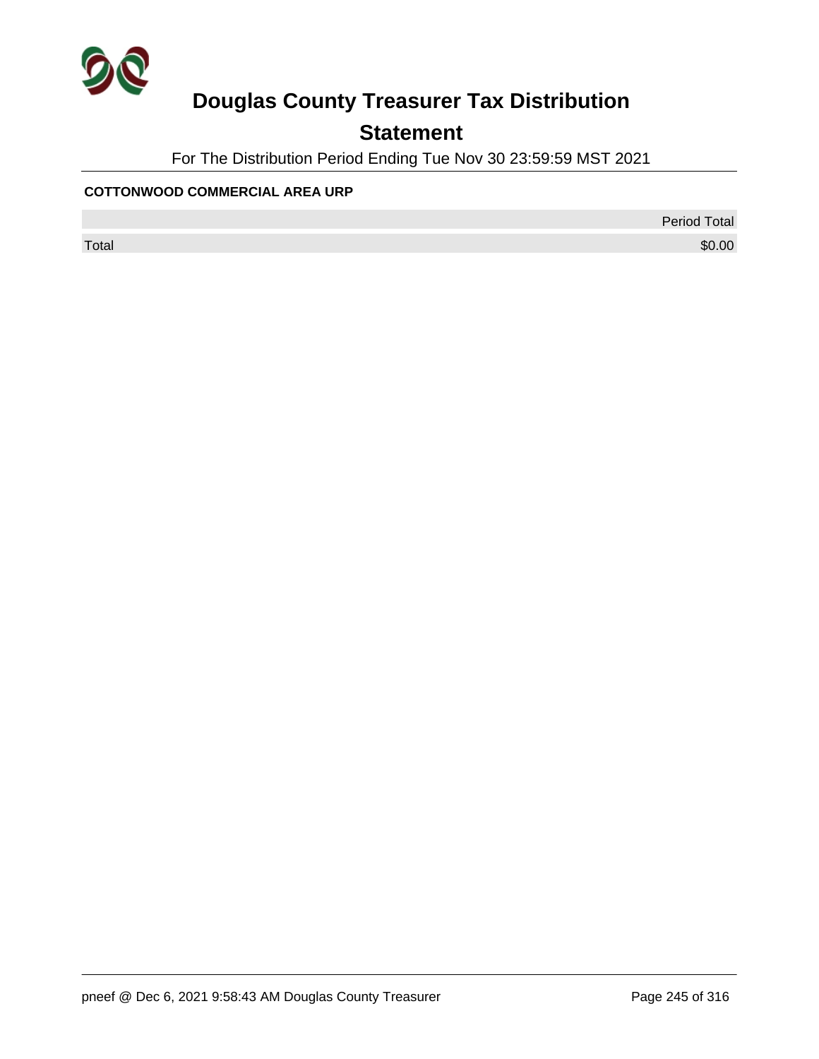# Douglas County Treasurer Tax Distribution

## Statement

For The Distribution Period Ending Tue Nov 30 23:59:59 MST 2021

**COTTONWOOD COMMERCIAL AREA URP**

| | Period Total |
|---|---|
| Total | $0.00 |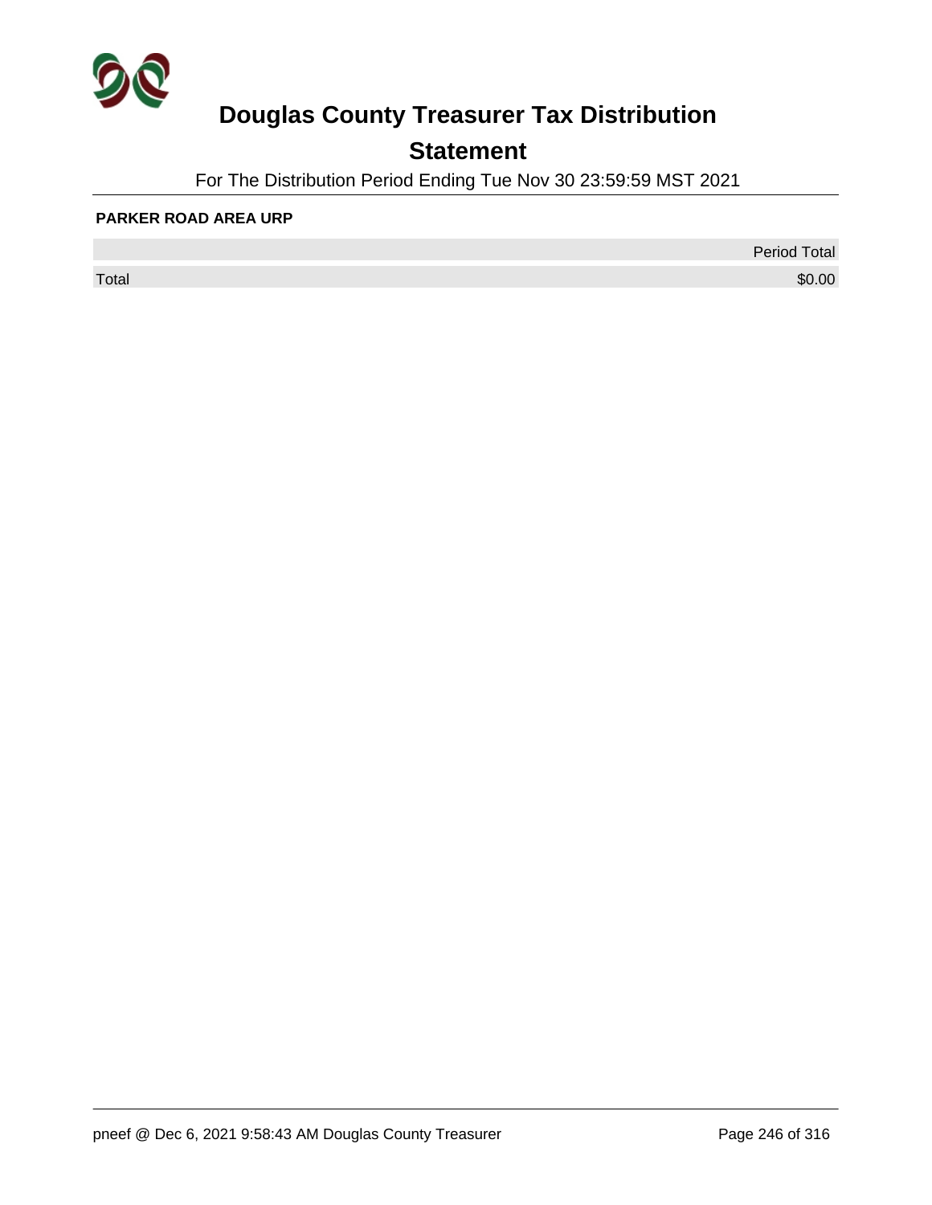# Douglas County Treasurer Tax Distribution

## Statement

For The Distribution Period Ending Tue Nov 30 23:59:59 MST 2021

**PARKER ROAD AREA URP**

| | Period Total |
|---|---|
| Total | $0.00 |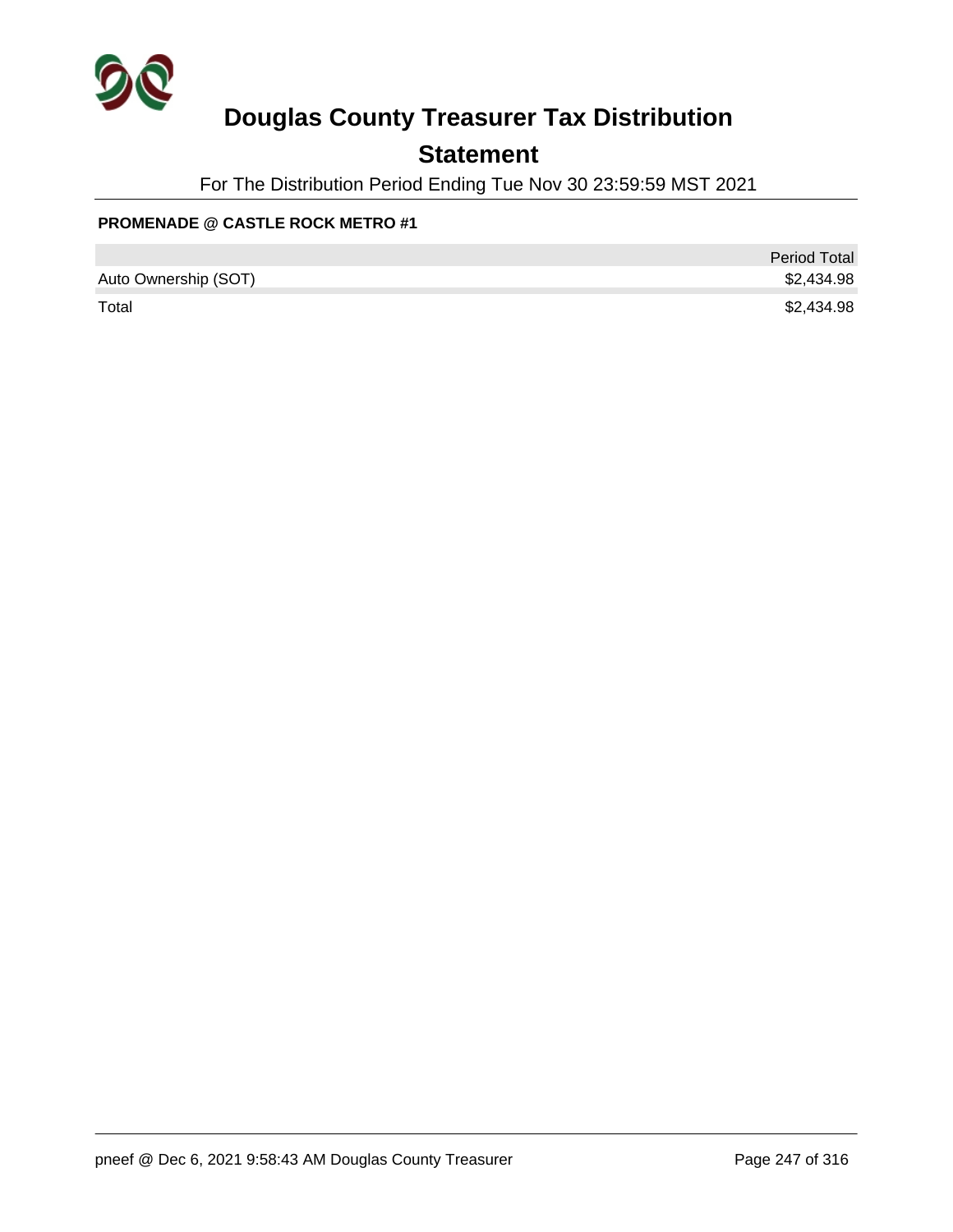# Douglas County Treasurer Tax Distribution

## Statement

For The Distribution Period Ending Tue Nov 30 23:59:59 MST 2021

**PROMENADE @ CASTLE ROCK METRO #1**

| | Period Total |
|---|---|
| Auto Ownership (SOT) | $2,434.98 |
| Total | $2,434.98 |

pneef @ Dec 6, 2021 9:58:43 AM Douglas County Treasurer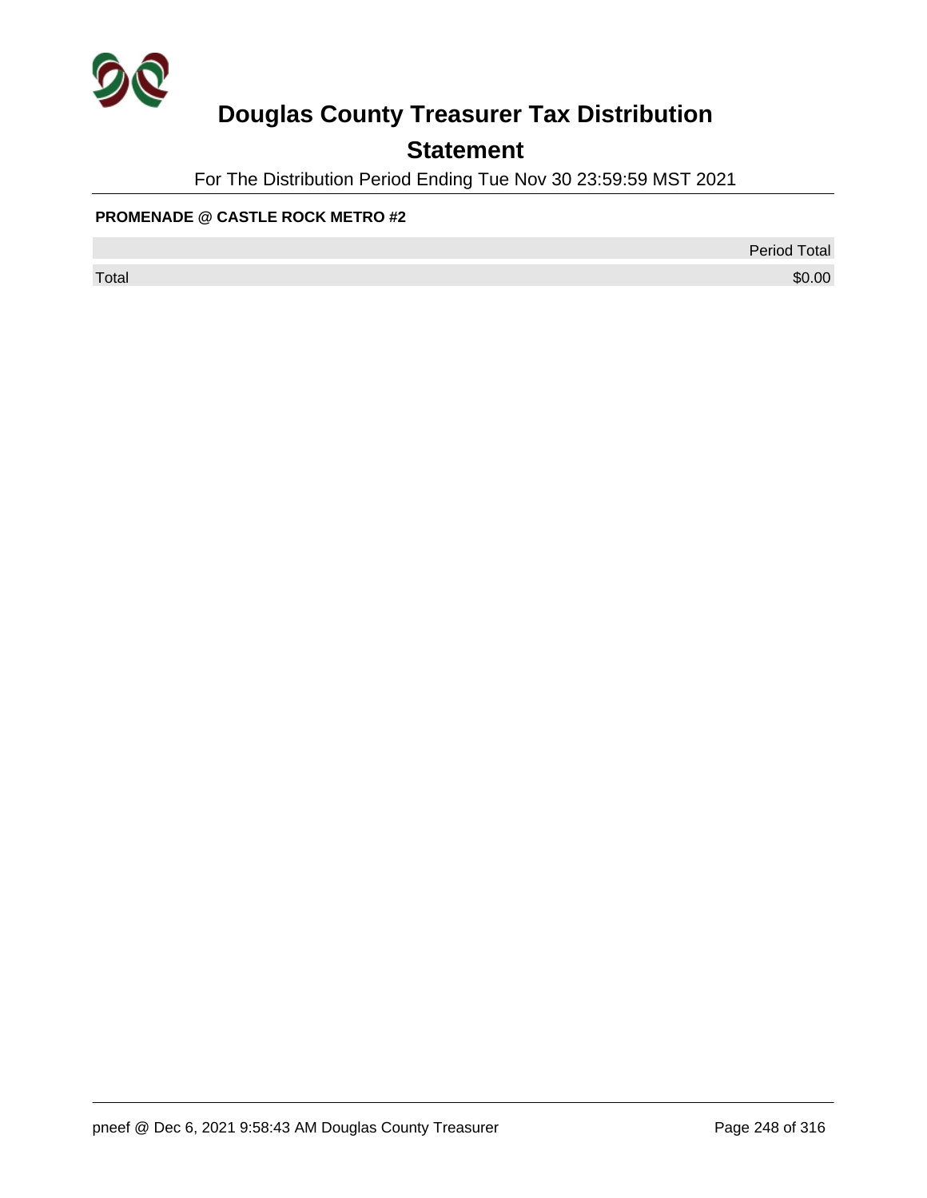# Douglas County Treasurer Tax Distribution

## Statement

For The Distribution Period Ending Tue Nov 30 23:59:59 MST 2021

**PROMENADE @ CASTLE ROCK METRO #2**

| | Period Total |
|---|---|
| Total | $0.00 |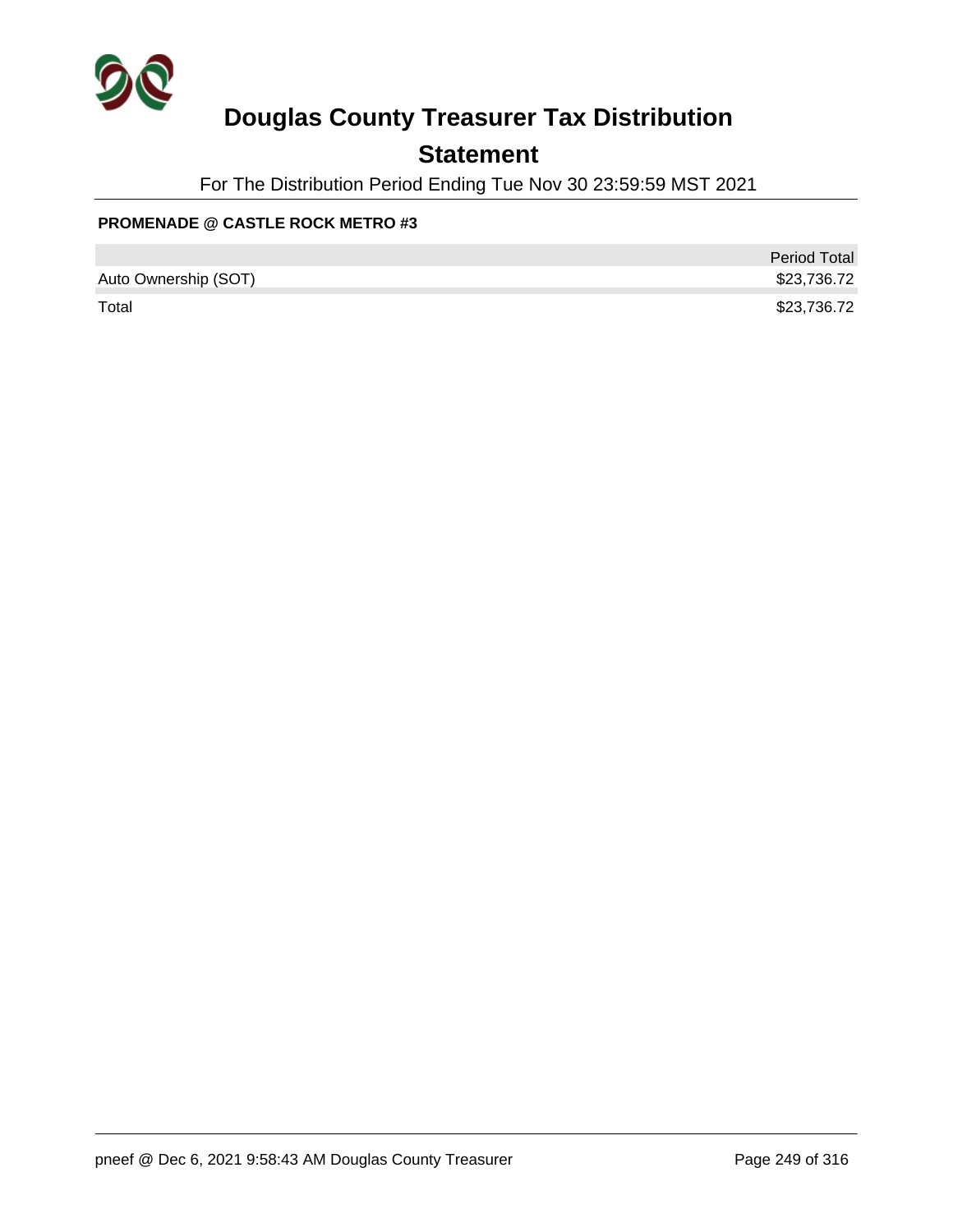# Douglas County Treasurer Tax Distribution

## Statement

For The Distribution Period Ending Tue Nov 30 23:59:59 MST 2021

**PROMENADE @ CASTLE ROCK METRO #3**

| | Period Total |
|---|---:|
| Auto Ownership (SOT) | $23,736.72 |
| Total | $23,736.72 |

pneef @ Dec 6, 2021 9:58:43 AM Douglas County Treasurer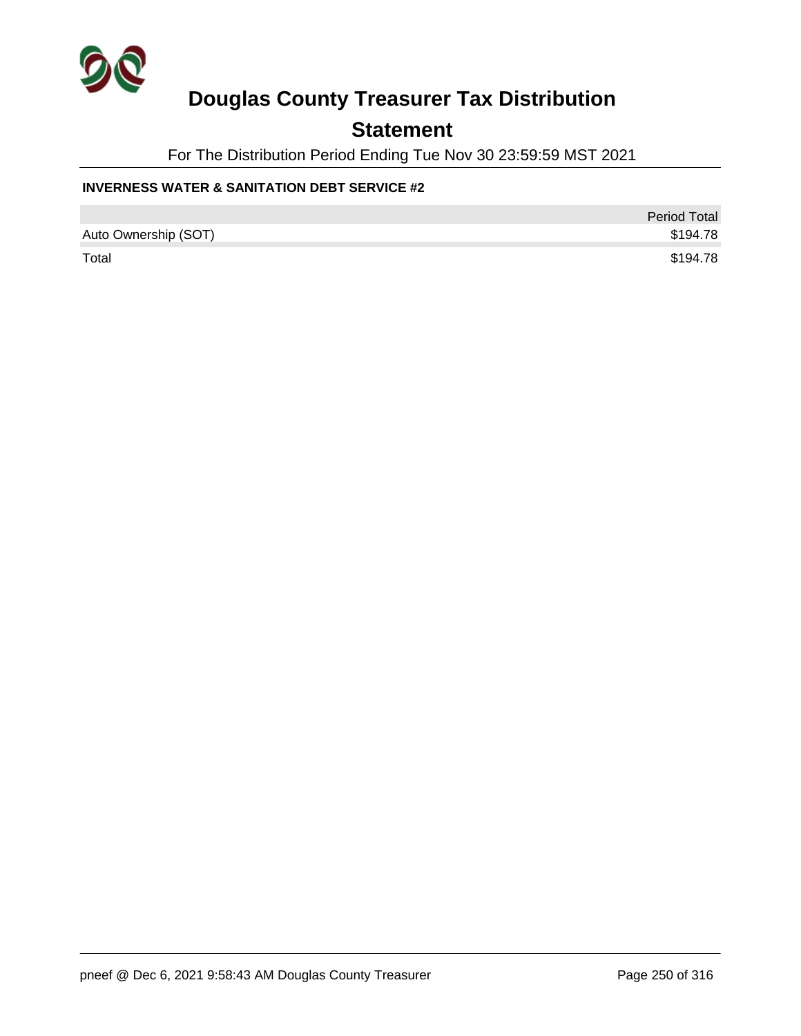# Douglas County Treasurer Tax Distribution

## Statement

For The Distribution Period Ending Tue Nov 30 23:59:59 MST 2021

**INVERNESS WATER & SANITATION DEBT SERVICE #2**

| | Period Total |
|---|---|
| Auto Ownership (SOT) | $194.78 |
| Total | $194.78 |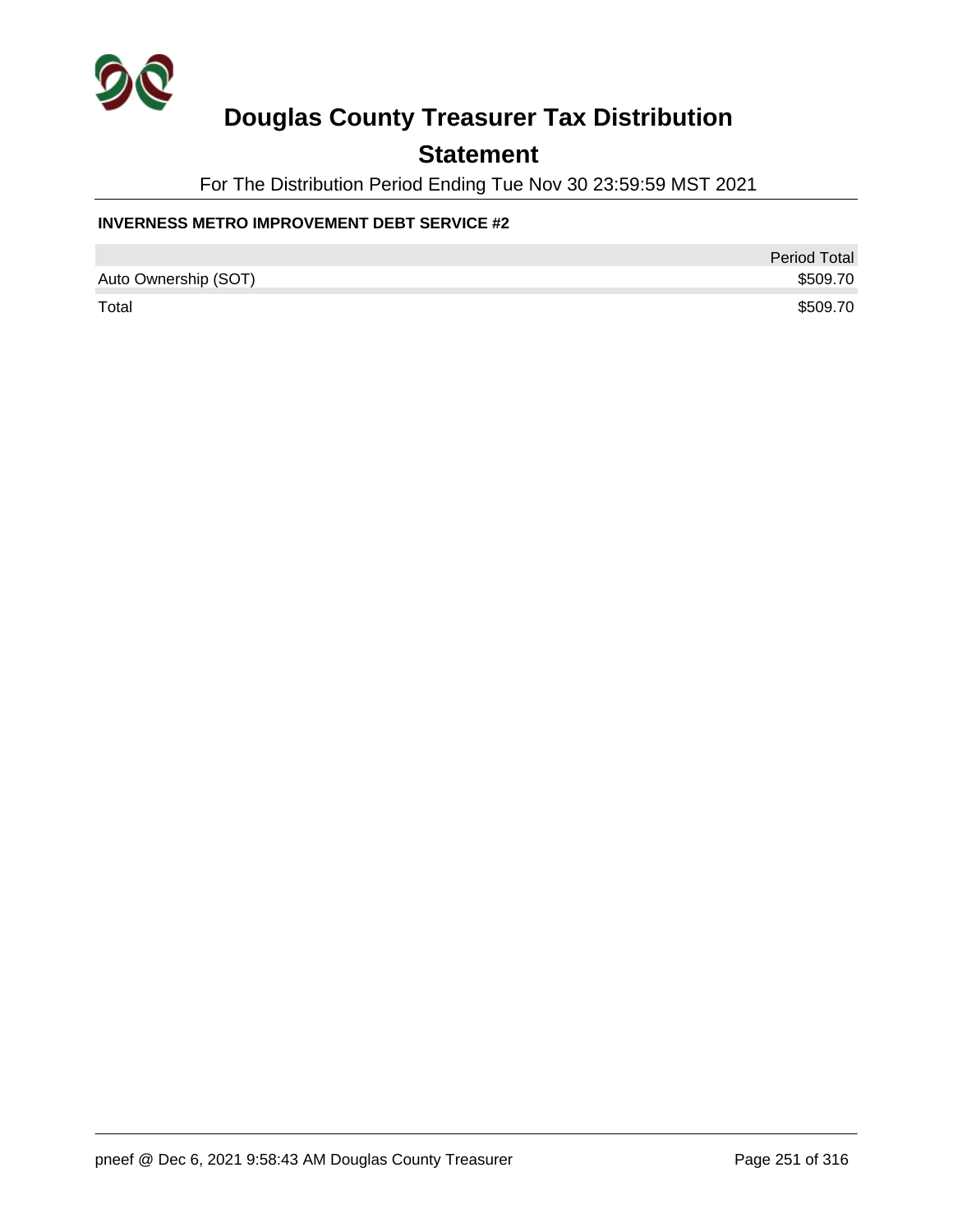# Douglas County Treasurer Tax Distribution

## Statement

For The Distribution Period Ending Tue Nov 30 23:59:59 MST 2021

**INVERNESS METRO IMPROVEMENT DEBT SERVICE #2**

| | Period Total |
|---|---|
| Auto Ownership (SOT) | $509.70 |
| Total | $509.70 |

pneef @ Dec 6, 2021 9:58:43 AM Douglas County Treasurer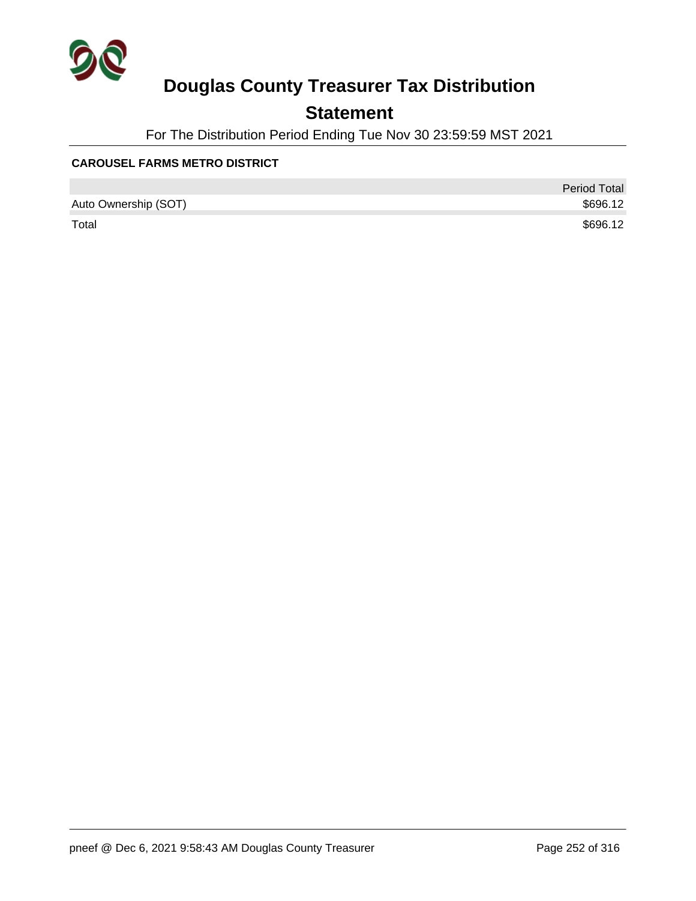# Douglas County Treasurer Tax Distribution

## Statement

For The Distribution Period Ending Tue Nov 30 23:59:59 MST 2021

**CAROUSEL FARMS METRO DISTRICT**

| | Period Total |
|---|---|
| Auto Ownership (SOT) | $696.12 |
| Total | $696.12 |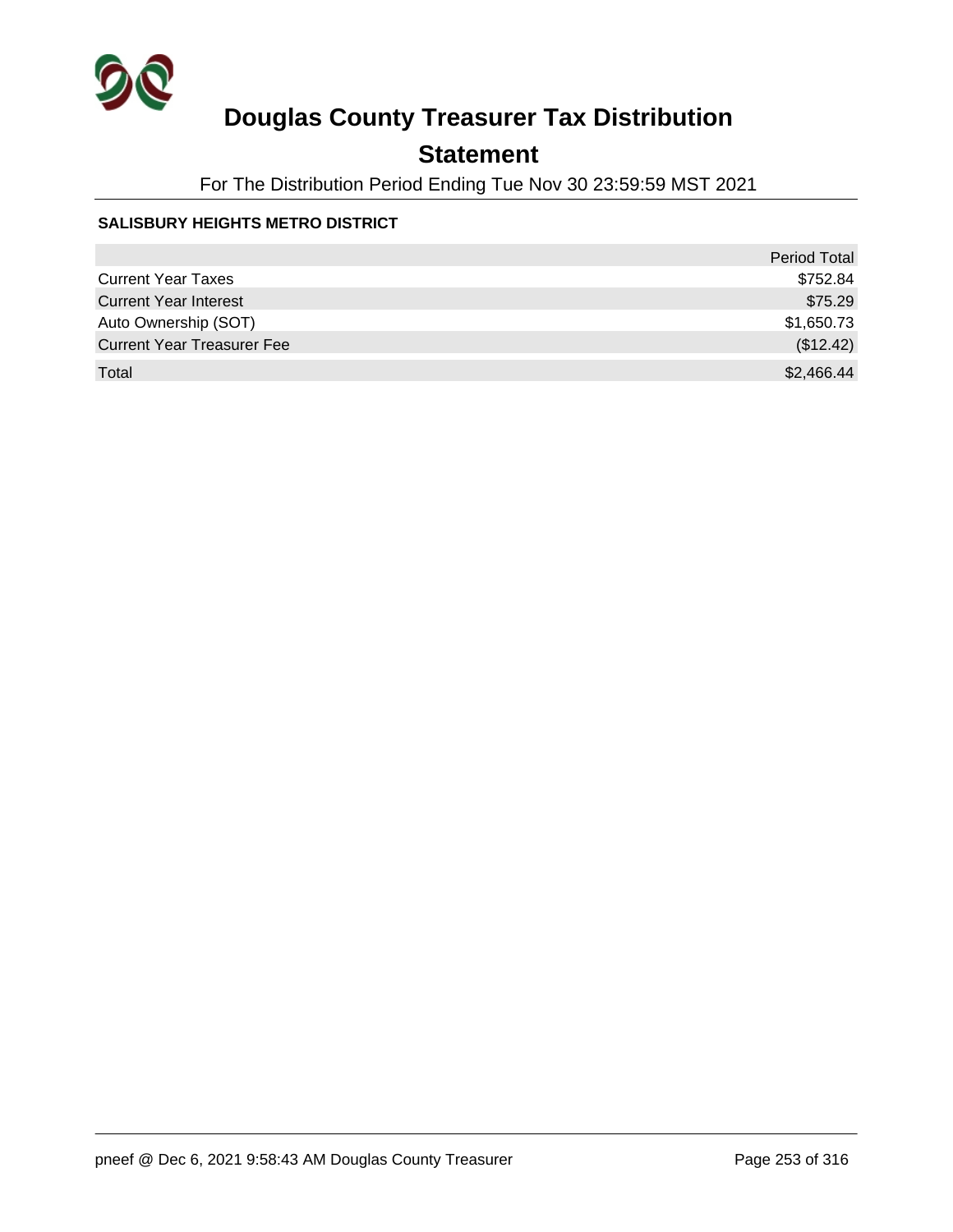# Douglas County Treasurer Tax Distribution

## Statement

For The Distribution Period Ending Tue Nov 30 23:59:59 MST 2021

**SALISBURY HEIGHTS METRO DISTRICT**

| | Period Total |
|---|---|
| Current Year Taxes | $752.84 |
| Current Year Interest | $75.29 |
| Auto Ownership (SOT) | $1,650.73 |
| Current Year Treasurer Fee | ($12.42) |
| Total | $2,466.44 |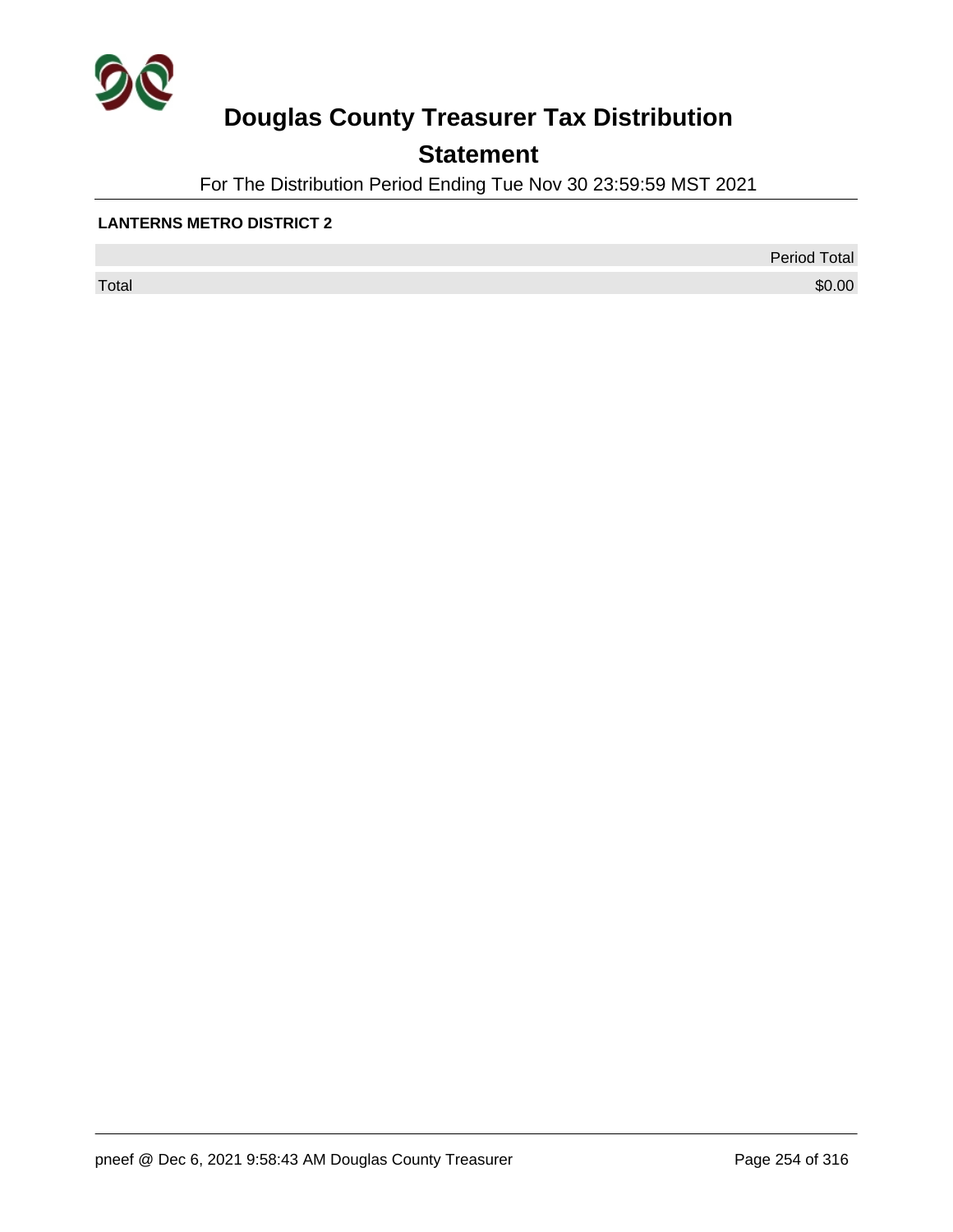# Douglas County Treasurer Tax Distribution

## Statement

For The Distribution Period Ending Tue Nov 30 23:59:59 MST 2021

**LANTERNS METRO DISTRICT 2**

| | Period Total |
|---|---|
| Total | $0.00 |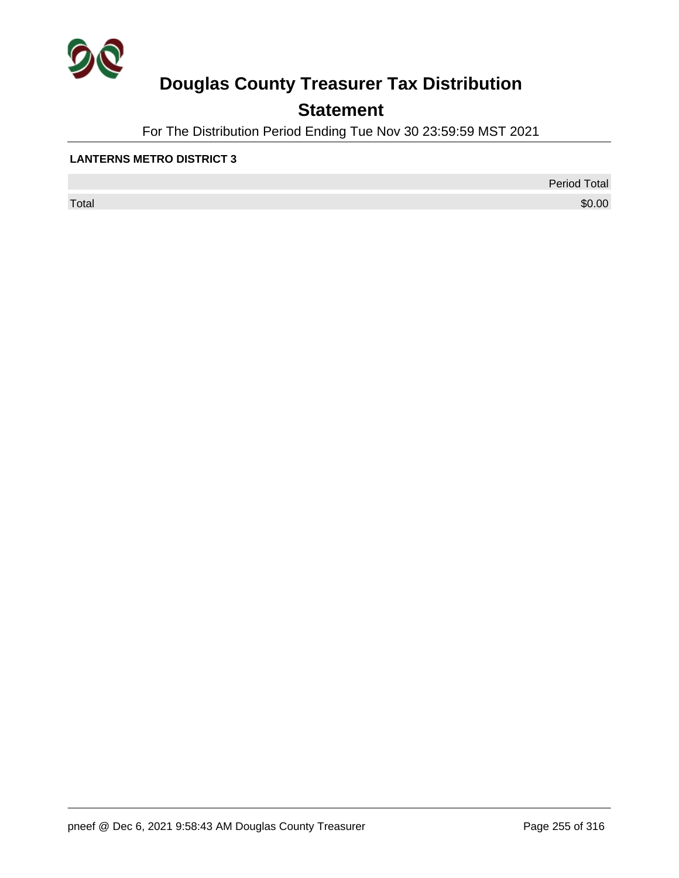# Douglas County Treasurer Tax Distribution

## Statement

For The Distribution Period Ending Tue Nov 30 23:59:59 MST 2021

**LANTERNS METRO DISTRICT 3**

| | Period Total |
|---|---|
| Total | $0.00 |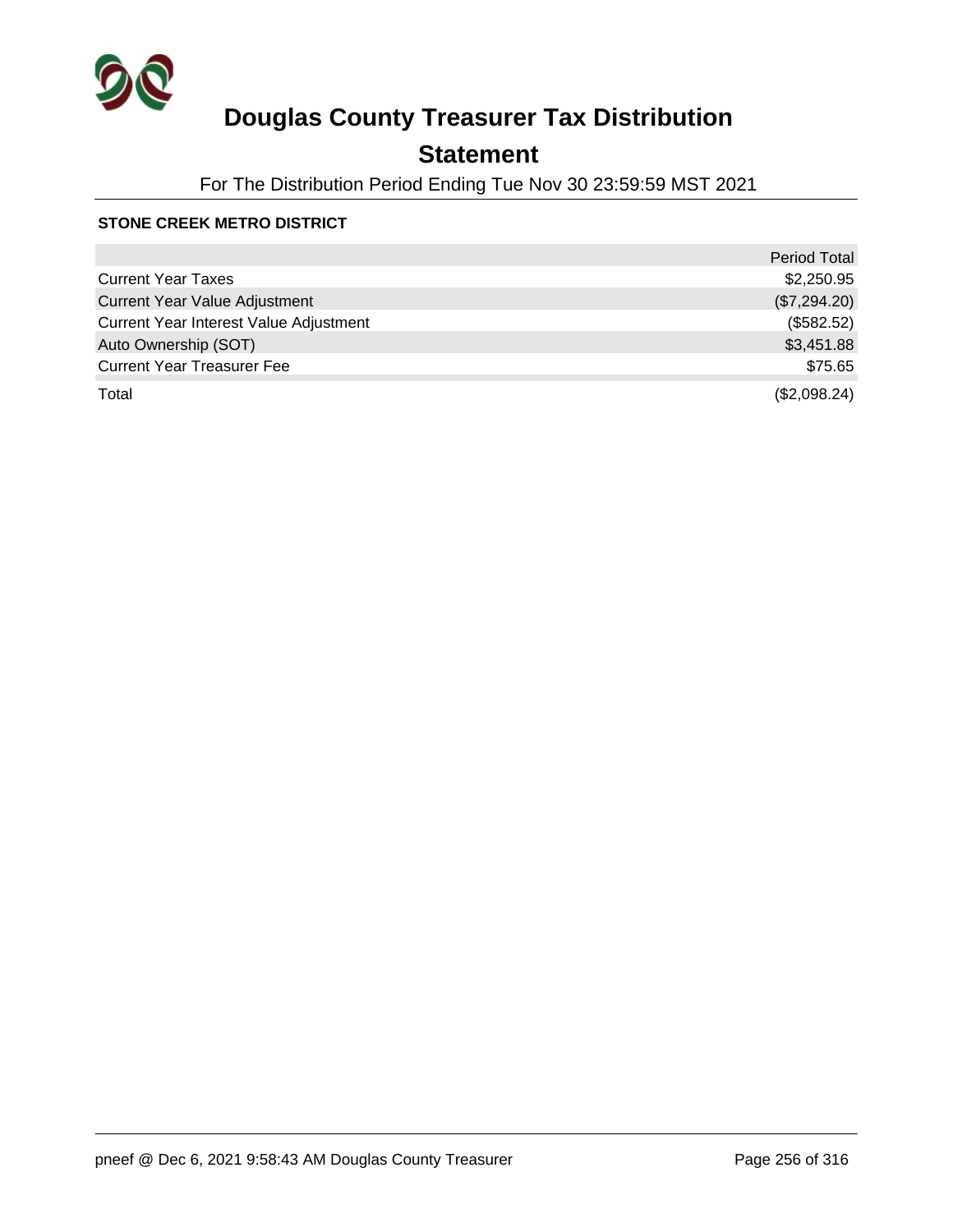# Douglas County Treasurer Tax Distribution

## Statement

For The Distribution Period Ending Tue Nov 30 23:59:59 MST 2021

**STONE CREEK METRO DISTRICT**

| | Period Total |
|---|---:|
| Current Year Taxes | $2,250.95 |
| Current Year Value Adjustment | ($7,294.20) |
| Current Year Interest Value Adjustment | ($582.52) |
| Auto Ownership (SOT) | $3,451.88 |
| Current Year Treasurer Fee | $75.65 |
| Total | ($2,098.24) |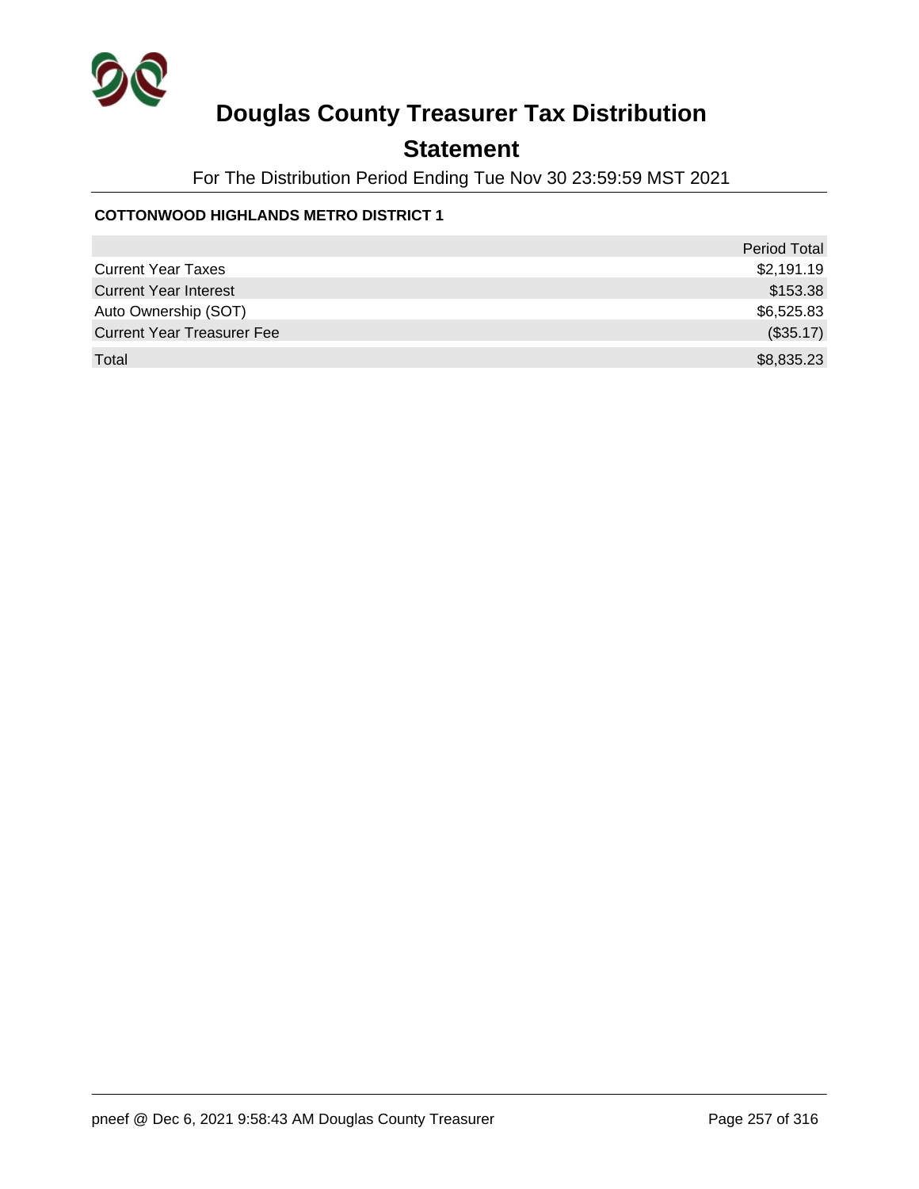# Douglas County Treasurer Tax Distribution

## Statement

For The Distribution Period Ending Tue Nov 30 23:59:59 MST 2021

**COTTONWOOD HIGHLANDS METRO DISTRICT 1**

| | Period Total |
|---|---|
| Current Year Taxes | $2,191.19 |
| Current Year Interest | $153.38 |
| Auto Ownership (SOT) | $6,525.83 |
| Current Year Treasurer Fee | ($35.17) |
| Total | $8,835.23 |

pneef @ Dec 6, 2021 9:58:43 AM Douglas County Treasurer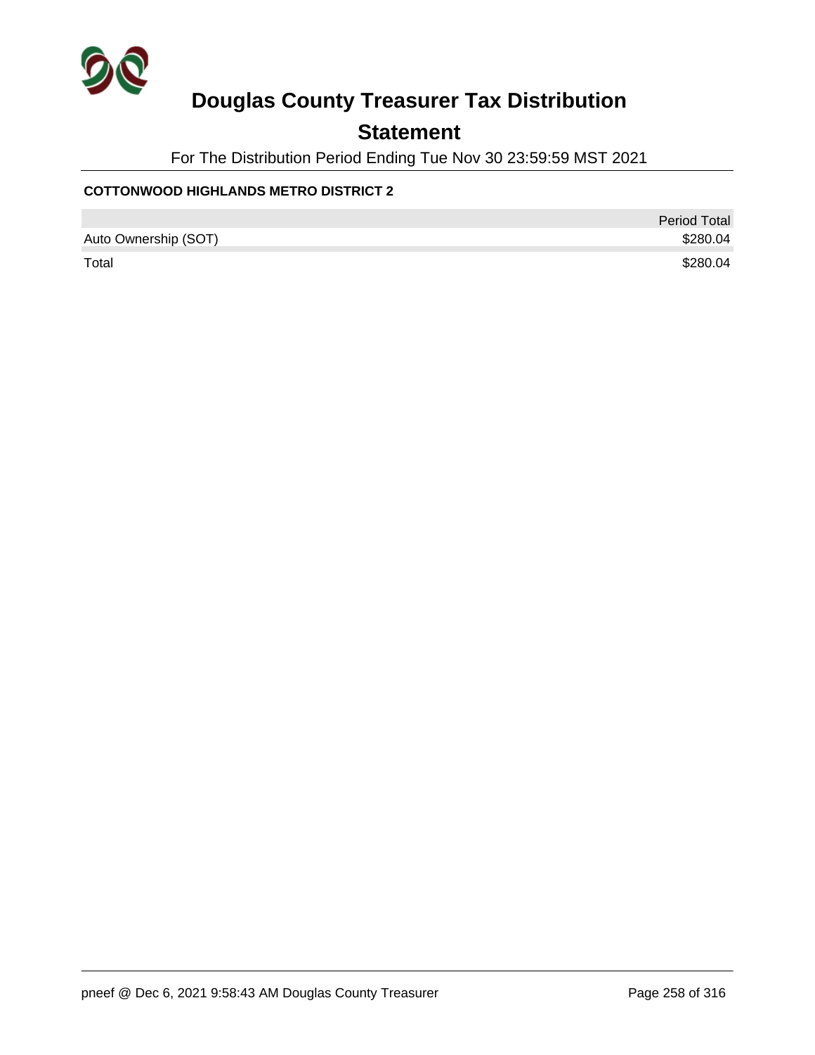# Douglas County Treasurer Tax Distribution

## Statement

For The Distribution Period Ending Tue Nov 30 23:59:59 MST 2021

**COTTONWOOD HIGHLANDS METRO DISTRICT 2**

| | Period Total |
|---|---|
| Auto Ownership (SOT) | $280.04 |
| Total | $280.04 |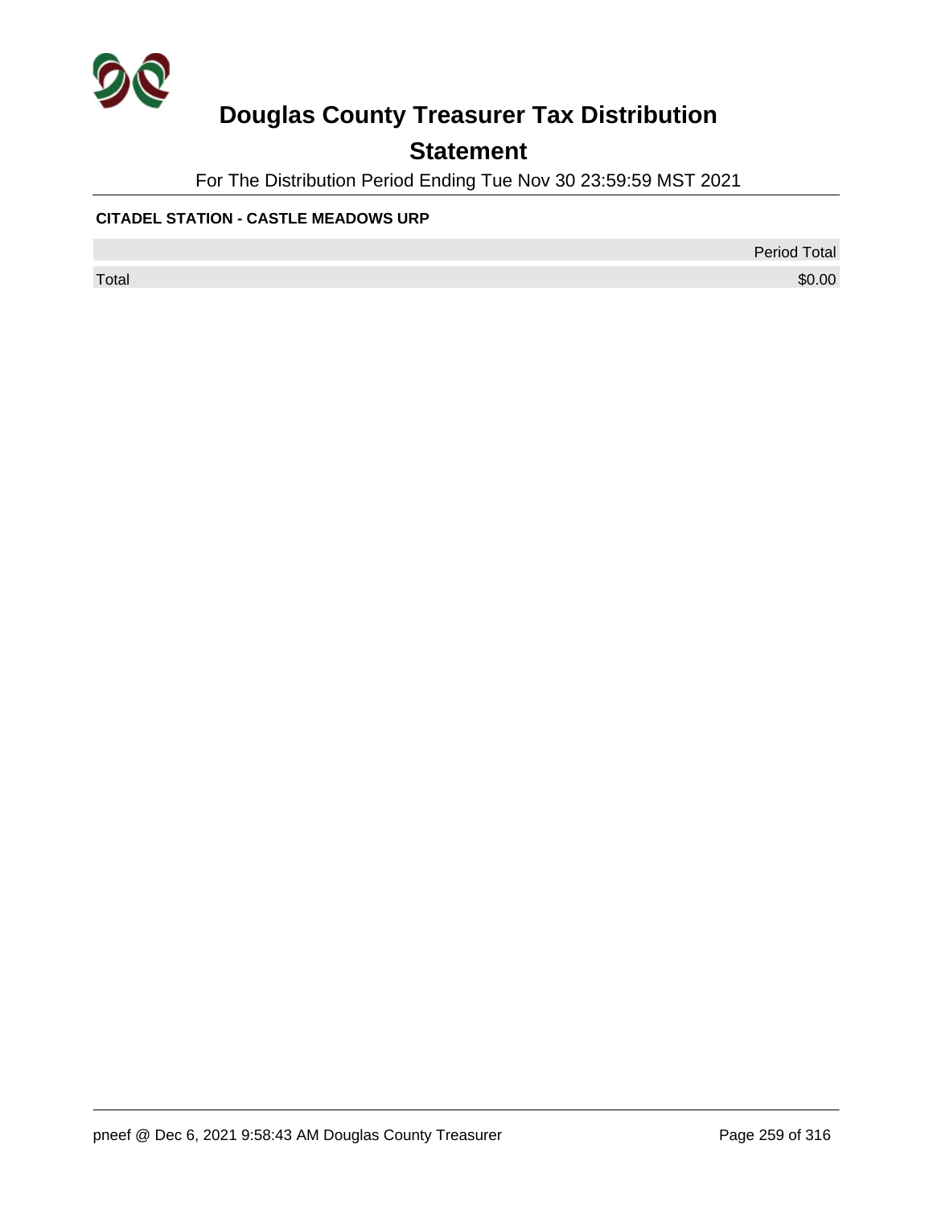# Douglas County Treasurer Tax Distribution

## Statement

For The Distribution Period Ending Tue Nov 30 23:59:59 MST 2021

**CITADEL STATION - CASTLE MEADOWS URP**

| | Period Total |
|---|---|
| Total | $0.00 |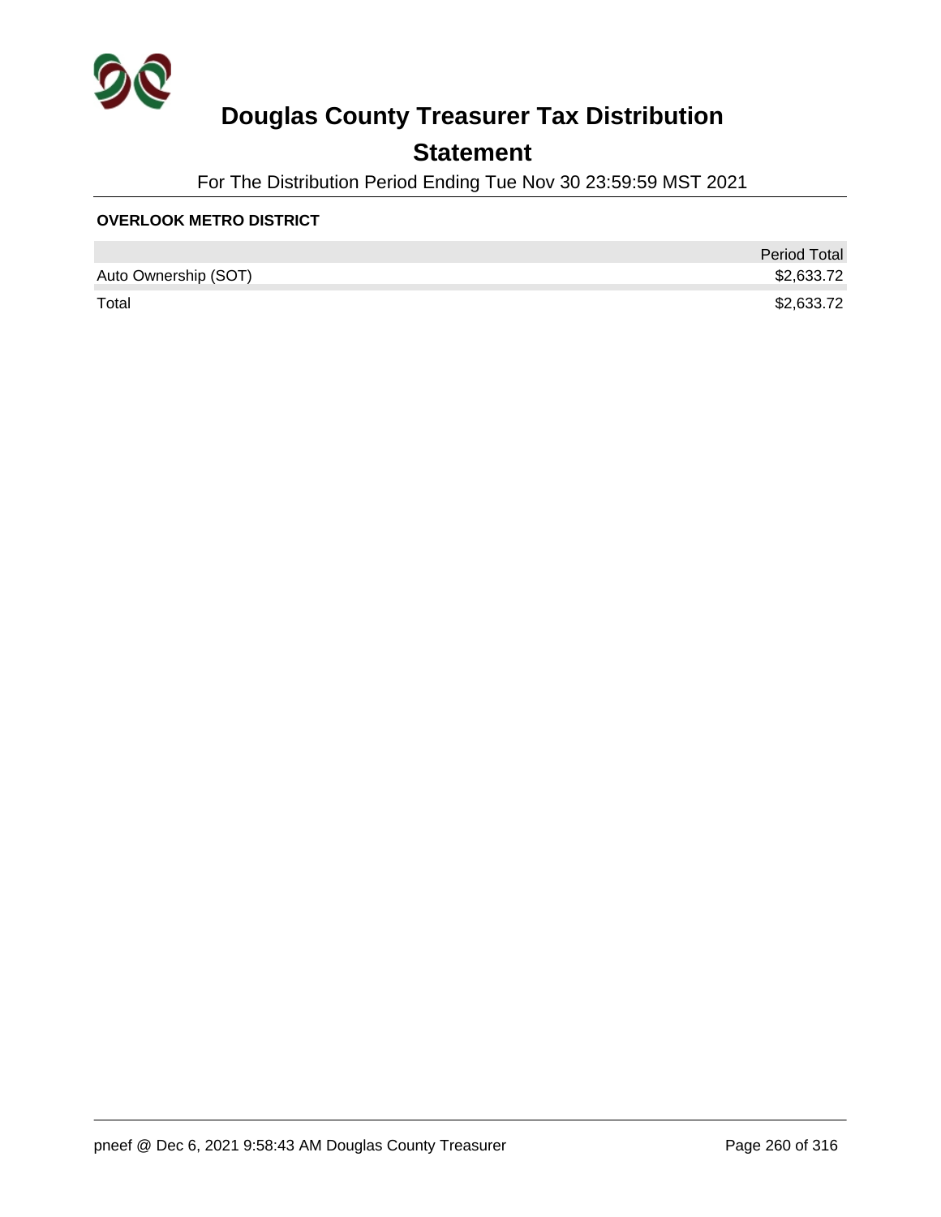# Douglas County Treasurer Tax Distribution

## Statement

For The Distribution Period Ending Tue Nov 30 23:59:59 MST 2021

**OVERLOOK METRO DISTRICT**

| | Period Total |
|---|---|
| Auto Ownership (SOT) | $2,633.72 |
| Total | $2,633.72 |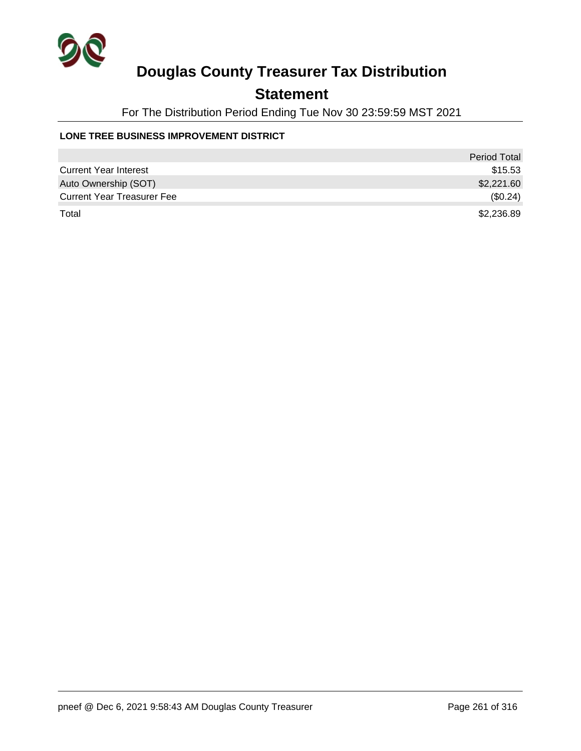# Douglas County Treasurer Tax Distribution

## Statement

For The Distribution Period Ending Tue Nov 30 23:59:59 MST 2021

**LONE TREE BUSINESS IMPROVEMENT DISTRICT**

| | Period Total |
|---|---|
| Current Year Interest | $15.53 |
| Auto Ownership (SOT) | $2,221.60 |
| Current Year Treasurer Fee | ($0.24) |
| Total | $2,236.89 |

pneef @ Dec 6, 2021 9:58:43 AM Douglas County Treasurer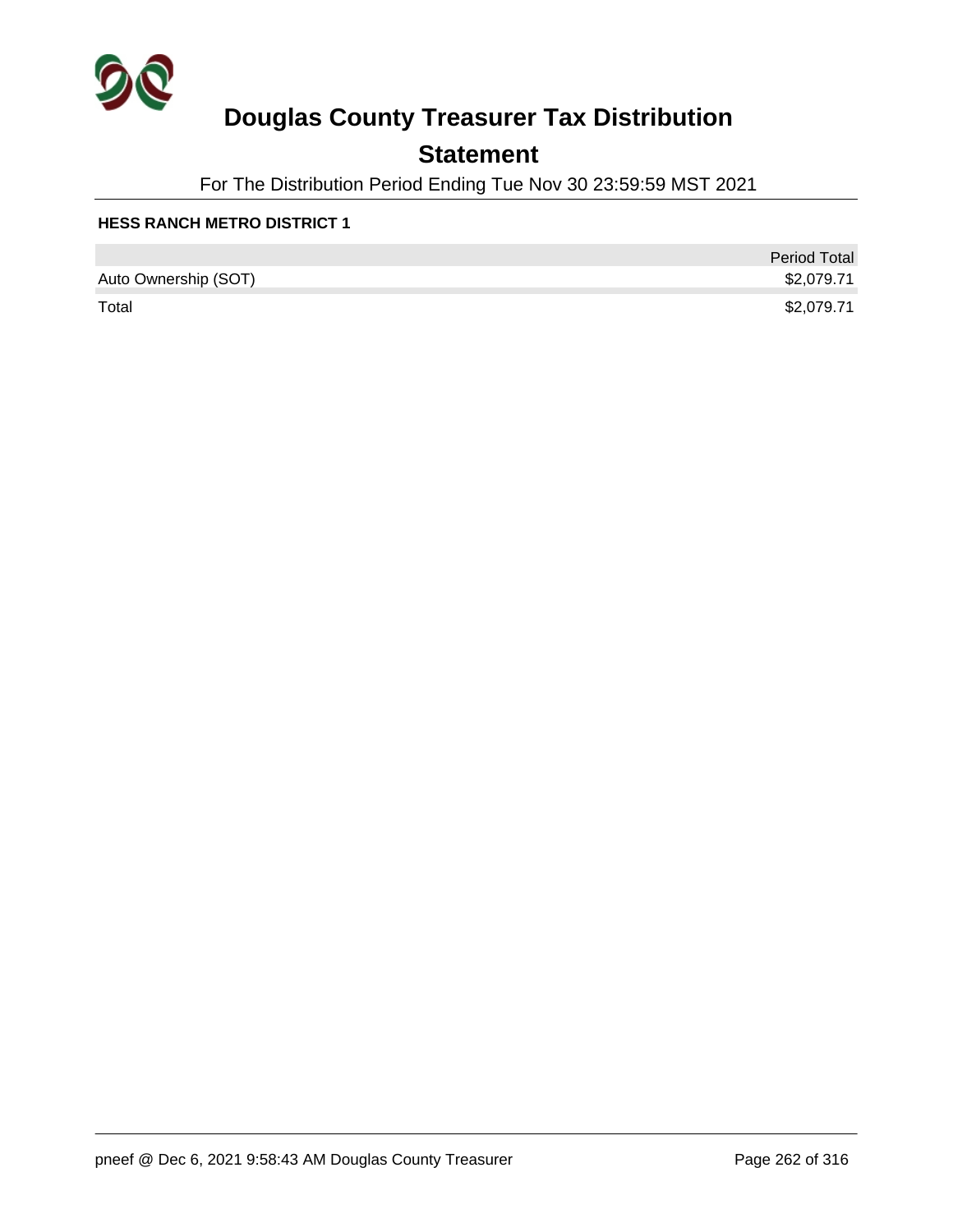# Douglas County Treasurer Tax Distribution

## Statement

For The Distribution Period Ending Tue Nov 30 23:59:59 MST 2021

**HESS RANCH METRO DISTRICT 1**

| | Period Total |
|---|---|
| Auto Ownership (SOT) | $2,079.71 |
| Total | $2,079.71 |

pneef @ Dec 6, 2021 9:58:43 AM Douglas County Treasurer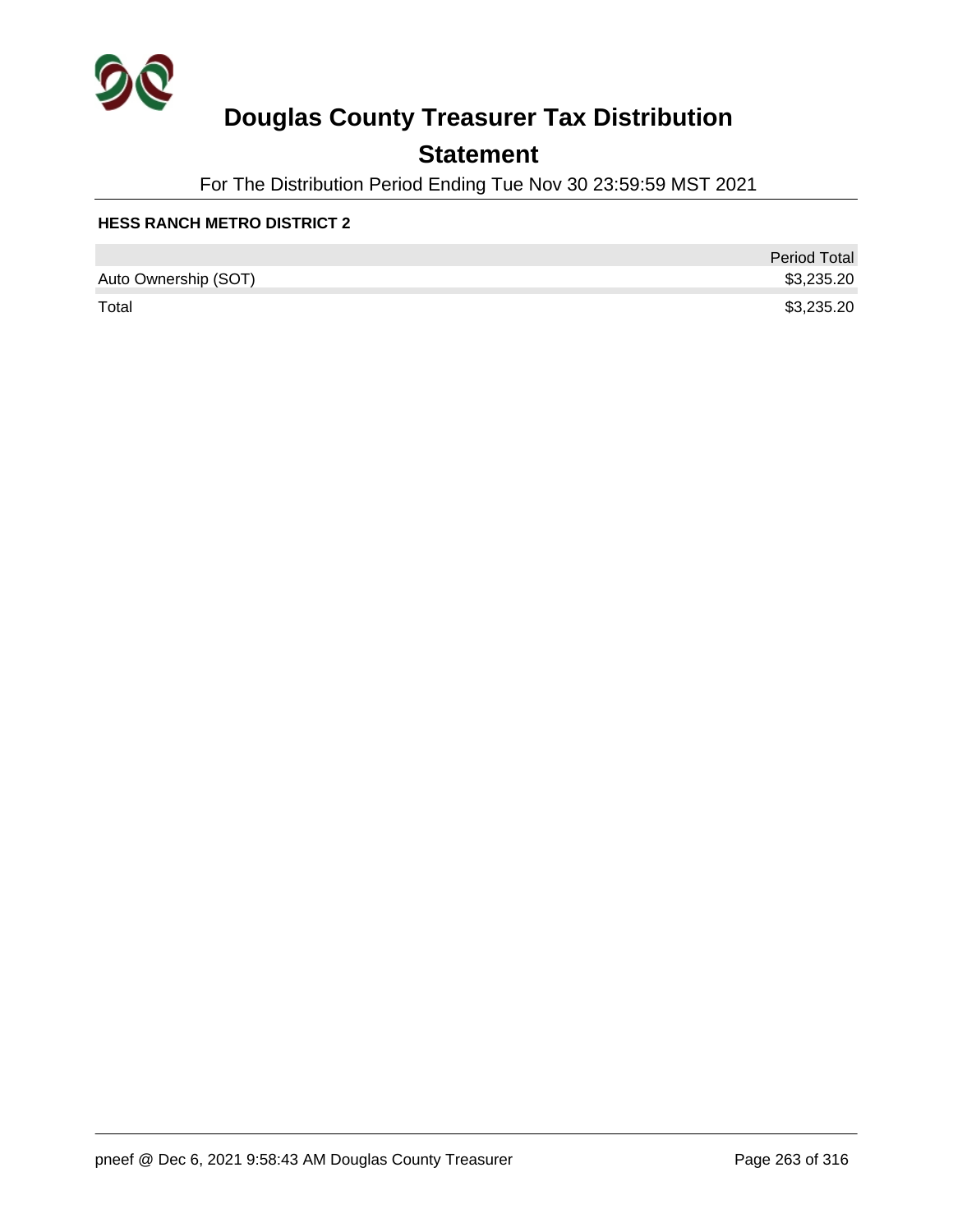# Douglas County Treasurer Tax Distribution

## Statement

For The Distribution Period Ending Tue Nov 30 23:59:59 MST 2021

**HESS RANCH METRO DISTRICT 2**

| | Period Total |
|---|---|
| Auto Ownership (SOT) | $3,235.20 |
| Total | $3,235.20 |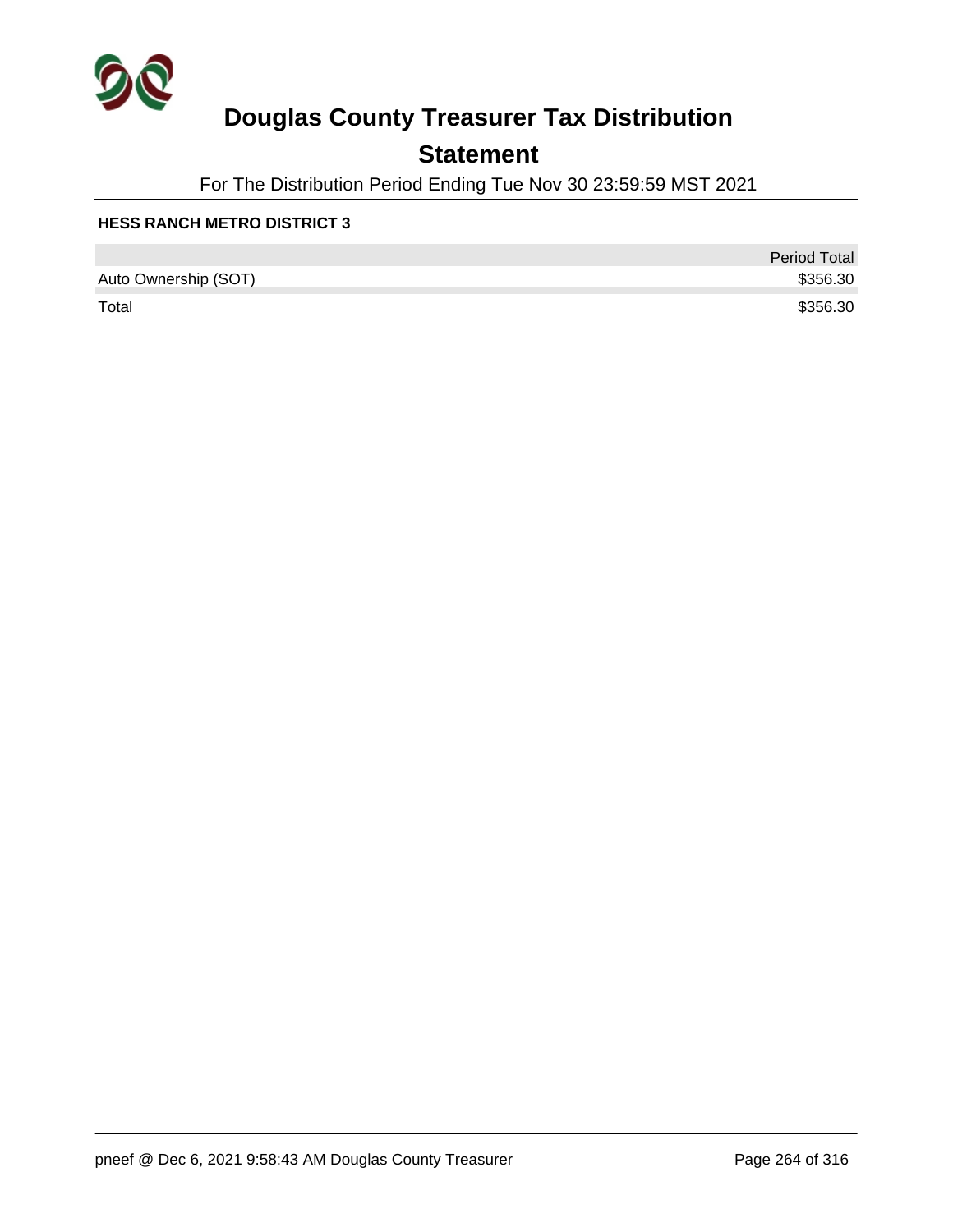# Douglas County Treasurer Tax Distribution

## Statement

For The Distribution Period Ending Tue Nov 30 23:59:59 MST 2021

**HESS RANCH METRO DISTRICT 3**

| | Period Total |
|---|---|
| Auto Ownership (SOT) | $356.30 |
| Total | $356.30 |

pneef @ Dec 6, 2021 9:58:43 AM Douglas County Treasurer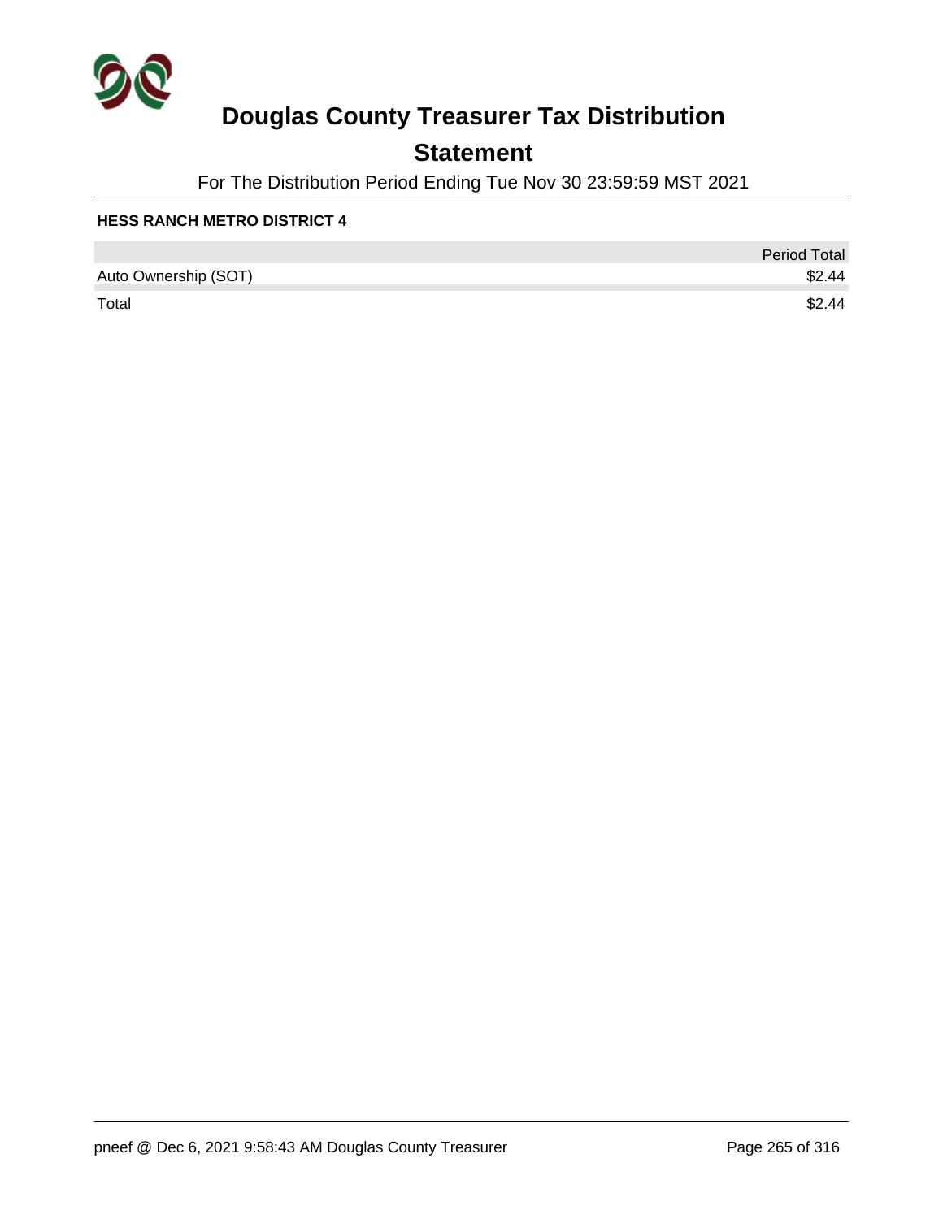# Douglas County Treasurer Tax Distribution

## Statement

For The Distribution Period Ending Tue Nov 30 23:59:59 MST 2021

**HESS RANCH METRO DISTRICT 4**

| | Period Total |
|---|---|
| Auto Ownership (SOT) | $2.44 |
| Total | $2.44 |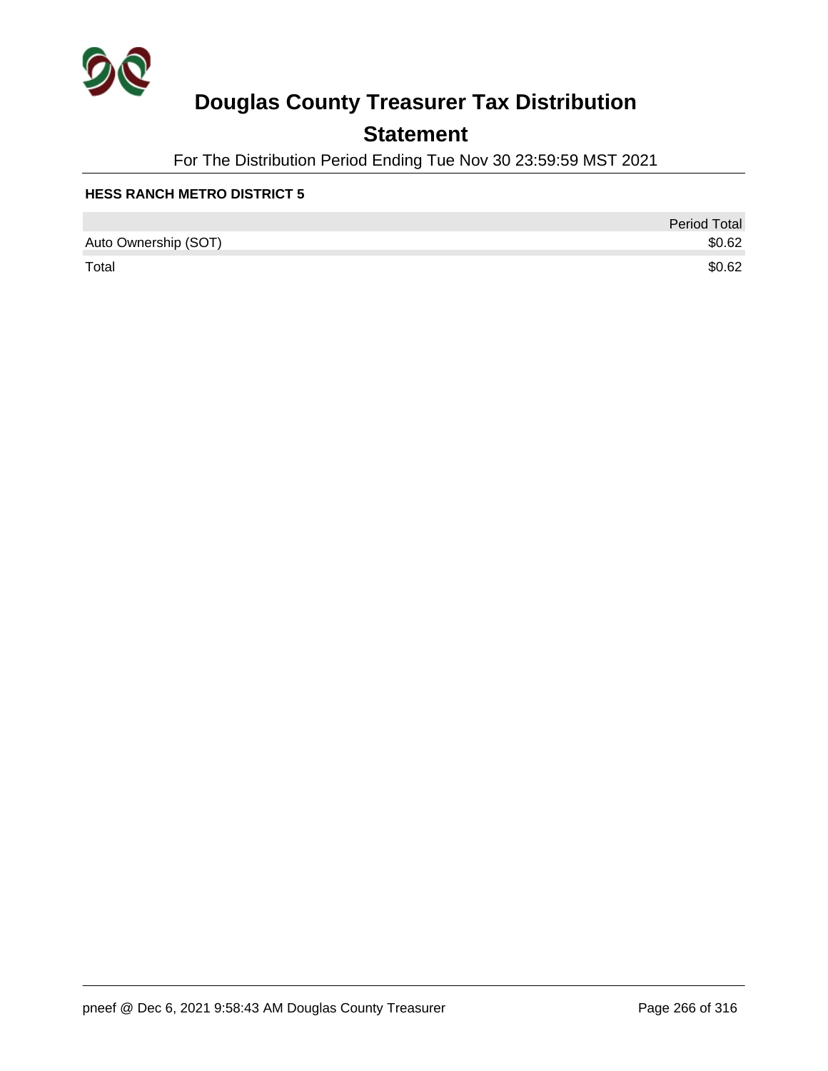# Douglas County Treasurer Tax Distribution

## Statement

For The Distribution Period Ending Tue Nov 30 23:59:59 MST 2021

**HESS RANCH METRO DISTRICT 5**

| | Period Total |
|---|---|
| Auto Ownership (SOT) | $0.62 |
| Total | $0.62 |

pneef @ Dec 6, 2021 9:58:43 AM Douglas County Treasurer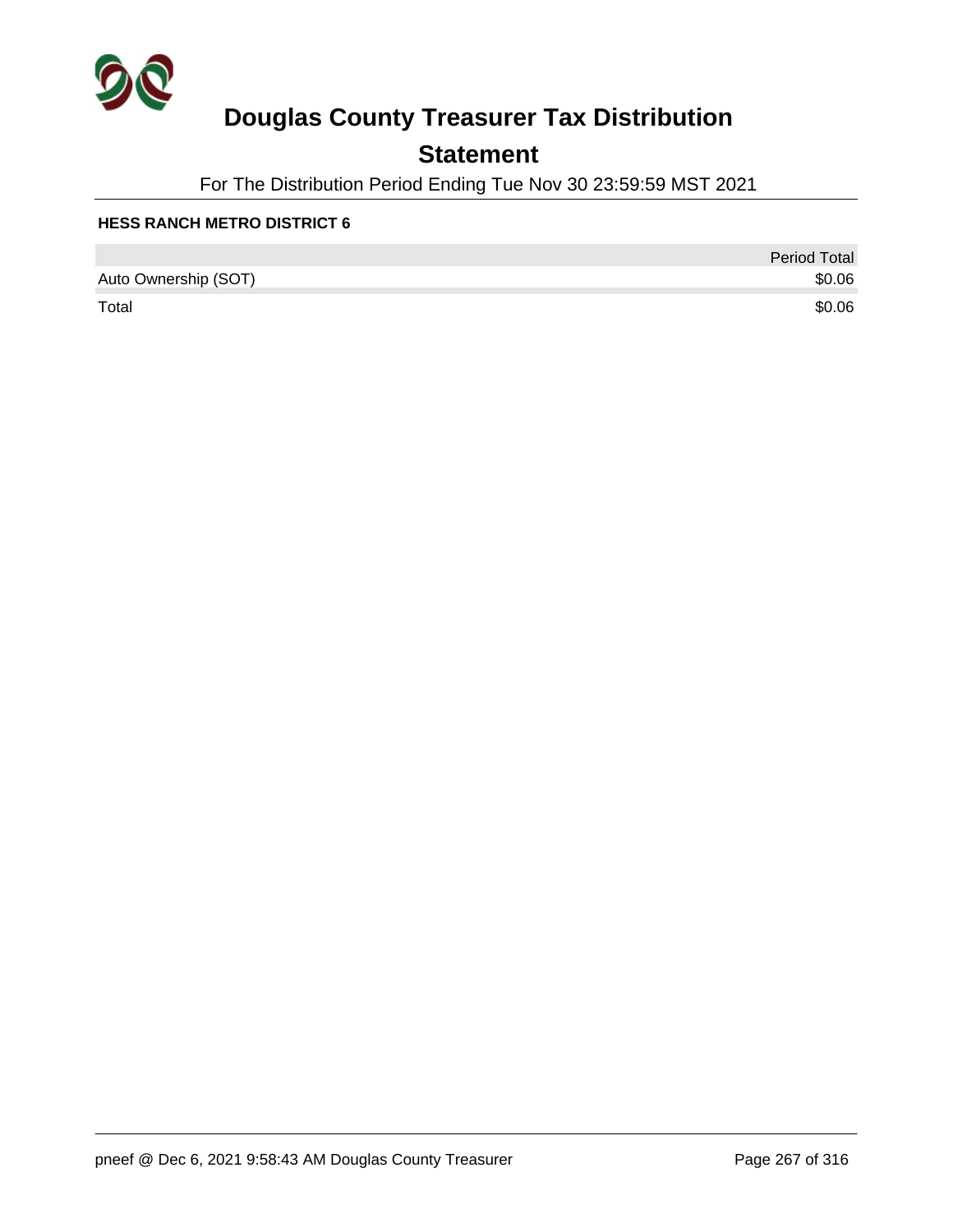# Douglas County Treasurer Tax Distribution

## Statement

For The Distribution Period Ending Tue Nov 30 23:59:59 MST 2021

**HESS RANCH METRO DISTRICT 6**

| | Period Total |
|---|---|
| Auto Ownership (SOT) | $0.06 |
| Total | $0.06 |

pneef @ Dec 6, 2021 9:58:43 AM Douglas County Treasurer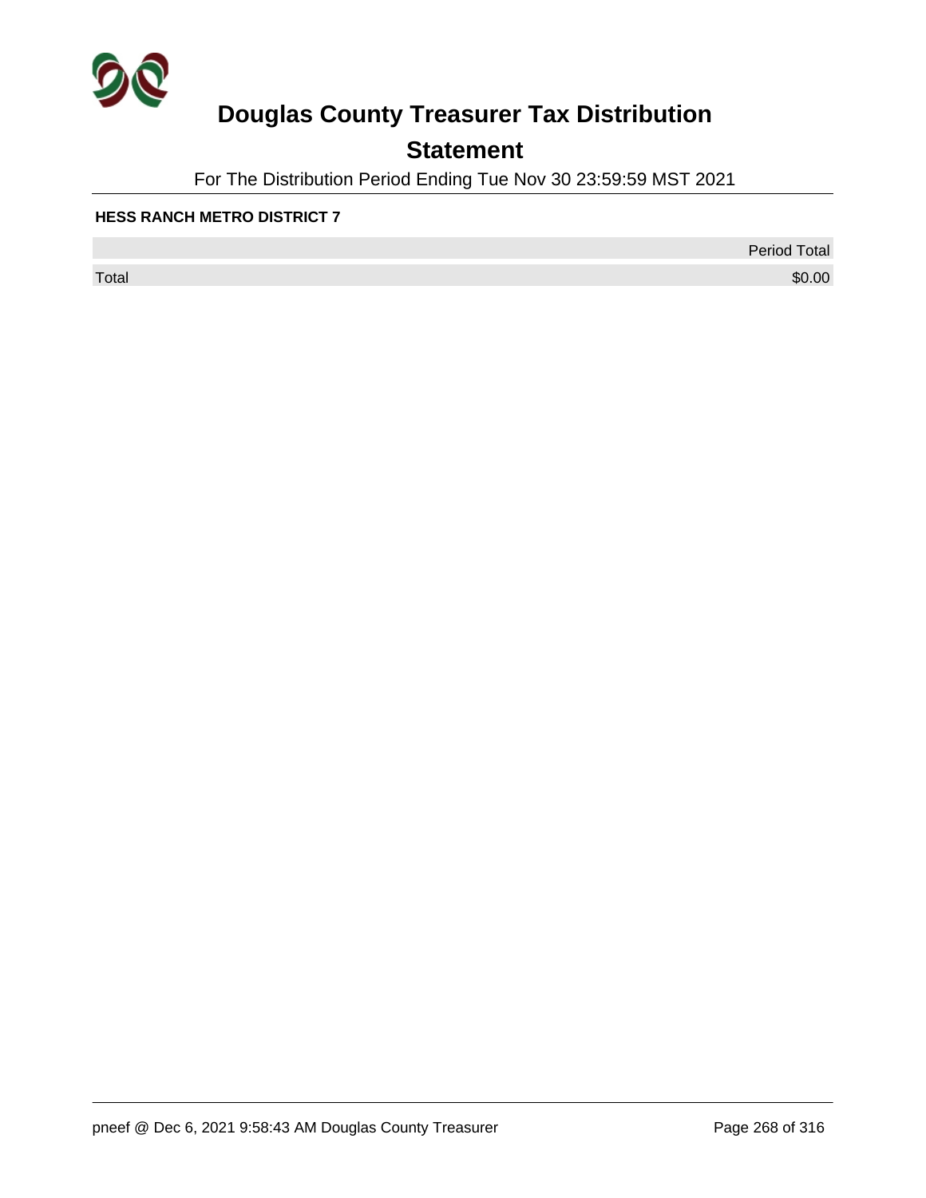# Douglas County Treasurer Tax Distribution

## Statement

For The Distribution Period Ending Tue Nov 30 23:59:59 MST 2021

**HESS RANCH METRO DISTRICT 7**

| | Period Total |
|---|---|
| Total | $0.00 |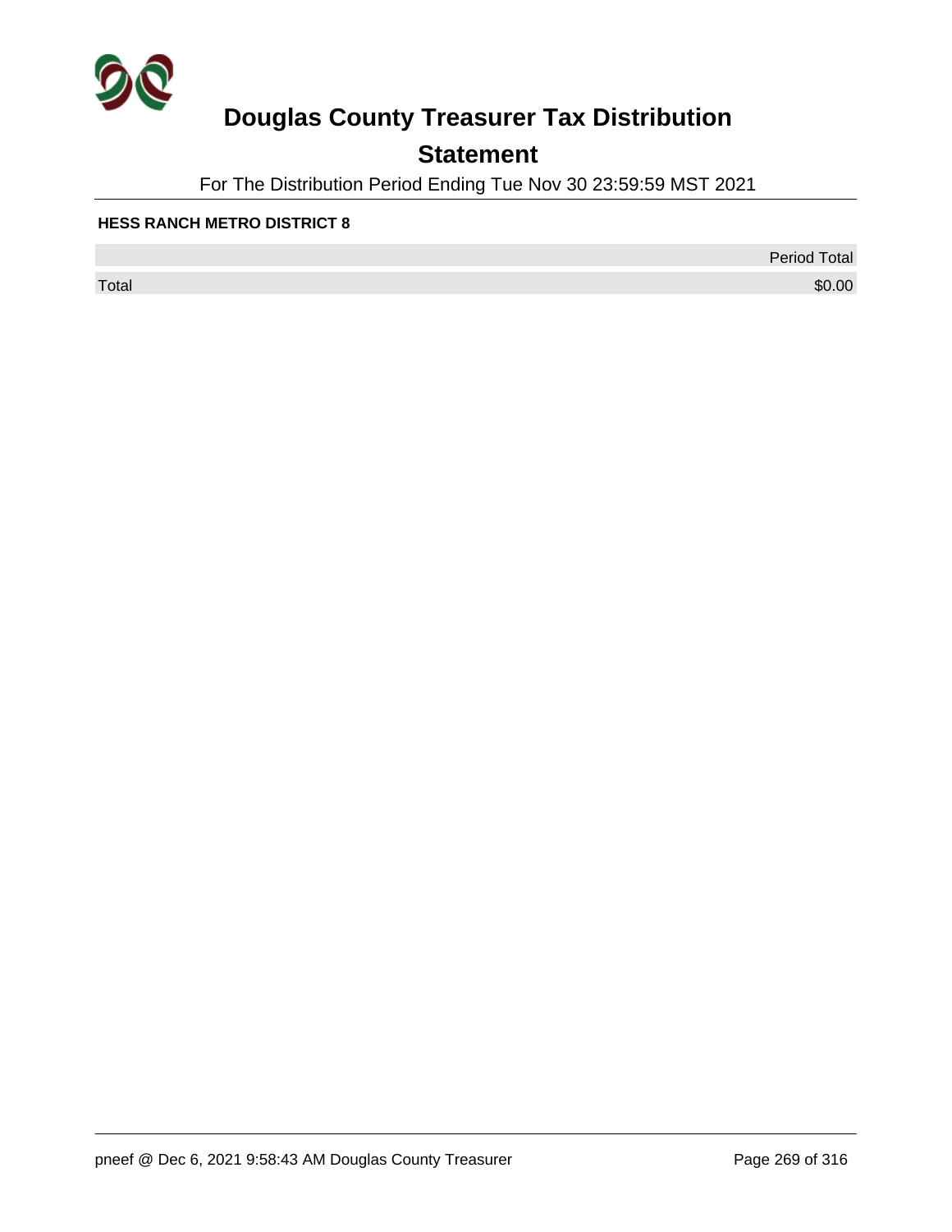# Douglas County Treasurer Tax Distribution

## Statement

For The Distribution Period Ending Tue Nov 30 23:59:59 MST 2021

**HESS RANCH METRO DISTRICT 8**

| | Period Total |
|---|---|
| Total | $0.00 |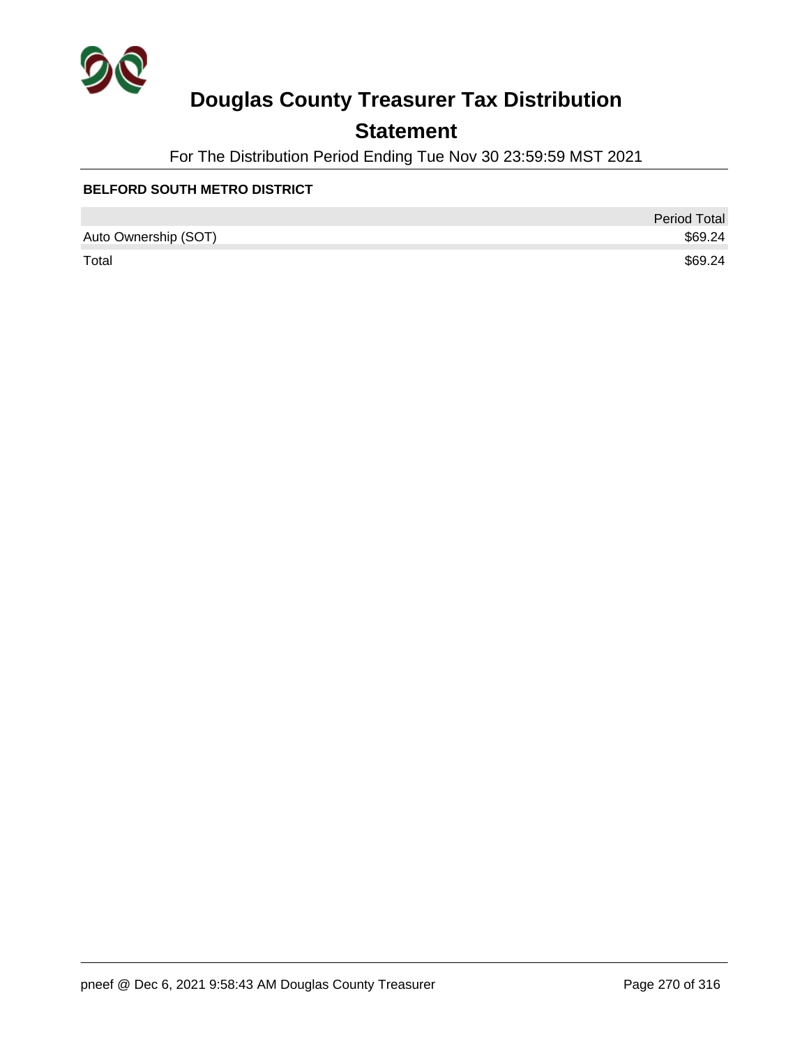# Douglas County Treasurer Tax Distribution

## Statement

For The Distribution Period Ending Tue Nov 30 23:59:59 MST 2021

**BELFORD SOUTH METRO DISTRICT**

| | Period Total |
|---|---|
| Auto Ownership (SOT) | $69.24 |
| Total | $69.24 |

pneef @ Dec 6, 2021 9:58:43 AM Douglas County Treasurer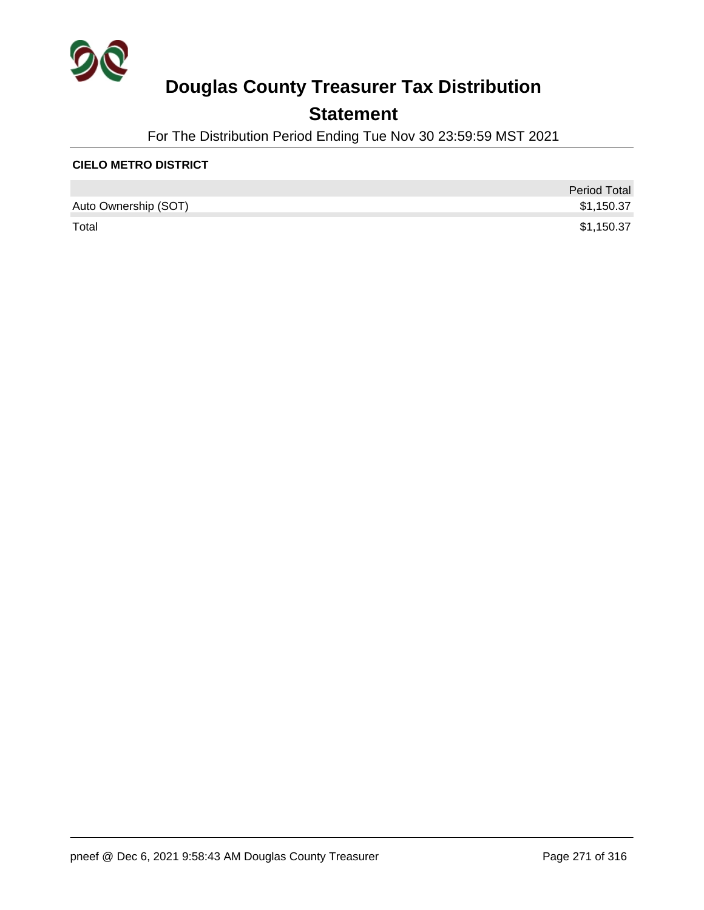# Douglas County Treasurer Tax Distribution

## Statement

For The Distribution Period Ending Tue Nov 30 23:59:59 MST 2021

**CIELO METRO DISTRICT**

| | Period Total |
|---|---|
| Auto Ownership (SOT) | $1,150.37 |
| Total | $1,150.37 |

pneef @ Dec 6, 2021 9:58:43 AM Douglas County Treasurer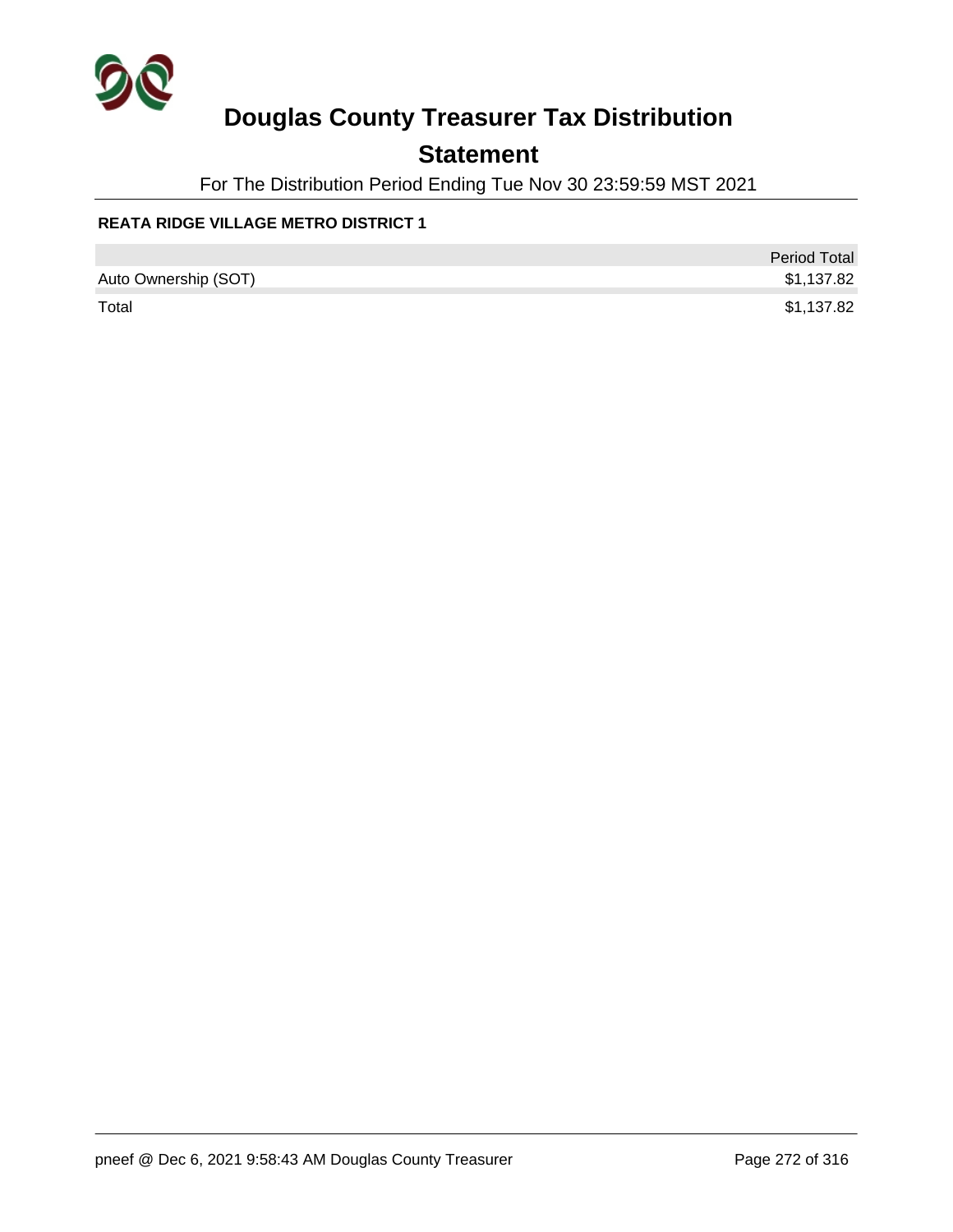# Douglas County Treasurer Tax Distribution

## Statement

For The Distribution Period Ending Tue Nov 30 23:59:59 MST 2021

### REATA RIDGE VILLAGE METRO DISTRICT 1

| | Period Total |
|---|---|
| Auto Ownership (SOT) | $1,137.82 |
| Total | $1,137.82 |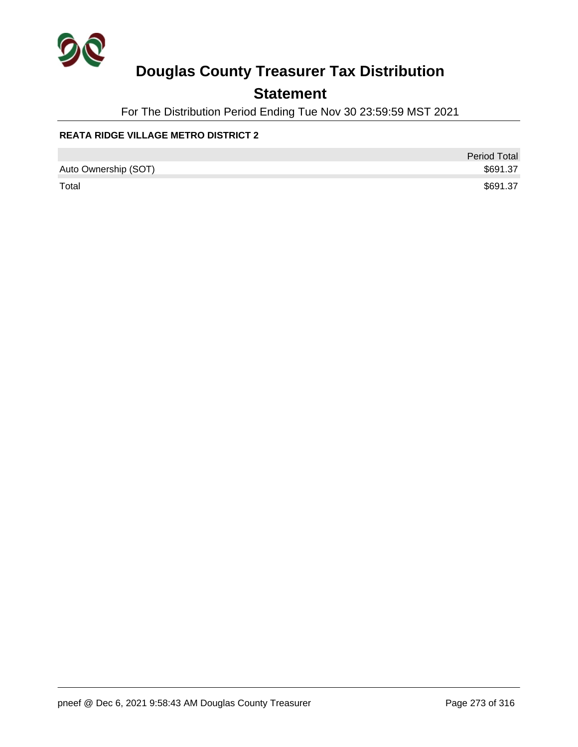# Douglas County Treasurer Tax Distribution

## Statement

For The Distribution Period Ending Tue Nov 30 23:59:59 MST 2021

### REATA RIDGE VILLAGE METRO DISTRICT 2

| | Period Total |
|---|---|
| Auto Ownership (SOT) | $691.37 |
| Total | $691.37 |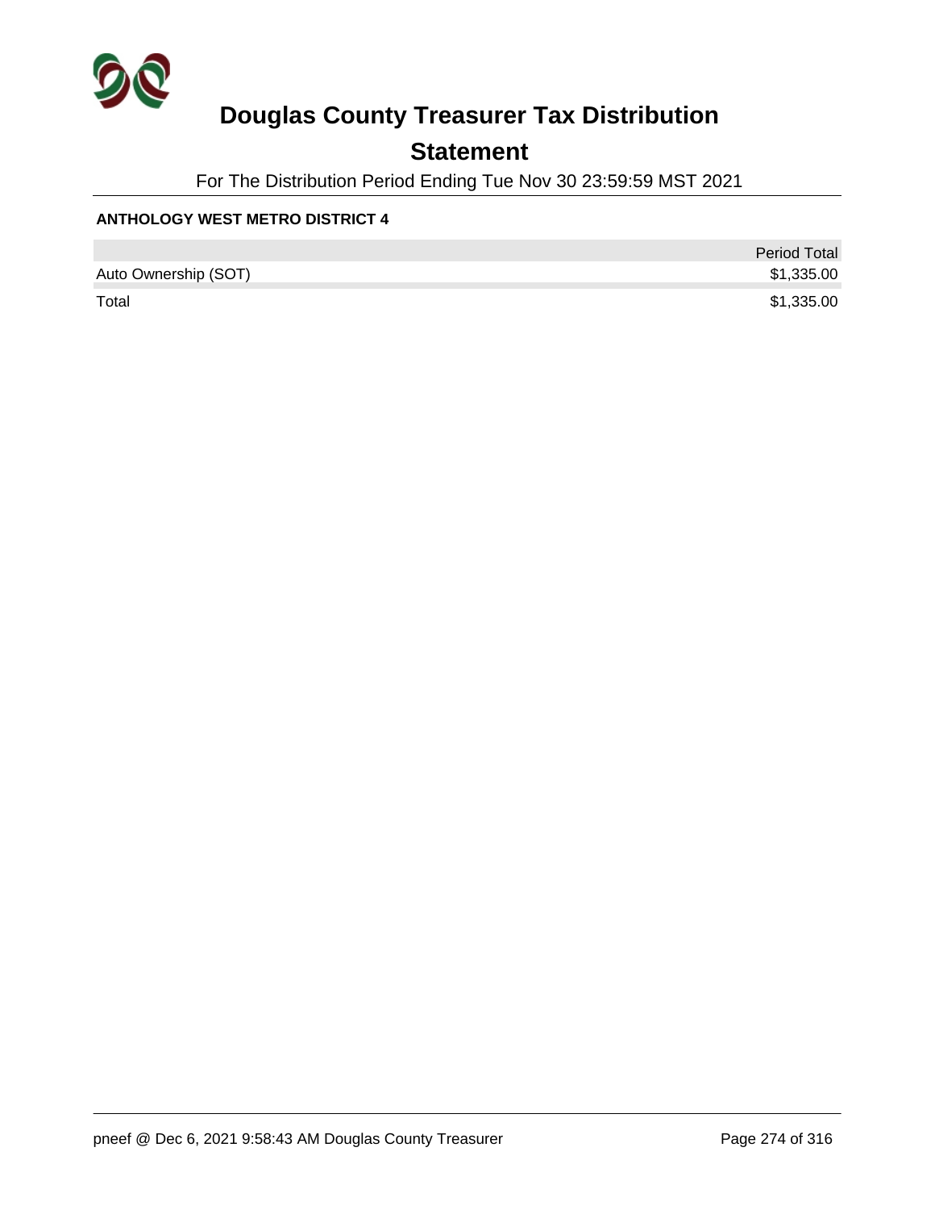# Douglas County Treasurer Tax Distribution

## Statement

For The Distribution Period Ending Tue Nov 30 23:59:59 MST 2021

### ANTHOLOGY WEST METRO DISTRICT 4

| | Period Total |
| --- | --- |
| Auto Ownership (SOT) | $1,335.00 |
| Total | $1,335.00 |

pneef @ Dec 6, 2021 9:58:43 AM Douglas County Treasurer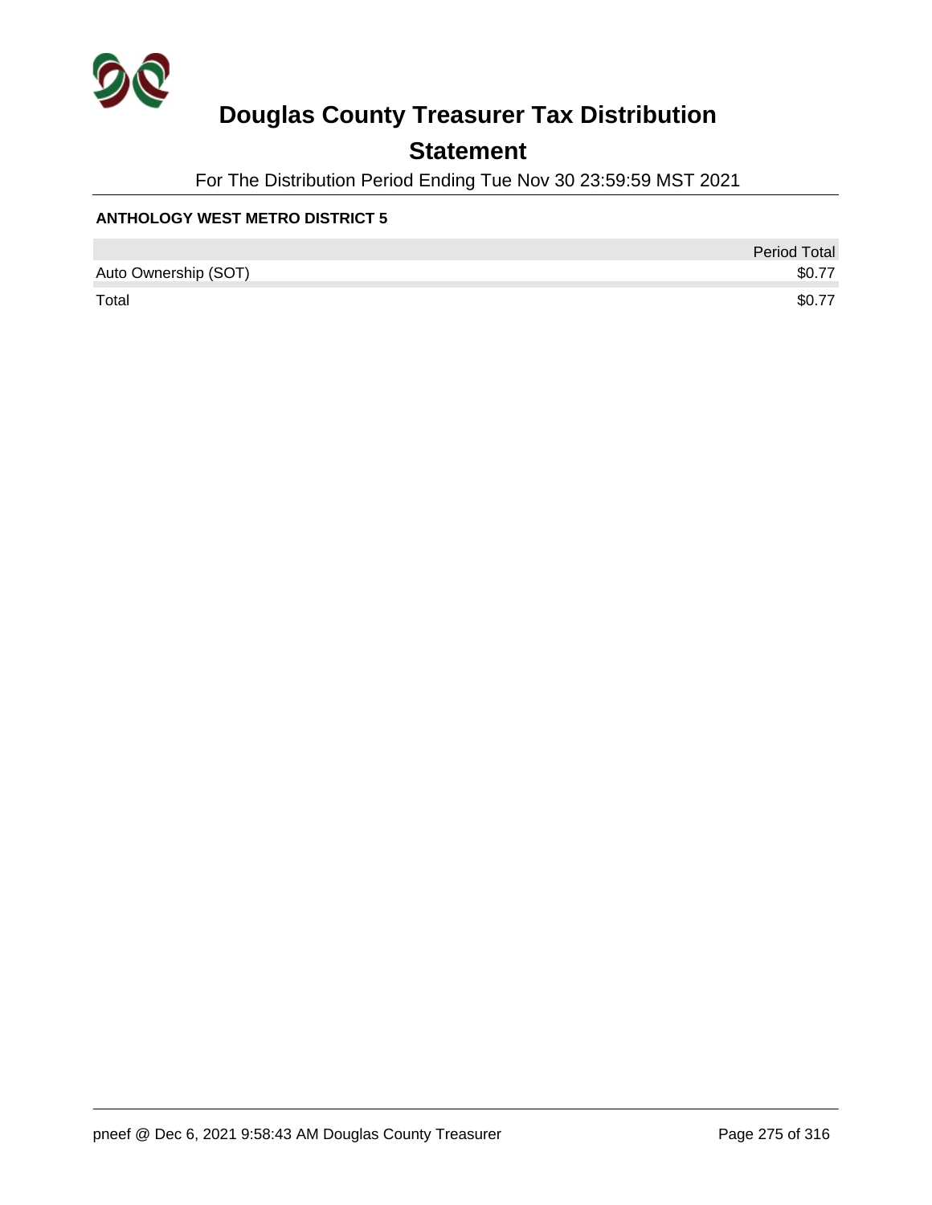# Douglas County Treasurer Tax Distribution

## Statement

For The Distribution Period Ending Tue Nov 30 23:59:59 MST 2021

**ANTHOLOGY WEST METRO DISTRICT 5**

| | Period Total |
|---|---|
| Auto Ownership (SOT) | $0.77 |
| Total | $0.77 |

pneef @ Dec 6, 2021 9:58:43 AM Douglas County Treasurer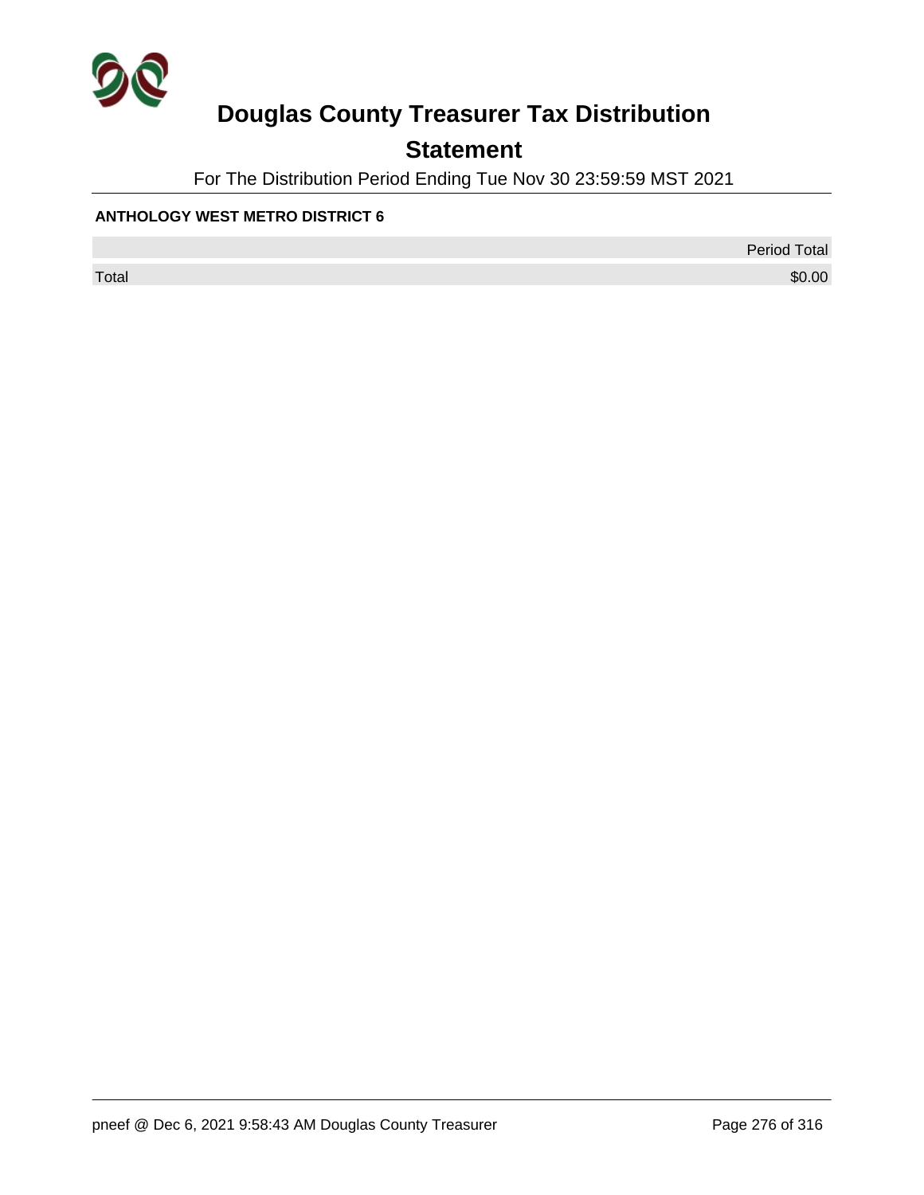# Douglas County Treasurer Tax Distribution

## Statement

For The Distribution Period Ending Tue Nov 30 23:59:59 MST 2021

**ANTHOLOGY WEST METRO DISTRICT 6**

| | Period Total |
|---|---|
| Total | $0.00 |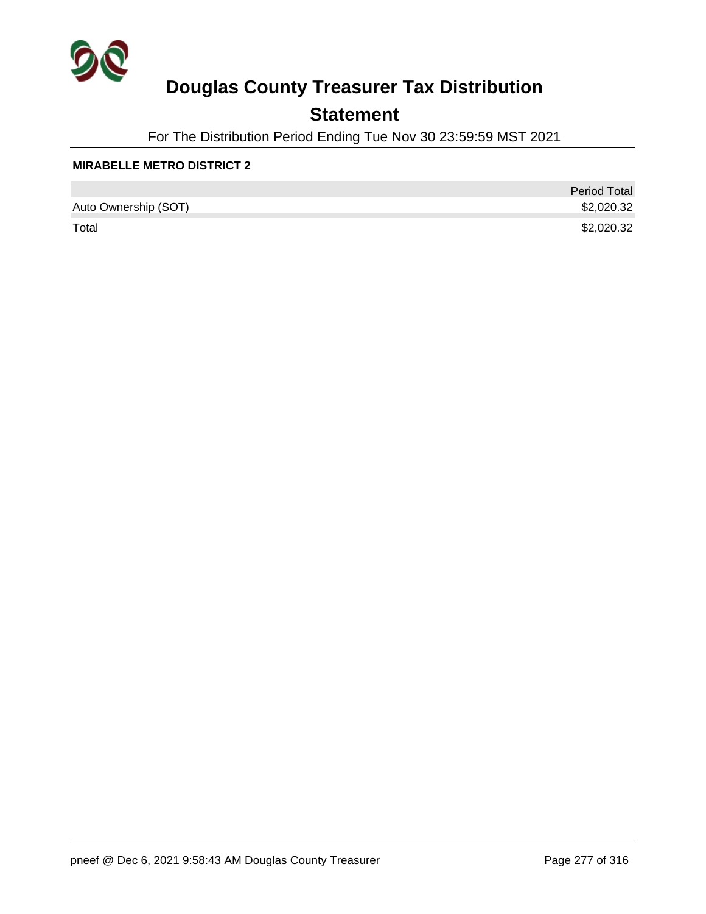# Douglas County Treasurer Tax Distribution

## Statement

For The Distribution Period Ending Tue Nov 30 23:59:59 MST 2021

**MIRABELLE METRO DISTRICT 2**

| | Period Total |
|---|---|
| Auto Ownership (SOT) | $2,020.32 |
| Total | $2,020.32 |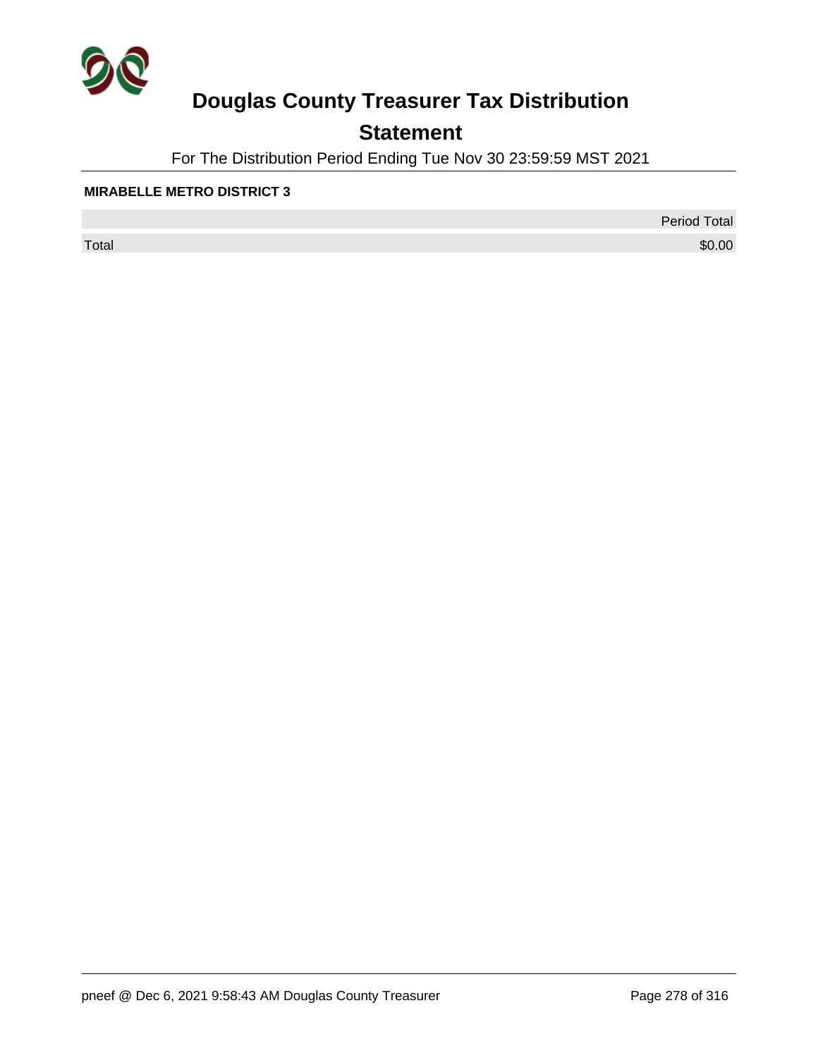# Douglas County Treasurer Tax Distribution

## Statement

For The Distribution Period Ending Tue Nov 30 23:59:59 MST 2021

**MIRABELLE METRO DISTRICT 3**

| | Period Total |
|---|---|
| Total | $0.00 |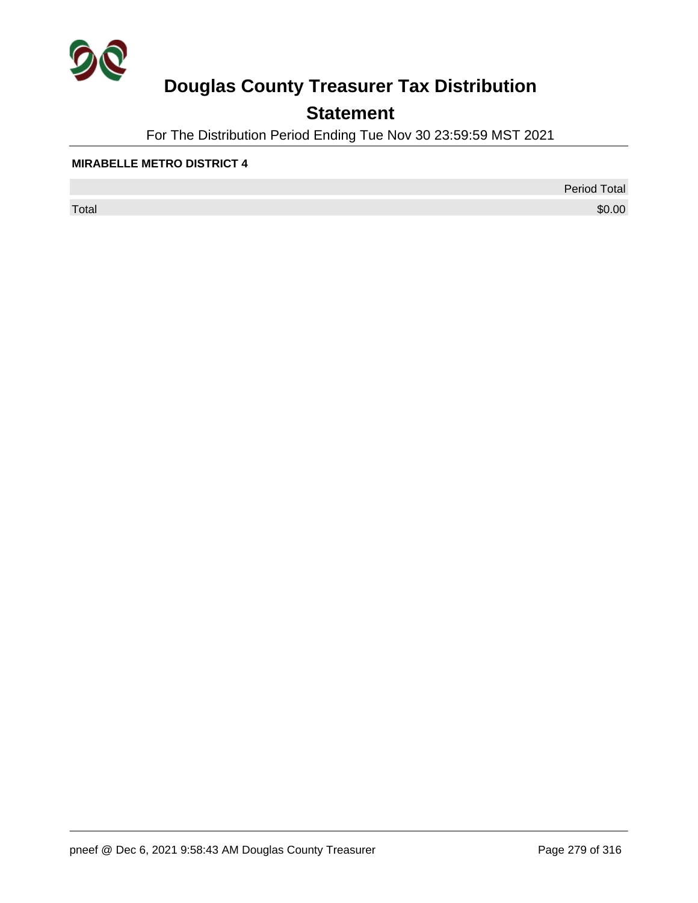# Douglas County Treasurer Tax Distribution

## Statement

For The Distribution Period Ending Tue Nov 30 23:59:59 MST 2021

**MIRABELLE METRO DISTRICT 4**

| | Period Total |
|---|---|
| Total | $0.00 |

pneef @ Dec 6, 2021 9:58:43 AM Douglas County Treasurer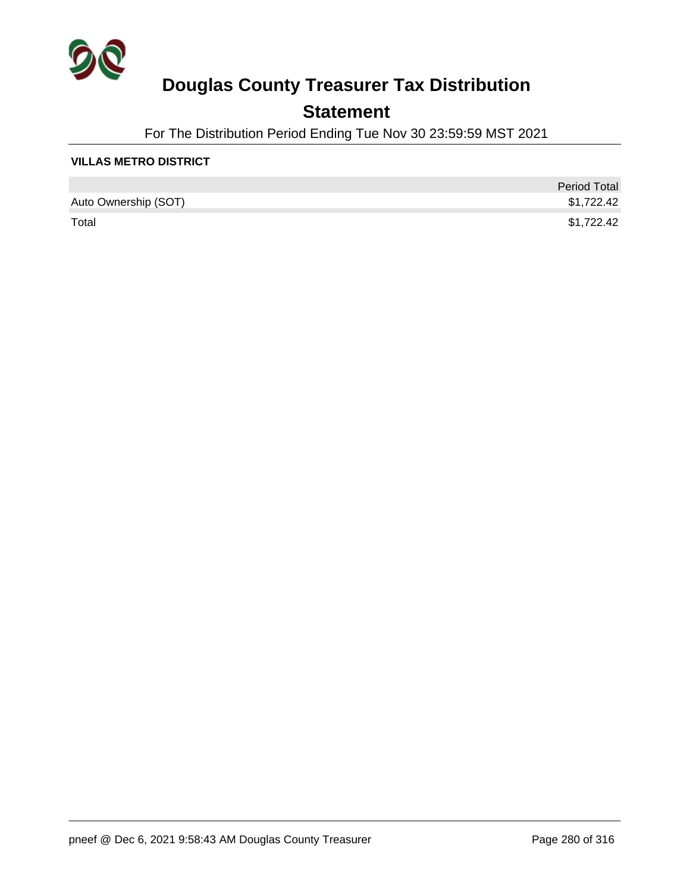# Douglas County Treasurer Tax Distribution

## Statement

For The Distribution Period Ending Tue Nov 30 23:59:59 MST 2021

**VILLAS METRO DISTRICT**

| | Period Total |
|---|---|
| Auto Ownership (SOT) | $1,722.42 |
| Total | $1,722.42 |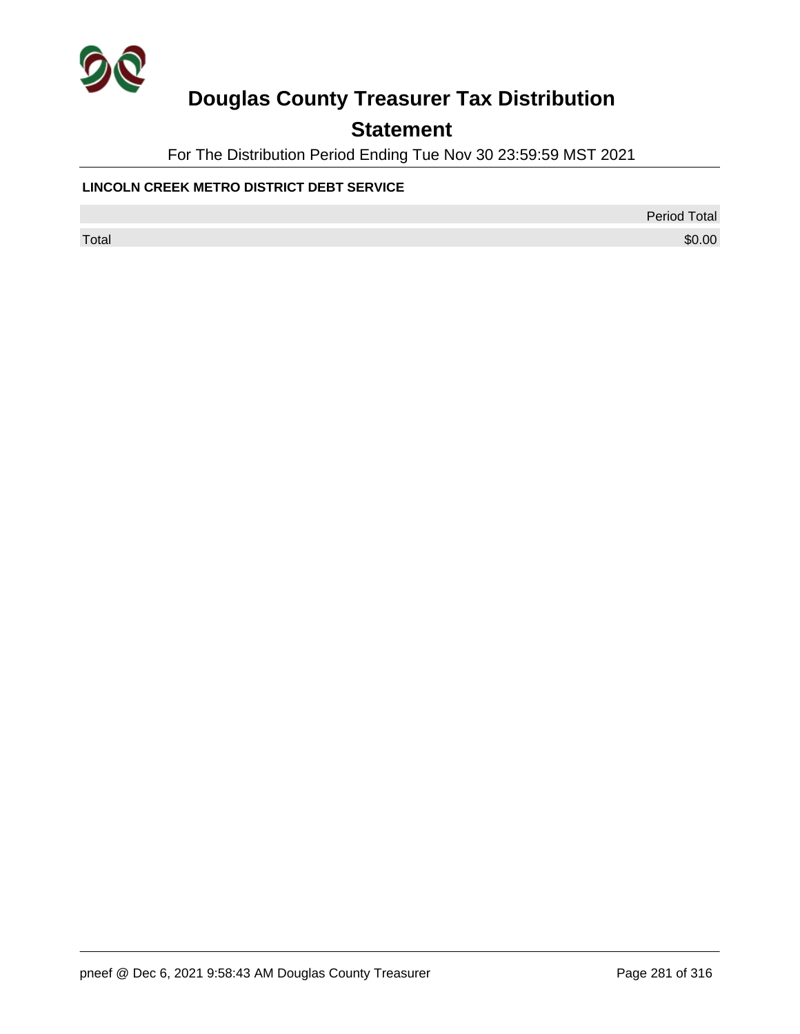# Douglas County Treasurer Tax Distribution

## Statement

For The Distribution Period Ending Tue Nov 30 23:59:59 MST 2021

**LINCOLN CREEK METRO DISTRICT DEBT SERVICE**

| | Period Total |
|---|---|
| Total | $0.00 |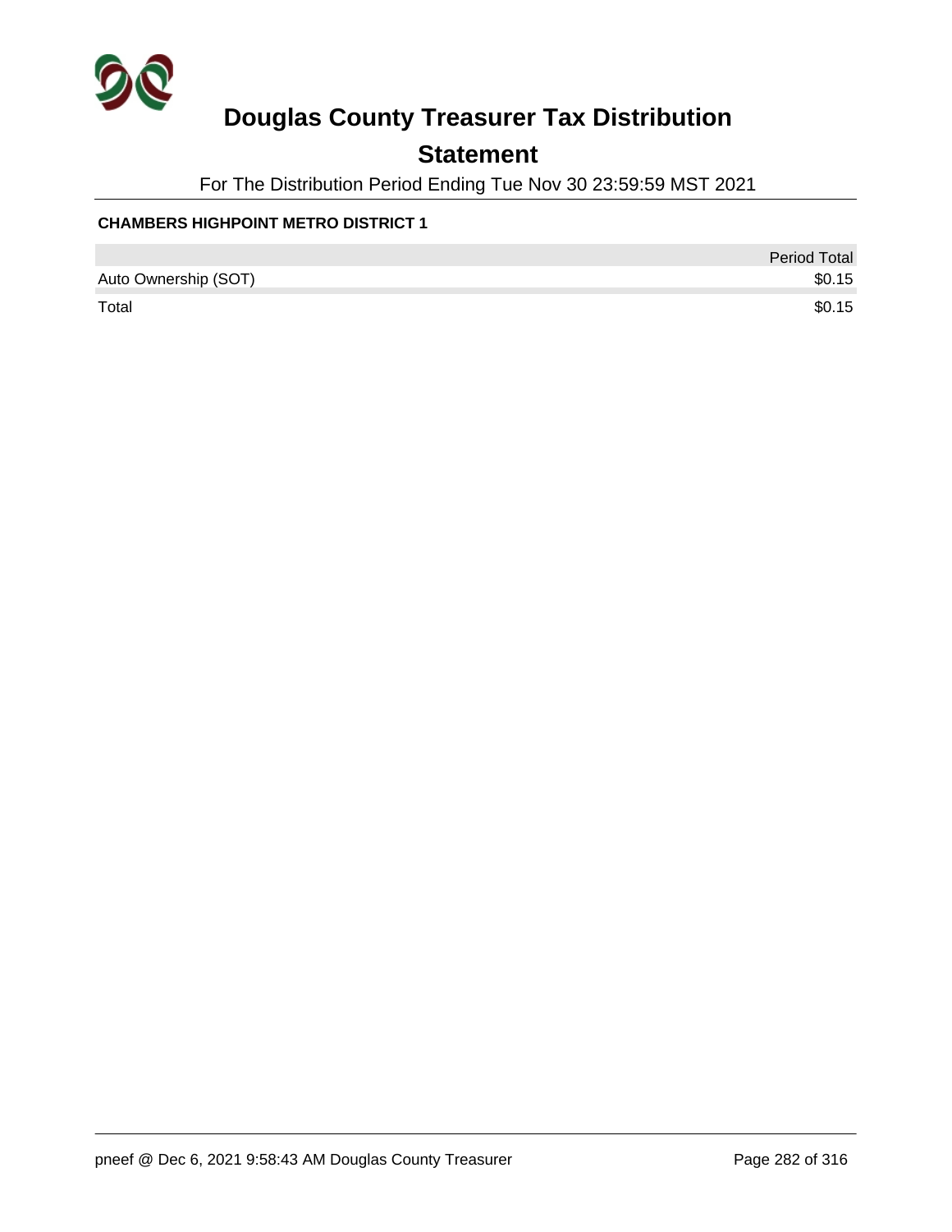# Douglas County Treasurer Tax Distribution

## Statement

For The Distribution Period Ending Tue Nov 30 23:59:59 MST 2021

**CHAMBERS HIGHPOINT METRO DISTRICT 1**

| | Period Total |
|---|---|
| Auto Ownership (SOT) | $0.15 |
| Total | $0.15 |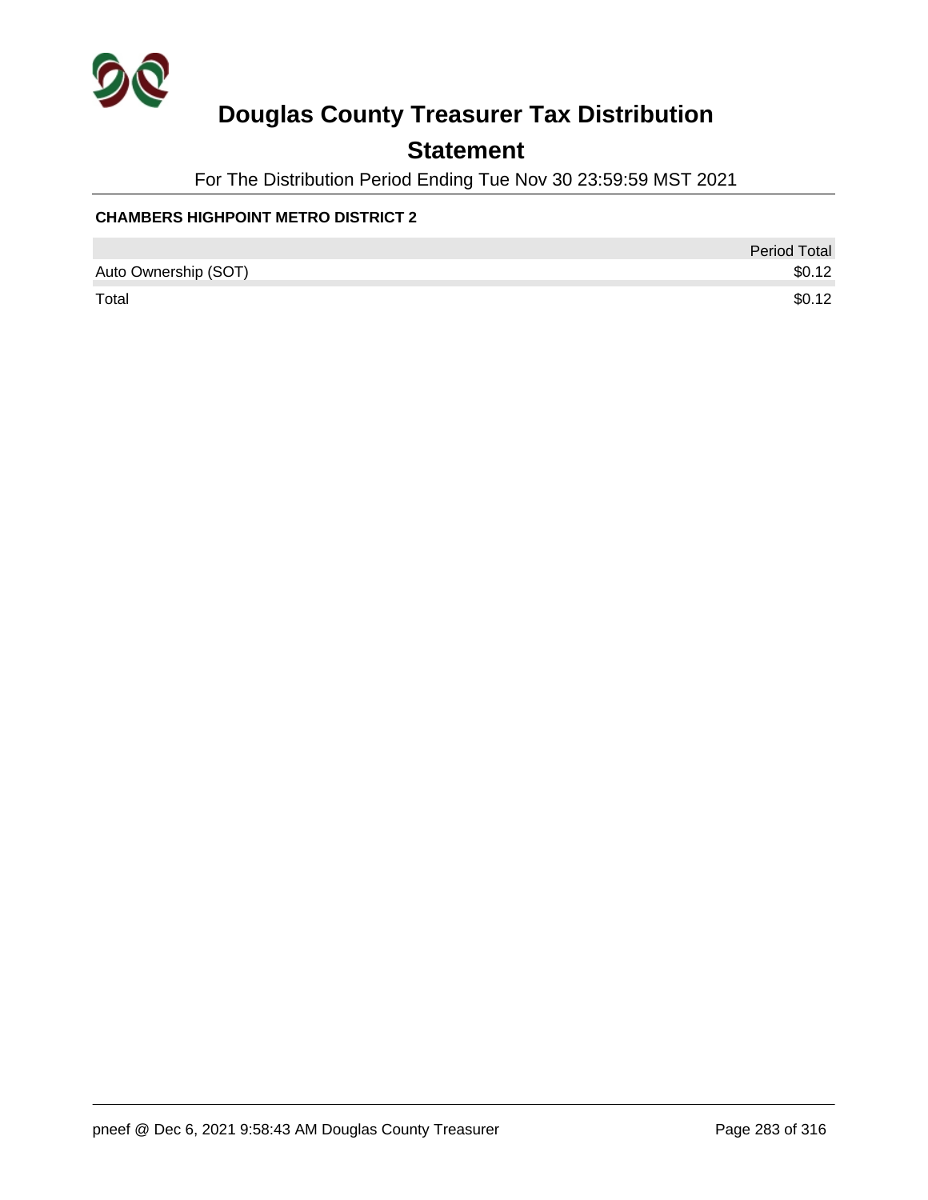# Douglas County Treasurer Tax Distribution

## Statement

For The Distribution Period Ending Tue Nov 30 23:59:59 MST 2021

### CHAMBERS HIGHPOINT METRO DISTRICT 2

| | Period Total |
|---|---|
| Auto Ownership (SOT) | $0.12 |
| Total | $0.12 |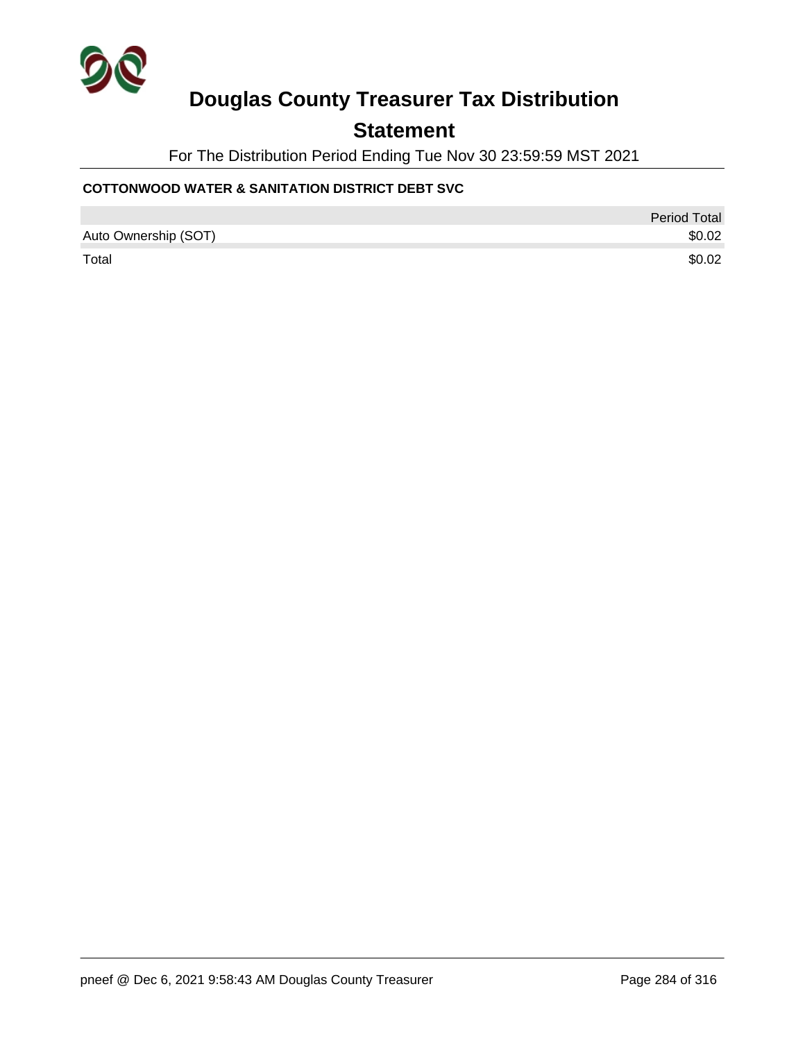# Douglas County Treasurer Tax Distribution

## Statement

For The Distribution Period Ending Tue Nov 30 23:59:59 MST 2021

**COTTONWOOD WATER & SANITATION DISTRICT DEBT SVC**

| | Period Total |
|---|---|
| Auto Ownership (SOT) | $0.02 |
| Total | $0.02 |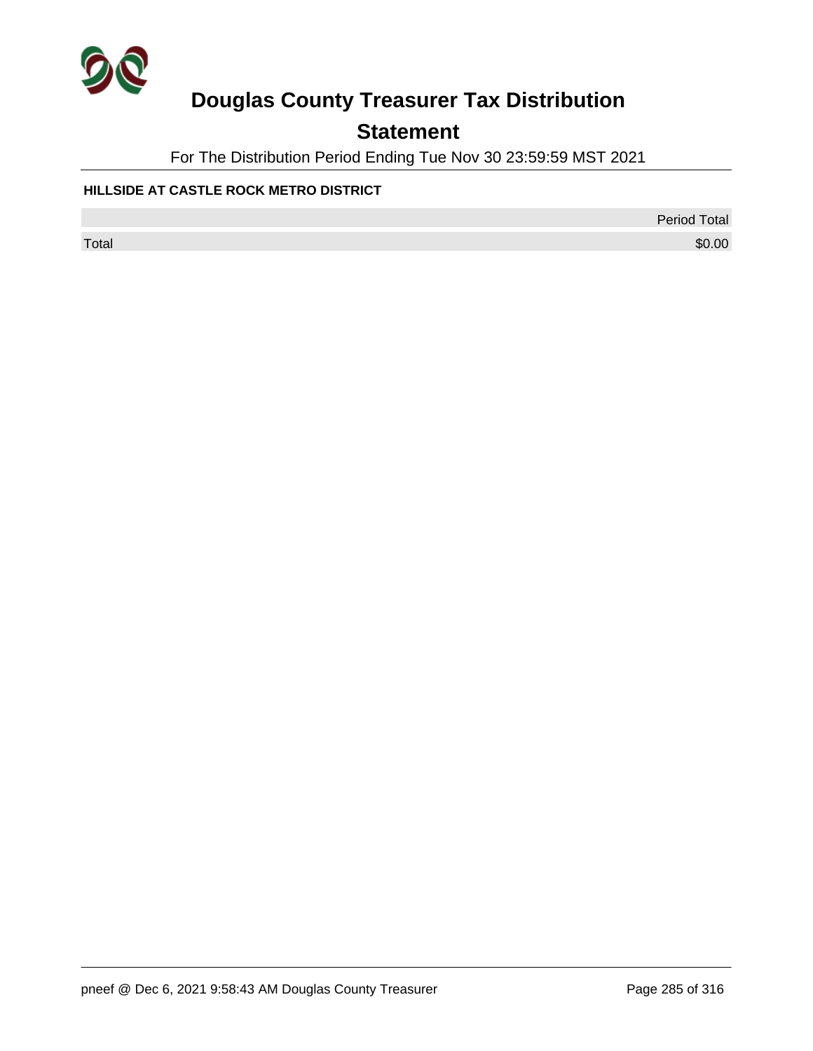# Douglas County Treasurer Tax Distribution

## Statement

For The Distribution Period Ending Tue Nov 30 23:59:59 MST 2021

**HILLSIDE AT CASTLE ROCK METRO DISTRICT**

| | Period Total |
|---|---|
| Total | $0.00 |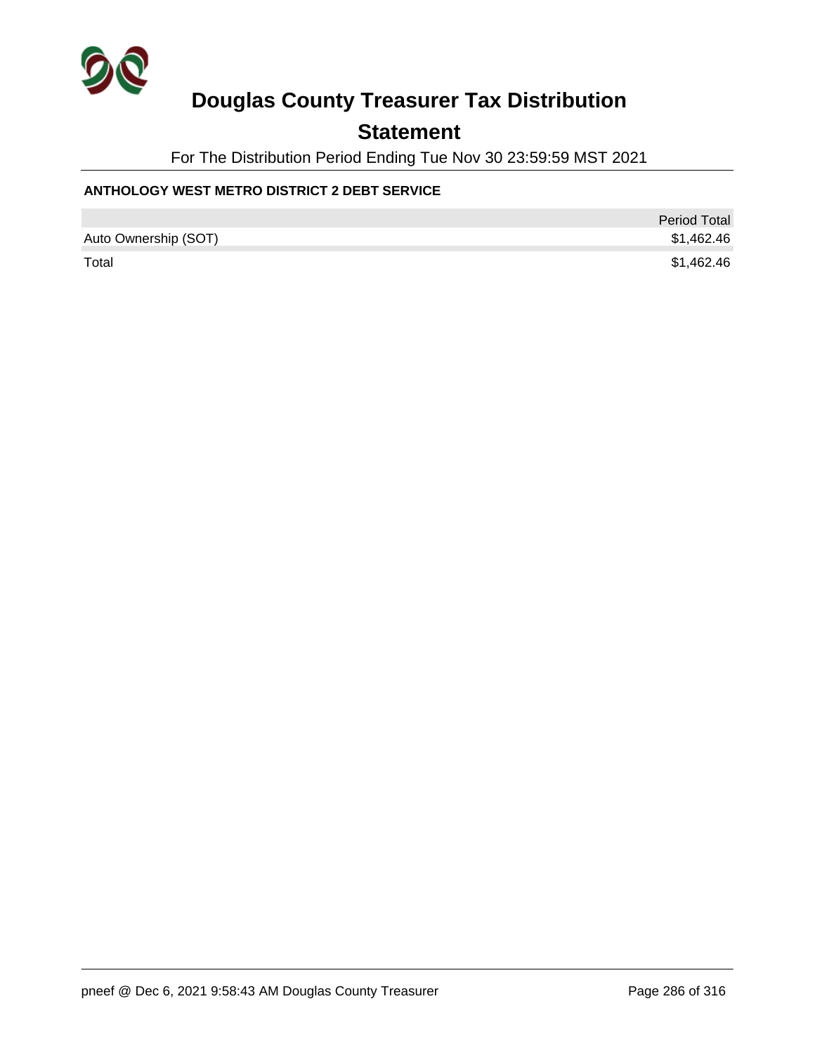# Douglas County Treasurer Tax Distribution

## Statement

For The Distribution Period Ending Tue Nov 30 23:59:59 MST 2021

### ANTHOLOGY WEST METRO DISTRICT 2 DEBT SERVICE

| | Period Total |
|---|---|
| Auto Ownership (SOT) | $1,462.46 |
| Total | $1,462.46 |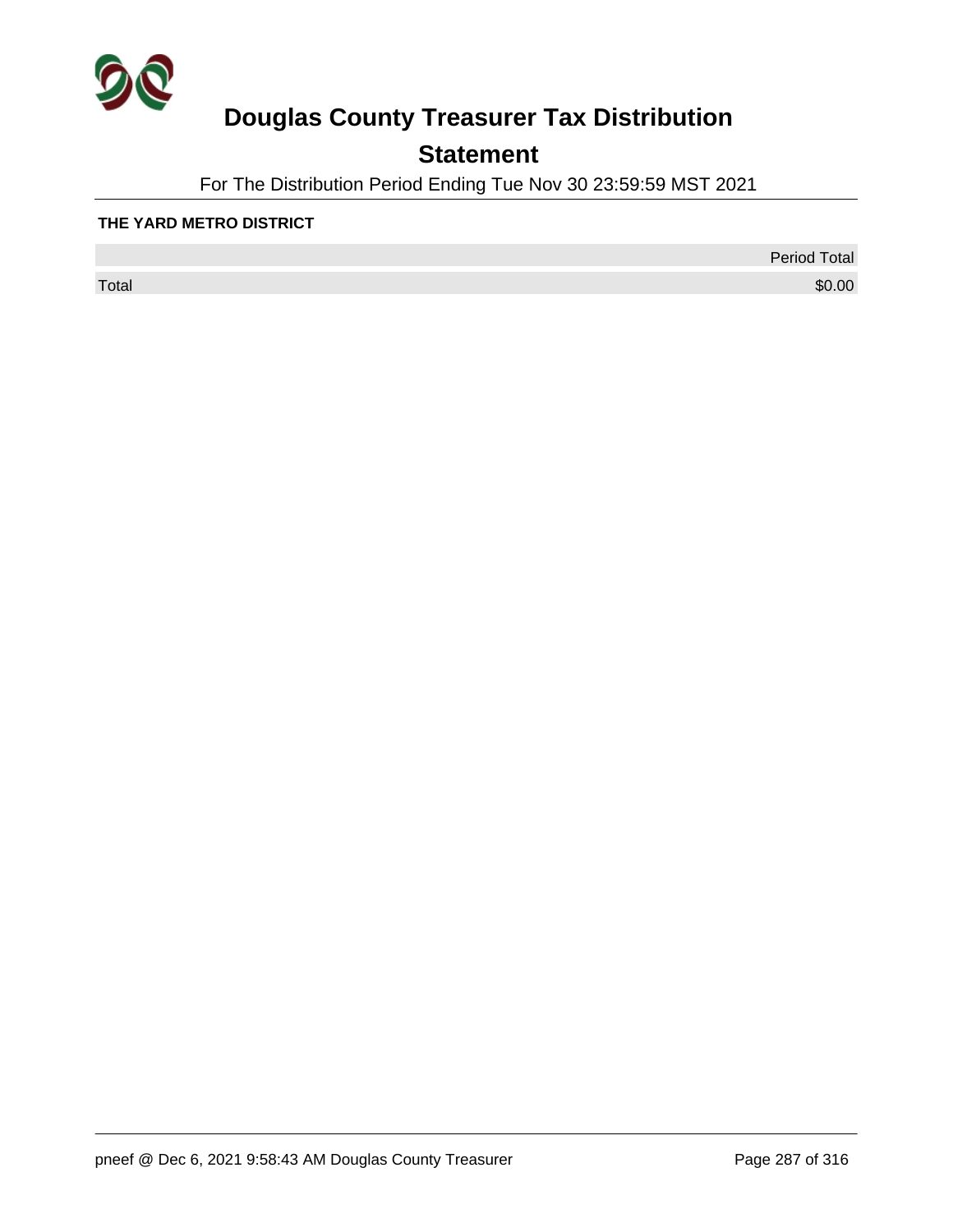# Douglas County Treasurer Tax Distribution

## Statement

For The Distribution Period Ending Tue Nov 30 23:59:59 MST 2021

**THE YARD METRO DISTRICT**

| | Period Total |
|---|---|
| Total | $0.00 |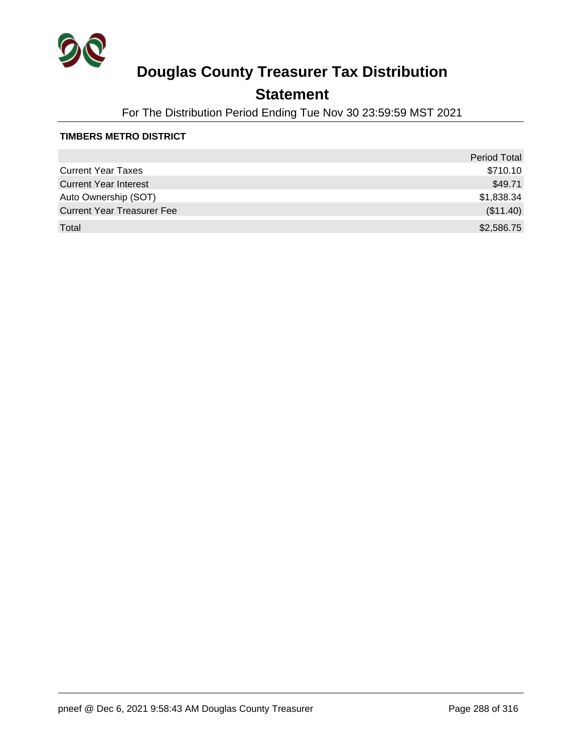# Douglas County Treasurer Tax Distribution

## Statement

For The Distribution Period Ending Tue Nov 30 23:59:59 MST 2021

**TIMBERS METRO DISTRICT**

| | Period Total |
|---|---:|
| Current Year Taxes | $710.10 |
| Current Year Interest | $49.71 |
| Auto Ownership (SOT) | $1,838.34 |
| Current Year Treasurer Fee | ($11.40) |
| Total | $2,586.75 |

pneef @ Dec 6, 2021 9:58:43 AM Douglas County Treasurer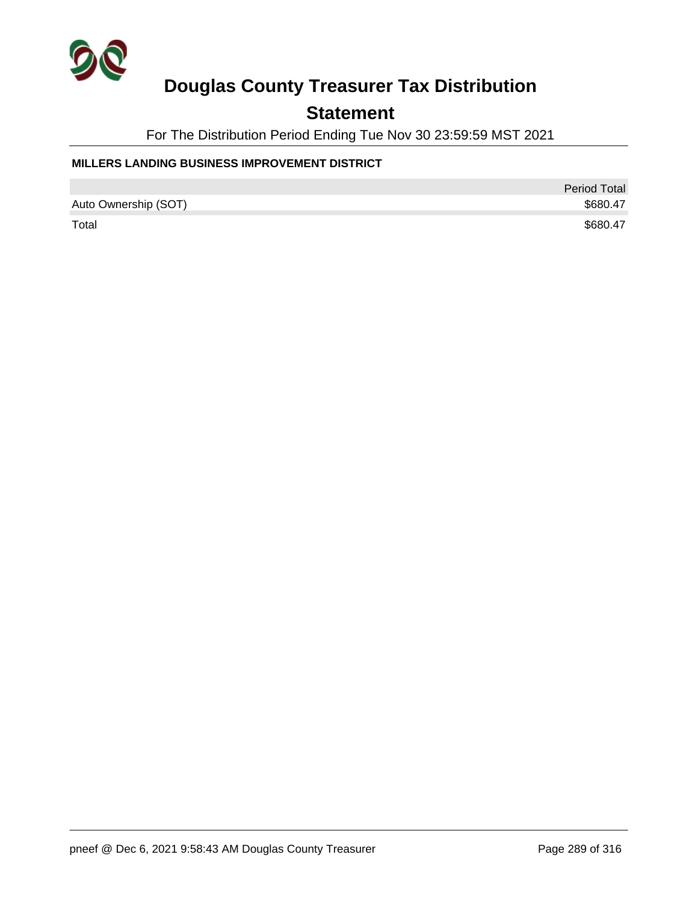# Douglas County Treasurer Tax Distribution

## Statement

For The Distribution Period Ending Tue Nov 30 23:59:59 MST 2021

**MILLERS LANDING BUSINESS IMPROVEMENT DISTRICT**

| | Period Total |
|---|---|
| Auto Ownership (SOT) | $680.47 |
| Total | $680.47 |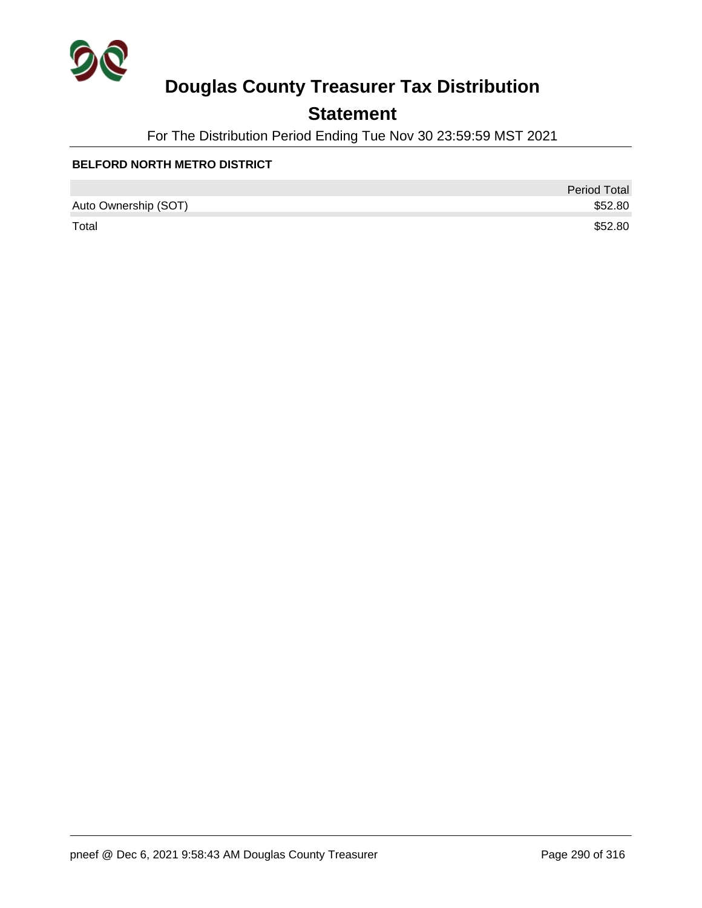# Douglas County Treasurer Tax Distribution

## Statement

For The Distribution Period Ending Tue Nov 30 23:59:59 MST 2021

**BELFORD NORTH METRO DISTRICT**

| | Period Total |
|---|---|
| Auto Ownership (SOT) | $52.80 |
| Total | $52.80 |

pneef @ Dec 6, 2021 9:58:43 AM Douglas County Treasurer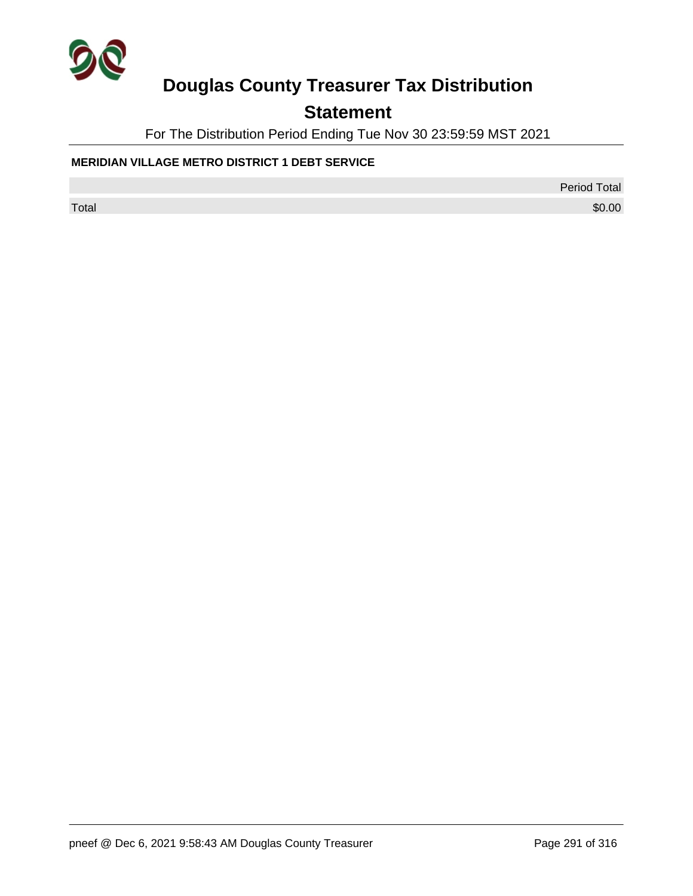# Douglas County Treasurer Tax Distribution

## Statement

For The Distribution Period Ending Tue Nov 30 23:59:59 MST 2021

**MERIDIAN VILLAGE METRO DISTRICT 1 DEBT SERVICE**

| | Period Total |
|---|---|
| Total | $0.00 |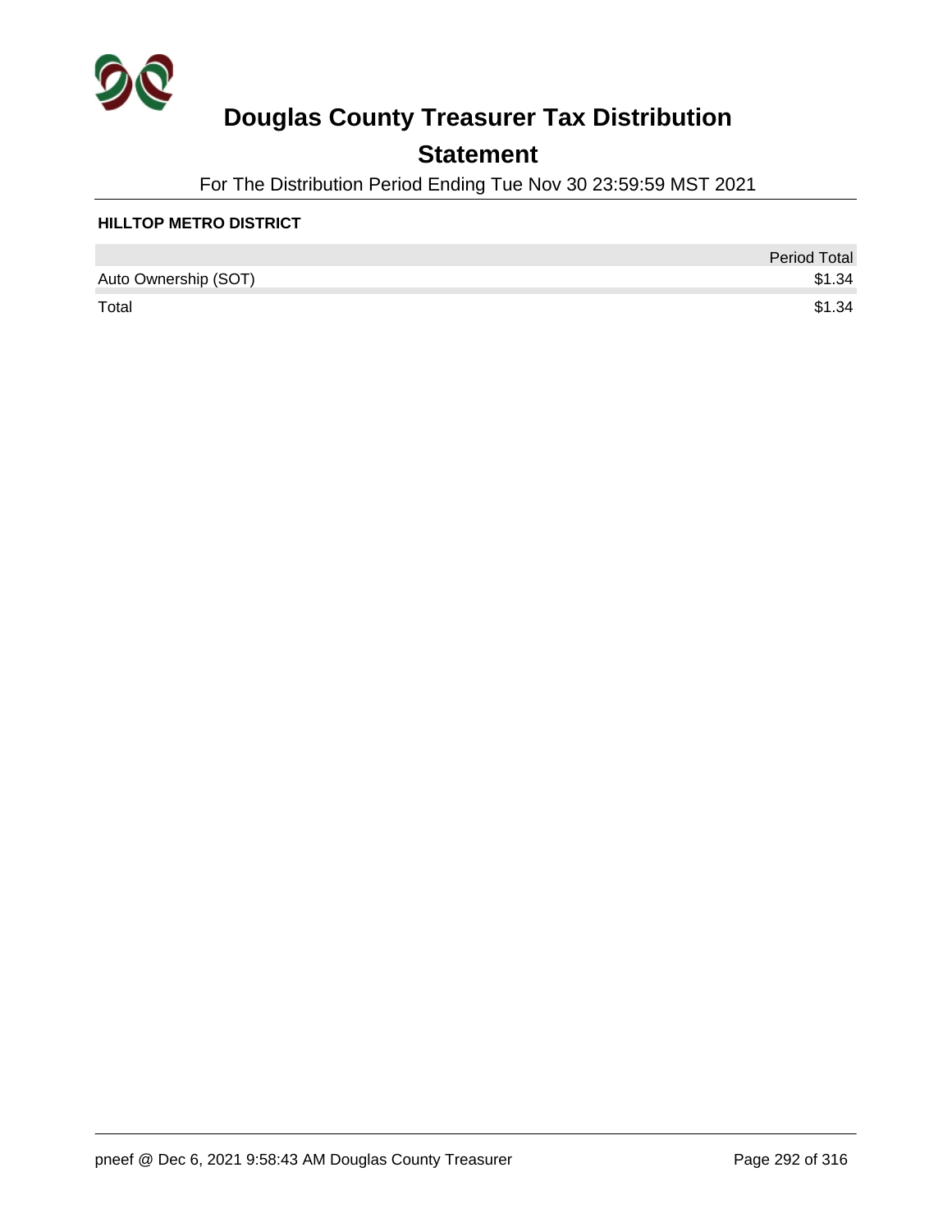# Douglas County Treasurer Tax Distribution

## Statement

For The Distribution Period Ending Tue Nov 30 23:59:59 MST 2021

**HILLTOP METRO DISTRICT**

| | Period Total |
|---|---|
| Auto Ownership (SOT) | $1.34 |
| Total | $1.34 |

pneef @ Dec 6, 2021 9:58:43 AM Douglas County Treasurer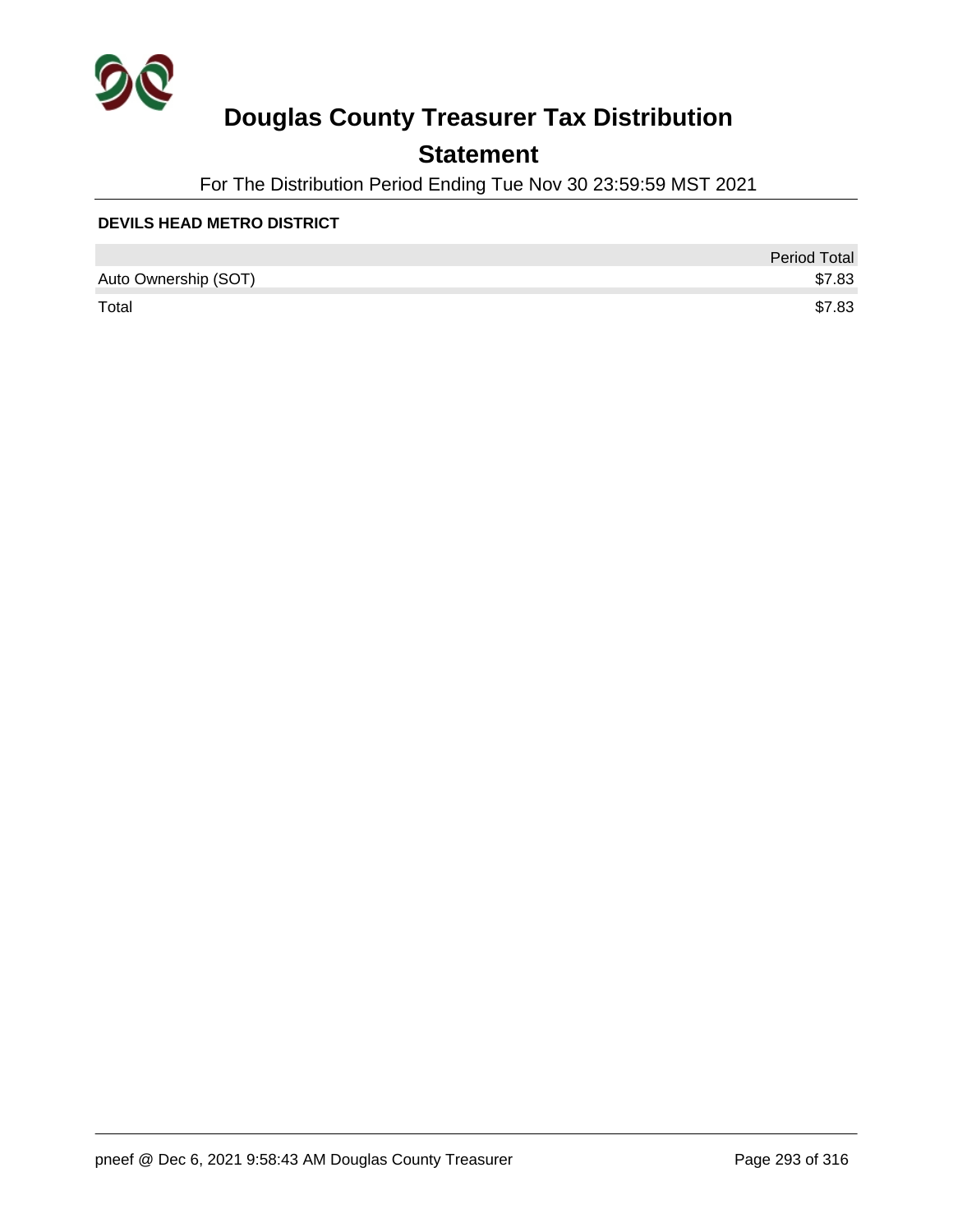# Douglas County Treasurer Tax Distribution

## Statement

For The Distribution Period Ending Tue Nov 30 23:59:59 MST 2021

**DEVILS HEAD METRO DISTRICT**

| | Period Total |
|---|---|
| Auto Ownership (SOT) | $7.83 |
| Total | $7.83 |

pneef @ Dec 6, 2021 9:58:43 AM Douglas County Treasurer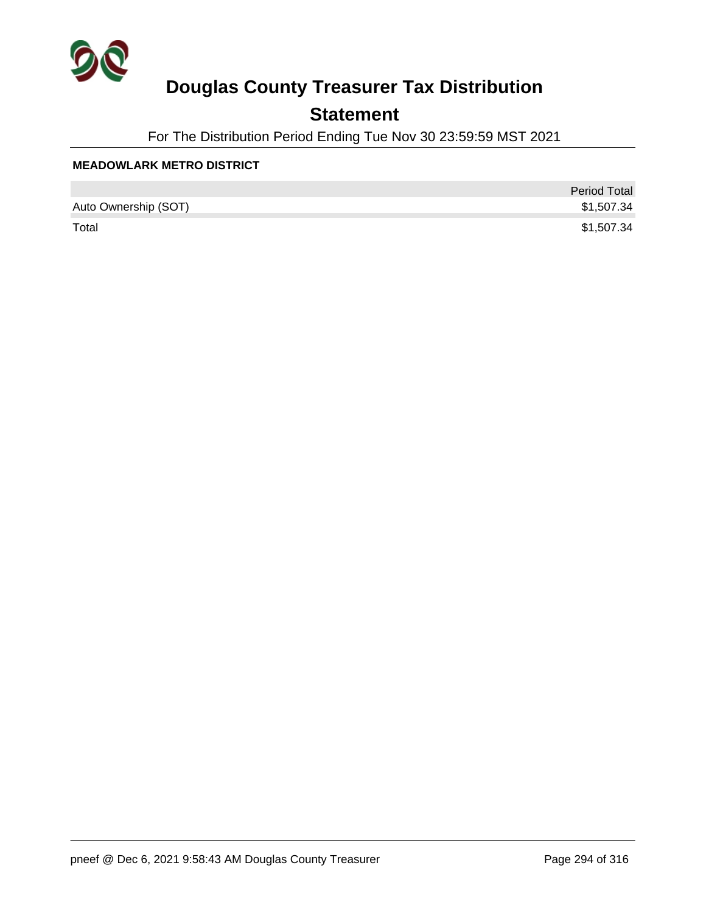# Douglas County Treasurer Tax Distribution

## Statement

For The Distribution Period Ending Tue Nov 30 23:59:59 MST 2021

### MEADOWLARK METRO DISTRICT

| | Period Total |
|---|---:|
| Auto Ownership (SOT) | $1,507.34 |
| Total | $1,507.34 |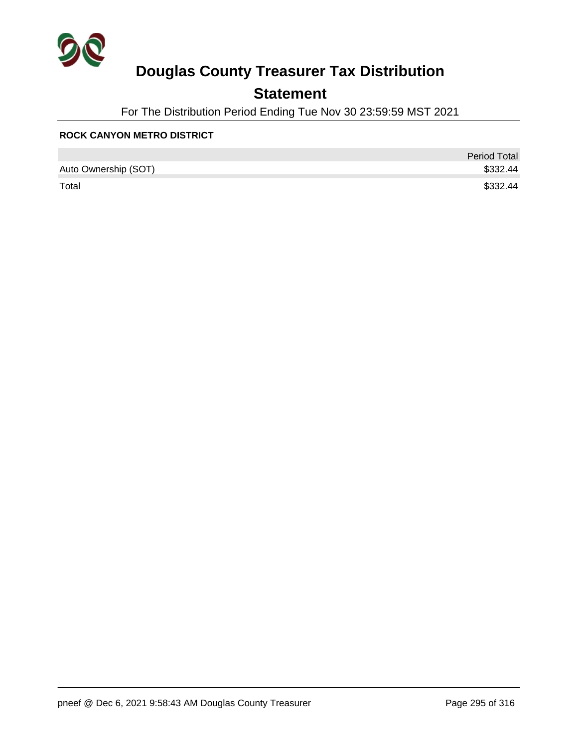# Douglas County Treasurer Tax Distribution

## Statement

For The Distribution Period Ending Tue Nov 30 23:59:59 MST 2021

**ROCK CANYON METRO DISTRICT**

| | Period Total |
|---|---|
| Auto Ownership (SOT) | $332.44 |
| Total | $332.44 |

pneef @ Dec 6, 2021 9:58:43 AM Douglas County Treasurer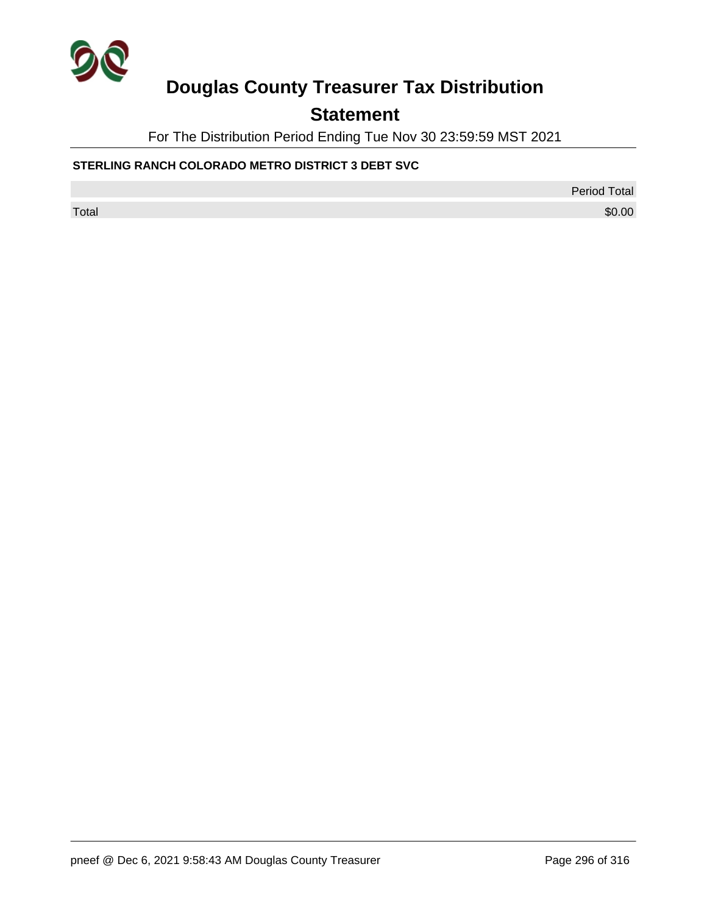# Douglas County Treasurer Tax Distribution

## Statement

For The Distribution Period Ending Tue Nov 30 23:59:59 MST 2021

**STERLING RANCH COLORADO METRO DISTRICT 3 DEBT SVC**

| | Period Total |
|---|---|
| Total | $0.00 |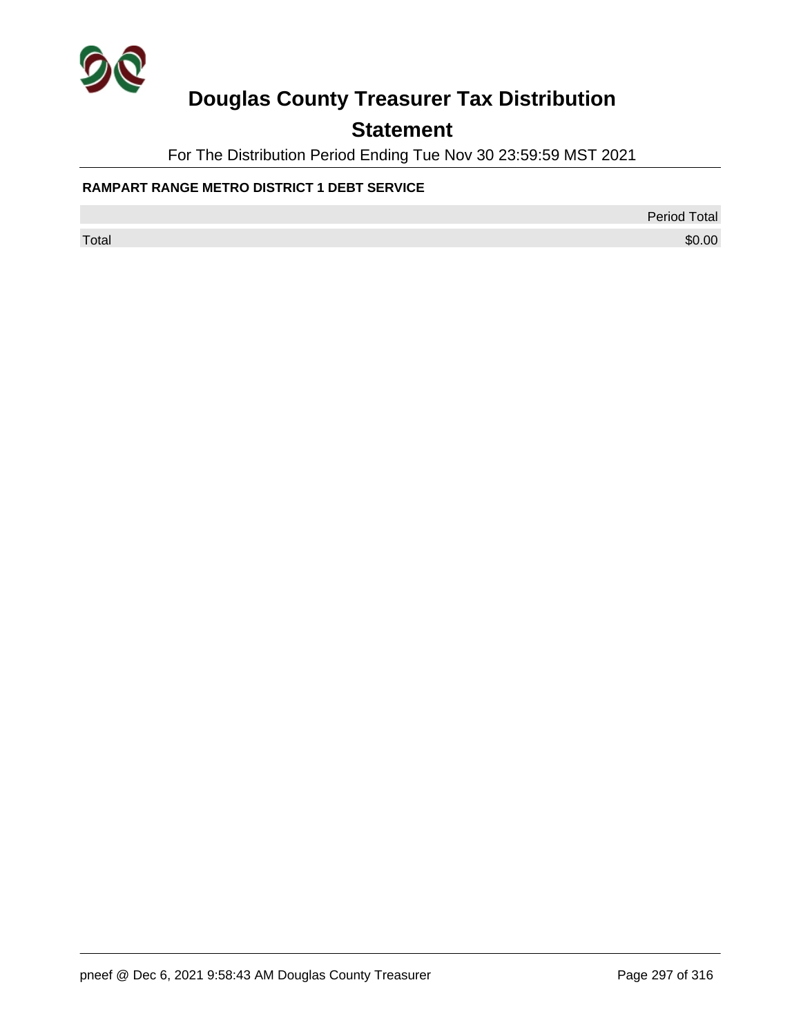# Douglas County Treasurer Tax Distribution

## Statement

For The Distribution Period Ending Tue Nov 30 23:59:59 MST 2021

**RAMPART RANGE METRO DISTRICT 1 DEBT SERVICE**

| | Period Total |
|---|---|
| Total | $0.00 |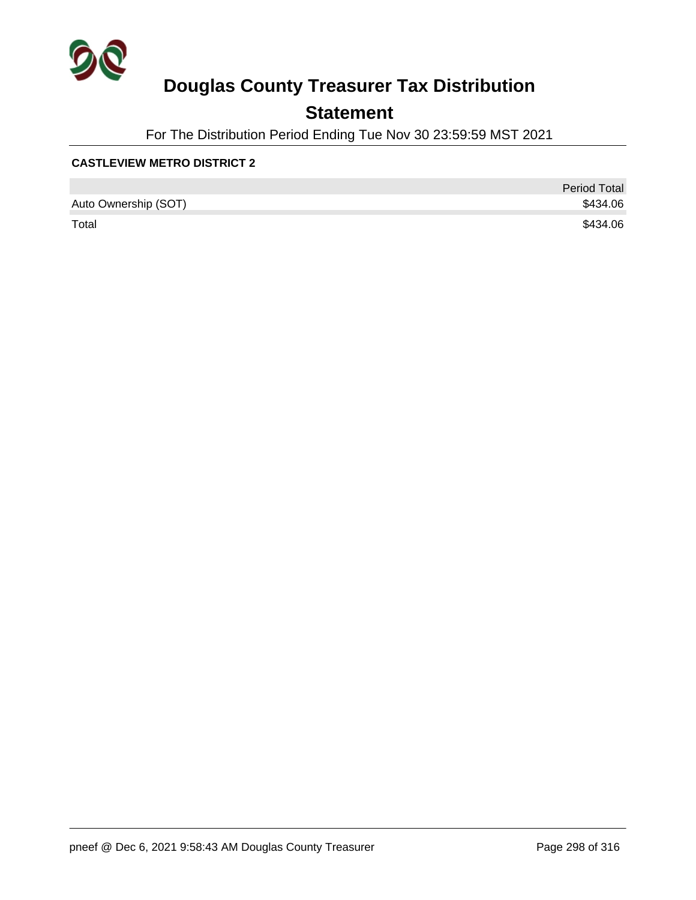# Douglas County Treasurer Tax Distribution

## Statement

For The Distribution Period Ending Tue Nov 30 23:59:59 MST 2021

**CASTLEVIEW METRO DISTRICT 2**

| | Period Total |
|---|---|
| Auto Ownership (SOT) | $434.06 |
| Total | $434.06 |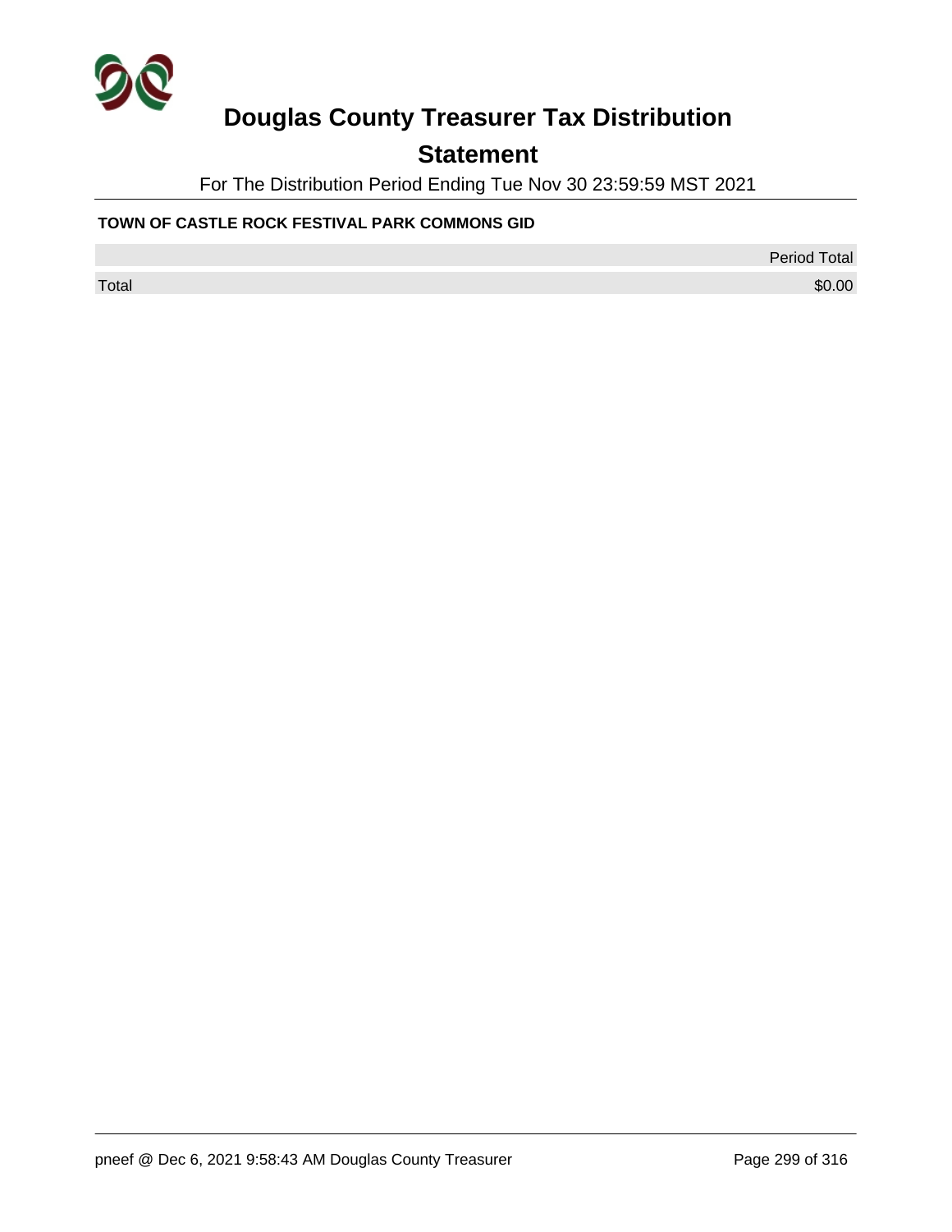# Douglas County Treasurer Tax Distribution

## Statement

For The Distribution Period Ending Tue Nov 30 23:59:59 MST 2021

**TOWN OF CASTLE ROCK FESTIVAL PARK COMMONS GID**

| | Period Total |
|---|---|
| Total | $0.00 |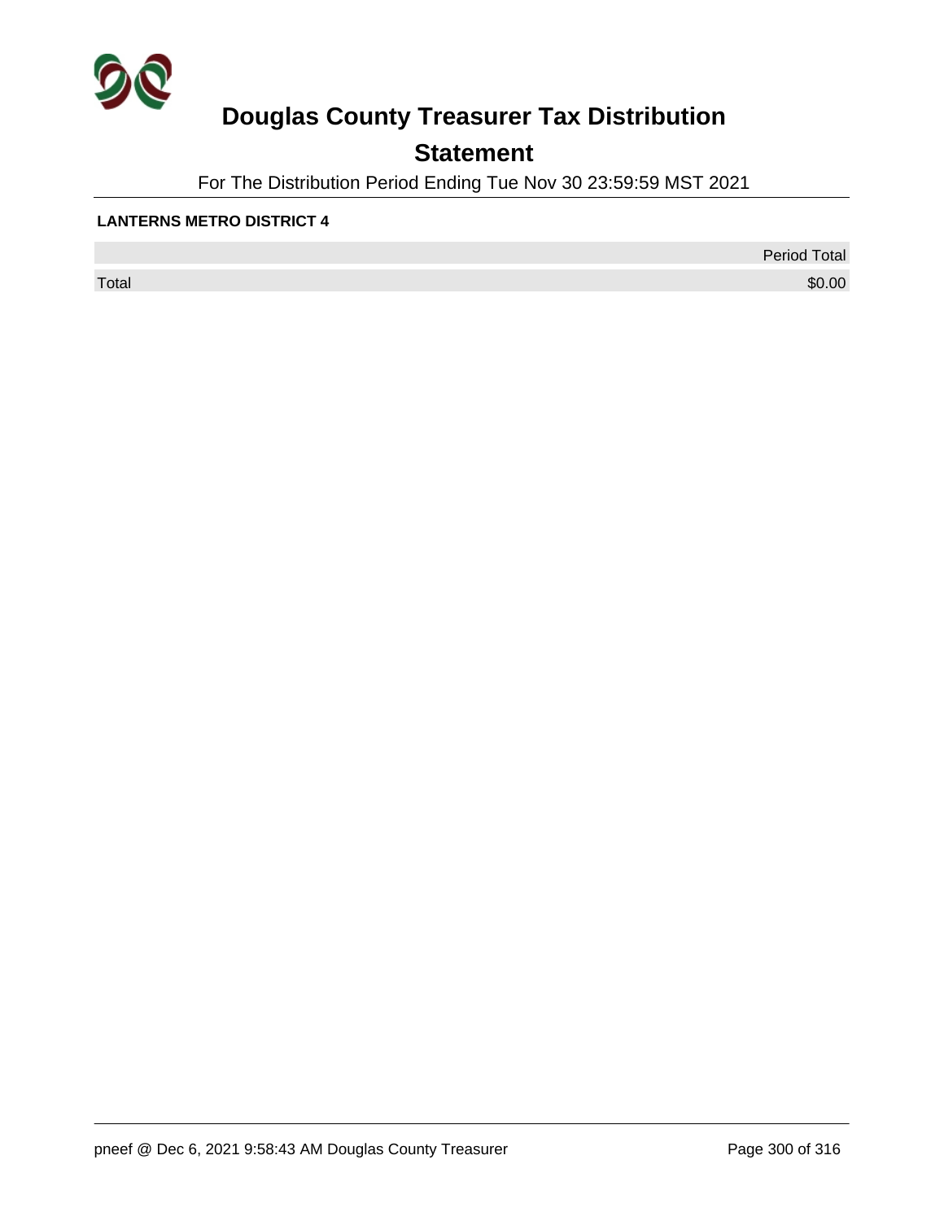# Douglas County Treasurer Tax Distribution

## Statement

For The Distribution Period Ending Tue Nov 30 23:59:59 MST 2021

**LANTERNS METRO DISTRICT 4**

| | Period Total |
|---|---|
| Total | $0.00 |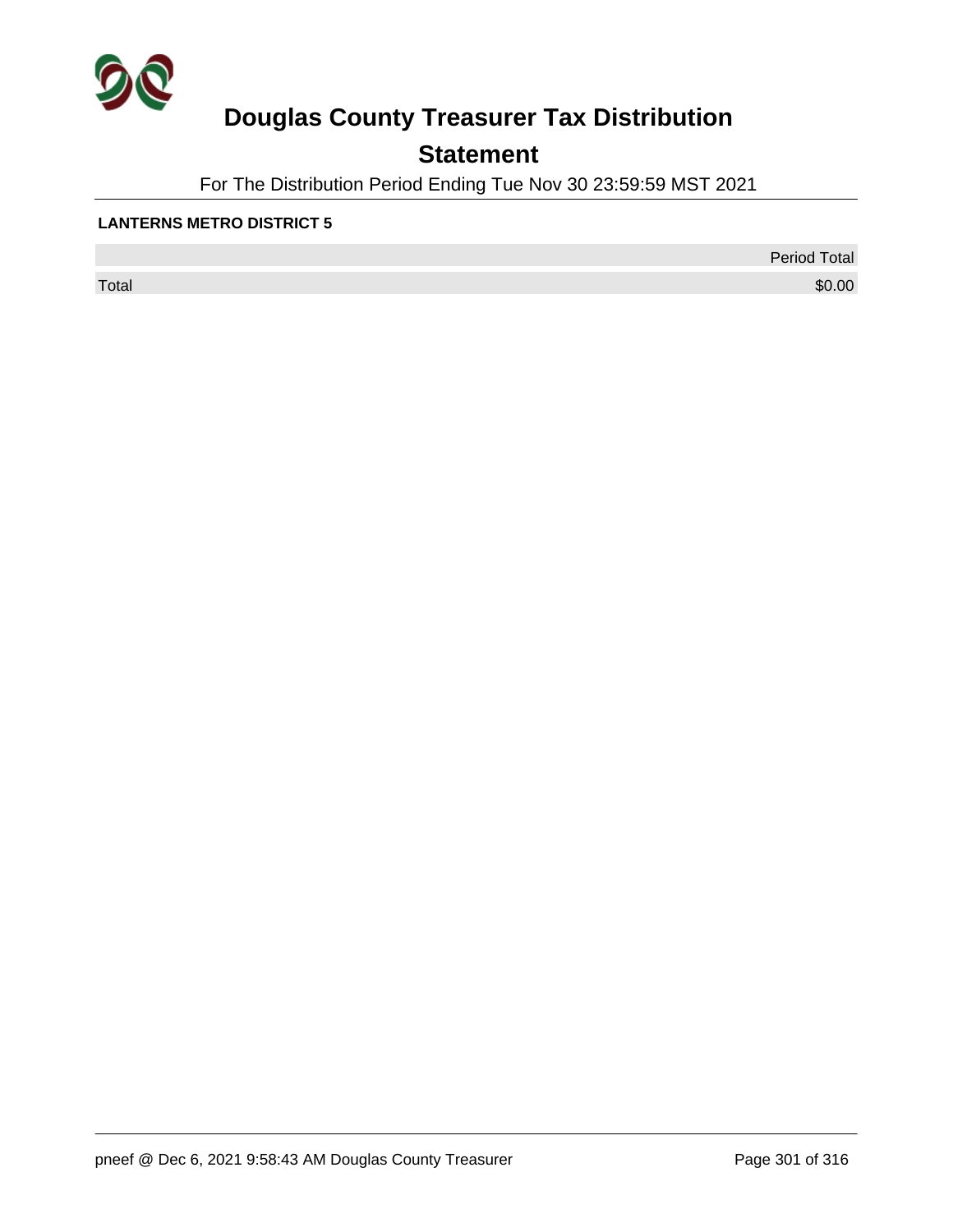# Douglas County Treasurer Tax Distribution

## Statement

For The Distribution Period Ending Tue Nov 30 23:59:59 MST 2021

**LANTERNS METRO DISTRICT 5**

| | Period Total |
|---|---|
| Total | $0.00 |

pneef @ Dec 6, 2021 9:58:43 AM Douglas County Treasurer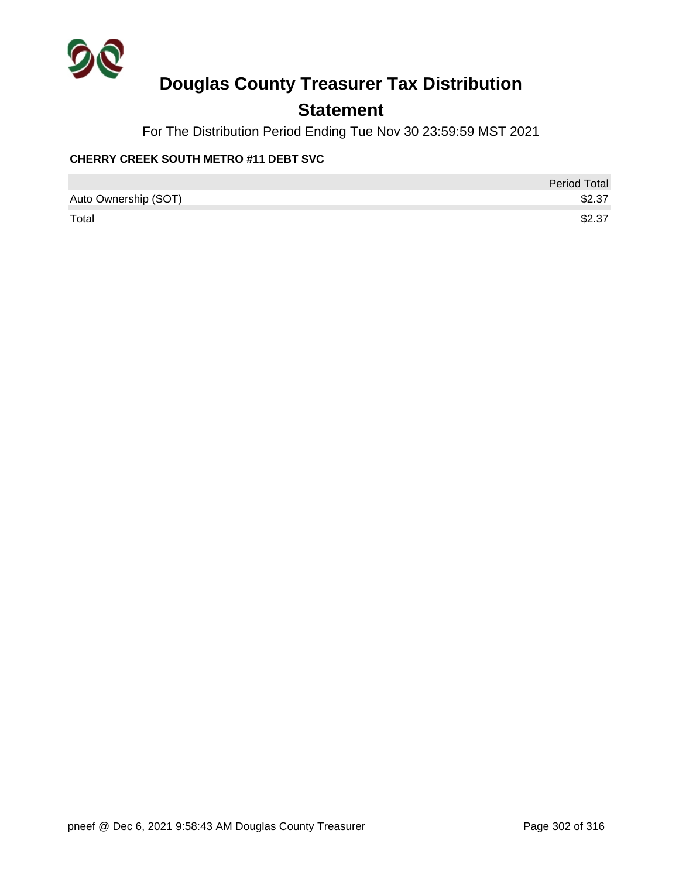# Douglas County Treasurer Tax Distribution

## Statement

For The Distribution Period Ending Tue Nov 30 23:59:59 MST 2021

**CHERRY CREEK SOUTH METRO #11 DEBT SVC**

| | Period Total |
|---|---|
| Auto Ownership (SOT) | $2.37 |
| Total | $2.37 |

pneef @ Dec 6, 2021 9:58:43 AM Douglas County Treasurer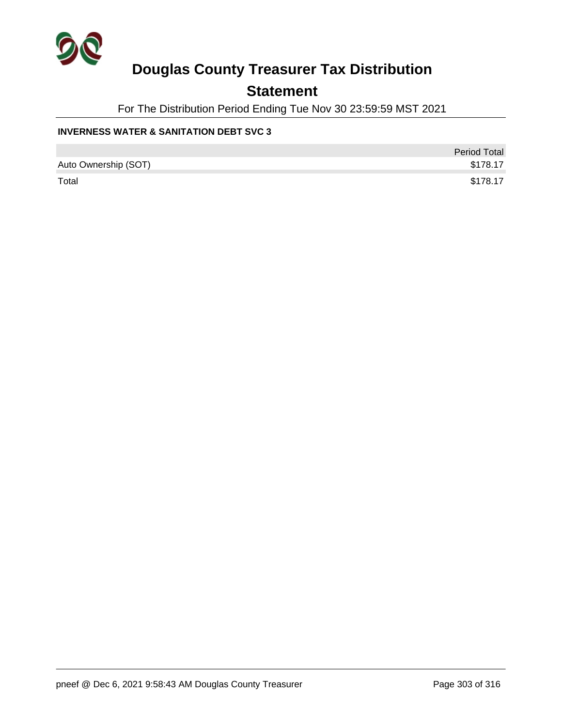# Douglas County Treasurer Tax Distribution

## Statement

For The Distribution Period Ending Tue Nov 30 23:59:59 MST 2021

### INVERNESS WATER & SANITATION DEBT SVC 3

| | Period Total |
|---|---|
| Auto Ownership (SOT) | $178.17 |
| Total | $178.17 |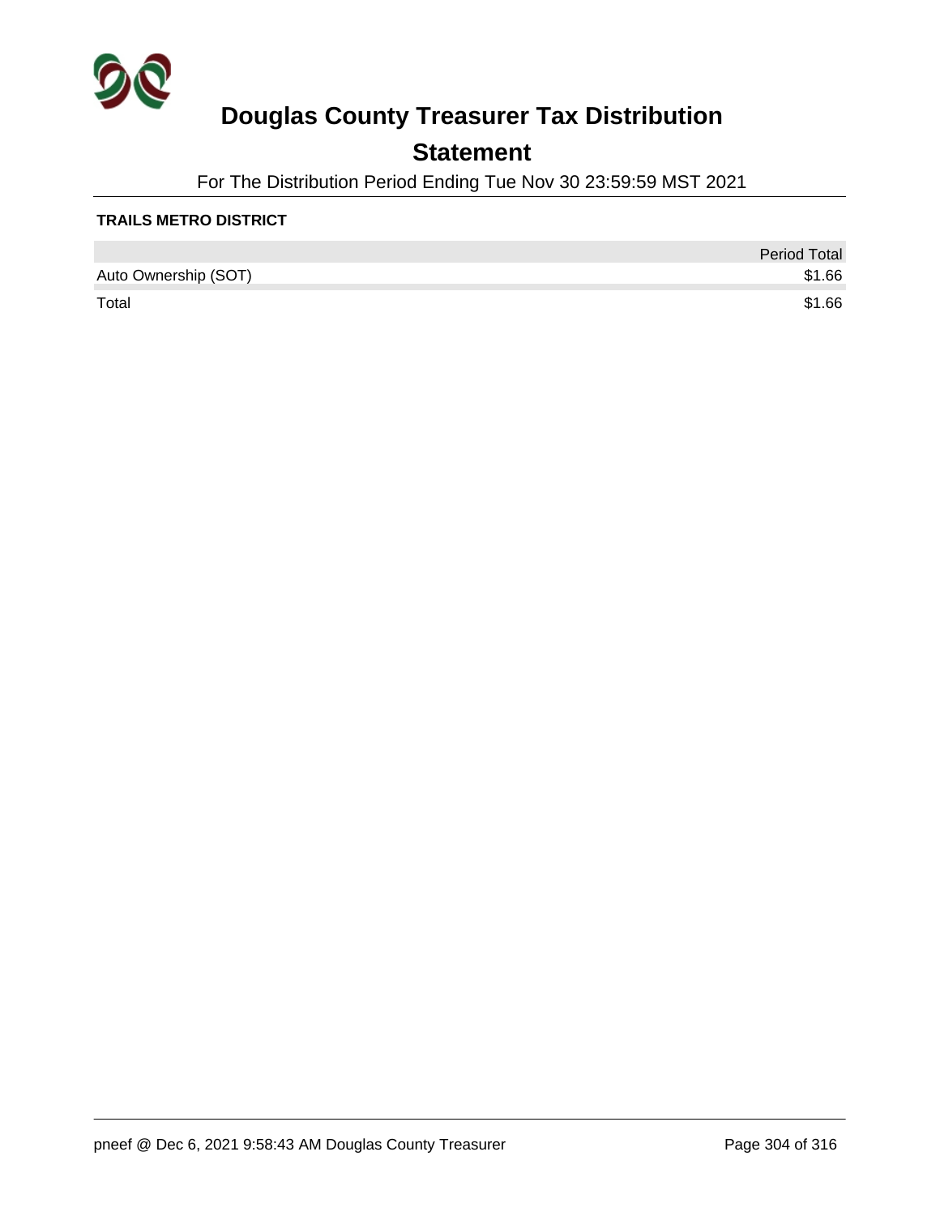# Douglas County Treasurer Tax Distribution

## Statement

For The Distribution Period Ending Tue Nov 30 23:59:59 MST 2021

**TRAILS METRO DISTRICT**

| | Period Total |
|---|---:|
| Auto Ownership (SOT) | $1.66 |
| Total | $1.66 |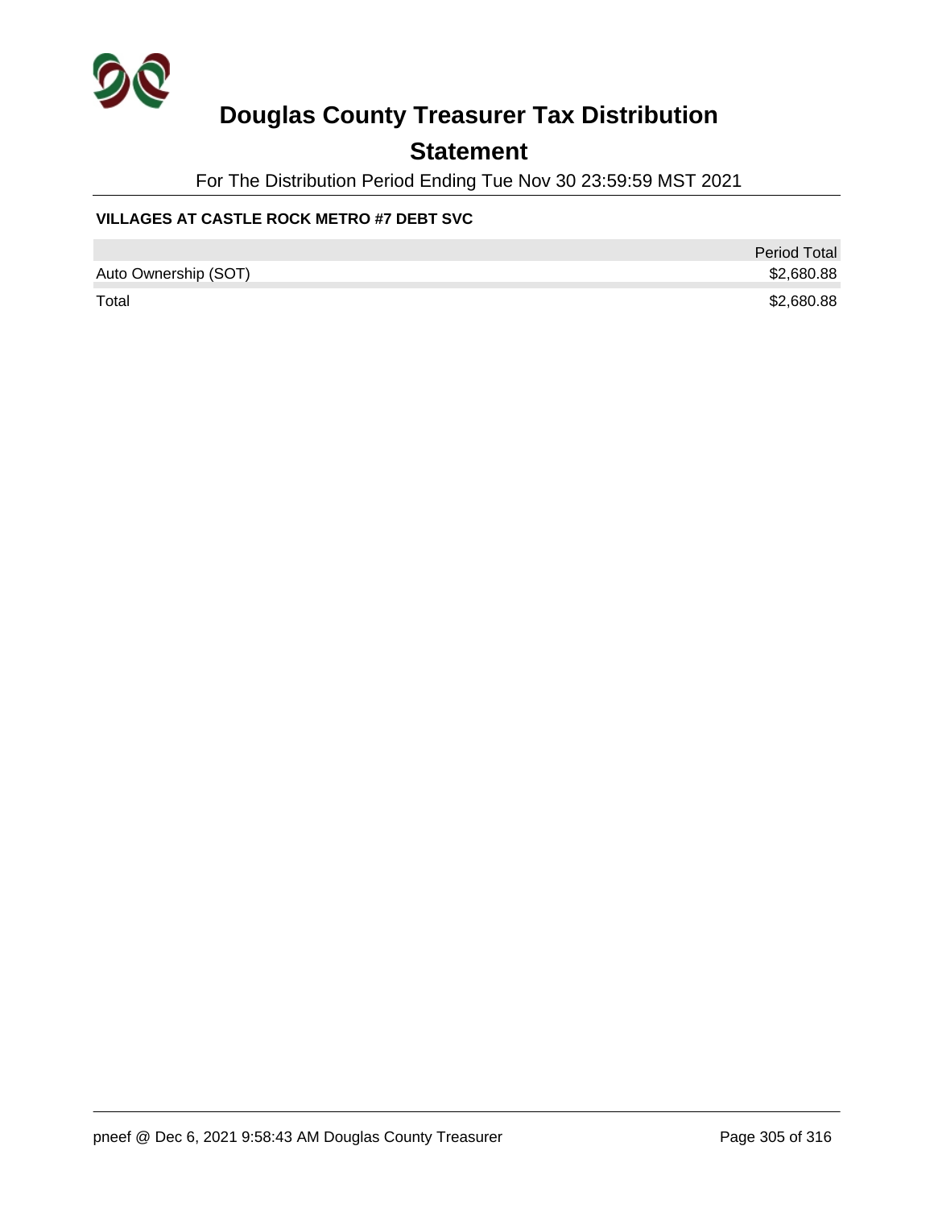# Douglas County Treasurer Tax Distribution

## Statement

For The Distribution Period Ending Tue Nov 30 23:59:59 MST 2021

**VILLAGES AT CASTLE ROCK METRO #7 DEBT SVC**

| | Period Total |
|---|---|
| Auto Ownership (SOT) | $2,680.88 |
| Total | $2,680.88 |

pneef @ Dec 6, 2021 9:58:43 AM Douglas County Treasurer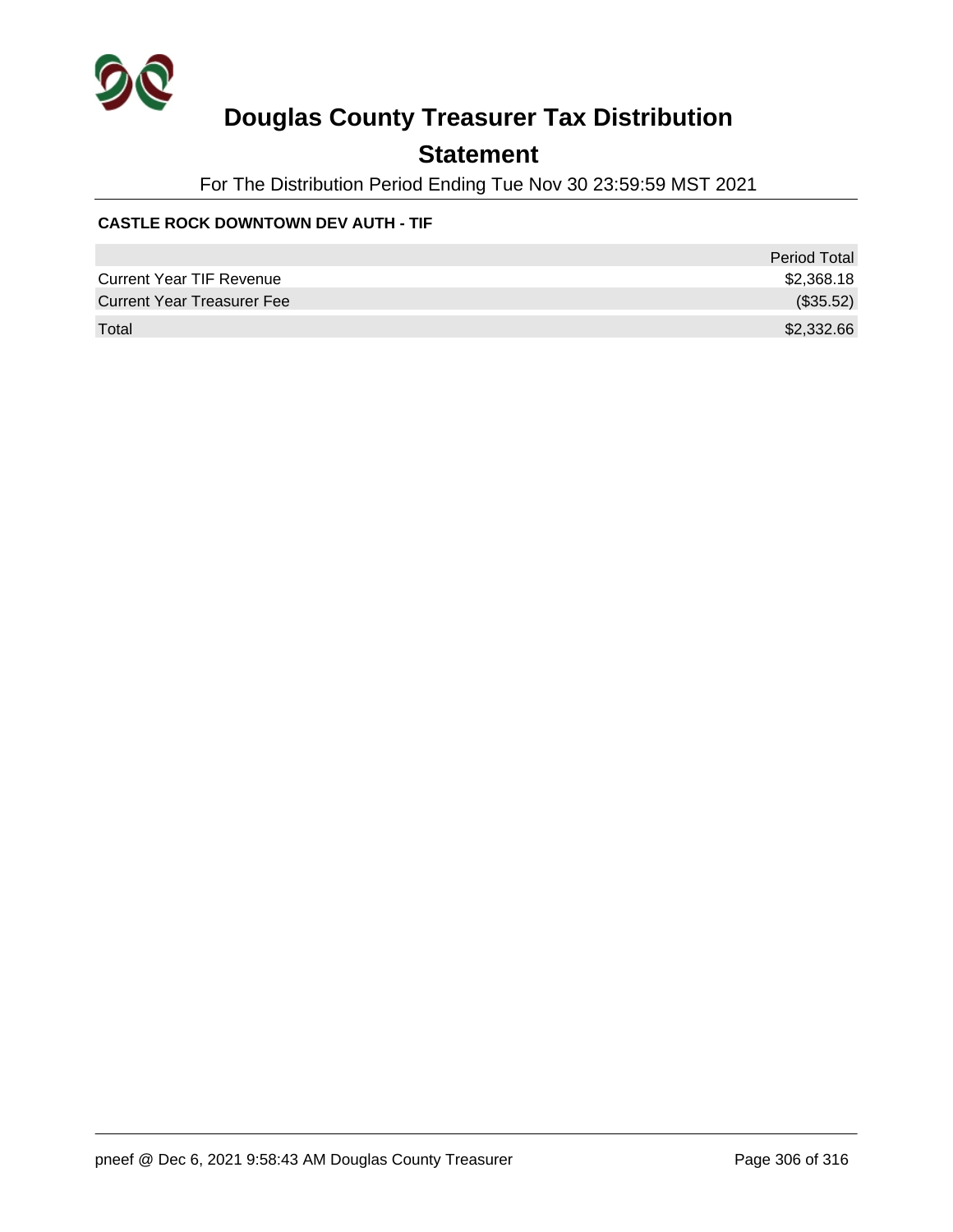# Douglas County Treasurer Tax Distribution

## Statement

For The Distribution Period Ending Tue Nov 30 23:59:59 MST 2021

**CASTLE ROCK DOWNTOWN DEV AUTH - TIF**

| | Period Total |
|---|---|
| Current Year TIF Revenue | $2,368.18 |
| Current Year Treasurer Fee | ($35.52) |
| Total | $2,332.66 |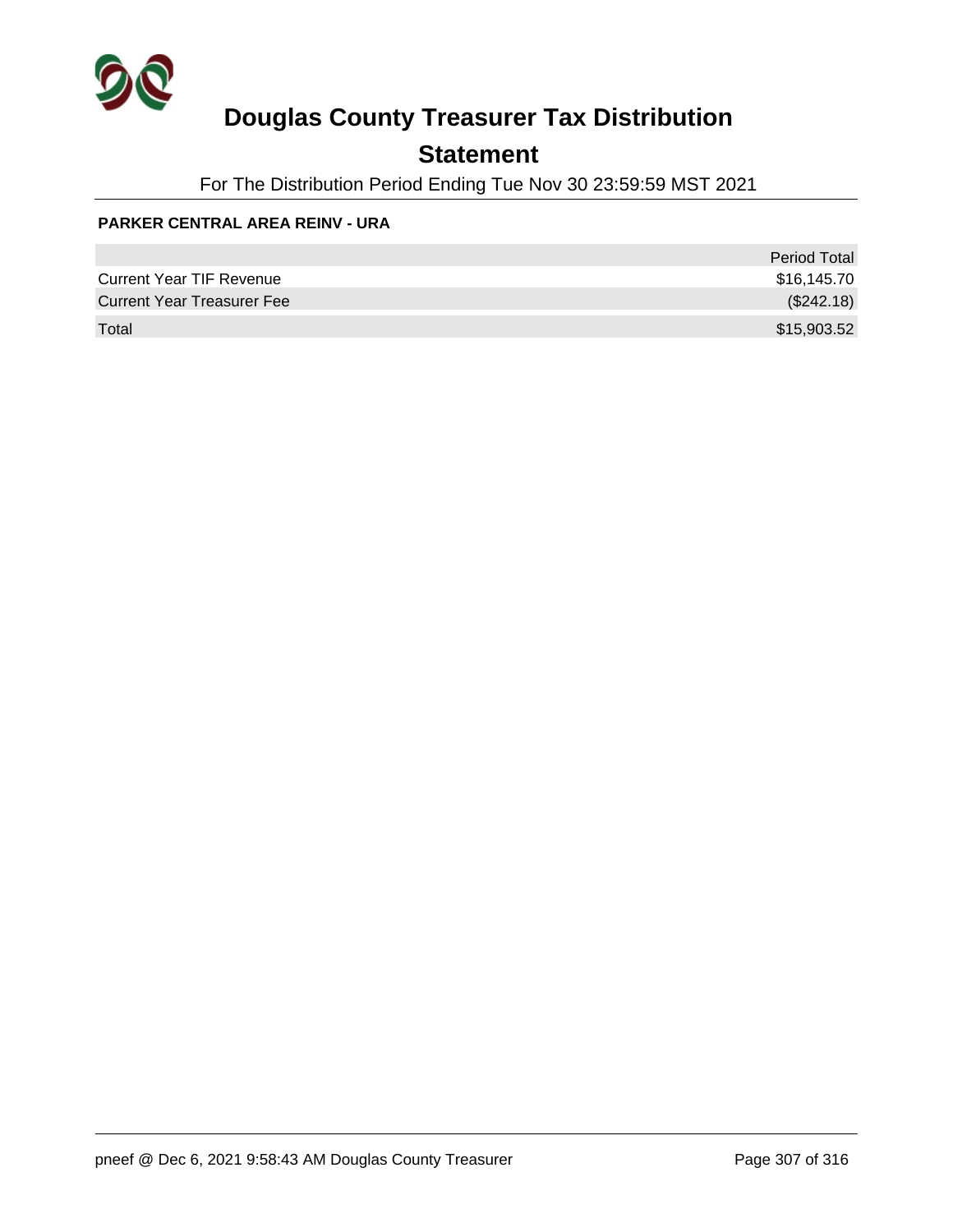# Douglas County Treasurer Tax Distribution

## Statement

For The Distribution Period Ending Tue Nov 30 23:59:59 MST 2021

**PARKER CENTRAL AREA REINV - URA**

| | Period Total |
|---|---|
| Current Year TIF Revenue | $16,145.70 |
| Current Year Treasurer Fee | ($242.18) |
| Total | $15,903.52 |

pneef @ Dec 6, 2021 9:58:43 AM Douglas County Treasurer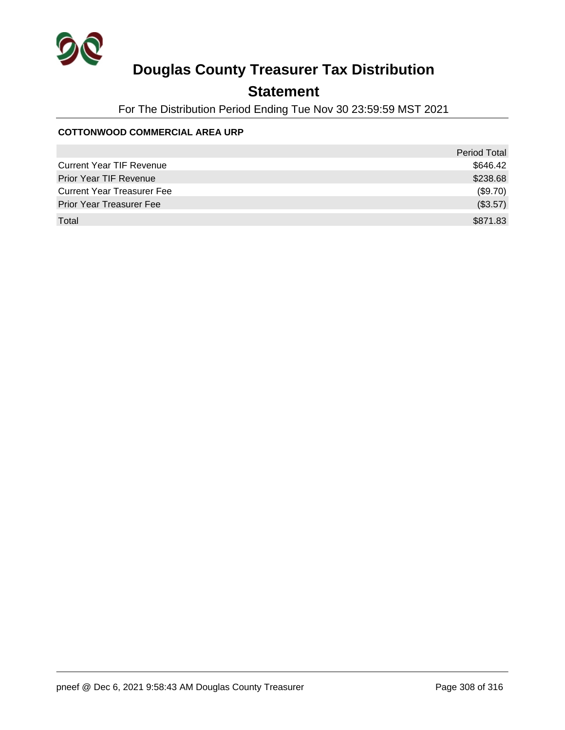# Douglas County Treasurer Tax Distribution

## Statement

For The Distribution Period Ending Tue Nov 30 23:59:59 MST 2021

**COTTONWOOD COMMERCIAL AREA URP**

| | Period Total |
|---|---|
| Current Year TIF Revenue | $646.42 |
| Prior Year TIF Revenue | $238.68 |
| Current Year Treasurer Fee | ($9.70) |
| Prior Year Treasurer Fee | ($3.57) |
| Total | $871.83 |

pneef @ Dec 6, 2021 9:58:43 AM Douglas County Treasurer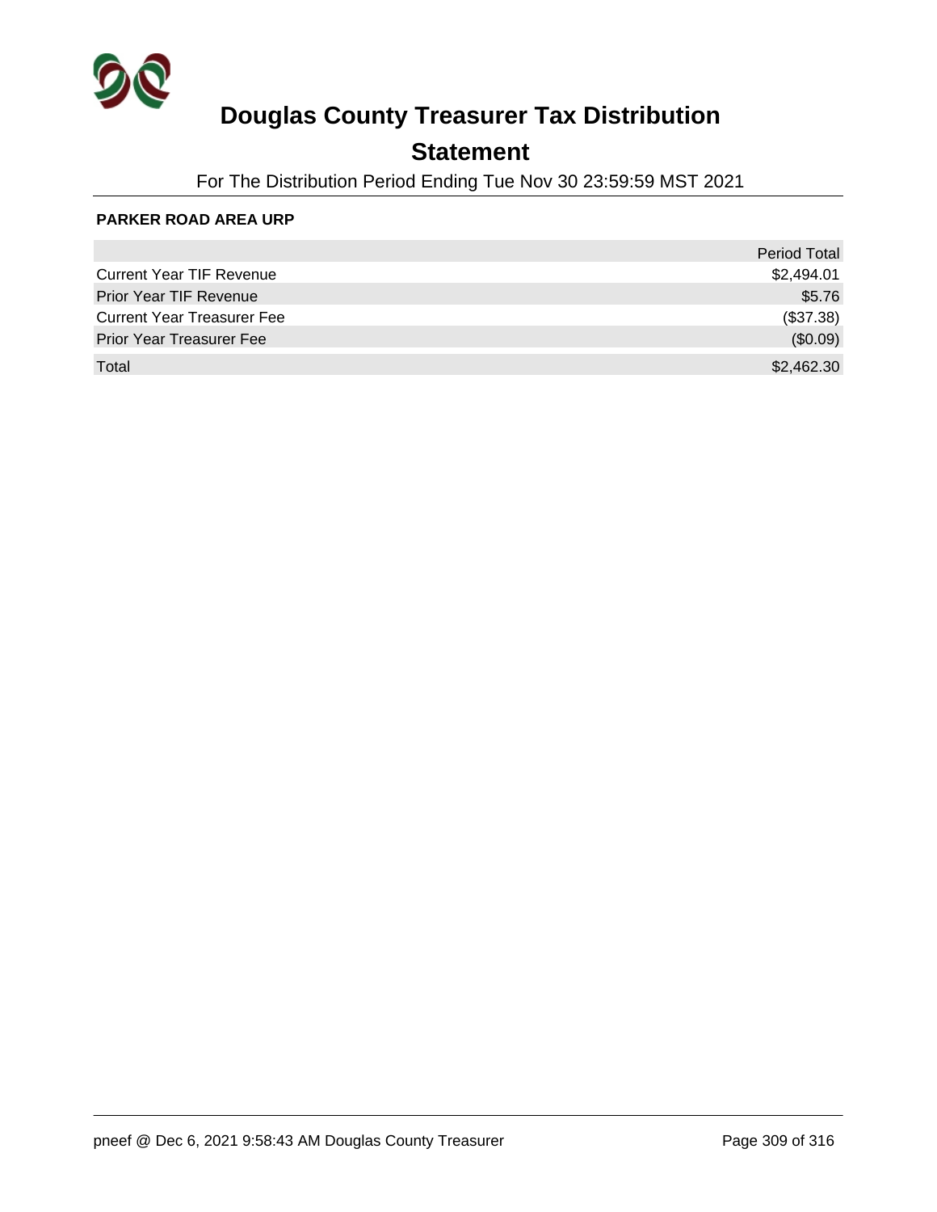# Douglas County Treasurer Tax Distribution

## Statement

For The Distribution Period Ending Tue Nov 30 23:59:59 MST 2021

**PARKER ROAD AREA URP**

| | Period Total |
|---|---|
| Current Year TIF Revenue | $2,494.01 |
| Prior Year TIF Revenue | $5.76 |
| Current Year Treasurer Fee | ($37.38) |
| Prior Year Treasurer Fee | ($0.09) |
| Total | $2,462.30 |

pneef @ Dec 6, 2021 9:58:43 AM Douglas County Treasurer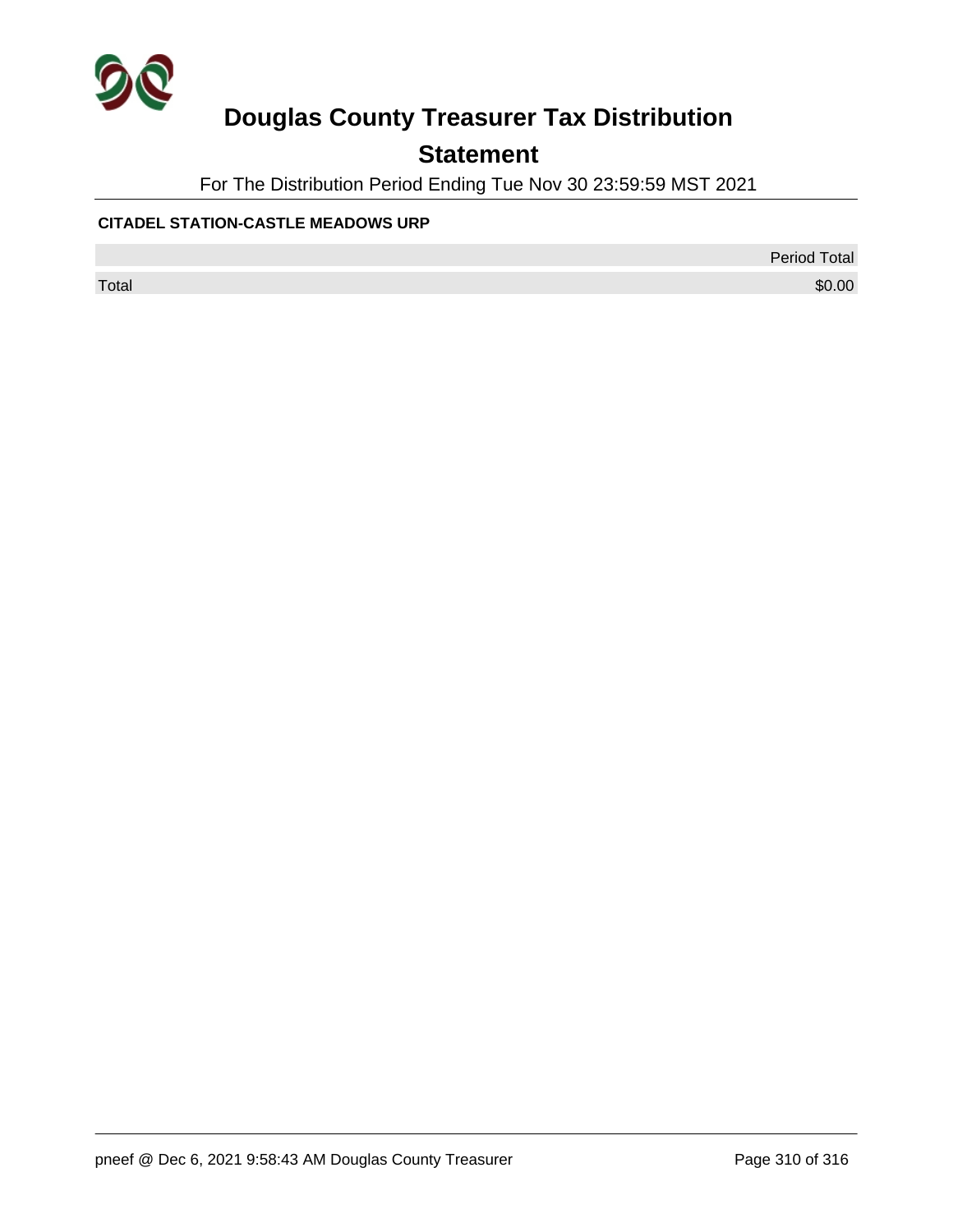# Douglas County Treasurer Tax Distribution

## Statement

For The Distribution Period Ending Tue Nov 30 23:59:59 MST 2021

**CITADEL STATION-CASTLE MEADOWS URP**

| | Period Total |
|---|---|
| Total | $0.00 |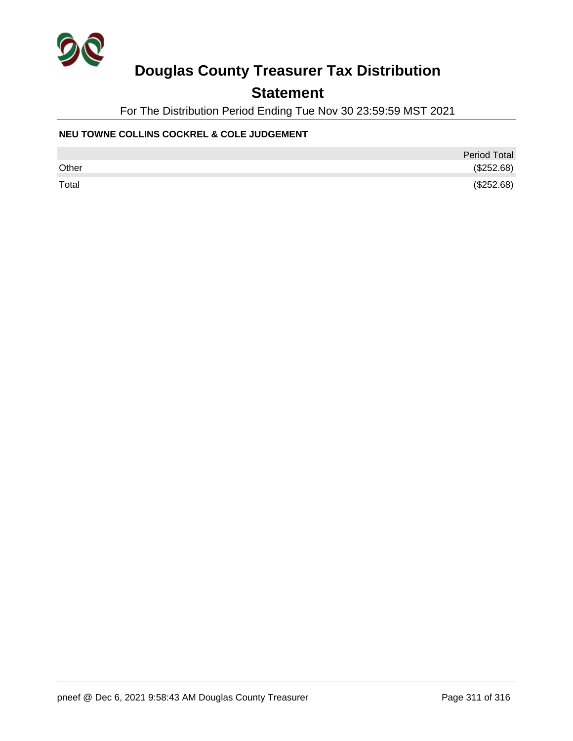# Douglas County Treasurer Tax Distribution

## Statement

For The Distribution Period Ending Tue Nov 30 23:59:59 MST 2021

### NEU TOWNE COLLINS COCKREL & COLE JUDGEMENT

| | Period Total |
|---|---|
| Other | ($252.68) |
| Total | ($252.68) |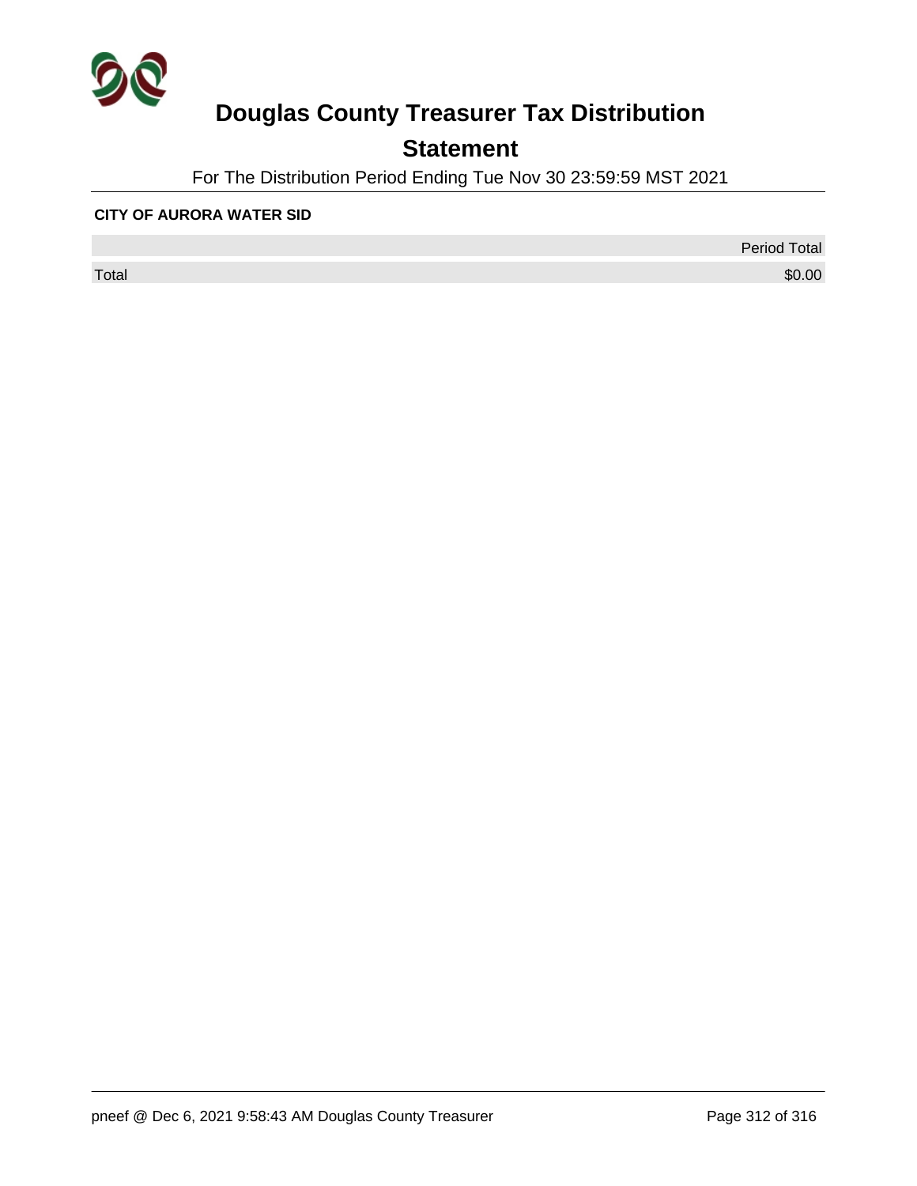# Douglas County Treasurer Tax Distribution

## Statement

For The Distribution Period Ending Tue Nov 30 23:59:59 MST 2021

**CITY OF AURORA WATER SID**

| | Period Total |
|---|---|
| Total | $0.00 |

pneef @ Dec 6, 2021 9:58:43 AM Douglas County Treasurer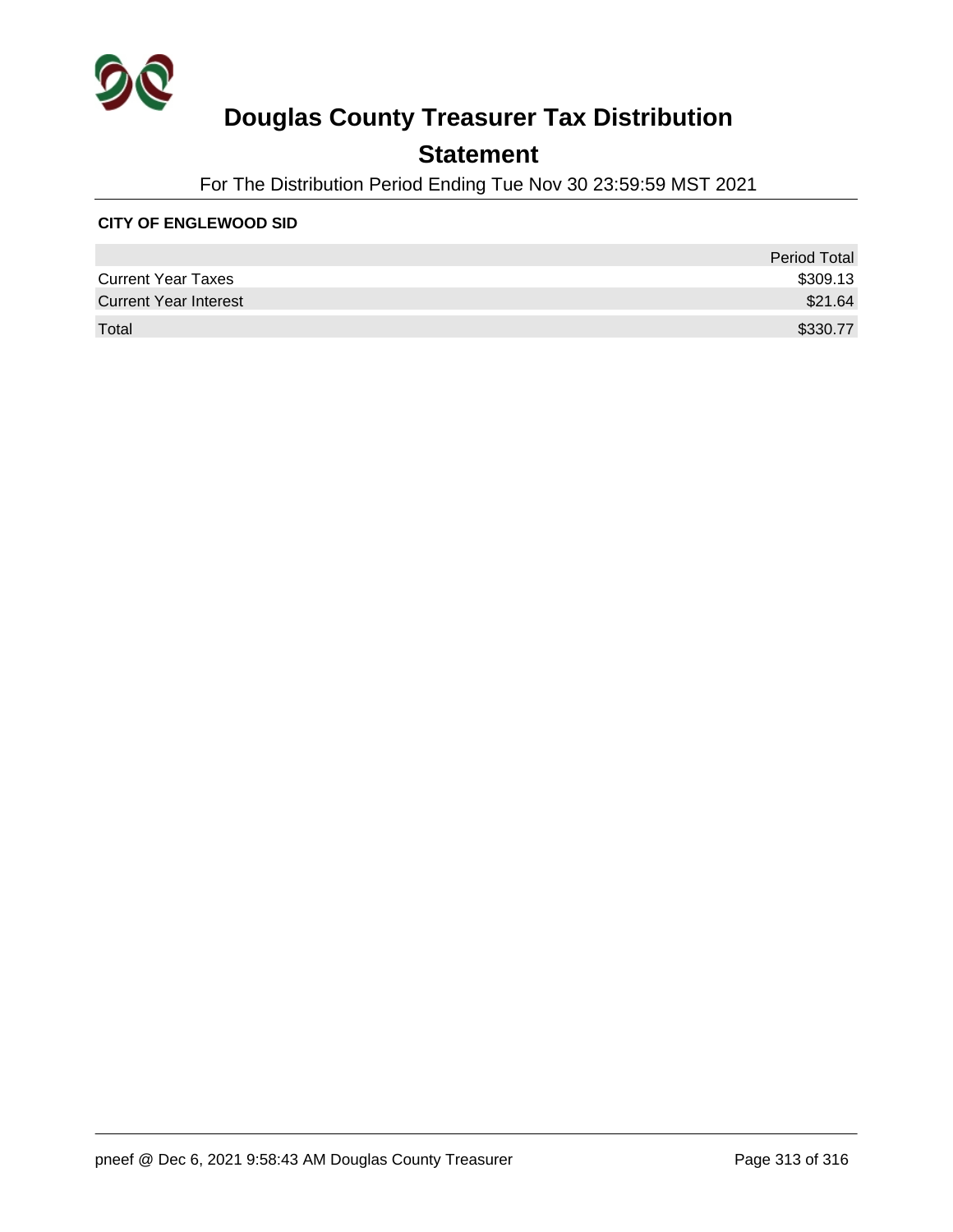# Douglas County Treasurer Tax Distribution

## Statement

For The Distribution Period Ending Tue Nov 30 23:59:59 MST 2021

**CITY OF ENGLEWOOD SID**

| | Period Total |
|---|---|
| Current Year Taxes | $309.13 |
| Current Year Interest | $21.64 |
| Total | $330.77 |

pneef @ Dec 6, 2021 9:58:43 AM Douglas County Treasurer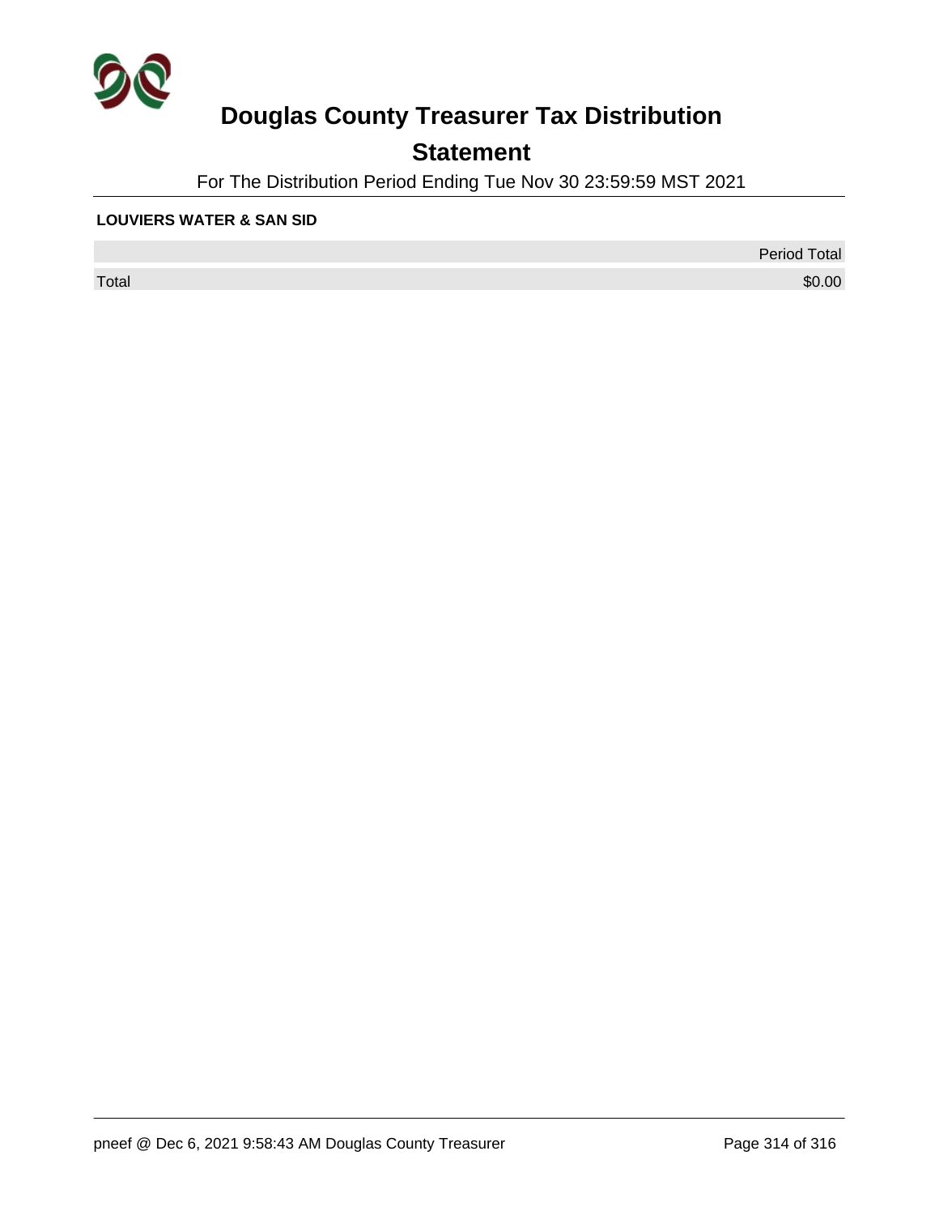# Douglas County Treasurer Tax Distribution

## Statement

For The Distribution Period Ending Tue Nov 30 23:59:59 MST 2021

**LOUVIERS WATER & SAN SID**

| | Period Total |
|---|---|
| Total | $0.00 |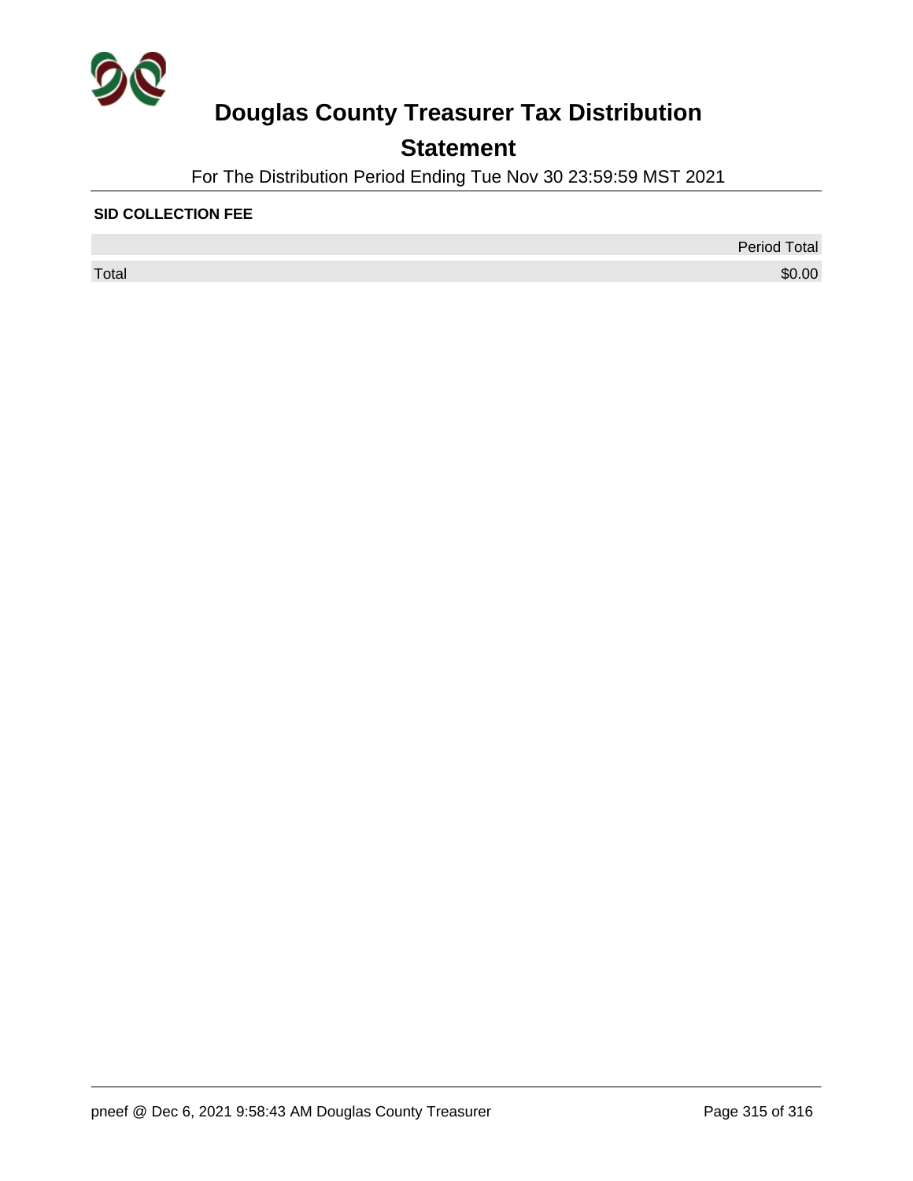# Douglas County Treasurer Tax Distribution

## Statement

For The Distribution Period Ending Tue Nov 30 23:59:59 MST 2021

**SID COLLECTION FEE**

| | Period Total |
|---|---|
| Total | $0.00 |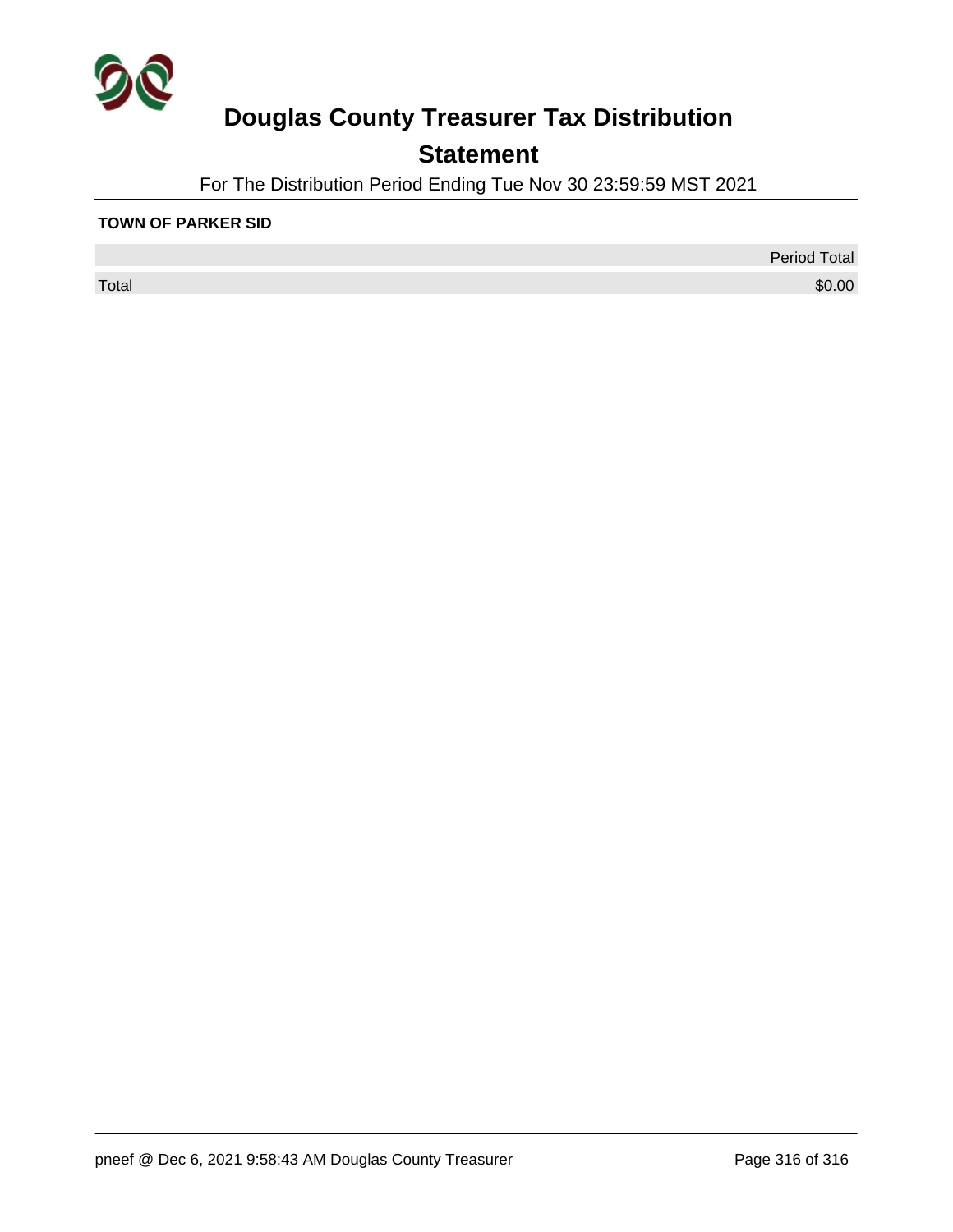# Douglas County Treasurer Tax Distribution

## Statement

For The Distribution Period Ending Tue Nov 30 23:59:59 MST 2021

**TOWN OF PARKER SID**

| | Period Total |
|---|---|
| Total | $0.00 |

pneef @ Dec 6, 2021 9:58:43 AM Douglas County Treasurer